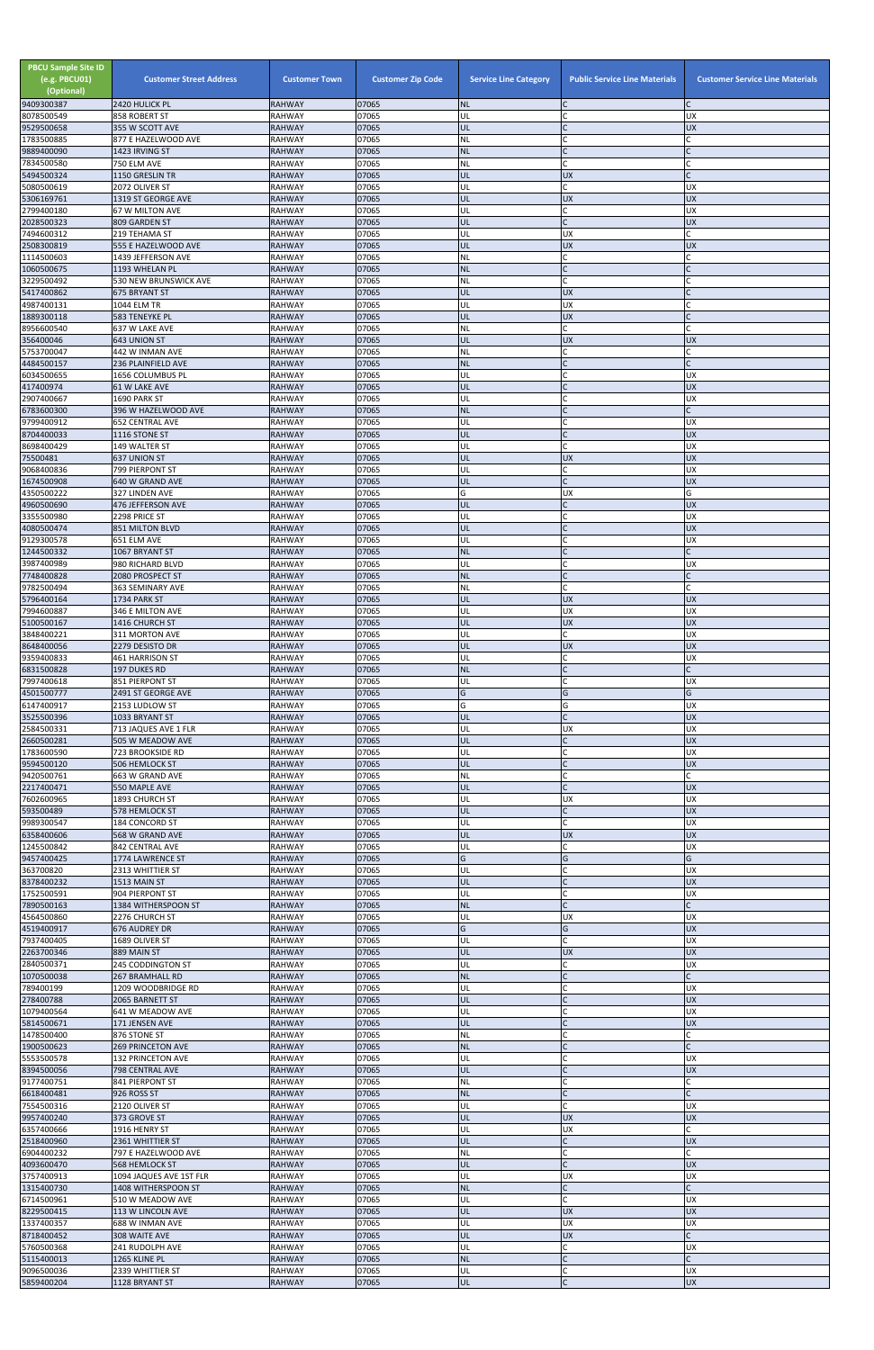| PBCU Sample Site ID (e.g. PBCU01) (Optional) | Customer Street Address | Customer Town | Customer Zip Code | Service Line Category | Public Service Line Materials | Customer Service Line Materials |
|---|---|---|---|---|---|---|
| 9409300387 | 2420 HULICK PL | RAHWAY | 07065 | NL | C | C |
| 8078500549 | 858 ROBERT ST | RAHWAY | 07065 | UL | C | UX |
| 9529500658 | 355 W SCOTT AVE | RAHWAY | 07065 | UL | C | UX |
| 1783500885 | 877 E HAZELWOOD AVE | RAHWAY | 07065 | NL | C | C |
| 9889400090 | 1423 IRVING ST | RAHWAY | 07065 | NL | C | C |
| 7834500580 | 750 ELM AVE | RAHWAY | 07065 | NL | C | C |
| 5494500324 | 1150 GRESLIN TR | RAHWAY | 07065 | UL | UX | C |
| 5080500619 | 2072 OLIVER ST | RAHWAY | 07065 | UL | C | UX |
| 5306169761 | 1319 ST GEORGE AVE | RAHWAY | 07065 | UL | UX | UX |
| 2799400180 | 67 W MILTON AVE | RAHWAY | 07065 | UL | C | UX |
| 2028500323 | 809 GARDEN ST | RAHWAY | 07065 | UL | C | UX |
| 7494600312 | 219 TEHAMA ST | RAHWAY | 07065 | UL | UX | C |
| 2508300819 | 555 E HAZELWOOD AVE | RAHWAY | 07065 | UL | UX | UX |
| 1114500603 | 1439 JEFFERSON AVE | RAHWAY | 07065 | NL | C | C |
| 1060500675 | 1193 WHELAN PL | RAHWAY | 07065 | NL | C | C |
| 3229500492 | 530 NEW BRUNSWICK AVE | RAHWAY | 07065 | NL | C | C |
| 5417400862 | 675 BRYANT ST | RAHWAY | 07065 | UL | UX | C |
| 4987400131 | 1044 ELM TR | RAHWAY | 07065 | UL | UX | C |
| 1889300118 | 583 TENEYKE PL | RAHWAY | 07065 | UL | UX | C |
| 8956600540 | 637 W LAKE AVE | RAHWAY | 07065 | NL | C | C |
| 356400046 | 643 UNION ST | RAHWAY | 07065 | UL | UX | UX |
| 5753700047 | 442 W INMAN AVE | RAHWAY | 07065 | NL | C | C |
| 4484500157 | 236 PLAINFIELD AVE | RAHWAY | 07065 | NL | C | C |
| 6034500655 | 1656 COLUMBUS PL | RAHWAY | 07065 | UL | C | UX |
| 417400974 | 61 W LAKE AVE | RAHWAY | 07065 | UL | C | UX |
| 2907400667 | 1690 PARK ST | RAHWAY | 07065 | UL | C | UX |
| 6783600300 | 396 W HAZELWOOD AVE | RAHWAY | 07065 | NL | C | C |
| 9799400912 | 652 CENTRAL AVE | RAHWAY | 07065 | UL | C | UX |
| 8704400033 | 1116 STONE ST | RAHWAY | 07065 | UL | C | UX |
| 8698400429 | 149 WALTER ST | RAHWAY | 07065 | UL | C | UX |
| 75500481 | 637 UNION ST | RAHWAY | 07065 | UL | UX | UX |
| 9068400836 | 799 PIERPONT ST | RAHWAY | 07065 | UL | C | UX |
| 1674500908 | 640 W GRAND AVE | RAHWAY | 07065 | UL | C | UX |
| 4350500222 | 327 LINDEN AVE | RAHWAY | 07065 | G | UX | G |
| 4960500690 | 476 JEFFERSON AVE | RAHWAY | 07065 | UL | C | UX |
| 3355500980 | 2298 PRICE ST | RAHWAY | 07065 | UL | C | UX |
| 4080500474 | 851 MILTON BLVD | RAHWAY | 07065 | UL | C | UX |
| 9129300578 | 651 ELM AVE | RAHWAY | 07065 | UL | C | UX |
| 1244500332 | 1067 BRYANT ST | RAHWAY | 07065 | NL | C | C |
| 3987400989 | 980 RICHARD BLVD | RAHWAY | 07065 | UL | C | UX |
| 7748400828 | 2080 PROSPECT ST | RAHWAY | 07065 | NL | C | C |
| 9782500494 | 363 SEMINARY AVE | RAHWAY | 07065 | NL | C | C |
| 5796400164 | 1734 PARK ST | RAHWAY | 07065 | UL | UX | UX |
| 7994600887 | 346 E MILTON AVE | RAHWAY | 07065 | UL | UX | UX |
| 5100500167 | 1416 CHURCH ST | RAHWAY | 07065 | UL | UX | UX |
| 3848400221 | 311 MORTON AVE | RAHWAY | 07065 | UL | C | UX |
| 8648400056 | 2279 DESISTO DR | RAHWAY | 07065 | UL | UX | UX |
| 9359400833 | 461 HARRISON ST | RAHWAY | 07065 | UL | C | UX |
| 6831500828 | 197 DUKES RD | RAHWAY | 07065 | NL | C | C |
| 7997400618 | 851 PIERPONT ST | RAHWAY | 07065 | UL | C | UX |
| 4501500777 | 2491 ST GEORGE AVE | RAHWAY | 07065 | G | G | G |
| 6147400917 | 2153 LUDLOW ST | RAHWAY | 07065 | G | G | UX |
| 3525500396 | 1033 BRYANT ST | RAHWAY | 07065 | UL | C | UX |
| 2584500331 | 713 JAQUES AVE 1 FLR | RAHWAY | 07065 | UL | UX | UX |
| 2660500281 | 505 W MEADOW AVE | RAHWAY | 07065 | UL | C | UX |
| 1783600590 | 723 BROOKSIDE RD | RAHWAY | 07065 | UL | C | UX |
| 9594500120 | 506 HEMLOCK ST | RAHWAY | 07065 | UL | C | UX |
| 9420500761 | 663 W GRAND AVE | RAHWAY | 07065 | NL | C | C |
| 2217400471 | 550 MAPLE AVE | RAHWAY | 07065 | UL | C | UX |
| 7602600965 | 1893 CHURCH ST | RAHWAY | 07065 | UL | UX | UX |
| 593500489 | 578 HEMLOCK ST | RAHWAY | 07065 | UL | C | UX |
| 9989300547 | 184 CONCORD ST | RAHWAY | 07065 | UL | C | UX |
| 6358400606 | 568 W GRAND AVE | RAHWAY | 07065 | UL | UX | UX |
| 1245500842 | 842 CENTRAL AVE | RAHWAY | 07065 | UL | C | UX |
| 9457400425 | 1774 LAWRENCE ST | RAHWAY | 07065 | G | G | G |
| 363700820 | 2313 WHITTIER ST | RAHWAY | 07065 | UL | C | UX |
| 8378400232 | 1513 MAIN ST | RAHWAY | 07065 | UL | C | UX |
| 1752500591 | 904 PIERPONT ST | RAHWAY | 07065 | UL | C | UX |
| 7890500163 | 1384 WITHERSPOON ST | RAHWAY | 07065 | NL | C | C |
| 4564500860 | 2276 CHURCH ST | RAHWAY | 07065 | UL | UX | UX |
| 4519400917 | 676 AUDREY DR | RAHWAY | 07065 | G | G | UX |
| 7937400405 | 1689 OLIVER ST | RAHWAY | 07065 | UL | C | UX |
| 2263700346 | 889 MAIN ST | RAHWAY | 07065 | UL | UX | UX |
| 2840500371 | 245 CODDINGTON ST | RAHWAY | 07065 | UL | C | UX |
| 1070500038 | 267 BRAMHALL RD | RAHWAY | 07065 | NL | C | C |
| 789400199 | 1209 WOODBRIDGE RD | RAHWAY | 07065 | UL | C | UX |
| 278400788 | 2065 BARNETT ST | RAHWAY | 07065 | UL | C | UX |
| 1079400564 | 641 W MEADOW AVE | RAHWAY | 07065 | UL | C | UX |
| 5814500671 | 171 JENSEN AVE | RAHWAY | 07065 | UL | C | UX |
| 1478500400 | 876 STONE ST | RAHWAY | 07065 | NL | C | C |
| 1900500623 | 269 PRINCETON AVE | RAHWAY | 07065 | NL | C | C |
| 5553500578 | 132 PRINCETON AVE | RAHWAY | 07065 | UL | C | UX |
| 8394500056 | 798 CENTRAL AVE | RAHWAY | 07065 | UL | C | UX |
| 9177400751 | 841 PIERPONT ST | RAHWAY | 07065 | NL | C | C |
| 6618400481 | 926 ROSS ST | RAHWAY | 07065 | NL | C | C |
| 7554500316 | 2120 OLIVER ST | RAHWAY | 07065 | UL | C | UX |
| 9957400240 | 373 GROVE ST | RAHWAY | 07065 | UL | UX | UX |
| 6357400666 | 1916 HENRY ST | RAHWAY | 07065 | UL | UX | C |
| 2518400960 | 2361 WHITTIER ST | RAHWAY | 07065 | UL | C | UX |
| 6904400232 | 797 E HAZELWOOD AVE | RAHWAY | 07065 | NL | C | C |
| 4093600470 | 568 HEMLOCK ST | RAHWAY | 07065 | UL | C | UX |
| 3757400913 | 1094 JAQUES AVE 1ST FLR | RAHWAY | 07065 | UL | UX | UX |
| 1315400730 | 1408 WITHERSPOON ST | RAHWAY | 07065 | NL | C | C |
| 6714500961 | 510 W MEADOW AVE | RAHWAY | 07065 | UL | C | UX |
| 8229500415 | 113 W LINCOLN AVE | RAHWAY | 07065 | UL | UX | UX |
| 1337400357 | 688 W INMAN AVE | RAHWAY | 07065 | UL | UX | UX |
| 8718400452 | 308 WAITE AVE | RAHWAY | 07065 | UL | UX | C |
| 5760500368 | 241 RUDOLPH AVE | RAHWAY | 07065 | UL | C | UX |
| 5115400013 | 1265 KLINE PL | RAHWAY | 07065 | NL | C | C |
| 9096500036 | 2339 WHITTIER ST | RAHWAY | 07065 | UL | C | UX |
| 5859400204 | 1128 BRYANT ST | RAHWAY | 07065 | UL | C | UX |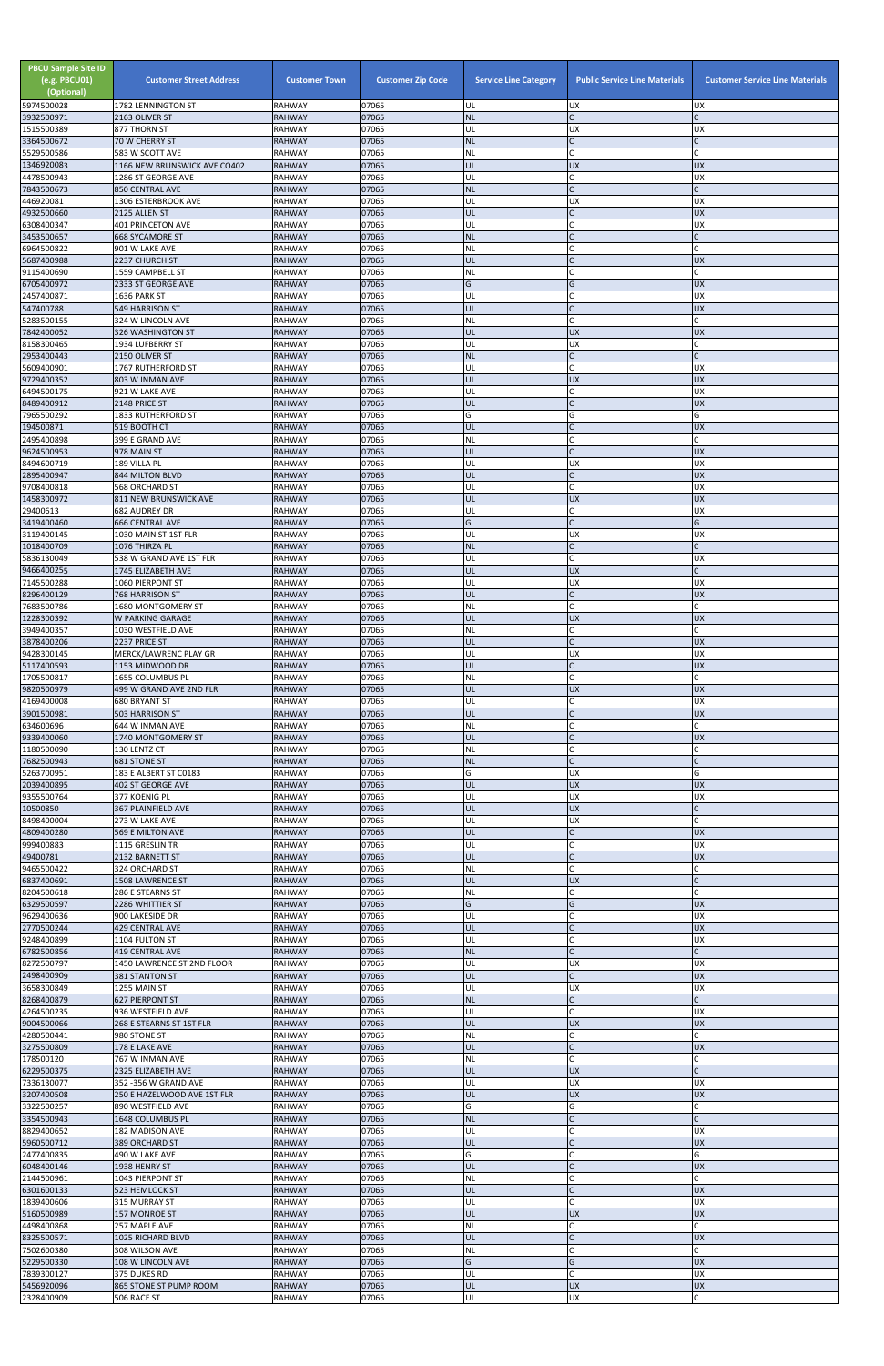| PBCU Sample Site ID (e.g. PBCU01) (Optional) | Customer Street Address | Customer Town | Customer Zip Code | Service Line Category | Public Service Line Materials | Customer Service Line Materials |
|---|---|---|---|---|---|---|
| 5974500028 | 1782 LENNINGTON ST | RAHWAY | 07065 | UL | UX | UX |
| 3932500971 | 2163 OLIVER ST | RAHWAY | 07065 | NL | C | C |
| 1515500389 | 877 THORN ST | RAHWAY | 07065 | UL | UX | UX |
| 3364500672 | 70 W CHERRY ST | RAHWAY | 07065 | NL | C | C |
| 5529500586 | 583 W SCOTT AVE | RAHWAY | 07065 | NL | C | C |
| 1346920083 | 1166 NEW BRUNSWICK AVE CO402 | RAHWAY | 07065 | UL | UX | UX |
| 4478500943 | 1286 ST GEORGE AVE | RAHWAY | 07065 | UL | C | UX |
| 7843500673 | 850 CENTRAL AVE | RAHWAY | 07065 | NL | C | C |
| 446920081 | 1306 ESTERBROOK AVE | RAHWAY | 07065 | UL | UX | UX |
| 4932500660 | 2125 ALLEN ST | RAHWAY | 07065 | UL | C | UX |
| 6308400347 | 401 PRINCETON AVE | RAHWAY | 07065 | UL | C | UX |
| 3453500657 | 668 SYCAMORE ST | RAHWAY | 07065 | NL | C | C |
| 6964500822 | 901 W LAKE AVE | RAHWAY | 07065 | NL | C | C |
| 5687400988 | 2237 CHURCH ST | RAHWAY | 07065 | UL | C | UX |
| 9115400690 | 1559 CAMPBELL ST | RAHWAY | 07065 | NL | C | C |
| 6705400972 | 2333 ST GEORGE AVE | RAHWAY | 07065 | G | G | UX |
| 2457400871 | 1636 PARK ST | RAHWAY | 07065 | UL | C | UX |
| 547400788 | 549 HARRISON ST | RAHWAY | 07065 | UL | C | UX |
| 5283500155 | 324 W LINCOLN AVE | RAHWAY | 07065 | NL | C | C |
| 7842400052 | 326 WASHINGTON ST | RAHWAY | 07065 | UL | UX | UX |
| 8158300465 | 1934 LUFBERRY ST | RAHWAY | 07065 | UL | UX | C |
| 2953400443 | 2150 OLIVER ST | RAHWAY | 07065 | NL | C | C |
| 5609400901 | 1767 RUTHERFORD ST | RAHWAY | 07065 | UL | C | UX |
| 9729400352 | 803 W INMAN AVE | RAHWAY | 07065 | UL | UX | UX |
| 6494500175 | 921 W LAKE AVE | RAHWAY | 07065 | UL | C | UX |
| 8489400912 | 2148 PRICE ST | RAHWAY | 07065 | UL | C | UX |
| 7965500292 | 1833 RUTHERFORD ST | RAHWAY | 07065 | G | G | G |
| 194500871 | 519 BOOTH CT | RAHWAY | 07065 | UL | C | UX |
| 2495400898 | 399 E GRAND AVE | RAHWAY | 07065 | NL | C | C |
| 9624500953 | 978 MAIN ST | RAHWAY | 07065 | UL | C | UX |
| 8494600719 | 189 VILLA PL | RAHWAY | 07065 | UL | UX | UX |
| 2895400947 | 844 MILTON BLVD | RAHWAY | 07065 | UL | C | UX |
| 9708400818 | 568 ORCHARD ST | RAHWAY | 07065 | UL | C | UX |
| 1458300972 | 811 NEW BRUNSWICK AVE | RAHWAY | 07065 | UL | UX | UX |
| 29400613 | 682 AUDREY DR | RAHWAY | 07065 | UL | C | UX |
| 3419400460 | 666 CENTRAL AVE | RAHWAY | 07065 | G | C | G |
| 3119400145 | 1030 MAIN ST 1ST FLR | RAHWAY | 07065 | UL | UX | UX |
| 1018400709 | 1076 THIRZA PL | RAHWAY | 07065 | NL | C | C |
| 5836130049 | 538 W GRAND AVE 1ST FLR | RAHWAY | 07065 | UL | C | UX |
| 9466400255 | 1745 ELIZABETH AVE | RAHWAY | 07065 | UL | UX | C |
| 7145500288 | 1060 PIERPONT ST | RAHWAY | 07065 | UL | UX | UX |
| 8296400129 | 768 HARRISON ST | RAHWAY | 07065 | UL | C | UX |
| 7683500786 | 1680 MONTGOMERY ST | RAHWAY | 07065 | NL | C | C |
| 1228300392 | W PARKING GARAGE | RAHWAY | 07065 | UL | UX | UX |
| 3949400357 | 1030 WESTFIELD AVE | RAHWAY | 07065 | NL | C | C |
| 3878400206 | 2237 PRICE ST | RAHWAY | 07065 | UL | C | UX |
| 9428300145 | MERCK/LAWRENC PLAY GR | RAHWAY | 07065 | UL | UX | UX |
| 5117400593 | 1153 MIDWOOD DR | RAHWAY | 07065 | UL | C | UX |
| 1705500817 | 1655 COLUMBUS PL | RAHWAY | 07065 | NL | C | C |
| 9820500979 | 499 W GRAND AVE 2ND FLR | RAHWAY | 07065 | UL | UX | UX |
| 4169400008 | 680 BRYANT ST | RAHWAY | 07065 | UL | C | UX |
| 3901500981 | 503 HARRISON ST | RAHWAY | 07065 | UL | C | UX |
| 634600696 | 644 W INMAN AVE | RAHWAY | 07065 | NL | C | C |
| 9339400060 | 1740 MONTGOMERY ST | RAHWAY | 07065 | UL | C | UX |
| 1180500090 | 130 LENTZ CT | RAHWAY | 07065 | NL | C | C |
| 7682500943 | 681 STONE ST | RAHWAY | 07065 | NL | C | C |
| 5263700951 | 183 E ALBERT ST C0183 | RAHWAY | 07065 | G | UX | G |
| 2039400895 | 402 ST GEORGE AVE | RAHWAY | 07065 | UL | UX | UX |
| 9355500764 | 377 KOENIG PL | RAHWAY | 07065 | UL | UX | UX |
| 10500850 | 367 PLAINFIELD AVE | RAHWAY | 07065 | UL | UX | C |
| 8498400004 | 273 W LAKE AVE | RAHWAY | 07065 | UL | UX | C |
| 4809400280 | 569 E MILTON AVE | RAHWAY | 07065 | UL | C | UX |
| 999400883 | 1115 GRESLIN TR | RAHWAY | 07065 | UL | C | UX |
| 49400781 | 2132 BARNETT ST | RAHWAY | 07065 | UL | C | UX |
| 9465500422 | 324 ORCHARD ST | RAHWAY | 07065 | NL | C | C |
| 6837400691 | 1508 LAWRENCE ST | RAHWAY | 07065 | UL | UX | C |
| 8204500618 | 286 E STEARNS ST | RAHWAY | 07065 | NL | C | C |
| 6329500597 | 2286 WHITTIER ST | RAHWAY | 07065 | G | G | UX |
| 9629400636 | 900 LAKESIDE DR | RAHWAY | 07065 | UL | C | UX |
| 2770500244 | 429 CENTRAL AVE | RAHWAY | 07065 | UL | C | UX |
| 9248400899 | 1104 FULTON ST | RAHWAY | 07065 | UL | C | UX |
| 6782500856 | 419 CENTRAL AVE | RAHWAY | 07065 | NL | C | C |
| 8272500797 | 1450 LAWRENCE ST 2ND FLOOR | RAHWAY | 07065 | UL | UX | UX |
| 2498400909 | 381 STANTON ST | RAHWAY | 07065 | UL | C | UX |
| 3658300849 | 1255 MAIN ST | RAHWAY | 07065 | UL | UX | UX |
| 8268400879 | 627 PIERPONT ST | RAHWAY | 07065 | NL | C | C |
| 4264500235 | 936 WESTFIELD AVE | RAHWAY | 07065 | UL | C | UX |
| 9004500066 | 268 E STEARNS ST 1ST FLR | RAHWAY | 07065 | UL | UX | UX |
| 4280500441 | 980 STONE ST | RAHWAY | 07065 | NL | C | C |
| 3275500809 | 178 E LAKE AVE | RAHWAY | 07065 | UL | C | UX |
| 178500120 | 767 W INMAN AVE | RAHWAY | 07065 | NL | C | C |
| 6229500375 | 2325 ELIZABETH AVE | RAHWAY | 07065 | UL | UX | C |
| 7336130077 | 352 -356 W GRAND AVE | RAHWAY | 07065 | UL | UX | UX |
| 3207400508 | 250 E HAZELWOOD AVE 1ST FLR | RAHWAY | 07065 | UL | UX | UX |
| 3322500257 | 890 WESTFIELD AVE | RAHWAY | 07065 | G | G | C |
| 3354500943 | 1648 COLUMBUS PL | RAHWAY | 07065 | NL | C | C |
| 8829400652 | 182 MADISON AVE | RAHWAY | 07065 | UL | C | UX |
| 5960500712 | 389 ORCHARD ST | RAHWAY | 07065 | UL | C | UX |
| 2477400835 | 490 W LAKE AVE | RAHWAY | 07065 | G | C | G |
| 6048400146 | 1938 HENRY ST | RAHWAY | 07065 | UL | C | UX |
| 2144500961 | 1043 PIERPONT ST | RAHWAY | 07065 | NL | C | C |
| 6301600133 | 523 HEMLOCK ST | RAHWAY | 07065 | UL | C | UX |
| 1839400606 | 315 MURRAY ST | RAHWAY | 07065 | UL | C | UX |
| 5160500989 | 157 MONROE ST | RAHWAY | 07065 | UL | UX | UX |
| 4498400868 | 257 MAPLE AVE | RAHWAY | 07065 | NL | C | C |
| 8325500571 | 1025 RICHARD BLVD | RAHWAY | 07065 | UL | C | UX |
| 7502600380 | 308 WILSON AVE | RAHWAY | 07065 | NL | C | C |
| 5229500330 | 108 W LINCOLN AVE | RAHWAY | 07065 | G | G | UX |
| 7839300127 | 375 DUKES RD | RAHWAY | 07065 | UL | C | UX |
| 5456920096 | 865 STONE ST PUMP ROOM | RAHWAY | 07065 | UL | UX | UX |
| 2328400909 | 506 RACE ST | RAHWAY | 07065 | UL | UX | C |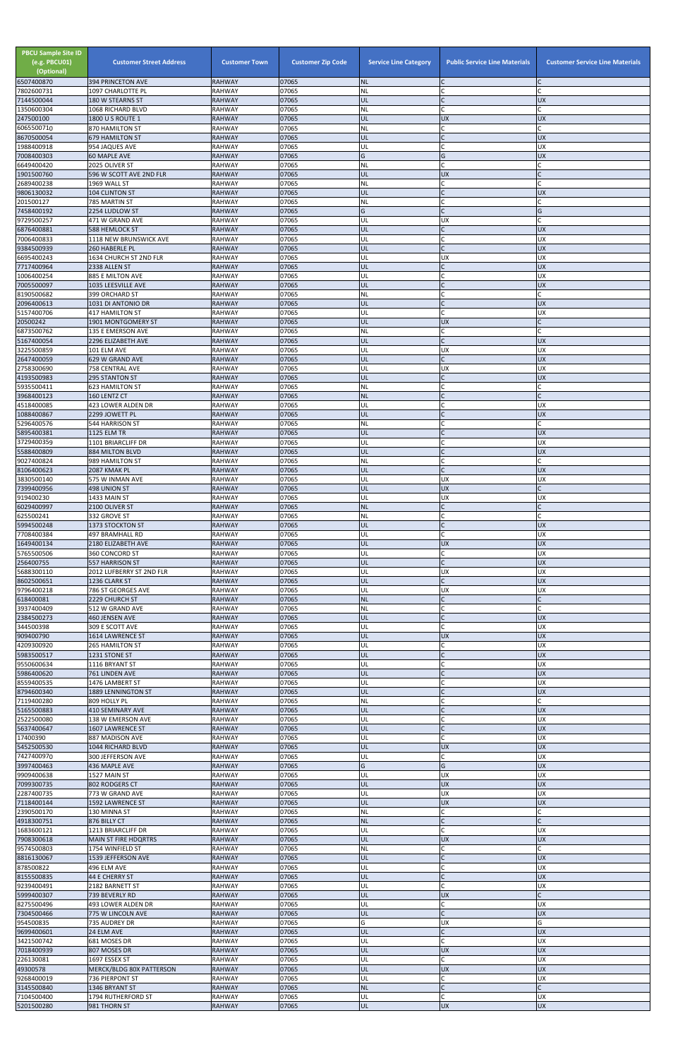| PBCU Sample Site ID (e.g. PBCU01) (Optional) | Customer Street Address | Customer Town | Customer Zip Code | Service Line Category | Public Service Line Materials | Customer Service Line Materials |
|---|---|---|---|---|---|---|
| 6507400870 | 394 PRINCETON AVE | RAHWAY | 07065 | NL | C | C |
| 7802600731 | 1097 CHARLOTTE PL | RAHWAY | 07065 | NL | C | C |
| 7144500044 | 180 W STEARNS ST | RAHWAY | 07065 | UL | C | UX |
| 1350600304 | 1068 RICHARD BLVD | RAHWAY | 07065 | NL | C | C |
| 247500100 | 1800 U S ROUTE 1 | RAHWAY | 07065 | UL | UX | UX |
| 6065500710 | 870 HAMILTON ST | RAHWAY | 07065 | NL | C | C |
| 8670500054 | 679 HAMILTON ST | RAHWAY | 07065 | UL | C | UX |
| 1988400918 | 954 JAQUES AVE | RAHWAY | 07065 | UL | C | UX |
| 7008400303 | 60 MAPLE AVE | RAHWAY | 07065 | G | G | UX |
| 6649400420 | 2025 OLIVER ST | RAHWAY | 07065 | NL | C | C |
| 1901500760 | 596 W SCOTT AVE 2ND FLR | RAHWAY | 07065 | UL | UX | C |
| 2689400238 | 1969 WALL ST | RAHWAY | 07065 | NL | C | C |
| 9806130032 | 104 CLINTON ST | RAHWAY | 07065 | UL | C | UX |
| 201500127 | 785 MARTIN ST | RAHWAY | 07065 | NL | C | C |
| 7458400192 | 2254 LUDLOW ST | RAHWAY | 07065 | G | C | G |
| 9729500257 | 471 W GRAND AVE | RAHWAY | 07065 | UL | UX | C |
| 6876400881 | 588 HEMLOCK ST | RAHWAY | 07065 | UL | C | UX |
| 7006400833 | 1118 NEW BRUNSWICK AVE | RAHWAY | 07065 | UL | C | UX |
| 9384500939 | 260 HABERLE PL | RAHWAY | 07065 | UL | C | UX |
| 6695400243 | 1634 CHURCH ST 2ND FLR | RAHWAY | 07065 | UL | UX | UX |
| 7717400964 | 2338 ALLEN ST | RAHWAY | 07065 | UL | C | UX |
| 1006400254 | 885 E MILTON AVE | RAHWAY | 07065 | UL | C | UX |
| 7005500097 | 1035 LEESVILLE AVE | RAHWAY | 07065 | UL | C | UX |
| 8190500682 | 399 ORCHARD ST | RAHWAY | 07065 | NL | C | C |
| 2096400613 | 1031 DI ANTONIO DR | RAHWAY | 07065 | UL | C | UX |
| 5157400706 | 417 HAMILTON ST | RAHWAY | 07065 | UL | C | UX |
| 20500242 | 1901 MONTGOMERY ST | RAHWAY | 07065 | UL | UX | C |
| 6873500762 | 135 E EMERSON AVE | RAHWAY | 07065 | NL | C | C |
| 5167400054 | 2296 ELIZABETH AVE | RAHWAY | 07065 | UL | C | UX |
| 3225500859 | 101 ELM AVE | RAHWAY | 07065 | UL | UX | UX |
| 2647400059 | 629 W GRAND AVE | RAHWAY | 07065 | UL | C | UX |
| 2758300690 | 758 CENTRAL AVE | RAHWAY | 07065 | UL | UX | UX |
| 4193500983 | 295 STANTON ST | RAHWAY | 07065 | UL | C | UX |
| 5935500411 | 623 HAMILTON ST | RAHWAY | 07065 | NL | C | C |
| 3968400123 | 160 LENTZ CT | RAHWAY | 07065 | NL | C | C |
| 4518400085 | 423 LOWER ALDEN DR | RAHWAY | 07065 | UL | C | UX |
| 1088400867 | 2299 JOWETT PL | RAHWAY | 07065 | UL | C | UX |
| 5296400576 | 544 HARRISON ST | RAHWAY | 07065 | NL | C | C |
| 5895400381 | 1125 ELM TR | RAHWAY | 07065 | UL | C | UX |
| 3729400359 | 1101 BRIARCLIFF DR | RAHWAY | 07065 | UL | C | UX |
| 5588400809 | 884 MILTON BLVD | RAHWAY | 07065 | UL | C | UX |
| 9027400824 | 989 HAMILTON ST | RAHWAY | 07065 | NL | C | C |
| 8106400623 | 2087 KMAK PL | RAHWAY | 07065 | UL | C | UX |
| 3830500140 | 575 W INMAN AVE | RAHWAY | 07065 | UL | UX | UX |
| 7399400956 | 498 UNION ST | RAHWAY | 07065 | UL | UX | C |
| 919400230 | 1433 MAIN ST | RAHWAY | 07065 | UL | UX | UX |
| 6029400997 | 2100 OLIVER ST | RAHWAY | 07065 | NL | C | C |
| 625500241 | 332 GROVE ST | RAHWAY | 07065 | NL | C | C |
| 5994500248 | 1373 STOCKTON ST | RAHWAY | 07065 | UL | C | UX |
| 7708400384 | 497 BRAMHALL RD | RAHWAY | 07065 | UL | C | UX |
| 1649400134 | 2180 ELIZABETH AVE | RAHWAY | 07065 | UL | UX | UX |
| 5765500506 | 360 CONCORD ST | RAHWAY | 07065 | UL | C | UX |
| 256400755 | 557 HARRISON ST | RAHWAY | 07065 | UL | C | UX |
| 5688300110 | 2012 LUFBERRY ST 2ND FLR | RAHWAY | 07065 | UL | UX | UX |
| 8602500651 | 1236 CLARK ST | RAHWAY | 07065 | UL | C | UX |
| 9796400218 | 786 ST GEORGES AVE | RAHWAY | 07065 | UL | UX | UX |
| 618400081 | 2229 CHURCH ST | RAHWAY | 07065 | NL | C | C |
| 3937400409 | 512 W GRAND AVE | RAHWAY | 07065 | NL | C | C |
| 2384500273 | 460 JENSEN AVE | RAHWAY | 07065 | UL | C | UX |
| 344500398 | 309 E SCOTT AVE | RAHWAY | 07065 | UL | C | UX |
| 909400790 | 1614 LAWRENCE ST | RAHWAY | 07065 | UL | UX | UX |
| 4209300920 | 265 HAMILTON ST | RAHWAY | 07065 | UL | C | UX |
| 5983500517 | 1231 STONE ST | RAHWAY | 07065 | UL | C | UX |
| 9550600634 | 1116 BRYANT ST | RAHWAY | 07065 | UL | C | UX |
| 5986400620 | 761 LINDEN AVE | RAHWAY | 07065 | UL | C | UX |
| 8559400535 | 1476 LAMBERT ST | RAHWAY | 07065 | UL | C | UX |
| 8794600340 | 1889 LENNINGTON ST | RAHWAY | 07065 | UL | C | UX |
| 7119400280 | 809 HOLLY PL | RAHWAY | 07065 | NL | C | C |
| 5165500883 | 410 SEMINARY AVE | RAHWAY | 07065 | UL | C | UX |
| 2522500080 | 138 W EMERSON AVE | RAHWAY | 07065 | UL | C | UX |
| 5637400647 | 1607 LAWRENCE ST | RAHWAY | 07065 | UL | C | UX |
| 17400390 | 887 MADISON AVE | RAHWAY | 07065 | UL | C | UX |
| 5452500530 | 1044 RICHARD BLVD | RAHWAY | 07065 | UL | UX | UX |
| 7427400970 | 300 JEFFERSON AVE | RAHWAY | 07065 | UL | C | UX |
| 3997400463 | 436 MAPLE AVE | RAHWAY | 07065 | G | G | UX |
| 9909400638 | 1527 MAIN ST | RAHWAY | 07065 | UL | UX | UX |
| 7099300735 | 802 RODGERS CT | RAHWAY | 07065 | UL | UX | UX |
| 2287400735 | 773 W GRAND AVE | RAHWAY | 07065 | UL | UX | UX |
| 7118400144 | 1592 LAWRENCE ST | RAHWAY | 07065 | UL | UX | UX |
| 2390500170 | 130 MINNA ST | RAHWAY | 07065 | NL | C | C |
| 4918300751 | 876 BILLY CT | RAHWAY | 07065 | NL | C | C |
| 1683600121 | 1213 BRIARCLIFF DR | RAHWAY | 07065 | UL | C | UX |
| 7908300618 | MAIN ST FIRE HDQRTRS | RAHWAY | 07065 | UL | UX | UX |
| 9574500803 | 1754 WINFIELD ST | RAHWAY | 07065 | NL | C | C |
| 8816130067 | 1539 JEFFERSON AVE | RAHWAY | 07065 | UL | C | UX |
| 878500822 | 496 ELM AVE | RAHWAY | 07065 | UL | C | UX |
| 8155500835 | 44 E CHERRY ST | RAHWAY | 07065 | UL | C | UX |
| 9239400491 | 2182 BARNETT ST | RAHWAY | 07065 | UL | C | UX |
| 5999400307 | 739 BEVERLY RD | RAHWAY | 07065 | UL | UX | C |
| 8275500496 | 493 LOWER ALDEN DR | RAHWAY | 07065 | UL | C | UX |
| 7304500466 | 775 W LINCOLN AVE | RAHWAY | 07065 | UL | C | UX |
| 954500835 | 735 AUDREY DR | RAHWAY | 07065 | G | UX | G |
| 9699400601 | 24 ELM AVE | RAHWAY | 07065 | UL | C | UX |
| 3421500742 | 681 MOSES DR | RAHWAY | 07065 | UL | C | UX |
| 7018400939 | 807 MOSES DR | RAHWAY | 07065 | UL | UX | UX |
| 226130081 | 1697 ESSEX ST | RAHWAY | 07065 | UL | C | UX |
| 49300578 | MERCK/BLDG 80X PATTERSON | RAHWAY | 07065 | UL | UX | UX |
| 9268400019 | 736 PIERPONT ST | RAHWAY | 07065 | UL | C | UX |
| 3145500840 | 1346 BRYANT ST | RAHWAY | 07065 | NL | C | C |
| 7104500400 | 1794 RUTHERFORD ST | RAHWAY | 07065 | UL | C | UX |
| 5201500280 | 981 THORN ST | RAHWAY | 07065 | UL | UX | UX |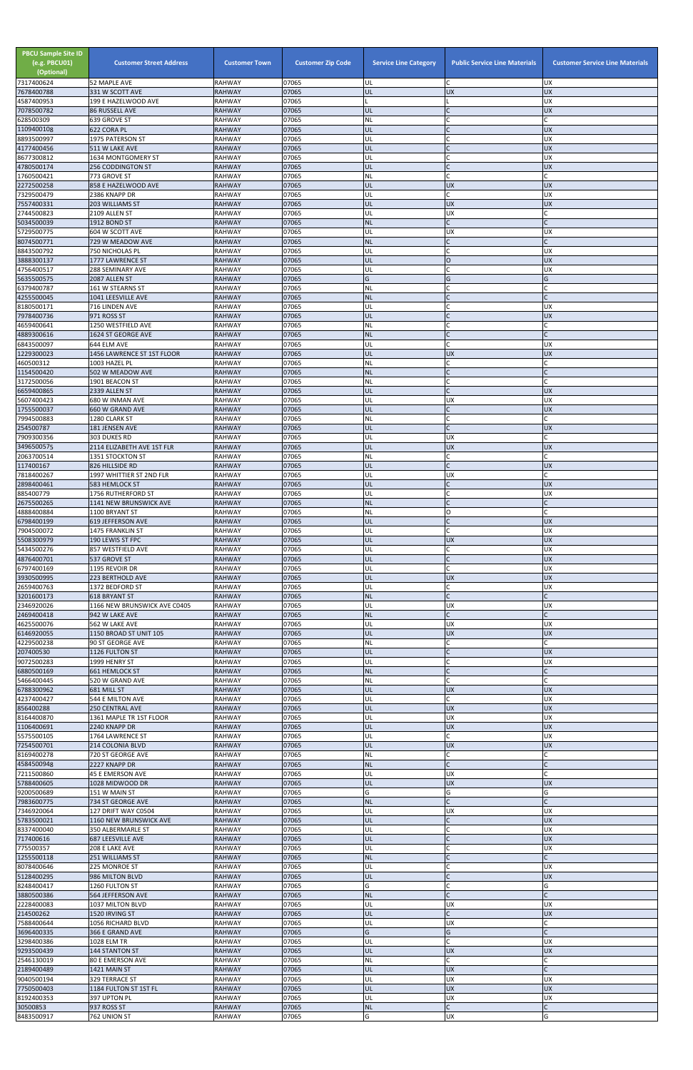| PBCU Sample Site ID (e.g. PBCU01) (Optional) | Customer Street Address | Customer Town | Customer Zip Code | Service Line Category | Public Service Line Materials | Customer Service Line Materials |
|---|---|---|---|---|---|---|
| 7317400624 | 52 MAPLE AVE | RAHWAY | 07065 | UL | C | UX |
| 7678400788 | 331 W SCOTT AVE | RAHWAY | 07065 | UL | UX | UX |
| 4587400953 | 199 E HAZELWOOD AVE | RAHWAY | 07065 | L | L | UX |
| 7078500782 | 86 RUSSELL AVE | RAHWAY | 07065 | UL | C | UX |
| 628500309 | 639 GROVE ST | RAHWAY | 07065 | NL | C | C |
| 1109400108 | 622 CORA PL | RAHWAY | 07065 | UL | C | UX |
| 8893500997 | 1975 PATERSON ST | RAHWAY | 07065 | UL | C | UX |
| 4177400456 | 511 W LAKE AVE | RAHWAY | 07065 | UL | C | UX |
| 8677300812 | 1634 MONTGOMERY ST | RAHWAY | 07065 | UL | C | UX |
| 4780500174 | 256 CODDINGTON ST | RAHWAY | 07065 | UL | C | UX |
| 1760500421 | 773 GROVE ST | RAHWAY | 07065 | NL | C | C |
| 2272500258 | 858 E HAZELWOOD AVE | RAHWAY | 07065 | UL | UX | UX |
| 7329500479 | 2386 KNAPP DR | RAHWAY | 07065 | UL | C | UX |
| 7557400331 | 203 WILLIAMS ST | RAHWAY | 07065 | UL | UX | UX |
| 2744500823 | 2109 ALLEN ST | RAHWAY | 07065 | UL | UX | C |
| 5034500039 | 1912 BOND ST | RAHWAY | 07065 | NL | C | C |
| 5729500775 | 604 W SCOTT AVE | RAHWAY | 07065 | UL | UX | UX |
| 8074500771 | 729 W MEADOW AVE | RAHWAY | 07065 | NL | C | C |
| 8843500792 | 750 NICHOLAS PL | RAHWAY | 07065 | UL | C | UX |
| 3888300137 | 1777 LAWRENCE ST | RAHWAY | 07065 | UL | O | UX |
| 4756400517 | 288 SEMINARY AVE | RAHWAY | 07065 | UL | C | UX |
| 5635500575 | 2087 ALLEN ST | RAHWAY | 07065 | G | G | G |
| 6379400787 | 161 W STEARNS ST | RAHWAY | 07065 | NL | C | C |
| 4255500045 | 1041 LEESVILLE AVE | RAHWAY | 07065 | NL | C | C |
| 8180500171 | 716 LINDEN AVE | RAHWAY | 07065 | UL | C | UX |
| 7978400736 | 971 ROSS ST | RAHWAY | 07065 | UL | C | UX |
| 4659400641 | 1250 WESTFIELD AVE | RAHWAY | 07065 | NL | C | C |
| 4889300616 | 1624 ST GEORGE AVE | RAHWAY | 07065 | NL | C | C |
| 6843500097 | 644 ELM AVE | RAHWAY | 07065 | UL | C | UX |
| 1229300023 | 1456 LAWRENCE ST 1ST FLOOR | RAHWAY | 07065 | UL | UX | UX |
| 460500312 | 1003 HAZEL PL | RAHWAY | 07065 | NL | C | C |
| 1154500420 | 502 W MEADOW AVE | RAHWAY | 07065 | NL | C | C |
| 3172500056 | 1901 BEACON ST | RAHWAY | 07065 | NL | C | C |
| 6659400865 | 2339 ALLEN ST | RAHWAY | 07065 | UL | C | UX |
| 5607400423 | 680 W INMAN AVE | RAHWAY | 07065 | UL | UX | UX |
| 1755500037 | 660 W GRAND AVE | RAHWAY | 07065 | UL | C | UX |
| 7994500883 | 1280 CLARK ST | RAHWAY | 07065 | NL | C | C |
| 254500787 | 181 JENSEN AVE | RAHWAY | 07065 | UL | C | UX |
| 7909300356 | 303 DUKES RD | RAHWAY | 07065 | UL | UX | C |
| 3496500575 | 2114 ELIZABETH AVE 1ST FLR | RAHWAY | 07065 | UL | UX | UX |
| 2063700514 | 1351 STOCKTON ST | RAHWAY | 07065 | NL | C | C |
| 117400167 | 826 HILLSIDE RD | RAHWAY | 07065 | UL | C | UX |
| 7818400267 | 1997 WHITTIER ST 2ND FLR | RAHWAY | 07065 | UL | UX | C |
| 2898400461 | 583 HEMLOCK ST | RAHWAY | 07065 | UL | C | UX |
| 885400779 | 1756 RUTHERFORD ST | RAHWAY | 07065 | UL | C | UX |
| 2675500265 | 1141 NEW BRUNSWICK AVE | RAHWAY | 07065 | NL | C | C |
| 4888400884 | 1100 BRYANT ST | RAHWAY | 07065 | NL | O | C |
| 6798400199 | 619 JEFFERSON AVE | RAHWAY | 07065 | UL | C | UX |
| 7904500072 | 1475 FRANKLIN ST | RAHWAY | 07065 | UL | C | UX |
| 5508300979 | 190 LEWIS ST FPC | RAHWAY | 07065 | UL | UX | UX |
| 5434500276 | 857 WESTFIELD AVE | RAHWAY | 07065 | UL | C | UX |
| 4876400701 | 537 GROVE ST | RAHWAY | 07065 | UL | C | UX |
| 6797400169 | 1195 REVOIR DR | RAHWAY | 07065 | UL | C | UX |
| 3930500995 | 223 BERTHOLD AVE | RAHWAY | 07065 | UL | UX | UX |
| 2659400763 | 1372 BEDFORD ST | RAHWAY | 07065 | UL | C | UX |
| 3201600173 | 618 BRYANT ST | RAHWAY | 07065 | NL | C | C |
| 2346920026 | 1166 NEW BRUNSWICK AVE C0405 | RAHWAY | 07065 | UL | UX | UX |
| 2469400418 | 942 W LAKE AVE | RAHWAY | 07065 | NL | C | C |
| 4625500076 | 562 W LAKE AVE | RAHWAY | 07065 | UL | UX | UX |
| 6146920055 | 1150 BROAD ST UNIT 105 | RAHWAY | 07065 | UL | UX | UX |
| 4229500238 | 90 ST GEORGE AVE | RAHWAY | 07065 | NL | C | C |
| 207400530 | 1126 FULTON ST | RAHWAY | 07065 | UL | C | UX |
| 9072500283 | 1999 HENRY ST | RAHWAY | 07065 | UL | C | UX |
| 6880500169 | 661 HEMLOCK ST | RAHWAY | 07065 | NL | C | C |
| 5466400445 | 520 W GRAND AVE | RAHWAY | 07065 | NL | C | C |
| 6788300962 | 681 MILL ST | RAHWAY | 07065 | UL | UX | UX |
| 4237400427 | 544 E MILTON AVE | RAHWAY | 07065 | UL | C | UX |
| 856400288 | 250 CENTRAL AVE | RAHWAY | 07065 | UL | UX | UX |
| 8164400870 | 1361 MAPLE TR 1ST FLOOR | RAHWAY | 07065 | UL | UX | UX |
| 1106400691 | 2240 KNAPP DR | RAHWAY | 07065 | UL | UX | UX |
| 5575500105 | 1764 LAWRENCE ST | RAHWAY | 07065 | UL | C | UX |
| 7254500701 | 214 COLONIA BLVD | RAHWAY | 07065 | UL | UX | UX |
| 8169400278 | 720 ST GEORGE AVE | RAHWAY | 07065 | NL | C | C |
| 4584500948 | 2227 KNAPP DR | RAHWAY | 07065 | NL | C | C |
| 7211500860 | 45 E EMERSON AVE | RAHWAY | 07065 | UL | UX | C |
| 5788400605 | 1028 MIDWOOD DR | RAHWAY | 07065 | UL | UX | UX |
| 9200500689 | 151 W MAIN ST | RAHWAY | 07065 | G | G | G |
| 7983600775 | 734 ST GEORGE AVE | RAHWAY | 07065 | NL | C | C |
| 7346920064 | 127 DRIFT WAY C0504 | RAHWAY | 07065 | UL | UX | UX |
| 5783500021 | 1160 NEW BRUNSWICK AVE | RAHWAY | 07065 | UL | C | UX |
| 8337400040 | 350 ALBERMARLE ST | RAHWAY | 07065 | UL | C | UX |
| 717400616 | 687 LEESVILLE AVE | RAHWAY | 07065 | UL | C | UX |
| 775500357 | 208 E LAKE AVE | RAHWAY | 07065 | UL | C | UX |
| 1255500118 | 251 WILLIAMS ST | RAHWAY | 07065 | NL | C | C |
| 8078400646 | 225 MONROE ST | RAHWAY | 07065 | UL | C | UX |
| 5128400295 | 986 MILTON BLVD | RAHWAY | 07065 | UL | C | UX |
| 8248400417 | 1260 FULTON ST | RAHWAY | 07065 | G | C | G |
| 3880500386 | 564 JEFFERSON AVE | RAHWAY | 07065 | NL | C | C |
| 2228400083 | 1037 MILTON BLVD | RAHWAY | 07065 | UL | UX | UX |
| 214500262 | 1520 IRVING ST | RAHWAY | 07065 | UL | C | UX |
| 7588400644 | 1056 RICHARD BLVD | RAHWAY | 07065 | UL | UX | C |
| 3696400335 | 366 E GRAND AVE | RAHWAY | 07065 | G | G | C |
| 3298400386 | 1028 ELM TR | RAHWAY | 07065 | UL | C | UX |
| 9293500439 | 144 STANTON ST | RAHWAY | 07065 | UL | UX | UX |
| 2546130019 | 80 E EMERSON AVE | RAHWAY | 07065 | NL | C | C |
| 2189400489 | 1421 MAIN ST | RAHWAY | 07065 | UL | UX | C |
| 9040500194 | 329 TERRACE ST | RAHWAY | 07065 | UL | UX | UX |
| 7750500403 | 1184 FULTON ST 1ST FL | RAHWAY | 07065 | UL | UX | UX |
| 8192400353 | 397 UPTON PL | RAHWAY | 07065 | UL | UX | UX |
| 30500853 | 937 ROSS ST | RAHWAY | 07065 | NL | C | C |
| 8483500917 | 762 UNION ST | RAHWAY | 07065 | G | UX | G |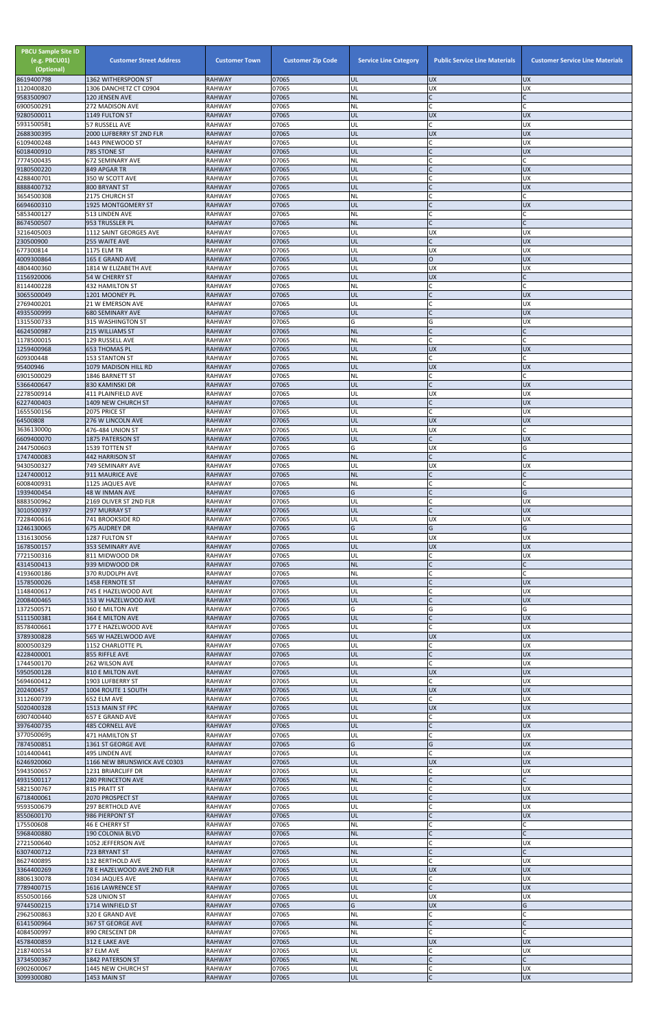| PBCU Sample Site ID (e.g. PBCU01) (Optional) | Customer Street Address | Customer Town | Customer Zip Code | Service Line Category | Public Service Line Materials | Customer Service Line Materials |
|---|---|---|---|---|---|---|
| 8619400798 | 1362 WITHERSPOON ST | RAHWAY | 07065 | UL | UX | UX |
| 1120400820 | 1306 DANCHETZ CT C0904 | RAHWAY | 07065 | UL | UX | UX |
| 9583500907 | 120 JENSEN AVE | RAHWAY | 07065 | NL | C | C |
| 6900500291 | 272 MADISON AVE | RAHWAY | 07065 | NL | C | C |
| 9280500011 | 1149 FULTON ST | RAHWAY | 07065 | UL | UX | UX |
| 5931500581 | 57 RUSSELL AVE | RAHWAY | 07065 | UL | C | UX |
| 2688300395 | 2000 LUFBERRY ST 2ND FLR | RAHWAY | 07065 | UL | UX | UX |
| 6109400248 | 1443 PINEWOOD ST | RAHWAY | 07065 | UL | C | UX |
| 6018400910 | 785 STONE ST | RAHWAY | 07065 | UL | C | UX |
| 7774500435 | 672 SEMINARY AVE | RAHWAY | 07065 | NL | C | C |
| 9180500220 | 849 APGAR TR | RAHWAY | 07065 | UL | C | UX |
| 4288400701 | 350 W SCOTT AVE | RAHWAY | 07065 | UL | C | UX |
| 8888400732 | 800 BRYANT ST | RAHWAY | 07065 | UL | C | UX |
| 3654500308 | 2175 CHURCH ST | RAHWAY | 07065 | NL | C | C |
| 6694600310 | 1925 MONTGOMERY ST | RAHWAY | 07065 | UL | C | UX |
| 5853400127 | 513 LINDEN AVE | RAHWAY | 07065 | NL | C | C |
| 8674500507 | 953 TRUSSLER PL | RAHWAY | 07065 | NL | C | C |
| 3216405003 | 1112 SAINT GEORGES AVE | RAHWAY | 07065 | UL | UX | UX |
| 230500900 | 255 WAITE AVE | RAHWAY | 07065 | UL | C | UX |
| 677300814 | 1175 ELM TR | RAHWAY | 07065 | UL | UX | UX |
| 4009300864 | 165 E GRAND AVE | RAHWAY | 07065 | UL | O | UX |
| 4804400360 | 1814 W ELIZABETH AVE | RAHWAY | 07065 | UL | UX | UX |
| 1156920006 | 54 W CHERRY ST | RAHWAY | 07065 | UL | UX | UX |
| 8114400228 | 432 HAMILTON ST | RAHWAY | 07065 | NL | C | C |
| 3065500049 | 1201 MOONEY PL | RAHWAY | 07065 | UL | C | UX |
| 2769400201 | 21 W EMERSON AVE | RAHWAY | 07065 | UL | C | UX |
| 4935500999 | 680 SEMINARY AVE | RAHWAY | 07065 | UL | C | UX |
| 1315500733 | 315 WASHINGTON ST | RAHWAY | 07065 | G | G | UX |
| 4624500987 | 215 WILLIAMS ST | RAHWAY | 07065 | NL | C | C |
| 1178500015 | 129 RUSSELL AVE | RAHWAY | 07065 | NL | C | C |
| 1259400968 | 653 THOMAS PL | RAHWAY | 07065 | UL | UX | UX |
| 609300448 | 153 STANTON ST | RAHWAY | 07065 | NL | C | C |
| 95400946 | 1079 MADISON HILL RD | RAHWAY | 07065 | UL | UX | UX |
| 6901500029 | 1846 BARNETT ST | RAHWAY | 07065 | NL | C | C |
| 5366400647 | 830 KAMINSKI DR | RAHWAY | 07065 | UL | C | UX |
| 2278500914 | 411 PLAINFIELD AVE | RAHWAY | 07065 | UL | UX | UX |
| 6227400403 | 1409 NEW CHURCH ST | RAHWAY | 07065 | UL | C | UX |
| 1655500156 | 2075 PRICE ST | RAHWAY | 07065 | UL | C | UX |
| 64500808 | 276 W LINCOLN AVE | RAHWAY | 07065 | UL | UX | UX |
| 3636130000 | 476-484 UNION ST | RAHWAY | 07065 | UL | UX | C |
| 6609400070 | 1875 PATERSON ST | RAHWAY | 07065 | UL | C | UX |
| 2447500603 | 1539 TOTTEN ST | RAHWAY | 07065 | G | UX | G |
| 1747400083 | 442 HARRISON ST | RAHWAY | 07065 | NL | C | C |
| 9430500327 | 749 SEMINARY AVE | RAHWAY | 07065 | UL | UX | UX |
| 1247400012 | 911 MAURICE AVE | RAHWAY | 07065 | NL | C | C |
| 6008400931 | 1125 JAQUES AVE | RAHWAY | 07065 | NL | C | C |
| 1939400454 | 48 W INMAN AVE | RAHWAY | 07065 | G | C | G |
| 8883500962 | 2169 OLIVER ST 2ND FLR | RAHWAY | 07065 | UL | C | UX |
| 3010500397 | 297 MURRAY ST | RAHWAY | 07065 | UL | C | UX |
| 7228400616 | 741 BROOKSIDE RD | RAHWAY | 07065 | UL | UX | UX |
| 1246130065 | 675 AUDREY DR | RAHWAY | 07065 | G | G | G |
| 1316130056 | 1287 FULTON ST | RAHWAY | 07065 | UL | UX | UX |
| 1678500157 | 353 SEMINARY AVE | RAHWAY | 07065 | UL | UX | UX |
| 7721500316 | 811 MIDWOOD DR | RAHWAY | 07065 | UL | C | UX |
| 4314500413 | 939 MIDWOOD DR | RAHWAY | 07065 | NL | C | C |
| 4193600186 | 370 RUDOLPH AVE | RAHWAY | 07065 | NL | C | C |
| 1578500026 | 1458 FERNOTE ST | RAHWAY | 07065 | UL | C | UX |
| 1148400617 | 745 E HAZELWOOD AVE | RAHWAY | 07065 | UL | C | UX |
| 2008400465 | 153 W HAZELWOOD AVE | RAHWAY | 07065 | UL | C | UX |
| 1372500571 | 360 E MILTON AVE | RAHWAY | 07065 | G | G | G |
| 5111500381 | 364 E MILTON AVE | RAHWAY | 07065 | UL | C | UX |
| 8578400661 | 177 E HAZELWOOD AVE | RAHWAY | 07065 | UL | C | UX |
| 3789300828 | 565 W HAZELWOOD AVE | RAHWAY | 07065 | UL | UX | UX |
| 8000500329 | 1152 CHARLOTTE PL | RAHWAY | 07065 | UL | C | UX |
| 4228400001 | 855 RIFFLE AVE | RAHWAY | 07065 | UL | C | UX |
| 1744500170 | 262 WILSON AVE | RAHWAY | 07065 | UL | C | UX |
| 5950500128 | 810 E MILTON AVE | RAHWAY | 07065 | UL | UX | UX |
| 5694600412 | 1903 LUFBERRY ST | RAHWAY | 07065 | UL | C | UX |
| 202400457 | 1004 ROUTE 1 SOUTH | RAHWAY | 07065 | UL | UX | UX |
| 3112600739 | 652 ELM AVE | RAHWAY | 07065 | UL | C | UX |
| 5020400328 | 1513 MAIN ST FPC | RAHWAY | 07065 | UL | UX | UX |
| 6907400440 | 657 E GRAND AVE | RAHWAY | 07065 | UL | C | UX |
| 3976400735 | 485 CORNELL AVE | RAHWAY | 07065 | UL | C | UX |
| 3770500695 | 471 HAMILTON ST | RAHWAY | 07065 | UL | C | UX |
| 7874500851 | 1361 ST GEORGE AVE | RAHWAY | 07065 | G | G | UX |
| 1014400441 | 495 LINDEN AVE | RAHWAY | 07065 | UL | C | UX |
| 6246920060 | 1166 NEW BRUNSWICK AVE C0303 | RAHWAY | 07065 | UL | UX | UX |
| 5943500657 | 1231 BRIARCLIFF DR | RAHWAY | 07065 | UL | C | UX |
| 4931500117 | 280 PRINCETON AVE | RAHWAY | 07065 | NL | C | C |
| 5821500767 | 815 PRATT ST | RAHWAY | 07065 | UL | C | UX |
| 6718400061 | 2070 PROSPECT ST | RAHWAY | 07065 | UL | C | UX |
| 9593500679 | 297 BERTHOLD AVE | RAHWAY | 07065 | UL | C | UX |
| 8550600170 | 986 PIERPONT ST | RAHWAY | 07065 | UL | C | UX |
| 175500608 | 46 E CHERRY ST | RAHWAY | 07065 | NL | C | C |
| 5968400880 | 190 COLONIA BLVD | RAHWAY | 07065 | NL | C | C |
| 2721500640 | 1052 JEFFERSON AVE | RAHWAY | 07065 | UL | C | UX |
| 6307400712 | 723 BRYANT ST | RAHWAY | 07065 | NL | C | C |
| 8627400895 | 132 BERTHOLD AVE | RAHWAY | 07065 | UL | C | UX |
| 3364400269 | 78 E HAZELWOOD AVE 2ND FLR | RAHWAY | 07065 | UL | UX | UX |
| 8806130078 | 1034 JAQUES AVE | RAHWAY | 07065 | UL | C | UX |
| 7789400715 | 1616 LAWRENCE ST | RAHWAY | 07065 | UL | C | UX |
| 8550500166 | 528 UNION ST | RAHWAY | 07065 | UL | UX | UX |
| 9744500215 | 1714 WINFIELD ST | RAHWAY | 07065 | G | UX | G |
| 2962500863 | 320 E GRAND AVE | RAHWAY | 07065 | NL | C | C |
| 6141500964 | 367 ST GEORGE AVE | RAHWAY | 07065 | NL | C | C |
| 4084500997 | 890 CRESCENT DR | RAHWAY | 07065 | NL | C | C |
| 4578400859 | 312 E LAKE AVE | RAHWAY | 07065 | UL | UX | UX |
| 2187400534 | 87 ELM AVE | RAHWAY | 07065 | UL | C | UX |
| 3734500367 | 1842 PATERSON ST | RAHWAY | 07065 | NL | C | C |
| 6902600067 | 1445 NEW CHURCH ST | RAHWAY | 07065 | UL | C | UX |
| 3099300080 | 1453 MAIN ST | RAHWAY | 07065 | UL | C | UX |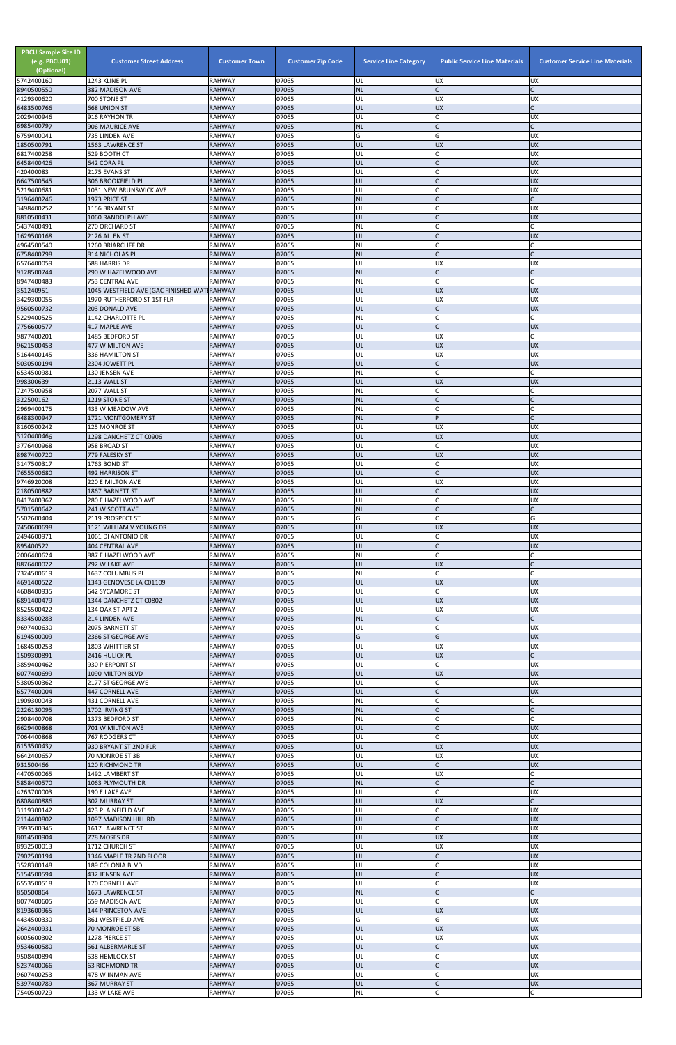| PBCU Sample Site ID (e.g. PBCU01) (Optional) | Customer Street Address | Customer Town | Customer Zip Code | Service Line Category | Public Service Line Materials | Customer Service Line Materials |
|---|---|---|---|---|---|---|
| 5742400160 | 1243 KLINE PL | RAHWAY | 07065 | UL | UX | UX |
| 8940500550 | 382 MADISON AVE | RAHWAY | 07065 | NL | C | C |
| 4129300620 | 700 STONE ST | RAHWAY | 07065 | UL | UX | UX |
| 6483500766 | 668 UNION ST | RAHWAY | 07065 | UL | UX | C |
| 2029400946 | 916 RAYHON TR | RAHWAY | 07065 | UL | C | UX |
| 6985400797 | 906 MAURICE AVE | RAHWAY | 07065 | NL | C | C |
| 6759400041 | 735 LINDEN AVE | RAHWAY | 07065 | G | G | UX |
| 1850500791 | 1563 LAWRENCE ST | RAHWAY | 07065 | UL | UX | UX |
| 6817400258 | 529 BOOTH CT | RAHWAY | 07065 | UL | C | UX |
| 6458400426 | 642 CORA PL | RAHWAY | 07065 | UL | C | UX |
| 420400083 | 2175 EVANS ST | RAHWAY | 07065 | UL | C | UX |
| 6647500545 | 306 BROOKFIELD PL | RAHWAY | 07065 | UL | C | UX |
| 5219400681 | 1031 NEW BRUNSWICK AVE | RAHWAY | 07065 | UL | C | UX |
| 3196400246 | 1973 PRICE ST | RAHWAY | 07065 | NL | C | C |
| 3498400252 | 1156 BRYANT ST | RAHWAY | 07065 | UL | C | UX |
| 8810500431 | 1060 RANDOLPH AVE | RAHWAY | 07065 | UL | C | UX |
| 5437400491 | 270 ORCHARD ST | RAHWAY | 07065 | NL | C | C |
| 1629500168 | 2126 ALLEN ST | RAHWAY | 07065 | UL | C | UX |
| 4964500540 | 1260 BRIARCLIFF DR | RAHWAY | 07065 | NL | C | C |
| 6758400798 | 814 NICHOLAS PL | RAHWAY | 07065 | NL | C | C |
| 6576400059 | 588 HARRIS DR | RAHWAY | 07065 | UL | UX | UX |
| 9128500744 | 290 W HAZELWOOD AVE | RAHWAY | 07065 | NL | C | C |
| 8947400483 | 753 CENTRAL AVE | RAHWAY | 07065 | NL | C | C |
| 351240951 | 1045 WESTFIELD AVE (GAC FINISHED WATE | RAHWAY | 07065 | UL | UX | UX |
| 3429300055 | 1970 RUTHERFORD ST 1ST FLR | RAHWAY | 07065 | UL | UX | UX |
| 9560500732 | 203 DONALD AVE | RAHWAY | 07065 | UL | C | UX |
| 5229400525 | 1142 CHARLOTTE PL | RAHWAY | 07065 | NL | C | C |
| 7756600577 | 417 MAPLE AVE | RAHWAY | 07065 | UL | C | UX |
| 9877400201 | 1485 BEDFORD ST | RAHWAY | 07065 | UL | UX | C |
| 9621500453 | 477 W MILTON AVE | RAHWAY | 07065 | UL | UX | UX |
| 5164400145 | 336 HAMILTON ST | RAHWAY | 07065 | UL | UX | UX |
| 5030500194 | 2304 JOWETT PL | RAHWAY | 07065 | UL | C | UX |
| 6534500981 | 130 JENSEN AVE | RAHWAY | 07065 | NL | C | C |
| 998300639 | 2113 WALL ST | RAHWAY | 07065 | UL | UX | UX |
| 7247500958 | 2077 WALL ST | RAHWAY | 07065 | NL | C | C |
| 322500162 | 1219 STONE ST | RAHWAY | 07065 | NL | C | C |
| 2969400175 | 433 W MEADOW AVE | RAHWAY | 07065 | NL | C | C |
| 6488300947 | 1721 MONTGOMERY ST | RAHWAY | 07065 | NL | P | C |
| 8160500242 | 125 MONROE ST | RAHWAY | 07065 | UL | UX | UX |
| 3120400466 | 1298 DANCHETZ CT C0906 | RAHWAY | 07065 | UL | UX | UX |
| 3776400968 | 958 BROAD ST | RAHWAY | 07065 | UL | C | UX |
| 8987400720 | 779 FALESKY ST | RAHWAY | 07065 | UL | UX | UX |
| 3147500317 | 1763 BOND ST | RAHWAY | 07065 | UL | C | UX |
| 7655500680 | 492 HARRISON ST | RAHWAY | 07065 | UL | C | UX |
| 9746920008 | 220 E MILTON AVE | RAHWAY | 07065 | UL | UX | UX |
| 2180500882 | 1867 BARNETT ST | RAHWAY | 07065 | UL | C | UX |
| 8417400367 | 280 E HAZELWOOD AVE | RAHWAY | 07065 | UL | C | UX |
| 5701500642 | 241 W SCOTT AVE | RAHWAY | 07065 | NL | C | C |
| 5502600404 | 2119 PROSPECT ST | RAHWAY | 07065 | G | C | G |
| 7450600698 | 1121 WILLIAM V YOUNG DR | RAHWAY | 07065 | UL | UX | UX |
| 2494600971 | 1061 DI ANTONIO DR | RAHWAY | 07065 | UL | C | UX |
| 895400522 | 404 CENTRAL AVE | RAHWAY | 07065 | UL | C | UX |
| 2006400624 | 887 E HAZELWOOD AVE | RAHWAY | 07065 | NL | C | C |
| 8876400022 | 792 W LAKE AVE | RAHWAY | 07065 | UL | UX | C |
| 7324500619 | 1637 COLUMBUS PL | RAHWAY | 07065 | NL | C | C |
| 4691400522 | 1343 GENOVESE LA C01109 | RAHWAY | 07065 | UL | UX | UX |
| 4608400935 | 642 SYCAMORE ST | RAHWAY | 07065 | UL | C | UX |
| 6891400479 | 1344 DANCHETZ CT C0802 | RAHWAY | 07065 | UL | UX | UX |
| 8525500422 | 134 OAK ST APT 2 | RAHWAY | 07065 | UL | UX | UX |
| 8334500283 | 214 LINDEN AVE | RAHWAY | 07065 | NL | C | C |
| 9697400630 | 2075 BARNETT ST | RAHWAY | 07065 | UL | C | UX |
| 6194500009 | 2366 ST GEORGE AVE | RAHWAY | 07065 | G | G | UX |
| 1684500253 | 1803 WHITTIER ST | RAHWAY | 07065 | UL | UX | UX |
| 1509300891 | 2416 HULICK PL | RAHWAY | 07065 | UL | UX | C |
| 3859400462 | 930 PIERPONT ST | RAHWAY | 07065 | UL | C | UX |
| 6077400699 | 1090 MILTON BLVD | RAHWAY | 07065 | UL | UX | UX |
| 5380500362 | 2177 ST GEORGE AVE | RAHWAY | 07065 | UL | C | UX |
| 6577400004 | 447 CORNELL AVE | RAHWAY | 07065 | UL | C | UX |
| 1909300043 | 431 CORNELL AVE | RAHWAY | 07065 | NL | C | C |
| 2226130095 | 1702 IRVING ST | RAHWAY | 07065 | NL | C | C |
| 2908400708 | 1373 BEDFORD ST | RAHWAY | 07065 | NL | C | C |
| 6629400868 | 701 W MILTON AVE | RAHWAY | 07065 | UL | C | UX |
| 7064400868 | 767 RODGERS CT | RAHWAY | 07065 | UL | C | UX |
| 6153500437 | 930 BRYANT ST 2ND FLR | RAHWAY | 07065 | UL | UX | UX |
| 6642400657 | 70 MONROE ST 3B | RAHWAY | 07065 | UL | UX | UX |
| 931500466 | 120 RICHMOND TR | RAHWAY | 07065 | UL | C | UX |
| 4470500065 | 1492 LAMBERT ST | RAHWAY | 07065 | UL | UX | C |
| 5858400570 | 1063 PLYMOUTH DR | RAHWAY | 07065 | NL | C | C |
| 4263700003 | 190 E LAKE AVE | RAHWAY | 07065 | UL | C | UX |
| 6808400886 | 302 MURRAY ST | RAHWAY | 07065 | UL | UX | C |
| 3119300142 | 423 PLAINFIELD AVE | RAHWAY | 07065 | UL | C | UX |
| 2114400802 | 1097 MADISON HILL RD | RAHWAY | 07065 | UL | C | UX |
| 3993500345 | 1617 LAWRENCE ST | RAHWAY | 07065 | UL | C | UX |
| 8014500904 | 778 MOSES DR | RAHWAY | 07065 | UL | UX | UX |
| 8932500013 | 1712 CHURCH ST | RAHWAY | 07065 | UL | UX | UX |
| 7902500194 | 1346 MAPLE TR 2ND FLOOR | RAHWAY | 07065 | UL | C | UX |
| 3528300148 | 189 COLONIA BLVD | RAHWAY | 07065 | UL | C | UX |
| 5154500594 | 432 JENSEN AVE | RAHWAY | 07065 | UL | C | UX |
| 6553500518 | 170 CORNELL AVE | RAHWAY | 07065 | UL | C | UX |
| 850500864 | 1673 LAWRENCE ST | RAHWAY | 07065 | NL | C | C |
| 8077400605 | 659 MADISON AVE | RAHWAY | 07065 | UL | C | UX |
| 8193600965 | 144 PRINCETON AVE | RAHWAY | 07065 | UL | UX | UX |
| 4434500330 | 861 WESTFIELD AVE | RAHWAY | 07065 | G | G | UX |
| 2642400931 | 70 MONROE ST 5B | RAHWAY | 07065 | UL | UX | UX |
| 6005600302 | 1278 PIERCE ST | RAHWAY | 07065 | UL | UX | UX |
| 9534600580 | 561 ALBERMARLE ST | RAHWAY | 07065 | UL | C | UX |
| 9508400894 | 538 HEMLOCK ST | RAHWAY | 07065 | UL | C | UX |
| 5237400066 | 63 RICHMOND TR | RAHWAY | 07065 | UL | C | UX |
| 9607400253 | 478 W INMAN AVE | RAHWAY | 07065 | UL | C | UX |
| 5397400789 | 367 MURRAY ST | RAHWAY | 07065 | UL | C | UX |
| 7540500729 | 133 W LAKE AVE | RAHWAY | 07065 | NL | C | C |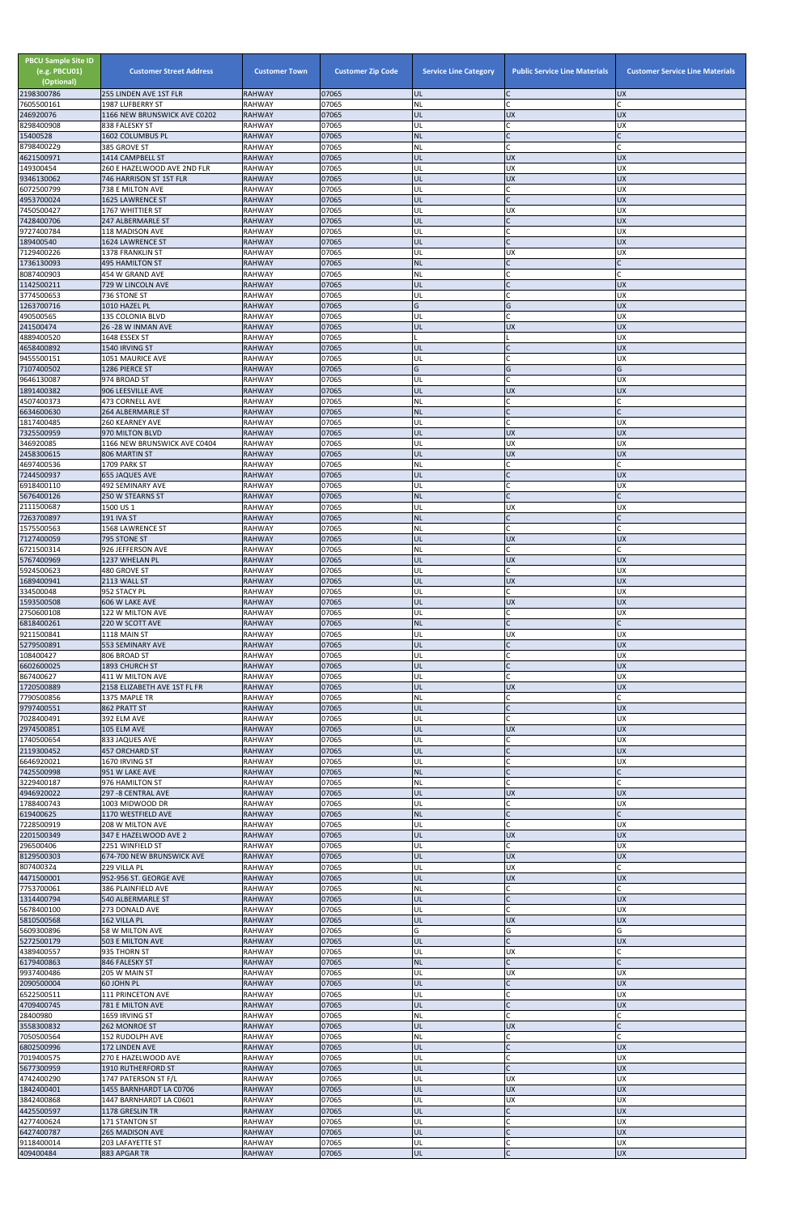| PBCU Sample Site ID (e.g. PBCU01) (Optional) | Customer Street Address | Customer Town | Customer Zip Code | Service Line Category | Public Service Line Materials | Customer Service Line Materials |
|---|---|---|---|---|---|---|
| 2198300786 | 255 LINDEN AVE 1ST FLR | RAHWAY | 07065 | UL | C | UX |
| 7605500161 | 1987 LUFBERRY ST | RAHWAY | 07065 | NL | C | C |
| 246920076 | 1166 NEW BRUNSWICK AVE C0202 | RAHWAY | 07065 | UL | UX | UX |
| 8298400908 | 838 FALESKY ST | RAHWAY | 07065 | UL | C | UX |
| 15400528 | 1602 COLUMBUS PL | RAHWAY | 07065 | NL | C | C |
| 8798400229 | 385 GROVE ST | RAHWAY | 07065 | NL | C | C |
| 4621500971 | 1414 CAMPBELL ST | RAHWAY | 07065 | UL | UX | UX |
| 149300454 | 260 E HAZELWOOD AVE 2ND FLR | RAHWAY | 07065 | UL | UX | UX |
| 9346130062 | 746 HARRISON ST 1ST FLR | RAHWAY | 07065 | UL | UX | UX |
| 6072500799 | 738 E MILTON AVE | RAHWAY | 07065 | UL | C | UX |
| 4953700024 | 1625 LAWRENCE ST | RAHWAY | 07065 | UL | C | UX |
| 7450500427 | 1767 WHITTIER ST | RAHWAY | 07065 | UL | UX | UX |
| 7428400706 | 247 ALBERMARLE ST | RAHWAY | 07065 | UL | C | UX |
| 9727400784 | 118 MADISON AVE | RAHWAY | 07065 | UL | C | UX |
| 189400540 | 1624 LAWRENCE ST | RAHWAY | 07065 | UL | C | UX |
| 7129400226 | 1378 FRANKLIN ST | RAHWAY | 07065 | UL | UX | UX |
| 1736130093 | 495 HAMILTON ST | RAHWAY | 07065 | NL | C | C |
| 8087400903 | 454 W GRAND AVE | RAHWAY | 07065 | NL | C | C |
| 1142500211 | 729 W LINCOLN AVE | RAHWAY | 07065 | UL | C | UX |
| 3774500653 | 736 STONE ST | RAHWAY | 07065 | UL | C | UX |
| 1263700716 | 1010 HAZEL PL | RAHWAY | 07065 | G | G | UX |
| 490500565 | 135 COLONIA BLVD | RAHWAY | 07065 | UL | C | UX |
| 241500474 | 26 -28 W INMAN AVE | RAHWAY | 07065 | UL | UX | UX |
| 4889400520 | 1648 ESSEX ST | RAHWAY | 07065 | L | L | UX |
| 4658400892 | 1540 IRVING ST | RAHWAY | 07065 | UL | C | UX |
| 9455500151 | 1051 MAURICE AVE | RAHWAY | 07065 | UL | C | UX |
| 7107400502 | 1286 PIERCE ST | RAHWAY | 07065 | G | G | G |
| 9646130087 | 974 BROAD ST | RAHWAY | 07065 | UL | C | UX |
| 1891400382 | 906 LEESVILLE AVE | RAHWAY | 07065 | UL | UX | UX |
| 4507400373 | 473 CORNELL AVE | RAHWAY | 07065 | NL | C | C |
| 6634600630 | 264 ALBERMARLE ST | RAHWAY | 07065 | NL | C | C |
| 1817400485 | 260 KEARNEY AVE | RAHWAY | 07065 | UL | C | UX |
| 7325500959 | 970 MILTON BLVD | RAHWAY | 07065 | UL | UX | UX |
| 346920085 | 1166 NEW BRUNSWICK AVE C0404 | RAHWAY | 07065 | UL | UX | UX |
| 2458300615 | 806 MARTIN ST | RAHWAY | 07065 | UL | UX | UX |
| 4697400536 | 1709 PARK ST | RAHWAY | 07065 | NL | C | C |
| 7244500937 | 655 JAQUES AVE | RAHWAY | 07065 | UL | C | UX |
| 6918400110 | 492 SEMINARY AVE | RAHWAY | 07065 | UL | C | UX |
| 5676400126 | 250 W STEARNS ST | RAHWAY | 07065 | NL | C | C |
| 2111500687 | 1500 US 1 | RAHWAY | 07065 | UL | UX | UX |
| 7263700897 | 191 IVA ST | RAHWAY | 07065 | NL | C | C |
| 1575500563 | 1568 LAWRENCE ST | RAHWAY | 07065 | NL | C | C |
| 7127400059 | 795 STONE ST | RAHWAY | 07065 | UL | UX | UX |
| 6721500314 | 926 JEFFERSON AVE | RAHWAY | 07065 | NL | C | C |
| 5767400969 | 1237 WHELAN PL | RAHWAY | 07065 | UL | UX | UX |
| 5924500623 | 480 GROVE ST | RAHWAY | 07065 | UL | C | UX |
| 1689400941 | 2113 WALL ST | RAHWAY | 07065 | UL | UX | UX |
| 334500048 | 952 STACY PL | RAHWAY | 07065 | UL | C | UX |
| 1593500508 | 606 W LAKE AVE | RAHWAY | 07065 | UL | UX | UX |
| 2750600108 | 122 W MILTON AVE | RAHWAY | 07065 | UL | C | UX |
| 6818400261 | 220 W SCOTT AVE | RAHWAY | 07065 | NL | C | C |
| 9211500841 | 1118 MAIN ST | RAHWAY | 07065 | UL | UX | UX |
| 5279500891 | 553 SEMINARY AVE | RAHWAY | 07065 | UL | C | UX |
| 108400427 | 806 BROAD ST | RAHWAY | 07065 | UL | C | UX |
| 6602600025 | 1893 CHURCH ST | RAHWAY | 07065 | UL | C | UX |
| 867400627 | 411 W MILTON AVE | RAHWAY | 07065 | UL | C | UX |
| 1720500889 | 2158 ELIZABETH AVE 1ST FL FR | RAHWAY | 07065 | UL | UX | UX |
| 7790500856 | 1375 MAPLE TR | RAHWAY | 07065 | NL | C | C |
| 9797400551 | 862 PRATT ST | RAHWAY | 07065 | UL | C | UX |
| 7028400491 | 392 ELM AVE | RAHWAY | 07065 | UL | C | UX |
| 2974500851 | 105 ELM AVE | RAHWAY | 07065 | UL | UX | UX |
| 1740500654 | 833 JAQUES AVE | RAHWAY | 07065 | UL | C | UX |
| 2119300452 | 457 ORCHARD ST | RAHWAY | 07065 | UL | C | UX |
| 6646920021 | 1670 IRVING ST | RAHWAY | 07065 | UL | C | UX |
| 7425500998 | 951 W LAKE AVE | RAHWAY | 07065 | NL | C | C |
| 3229400187 | 976 HAMILTON ST | RAHWAY | 07065 | NL | C | C |
| 4946920022 | 297 -8 CENTRAL AVE | RAHWAY | 07065 | UL | UX | UX |
| 1788400743 | 1003 MIDWOOD DR | RAHWAY | 07065 | UL | C | UX |
| 619400625 | 1170 WESTFIELD AVE | RAHWAY | 07065 | NL | C | C |
| 7228500919 | 208 W MILTON AVE | RAHWAY | 07065 | UL | C | UX |
| 2201500349 | 347 E HAZELWOOD AVE 2 | RAHWAY | 07065 | UL | UX | UX |
| 296500406 | 2251 WINFIELD ST | RAHWAY | 07065 | UL | C | UX |
| 8129500303 | 674-700 NEW BRUNSWICK AVE | RAHWAY | 07065 | UL | UX | UX |
| 807400324 | 229 VILLA PL | RAHWAY | 07065 | UL | UX | C |
| 4471500001 | 952-956 ST. GEORGE AVE | RAHWAY | 07065 | UL | UX | UX |
| 7753700061 | 386 PLAINFIELD AVE | RAHWAY | 07065 | NL | C | C |
| 1314400794 | 540 ALBERMARLE ST | RAHWAY | 07065 | UL | C | UX |
| 5678400100 | 273 DONALD AVE | RAHWAY | 07065 | UL | C | UX |
| 5810500568 | 162 VILLA PL | RAHWAY | 07065 | UL | UX | UX |
| 5609300896 | 58 W MILTON AVE | RAHWAY | 07065 | G | G | G |
| 5272500179 | 503 E MILTON AVE | RAHWAY | 07065 | UL | C | UX |
| 4389400557 | 935 THORN ST | RAHWAY | 07065 | UL | UX | C |
| 6179400863 | 846 FALESKY ST | RAHWAY | 07065 | NL | C | C |
| 9937400486 | 205 W MAIN ST | RAHWAY | 07065 | UL | UX | UX |
| 2090500004 | 60 JOHN PL | RAHWAY | 07065 | UL | C | UX |
| 6522500511 | 111 PRINCETON AVE | RAHWAY | 07065 | UL | C | UX |
| 4709400745 | 781 E MILTON AVE | RAHWAY | 07065 | UL | C | UX |
| 28400980 | 1659 IRVING ST | RAHWAY | 07065 | NL | C | C |
| 3558300832 | 262 MONROE ST | RAHWAY | 07065 | UL | UX | C |
| 7050500564 | 152 RUDOLPH AVE | RAHWAY | 07065 | NL | C | C |
| 6802500996 | 172 LINDEN AVE | RAHWAY | 07065 | UL | C | UX |
| 7019400575 | 270 E HAZELWOOD AVE | RAHWAY | 07065 | UL | C | UX |
| 5677300959 | 1910 RUTHERFORD ST | RAHWAY | 07065 | UL | C | UX |
| 4742400290 | 1747 PATERSON ST F/L | RAHWAY | 07065 | UL | UX | UX |
| 1842400401 | 1455 BARNHARDT LA C0706 | RAHWAY | 07065 | UL | UX | UX |
| 3842400868 | 1447 BARNHARDT LA C0601 | RAHWAY | 07065 | UL | UX | UX |
| 4425500597 | 1178 GRESLIN TR | RAHWAY | 07065 | UL | C | UX |
| 4277400624 | 171 STANTON ST | RAHWAY | 07065 | UL | C | UX |
| 6427400787 | 265 MADISON AVE | RAHWAY | 07065 | UL | C | UX |
| 9118400014 | 203 LAFAYETTE ST | RAHWAY | 07065 | UL | C | UX |
| 409400484 | 883 APGAR TR | RAHWAY | 07065 | UL | C | UX |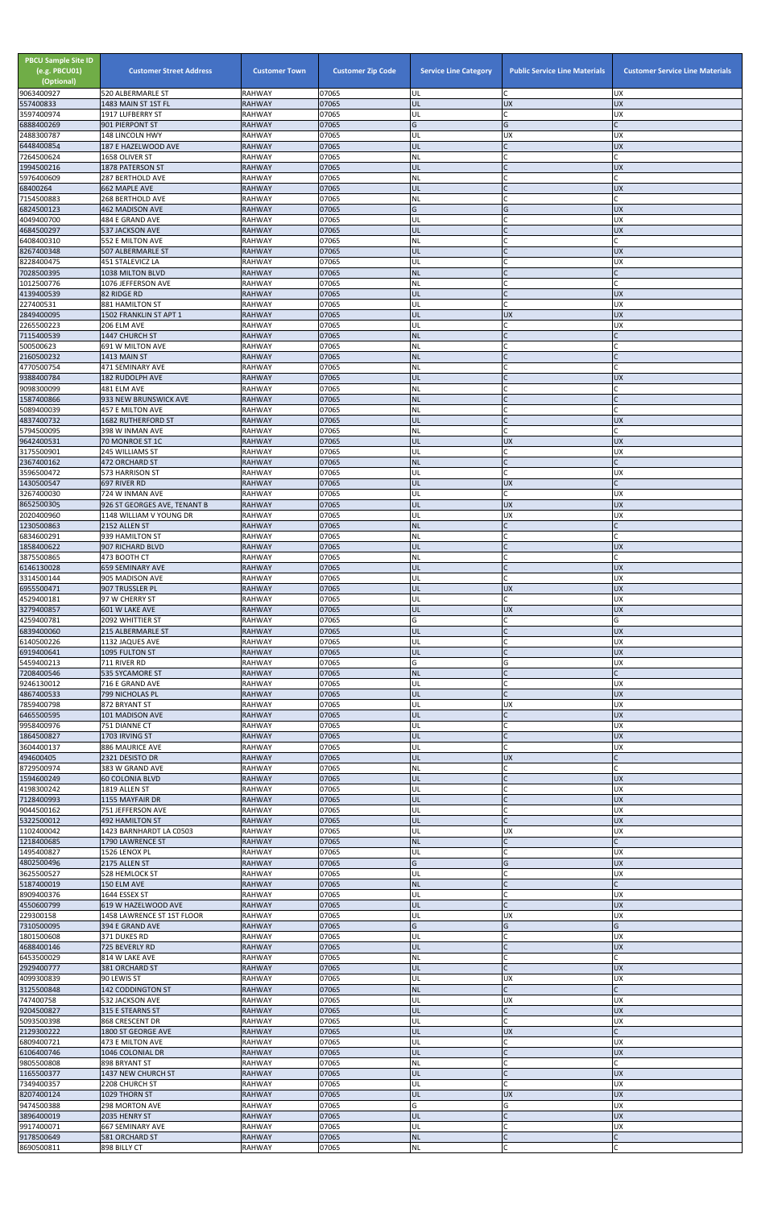| PBCU Sample Site ID (e.g. PBCU01) (Optional) | Customer Street Address | Customer Town | Customer Zip Code | Service Line Category | Public Service Line Materials | Customer Service Line Materials |
|---|---|---|---|---|---|---|
| 9063400927 | 520 ALBERMARLE ST | RAHWAY | 07065 | UL | C | UX |
| 557400833 | 1483 MAIN ST 1ST FL | RAHWAY | 07065 | UL | UX | UX |
| 3597400974 | 1917 LUFBERRY ST | RAHWAY | 07065 | UL | C | UX |
| 6888400269 | 901 PIERPONT ST | RAHWAY | 07065 | G | G | C |
| 2488300787 | 148 LINCOLN HWY | RAHWAY | 07065 | UL | UX | UX |
| 6448400854 | 187 E HAZELWOOD AVE | RAHWAY | 07065 | UL | C | UX |
| 7264500624 | 1658 OLIVER ST | RAHWAY | 07065 | NL | C | C |
| 1994500216 | 1878 PATERSON ST | RAHWAY | 07065 | UL | C | UX |
| 5976400609 | 287 BERTHOLD AVE | RAHWAY | 07065 | NL | C | C |
| 68400264 | 662 MAPLE AVE | RAHWAY | 07065 | UL | C | UX |
| 7154500883 | 268 BERTHOLD AVE | RAHWAY | 07065 | NL | C | C |
| 6824500123 | 462 MADISON AVE | RAHWAY | 07065 | G | G | UX |
| 4049400700 | 484 E GRAND AVE | RAHWAY | 07065 | UL | C | UX |
| 4684500297 | 537 JACKSON AVE | RAHWAY | 07065 | UL | C | UX |
| 6408400310 | 552 E MILTON AVE | RAHWAY | 07065 | NL | C | C |
| 8267400348 | 507 ALBERMARLE ST | RAHWAY | 07065 | UL | C | UX |
| 8228400475 | 451 STALEVICZ LA | RAHWAY | 07065 | UL | C | UX |
| 7028500395 | 1038 MILTON BLVD | RAHWAY | 07065 | NL | C | C |
| 1012500776 | 1076 JEFFERSON AVE | RAHWAY | 07065 | NL | C | C |
| 4139400539 | 82 RIDGE RD | RAHWAY | 07065 | UL | C | UX |
| 227400531 | 881 HAMILTON ST | RAHWAY | 07065 | UL | C | UX |
| 2849400095 | 1502 FRANKLIN ST APT 1 | RAHWAY | 07065 | UL | UX | UX |
| 2265500223 | 206 ELM AVE | RAHWAY | 07065 | UL | C | UX |
| 7115400539 | 1447 CHURCH ST | RAHWAY | 07065 | NL | C | C |
| 500500623 | 691 W MILTON AVE | RAHWAY | 07065 | NL | C | C |
| 2160500232 | 1413 MAIN ST | RAHWAY | 07065 | NL | C | C |
| 4770500754 | 471 SEMINARY AVE | RAHWAY | 07065 | NL | C | C |
| 9388400784 | 182 RUDOLPH AVE | RAHWAY | 07065 | UL | C | UX |
| 9098300099 | 481 ELM AVE | RAHWAY | 07065 | NL | C | C |
| 1587400866 | 933 NEW BRUNSWICK AVE | RAHWAY | 07065 | NL | C | C |
| 5089400039 | 457 E MILTON AVE | RAHWAY | 07065 | NL | C | C |
| 4837400732 | 1682 RUTHERFORD ST | RAHWAY | 07065 | UL | C | UX |
| 5794500095 | 398 W INMAN AVE | RAHWAY | 07065 | NL | C | C |
| 9642400531 | 70 MONROE ST 1C | RAHWAY | 07065 | UL | UX | UX |
| 3175500901 | 245 WILLIAMS ST | RAHWAY | 07065 | UL | C | UX |
| 2367400162 | 472 ORCHARD ST | RAHWAY | 07065 | NL | C | C |
| 3596500472 | 573 HARRISON ST | RAHWAY | 07065 | UL | C | UX |
| 1430500547 | 697 RIVER RD | RAHWAY | 07065 | UL | UX | C |
| 3267400030 | 724 W INMAN AVE | RAHWAY | 07065 | UL | C | UX |
| 8652500305 | 926 ST GEORGES AVE, TENANT B | RAHWAY | 07065 | UL | UX | UX |
| 2020400960 | 1148 WILLIAM V YOUNG DR | RAHWAY | 07065 | UL | UX | UX |
| 1230500863 | 2152 ALLEN ST | RAHWAY | 07065 | NL | C | C |
| 6834600291 | 939 HAMILTON ST | RAHWAY | 07065 | NL | C | C |
| 1858400622 | 907 RICHARD BLVD | RAHWAY | 07065 | UL | C | UX |
| 3875500865 | 473 BOOTH CT | RAHWAY | 07065 | NL | C | C |
| 6146130028 | 659 SEMINARY AVE | RAHWAY | 07065 | UL | C | UX |
| 3314500144 | 905 MADISON AVE | RAHWAY | 07065 | UL | C | UX |
| 6955500471 | 907 TRUSSLER PL | RAHWAY | 07065 | UL | UX | UX |
| 4529400181 | 97 W CHERRY ST | RAHWAY | 07065 | UL | C | UX |
| 3279400857 | 601 W LAKE AVE | RAHWAY | 07065 | UL | UX | UX |
| 4259400781 | 2092 WHITTIER ST | RAHWAY | 07065 | G | C | G |
| 6839400060 | 215 ALBERMARLE ST | RAHWAY | 07065 | UL | C | UX |
| 6140500226 | 1132 JAQUES AVE | RAHWAY | 07065 | UL | C | UX |
| 6919400641 | 1095 FULTON ST | RAHWAY | 07065 | UL | C | UX |
| 5459400213 | 711 RIVER RD | RAHWAY | 07065 | G | G | UX |
| 7208400546 | 535 SYCAMORE ST | RAHWAY | 07065 | NL | C | C |
| 9246130012 | 716 E GRAND AVE | RAHWAY | 07065 | UL | C | UX |
| 4867400533 | 799 NICHOLAS PL | RAHWAY | 07065 | UL | C | UX |
| 7859400798 | 872 BRYANT ST | RAHWAY | 07065 | UL | UX | UX |
| 6465500595 | 101 MADISON AVE | RAHWAY | 07065 | UL | C | UX |
| 9958400976 | 751 DIANNE CT | RAHWAY | 07065 | UL | C | UX |
| 1864500827 | 1703 IRVING ST | RAHWAY | 07065 | UL | C | UX |
| 3604400137 | 886 MAURICE AVE | RAHWAY | 07065 | UL | C | UX |
| 494600405 | 2321 DESISTO DR | RAHWAY | 07065 | UL | UX | C |
| 8729500974 | 383 W GRAND AVE | RAHWAY | 07065 | NL | C | C |
| 1594600249 | 60 COLONIA BLVD | RAHWAY | 07065 | UL | C | UX |
| 4198300242 | 1819 ALLEN ST | RAHWAY | 07065 | UL | C | UX |
| 7128400993 | 1155 MAYFAIR DR | RAHWAY | 07065 | UL | C | UX |
| 9044500162 | 751 JEFFERSON AVE | RAHWAY | 07065 | UL | C | UX |
| 5322500012 | 492 HAMILTON ST | RAHWAY | 07065 | UL | C | UX |
| 1102400042 | 1423 BARNHARDT LA C0503 | RAHWAY | 07065 | UL | UX | UX |
| 1218400685 | 1790 LAWRENCE ST | RAHWAY | 07065 | NL | C | C |
| 1495400827 | 1526 LENOX PL | RAHWAY | 07065 | UL | C | UX |
| 4802500496 | 2175 ALLEN ST | RAHWAY | 07065 | G | G | UX |
| 3625500527 | 528 HEMLOCK ST | RAHWAY | 07065 | UL | C | UX |
| 5187400019 | 150 ELM AVE | RAHWAY | 07065 | NL | C | C |
| 8909400376 | 1644 ESSEX ST | RAHWAY | 07065 | UL | C | UX |
| 4550600799 | 619 W HAZELWOOD AVE | RAHWAY | 07065 | UL | C | UX |
| 229300158 | 1458 LAWRENCE ST 1ST FLOOR | RAHWAY | 07065 | UL | UX | UX |
| 7310500095 | 394 E GRAND AVE | RAHWAY | 07065 | G | G | G |
| 1801500608 | 371 DUKES RD | RAHWAY | 07065 | UL | C | UX |
| 4688400146 | 725 BEVERLY RD | RAHWAY | 07065 | UL | C | UX |
| 6453500029 | 814 W LAKE AVE | RAHWAY | 07065 | NL | C | C |
| 2929400777 | 381 ORCHARD ST | RAHWAY | 07065 | UL | C | UX |
| 4099300839 | 90 LEWIS ST | RAHWAY | 07065 | UL | UX | UX |
| 3125500848 | 142 CODDINGTON ST | RAHWAY | 07065 | NL | C | C |
| 747400758 | 532 JACKSON AVE | RAHWAY | 07065 | UL | UX | UX |
| 9204500827 | 315 E STEARNS ST | RAHWAY | 07065 | UL | C | UX |
| 5093500398 | 868 CRESCENT DR | RAHWAY | 07065 | UL | C | UX |
| 2129300222 | 1800 ST GEORGE AVE | RAHWAY | 07065 | UL | UX | C |
| 6809400721 | 473 E MILTON AVE | RAHWAY | 07065 | UL | C | UX |
| 6106400746 | 1046 COLONIAL DR | RAHWAY | 07065 | UL | C | UX |
| 9805500808 | 898 BRYANT ST | RAHWAY | 07065 | NL | C | C |
| 1165500377 | 1437 NEW CHURCH ST | RAHWAY | 07065 | UL | C | UX |
| 7349400357 | 2208 CHURCH ST | RAHWAY | 07065 | UL | C | UX |
| 8207400124 | 1029 THORN ST | RAHWAY | 07065 | UL | UX | UX |
| 9474500388 | 298 MORTON AVE | RAHWAY | 07065 | G | G | UX |
| 3896400019 | 2035 HENRY ST | RAHWAY | 07065 | UL | C | UX |
| 9917400071 | 667 SEMINARY AVE | RAHWAY | 07065 | UL | C | UX |
| 9178500649 | 581 ORCHARD ST | RAHWAY | 07065 | NL | C | C |
| 8690500811 | 898 BILLY CT | RAHWAY | 07065 | NL | C | C |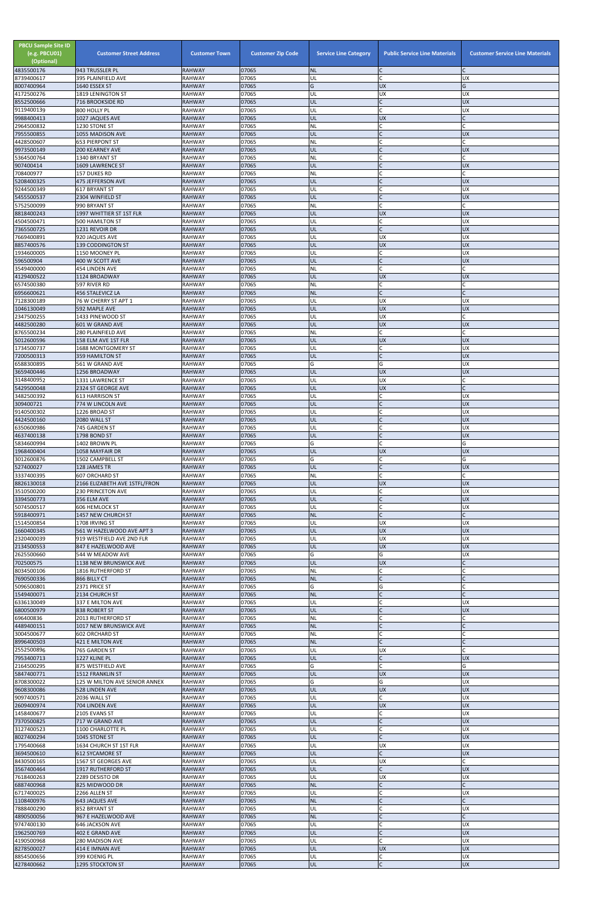| PBCU Sample Site ID (e.g. PBCU01) (Optional) | Customer Street Address | Customer Town | Customer Zip Code | Service Line Category | Public Service Line Materials | Customer Service Line Materials |
|---|---|---|---|---|---|---|
| 4835500176 | 943 TRUSSLER PL | RAHWAY | 07065 | NL | C | C |
| 8739400617 | 395 PLAINFIELD AVE | RAHWAY | 07065 | UL | C | UX |
| 8007400964 | 1640 ESSEX ST | RAHWAY | 07065 | G | UX | G |
| 4172500276 | 1819 LENINGTON ST | RAHWAY | 07065 | UL | UX | UX |
| 8552500666 | 716 BROOKSIDE RD | RAHWAY | 07065 | UL | C | UX |
| 9119400139 | 800 HOLLY PL | RAHWAY | 07065 | UL | C | UX |
| 9988400413 | 1027 JAQUES AVE | RAHWAY | 07065 | UL | UX | C |
| 2964500832 | 1230 STONE ST | RAHWAY | 07065 | NL | C | C |
| 7955500855 | 1055 MADISON AVE | RAHWAY | 07065 | UL | C | UX |
| 4428500607 | 653 PIERPONT ST | RAHWAY | 07065 | NL | C | C |
| 9973500149 | 200 KEARNEY AVE | RAHWAY | 07065 | UL | C | UX |
| 5364500764 | 1340 BRYANT ST | RAHWAY | 07065 | NL | C | C |
| 907400414 | 1609 LAWRENCE ST | RAHWAY | 07065 | UL | C | UX |
| 708400977 | 157 DUKES RD | RAHWAY | 07065 | NL | C | C |
| 5208400325 | 475 JEFFERSON AVE | RAHWAY | 07065 | UL | C | UX |
| 9244500349 | 617 BRYANT ST | RAHWAY | 07065 | UL | C | UX |
| 5455500537 | 2304 WINFIELD ST | RAHWAY | 07065 | UL | C | UX |
| 5752500099 | 990 BRYANT ST | RAHWAY | 07065 | NL | C | C |
| 8818400243 | 1997 WHITTIER ST 1ST FLR | RAHWAY | 07065 | UL | UX | UX |
| 4504500471 | 500 HAMILTON ST | RAHWAY | 07065 | UL | C | UX |
| 7365500725 | 1231 REVOIR DR | RAHWAY | 07065 | UL | C | UX |
| 7669400891 | 920 JAQUES AVE | RAHWAY | 07065 | UL | UX | UX |
| 8857400576 | 139 CODDINGTON ST | RAHWAY | 07065 | UL | UX | UX |
| 1934600005 | 1150 MOONEY PL | RAHWAY | 07065 | UL | C | UX |
| 596500904 | 400 W SCOTT AVE | RAHWAY | 07065 | UL | C | UX |
| 3549400000 | 454 LINDEN AVE | RAHWAY | 07065 | NL | C | C |
| 4129400522 | 1124 BROADWAY | RAHWAY | 07065 | UL | UX | UX |
| 6574500380 | 597 RIVER RD | RAHWAY | 07065 | NL | C | C |
| 6956600621 | 456 STALEVICZ LA | RAHWAY | 07065 | NL | C | C |
| 7128300189 | 76 W CHERRY ST APT 1 | RAHWAY | 07065 | UL | UX | UX |
| 1046130049 | 592 MAPLE AVE | RAHWAY | 07065 | UL | UX | UX |
| 2347500255 | 1433 PINEWOOD ST | RAHWAY | 07065 | UL | UX | C |
| 4482500280 | 601 W GRAND AVE | RAHWAY | 07065 | UL | UX | UX |
| 8765500234 | 280 PLAINFIELD AVE | RAHWAY | 07065 | NL | C | C |
| 5012600596 | 158 ELM AVE 1ST FLR | RAHWAY | 07065 | UL | UX | UX |
| 1734500737 | 1688 MONTGOMERY ST | RAHWAY | 07065 | UL | C | UX |
| 7200500313 | 359 HAMILTON ST | RAHWAY | 07065 | UL | C | UX |
| 6588300895 | 561 W GRAND AVE | RAHWAY | 07065 | G | G | UX |
| 3659400446 | 1256 BROADWAY | RAHWAY | 07065 | UL | UX | UX |
| 3148400952 | 1331 LAWRENCE ST | RAHWAY | 07065 | UL | UX | C |
| 5429500048 | 2324 ST GEORGE AVE | RAHWAY | 07065 | UL | UX | C |
| 3482500392 | 613 HARRISON ST | RAHWAY | 07065 | UL | C | UX |
| 309400721 | 774 W LINCOLN AVE | RAHWAY | 07065 | UL | C | UX |
| 9140500302 | 1226 BROAD ST | RAHWAY | 07065 | UL | C | UX |
| 4424500160 | 2080 WALL ST | RAHWAY | 07065 | UL | C | UX |
| 6350600986 | 745 GARDEN ST | RAHWAY | 07065 | UL | C | UX |
| 4637400138 | 1798 BOND ST | RAHWAY | 07065 | UL | C | UX |
| 5834600994 | 1402 BROWN PL | RAHWAY | 07065 | G | C | G |
| 1968400404 | 1058 MAYFAIR DR | RAHWAY | 07065 | UL | UX | UX |
| 3012600876 | 1502 CAMPBELL ST | RAHWAY | 07065 | G | C | G |
| 527400027 | 128 JAMES TR | RAHWAY | 07065 | UL | C | UX |
| 3337400395 | 607 ORCHARD ST | RAHWAY | 07065 | NL | C | C |
| 8826130018 | 2166 ELIZABETH AVE 1STFL/FRON | RAHWAY | 07065 | UL | UX | UX |
| 3510500200 | 230 PRINCETON AVE | RAHWAY | 07065 | UL | C | UX |
| 3394500773 | 356 ELM AVE | RAHWAY | 07065 | UL | C | UX |
| 5074500517 | 606 HEMLOCK ST | RAHWAY | 07065 | UL | C | UX |
| 5918400971 | 1457 NEW CHURCH ST | RAHWAY | 07065 | NL | C | C |
| 1514500854 | 1708 IRVING ST | RAHWAY | 07065 | UL | UX | UX |
| 1660400345 | 561 W HAZELWOOD AVE APT 3 | RAHWAY | 07065 | UL | UX | UX |
| 2320400039 | 919 WESTFIELD AVE 2ND FLR | RAHWAY | 07065 | UL | UX | UX |
| 2134500553 | 847 E HAZELWOOD AVE | RAHWAY | 07065 | UL | UX | UX |
| 2625500660 | 544 W MEADOW AVE | RAHWAY | 07065 | G | G | UX |
| 702500575 | 1138 NEW BRUNSWICK AVE | RAHWAY | 07065 | UL | UX | C |
| 8034500106 | 1816 RUTHERFORD ST | RAHWAY | 07065 | NL | C | C |
| 7690500336 | 866 BILLY CT | RAHWAY | 07065 | NL | C | C |
| 5096500801 | 2371 PRICE ST | RAHWAY | 07065 | G | G | C |
| 1549400071 | 2134 CHURCH ST | RAHWAY | 07065 | NL | C | C |
| 6336130049 | 337 E MILTON AVE | RAHWAY | 07065 | UL | C | UX |
| 6800500979 | 838 ROBERT ST | RAHWAY | 07065 | UL | C | UX |
| 696400836 | 2013 RUTHERFORD ST | RAHWAY | 07065 | NL | C | C |
| 4489400151 | 1017 NEW BRUNSWICK AVE | RAHWAY | 07065 | NL | C | C |
| 3004500677 | 602 ORCHARD ST | RAHWAY | 07065 | NL | C | C |
| 8996400503 | 421 E MILTON AVE | RAHWAY | 07065 | NL | C | C |
| 2552500896 | 765 GARDEN ST | RAHWAY | 07065 | UL | UX | C |
| 7953400713 | 1227 KLINE PL | RAHWAY | 07065 | UL | C | UX |
| 2164500295 | 875 WESTFIELD AVE | RAHWAY | 07065 | G | C | G |
| 5847400771 | 1512 FRANKLIN ST | RAHWAY | 07065 | UL | UX | UX |
| 8708300022 | 125 W MILTON AVE SENIOR ANNEX | RAHWAY | 07065 | G | G | UX |
| 9608300086 | 528 LINDEN AVE | RAHWAY | 07065 | UL | UX | UX |
| 9097400571 | 2036 WALL ST | RAHWAY | 07065 | UL | C | UX |
| 2609400974 | 704 LINDEN AVE | RAHWAY | 07065 | UL | UX | UX |
| 1458400677 | 2105 EVANS ST | RAHWAY | 07065 | UL | C | UX |
| 7370500825 | 717 W GRAND AVE | RAHWAY | 07065 | UL | C | UX |
| 3127400523 | 1100 CHARLOTTE PL | RAHWAY | 07065 | UL | C | UX |
| 8027400294 | 1045 STONE ST | RAHWAY | 07065 | UL | C | UX |
| 1795400668 | 1634 CHURCH ST 1ST FLR | RAHWAY | 07065 | UL | UX | UX |
| 3694500610 | 612 SYCAMORE ST | RAHWAY | 07065 | UL | C | UX |
| 8430500165 | 1567 ST GEORGES AVE | RAHWAY | 07065 | UL | UX | C |
| 3567400464 | 1917 RUTHERFORD ST | RAHWAY | 07065 | UL | C | UX |
| 7618400263 | 2289 DESISTO DR | RAHWAY | 07065 | UL | UX | UX |
| 6887400968 | 825 MIDWOOD DR | RAHWAY | 07065 | NL | C | C |
| 6717400025 | 2266 ALLEN ST | RAHWAY | 07065 | UL | C | UX |
| 1108400976 | 643 JAQUES AVE | RAHWAY | 07065 | NL | C | C |
| 7888400290 | 852 BRYANT ST | RAHWAY | 07065 | UL | C | UX |
| 4890500056 | 967 E HAZELWOOD AVE | RAHWAY | 07065 | NL | C | C |
| 9747400130 | 646 JACKSON AVE | RAHWAY | 07065 | UL | C | UX |
| 1962500769 | 402 E GRAND AVE | RAHWAY | 07065 | UL | C | UX |
| 4190500968 | 280 MADISON AVE | RAHWAY | 07065 | UL | C | UX |
| 8278500027 | 414 E IMNAN AVE | RAHWAY | 07065 | UL | UX | UX |
| 8854500656 | 399 KOENIG PL | RAHWAY | 07065 | UL | C | UX |
| 4278400662 | 1295 STOCKTON ST | RAHWAY | 07065 | UL | C | UX |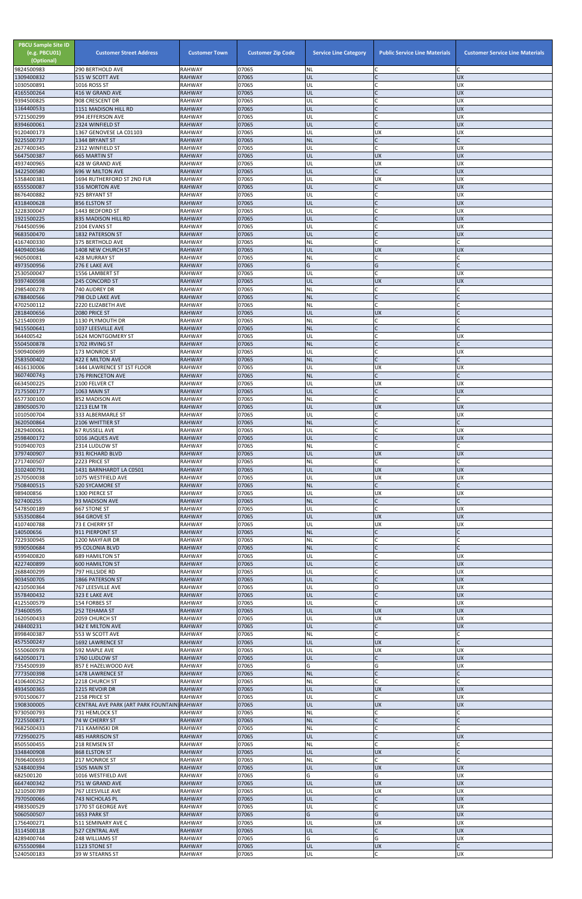| PBCU Sample Site ID (e.g. PBCU01) (Optional) | Customer Street Address | Customer Town | Customer Zip Code | Service Line Category | Public Service Line Materials | Customer Service Line Materials |
|---|---|---|---|---|---|---|
| 9824500983 | 290 BERTHOLD AVE | RAHWAY | 07065 | NL | C | C |
| 1309400832 | 515 W SCOTT AVE | RAHWAY | 07065 | UL | C | UX |
| 1030500891 | 1016 ROSS ST | RAHWAY | 07065 | UL | C | UX |
| 4165500264 | 416 W GRAND AVE | RAHWAY | 07065 | UL | C | UX |
| 9394500825 | 908 CRESCENT DR | RAHWAY | 07065 | UL | C | UX |
| 1164400533 | 1151 MADISON HILL RD | RAHWAY | 07065 | UL | C | UX |
| 5721500299 | 994 JEFFERSON AVE | RAHWAY | 07065 | UL | C | UX |
| 8394600061 | 2324 WINFIELD ST | RAHWAY | 07065 | UL | C | UX |
| 9120400173 | 1367 GENOVESE LA C01103 | RAHWAY | 07065 | UL | UX | UX |
| 9225500737 | 1344 BRYANT ST | RAHWAY | 07065 | NL | C | C |
| 2677400345 | 2312 WINFIELD ST | RAHWAY | 07065 | UL | C | UX |
| 5647500387 | 665 MARTIN ST | RAHWAY | 07065 | UL | UX | UX |
| 4937400965 | 428 W GRAND AVE | RAHWAY | 07065 | UL | UX | UX |
| 3422500580 | 696 W MILTON AVE | RAHWAY | 07065 | UL | C | UX |
| 5358400381 | 1694 RUTHERFORD ST 2ND FLR | RAHWAY | 07065 | UL | UX | UX |
| 6555500087 | 316 MORTON AVE | RAHWAY | 07065 | UL | C | UX |
| 8676400882 | 925 BRYANT ST | RAHWAY | 07065 | UL | C | UX |
| 4318400628 | 856 ELSTON ST | RAHWAY | 07065 | UL | C | UX |
| 3228300047 | 1443 BEDFORD ST | RAHWAY | 07065 | UL | C | UX |
| 1921500225 | 835 MADISON HILL RD | RAHWAY | 07065 | UL | C | UX |
| 7644500596 | 2104 EVANS ST | RAHWAY | 07065 | UL | C | UX |
| 9683500470 | 1832 PATERSON ST | RAHWAY | 07065 | UL | C | UX |
| 4167400330 | 375 BERTHOLD AVE | RAHWAY | 07065 | NL | C | C |
| 4409400346 | 1408 NEW CHURCH ST | RAHWAY | 07065 | UL | UX | UX |
| 960500081 | 428 MURRAY ST | RAHWAY | 07065 | NL | C | C |
| 4973500956 | 276 E LAKE AVE | RAHWAY | 07065 | G | G | C |
| 2530500047 | 1556 LAMBERT ST | RAHWAY | 07065 | UL | C | UX |
| 9397400598 | 245 CONCORD ST | RAHWAY | 07065 | UL | UX | UX |
| 2985400278 | 740 AUDREY DR | RAHWAY | 07065 | NL | C | C |
| 6788400566 | 798 OLD LAKE AVE | RAHWAY | 07065 | NL | C | C |
| 4702500112 | 2220 ELIZABETH AVE | RAHWAY | 07065 | NL | C | C |
| 2818400656 | 2080 PRICE ST | RAHWAY | 07065 | UL | UX | C |
| 5215400039 | 1130 PLYMOUTH DR | RAHWAY | 07065 | NL | C | C |
| 9415500641 | 1037 LEESVILLE AVE | RAHWAY | 07065 | NL | C | C |
| 364400542 | 1624 MONTGOMERY ST | RAHWAY | 07065 | UL | C | UX |
| 5504500878 | 1702 IRVING ST | RAHWAY | 07065 | NL | C | C |
| 5909400699 | 173 MONROE ST | RAHWAY | 07065 | UL | C | UX |
| 2583500402 | 422 E MILTON AVE | RAHWAY | 07065 | NL | C | C |
| 4616130006 | 1444 LAWRENCE ST 1ST FLOOR | RAHWAY | 07065 | UL | UX | UX |
| 3607400743 | 176 PRINCETON AVE | RAHWAY | 07065 | NL | C | C |
| 6634500225 | 2100 FELVER CT | RAHWAY | 07065 | UL | UX | UX |
| 7175500177 | 1063 MAIN ST | RAHWAY | 07065 | UL | C | UX |
| 6577300100 | 852 MADISON AVE | RAHWAY | 07065 | NL | C | C |
| 2890500570 | 1213 ELM TR | RAHWAY | 07065 | UL | UX | UX |
| 1010500704 | 333 ALBERMARLE ST | RAHWAY | 07065 | UL | C | UX |
| 3620500864 | 2106 WHITTIER ST | RAHWAY | 07065 | NL | C | C |
| 2829400061 | 67 RUSSELL AVE | RAHWAY | 07065 | UL | C | UX |
| 2598400172 | 1016 JAQUES AVE | RAHWAY | 07065 | UL | C | UX |
| 9109400703 | 2314 LUDLOW ST | RAHWAY | 07065 | NL | C | C |
| 3797400907 | 931 RICHARD BLVD | RAHWAY | 07065 | UL | UX | UX |
| 2717400507 | 2223 PRICE ST | RAHWAY | 07065 | NL | C | C |
| 3102400791 | 1431 BARNHARDT LA C0501 | RAHWAY | 07065 | UL | UX | UX |
| 2570500038 | 1075 WESTFIELD AVE | RAHWAY | 07065 | UL | UX | UX |
| 7508400515 | 520 SYCAMORE ST | RAHWAY | 07065 | NL | C | C |
| 989400856 | 1300 PIERCE ST | RAHWAY | 07065 | UL | UX | UX |
| 927400255 | 93 MADISON AVE | RAHWAY | 07065 | NL | C | C |
| 5478500189 | 667 STONE ST | RAHWAY | 07065 | UL | C | UX |
| 5353500864 | 364 GROVE ST | RAHWAY | 07065 | UL | UX | UX |
| 4107400788 | 73 E CHERRY ST | RAHWAY | 07065 | UL | UX | UX |
| 140500656 | 911 PIERPONT ST | RAHWAY | 07065 | NL | C | C |
| 7229300945 | 1200 MAYFAIR DR | RAHWAY | 07065 | NL | C | C |
| 9390500684 | 95 COLONIA BLVD | RAHWAY | 07065 | NL | C | C |
| 4599400820 | 689 HAMILTON ST | RAHWAY | 07065 | UL | C | UX |
| 4227400899 | 600 HAMILTON ST | RAHWAY | 07065 | UL | C | UX |
| 2688400299 | 797 HILLSIDE RD | RAHWAY | 07065 | UL | C | UX |
| 9034500705 | 1866 PATERSON ST | RAHWAY | 07065 | UL | C | UX |
| 4210500364 | 767 LEESVILLE AVE | RAHWAY | 07065 | UL | O | UX |
| 3578400432 | 323 E LAKE AVE | RAHWAY | 07065 | UL | C | UX |
| 4125500579 | 154 FORBES ST | RAHWAY | 07065 | UL | C | UX |
| 734600595 | 252 TEHAMA ST | RAHWAY | 07065 | UL | UX | UX |
| 1620500433 | 2059 CHURCH ST | RAHWAY | 07065 | UL | UX | UX |
| 248400231 | 342 E MILTON AVE | RAHWAY | 07065 | UL | C | UX |
| 8998400387 | 553 W SCOTT AVE | RAHWAY | 07065 | NL | C | C |
| 4575500247 | 1692 LAWRENCE ST | RAHWAY | 07065 | UL | UX | C |
| 5550600978 | 592 MAPLE AVE | RAHWAY | 07065 | UL | UX | UX |
| 6420500171 | 1760 LUDLOW ST | RAHWAY | 07065 | UL | C | UX |
| 7354500939 | 857 E HAZELWOOD AVE | RAHWAY | 07065 | G | G | UX |
| 7773500398 | 1478 LAWRENCE ST | RAHWAY | 07065 | NL | C | C |
| 4106400252 | 2218 CHURCH ST | RAHWAY | 07065 | NL | C | C |
| 4934500365 | 1215 REVOIR DR | RAHWAY | 07065 | UL | UX | UX |
| 9701500677 | 2158 PRICE ST | RAHWAY | 07065 | UL | C | UX |
| 1908300005 | CENTRAL AVE PARK (ART PARK FOUNTAIN) | RAHWAY | 07065 | UL | UX | UX |
| 9730500793 | 731 HEMLOCK ST | RAHWAY | 07065 | NL | C | C |
| 7225500871 | 74 W CHERRY ST | RAHWAY | 07065 | NL | C | C |
| 9682500433 | 711 KAMINSKI DR | RAHWAY | 07065 | NL | C | C |
| 7729500275 | 485 HARRISON ST | RAHWAY | 07065 | UL | C | UX |
| 8505500455 | 218 REMSEN ST | RAHWAY | 07065 | NL | C | C |
| 3348400908 | 868 ELSTON ST | RAHWAY | 07065 | UL | UX | C |
| 7696400693 | 217 MONROE ST | RAHWAY | 07065 | NL | C | C |
| 5248400394 | 1505 MAIN ST | RAHWAY | 07065 | UL | UX | UX |
| 682500120 | 1016 WESTFIELD AVE | RAHWAY | 07065 | G | G | UX |
| 6647400342 | 751 W GRAND AVE | RAHWAY | 07065 | UL | UX | UX |
| 3210500789 | 767 LEESVILLE AVE | RAHWAY | 07065 | UL | UX | UX |
| 7970500066 | 743 NICHOLAS PL | RAHWAY | 07065 | UL | C | UX |
| 4983500529 | 1770 ST GEORGE AVE | RAHWAY | 07065 | UL | C | UX |
| 5060500507 | 1653 PARK ST | RAHWAY | 07065 | G | G | UX |
| 1756400271 | 511 SEMINARY AVE C | RAHWAY | 07065 | UL | UX | UX |
| 3114500118 | 527 CENTRAL AVE | RAHWAY | 07065 | UL | C | UX |
| 4289400744 | 248 WILLIAMS ST | RAHWAY | 07065 | G | G | UX |
| 6755500984 | 1123 STONE ST | RAHWAY | 07065 | UL | UX | C |
| 5240500183 | 39 W STEARNS ST | RAHWAY | 07065 | UL | C | UX |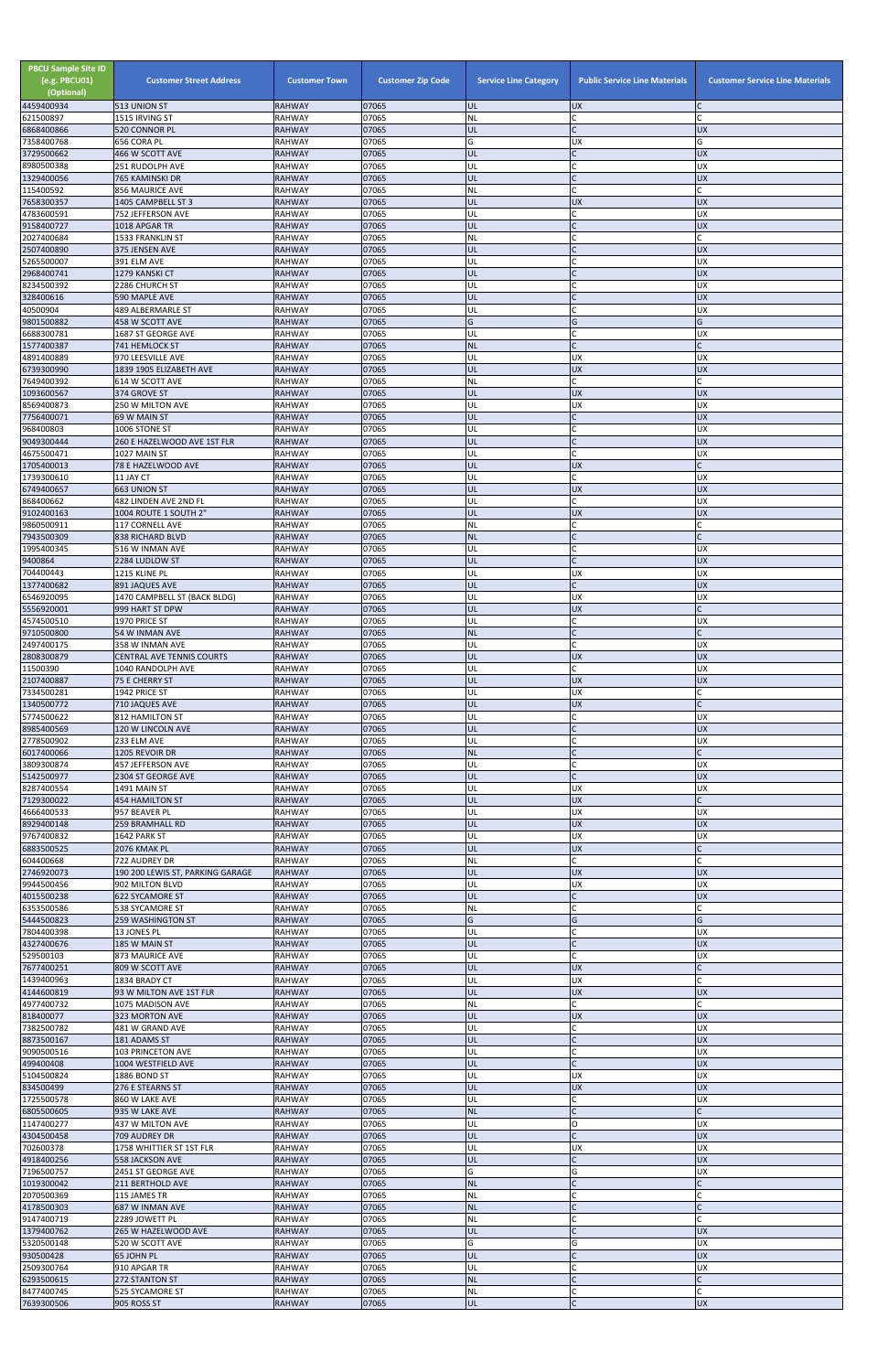| PBCU Sample Site ID (e.g. PBCU01) (Optional) | Customer Street Address | Customer Town | Customer Zip Code | Service Line Category | Public Service Line Materials | Customer Service Line Materials |
|---|---|---|---|---|---|---|
| 4459400934 | 513 UNION ST | RAHWAY | 07065 | UL | UX | C |
| 621500897 | 1515 IRVING ST | RAHWAY | 07065 | NL | C | C |
| 6868400866 | 520 CONNOR PL | RAHWAY | 07065 | UL | C | UX |
| 7358400768 | 656 CORA PL | RAHWAY | 07065 | G | UX | G |
| 3729500662 | 466 W SCOTT AVE | RAHWAY | 07065 | UL | C | UX |
| 8980500388 | 251 RUDOLPH AVE | RAHWAY | 07065 | UL | C | UX |
| 1329400056 | 765 KAMINSKI DR | RAHWAY | 07065 | UL | C | UX |
| 115400592 | 856 MAURICE AVE | RAHWAY | 07065 | NL | C | C |
| 7658300357 | 1405 CAMPBELL ST 3 | RAHWAY | 07065 | UL | UX | UX |
| 4783600591 | 752 JEFFERSON AVE | RAHWAY | 07065 | UL | C | UX |
| 9158400727 | 1018 APGAR TR | RAHWAY | 07065 | UL | C | UX |
| 2027400684 | 1533 FRANKLIN ST | RAHWAY | 07065 | NL | C | C |
| 2507400890 | 375 JENSEN AVE | RAHWAY | 07065 | UL | C | UX |
| 5265500007 | 391 ELM AVE | RAHWAY | 07065 | UL | C | UX |
| 2968400741 | 1279 KANSKI CT | RAHWAY | 07065 | UL | C | UX |
| 8234500392 | 2286 CHURCH ST | RAHWAY | 07065 | UL | C | UX |
| 328400616 | 590 MAPLE AVE | RAHWAY | 07065 | UL | C | UX |
| 40500904 | 489 ALBERMARLE ST | RAHWAY | 07065 | UL | C | UX |
| 9801500882 | 458 W SCOTT AVE | RAHWAY | 07065 | G | G | G |
| 6688300781 | 1687 ST GEORGE AVE | RAHWAY | 07065 | UL | C | UX |
| 1577400387 | 741 HEMLOCK ST | RAHWAY | 07065 | NL | C | C |
| 4891400889 | 970 LEESVILLE AVE | RAHWAY | 07065 | UL | UX | UX |
| 6739300990 | 1839 1905 ELIZABETH AVE | RAHWAY | 07065 | UL | UX | UX |
| 7649400392 | 614 W SCOTT AVE | RAHWAY | 07065 | NL | C | C |
| 1093600567 | 374 GROVE ST | RAHWAY | 07065 | UL | UX | UX |
| 8569400873 | 250 W MILTON AVE | RAHWAY | 07065 | UL | UX | UX |
| 7756400071 | 69 W MAIN ST | RAHWAY | 07065 | UL | C | UX |
| 968400803 | 1006 STONE ST | RAHWAY | 07065 | UL | C | UX |
| 9049300444 | 260 E HAZELWOOD AVE 1ST FLR | RAHWAY | 07065 | UL | C | UX |
| 4675500471 | 1027 MAIN ST | RAHWAY | 07065 | UL | C | UX |
| 1705400013 | 78 E HAZELWOOD AVE | RAHWAY | 07065 | UL | UX | C |
| 1739300610 | 11 JAY CT | RAHWAY | 07065 | UL | C | UX |
| 6749400657 | 663 UNION ST | RAHWAY | 07065 | UL | UX | UX |
| 868400662 | 482 LINDEN AVE 2ND FL | RAHWAY | 07065 | UL | C | UX |
| 9102400163 | 1004 ROUTE 1 SOUTH 2" | RAHWAY | 07065 | UL | UX | UX |
| 9860500911 | 117 CORNELL AVE | RAHWAY | 07065 | NL | C | C |
| 7943500309 | 838 RICHARD BLVD | RAHWAY | 07065 | NL | C | C |
| 1995400345 | 516 W INMAN AVE | RAHWAY | 07065 | UL | C | UX |
| 9400864 | 2284 LUDLOW ST | RAHWAY | 07065 | UL | C | UX |
| 704400443 | 1215 KLINE PL | RAHWAY | 07065 | UL | UX | UX |
| 1377400682 | 891 JAQUES AVE | RAHWAY | 07065 | UL | C | UX |
| 6546920095 | 1470 CAMPBELL ST (BACK BLDG) | RAHWAY | 07065 | UL | UX | UX |
| 5556920001 | 999 HART ST DPW | RAHWAY | 07065 | UL | UX | C |
| 4574500510 | 1970 PRICE ST | RAHWAY | 07065 | UL | C | UX |
| 9710500800 | 54 W INMAN AVE | RAHWAY | 07065 | NL | C | C |
| 2497400175 | 358 W INMAN AVE | RAHWAY | 07065 | UL | C | UX |
| 2808300879 | CENTRAL AVE TENNIS COURTS | RAHWAY | 07065 | UL | UX | UX |
| 11500390 | 1040 RANDOLPH AVE | RAHWAY | 07065 | UL | C | UX |
| 2107400887 | 75 E CHERRY ST | RAHWAY | 07065 | UL | UX | UX |
| 7334500281 | 1942 PRICE ST | RAHWAY | 07065 | UL | UX | C |
| 1340500772 | 710 JAQUES AVE | RAHWAY | 07065 | UL | UX | C |
| 5774500622 | 812 HAMILTON ST | RAHWAY | 07065 | UL | C | UX |
| 8985400569 | 120 W LINCOLN AVE | RAHWAY | 07065 | UL | C | UX |
| 2778500902 | 233 ELM AVE | RAHWAY | 07065 | UL | C | UX |
| 6017400066 | 1205 REVOIR DR | RAHWAY | 07065 | NL | C | C |
| 3809300874 | 457 JEFFERSON AVE | RAHWAY | 07065 | UL | C | UX |
| 5142500977 | 2304 ST GEORGE AVE | RAHWAY | 07065 | UL | C | UX |
| 8287400554 | 1491 MAIN ST | RAHWAY | 07065 | UL | UX | UX |
| 7129300022 | 454 HAMILTON ST | RAHWAY | 07065 | UL | UX | C |
| 4666400533 | 957 BEAVER PL | RAHWAY | 07065 | UL | UX | UX |
| 8929400148 | 259 BRAMHALL RD | RAHWAY | 07065 | UL | UX | UX |
| 9767400832 | 1642 PARK ST | RAHWAY | 07065 | UL | UX | UX |
| 6883500525 | 2076 KMAK PL | RAHWAY | 07065 | UL | UX | C |
| 604400668 | 722 AUDREY DR | RAHWAY | 07065 | NL | C | C |
| 2746920073 | 190 200 LEWIS ST, PARKING GARAGE | RAHWAY | 07065 | UL | UX | UX |
| 9944500456 | 902 MILTON BLVD | RAHWAY | 07065 | UL | UX | UX |
| 4015500238 | 622 SYCAMORE ST | RAHWAY | 07065 | UL | C | UX |
| 6353500586 | 538 SYCAMORE ST | RAHWAY | 07065 | NL | C | C |
| 5444500823 | 259 WASHINGTON ST | RAHWAY | 07065 | G | G | G |
| 7804400398 | 13 JONES PL | RAHWAY | 07065 | UL | C | UX |
| 4327400676 | 185 W MAIN ST | RAHWAY | 07065 | UL | C | UX |
| 529500103 | 873 MAURICE AVE | RAHWAY | 07065 | UL | C | UX |
| 7677400251 | 809 W SCOTT AVE | RAHWAY | 07065 | UL | UX | C |
| 1439400963 | 1834 BRADY CT | RAHWAY | 07065 | UL | UX | C |
| 4144600819 | 93 W MILTON AVE 1ST FLR | RAHWAY | 07065 | UL | UX | UX |
| 4977400732 | 1075 MADISON AVE | RAHWAY | 07065 | NL | C | C |
| 818400077 | 323 MORTON AVE | RAHWAY | 07065 | UL | UX | UX |
| 7382500782 | 481 W GRAND AVE | RAHWAY | 07065 | UL | C | UX |
| 8873500167 | 181 ADAMS ST | RAHWAY | 07065 | UL | C | UX |
| 9090500516 | 103 PRINCETON AVE | RAHWAY | 07065 | UL | C | UX |
| 499400408 | 1004 WESTFIELD AVE | RAHWAY | 07065 | UL | C | UX |
| 5104500824 | 1886 BOND ST | RAHWAY | 07065 | UL | UX | UX |
| 834500499 | 276 E STEARNS ST | RAHWAY | 07065 | UL | UX | UX |
| 1725500578 | 860 W LAKE AVE | RAHWAY | 07065 | UL | C | UX |
| 6805500605 | 935 W LAKE AVE | RAHWAY | 07065 | NL | C | C |
| 1147400277 | 437 W MILTON AVE | RAHWAY | 07065 | UL | O | UX |
| 4304500458 | 709 AUDREY DR | RAHWAY | 07065 | UL | C | UX |
| 702600378 | 1758 WHITTIER ST 1ST FLR | RAHWAY | 07065 | UL | UX | UX |
| 4918400256 | 558 JACKSON AVE | RAHWAY | 07065 | UL | C | UX |
| 7196500757 | 2451 ST GEORGE AVE | RAHWAY | 07065 | G | G | UX |
| 1019300042 | 211 BERTHOLD AVE | RAHWAY | 07065 | NL | C | C |
| 2070500369 | 115 JAMES TR | RAHWAY | 07065 | NL | C | C |
| 4178500303 | 687 W INMAN AVE | RAHWAY | 07065 | NL | C | C |
| 9147400719 | 2289 JOWETT PL | RAHWAY | 07065 | NL | C | C |
| 1379400762 | 265 W HAZELWOOD AVE | RAHWAY | 07065 | UL | C | UX |
| 5320500148 | 520 W SCOTT AVE | RAHWAY | 07065 | G | G | UX |
| 930500428 | 65 JOHN PL | RAHWAY | 07065 | UL | C | UX |
| 2509300764 | 910 APGAR TR | RAHWAY | 07065 | UL | C | UX |
| 6293500615 | 272 STANTON ST | RAHWAY | 07065 | NL | C | C |
| 8477400745 | 525 SYCAMORE ST | RAHWAY | 07065 | NL | C | C |
| 7639300506 | 905 ROSS ST | RAHWAY | 07065 | UL | C | UX |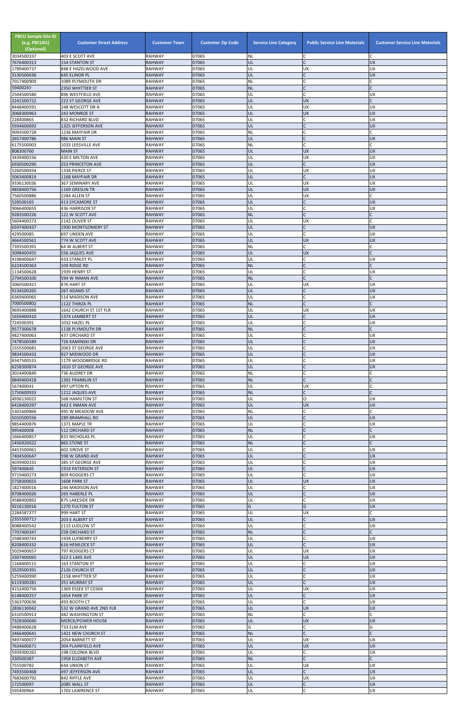| PBCU Sample Site ID (e.g. PBCU01) (Optional) | Customer Street Address | Customer Town | Customer Zip Code | Service Line Category | Public Service Line Materials | Customer Service Line Materials |
|---|---|---|---|---|---|---|
| 3034500337 | 403 E SCOTT AVE | RAHWAY | 07065 | NL | C | C |
| 7676400313 | 154 STANTON ST | RAHWAY | 07065 | UL | C | UX |
| 1789400737 | 848 E HAZELWOOD AVE | RAHWAY | 07065 | UL | UX | UX |
| 3130500636 | 645 ELINOR PL | RAHWAY | 07065 | UL | C | UX |
| 7017400909 | 1089 PLYMOUTH DR | RAHWAY | 07065 | NL | C | C |
| 59400247 | 2350 WHITTIER ST | RAHWAY | 07065 | NL | C | C |
| 2504500580 | 896 WESTFIELD AVE | RAHWAY | 07065 | UL | C | UX |
| 2241500722 | 222 ST GEORGE AVE | RAHWAY | 07065 | UL | UX | C |
| 8448400591 | 248 WESCOTT DR A | RAHWAY | 07065 | UL | UX | UX |
| 3068300963 | 243 MONROE ST | RAHWAY | 07065 | UL | UX | UX |
| 228400865 | 832 RICHARD BLVD | RAHWAY | 07065 | UL | C | UX |
| 5934600692 | 1325 JEFFERSON AVE | RAHWAY | 07065 | UL | C | UX |
| 9093500728 | 1236 MAYFAIR DR | RAHWAY | 07065 | NL | C | C |
| 2657400786 | 986 MAIN ST | RAHWAY | 07065 | UL | C | UX |
| 6175500003 | 1033 LEESVILLE AVE | RAHWAY | 07065 | NL | C | C |
| 808300760 | MAIN ST | RAHWAY | 07065 | UL | UX | UX |
| 3439400156 | 420 E MILTON AVE | RAHWAY | 07065 | UL | UX | UX |
| 6930500290 | 253 PRINCETON AVE | RAHWAY | 07065 | UL | C | UX |
| 5260500934 | 1334 PIERCE ST | RAHWAY | 07065 | UL | UX | UX |
| 5063400819 | 1168 MAYFAIR DR | RAHWAY | 07065 | UL | C | UX |
| 9336130036 | 367 SEMINARY AVE | RAHWAY | 07065 | UL | UX | UX |
| 4858400756 | 1169 GRESLIN TR | RAHWAY | 07065 | UL | UX | UX |
| 7560500886 | 2284 ALLEN ST | RAHWAY | 07065 | UL | UX | C |
| 528500165 | 413 SYCAMORE ST | RAHWAY | 07065 | UL | C | UX |
| 9066400655 | 436 HARRISON ST | RAHWAY | 07065 | UL | C | UX |
| 9283500226 | 121 W SCOTT AVE | RAHWAY | 07065 | NL | C | C |
| 5604400272 | 2142 OLIVER ST | RAHWAY | 07065 | UL | UX | C |
| 6597400437 | 1930 MONTGOMERY ST | RAHWAY | 07065 | UL | C | UX |
| 429500085 | 697 LINDEN AVE | RAHWAY | 07065 | UL | C | UX |
| 4664500561 | 774 W SCOTT AVE | RAHWAY | 07065 | UL | UX | UX |
| 7393500391 | 64 W ALBERT ST | RAHWAY | 07065 | NL | C | C |
| 3098400455 | 556 JAQUES AVE | RAHWAY | 07065 | UL | UX | C |
| 4198400647 | 433 STANLEY PL | RAHWAY | 07065 | UL | C | UX |
| 6224500363 | 109 RIDGE RD | RAHWAY | 07065 | NL | C | C |
| 1134500628 | 1939 HENRY ST | RAHWAY | 07065 | UL | C | UX |
| 2794500100 | 594 W INMAN AVE | RAHWAY | 07065 | NL | C | C |
| 3060500421 | 876 HART ST | RAHWAY | 07065 | UL | UX | UX |
| 9134500265 | 267 ADAMS ST | RAHWAY | 07065 | UL | C | UX |
| 6369400065 | 514 MADISON AVE | RAHWAY | 07065 | UL | C | UX |
| 7000500802 | 1122 THIRZA PL | RAHWAY | 07065 | NL | C | C |
| 9695400888 | 1642 CHURCH ST 1ST FLR | RAHWAY | 07065 | UL | UX | UX |
| 1659400410 | 1374 LAMBERT ST | RAHWAY | 07065 | UL | C | UX |
| 724500391 | 1032 HAZEL PL | RAHWAY | 07065 | UL | C | UX |
| 9577300678 | 1138 PLYMOUTH DR | RAHWAY | 07065 | NL | C | C |
| 4827400063 | 437 ORCHARD ST | RAHWAY | 07065 | UL | C | UX |
| 7478500589 | 726 KAMINSKI DR | RAHWAY | 07065 | UL | C | UX |
| 1555500681 | 2063 ST GEORGE AVE | RAHWAY | 07065 | UL | C | UX |
| 9834500433 | 927 MIDWOOD DR | RAHWAY | 07065 | UL | C | UX |
| 8347500531 | 1179 WOODBRIDGE RD | RAHWAY | 07065 | UL | C | UX |
| 6258300874 | 1610 ST GEORGE AVE | RAHWAY | 07065 | UL | C | UX |
| 3014400840 | 736 AUDREY DR | RAHWAY | 07065 | NL | C | C |
| 8849400418 | 1391 FRANKLIN ST | RAHWAY | 07065 | NL | C | C |
| 567400041 | 497 UPTON PL | RAHWAY | 07065 | UL | UX | C |
| 1750600933 | 1212 JAQUES AVE | RAHWAY | 07065 | NL | C | C |
| 4936130022 | 568 HAMILTON ST | RAHWAY | 07065 | UL | O | UX |
| 6418400297 | 442 E INMAN AVE | RAHWAY | 07065 | UL | UX | UX |
| 5301600866 | 495 W MEADOW AVE | RAHWAY | 07065 | NL | C | C |
| 5010500556 | 289 BRAMHALL RD | RAHWAY | 07065 | UL | C | UX |
| 9854400876 | 1371 MAPLE TR | RAHWAY | 07065 | UL | C | UX |
| 995400008 | 512 ORCHARD ST | RAHWAY | 07065 | NL | C | C |
| 1666400857 | 831 NICHOLAS PL | RAHWAY | 07065 | UL | C | UX |
| 1456920022 | 865 STONE ST | RAHWAY | 07065 | NL | C | C |
| 4453500061 | 602 GROVE ST | RAHWAY | 07065 | UL | C | UX |
| 7404500647 | 598 W GRAND AVE | RAHWAY | 07065 | UL | C | UX |
| 4039400331 | 385 ST GEORGE AVE | RAHWAY | 07065 | UL | C | UX |
| 597400645 | 1919 PATERSON ST | RAHWAY | 07065 | UL | C | UX |
| 9719400273 | 809 RODGERS CT | RAHWAY | 07065 | UL | C | UX |
| 5758300655 | 1608 PARK ST | RAHWAY | 07065 | UL | UX | UX |
| 1827400016 | 244 MADISON AVE | RAHWAY | 07065 | UL | C | UX |
| 8708400026 | 265 HABERLE PL | RAHWAY | 07065 | UL | C | UX |
| 4588400892 | 875 LAKESIDE DR | RAHWAY | 07065 | UL | C | UX |
| 9216130016 | 1270 FULTON ST | RAHWAY | 07065 | G | G | UX |
| 2284587277 | 999 HART ST | RAHWAY | 07065 | UL | UX | C |
| 2355500717 | 203 E ALBERT ST | RAHWAY | 07065 | UL | C | UX |
| 8088400542 | 2115 LUDLOW ST | RAHWAY | 07065 | UL | C | UX |
| 7707400347 | 258 ORCHARD ST | RAHWAY | 07065 | NL | C | C |
| 2588300743 | 1934 LUFBERRY ST | RAHWAY | 07065 | UL | C | UX |
| 8208400332 | 616 HEMLOCK ST | RAHWAY | 07065 | UL | C | UX |
| 5029400657 | 797 RODGERS CT | RAHWAY | 07065 | UL | UX | UX |
| 3307400065 | 322 E LAKE AVE | RAHWAY | 07065 | UL | UX | UX |
| 1168400515 | 163 STANTON ST | RAHWAY | 07065 | UL | C | UX |
| 3529500391 | 2126 CHURCH ST | RAHWAY | 07065 | UL | C | UX |
| 5259400990 | 2158 WHITTIER ST | RAHWAY | 07065 | UL | C | UX |
| 6119300281 | 351 MURRAY ST | RAHWAY | 07065 | UL | C | UX |
| 4152400756 | 1369 ESSEX ST C0304 | RAHWAY | 07065 | UL | UX | UX |
| 6148400257 | 1654 PARK ST | RAHWAY | 07065 | UL | C | UX |
| 5363700636 | 493 BOOTH CT | RAHWAY | 07065 | UL | C | UX |
| 2836130042 | 532 W GRAND AVE 2ND FLR | RAHWAY | 07065 | UL | UX | UX |
| 6310500913 | 482 WASHINGTON ST | RAHWAY | 07065 | NL | C | C |
| 7328300040 | MERCK/POWER HOUSE | RAHWAY | 07065 | UL | UX | UX |
| 9488400628 | 733 ELM AVE | RAHWAY | 07065 | G | C | G |
| 3466400641 | 1421 NEW CHURCH ST | RAHWAY | 07065 | NL | C | C |
| 9497400077 | 2054 BARNETT ST | RAHWAY | 07065 | UL | UX | UX |
| 7634600671 | 304 PLAINFIELD AVE | RAHWAY | 07065 | UL | UX | UX |
| 5939300261 | 198 COLONIA BLVD | RAHWAY | 07065 | UL | C | UX |
| 330500387 | 1958 ELIZABETH AVE | RAHWAY | 07065 | NL | C | C |
| 755500782 | 644 UNION ST | RAHWAY | 07065 | UL | UX | UX |
| 7495500468 | 497 JEFFERSON AVE | RAHWAY | 07065 | UL | C | UX |
| 7683600792 | 842 RIFFLE AVE | RAHWAY | 07065 | UL | UX | UX |
| 172500097 | 2085 WALL ST | RAHWAY | 07065 | UL | C | UX |
| 595400964 | 1702 LAWRENCE ST | RAHWAY | 07065 | UL | C | UX |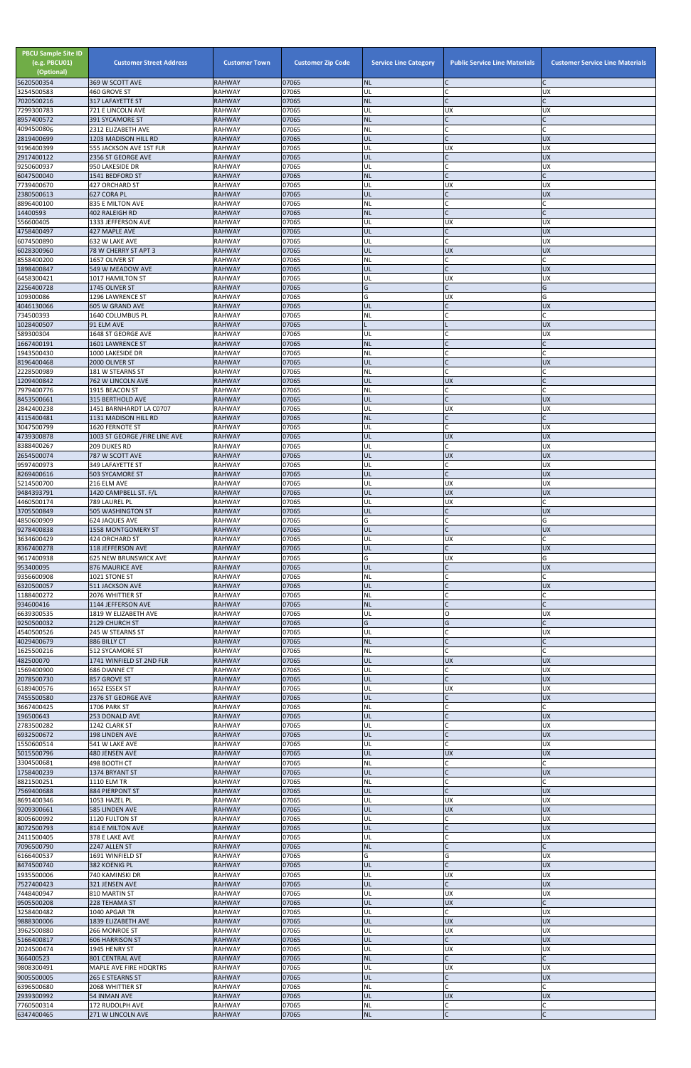| PBCU Sample Site ID (e.g. PBCU01) (Optional) | Customer Street Address | Customer Town | Customer Zip Code | Service Line Category | Public Service Line Materials | Customer Service Line Materials |
|---|---|---|---|---|---|---|
| 5620500354 | 369 W SCOTT AVE | RAHWAY | 07065 | NL | C | C |
| 3254500583 | 460 GROVE ST | RAHWAY | 07065 | UL | C | UX |
| 7020500216 | 317 LAFAYETTE ST | RAHWAY | 07065 | NL | C | C |
| 7299300783 | 721 E LINCOLN AVE | RAHWAY | 07065 | UL | UX | UX |
| 8957400572 | 391 SYCAMORE ST | RAHWAY | 07065 | NL | C | C |
| 4094500806 | 2312 ELIZABETH AVE | RAHWAY | 07065 | NL | C | C |
| 2819400699 | 1203 MADISON HILL RD | RAHWAY | 07065 | UL | C | UX |
| 9196400399 | 555 JACKSON AVE 1ST FLR | RAHWAY | 07065 | UL | UX | UX |
| 2917400122 | 2356 ST GEORGE AVE | RAHWAY | 07065 | UL | C | UX |
| 9250600937 | 950 LAKESIDE DR | RAHWAY | 07065 | UL | C | UX |
| 6047500040 | 1541 BEDFORD ST | RAHWAY | 07065 | NL | C | C |
| 7739400670 | 427 ORCHARD ST | RAHWAY | 07065 | UL | UX | UX |
| 2380500613 | 627 CORA PL | RAHWAY | 07065 | UL | C | UX |
| 8896400100 | 835 E MILTON AVE | RAHWAY | 07065 | NL | C | C |
| 14400593 | 402 RALEIGH RD | RAHWAY | 07065 | NL | C | C |
| 556600405 | 1333 JEFFERSON AVE | RAHWAY | 07065 | UL | UX | UX |
| 4758400497 | 427 MAPLE AVE | RAHWAY | 07065 | UL | C | UX |
| 6074500890 | 632 W LAKE AVE | RAHWAY | 07065 | UL | C | UX |
| 6028300960 | 78 W CHERRY ST APT 3 | RAHWAY | 07065 | UL | UX | UX |
| 8558400200 | 1657 OLIVER ST | RAHWAY | 07065 | NL | C | C |
| 1898400847 | 549 W MEADOW AVE | RAHWAY | 07065 | UL | C | UX |
| 6458300421 | 1017 HAMILTON ST | RAHWAY | 07065 | UL | UX | UX |
| 2256400728 | 1745 OLIVER ST | RAHWAY | 07065 | G | C | G |
| 109300086 | 1296 LAWRENCE ST | RAHWAY | 07065 | G | UX | G |
| 4046130066 | 605 W GRAND AVE | RAHWAY | 07065 | UL | C | UX |
| 734500393 | 1640 COLUMBUS PL | RAHWAY | 07065 | NL | C | C |
| 1028400507 | 91 ELM AVE | RAHWAY | 07065 | L | L | UX |
| 589300304 | 1648 ST GEORGE AVE | RAHWAY | 07065 | UL | C | UX |
| 1667400191 | 1601 LAWRENCE ST | RAHWAY | 07065 | NL | C | C |
| 1943500430 | 1000 LAKESIDE DR | RAHWAY | 07065 | NL | C | C |
| 8196400468 | 2000 OLIVER ST | RAHWAY | 07065 | UL | C | UX |
| 2228500989 | 181 W STEARNS ST | RAHWAY | 07065 | NL | C | C |
| 1209400842 | 762 W LINCOLN AVE | RAHWAY | 07065 | UL | UX | C |
| 7979400776 | 1915 BEACON ST | RAHWAY | 07065 | NL | C | C |
| 8453500661 | 315 BERTHOLD AVE | RAHWAY | 07065 | UL | C | UX |
| 2842400238 | 1451 BARNHARDT LA C0707 | RAHWAY | 07065 | UL | UX | UX |
| 4115400481 | 1131 MADISON HILL RD | RAHWAY | 07065 | NL | C | C |
| 3047500799 | 1620 FERNOTE ST | RAHWAY | 07065 | UL | C | UX |
| 4739300878 | 1003 ST GEORGE /FIRE LINE AVE | RAHWAY | 07065 | UL | UX | UX |
| 8388400267 | 209 DUKES RD | RAHWAY | 07065 | UL | C | UX |
| 2654500074 | 787 W SCOTT AVE | RAHWAY | 07065 | UL | UX | UX |
| 9597400973 | 349 LAFAYETTE ST | RAHWAY | 07065 | UL | C | UX |
| 8269400616 | 503 SYCAMORE ST | RAHWAY | 07065 | UL | C | UX |
| 5214500700 | 216 ELM AVE | RAHWAY | 07065 | UL | UX | UX |
| 9484393791 | 1420 CAMPBELL ST. F/L | RAHWAY | 07065 | UL | UX | UX |
| 4460500174 | 789 LAUREL PL | RAHWAY | 07065 | UL | UX | C |
| 3705500849 | 505 WASHINGTON ST | RAHWAY | 07065 | UL | C | UX |
| 4850600909 | 624 JAQUES AVE | RAHWAY | 07065 | G | C | G |
| 9278400838 | 1558 MONTGOMERY ST | RAHWAY | 07065 | UL | C | UX |
| 3634600429 | 424 ORCHARD ST | RAHWAY | 07065 | UL | UX | C |
| 8367400278 | 118 JEFFERSON AVE | RAHWAY | 07065 | UL | C | UX |
| 9617400938 | 625 NEW BRUNSWICK AVE | RAHWAY | 07065 | G | UX | G |
| 95340095 | 876 MAURICE AVE | RAHWAY | 07065 | UL | C | UX |
| 9356600908 | 1021 STONE ST | RAHWAY | 07065 | NL | C | C |
| 6320500057 | 511 JACKSON AVE | RAHWAY | 07065 | UL | C | UX |
| 1188400272 | 2076 WHITTIER ST | RAHWAY | 07065 | NL | C | C |
| 934600416 | 1144 JEFFERSON AVE | RAHWAY | 07065 | NL | C | C |
| 6639300535 | 1819 W ELIZABETH AVE | RAHWAY | 07065 | UL | O | UX |
| 9250500032 | 2129 CHURCH ST | RAHWAY | 07065 | G | G | C |
| 4540500526 | 245 W STEARNS ST | RAHWAY | 07065 | UL | C | UX |
| 4029400679 | 886 BILLY CT | RAHWAY | 07065 | NL | C | C |
| 1625500216 | 512 SYCAMORE ST | RAHWAY | 07065 | NL | C | C |
| 482500070 | 1741 WINFIELD ST 2ND FLR | RAHWAY | 07065 | UL | UX | UX |
| 1569400900 | 686 DIANNE CT | RAHWAY | 07065 | UL | C | UX |
| 2078500730 | 857 GROVE ST | RAHWAY | 07065 | UL | C | UX |
| 6189400576 | 1652 ESSEX ST | RAHWAY | 07065 | UL | UX | UX |
| 7455500580 | 2376 ST GEORGE AVE | RAHWAY | 07065 | UL | C | UX |
| 3667400425 | 1706 PARK ST | RAHWAY | 07065 | NL | C | C |
| 196500643 | 253 DONALD AVE | RAHWAY | 07065 | UL | C | UX |
| 2783500282 | 1242 CLARK ST | RAHWAY | 07065 | UL | C | UX |
| 6932500672 | 198 LINDEN AVE | RAHWAY | 07065 | UL | C | UX |
| 1550600514 | 541 W LAKE AVE | RAHWAY | 07065 | UL | C | UX |
| 5015500796 | 480 JENSEN AVE | RAHWAY | 07065 | UL | UX | UX |
| 3304500681 | 498 BOOTH CT | RAHWAY | 07065 | NL | C | C |
| 1758400239 | 1374 BRYANT ST | RAHWAY | 07065 | UL | C | UX |
| 8821500251 | 1110 ELM TR | RAHWAY | 07065 | NL | C | C |
| 7569400688 | 884 PIERPONT ST | RAHWAY | 07065 | UL | C | UX |
| 8691400346 | 1053 HAZEL PL | RAHWAY | 07065 | UL | UX | UX |
| 9209300661 | 585 LINDEN AVE | RAHWAY | 07065 | UL | UX | UX |
| 8005600992 | 1120 FULTON ST | RAHWAY | 07065 | UL | C | UX |
| 8072500793 | 814 E MILTON AVE | RAHWAY | 07065 | UL | C | UX |
| 2411500405 | 378 E LAKE AVE | RAHWAY | 07065 | UL | C | UX |
| 7096500790 | 2247 ALLEN ST | RAHWAY | 07065 | NL | C | C |
| 6166400537 | 1691 WINFIELD ST | RAHWAY | 07065 | G | G | UX |
| 8474500740 | 382 KOENIG PL | RAHWAY | 07065 | UL | C | UX |
| 1935500006 | 740 KAMINSKI DR | RAHWAY | 07065 | UL | UX | UX |
| 7527400423 | 321 JENSEN AVE | RAHWAY | 07065 | UL | C | UX |
| 7448400947 | 810 MARTIN ST | RAHWAY | 07065 | UL | UX | UX |
| 9505500208 | 228 TEHAMA ST | RAHWAY | 07065 | UL | UX | C |
| 3258400482 | 1040 APGAR TR | RAHWAY | 07065 | UL | C | UX |
| 9888300006 | 1839 ELIZABETH AVE | RAHWAY | 07065 | UL | UX | UX |
| 3962500880 | 266 MONROE ST | RAHWAY | 07065 | UL | UX | UX |
| 5166400817 | 606 HARRISON ST | RAHWAY | 07065 | UL | C | UX |
| 2024500474 | 1945 HENRY ST | RAHWAY | 07065 | UL | UX | UX |
| 366400523 | 801 CENTRAL AVE | RAHWAY | 07065 | NL | C | C |
| 9808300491 | MAPLE AVE FIRE HDQRTRS | RAHWAY | 07065 | UL | UX | UX |
| 9005500005 | 265 E STEARNS ST | RAHWAY | 07065 | UL | C | UX |
| 6396500680 | 2068 WHITTIER ST | RAHWAY | 07065 | NL | C | C |
| 2939300992 | 54 INMAN AVE | RAHWAY | 07065 | UL | UX | UX |
| 7760500314 | 172 RUDOLPH AVE | RAHWAY | 07065 | NL | C | C |
| 6347400465 | 271 W LINCOLN AVE | RAHWAY | 07065 | NL | C | C |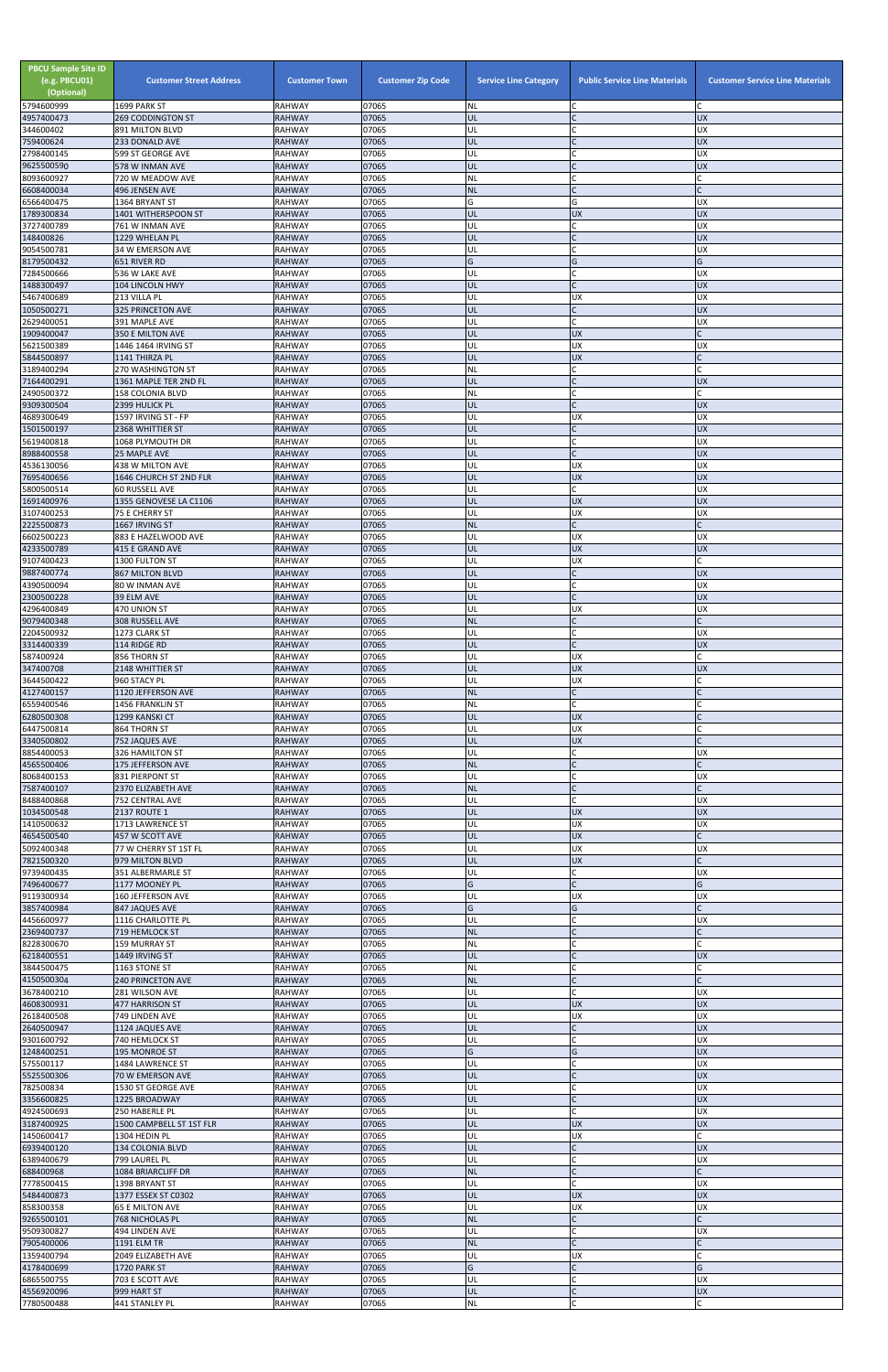| PBCU Sample Site ID (e.g. PBCU01) (Optional) | Customer Street Address | Customer Town | Customer Zip Code | Service Line Category | Public Service Line Materials | Customer Service Line Materials |
|---|---|---|---|---|---|---|
| 5794600999 | 1699 PARK ST | RAHWAY | 07065 | NL | C | C |
| 4957400473 | 269 CODDINGTON ST | RAHWAY | 07065 | UL | C | UX |
| 344600402 | 891 MILTON BLVD | RAHWAY | 07065 | UL | C | UX |
| 759400624 | 233 DONALD AVE | RAHWAY | 07065 | UL | C | UX |
| 2798400145 | 599 ST GEORGE AVE | RAHWAY | 07065 | UL | C | UX |
| 9625500590 | 578 W INMAN AVE | RAHWAY | 07065 | UL | C | UX |
| 8093600927 | 720 W MEADOW AVE | RAHWAY | 07065 | NL | C | C |
| 6608400034 | 496 JENSEN AVE | RAHWAY | 07065 | NL | C | C |
| 6566400475 | 1364 BRYANT ST | RAHWAY | 07065 | G | G | UX |
| 1789300834 | 1401 WITHERSPOON ST | RAHWAY | 07065 | UL | UX | UX |
| 3727400789 | 761 W INMAN AVE | RAHWAY | 07065 | UL | C | UX |
| 148400826 | 1229 WHELAN PL | RAHWAY | 07065 | UL | C | UX |
| 9054500781 | 34 W EMERSON AVE | RAHWAY | 07065 | UL | C | UX |
| 8179500432 | 651 RIVER RD | RAHWAY | 07065 | G | G | G |
| 7284500666 | 536 W LAKE AVE | RAHWAY | 07065 | UL | C | UX |
| 1488300497 | 104 LINCOLN HWY | RAHWAY | 07065 | UL | C | UX |
| 5467400689 | 213 VILLA PL | RAHWAY | 07065 | UL | UX | UX |
| 1050500271 | 325 PRINCETON AVE | RAHWAY | 07065 | UL | C | UX |
| 2629400051 | 391 MAPLE AVE | RAHWAY | 07065 | UL | C | UX |
| 1909400047 | 350 E MILTON AVE | RAHWAY | 07065 | UL | UX | C |
| 5621500389 | 1446 1464 IRVING ST | RAHWAY | 07065 | UL | UX | UX |
| 5844500897 | 1141 THIRZA PL | RAHWAY | 07065 | UL | UX | C |
| 3189400294 | 270 WASHINGTON ST | RAHWAY | 07065 | NL | C | C |
| 7164400291 | 1361 MAPLE TER 2ND FL | RAHWAY | 07065 | UL | C | UX |
| 2490500372 | 158 COLONIA BLVD | RAHWAY | 07065 | NL | C | C |
| 9309300504 | 2399 HULICK PL | RAHWAY | 07065 | UL | C | UX |
| 4689300649 | 1597 IRVING ST - FP | RAHWAY | 07065 | UL | UX | UX |
| 1501500197 | 2368 WHITTIER ST | RAHWAY | 07065 | UL | C | UX |
| 5619400818 | 1068 PLYMOUTH DR | RAHWAY | 07065 | UL | C | UX |
| 8988400558 | 25 MAPLE AVE | RAHWAY | 07065 | UL | C | UX |
| 4536130056 | 438 W MILTON AVE | RAHWAY | 07065 | UL | UX | UX |
| 7695400656 | 1646 CHURCH ST 2ND FLR | RAHWAY | 07065 | UL | UX | UX |
| 5800500514 | 60 RUSSELL AVE | RAHWAY | 07065 | UL | C | UX |
| 1691400976 | 1355 GENOVESE LA C1106 | RAHWAY | 07065 | UL | UX | UX |
| 3107400253 | 75 E CHERRY ST | RAHWAY | 07065 | UL | UX | UX |
| 2225500873 | 1667 IRVING ST | RAHWAY | 07065 | NL | C | C |
| 6602500223 | 883 E HAZELWOOD AVE | RAHWAY | 07065 | UL | UX | UX |
| 4233500789 | 415 E GRAND AVE | RAHWAY | 07065 | UL | UX | UX |
| 9107400423 | 1300 FULTON ST | RAHWAY | 07065 | UL | UX | C |
| 9887400774 | 867 MILTON BLVD | RAHWAY | 07065 | UL | C | UX |
| 4390500094 | 80 W INMAN AVE | RAHWAY | 07065 | UL | C | UX |
| 2300500228 | 39 ELM AVE | RAHWAY | 07065 | UL | C | UX |
| 4296400849 | 470 UNION ST | RAHWAY | 07065 | UL | UX | UX |
| 9079400348 | 308 RUSSELL AVE | RAHWAY | 07065 | NL | C | C |
| 2204500932 | 1273 CLARK ST | RAHWAY | 07065 | UL | C | UX |
| 3314400339 | 114 RIDGE RD | RAHWAY | 07065 | UL | C | UX |
| 587400924 | 856 THORN ST | RAHWAY | 07065 | UL | UX | C |
| 347400708 | 2148 WHITTIER ST | RAHWAY | 07065 | UL | UX | UX |
| 3644500422 | 960 STACY PL | RAHWAY | 07065 | UL | UX | C |
| 4127400157 | 1120 JEFFERSON AVE | RAHWAY | 07065 | NL | C | C |
| 6559400546 | 1456 FRANKLIN ST | RAHWAY | 07065 | NL | C | C |
| 6280500308 | 1299 KANSKI CT | RAHWAY | 07065 | UL | UX | C |
| 6447500814 | 864 THORN ST | RAHWAY | 07065 | UL | UX | C |
| 3340500802 | 752 JAQUES AVE | RAHWAY | 07065 | UL | UX | C |
| 8854400053 | 326 HAMILTON ST | RAHWAY | 07065 | UL | C | UX |
| 4565500406 | 175 JEFFERSON AVE | RAHWAY | 07065 | NL | C | C |
| 8068400153 | 831 PIERPONT ST | RAHWAY | 07065 | UL | C | UX |
| 7587400107 | 2370 ELIZABETH AVE | RAHWAY | 07065 | NL | C | C |
| 8488400868 | 752 CENTRAL AVE | RAHWAY | 07065 | UL | C | UX |
| 1034500548 | 2137 ROUTE 1 | RAHWAY | 07065 | UL | UX | UX |
| 1410500632 | 1713 LAWRENCE ST | RAHWAY | 07065 | UL | UX | UX |
| 4654500540 | 457 W SCOTT AVE | RAHWAY | 07065 | UL | UX | C |
| 5092400348 | 77 W CHERRY ST 1ST FL | RAHWAY | 07065 | UL | UX | UX |
| 7821500320 | 979 MILTON BLVD | RAHWAY | 07065 | UL | UX | C |
| 9739400435 | 351 ALBERMARLE ST | RAHWAY | 07065 | UL | C | UX |
| 7496400677 | 1177 MOONEY PL | RAHWAY | 07065 | G | C | G |
| 9119300934 | 160 JEFFERSON AVE | RAHWAY | 07065 | UL | UX | UX |
| 3857400984 | 847 JAQUES AVE | RAHWAY | 07065 | G | G | C |
| 4456600977 | 1116 CHARLOTTE PL | RAHWAY | 07065 | UL | C | UX |
| 2369400737 | 719 HEMLOCK ST | RAHWAY | 07065 | NL | C | C |
| 8228300670 | 159 MURRAY ST | RAHWAY | 07065 | NL | C | C |
| 6218400551 | 1449 IRVING ST | RAHWAY | 07065 | UL | C | UX |
| 3844500475 | 1163 STONE ST | RAHWAY | 07065 | NL | C | C |
| 4150500304 | 240 PRINCETON AVE | RAHWAY | 07065 | NL | C | C |
| 3678400210 | 281 WILSON AVE | RAHWAY | 07065 | UL | C | UX |
| 4608300931 | 477 HARRISON ST | RAHWAY | 07065 | UL | UX | UX |
| 2618400508 | 749 LINDEN AVE | RAHWAY | 07065 | UL | UX | UX |
| 2640500947 | 1124 JAQUES AVE | RAHWAY | 07065 | UL | C | UX |
| 9301600792 | 740 HEMLOCK ST | RAHWAY | 07065 | UL | C | UX |
| 1248400251 | 195 MONROE ST | RAHWAY | 07065 | G | G | UX |
| 575500117 | 1484 LAWRENCE ST | RAHWAY | 07065 | UL | C | UX |
| 5525500306 | 70 W EMERSON AVE | RAHWAY | 07065 | UL | C | UX |
| 7825000834 | 1530 ST GEORGE AVE | RAHWAY | 07065 | UL | C | UX |
| 3356600825 | 1225 BROADWAY | RAHWAY | 07065 | UL | C | UX |
| 4924500693 | 250 HABERLE PL | RAHWAY | 07065 | UL | C | UX |
| 3187400925 | 1500 CAMPBELL ST 1ST FLR | RAHWAY | 07065 | UL | UX | UX |
| 1450600417 | 1304 HEDIN PL | RAHWAY | 07065 | UL | UX | C |
| 6939400120 | 134 COLONIA BLVD | RAHWAY | 07065 | UL | C | UX |
| 6389400679 | 799 LAUREL PL | RAHWAY | 07065 | UL | C | UX |
| 688400968 | 1084 BRIARCLIFF DR | RAHWAY | 07065 | NL | C | C |
| 7778500415 | 1398 BRYANT ST | RAHWAY | 07065 | UL | C | UX |
| 5484400873 | 1377 ESSEX ST C0302 | RAHWAY | 07065 | UL | UX | UX |
| 858300358 | 65 E MILTON AVE | RAHWAY | 07065 | UL | UX | UX |
| 9265500101 | 768 NICHOLAS PL | RAHWAY | 07065 | NL | C | C |
| 9509300827 | 494 LINDEN AVE | RAHWAY | 07065 | UL | C | UX |
| 7905400006 | 1191 ELM TR | RAHWAY | 07065 | NL | C | C |
| 1359400794 | 2049 ELIZABETH AVE | RAHWAY | 07065 | UL | UX | C |
| 4178400699 | 1720 PARK ST | RAHWAY | 07065 | G | C | G |
| 6865500755 | 703 E SCOTT AVE | RAHWAY | 07065 | UL | C | UX |
| 4556920096 | 999 HART ST | RAHWAY | 07065 | UL | C | UX |
| 7780500488 | 441 STANLEY PL | RAHWAY | 07065 | NL | C | C |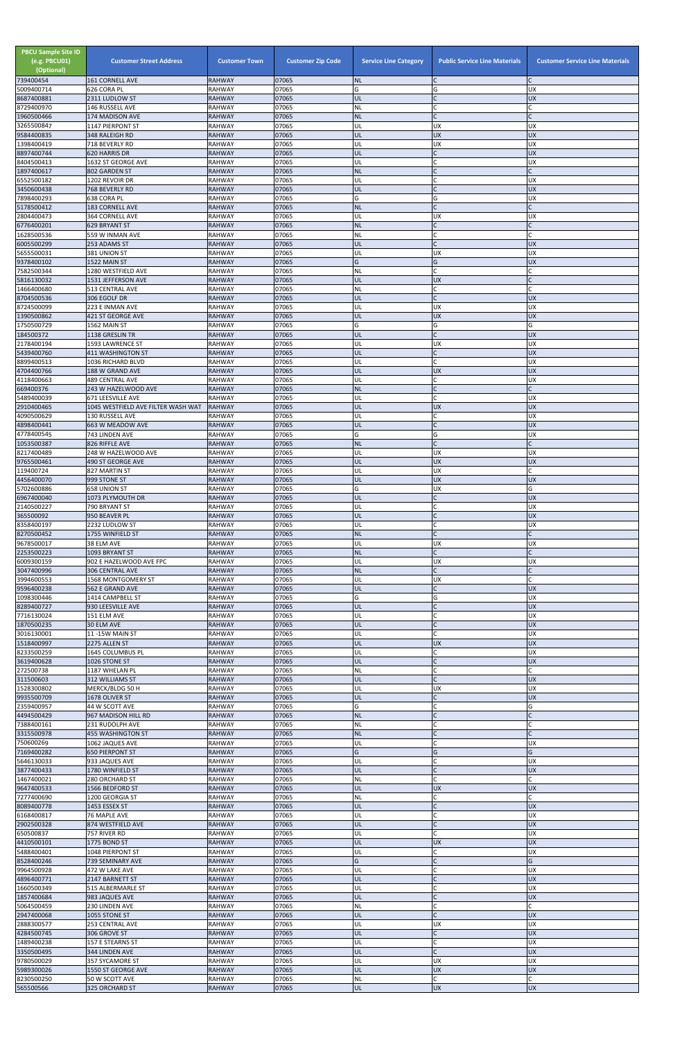| PBCU Sample Site ID (e.g. PBCU01) (Optional) | Customer Street Address | Customer Town | Customer Zip Code | Service Line Category | Public Service Line Materials | Customer Service Line Materials |
|---|---|---|---|---|---|---|
| 739400454 | 161 CORNELL AVE | RAHWAY | 07065 | NL | C | C |
| 5009400714 | 626 CORA PL | RAHWAY | 07065 | G | G | UX |
| 8687400881 | 2311 LUDLOW ST | RAHWAY | 07065 | UL | C | UX |
| 8729400970 | 146 RUSSELL AVE | RAHWAY | 07065 | NL | C | C |
| 1960500466 | 174 MADISON AVE | RAHWAY | 07065 | NL | C | C |
| 3265500847 | 1147 PIERPONT ST | RAHWAY | 07065 | UL | UX | UX |
| 9584400835 | 348 RALEIGH RD | RAHWAY | 07065 | UL | UX | UX |
| 1398400419 | 718 BEVERLY RD | RAHWAY | 07065 | UL | UX | UX |
| 8897400744 | 620 HARRIS DR | RAHWAY | 07065 | UL | C | UX |
| 8404500413 | 1632 ST GEORGE AVE | RAHWAY | 07065 | UL | C | UX |
| 1897400617 | 802 GARDEN ST | RAHWAY | 07065 | NL | C | C |
| 6552500182 | 1202 REVOIR DR | RAHWAY | 07065 | UL | C | UX |
| 3456000438 | 768 BEVERLY RD | RAHWAY | 07065 | UL | C | UX |
| 7898400293 | 638 CORA PL | RAHWAY | 07065 | G | G | UX |
| 5178500412 | 183 CORNELL AVE | RAHWAY | 07065 | NL | C | C |
| 2804400473 | 364 CORNELL AVE | RAHWAY | 07065 | UL | UX | UX |
| 6776400201 | 629 BRYANT ST | RAHWAY | 07065 | NL | C | C |
| 1628500536 | 559 W INMAN AVE | RAHWAY | 07065 | NL | C | C |
| 6005500299 | 253 ADAMS ST | RAHWAY | 07065 | UL | C | UX |
| 5655500031 | 381 UNION ST | RAHWAY | 07065 | UL | UX | UX |
| 9378400102 | 1522 MAIN ST | RAHWAY | 07065 | G | G | UX |
| 7582500344 | 1280 WESTFIELD AVE | RAHWAY | 07065 | NL | C | C |
| 5816130032 | 1531 JEFFERSON AVE | RAHWAY | 07065 | UL | UX | C |
| 1466400680 | 513 CENTRAL AVE | RAHWAY | 07065 | NL | C | C |
| 8704500536 | 306 EGOLF DR | RAHWAY | 07065 | UL | C | UX |
| 8724500099 | 223 E INMAN AVE | RAHWAY | 07065 | UL | UX | UX |
| 1390500862 | 421 ST GEORGE AVE | RAHWAY | 07065 | UL | UX | UX |
| 1750500729 | 1562 MAIN ST | RAHWAY | 07065 | G | G | G |
| 184500372 | 1138 GRESLIN TR | RAHWAY | 07065 | UL | C | UX |
| 2178400194 | 1593 LAWRENCE ST | RAHWAY | 07065 | UL | UX | UX |
| 5439400760 | 411 WASHINGTON ST | RAHWAY | 07065 | UL | C | UX |
| 8899400513 | 1036 RICHARD BLVD | RAHWAY | 07065 | UL | C | UX |
| 4704400766 | 188 W GRAND AVE | RAHWAY | 07065 | UL | UX | UX |
| 4118400663 | 489 CENTRAL AVE | RAHWAY | 07065 | UL | C | UX |
| 669400376 | 243 W HAZELWOOD AVE | RAHWAY | 07065 | NL | C | C |
| 5489400039 | 671 LEESVILLE AVE | RAHWAY | 07065 | UL | C | UX |
| 2910400465 | 1045 WESTFIELD AVE FILTER WASH WAT | RAHWAY | 07065 | UL | UX | UX |
| 4090500629 | 130 RUSSELL AVE | RAHWAY | 07065 | UL | C | UX |
| 4898400441 | 663 W MEADOW AVE | RAHWAY | 07065 | UL | C | UX |
| 4778400545 | 743 LINDEN AVE | RAHWAY | 07065 | G | G | UX |
| 1053500387 | 826 RIFFLE AVE | RAHWAY | 07065 | NL | C | C |
| 8217400489 | 248 W HAZELWOOD AVE | RAHWAY | 07065 | UL | UX | UX |
| 9765500461 | 490 ST GEORGE AVE | RAHWAY | 07065 | UL | UX | UX |
| 119400724 | 827 MARTIN ST | RAHWAY | 07065 | UL | UX | C |
| 4456400070 | 999 STONE ST | RAHWAY | 07065 | UL | UX | UX |
| 5702600886 | 658 UNION ST | RAHWAY | 07065 | G | UX | G |
| 6967400040 | 1073 PLYMOUTH DR | RAHWAY | 07065 | UL | C | UX |
| 2140500227 | 790 BRYANT ST | RAHWAY | 07065 | UL | C | UX |
| 365500092 | 950 BEAVER PL | RAHWAY | 07065 | UL | C | UX |
| 8358400197 | 2232 LUDLOW ST | RAHWAY | 07065 | UL | C | UX |
| 8270500452 | 1755 WINFIELD ST | RAHWAY | 07065 | NL | C | C |
| 9678500017 | 38 ELM AVE | RAHWAY | 07065 | UL | UX | UX |
| 2253500223 | 1093 BRYANT ST | RAHWAY | 07065 | NL | C | C |
| 6009300159 | 902 E HAZELWOOD AVE FPC | RAHWAY | 07065 | UL | UX | UX |
| 3047400996 | 306 CENTRAL AVE | RAHWAY | 07065 | NL | C | C |
| 3994600553 | 1568 MONTGOMERY ST | RAHWAY | 07065 | UL | UX | C |
| 9596400238 | 562 E GRAND AVE | RAHWAY | 07065 | UL | C | UX |
| 1098300446 | 1414 CAMPBELL ST | RAHWAY | 07065 | G | G | UX |
| 8289400727 | 930 LEESVILLE AVE | RAHWAY | 07065 | UL | C | UX |
| 7716130024 | 151 ELM AVE | RAHWAY | 07065 | UL | C | UX |
| 1870500235 | 30 ELM AVE | RAHWAY | 07065 | UL | C | UX |
| 3016130001 | 11 -15W MAIN ST | RAHWAY | 07065 | UL | C | UX |
| 1518400997 | 2275 ALLEN ST | RAHWAY | 07065 | UL | UX | UX |
| 8233500259 | 1645 COLUMBUS PL | RAHWAY | 07065 | UL | C | UX |
| 3619400628 | 1026 STONE ST | RAHWAY | 07065 | UL | C | UX |
| 272500738 | 1187 WHELAN PL | RAHWAY | 07065 | NL | C | C |
| 311500603 | 312 WILLIAMS ST | RAHWAY | 07065 | UL | C | UX |
| 1528300802 | MERCK/BLDG 50 H | RAHWAY | 07065 | UL | UX | UX |
| 9935500709 | 1678 OLIVER ST | RAHWAY | 07065 | UL | C | UX |
| 2359400957 | 44 W SCOTT AVE | RAHWAY | 07065 | G | C | G |
| 4494500429 | 967 MADISON HILL RD | RAHWAY | 07065 | NL | C | C |
| 7388400161 | 231 RUDOLPH AVE | RAHWAY | 07065 | NL | C | C |
| 3315500978 | 455 WASHINGTON ST | RAHWAY | 07065 | NL | C | C |
| 750600269 | 1062 JAQUES AVE | RAHWAY | 07065 | UL | C | UX |
| 7169400282 | 650 PIERPONT ST | RAHWAY | 07065 | G | G | G |
| 5646130033 | 933 JAQUES AVE | RAHWAY | 07065 | UL | C | UX |
| 3877400433 | 1780 WINFIELD ST | RAHWAY | 07065 | UL | C | UX |
| 1467400021 | 280 ORCHARD ST | RAHWAY | 07065 | NL | C | C |
| 9647400533 | 1566 BEDFORD ST | RAHWAY | 07065 | UL | UX | UX |
| 7277400690 | 1200 GEORGIA ST | RAHWAY | 07065 | NL | C | C |
| 8089400778 | 1453 ESSEX ST | RAHWAY | 07065 | UL | C | UX |
| 6168400817 | 76 MAPLE AVE | RAHWAY | 07065 | UL | C | UX |
| 2902500328 | 874 WESTFIELD AVE | RAHWAY | 07065 | UL | C | UX |
| 650500837 | 757 RIVER RD | RAHWAY | 07065 | UL | C | UX |
| 4410500101 | 1775 BOND ST | RAHWAY | 07065 | UL | UX | UX |
| 5488400401 | 1048 PIERPONT ST | RAHWAY | 07065 | UL | C | UX |
| 8528400246 | 739 SEMINARY AVE | RAHWAY | 07065 | G | C | G |
| 9964500928 | 472 W LAKE AVE | RAHWAY | 07065 | UL | C | UX |
| 4896400771 | 2147 BARNETT ST | RAHWAY | 07065 | UL | C | UX |
| 1660500349 | 515 ALBERMARLE ST | RAHWAY | 07065 | UL | C | UX |
| 1857400684 | 983 JAQUES AVE | RAHWAY | 07065 | UL | C | UX |
| 5064500459 | 230 LINDEN AVE | RAHWAY | 07065 | NL | C | C |
| 2947400068 | 1055 STONE ST | RAHWAY | 07065 | UL | C | UX |
| 2888300577 | 253 CENTRAL AVE | RAHWAY | 07065 | UL | UX | UX |
| 4284500745 | 306 GROVE ST | RAHWAY | 07065 | UL | C | UX |
| 1489400238 | 157 E STEARNS ST | RAHWAY | 07065 | UL | C | UX |
| 3350500495 | 344 LINDEN AVE | RAHWAY | 07065 | UL | C | UX |
| 9780500029 | 357 SYCAMORE ST | RAHWAY | 07065 | UL | UX | UX |
| 5989300026 | 1550 ST GEORGE AVE | RAHWAY | 07065 | UL | UX | UX |
| 8230500250 | 50 W SCOTT AVE | RAHWAY | 07065 | NL | C | C |
| 565500566 | 325 ORCHARD ST | RAHWAY | 07065 | UL | UX | UX |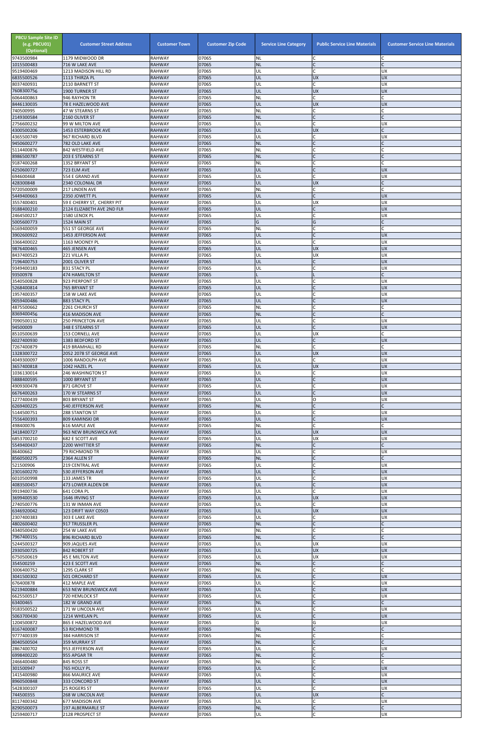| PBCU Sample Site ID (e.g. PBCU01) (Optional) | Customer Street Address | Customer Town | Customer Zip Code | Service Line Category | Public Service Line Materials | Customer Service Line Materials |
|---|---|---|---|---|---|---|
| 9743500984 | 1179 MIDWOOD DR | RAHWAY | 07065 | NL | C | C |
| 1015500483 | 716 W LAKE AVE | RAHWAY | 07065 | NL | C | C |
| 9519400469 | 1213 MADISON HILL RD | RAHWAY | 07065 | UL | C | UX |
| 6835500526 | 1113 THIRZA PL | RAHWAY | 07065 | UL | UX | UX |
| 8037400931 | 2110 BARNETT ST | RAHWAY | 07065 | UL | C | UX |
| 7608300756 | 1900 TURNER ST | RAHWAY | 07065 | UL | UX | UX |
| 6064400863 | 946 RAYHON TR | RAHWAY | 07065 | NL | C | C |
| 8446130035 | 78 E HAZELWOOD AVE | RAHWAY | 07065 | UL | UX | UX |
| 740500995 | 47 W STEARNS ST | RAHWAY | 07065 | NL | C | C |
| 2149300584 | 2160 OLIVER ST | RAHWAY | 07065 | NL | C | C |
| 2756600232 | 99 W MILTON AVE | RAHWAY | 07065 | UL | C | UX |
| 4300500206 | 1453 ESTERBROOK AVE | RAHWAY | 07065 | UL | UX | C |
| 4365500749 | 967 RICHARD BLVD | RAHWAY | 07065 | UL | C | UX |
| 9450600277 | 782 OLD LAKE AVE | RAHWAY | 07065 | NL | C | C |
| 5114400876 | 842 WESTFIELD AVE | RAHWAY | 07065 | NL | C | C |
| 8986500787 | 203 E STEARNS ST | RAHWAY | 07065 | NL | C | C |
| 9187400268 | 1352 BRYANT ST | RAHWAY | 07065 | NL | C | C |
| 4250600727 | 723 ELM AVE | RAHWAY | 07065 | UL | C | UX |
| 694600468 | 554 E GRAND AVE | RAHWAY | 07065 | UL | C | UX |
| 428300848 | 2340 COLONIAL DR | RAHWAY | 07065 | UL | UX | C |
| 9720500009 | 217 LINDEN AVE | RAHWAY | 07065 | NL | C | C |
| 5449400663 | 2350 JOWETT PL | RAHWAY | 07065 | UL | C | UX |
| 3557400401 | 59 E CHERRY ST, CHERRY PIT | RAHWAY | 07065 | UL | UX | UX |
| 9188400210 | 2124 ELIZABETH AVE 2ND FLR | RAHWAY | 07065 | UL | C | UX |
| 2464500217 | 1580 LENOX PL | RAHWAY | 07065 | UL | C | UX |
| 5005600773 | 1524 MAIN ST | RAHWAY | 07065 | G | G | C |
| 6169400059 | 551 ST GEORGE AVE | RAHWAY | 07065 | NL | C | C |
| 3902600922 | 1453 JEFFERSON AVE | RAHWAY | 07065 | UL | C | UX |
| 3366400022 | 1163 MOONEY PL | RAHWAY | 07065 | UL | C | UX |
| 9876400465 | 465 JENSEN AVE | RAHWAY | 07065 | UL | UX | UX |
| 8437400523 | 221 VILLA PL | RAHWAY | 07065 | UL | UX | UX |
| 7196400753 | 2001 OLIVER ST | RAHWAY | 07065 | UL | C | UX |
| 9349400183 | 831 STACY PL | RAHWAY | 07065 | UL | C | UX |
| 93500978 | 474 HAMILTON ST | RAHWAY | 07065 | L | L | C |
| 3540500828 | 923 PIERPONT ST | RAHWAY | 07065 | UL | C | UX |
| 5268400814 | 765 BRYANT ST | RAHWAY | 07065 | UL | C | UX |
| 1957400357 | 158 W LAKE AVE | RAHWAY | 07065 | UL | C | UX |
| 9059400486 | 883 STACY PL | RAHWAY | 07065 | UL | C | UX |
| 4875500662 | 2261 CHURCH ST | RAHWAY | 07065 | NL | C | C |
| 8369400456 | 416 MADISON AVE | RAHWAY | 07065 | NL | C | C |
| 7090500132 | 250 PRINCETON AVE | RAHWAY | 07065 | UL | C | UX |
| 94500009 | 348 E STEARNS ST | RAHWAY | 07065 | UL | C | UX |
| 8510500639 | 153 CORNELL AVE | RAHWAY | 07065 | UL | UX | C |
| 6027400930 | 1383 BEDFORD ST | RAHWAY | 07065 | UL | C | UX |
| 7267400879 | 419 BRAMHALL RD | RAHWAY | 07065 | NL | C | C |
| 1328300722 | 2052 2078 ST GEORGE AVE | RAHWAY | 07065 | UL | UX | UX |
| 4049300097 | 1006 RANDOLPH AVE | RAHWAY | 07065 | UL | C | UX |
| 3657400818 | 1042 HAZEL PL | RAHWAY | 07065 | UL | UX | UX |
| 1036130014 | 246 WASHINGTON ST | RAHWAY | 07065 | UL | C | UX |
| 5888400595 | 1000 BRYANT ST | RAHWAY | 07065 | UL | C | UX |
| 4909300478 | 871 GROVE ST | RAHWAY | 07065 | UL | C | UX |
| 6676400263 | 170 W STEARNS ST | RAHWAY | 07065 | UL | C | UX |
| 1277400439 | 803 BRYANT ST | RAHWAY | 07065 | UL | O | UX |
| 6269400225 | 540 JEFFERSON AVE | RAHWAY | 07065 | NL | C | C |
| 5144500751 | 288 STANTON ST | RAHWAY | 07065 | UL | C | UX |
| 7556400393 | 809 KAMINSKI DR | RAHWAY | 07065 | UL | C | UX |
| 498400076 | 616 MAPLE AVE | RAHWAY | 07065 | NL | C | C |
| 3418400727 | 963 NEW BRUNSWICK AVE | RAHWAY | 07065 | UL | UX | UX |
| 6853700210 | 682 E SCOTT AVE | RAHWAY | 07065 | UL | UX | UX |
| 5549400437 | 2200 WHITTIER ST | RAHWAY | 07065 | NL | C | C |
| 86400662 | 79 RICHMOND TR | RAHWAY | 07065 | UL | C | UX |
| 8560500275 | 2364 ALLEN ST | RAHWAY | 07065 | NL | C | C |
| 521500906 | 219 CENTRAL AVE | RAHWAY | 07065 | UL | C | UX |
| 2301600270 | 530 JEFFERSON AVE | RAHWAY | 07065 | UL | C | UX |
| 6010500998 | 133 JAMES TR | RAHWAY | 07065 | UL | C | UX |
| 4083500457 | 473 LOWER ALDEN DR | RAHWAY | 07065 | UL | C | UX |
| 9919400736 | 641 CORA PL | RAHWAY | 07065 | UL | C | UX |
| 3699400530 | 1646 IRVING ST | RAHWAY | 07065 | UL | UX | UX |
| 2740500776 | 131 W INMAN AVE | RAHWAY | 07065 | UL | C | UX |
| 6346920042 | 123 DRIFT WAY C0503 | RAHWAY | 07065 | UL | UX | UX |
| 2307400383 | 303 E LAKE AVE | RAHWAY | 07065 | UL | C | UX |
| 4802600402 | 917 TRUSSLER PL | RAHWAY | 07065 | NL | C | C |
| 4340500420 | 254 W LAKE AVE | RAHWAY | 07065 | NL | C | C |
| 7967400155 | 896 RICHARD BLVD | RAHWAY | 07065 | NL | C | C |
| 5244500327 | 909 JAQUES AVE | RAHWAY | 07065 | UL | UX | UX |
| 2930500725 | 842 ROBERT ST | RAHWAY | 07065 | UL | UX | UX |
| 6750500619 | 45 E MILTON AVE | RAHWAY | 07065 | UL | UX | UX |
| 354500259 | 423 E SCOTT AVE | RAHWAY | 07065 | NL | C | C |
| 3006400752 | 1295 CLARK ST | RAHWAY | 07065 | NL | C | C |
| 3041500302 | 501 ORCHARD ST | RAHWAY | 07065 | UL | C | UX |
| 676400878 | 412 MAPLE AVE | RAHWAY | 07065 | UL | C | UX |
| 6219400884 | 653 NEW BRUNSWICK AVE | RAHWAY | 07065 | UL | C | UX |
| 6625500517 | 720 HEMLOCK ST | RAHWAY | 07065 | UL | C | UX |
| 63400465 | 182 W GRAND AVE | RAHWAY | 07065 | NL | C | C |
| 9183500522 | 171 W LINCOLN AVE | RAHWAY | 07065 | UL | C | UX |
| 5063700430 | 1214 WHELAN PL | RAHWAY | 07065 | UL | C | UX |
| 1204500872 | 865 E HAZELWOOD AVE | RAHWAY | 07065 | G | G | UX |
| 8167400087 | 53 RICHMOND TR | RAHWAY | 07065 | NL | C | C |
| 9777400339 | 384 HARRISON ST | RAHWAY | 07065 | NL | C | C |
| 8040500504 | 359 MURRAY ST | RAHWAY | 07065 | NL | C | C |
| 2867400702 | 953 JEFFERSON AVE | RAHWAY | 07065 | UL | C | UX |
| 6998400220 | 955 APGAR TR | RAHWAY | 07065 | NL | C | C |
| 2466400480 | 845 ROSS ST | RAHWAY | 07065 | NL | C | C |
| 301500947 | 765 HOLLY PL | RAHWAY | 07065 | UL | C | UX |
| 1415400980 | 866 MAURICE AVE | RAHWAY | 07065 | UL | C | UX |
| 8960500848 | 333 CONCORD ST | RAHWAY | 07065 | UL | C | UX |
| 5428300107 | 25 ROGERS ST | RAHWAY | 07065 | UL | C | UX |
| 744500355 | 268 W LINCOLN AVE | RAHWAY | 07065 | UL | UX | C |
| 8117400342 | 677 MADISON AVE | RAHWAY | 07065 | UL | C | UX |
| 8290500073 | 197 ALBERMARLE ST | RAHWAY | 07065 | NL | C | C |
| 3259400717 | 2128 PROSPECT ST | RAHWAY | 07065 | UL | C | UX |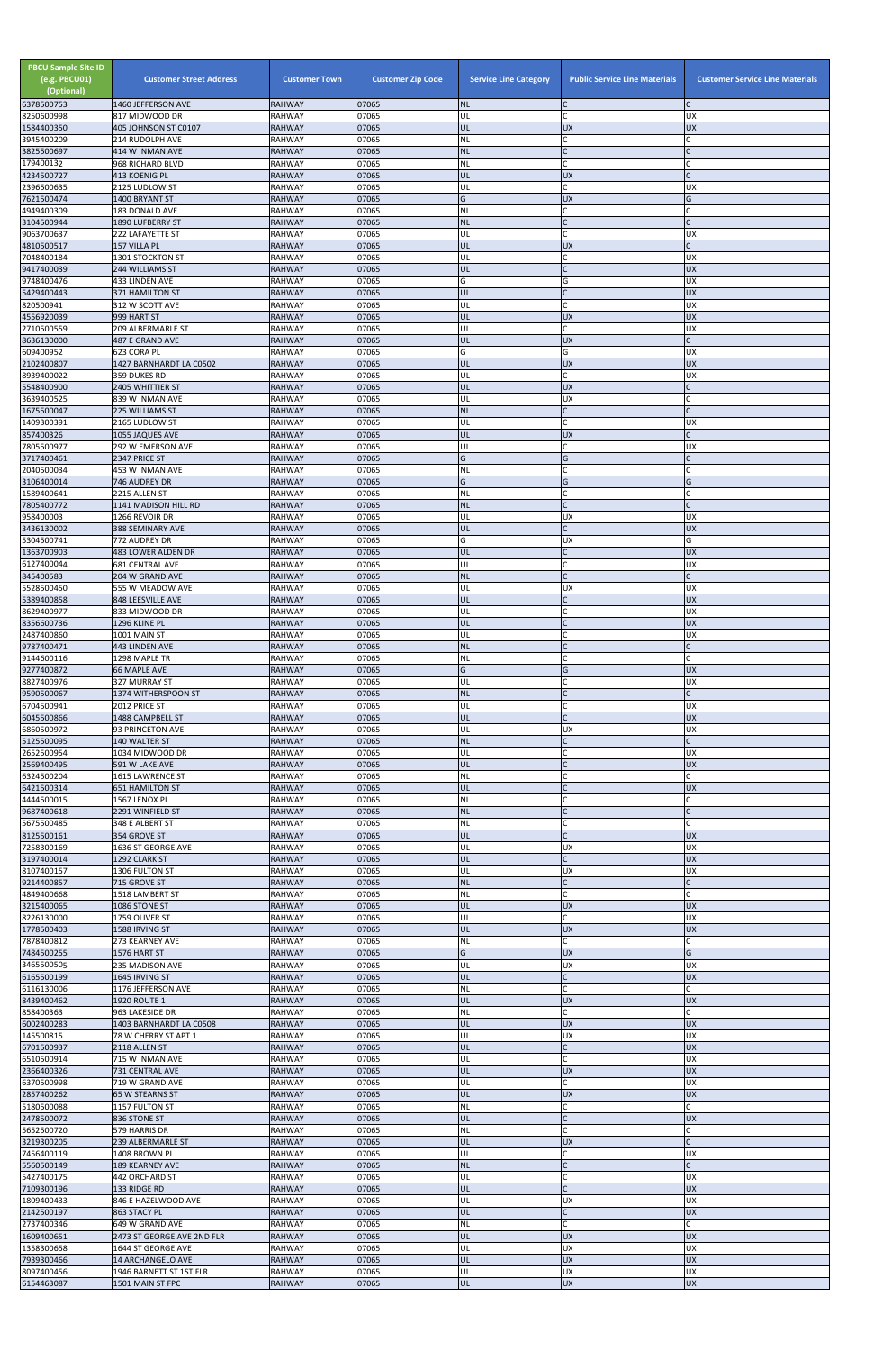| PBCU Sample Site ID (e.g. PBCU01) (Optional) | Customer Street Address | Customer Town | Customer Zip Code | Service Line Category | Public Service Line Materials | Customer Service Line Materials |
|---|---|---|---|---|---|---|
| 6378500753 | 1460 JEFFERSON AVE | RAHWAY | 07065 | NL | C | C |
| 8250600998 | 817 MIDWOOD DR | RAHWAY | 07065 | UL | C | UX |
| 1584400350 | 405 JOHNSON ST C0107 | RAHWAY | 07065 | UL | UX | UX |
| 3945400209 | 214 RUDOLPH AVE | RAHWAY | 07065 | NL | C | C |
| 3825500697 | 414 W INMAN AVE | RAHWAY | 07065 | NL | C | C |
| 179400132 | 968 RICHARD BLVD | RAHWAY | 07065 | NL | C | C |
| 4234500727 | 413 KOENIG PL | RAHWAY | 07065 | UL | UX | C |
| 2396500635 | 2125 LUDLOW ST | RAHWAY | 07065 | UL | C | UX |
| 7621500474 | 1400 BRYANT ST | RAHWAY | 07065 | G | UX | G |
| 4949400309 | 183 DONALD AVE | RAHWAY | 07065 | NL | C | C |
| 3104500944 | 1890 LUFBERRY ST | RAHWAY | 07065 | NL | C | C |
| 9063700637 | 222 LAFAYETTE ST | RAHWAY | 07065 | UL | C | UX |
| 4810500517 | 157 VILLA PL | RAHWAY | 07065 | UL | UX | C |
| 7048400184 | 1301 STOCKTON ST | RAHWAY | 07065 | UL | C | UX |
| 9417400039 | 244 WILLIAMS ST | RAHWAY | 07065 | UL | C | UX |
| 9748400476 | 433 LINDEN AVE | RAHWAY | 07065 | G | G | UX |
| 5429400443 | 371 HAMILTON ST | RAHWAY | 07065 | UL | C | UX |
| 820500941 | 312 W SCOTT AVE | RAHWAY | 07065 | UL | C | UX |
| 4556920039 | 999 HART ST | RAHWAY | 07065 | UL | UX | UX |
| 2710500559 | 209 ALBERMARLE ST | RAHWAY | 07065 | UL | C | UX |
| 8636130000 | 487 E GRAND AVE | RAHWAY | 07065 | UL | UX | C |
| 609400952 | 623 CORA PL | RAHWAY | 07065 | G | G | UX |
| 2102400807 | 1427 BARNHARDT LA C0502 | RAHWAY | 07065 | UL | UX | UX |
| 8939400022 | 359 DUKES RD | RAHWAY | 07065 | UL | C | UX |
| 5548400900 | 2405 WHITTIER ST | RAHWAY | 07065 | UL | UX | C |
| 3639400525 | 839 W INMAN AVE | RAHWAY | 07065 | UL | UX | C |
| 1675500047 | 225 WILLIAMS ST | RAHWAY | 07065 | NL | C | C |
| 1409300391 | 2165 LUDLOW ST | RAHWAY | 07065 | UL | C | UX |
| 857400326 | 1055 JAQUES AVE | RAHWAY | 07065 | UL | UX | C |
| 7805500977 | 292 W EMERSON AVE | RAHWAY | 07065 | UL | C | UX |
| 3717400461 | 2347 PRICE ST | RAHWAY | 07065 | G | G | C |
| 2040500034 | 453 W INMAN AVE | RAHWAY | 07065 | NL | C | C |
| 3106400014 | 746 AUDREY DR | RAHWAY | 07065 | G | G | G |
| 1589400641 | 2215 ALLEN ST | RAHWAY | 07065 | NL | C | C |
| 7805400772 | 1141 MADISON HILL RD | RAHWAY | 07065 | NL | C | C |
| 958400003 | 1266 REVOIR DR | RAHWAY | 07065 | UL | UX | UX |
| 3436130002 | 388 SEMINARY AVE | RAHWAY | 07065 | UL | C | UX |
| 5304500741 | 772 AUDREY DR | RAHWAY | 07065 | G | UX | G |
| 1363700903 | 483 LOWER ALDEN DR | RAHWAY | 07065 | UL | C | UX |
| 6127400044 | 681 CENTRAL AVE | RAHWAY | 07065 | UL | C | UX |
| 845400583 | 204 W GRAND AVE | RAHWAY | 07065 | NL | C | C |
| 5528500450 | 555 W MEADOW AVE | RAHWAY | 07065 | UL | UX | UX |
| 5389400858 | 848 LEESVILLE AVE | RAHWAY | 07065 | UL | C | UX |
| 8629400977 | 833 MIDWOOD DR | RAHWAY | 07065 | UL | C | UX |
| 8356600736 | 1296 KLINE PL | RAHWAY | 07065 | UL | C | UX |
| 2487400860 | 1001 MAIN ST | RAHWAY | 07065 | UL | C | UX |
| 9787400471 | 443 LINDEN AVE | RAHWAY | 07065 | NL | C | C |
| 9144600116 | 1298 MAPLE TR | RAHWAY | 07065 | NL | C | C |
| 9277400872 | 66 MAPLE AVE | RAHWAY | 07065 | G | G | UX |
| 8827400976 | 327 MURRAY ST | RAHWAY | 07065 | UL | C | UX |
| 9590500067 | 1374 WITHERSPOON ST | RAHWAY | 07065 | NL | C | C |
| 6704500941 | 2012 PRICE ST | RAHWAY | 07065 | UL | C | UX |
| 6045500866 | 1488 CAMPBELL ST | RAHWAY | 07065 | UL | C | UX |
| 6860500972 | 93 PRINCETON AVE | RAHWAY | 07065 | UL | UX | UX |
| 5125500095 | 140 WALTER ST | RAHWAY | 07065 | NL | C | C |
| 2652500954 | 1034 MIDWOOD DR | RAHWAY | 07065 | UL | C | UX |
| 2569400495 | 591 W LAKE AVE | RAHWAY | 07065 | UL | C | UX |
| 6324500204 | 1615 LAWRENCE ST | RAHWAY | 07065 | NL | C | C |
| 6421500314 | 651 HAMILTON ST | RAHWAY | 07065 | UL | C | UX |
| 4444500015 | 1567 LENOX PL | RAHWAY | 07065 | NL | C | C |
| 9687400618 | 2291 WINFIELD ST | RAHWAY | 07065 | NL | C | C |
| 5675500485 | 348 E ALBERT ST | RAHWAY | 07065 | NL | C | C |
| 8125500161 | 354 GROVE ST | RAHWAY | 07065 | UL | C | UX |
| 7258300169 | 1636 ST GEORGE AVE | RAHWAY | 07065 | UL | UX | UX |
| 3197400014 | 1292 CLARK ST | RAHWAY | 07065 | UL | C | UX |
| 8107400157 | 1306 FULTON ST | RAHWAY | 07065 | UL | UX | UX |
| 9214400857 | 715 GROVE ST | RAHWAY | 07065 | NL | C | C |
| 4849400668 | 1518 LAMBERT ST | RAHWAY | 07065 | NL | C | C |
| 3215400065 | 1086 STONE ST | RAHWAY | 07065 | UL | UX | UX |
| 8226130000 | 1759 OLIVER ST | RAHWAY | 07065 | UL | C | UX |
| 1778500403 | 1588 IRVING ST | RAHWAY | 07065 | UL | UX | UX |
| 7878400812 | 273 KEARNEY AVE | RAHWAY | 07065 | NL | C | C |
| 7484500255 | 1576 HART ST | RAHWAY | 07065 | G | UX | G |
| 3465500505 | 235 MADISON AVE | RAHWAY | 07065 | UL | UX | UX |
| 6165500199 | 1645 IRVING ST | RAHWAY | 07065 | UL | C | UX |
| 6116130006 | 1176 JEFFERSON AVE | RAHWAY | 07065 | NL | C | C |
| 8439400462 | 1920 ROUTE 1 | RAHWAY | 07065 | UL | UX | UX |
| 858400363 | 963 LAKESIDE DR | RAHWAY | 07065 | NL | C | C |
| 6002400283 | 1403 BARNHARDT LA C0508 | RAHWAY | 07065 | UL | UX | UX |
| 145500815 | 78 W CHERRY ST APT 1 | RAHWAY | 07065 | UL | UX | UX |
| 6701500937 | 2118 ALLEN ST | RAHWAY | 07065 | UL | C | UX |
| 6510500914 | 715 W INMAN AVE | RAHWAY | 07065 | UL | C | UX |
| 2366400326 | 731 CENTRAL AVE | RAHWAY | 07065 | UL | UX | UX |
| 6370500998 | 719 W GRAND AVE | RAHWAY | 07065 | UL | C | UX |
| 2857400262 | 65 W STEARNS ST | RAHWAY | 07065 | UL | UX | UX |
| 5180500088 | 1157 FULTON ST | RAHWAY | 07065 | NL | C | C |
| 2478500072 | 836 STONE ST | RAHWAY | 07065 | UL | C | UX |
| 5652500720 | 579 HARRIS DR | RAHWAY | 07065 | NL | C | C |
| 3219300205 | 239 ALBERMARLE ST | RAHWAY | 07065 | UL | UX | C |
| 7456400119 | 1408 BROWN PL | RAHWAY | 07065 | UL | C | UX |
| 5560500149 | 189 KEARNEY AVE | RAHWAY | 07065 | NL | C | C |
| 5427400175 | 442 ORCHARD ST | RAHWAY | 07065 | UL | C | UX |
| 7109300196 | 133 RIDGE RD | RAHWAY | 07065 | UL | C | UX |
| 1809400433 | 846 E HAZELWOOD AVE | RAHWAY | 07065 | UL | UX | UX |
| 2142500197 | 863 STACY PL | RAHWAY | 07065 | UL | C | UX |
| 2737400346 | 649 W GRAND AVE | RAHWAY | 07065 | NL | C | C |
| 1609400651 | 2473 ST GEORGE AVE 2ND FLR | RAHWAY | 07065 | UL | UX | UX |
| 1358300658 | 1644 ST GEORGE AVE | RAHWAY | 07065 | UL | UX | UX |
| 7939300466 | 14 ARCHANGELO AVE | RAHWAY | 07065 | UL | UX | UX |
| 8097400456 | 1946 BARNETT ST 1ST FLR | RAHWAY | 07065 | UL | UX | UX |
| 6154463087 | 1501 MAIN ST FPC | RAHWAY | 07065 | UL | UX | UX |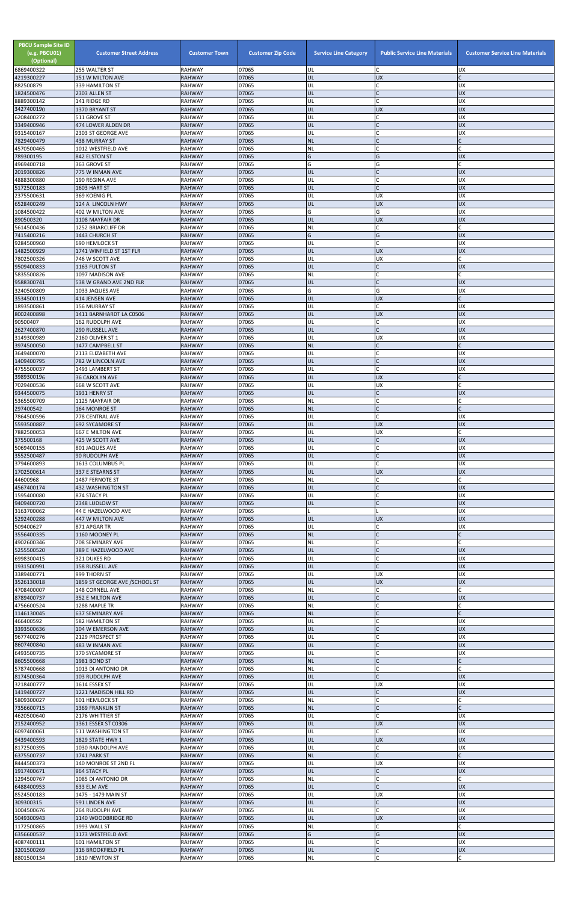| PBCU Sample Site ID (e.g. PBCU01) (Optional) | Customer Street Address | Customer Town | Customer Zip Code | Service Line Category | Public Service Line Materials | Customer Service Line Materials |
|---|---|---|---|---|---|---|
| 6869400322 | 255 WALTER ST | RAHWAY | 07065 | UL | C | UX |
| 4219300227 | 151 W MILTON AVE | RAHWAY | 07065 | UL | UX | C |
| 882500879 | 339 HAMILTON ST | RAHWAY | 07065 | UL | C | UX |
| 1824500476 | 2303 ALLEN ST | RAHWAY | 07065 | UL | C | UX |
| 8889300142 | 141 RIDGE RD | RAHWAY | 07065 | UL | C | UX |
| 3427400190 | 1370 BRYANT ST | RAHWAY | 07065 | UL | UX | UX |
| 6208400272 | 511 GROVE ST | RAHWAY | 07065 | UL | C | UX |
| 3349400946 | 474 LOWER ALDEN DR | RAHWAY | 07065 | UL | C | UX |
| 9315400167 | 2303 ST GEORGE AVE | RAHWAY | 07065 | UL | C | UX |
| 7829400479 | 438 MURRAY ST | RAHWAY | 07065 | NL | C | C |
| 4570500465 | 1012 WESTFIELD AVE | RAHWAY | 07065 | NL | C | C |
| 789300195 | 842 ELSTON ST | RAHWAY | 07065 | G | G | UX |
| 4969400718 | 363 GROVE ST | RAHWAY | 07065 | G | G | C |
| 2019300826 | 775 W INMAN AVE | RAHWAY | 07065 | UL | C | UX |
| 4888300880 | 190 REGINA AVE | RAHWAY | 07065 | UL | C | UX |
| 5172500183 | 1603 HART ST | RAHWAY | 07065 | UL | C | UX |
| 2375500631 | 369 KOENIG PL | RAHWAY | 07065 | UL | UX | UX |
| 6528400249 | 124 A LINCOLN HWY | RAHWAY | 07065 | UL | UX | UX |
| 1084500422 | 402 W MILTON AVE | RAHWAY | 07065 | G | G | UX |
| 890500320 | 1108 MAYFAIR DR | RAHWAY | 07065 | UL | UX | UX |
| 5614500436 | 1252 BRIARCLIFF DR | RAHWAY | 07065 | NL | C | C |
| 7415400216 | 1443 CHURCH ST | RAHWAY | 07065 | G | G | UX |
| 9284500960 | 690 HEMLOCK ST | RAHWAY | 07065 | UL | C | UX |
| 1482500929 | 1741 WINFIELD ST 1ST FLR | RAHWAY | 07065 | UL | UX | UX |
| 7802500326 | 746 W SCOTT AVE | RAHWAY | 07065 | UL | UX | C |
| 9509400833 | 1163 FULTON ST | RAHWAY | 07065 | UL | C | UX |
| 5835500826 | 1097 MADISON AVE | RAHWAY | 07065 | NL | C | C |
| 9588300741 | 538 W GRAND AVE 2ND FLR | RAHWAY | 07065 | UL | C | UX |
| 3240500809 | 1033 JAQUES AVE | RAHWAY | 07065 | G | G | UX |
| 3534500119 | 414 JENSEN AVE | RAHWAY | 07065 | UL | UX | C |
| 1893500861 | 156 MURRAY ST | RAHWAY | 07065 | UL | C | UX |
| 8002400898 | 1411 BARNHARDT LA C0506 | RAHWAY | 07065 | UL | UX | UX |
| 90500407 | 162 RUDOLPH AVE | RAHWAY | 07065 | UL | C | UX |
| 2627400870 | 290 RUSSELL AVE | RAHWAY | 07065 | UL | C | UX |
| 3149300989 | 2160 OLIVER ST 1 | RAHWAY | 07065 | UL | UX | UX |
| 3974500050 | 1477 CAMPBELL ST | RAHWAY | 07065 | NL | C | C |
| 3649400070 | 2113 ELIZABETH AVE | RAHWAY | 07065 | UL | C | UX |
| 1409400795 | 782 W LINCOLN AVE | RAHWAY | 07065 | UL | C | UX |
| 4755500037 | 1493 LAMBERT ST | RAHWAY | 07065 | UL | C | UX |
| 3989300196 | 36 CAROLYN AVE | RAHWAY | 07065 | UL | UX | C |
| 7029400536 | 668 W SCOTT AVE | RAHWAY | 07065 | UL | UX | C |
| 9344500075 | 1931 HENRY ST | RAHWAY | 07065 | UL | C | UX |
| 5365500709 | 1125 MAYFAIR DR | RAHWAY | 07065 | NL | C | C |
| 297400542 | 164 MONROE ST | RAHWAY | 07065 | NL | C | C |
| 7864500596 | 778 CENTRAL AVE | RAHWAY | 07065 | UL | C | UX |
| 5593500887 | 692 SYCAMORE ST | RAHWAY | 07065 | UL | UX | UX |
| 7882500053 | 667 E MILTON AVE | RAHWAY | 07065 | UL | UX | C |
| 375500168 | 425 W SCOTT AVE | RAHWAY | 07065 | UL | C | UX |
| 5069400155 | 801 JAQUES AVE | RAHWAY | 07065 | UL | C | UX |
| 3552500487 | 90 RUDOLPH AVE | RAHWAY | 07065 | UL | C | UX |
| 3794600893 | 1613 COLUMBUS PL | RAHWAY | 07065 | UL | C | UX |
| 1702500614 | 337 E STEARNS ST | RAHWAY | 07065 | UL | UX | UX |
| 44600968 | 1487 FERNOTE ST | RAHWAY | 07065 | NL | C | C |
| 4567400174 | 432 WASHINGTON ST | RAHWAY | 07065 | UL | C | UX |
| 1595400080 | 874 STACY PL | RAHWAY | 07065 | UL | C | UX |
| 9409400720 | 2348 LUDLOW ST | RAHWAY | 07065 | UL | C | UX |
| 3163700062 | 44 E HAZELWOOD AVE | RAHWAY | 07065 | L | L | UX |
| 5292400288 | 447 W MILTON AVE | RAHWAY | 07065 | UL | UX | UX |
| 509400627 | 871 APGAR TR | RAHWAY | 07065 | UL | C | UX |
| 3556400335 | 1160 MOONEY PL | RAHWAY | 07065 | NL | C | C |
| 4902600346 | 708 SEMINARY AVE | RAHWAY | 07065 | NL | C | C |
| 5255500520 | 389 E HAZELWOOD AVE | RAHWAY | 07065 | UL | C | UX |
| 6998300415 | 321 DUKES RD | RAHWAY | 07065 | UL | C | UX |
| 1931500991 | 158 RUSSELL AVE | RAHWAY | 07065 | UL | C | UX |
| 3389400771 | 999 THORN ST | RAHWAY | 07065 | UL | UX | UX |
| 3526130018 | 1859 ST GEORGE AVE /SCHOOL ST | RAHWAY | 07065 | UL | UX | UX |
| 4708400007 | 148 CORNELL AVE | RAHWAY | 07065 | NL | C | C |
| 8789400737 | 352 E MILTON AVE | RAHWAY | 07065 | UL | C | UX |
| 4756600524 | 1288 MAPLE TR | RAHWAY | 07065 | NL | C | C |
| 1146130045 | 637 SEMINARY AVE | RAHWAY | 07065 | NL | C | C |
| 466400592 | 582 HAMILTON ST | RAHWAY | 07065 | UL | C | UX |
| 3393500636 | 104 W EMERSON AVE | RAHWAY | 07065 | UL | C | UX |
| 9677400276 | 2129 PROSPECT ST | RAHWAY | 07065 | UL | C | UX |
| 8607400840 | 483 W INMAN AVE | RAHWAY | 07065 | UL | C | UX |
| 6493500735 | 370 SYCAMORE ST | RAHWAY | 07065 | UL | C | UX |
| 8605500668 | 1981 BOND ST | RAHWAY | 07065 | NL | C | C |
| 5787400668 | 1013 DI ANTONIO DR | RAHWAY | 07065 | NL | C | C |
| 8174500364 | 103 RUDOLPH AVE | RAHWAY | 07065 | UL | C | UX |
| 3218400777 | 1614 ESSEX ST | RAHWAY | 07065 | UL | UX | UX |
| 1419400727 | 1221 MADISON HILL RD | RAHWAY | 07065 | UL | C | UX |
| 5809300027 | 601 HEMLOCK ST | RAHWAY | 07065 | NL | C | C |
| 7356600715 | 1369 FRANKLIN ST | RAHWAY | 07065 | NL | C | C |
| 4620500640 | 2176 WHITTIER ST | RAHWAY | 07065 | UL | C | UX |
| 2152400952 | 1361 ESSEX ST C0306 | RAHWAY | 07065 | UL | UX | UX |
| 6097400061 | 511 WASHINGTON ST | RAHWAY | 07065 | UL | C | UX |
| 9439400593 | 1829 STATE HWY 1 | RAHWAY | 07065 | UL | UX | UX |
| 8172500395 | 1030 RANDOLPH AVE | RAHWAY | 07065 | UL | C | UX |
| 6375500737 | 1741 PARK ST | RAHWAY | 07065 | NL | C | C |
| 8444500373 | 140 MONROE ST 2ND FL | RAHWAY | 07065 | UL | UX | UX |
| 1917400671 | 964 STACY PL | RAHWAY | 07065 | UL | C | UX |
| 1294500767 | 1085 DI ANTONIO DR | RAHWAY | 07065 | NL | C | C |
| 6488400953 | 633 ELM AVE | RAHWAY | 07065 | UL | C | UX |
| 8524500183 | 1475 - 1479 MAIN ST | RAHWAY | 07065 | UL | UX | UX |
| 309300315 | 591 LINDEN AVE | RAHWAY | 07065 | UL | C | UX |
| 1004500676 | 264 RUDOLPH AVE | RAHWAY | 07065 | UL | C | UX |
| 5049300943 | 1140 WOODBRIDGE RD | RAHWAY | 07065 | UL | UX | UX |
| 1172500865 | 1993 WALL ST | RAHWAY | 07065 | NL | C | C |
| 6356600537 | 1173 WESTFIELD AVE | RAHWAY | 07065 | G | G | UX |
| 4087400111 | 601 HAMILTON ST | RAHWAY | 07065 | UL | C | UX |
| 3201500269 | 316 BROOKFIELD PL | RAHWAY | 07065 | UL | C | UX |
| 8801500134 | 1810 NEWTON ST | RAHWAY | 07065 | NL | C | C |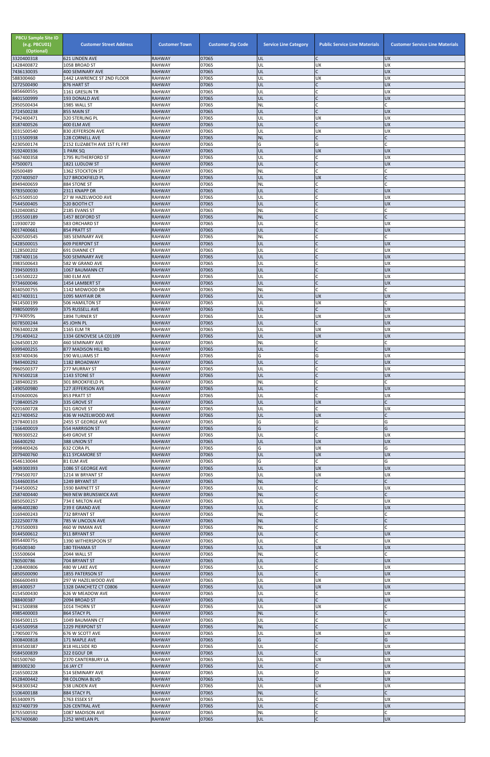| PBCU Sample Site ID (e.g. PBCU01) (Optional) | Customer Street Address | Customer Town | Customer Zip Code | Service Line Category | Public Service Line Materials | Customer Service Line Materials |
|---|---|---|---|---|---|---|
| 3320400318 | 621 LINDEN AVE | RAHWAY | 07065 | UL | C | UX |
| 1428400872 | 1058 BROAD ST | RAHWAY | 07065 | UL | UX | UX |
| 7436130035 | 400 SEMINARY AVE | RAHWAY | 07065 | UL | C | UX |
| 588300460 | 1442 LAWRENCE ST 2ND FLOOR | RAHWAY | 07065 | UL | UX | UX |
| 3272500490 | 876 HART ST | RAHWAY | 07065 | UL | C | UX |
| 6856600555 | 1161 GRESLIN TR | RAHWAY | 07065 | UL | C | UX |
| 8401500999 | 193 DONALD AVE | RAHWAY | 07065 | UL | C | UX |
| 2950500434 | 1985 WALL ST | RAHWAY | 07065 | NL | C | C |
| 2724500238 | 855 MAIN ST | RAHWAY | 07065 | UL | C | UX |
| 7942400471 | 320 STERLING PL | RAHWAY | 07065 | UL | UX | UX |
| 8187400526 | 400 ELM AVE | RAHWAY | 07065 | UL | C | UX |
| 3031500540 | 830 JEFFERSON AVE | RAHWAY | 07065 | UL | UX | UX |
| 1115500938 | 128 CORNELL AVE | RAHWAY | 07065 | NL | C | C |
| 4230500174 | 2152 ELIZABETH AVE 1ST FL FRT | RAHWAY | 07065 | G | G | C |
| 9192400336 | 1 PARK SQ | RAHWAY | 07065 | UL | UX | UX |
| 5667400358 | 1795 RUTHERFORD ST | RAHWAY | 07065 | UL | C | UX |
| 47500071 | 1821 LUDLOW ST | RAHWAY | 07065 | UL | C | UX |
| 60500489 | 1362 STOCKTON ST | RAHWAY | 07065 | NL | C | C |
| 7207400507 | 327 BROOKFIELD PL | RAHWAY | 07065 | UL | UX | C |
| 8949400659 | 884 STONE ST | RAHWAY | 07065 | NL | C | C |
| 9783500030 | 2311 KNAPP DR | RAHWAY | 07065 | UL | C | UX |
| 6525500510 | 27 W HAZELWOOD AVE | RAHWAY | 07065 | UL | C | UX |
| 7544500405 | 520 BOOTH CT | RAHWAY | 07065 | UL | C | UX |
| 6320400852 | 2185 EVANS ST | RAHWAY | 07065 | NL | C | C |
| 1955500189 | 1457 BEDFORD ST | RAHWAY | 07065 | NL | C | C |
| 119300720 | 583 ORCHARD ST | RAHWAY | 07065 | UL | C | UX |
| 9017400661 | 854 PRATT ST | RAHWAY | 07065 | UL | C | UX |
| 6200500545 | 385 SEMINARY AVE | RAHWAY | 07065 | NL | C | C |
| 5428500015 | 609 PIERPONT ST | RAHWAY | 07065 | UL | C | UX |
| 1128500202 | 691 DIANNE CT | RAHWAY | 07065 | UL | C | UX |
| 7087400116 | 500 SEMINARY AVE | RAHWAY | 07065 | UL | C | UX |
| 3983500643 | 582 W GRAND AVE | RAHWAY | 07065 | UL | C | UX |
| 7394500933 | 1067 BAUMANN CT | RAHWAY | 07065 | UL | C | UX |
| 1145500222 | 380 ELM AVE | RAHWAY | 07065 | UL | C | UX |
| 9734600046 | 1454 LAMBERT ST | RAHWAY | 07065 | UL | C | UX |
| 8340500755 | 1142 MIDWOOD DR | RAHWAY | 07065 | NL | C | C |
| 4017400311 | 1095 MAYFAIR DR | RAHWAY | 07065 | UL | UX | UX |
| 9414500199 | 506 HAMILTON ST | RAHWAY | 07065 | UL | UX | C |
| 4980500959 | 375 RUSSELL AVE | RAHWAY | 07065 | UL | C | UX |
| 737400595 | 1894 TURNER ST | RAHWAY | 07065 | UL | UX | UX |
| 6078500244 | 45 JOHN PL | RAHWAY | 07065 | UL | C | UX |
| 7063400228 | 1165 ELM TR | RAHWAY | 07065 | UL | UX | UX |
| 1791400412 | 1334 GENOVESE LA C01109 | RAHWAY | 07065 | UL | UX | UX |
| 6264500120 | 460 SEMINARY AVE | RAHWAY | 07065 | NL | C | C |
| 6999400255 | 877 MADISON HILL RD | RAHWAY | 07065 | UL | C | UX |
| 8387400436 | 190 WILLIAMS ST | RAHWAY | 07065 | G | G | UX |
| 7849400292 | 1182 BROADWAY | RAHWAY | 07065 | UL | C | UX |
| 9960500377 | 277 MURRAY ST | RAHWAY | 07065 | UL | C | UX |
| 7674500218 | 1143 STONE ST | RAHWAY | 07065 | UL | C | UX |
| 2389400235 | 301 BROOKFIELD PL | RAHWAY | 07065 | NL | C | C |
| 1490500980 | 127 JEFFERSON AVE | RAHWAY | 07065 | UL | C | UX |
| 4350600026 | 853 PRATT ST | RAHWAY | 07065 | UL | C | UX |
| 7198400529 | 335 GROVE ST | RAHWAY | 07065 | UL | UX | C |
| 9201600728 | 321 GROVE ST | RAHWAY | 07065 | UL | C | UX |
| 4217400452 | 436 W HAZELWOOD AVE | RAHWAY | 07065 | UL | UX | C |
| 2978400103 | 2455 ST GEORGE AVE | RAHWAY | 07065 | G | G | G |
| 1166400019 | 554 HARRISON ST | RAHWAY | 07065 | G | C | G |
| 7809300522 | 649 GROVE ST | RAHWAY | 07065 | UL | C | UX |
| 166400292 | 388 UNION ST | RAHWAY | 07065 | UL | UX | UX |
| 9998400426 | 632 CORA PL | RAHWAY | 07065 | G | UX | G |
| 2079400760 | 611 SYCAMORE ST | RAHWAY | 07065 | UL | UX | UX |
| 4546130044 | 81 ELM AVE | RAHWAY | 07065 | G | C | G |
| 3409300393 | 1086 ST GEORGE AVE | RAHWAY | 07065 | UL | UX | UX |
| 7794500707 | 1214 W BRYANT ST | RAHWAY | 07065 | UL | UX | UX |
| 5144600354 | 1249 BRYANT ST | RAHWAY | 07065 | NL | C | C |
| 7344500052 | 1930 BARNETT ST | RAHWAY | 07065 | UL | C | UX |
| 2587400440 | 969 NEW BRUNSWICK AVE | RAHWAY | 07065 | NL | C | C |
| 8850500257 | 734 E MILTON AVE | RAHWAY | 07065 | UL | C | UX |
| 6696400280 | 239 E GRAND AVE | RAHWAY | 07065 | UL | C | UX |
| 3169400243 | 732 BRYANT ST | RAHWAY | 07065 | NL | C | C |
| 2222500778 | 785 W LINCOLN AVE | RAHWAY | 07065 | NL | C | C |
| 1793500093 | 460 W INMAN AVE | RAHWAY | 07065 | NL | C | C |
| 9144500612 | 911 BRYANT ST | RAHWAY | 07065 | UL | C | UX |
| 8954400755 | 1390 WITHERSPOON ST | RAHWAY | 07065 | UL | C | UX |
| 914500340 | 180 TEHAMA ST | RAHWAY | 07065 | UL | UX | UX |
| 155500604 | 2044 WALL ST | RAHWAY | 07065 | NL | C | C |
| 780500786 | 704 BRYANT ST | RAHWAY | 07065 | UL | C | UX |
| 1208400806 | 480 W LAKE AVE | RAHWAY | 07065 | UL | C | UX |
| 6850500090 | 1855 PATERSON ST | RAHWAY | 07065 | UL | C | UX |
| 3066600493 | 297 W HAZELWOOD AVE | RAHWAY | 07065 | UL | UX | UX |
| 891400057 | 1328 DANCHETZ CT C0806 | RAHWAY | 07065 | UL | UX | UX |
| 4154500430 | 626 W MEADOW AVE | RAHWAY | 07065 | UL | C | UX |
| 288400387 | 2094 BROAD ST | RAHWAY | 07065 | UL | C | UX |
| 9411500898 | 1014 THORN ST | RAHWAY | 07065 | UL | UX | C |
| 4985400003 | 864 STACY PL | RAHWAY | 07065 | NL | C | C |
| 9364500115 | 1049 BAUMANN CT | RAHWAY | 07065 | UL | C | UX |
| 4145500958 | 1229 PIERPONT ST | RAHWAY | 07065 | NL | C | C |
| 1790500776 | 676 W SCOTT AVE | RAHWAY | 07065 | UL | UX | UX |
| 3008400818 | 171 MAPLE AVE | RAHWAY | 07065 | G | C | G |
| 8934500387 | 818 HILLSIDE RD | RAHWAY | 07065 | UL | C | UX |
| 9584500839 | 322 EGOLF DR | RAHWAY | 07065 | UL | C | UX |
| 501500760 | 2370 CANTERBURY LA | RAHWAY | 07065 | UL | UX | UX |
| 889300230 | 16 JAY CT | RAHWAY | 07065 | UL | C | UX |
| 2165500228 | 514 SEMINARY AVE | RAHWAY | 07065 | UL | O | UX |
| 4528400442 | 98 COLONIA BLVD | RAHWAY | 07065 | UL | C | UX |
| 8458300342 | 538 LINDEN AVE | RAHWAY | 07065 | UL | UX | UX |
| 5106400188 | 884 STACY PL | RAHWAY | 07065 | NL | C | C |
| 853400975 | 1763 ESSEX ST | RAHWAY | 07065 | UL | C | UX |
| 8327400739 | 326 CENTRAL AVE | RAHWAY | 07065 | UL | C | UX |
| 8755500592 | 1087 MADISON AVE | RAHWAY | 07065 | NL | C | C |
| 6767400680 | 1252 WHELAN PL | RAHWAY | 07065 | UL | C | UX |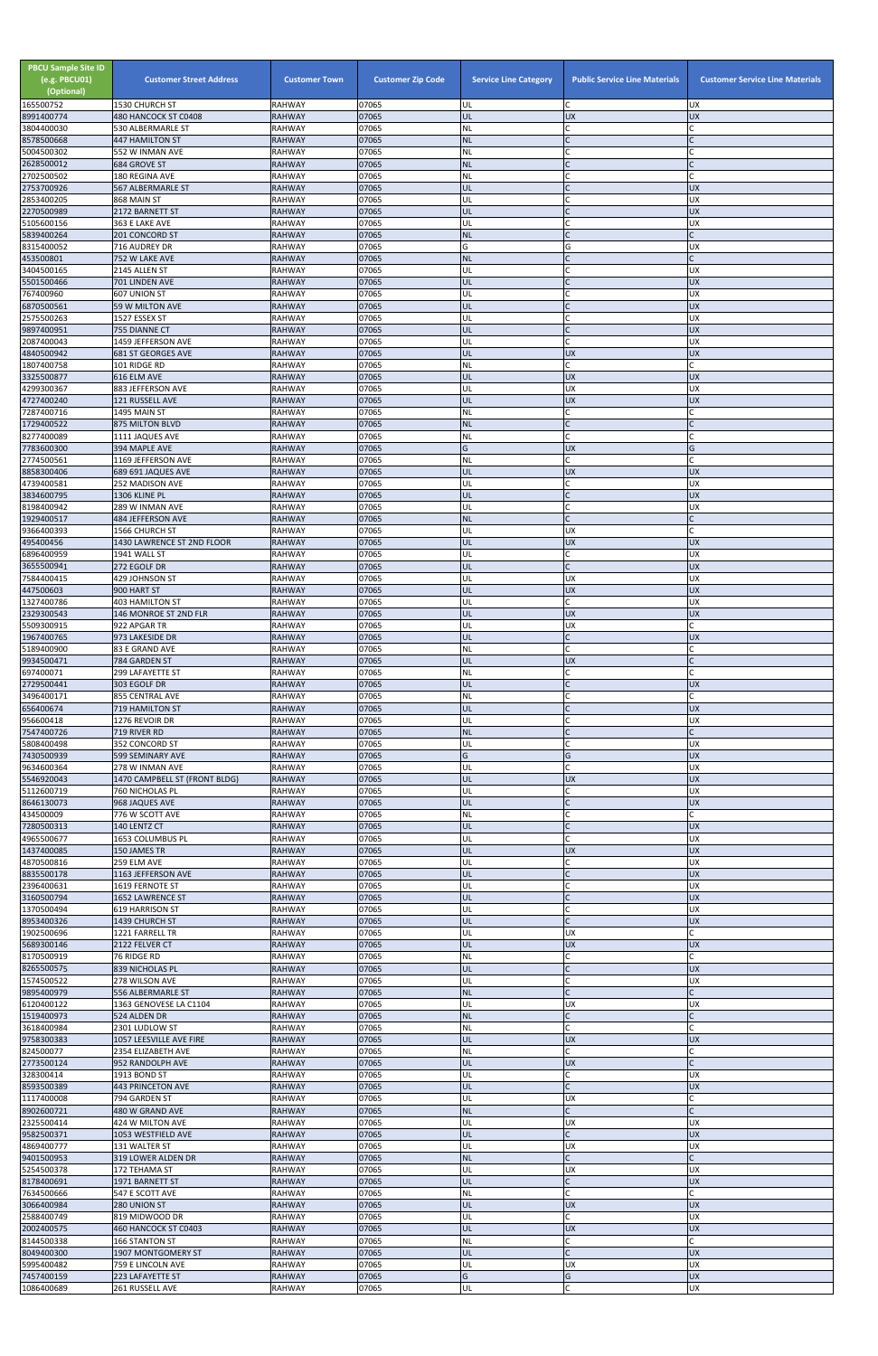| PBCU Sample Site ID (e.g. PBCU01) (Optional) | Customer Street Address | Customer Town | Customer Zip Code | Service Line Category | Public Service Line Materials | Customer Service Line Materials |
|---|---|---|---|---|---|---|
| 165500752 | 1530 CHURCH ST | RAHWAY | 07065 | UL | C | UX |
| 8991400774 | 480 HANCOCK ST C0408 | RAHWAY | 07065 | UL | UX | UX |
| 3804400030 | 530 ALBERMARLE ST | RAHWAY | 07065 | NL | C | C |
| 8578500668 | 447 HAMILTON ST | RAHWAY | 07065 | NL | C | C |
| 5004500302 | 552 W INMAN AVE | RAHWAY | 07065 | NL | C | C |
| 2628500012 | 684 GROVE ST | RAHWAY | 07065 | NL | C | C |
| 2702500502 | 180 REGINA AVE | RAHWAY | 07065 | NL | C | C |
| 2753700926 | 567 ALBERMARLE ST | RAHWAY | 07065 | UL | C | UX |
| 2853400205 | 868 MAIN ST | RAHWAY | 07065 | UL | C | UX |
| 2270500989 | 2172 BARNETT ST | RAHWAY | 07065 | UL | C | UX |
| 5105600156 | 363 E LAKE AVE | RAHWAY | 07065 | UL | C | UX |
| 5839400264 | 201 CONCORD ST | RAHWAY | 07065 | NL | C | C |
| 8315400052 | 716 AUDREY DR | RAHWAY | 07065 | G | G | UX |
| 453500801 | 752 W LAKE AVE | RAHWAY | 07065 | NL | C | C |
| 3404500165 | 2145 ALLEN ST | RAHWAY | 07065 | UL | C | UX |
| 5501500466 | 701 LINDEN AVE | RAHWAY | 07065 | UL | C | UX |
| 767400960 | 607 UNION ST | RAHWAY | 07065 | UL | C | UX |
| 6870500561 | 59 W MILTON AVE | RAHWAY | 07065 | UL | C | UX |
| 2575500263 | 1527 ESSEX ST | RAHWAY | 07065 | UL | C | UX |
| 9897400951 | 755 DIANNE CT | RAHWAY | 07065 | UL | C | UX |
| 2087400043 | 1459 JEFFERSON AVE | RAHWAY | 07065 | UL | C | UX |
| 4840500942 | 681 ST GEORGES AVE | RAHWAY | 07065 | UL | UX | UX |
| 1807400758 | 101 RIDGE RD | RAHWAY | 07065 | NL | C | C |
| 3325500877 | 616 ELM AVE | RAHWAY | 07065 | UL | UX | UX |
| 4299300367 | 883 JEFFERSON AVE | RAHWAY | 07065 | UL | UX | UX |
| 4727400240 | 121 RUSSELL AVE | RAHWAY | 07065 | UL | UX | UX |
| 7287400716 | 1495 MAIN ST | RAHWAY | 07065 | NL | C | C |
| 1729400522 | 875 MILTON BLVD | RAHWAY | 07065 | NL | C | C |
| 8277400089 | 1111 JAQUES AVE | RAHWAY | 07065 | NL | C | C |
| 7783600300 | 394 MAPLE AVE | RAHWAY | 07065 | G | UX | G |
| 2774500561 | 1169 JEFFERSON AVE | RAHWAY | 07065 | NL | C | C |
| 8858300406 | 689 691 JAQUES AVE | RAHWAY | 07065 | UL | UX | UX |
| 4739400581 | 252 MADISON AVE | RAHWAY | 07065 | UL | C | UX |
| 3834600795 | 1306 KLINE PL | RAHWAY | 07065 | UL | C | UX |
| 8198400942 | 289 W INMAN AVE | RAHWAY | 07065 | UL | C | UX |
| 1929400517 | 484 JEFFERSON AVE | RAHWAY | 07065 | NL | C | C |
| 9366400393 | 1566 CHURCH ST | RAHWAY | 07065 | UL | UX | C |
| 495400456 | 1430 LAWRENCE ST 2ND FLOOR | RAHWAY | 07065 | UL | UX | UX |
| 6896400959 | 1941 WALL ST | RAHWAY | 07065 | UL | C | UX |
| 3655500941 | 272 EGOLF DR | RAHWAY | 07065 | UL | C | UX |
| 7584400415 | 429 JOHNSON ST | RAHWAY | 07065 | UL | UX | UX |
| 447500603 | 900 HART ST | RAHWAY | 07065 | UL | UX | UX |
| 1327400786 | 403 HAMILTON ST | RAHWAY | 07065 | UL | C | UX |
| 2329300543 | 146 MONROE ST 2ND FLR | RAHWAY | 07065 | UL | UX | UX |
| 5509300915 | 922 APGAR TR | RAHWAY | 07065 | UL | UX | C |
| 1967400765 | 973 LAKESIDE DR | RAHWAY | 07065 | UL | C | UX |
| 5189400900 | 83 E GRAND AVE | RAHWAY | 07065 | NL | C | C |
| 9934500471 | 784 GARDEN ST | RAHWAY | 07065 | UL | UX | C |
| 697400071 | 299 LAFAYETTE ST | RAHWAY | 07065 | NL | C | C |
| 2729500441 | 303 EGOLF DR | RAHWAY | 07065 | UL | C | UX |
| 3496400171 | 855 CENTRAL AVE | RAHWAY | 07065 | NL | C | C |
| 656400674 | 719 HAMILTON ST | RAHWAY | 07065 | UL | C | UX |
| 956600418 | 1276 REVOIR DR | RAHWAY | 07065 | UL | C | UX |
| 7547400726 | 719 RIVER RD | RAHWAY | 07065 | NL | C | C |
| 5808400498 | 352 CONCORD ST | RAHWAY | 07065 | UL | C | UX |
| 7430500939 | 599 SEMINARY AVE | RAHWAY | 07065 | G | G | UX |
| 9634600364 | 278 W INMAN AVE | RAHWAY | 07065 | UL | C | UX |
| 5546920043 | 1470 CAMPBELL ST (FRONT BLDG) | RAHWAY | 07065 | UL | UX | UX |
| 5112600719 | 760 NICHOLAS PL | RAHWAY | 07065 | UL | C | UX |
| 8646130073 | 968 JAQUES AVE | RAHWAY | 07065 | UL | C | UX |
| 434500009 | 776 W SCOTT AVE | RAHWAY | 07065 | NL | C | C |
| 7280500313 | 140 LENTZ CT | RAHWAY | 07065 | UL | C | UX |
| 4965500677 | 1653 COLUMBUS PL | RAHWAY | 07065 | UL | C | UX |
| 1437400085 | 150 JAMES TR | RAHWAY | 07065 | UL | UX | UX |
| 4870500816 | 259 ELM AVE | RAHWAY | 07065 | UL | C | UX |
| 8835500178 | 1163 JEFFERSON AVE | RAHWAY | 07065 | UL | C | UX |
| 2396400631 | 1619 FERNOTE ST | RAHWAY | 07065 | UL | C | UX |
| 3160500794 | 1652 LAWRENCE ST | RAHWAY | 07065 | UL | C | UX |
| 1370500494 | 619 HARRISON ST | RAHWAY | 07065 | UL | C | UX |
| 8953400326 | 1439 CHURCH ST | RAHWAY | 07065 | UL | C | UX |
| 1902500696 | 1221 FARRELL TR | RAHWAY | 07065 | UL | UX | C |
| 5689300146 | 2122 FELVER CT | RAHWAY | 07065 | UL | UX | UX |
| 8170500919 | 76 RIDGE RD | RAHWAY | 07065 | NL | C | C |
| 8265500575 | 839 NICHOLAS PL | RAHWAY | 07065 | UL | C | UX |
| 1574500522 | 278 WILSON AVE | RAHWAY | 07065 | UL | C | UX |
| 9895400979 | 556 ALBERMARLE ST | RAHWAY | 07065 | NL | C | C |
| 6120400122 | 1363 GENOVESE LA C1104 | RAHWAY | 07065 | UL | UX | UX |
| 1519400973 | 524 ALDEN DR | RAHWAY | 07065 | NL | C | C |
| 3618400984 | 2301 LUDLOW ST | RAHWAY | 07065 | NL | C | C |
| 9758300383 | 1057 LEESVILLE AVE FIRE | RAHWAY | 07065 | UL | UX | UX |
| 824500077 | 2354 ELIZABETH AVE | RAHWAY | 07065 | NL | C | C |
| 2773500124 | 952 RANDOLPH AVE | RAHWAY | 07065 | UL | UX | C |
| 32800414 | 1913 BOND ST | RAHWAY | 07065 | UL | C | UX |
| 8593500389 | 443 PRINCETON AVE | RAHWAY | 07065 | UL | C | UX |
| 1117400008 | 794 GARDEN ST | RAHWAY | 07065 | UL | UX | C |
| 8902600721 | 480 W GRAND AVE | RAHWAY | 07065 | NL | C | C |
| 2325500414 | 424 W MILTON AVE | RAHWAY | 07065 | UL | UX | UX |
| 9582500371 | 1053 WESTFIELD AVE | RAHWAY | 07065 | UL | C | UX |
| 4869400777 | 131 WALTER ST | RAHWAY | 07065 | UL | UX | UX |
| 9401500953 | 319 LOWER ALDEN DR | RAHWAY | 07065 | NL | C | C |
| 5254500378 | 172 TEHAMA ST | RAHWAY | 07065 | UL | UX | UX |
| 8178400691 | 1971 BARNETT ST | RAHWAY | 07065 | UL | C | UX |
| 7634500666 | 547 E SCOTT AVE | RAHWAY | 07065 | NL | C | C |
| 3066400984 | 280 UNION ST | RAHWAY | 07065 | UL | UX | UX |
| 2588400749 | 819 MIDWOOD DR | RAHWAY | 07065 | UL | C | UX |
| 2002400575 | 460 HANCOCK ST C0403 | RAHWAY | 07065 | UL | UX | UX |
| 8144500338 | 166 STANTON ST | RAHWAY | 07065 | NL | C | C |
| 8049400300 | 1907 MONTGOMERY ST | RAHWAY | 07065 | UL | C | UX |
| 5995400482 | 759 E LINCOLN AVE | RAHWAY | 07065 | UL | UX | UX |
| 7457400159 | 223 LAFAYETTE ST | RAHWAY | 07065 | G | G | UX |
| 1086400689 | 261 RUSSELL AVE | RAHWAY | 07065 | UL | C | UX |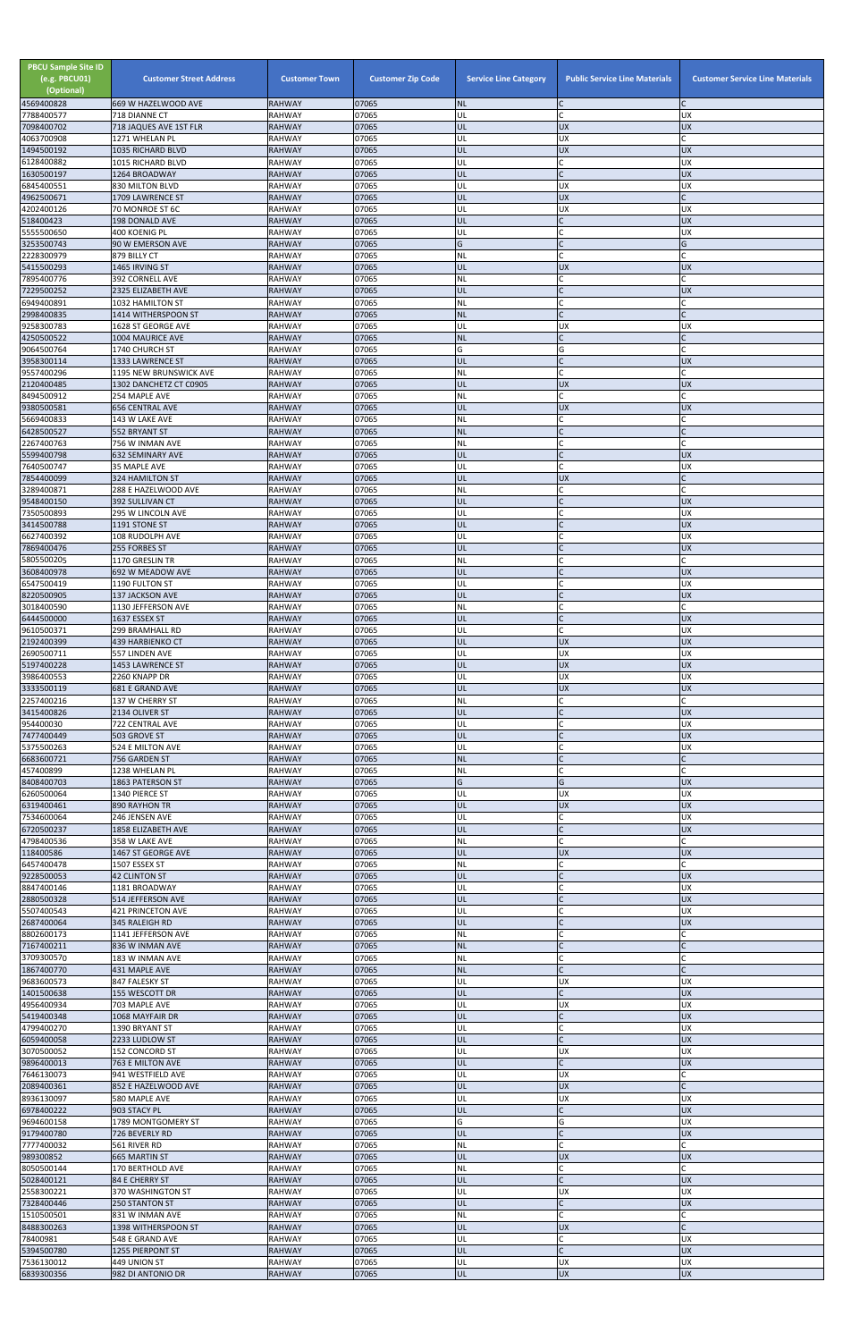| PBCU Sample Site ID (e.g. PBCU01) (Optional) | Customer Street Address | Customer Town | Customer Zip Code | Service Line Category | Public Service Line Materials | Customer Service Line Materials |
|---|---|---|---|---|---|---|
| 4569400828 | 669 W HAZELWOOD AVE | RAHWAY | 07065 | NL | C | C |
| 7788400577 | 718 DIANNE CT | RAHWAY | 07065 | UL | C | UX |
| 7098400702 | 718 JAQUES AVE 1ST FLR | RAHWAY | 07065 | UL | UX | UX |
| 4063700908 | 1271 WHELAN PL | RAHWAY | 07065 | UL | UX | C |
| 1494500192 | 1035 RICHARD BLVD | RAHWAY | 07065 | UL | UX | UX |
| 6128400882 | 1015 RICHARD BLVD | RAHWAY | 07065 | UL | C | UX |
| 1630500197 | 1264 BROADWAY | RAHWAY | 07065 | UL | C | UX |
| 6845400551 | 830 MILTON BLVD | RAHWAY | 07065 | UL | UX | UX |
| 4962500671 | 1709 LAWRENCE ST | RAHWAY | 07065 | UL | UX | C |
| 4202400126 | 70 MONROE ST 6C | RAHWAY | 07065 | UL | UX | UX |
| 518400423 | 198 DONALD AVE | RAHWAY | 07065 | UL | C | UX |
| 5555500650 | 400 KOENIG PL | RAHWAY | 07065 | UL | C | UX |
| 3253500743 | 90 W EMERSON AVE | RAHWAY | 07065 | G | C | G |
| 2228300979 | 879 BILLY CT | RAHWAY | 07065 | NL | C | C |
| 5415500293 | 1465 IRVING ST | RAHWAY | 07065 | UL | UX | UX |
| 7895400776 | 392 CORNELL AVE | RAHWAY | 07065 | NL | C | C |
| 7229500252 | 2325 ELIZABETH AVE | RAHWAY | 07065 | UL | C | UX |
| 6949400891 | 1032 HAMILTON ST | RAHWAY | 07065 | NL | C | C |
| 2998400835 | 1414 WITHERSPOON ST | RAHWAY | 07065 | NL | C | C |
| 9258300783 | 1628 ST GEORGE AVE | RAHWAY | 07065 | UL | UX | UX |
| 4250500522 | 1004 MAURICE AVE | RAHWAY | 07065 | NL | C | C |
| 9064500764 | 1740 CHURCH ST | RAHWAY | 07065 | G | G | C |
| 3958300114 | 1333 LAWRENCE ST | RAHWAY | 07065 | UL | C | UX |
| 9557400296 | 1195 NEW BRUNSWICK AVE | RAHWAY | 07065 | NL | C | C |
| 2120400485 | 1302 DANCHETZ CT C0905 | RAHWAY | 07065 | UL | UX | UX |
| 8494500912 | 254 MAPLE AVE | RAHWAY | 07065 | NL | C | C |
| 9380500581 | 656 CENTRAL AVE | RAHWAY | 07065 | UL | UX | UX |
| 5669400833 | 143 W LAKE AVE | RAHWAY | 07065 | NL | C | C |
| 6428500527 | 552 BRYANT ST | RAHWAY | 07065 | NL | C | C |
| 2267400763 | 756 W INMAN AVE | RAHWAY | 07065 | NL | C | C |
| 5599400798 | 632 SEMINARY AVE | RAHWAY | 07065 | UL | C | UX |
| 7640500747 | 35 MAPLE AVE | RAHWAY | 07065 | UL | C | UX |
| 7854400099 | 324 HAMILTON ST | RAHWAY | 07065 | UL | UX | C |
| 3289400871 | 288 E HAZELWOOD AVE | RAHWAY | 07065 | NL | C | C |
| 9548400150 | 392 SULLIVAN CT | RAHWAY | 07065 | UL | C | UX |
| 7350500893 | 295 W LINCOLN AVE | RAHWAY | 07065 | UL | C | UX |
| 3414500788 | 1191 STONE ST | RAHWAY | 07065 | UL | C | UX |
| 6627400392 | 108 RUDOLPH AVE | RAHWAY | 07065 | UL | C | UX |
| 7869400476 | 255 FORBES ST | RAHWAY | 07065 | UL | C | UX |
| 5805500205 | 1170 GRESLIN TR | RAHWAY | 07065 | NL | C | C |
| 3608400978 | 692 W MEADOW AVE | RAHWAY | 07065 | UL | C | UX |
| 6547500419 | 1190 FULTON ST | RAHWAY | 07065 | UL | C | UX |
| 8220500905 | 137 JACKSON AVE | RAHWAY | 07065 | UL | C | UX |
| 3018400590 | 1130 JEFFERSON AVE | RAHWAY | 07065 | NL | C | C |
| 6444500000 | 1637 ESSEX ST | RAHWAY | 07065 | UL | C | UX |
| 9610500371 | 299 BRAMHALL RD | RAHWAY | 07065 | UL | C | UX |
| 2192400399 | 439 HARBIENKO CT | RAHWAY | 07065 | UL | UX | UX |
| 2690500711 | 557 LINDEN AVE | RAHWAY | 07065 | UL | UX | UX |
| 5197400228 | 1453 LAWRENCE ST | RAHWAY | 07065 | UL | UX | UX |
| 3986400553 | 2260 KNAPP DR | RAHWAY | 07065 | UL | UX | UX |
| 3333500119 | 681 E GRAND AVE | RAHWAY | 07065 | UL | UX | UX |
| 2257400216 | 137 W CHERRY ST | RAHWAY | 07065 | NL | C | C |
| 3415400826 | 2134 OLIVER ST | RAHWAY | 07065 | UL | C | UX |
| 954400030 | 722 CENTRAL AVE | RAHWAY | 07065 | UL | C | UX |
| 7477400449 | 503 GROVE ST | RAHWAY | 07065 | UL | C | UX |
| 5375500263 | 524 E MILTON AVE | RAHWAY | 07065 | UL | C | UX |
| 6683600721 | 756 GARDEN ST | RAHWAY | 07065 | NL | C | C |
| 457400899 | 1238 WHELAN PL | RAHWAY | 07065 | NL | C | C |
| 8408400703 | 1863 PATERSON ST | RAHWAY | 07065 | G | G | UX |
| 6260500064 | 1340 PIERCE ST | RAHWAY | 07065 | UL | UX | UX |
| 6319400461 | 890 RAYHON TR | RAHWAY | 07065 | UL | UX | UX |
| 7534600064 | 246 JENSEN AVE | RAHWAY | 07065 | UL | C | UX |
| 6720500237 | 1858 ELIZABETH AVE | RAHWAY | 07065 | UL | C | UX |
| 4798400536 | 358 W LAKE AVE | RAHWAY | 07065 | NL | C | C |
| 118400586 | 1467 ST GEORGE AVE | RAHWAY | 07065 | UL | UX | UX |
| 6457400478 | 1507 ESSEX ST | RAHWAY | 07065 | NL | C | C |
| 9228500053 | 42 CLINTON ST | RAHWAY | 07065 | UL | C | UX |
| 8847400146 | 1181 BROADWAY | RAHWAY | 07065 | UL | C | UX |
| 2880500328 | 514 JEFFERSON AVE | RAHWAY | 07065 | UL | C | UX |
| 5507400543 | 421 PRINCETON AVE | RAHWAY | 07065 | UL | C | UX |
| 2687400064 | 345 RALEIGH RD | RAHWAY | 07065 | UL | C | UX |
| 8802600173 | 1141 JEFFERSON AVE | RAHWAY | 07065 | NL | C | C |
| 7167400211 | 836 W INMAN AVE | RAHWAY | 07065 | NL | C | C |
| 3709300570 | 183 W INMAN AVE | RAHWAY | 07065 | NL | C | C |
| 1867400770 | 431 MAPLE AVE | RAHWAY | 07065 | NL | C | C |
| 9683600573 | 847 FALESKY ST | RAHWAY | 07065 | UL | UX | UX |
| 1401500638 | 155 WESCOTT DR | RAHWAY | 07065 | UL | C | UX |
| 4956400934 | 703 MAPLE AVE | RAHWAY | 07065 | UL | UX | UX |
| 5419400348 | 1068 MAYFAIR DR | RAHWAY | 07065 | UL | C | UX |
| 4799400270 | 1390 BRYANT ST | RAHWAY | 07065 | UL | C | UX |
| 6059400058 | 2233 LUDLOW ST | RAHWAY | 07065 | UL | C | UX |
| 3070500052 | 152 CONCORD ST | RAHWAY | 07065 | UL | UX | UX |
| 9896400013 | 763 E MILTON AVE | RAHWAY | 07065 | UL | C | UX |
| 7646130073 | 941 WESTFIELD AVE | RAHWAY | 07065 | UL | UX | C |
| 2089400361 | 852 E HAZELWOOD AVE | RAHWAY | 07065 | UL | UX | C |
| 8936130097 | 580 MAPLE AVE | RAHWAY | 07065 | UL | UX | UX |
| 6978400222 | 903 STACY PL | RAHWAY | 07065 | UL | C | UX |
| 9694600158 | 1789 MONTGOMERY ST | RAHWAY | 07065 | G | G | UX |
| 9179400780 | 726 BEVERLY RD | RAHWAY | 07065 | UL | C | UX |
| 7777400032 | 561 RIVER RD | RAHWAY | 07065 | NL | C | C |
| 989300852 | 665 MARTIN ST | RAHWAY | 07065 | UL | UX | UX |
| 8050500144 | 170 BERTHOLD AVE | RAHWAY | 07065 | NL | C | C |
| 5028400121 | 84 E CHERRY ST | RAHWAY | 07065 | UL | C | UX |
| 2558300221 | 370 WASHINGTON ST | RAHWAY | 07065 | UL | UX | UX |
| 7328400446 | 250 STANTON ST | RAHWAY | 07065 | UL | C | UX |
| 1510500501 | 831 W INMAN AVE | RAHWAY | 07065 | NL | C | C |
| 8488300263 | 1398 WITHERSPOON ST | RAHWAY | 07065 | UL | UX | C |
| 78400981 | 548 E GRAND AVE | RAHWAY | 07065 | UL | C | UX |
| 5394500780 | 1255 PIERPONT ST | RAHWAY | 07065 | UL | C | UX |
| 7536130012 | 449 UNION ST | RAHWAY | 07065 | UL | UX | UX |
| 6839300356 | 982 DI ANTONIO DR | RAHWAY | 07065 | UL | UX | UX |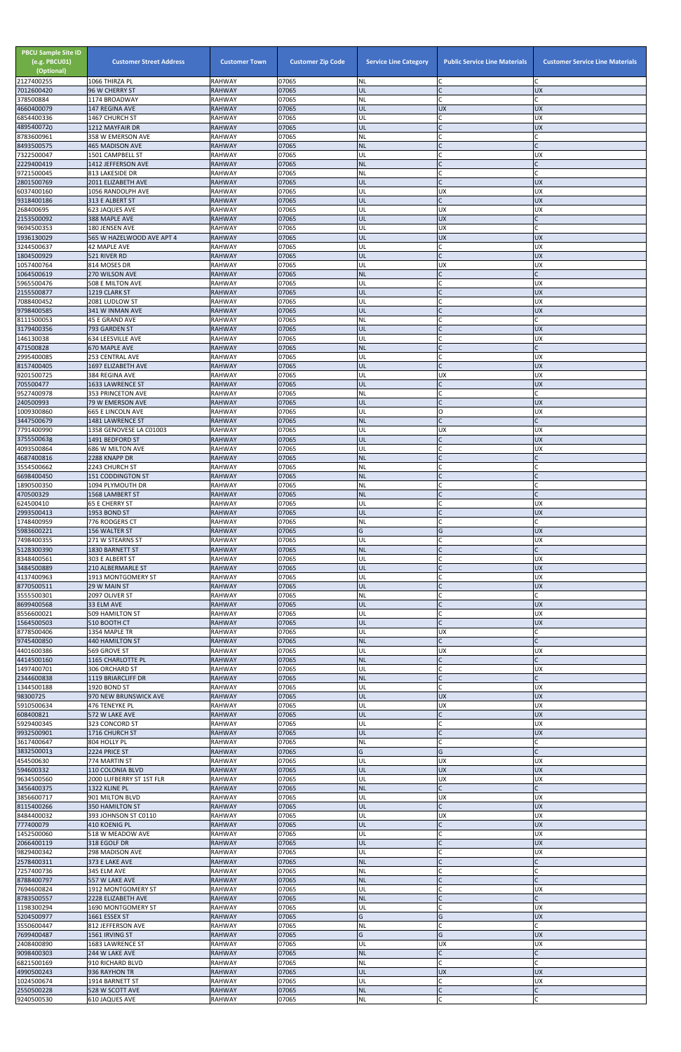| PBCU Sample Site ID (e.g. PBCU01) (Optional) | Customer Street Address | Customer Town | Customer Zip Code | Service Line Category | Public Service Line Materials | Customer Service Line Materials |
|---|---|---|---|---|---|---|
| 2127400255 | 1066 THIRZA PL | RAHWAY | 07065 | NL | C | C |
| 7012600420 | 96 W CHERRY ST | RAHWAY | 07065 | UL | C | UX |
| 378500884 | 1174 BROADWAY | RAHWAY | 07065 | NL | C | C |
| 4660400079 | 147 REGINA AVE | RAHWAY | 07065 | UL | UX | UX |
| 6854400336 | 1467 CHURCH ST | RAHWAY | 07065 | UL | C | UX |
| 4895400720 | 1212 MAYFAIR DR | RAHWAY | 07065 | UL | C | UX |
| 8783600961 | 358 W EMERSON AVE | RAHWAY | 07065 | NL | C | C |
| 8493500575 | 465 MADISON AVE | RAHWAY | 07065 | NL | C | C |
| 7322500047 | 1501 CAMPBELL ST | RAHWAY | 07065 | UL | C | UX |
| 2229400419 | 1412 JEFFERSON AVE | RAHWAY | 07065 | NL | C | C |
| 9721500045 | 813 LAKESIDE DR | RAHWAY | 07065 | NL | C | C |
| 2801500769 | 2011 ELIZABETH AVE | RAHWAY | 07065 | UL | C | UX |
| 6037400160 | 1056 RANDOLPH AVE | RAHWAY | 07065 | UL | UX | UX |
| 9318400186 | 313 E ALBERT ST | RAHWAY | 07065 | UL | C | UX |
| 268400695 | 623 JAQUES AVE | RAHWAY | 07065 | UL | UX | UX |
| 2153500092 | 388 MAPLE AVE | RAHWAY | 07065 | UL | UX | C |
| 9694500353 | 180 JENSEN AVE | RAHWAY | 07065 | UL | UX | C |
| 1936130029 | 565 W HAZELWOOD AVE APT 4 | RAHWAY | 07065 | UL | UX | UX |
| 3244500637 | 42 MAPLE AVE | RAHWAY | 07065 | UL | C | UX |
| 1804500929 | 521 RIVER RD | RAHWAY | 07065 | UL | C | UX |
| 1057400764 | 814 MOSES DR | RAHWAY | 07065 | UL | UX | UX |
| 1064500619 | 270 WILSON AVE | RAHWAY | 07065 | NL | C | C |
| 5965500476 | 508 E MILTON AVE | RAHWAY | 07065 | UL | C | UX |
| 2155500877 | 1219 CLARK ST | RAHWAY | 07065 | UL | C | UX |
| 7088400452 | 2081 LUDLOW ST | RAHWAY | 07065 | UL | C | UX |
| 9798400585 | 341 W INMAN AVE | RAHWAY | 07065 | UL | C | UX |
| 8111500053 | 45 E GRAND AVE | RAHWAY | 07065 | NL | C | C |
| 3179400356 | 793 GARDEN ST | RAHWAY | 07065 | UL | C | UX |
| 146130038 | 634 LEESVILLE AVE | RAHWAY | 07065 | UL | C | UX |
| 471500828 | 670 MAPLE AVE | RAHWAY | 07065 | NL | C | C |
| 2995400085 | 253 CENTRAL AVE | RAHWAY | 07065 | UL | C | UX |
| 8157400405 | 1697 ELIZABETH AVE | RAHWAY | 07065 | UL | C | UX |
| 9201500725 | 384 REGINA AVE | RAHWAY | 07065 | UL | UX | UX |
| 705500477 | 1633 LAWRENCE ST | RAHWAY | 07065 | UL | C | UX |
| 9527400978 | 353 PRINCETON AVE | RAHWAY | 07065 | NL | C | C |
| 240500993 | 79 W EMERSON AVE | RAHWAY | 07065 | UL | C | UX |
| 1009300860 | 665 E LINCOLN AVE | RAHWAY | 07065 | UL | O | UX |
| 3447500679 | 1481 LAWRENCE ST | RAHWAY | 07065 | NL | C | C |
| 7791400990 | 1358 GENOVESE LA C01003 | RAHWAY | 07065 | UL | UX | UX |
| 3755500638 | 1491 BEDFORD ST | RAHWAY | 07065 | UL | C | UX |
| 4093500864 | 686 W MILTON AVE | RAHWAY | 07065 | UL | C | UX |
| 4687400816 | 2288 KNAPP DR | RAHWAY | 07065 | NL | C | C |
| 3554500662 | 2243 CHURCH ST | RAHWAY | 07065 | NL | C | C |
| 6698400450 | 151 CODDINGTON ST | RAHWAY | 07065 | NL | C | C |
| 1890500350 | 1094 PLYMOUTH DR | RAHWAY | 07065 | NL | C | C |
| 470500329 | 1568 LAMBERT ST | RAHWAY | 07065 | NL | C | C |
| 624500410 | 65 E CHERRY ST | RAHWAY | 07065 | UL | C | UX |
| 2993500413 | 1953 BOND ST | RAHWAY | 07065 | UL | C | UX |
| 1748400959 | 776 RODGERS CT | RAHWAY | 07065 | NL | C | C |
| 5983600221 | 156 WALTER ST | RAHWAY | 07065 | G | G | UX |
| 7498400355 | 271 W STEARNS ST | RAHWAY | 07065 | UL | C | UX |
| 5128300390 | 1830 BARNETT ST | RAHWAY | 07065 | NL | C | C |
| 8348400561 | 303 E ALBERT ST | RAHWAY | 07065 | UL | C | UX |
| 3484500889 | 210 ALBERMARLE ST | RAHWAY | 07065 | UL | C | UX |
| 4137400963 | 1913 MONTGOMERY ST | RAHWAY | 07065 | UL | C | UX |
| 8770500511 | 29 W MAIN ST | RAHWAY | 07065 | UL | C | UX |
| 3555500301 | 2097 OLIVER ST | RAHWAY | 07065 | NL | C | C |
| 8699400568 | 33 ELM AVE | RAHWAY | 07065 | UL | C | UX |
| 8556600021 | 509 HAMILTON ST | RAHWAY | 07065 | UL | C | UX |
| 1564500503 | 510 BOOTH CT | RAHWAY | 07065 | UL | C | UX |
| 8778500406 | 1354 MAPLE TR | RAHWAY | 07065 | UL | UX | C |
| 9745400850 | 440 HAMILTON ST | RAHWAY | 07065 | NL | C | C |
| 4401600386 | 569 GROVE ST | RAHWAY | 07065 | UL | UX | UX |
| 4414500160 | 1165 CHARLOTTE PL | RAHWAY | 07065 | NL | C | C |
| 1497400701 | 306 ORCHARD ST | RAHWAY | 07065 | UL | C | UX |
| 2344600838 | 1119 BRIARCLIFF DR | RAHWAY | 07065 | NL | C | C |
| 1344500188 | 1920 BOND ST | RAHWAY | 07065 | UL | C | UX |
| 98300725 | 970 NEW BRUNSWICK AVE | RAHWAY | 07065 | UL | UX | UX |
| 5910500634 | 476 TENEYKE PL | RAHWAY | 07065 | UL | UX | UX |
| 608400821 | 572 W LAKE AVE | RAHWAY | 07065 | UL | C | UX |
| 5929400345 | 323 CONCORD ST | RAHWAY | 07065 | UL | C | UX |
| 9932500901 | 1716 CHURCH ST | RAHWAY | 07065 | UL | C | UX |
| 3617400647 | 804 HOLLY PL | RAHWAY | 07065 | NL | C | C |
| 3832500013 | 2224 PRICE ST | RAHWAY | 07065 | G | G | C |
| 454500630 | 774 MARTIN ST | RAHWAY | 07065 | UL | UX | UX |
| 594600332 | 110 COLONIA BLVD | RAHWAY | 07065 | UL | UX | UX |
| 9634500560 | 2000 LUFBERRY ST 1ST FLR | RAHWAY | 07065 | UL | UX | UX |
| 3456400375 | 1322 KLINE PL | RAHWAY | 07065 | NL | C | C |
| 3856600717 | 901 MILTON BLVD | RAHWAY | 07065 | UL | UX | UX |
| 8115400266 | 350 HAMILTON ST | RAHWAY | 07065 | UL | C | UX |
| 8484400032 | 393 JOHNSON ST C0110 | RAHWAY | 07065 | UL | UX | UX |
| 777400079 | 410 KOENIG PL | RAHWAY | 07065 | UL | C | UX |
| 1452500060 | 518 W MEADOW AVE | RAHWAY | 07065 | UL | C | UX |
| 2066400119 | 318 EGOLF DR | RAHWAY | 07065 | UL | C | UX |
| 9829400342 | 298 MADISON AVE | RAHWAY | 07065 | UL | C | UX |
| 2578400311 | 373 E LAKE AVE | RAHWAY | 07065 | NL | C | C |
| 7257400736 | 345 ELM AVE | RAHWAY | 07065 | NL | C | C |
| 8788400797 | 557 W LAKE AVE | RAHWAY | 07065 | NL | C | C |
| 7694600824 | 1912 MONTGOMERY ST | RAHWAY | 07065 | UL | C | UX |
| 8783500557 | 2228 ELIZABETH AVE | RAHWAY | 07065 | NL | C | C |
| 1198300294 | 1690 MONTGOMERY ST | RAHWAY | 07065 | UL | C | UX |
| 5204500977 | 1661 ESSEX ST | RAHWAY | 07065 | G | G | UX |
| 3550600447 | 812 JEFFERSON AVE | RAHWAY | 07065 | NL | C | C |
| 7699400487 | 1561 IRVING ST | RAHWAY | 07065 | G | G | UX |
| 2408400890 | 1683 LAWRENCE ST | RAHWAY | 07065 | UL | UX | UX |
| 9098400303 | 244 W LAKE AVE | RAHWAY | 07065 | NL | C | C |
| 6821500169 | 910 RICHARD BLVD | RAHWAY | 07065 | NL | C | C |
| 4990500243 | 936 RAYHON TR | RAHWAY | 07065 | UL | UX | UX |
| 1024500674 | 1914 BARNETT ST | RAHWAY | 07065 | UL | C | UX |
| 2550500228 | 528 W SCOTT AVE | RAHWAY | 07065 | NL | C | C |
| 9240500530 | 610 JAQUES AVE | RAHWAY | 07065 | NL | C | C |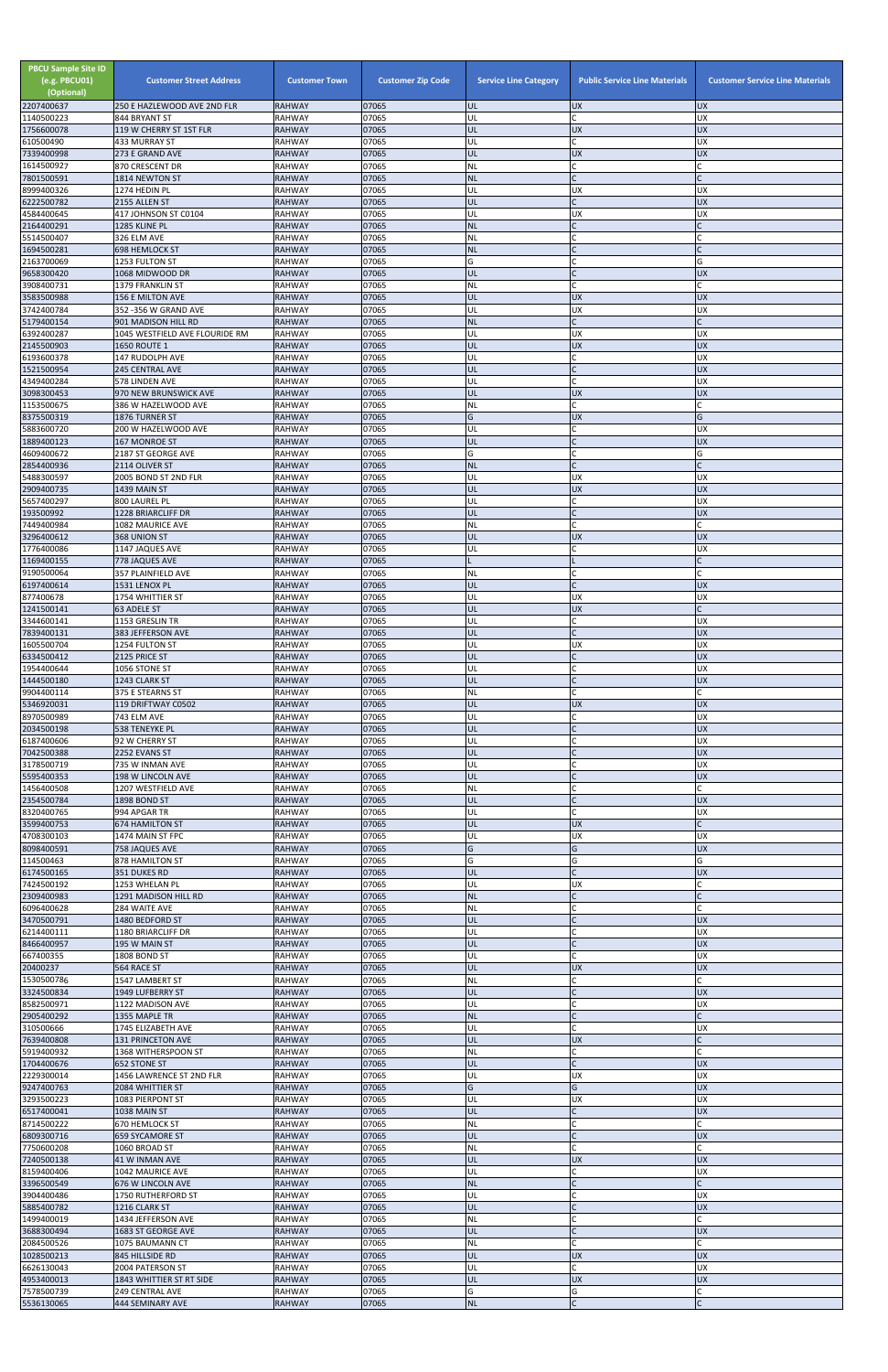| PBCU Sample Site ID (e.g. PBCU01) (Optional) | Customer Street Address | Customer Town | Customer Zip Code | Service Line Category | Public Service Line Materials | Customer Service Line Materials |
|---|---|---|---|---|---|---|
| 2207400637 | 250 E HAZLEWOOD AVE 2ND FLR | RAHWAY | 07065 | UL | UX | UX |
| 1140500223 | 844 BRYANT ST | RAHWAY | 07065 | UL | C | UX |
| 1756600078 | 119 W CHERRY ST 1ST FLR | RAHWAY | 07065 | UL | UX | UX |
| 610500490 | 433 MURRAY ST | RAHWAY | 07065 | UL | C | UX |
| 7339400998 | 273 E GRAND AVE | RAHWAY | 07065 | UL | UX | UX |
| 1614500927 | 870 CRESCENT DR | RAHWAY | 07065 | NL | C | C |
| 7801500591 | 1814 NEWTON ST | RAHWAY | 07065 | NL | C | C |
| 8999400326 | 1274 HEDIN PL | RAHWAY | 07065 | UL | UX | UX |
| 6222500782 | 2155 ALLEN ST | RAHWAY | 07065 | UL | C | UX |
| 4584400645 | 417 JOHNSON ST C0104 | RAHWAY | 07065 | UL | UX | UX |
| 2164400291 | 1285 KLINE PL | RAHWAY | 07065 | NL | C | C |
| 5514500407 | 326 ELM AVE | RAHWAY | 07065 | NL | C | C |
| 1694500281 | 698 HEMLOCK ST | RAHWAY | 07065 | NL | C | C |
| 2163700069 | 1253 FULTON ST | RAHWAY | 07065 | G | C | G |
| 9658300420 | 1068 MIDWOOD DR | RAHWAY | 07065 | UL | C | UX |
| 3908400731 | 1379 FRANKLIN ST | RAHWAY | 07065 | NL | C | C |
| 3583500988 | 156 E MILTON AVE | RAHWAY | 07065 | UL | UX | UX |
| 3742400784 | 352 -356 W GRAND AVE | RAHWAY | 07065 | UL | UX | UX |
| 5179400154 | 901 MADISON HILL RD | RAHWAY | 07065 | NL | C | C |
| 6392400287 | 1045 WESTFIELD AVE FLOURIDE RM | RAHWAY | 07065 | UL | UX | UX |
| 2145500903 | 1650 ROUTE 1 | RAHWAY | 07065 | UL | UX | UX |
| 6193600378 | 147 RUDOLPH AVE | RAHWAY | 07065 | UL | C | UX |
| 1521500954 | 245 CENTRAL AVE | RAHWAY | 07065 | UL | C | UX |
| 4349400284 | 578 LINDEN AVE | RAHWAY | 07065 | UL | C | UX |
| 3098300453 | 970 NEW BRUNSWICK AVE | RAHWAY | 07065 | UL | UX | UX |
| 1153500675 | 386 W HAZELWOOD AVE | RAHWAY | 07065 | NL | C | C |
| 8375500319 | 1876 TURNER ST | RAHWAY | 07065 | G | UX | G |
| 5883600720 | 200 W HAZELWOOD AVE | RAHWAY | 07065 | UL | C | UX |
| 1889400123 | 167 MONROE ST | RAHWAY | 07065 | UL | C | UX |
| 4609400672 | 2187 ST GEORGE AVE | RAHWAY | 07065 | G | C | G |
| 2854400936 | 2114 OLIVER ST | RAHWAY | 07065 | NL | C | C |
| 5488300597 | 2005 BOND ST 2ND FLR | RAHWAY | 07065 | UL | UX | UX |
| 2909400735 | 1439 MAIN ST | RAHWAY | 07065 | UL | UX | UX |
| 5657400297 | 800 LAUREL PL | RAHWAY | 07065 | UL | C | UX |
| 193500992 | 1228 BRIARCLIFF DR | RAHWAY | 07065 | UL | C | UX |
| 7449400984 | 1082 MAURICE AVE | RAHWAY | 07065 | NL | C | C |
| 3296400612 | 368 UNION ST | RAHWAY | 07065 | UL | UX | UX |
| 1776400086 | 1147 JAQUES AVE | RAHWAY | 07065 | UL | C | UX |
| 1169400155 | 778 JAQUES AVE | RAHWAY | 07065 | L | L | C |
| 9190500064 | 357 PLAINFIELD AVE | RAHWAY | 07065 | NL | C | C |
| 6197400614 | 1531 LENOX PL | RAHWAY | 07065 | UL | C | UX |
| 877400678 | 1754 WHITTIER ST | RAHWAY | 07065 | UL | UX | UX |
| 1241500141 | 63 ADELE ST | RAHWAY | 07065 | UL | UX | C |
| 3344600141 | 1153 GRESLIN TR | RAHWAY | 07065 | UL | C | UX |
| 7839400131 | 383 JEFFERSON AVE | RAHWAY | 07065 | UL | C | UX |
| 1605500704 | 1254 FULTON ST | RAHWAY | 07065 | UL | UX | UX |
| 6334500412 | 2125 PRICE ST | RAHWAY | 07065 | UL | C | UX |
| 1954400644 | 1056 STONE ST | RAHWAY | 07065 | UL | C | UX |
| 1444500180 | 1243 CLARK ST | RAHWAY | 07065 | UL | C | UX |
| 9904400114 | 375 E STEARNS ST | RAHWAY | 07065 | NL | C | C |
| 5346920031 | 119 DRIFTWAY C0502 | RAHWAY | 07065 | UL | UX | UX |
| 8970500989 | 743 ELM AVE | RAHWAY | 07065 | UL | C | UX |
| 2034500198 | 538 TENEYKE PL | RAHWAY | 07065 | UL | C | UX |
| 6187400606 | 92 W CHERRY ST | RAHWAY | 07065 | UL | C | UX |
| 7042500388 | 2252 EVANS ST | RAHWAY | 07065 | UL | C | UX |
| 3178500719 | 735 W INMAN AVE | RAHWAY | 07065 | UL | C | UX |
| 5595400353 | 198 W LINCOLN AVE | RAHWAY | 07065 | UL | C | UX |
| 1456400508 | 1207 WESTFIELD AVE | RAHWAY | 07065 | NL | C | C |
| 2354500784 | 1898 BOND ST | RAHWAY | 07065 | UL | C | UX |
| 8320400765 | 994 APGAR TR | RAHWAY | 07065 | UL | C | UX |
| 3599400753 | 674 HAMILTON ST | RAHWAY | 07065 | UL | UX | C |
| 4708300103 | 1474 MAIN ST FPC | RAHWAY | 07065 | UL | UX | UX |
| 8098400591 | 758 JAQUES AVE | RAHWAY | 07065 | G | G | UX |
| 114500463 | 878 HAMILTON ST | RAHWAY | 07065 | G | G | G |
| 6174500165 | 351 DUKES RD | RAHWAY | 07065 | UL | C | UX |
| 7424500192 | 1253 WHELAN PL | RAHWAY | 07065 | UL | UX | C |
| 2309400983 | 1291 MADISON HILL RD | RAHWAY | 07065 | NL | C | C |
| 6096400628 | 284 WAITE AVE | RAHWAY | 07065 | NL | C | C |
| 3470500791 | 1480 BEDFORD ST | RAHWAY | 07065 | UL | C | UX |
| 6214400111 | 1180 BRIARCLIFF DR | RAHWAY | 07065 | UL | C | UX |
| 8466400957 | 195 W MAIN ST | RAHWAY | 07065 | UL | C | UX |
| 667400355 | 1808 BOND ST | RAHWAY | 07065 | UL | C | UX |
| 20400237 | 564 RACE ST | RAHWAY | 07065 | UL | UX | UX |
| 1530500786 | 1547 LAMBERT ST | RAHWAY | 07065 | NL | C | C |
| 3324500834 | 1949 LUFBERRY ST | RAHWAY | 07065 | UL | C | UX |
| 8582500971 | 1122 MADISON AVE | RAHWAY | 07065 | UL | C | UX |
| 2905400292 | 1355 MAPLE TR | RAHWAY | 07065 | NL | C | C |
| 310500666 | 1745 ELIZABETH AVE | RAHWAY | 07065 | UL | C | UX |
| 7639400808 | 131 PRINCETON AVE | RAHWAY | 07065 | UL | UX | C |
| 5919400932 | 1368 WITHERSPOON ST | RAHWAY | 07065 | NL | C | C |
| 1704400676 | 652 STONE ST | RAHWAY | 07065 | UL | C | UX |
| 2229300014 | 1456 LAWRENCE ST 2ND FLR | RAHWAY | 07065 | UL | UX | UX |
| 9247400763 | 2084 WHITTIER ST | RAHWAY | 07065 | G | G | UX |
| 3293500223 | 1083 PIERPONT ST | RAHWAY | 07065 | UL | UX | UX |
| 6517400041 | 1038 MAIN ST | RAHWAY | 07065 | UL | C | UX |
| 8714500222 | 670 HEMLOCK ST | RAHWAY | 07065 | NL | C | C |
| 6809300716 | 659 SYCAMORE ST | RAHWAY | 07065 | UL | C | UX |
| 7750600208 | 1060 BROAD ST | RAHWAY | 07065 | NL | C | C |
| 7240500138 | 41 W INMAN AVE | RAHWAY | 07065 | UL | UX | UX |
| 8159400406 | 1042 MAURICE AVE | RAHWAY | 07065 | UL | C | UX |
| 3396500549 | 676 W LINCOLN AVE | RAHWAY | 07065 | NL | C | C |
| 3904400486 | 1750 RUTHERFORD ST | RAHWAY | 07065 | UL | C | UX |
| 5885400782 | 1216 CLARK ST | RAHWAY | 07065 | UL | C | UX |
| 1499400019 | 1434 JEFFERSON AVE | RAHWAY | 07065 | NL | C | C |
| 3688300494 | 1683 ST GEORGE AVE | RAHWAY | 07065 | UL | C | UX |
| 2084500526 | 1075 BAUMANN CT | RAHWAY | 07065 | NL | C | C |
| 1028500213 | 845 HILLSIDE RD | RAHWAY | 07065 | UL | UX | UX |
| 6626130043 | 2004 PATERSON ST | RAHWAY | 07065 | UL | C | UX |
| 4953400013 | 1843 WHITTIER ST RT SIDE | RAHWAY | 07065 | UL | UX | UX |
| 7578500739 | 249 CENTRAL AVE | RAHWAY | 07065 | G | G | C |
| 5536130065 | 444 SEMINARY AVE | RAHWAY | 07065 | NL | C | C |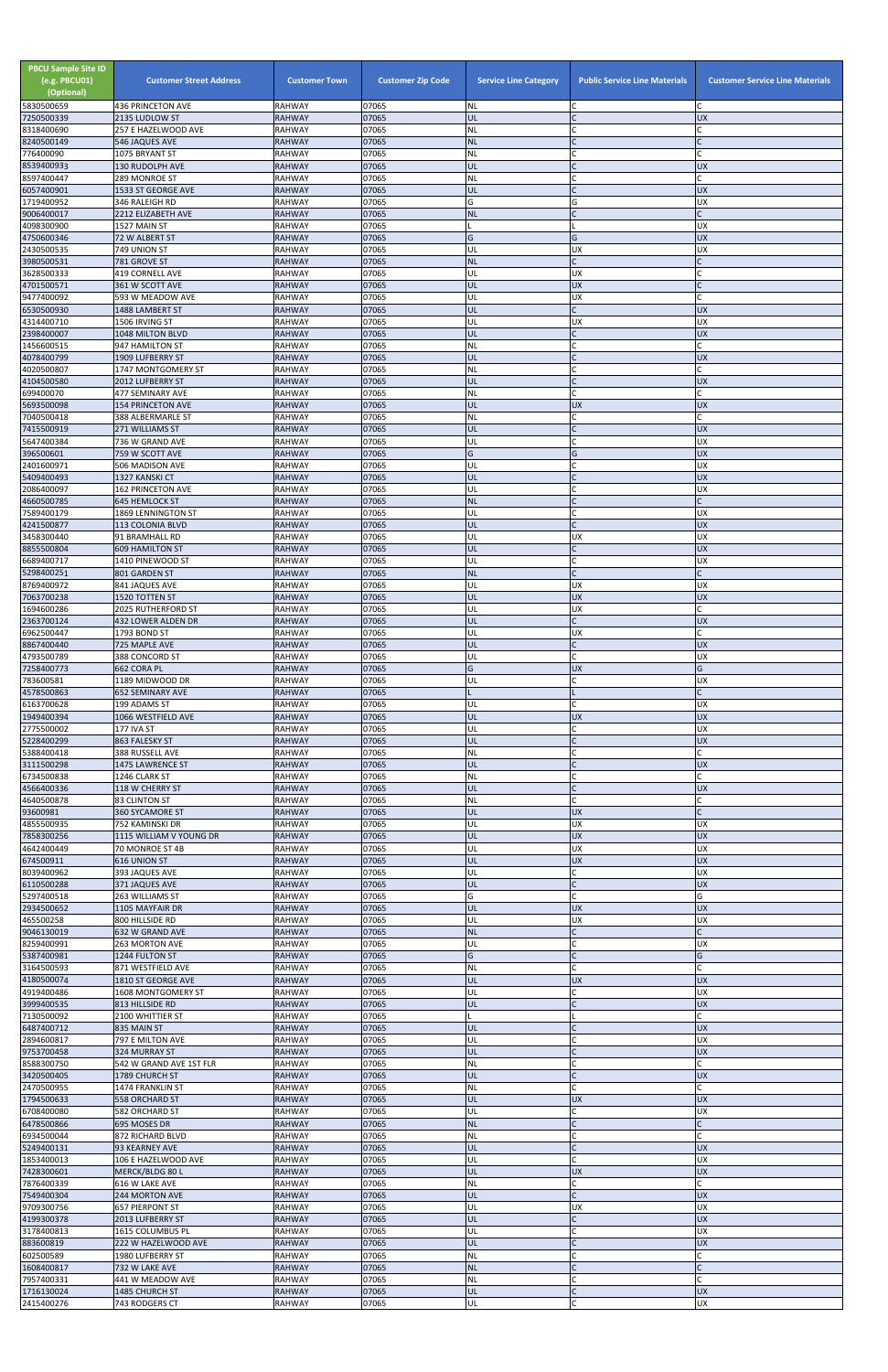| PBCU Sample Site ID (e.g. PBCU01) (Optional) | Customer Street Address | Customer Town | Customer Zip Code | Service Line Category | Public Service Line Materials | Customer Service Line Materials |
|---|---|---|---|---|---|---|
| 5830500659 | 436 PRINCETON AVE | RAHWAY | 07065 | NL | C | C |
| 7250500339 | 2135 LUDLOW ST | RAHWAY | 07065 | UL | C | UX |
| 8318400690 | 257 E HAZELWOOD AVE | RAHWAY | 07065 | NL | C | C |
| 8240500149 | 546 JAQUES AVE | RAHWAY | 07065 | NL | C | C |
| 776400090 | 1075 BRYANT ST | RAHWAY | 07065 | NL | C | C |
| 8539400933 | 130 RUDOLPH AVE | RAHWAY | 07065 | UL | C | UX |
| 8597400447 | 289 MONROE ST | RAHWAY | 07065 | NL | C | C |
| 6057400901 | 1533 ST GEORGE AVE | RAHWAY | 07065 | UL | C | UX |
| 1719400952 | 346 RALEIGH RD | RAHWAY | 07065 | G | G | UX |
| 9006400017 | 2212 ELIZABETH AVE | RAHWAY | 07065 | NL | C | C |
| 4098300900 | 1527 MAIN ST | RAHWAY | 07065 | L | L | UX |
| 4750600346 | 72 W ALBERT ST | RAHWAY | 07065 | G | G | UX |
| 2430500535 | 749 UNION ST | RAHWAY | 07065 | UL | UX | UX |
| 3980500531 | 781 GROVE ST | RAHWAY | 07065 | NL | C | C |
| 3628500333 | 419 CORNELL AVE | RAHWAY | 07065 | UL | UX | C |
| 4701500571 | 361 W SCOTT AVE | RAHWAY | 07065 | UL | UX | C |
| 9477400092 | 593 W MEADOW AVE | RAHWAY | 07065 | UL | UX | C |
| 6530500930 | 1488 LAMBERT ST | RAHWAY | 07065 | UL | C | UX |
| 4314400710 | 1506 IRVING ST | RAHWAY | 07065 | UL | UX | UX |
| 2398400007 | 1048 MILTON BLVD | RAHWAY | 07065 | UL | C | UX |
| 1456600515 | 947 HAMILTON ST | RAHWAY | 07065 | NL | C | C |
| 4078400799 | 1909 LUFBERRY ST | RAHWAY | 07065 | UL | C | UX |
| 4020500807 | 1747 MONTGOMERY ST | RAHWAY | 07065 | NL | C | C |
| 4104500580 | 2012 LUFBERRY ST | RAHWAY | 07065 | UL | C | UX |
| 699400070 | 477 SEMINARY AVE | RAHWAY | 07065 | NL | C | C |
| 5693500098 | 154 PRINCETON AVE | RAHWAY | 07065 | UL | UX | UX |
| 7040500418 | 388 ALBERMARLE ST | RAHWAY | 07065 | NL | C | C |
| 7415500919 | 271 WILLIAMS ST | RAHWAY | 07065 | UL | C | UX |
| 5647400384 | 736 W GRAND AVE | RAHWAY | 07065 | UL | C | UX |
| 396500601 | 759 W SCOTT AVE | RAHWAY | 07065 | G | G | UX |
| 2401600971 | 506 MADISON AVE | RAHWAY | 07065 | UL | C | UX |
| 5409400493 | 1327 KANSKI CT | RAHWAY | 07065 | UL | C | UX |
| 2086400097 | 162 PRINCETON AVE | RAHWAY | 07065 | UL | C | UX |
| 4660500785 | 645 HEMLOCK ST | RAHWAY | 07065 | NL | C | C |
| 7589400179 | 1869 LENNINGTON ST | RAHWAY | 07065 | UL | C | UX |
| 4241500877 | 113 COLONIA BLVD | RAHWAY | 07065 | UL | C | UX |
| 3458300440 | 91 BRAMHALL RD | RAHWAY | 07065 | UL | UX | UX |
| 8855500804 | 609 HAMILTON ST | RAHWAY | 07065 | UL | C | UX |
| 6689400717 | 1410 PINEWOOD ST | RAHWAY | 07065 | UL | C | UX |
| 5298400251 | 801 GARDEN ST | RAHWAY | 07065 | NL | C | C |
| 8769400972 | 841 JAQUES AVE | RAHWAY | 07065 | UL | UX | UX |
| 7063700238 | 1520 TOTTEN ST | RAHWAY | 07065 | UL | UX | UX |
| 1694600286 | 2025 RUTHERFORD ST | RAHWAY | 07065 | UL | UX | C |
| 2363700124 | 432 LOWER ALDEN DR | RAHWAY | 07065 | UL | C | UX |
| 6962500447 | 1793 BOND ST | RAHWAY | 07065 | UL | UX | C |
| 8867400440 | 725 MAPLE AVE | RAHWAY | 07065 | UL | C | UX |
| 4793500789 | 388 CONCORD ST | RAHWAY | 07065 | UL | C | UX |
| 7258400773 | 662 CORA PL | RAHWAY | 07065 | G | UX | G |
| 783600581 | 1189 MIDWOOD DR | RAHWAY | 07065 | UL | C | UX |
| 4578500863 | 652 SEMINARY AVE | RAHWAY | 07065 | L | L | C |
| 6163700628 | 199 ADAMS ST | RAHWAY | 07065 | UL | C | UX |
| 1949400394 | 1066 WESTFIELD AVE | RAHWAY | 07065 | UL | UX | UX |
| 2775500002 | 177 IVA ST | RAHWAY | 07065 | UL | C | UX |
| 5228400299 | 863 FALESKY ST | RAHWAY | 07065 | UL | C | UX |
| 5388400418 | 388 RUSSELL AVE | RAHWAY | 07065 | NL | C | C |
| 3111500298 | 1475 LAWRENCE ST | RAHWAY | 07065 | UL | C | UX |
| 6734500838 | 1246 CLARK ST | RAHWAY | 07065 | NL | C | C |
| 4566400336 | 118 W CHERRY ST | RAHWAY | 07065 | UL | C | UX |
| 4640500878 | 83 CLINTON ST | RAHWAY | 07065 | NL | C | C |
| 93600981 | 360 SYCAMORE ST | RAHWAY | 07065 | UL | UX | C |
| 4855500935 | 752 KAMINSKI DR | RAHWAY | 07065 | UL | UX | UX |
| 7858300256 | 1115 WILLIAM V YOUNG DR | RAHWAY | 07065 | UL | UX | UX |
| 4642400449 | 70 MONROE ST 4B | RAHWAY | 07065 | UL | UX | UX |
| 674500911 | 616 UNION ST | RAHWAY | 07065 | UL | UX | UX |
| 8039400962 | 393 JAQUES AVE | RAHWAY | 07065 | UL | C | UX |
| 6110500288 | 371 JAQUES AVE | RAHWAY | 07065 | UL | C | UX |
| 5297400518 | 263 WILLIAMS ST | RAHWAY | 07065 | G | C | G |
| 2934500652 | 1105 MAYFAIR DR | RAHWAY | 07065 | UL | UX | UX |
| 465500258 | 800 HILLSIDE RD | RAHWAY | 07065 | UL | UX | UX |
| 9046130019 | 632 W GRAND AVE | RAHWAY | 07065 | NL | C | C |
| 8259400991 | 263 MORTON AVE | RAHWAY | 07065 | UL | C | UX |
| 5387400981 | 1244 FULTON ST | RAHWAY | 07065 | G | C | G |
| 3164500593 | 871 WESTFIELD AVE | RAHWAY | 07065 | NL | C | C |
| 4180500074 | 1810 ST GEORGE AVE | RAHWAY | 07065 | UL | UX | UX |
| 4919400486 | 1608 MONTGOMERY ST | RAHWAY | 07065 | UL | C | UX |
| 3999400535 | 813 HILLSIDE RD | RAHWAY | 07065 | UL | C | UX |
| 7130500092 | 2100 WHITTIER ST | RAHWAY | 07065 | L | L | C |
| 6487400712 | 835 MAIN ST | RAHWAY | 07065 | UL | C | UX |
| 2894600817 | 797 E MILTON AVE | RAHWAY | 07065 | UL | C | UX |
| 9753700458 | 324 MURRAY ST | RAHWAY | 07065 | UL | C | UX |
| 8588300750 | 542 W GRAND AVE 1ST FLR | RAHWAY | 07065 | NL | C | C |
| 3420500405 | 1789 CHURCH ST | RAHWAY | 07065 | UL | C | UX |
| 2470500955 | 1474 FRANKLIN ST | RAHWAY | 07065 | NL | C | C |
| 1794500633 | 558 ORCHARD ST | RAHWAY | 07065 | UL | UX | UX |
| 6708400080 | 582 ORCHARD ST | RAHWAY | 07065 | UL | C | UX |
| 6478500866 | 695 MOSES DR | RAHWAY | 07065 | NL | C | C |
| 6934500044 | 872 RICHARD BLVD | RAHWAY | 07065 | NL | C | C |
| 5249400131 | 93 KEARNEY AVE | RAHWAY | 07065 | UL | C | UX |
| 1853400013 | 106 E HAZELWOOD AVE | RAHWAY | 07065 | UL | C | UX |
| 7428300601 | MERCK/BLDG 80 L | RAHWAY | 07065 | UL | UX | UX |
| 7876400339 | 616 W LAKE AVE | RAHWAY | 07065 | NL | C | C |
| 7549400304 | 244 MORTON AVE | RAHWAY | 07065 | UL | C | UX |
| 9709300756 | 657 PIERPONT ST | RAHWAY | 07065 | UL | UX | UX |
| 4199300378 | 2013 LUFBERRY ST | RAHWAY | 07065 | UL | C | UX |
| 3178400813 | 1615 COLUMBUS PL | RAHWAY | 07065 | UL | C | UX |
| 883600819 | 222 W HAZELWOOD AVE | RAHWAY | 07065 | UL | C | UX |
| 602500589 | 1980 LUFBERRY ST | RAHWAY | 07065 | NL | C | C |
| 1608400817 | 732 W LAKE AVE | RAHWAY | 07065 | NL | C | C |
| 7957400331 | 441 W MEADOW AVE | RAHWAY | 07065 | NL | C | C |
| 1716130024 | 1485 CHURCH ST | RAHWAY | 07065 | UL | C | UX |
| 2415400276 | 743 RODGERS CT | RAHWAY | 07065 | UL | C | UX |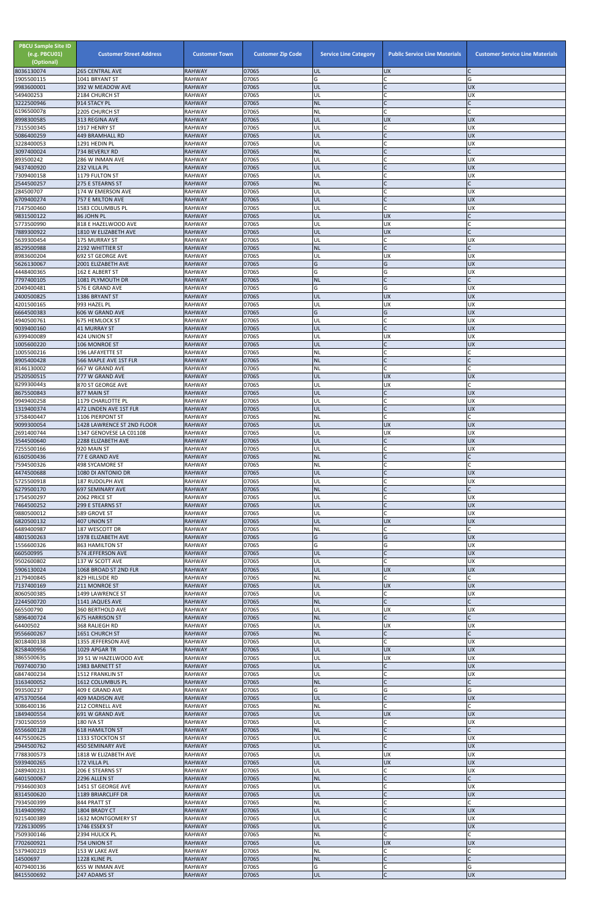| PBCU Sample Site ID (e.g. PBCU01) (Optional) | Customer Street Address | Customer Town | Customer Zip Code | Service Line Category | Public Service Line Materials | Customer Service Line Materials |
|---|---|---|---|---|---|---|
| 8036130074 | 265 CENTRAL AVE | RAHWAY | 07065 | UL | UX | C |
| 1905500115 | 1041 BRYANT ST | RAHWAY | 07065 | G | C | G |
| 9983600001 | 392 W MEADOW AVE | RAHWAY | 07065 | UL | C | UX |
| 549400253 | 2184 CHURCH ST | RAHWAY | 07065 | UL | C | UX |
| 3222500946 | 914 STACY PL | RAHWAY | 07065 | NL | C | C |
| 6196500078 | 2205 CHURCH ST | RAHWAY | 07065 | NL | C | C |
| 8998300585 | 313 REGINA AVE | RAHWAY | 07065 | UL | UX | UX |
| 7315500345 | 1917 HENRY ST | RAHWAY | 07065 | UL | C | UX |
| 5086400259 | 449 BRAMHALL RD | RAHWAY | 07065 | UL | C | UX |
| 3228400053 | 1291 HEDIN PL | RAHWAY | 07065 | UL | C | UX |
| 3097400024 | 734 BEVERLY RD | RAHWAY | 07065 | NL | C | C |
| 893500242 | 286 W INMAN AVE | RAHWAY | 07065 | UL | C | UX |
| 9437400920 | 232 VILLA PL | RAHWAY | 07065 | UL | C | UX |
| 7309400158 | 1179 FULTON ST | RAHWAY | 07065 | UL | C | UX |
| 2544500257 | 275 E STEARNS ST | RAHWAY | 07065 | NL | C | C |
| 284500707 | 174 W EMERSON AVE | RAHWAY | 07065 | UL | C | UX |
| 6709400274 | 757 E MILTON AVE | RAHWAY | 07065 | UL | C | UX |
| 7147500460 | 1583 COLUMBUS PL | RAHWAY | 07065 | UL | C | UX |
| 9831500122 | 86 JOHN PL | RAHWAY | 07065 | UL | UX | C |
| 5773500990 | 818 E HAZELWOOD AVE | RAHWAY | 07065 | UL | UX | C |
| 7889300922 | 1810 W ELIZABETH AVE | RAHWAY | 07065 | UL | UX | C |
| 5639300454 | 175 MURRAY ST | RAHWAY | 07065 | UL | C | UX |
| 8529500988 | 2192 WHITTIER ST | RAHWAY | 07065 | NL | C | C |
| 8983600204 | 692 ST GEORGE AVE | RAHWAY | 07065 | UL | UX | UX |
| 5626130067 | 2001 ELIZABETH AVE | RAHWAY | 07065 | G | G | UX |
| 4448400365 | 162 E ALBERT ST | RAHWAY | 07065 | G | G | UX |
| 7797400105 | 1081 PLYMOUTH DR | RAHWAY | 07065 | NL | C | C |
| 2049400481 | 576 E GRAND AVE | RAHWAY | 07065 | G | G | UX |
| 2400500825 | 1386 BRYANT ST | RAHWAY | 07065 | UL | UX | UX |
| 4201500165 | 993 HAZEL PL | RAHWAY | 07065 | UL | UX | UX |
| 6664500383 | 606 W GRAND AVE | RAHWAY | 07065 | G | G | UX |
| 4940500761 | 675 HEMLOCK ST | RAHWAY | 07065 | UL | C | UX |
| 9039400160 | 41 MURRAY ST | RAHWAY | 07065 | UL | C | UX |
| 6399400089 | 424 UNION ST | RAHWAY | 07065 | UL | UX | UX |
| 1005600220 | 106 MONROE ST | RAHWAY | 07065 | UL | C | UX |
| 1005500216 | 196 LAFAYETTE ST | RAHWAY | 07065 | NL | C | C |
| 8905400428 | 566 MAPLE AVE 1ST FLR | RAHWAY | 07065 | NL | C | C |
| 8146130002 | 667 W GRAND AVE | RAHWAY | 07065 | NL | C | C |
| 2520500515 | 777 W GRAND AVE | RAHWAY | 07065 | UL | UX | UX |
| 8299300443 | 870 ST GEORGE AVE | RAHWAY | 07065 | UL | UX | C |
| 8675500843 | 877 MAIN ST | RAHWAY | 07065 | UL | C | UX |
| 9949400258 | 1179 CHARLOTTE PL | RAHWAY | 07065 | UL | C | UX |
| 1319400374 | 472 LINDEN AVE 1ST FLR | RAHWAY | 07065 | UL | C | UX |
| 3758400447 | 1106 PIERPONT ST | RAHWAY | 07065 | NL | C | C |
| 9099300054 | 1428 LAWRENCE ST 2ND FLOOR | RAHWAY | 07065 | UL | UX | UX |
| 2691400744 | 1347 GENOVESE LA C01108 | RAHWAY | 07065 | UL | UX | UX |
| 3544500640 | 2288 ELIZABETH AVE | RAHWAY | 07065 | UL | C | UX |
| 7255500166 | 920 MAIN ST | RAHWAY | 07065 | UL | C | UX |
| 6160500436 | 77 E GRAND AVE | RAHWAY | 07065 | NL | C | C |
| 7594500326 | 498 SYCAMORE ST | RAHWAY | 07065 | NL | C | C |
| 4474500688 | 1080 DI ANTONIO DR | RAHWAY | 07065 | UL | C | UX |
| 5725500918 | 187 RUDOLPH AVE | RAHWAY | 07065 | UL | C | UX |
| 6279500170 | 697 SEMINARY AVE | RAHWAY | 07065 | NL | C | C |
| 1754500297 | 2062 PRICE ST | RAHWAY | 07065 | UL | C | UX |
| 7464500252 | 299 E STEARNS ST | RAHWAY | 07065 | UL | C | UX |
| 9880500012 | 589 GROVE ST | RAHWAY | 07065 | UL | C | UX |
| 6820500132 | 407 UNION ST | RAHWAY | 07065 | UL | UX | UX |
| 6489400987 | 187 WESCOTT DR | RAHWAY | 07065 | NL | C | C |
| 4801500263 | 1978 ELIZABETH AVE | RAHWAY | 07065 | G | G | UX |
| 1556600326 | 863 HAMILTON ST | RAHWAY | 07065 | G | G | UX |
| 660500995 | 574 JEFFERSON AVE | RAHWAY | 07065 | UL | C | UX |
| 9502600802 | 137 W SCOTT AVE | RAHWAY | 07065 | UL | C | UX |
| 5906130024 | 1068 BROAD ST 2ND FLR | RAHWAY | 07065 | UL | UX | UX |
| 2179400845 | 829 HILLSIDE RD | RAHWAY | 07065 | NL | C | C |
| 7137400169 | 211 MONROE ST | RAHWAY | 07065 | UL | UX | UX |
| 8060500385 | 1499 LAWRENCE ST | RAHWAY | 07065 | UL | C | UX |
| 2244500720 | 1141 JAQUES AVE | RAHWAY | 07065 | NL | C | C |
| 665500790 | 360 BERTHOLD AVE | RAHWAY | 07065 | UL | UX | UX |
| 5896400724 | 675 HARRISON ST | RAHWAY | 07065 | NL | C | C |
| 64400502 | 368 RALIEGH RD | RAHWAY | 07065 | UL | UX | UX |
| 9556600267 | 1651 CHURCH ST | RAHWAY | 07065 | NL | C | C |
| 8018400138 | 1355 JEFFERSON AVE | RAHWAY | 07065 | UL | C | UX |
| 8258400956 | 1029 APGAR TR | RAHWAY | 07065 | UL | UX | UX |
| 3865500635 | 39 51 W HAZELWOOD AVE | RAHWAY | 07065 | UL | UX | UX |
| 7697400730 | 1983 BARNETT ST | RAHWAY | 07065 | UL | C | UX |
| 6847400234 | 1512 FRANKLIN ST | RAHWAY | 07065 | UL | C | UX |
| 3163400052 | 1612 COLUMBUS PL | RAHWAY | 07065 | NL | C | C |
| 993500237 | 409 E GRAND AVE | RAHWAY | 07065 | G | G | G |
| 4753700564 | 409 MADISON AVE | RAHWAY | 07065 | UL | C | UX |
| 3086400136 | 212 CORNELL AVE | RAHWAY | 07065 | NL | C | C |
| 1849400554 | 691 W GRAND AVE | RAHWAY | 07065 | UL | UX | UX |
| 7301500559 | 180 IVA ST | RAHWAY | 07065 | UL | C | UX |
| 6556600128 | 618 HAMILTON ST | RAHWAY | 07065 | NL | C | C |
| 4475500625 | 1333 STOCKTON ST | RAHWAY | 07065 | UL | C | UX |
| 2944500762 | 450 SEMINARY AVE | RAHWAY | 07065 | UL | C | UX |
| 7788300573 | 1818 W ELIZABETH AVE | RAHWAY | 07065 | UL | UX | UX |
| 5939400265 | 172 VILLA PL | RAHWAY | 07065 | UL | UX | UX |
| 2489400231 | 206 E STEARNS ST | RAHWAY | 07065 | UL | C | UX |
| 6401500067 | 2296 ALLEN ST | RAHWAY | 07065 | NL | C | C |
| 7934600303 | 1451 ST GEORGE AVE | RAHWAY | 07065 | UL | C | UX |
| 8314500620 | 1189 BRIARCLIFF DR | RAHWAY | 07065 | UL | C | UX |
| 7934500399 | 844 PRATT ST | RAHWAY | 07065 | NL | C | C |
| 3149400992 | 1804 BRADY CT | RAHWAY | 07065 | UL | C | UX |
| 9215400389 | 1632 MONTGOMERY ST | RAHWAY | 07065 | UL | C | UX |
| 7226130095 | 1746 ESSEX ST | RAHWAY | 07065 | UL | C | UX |
| 7509300146 | 2394 HULICK PL | RAHWAY | 07065 | NL | C | C |
| 7702600921 | 754 UNION ST | RAHWAY | 07065 | UL | UX | UX |
| 5379400219 | 153 W LAKE AVE | RAHWAY | 07065 | NL | C | C |
| 14500697 | 1228 KLINE PL | RAHWAY | 07065 | NL | C | C |
| 4079400136 | 655 W INMAN AVE | RAHWAY | 07065 | G | C | G |
| 8415500692 | 247 ADAMS ST | RAHWAY | 07065 | UL | C | UX |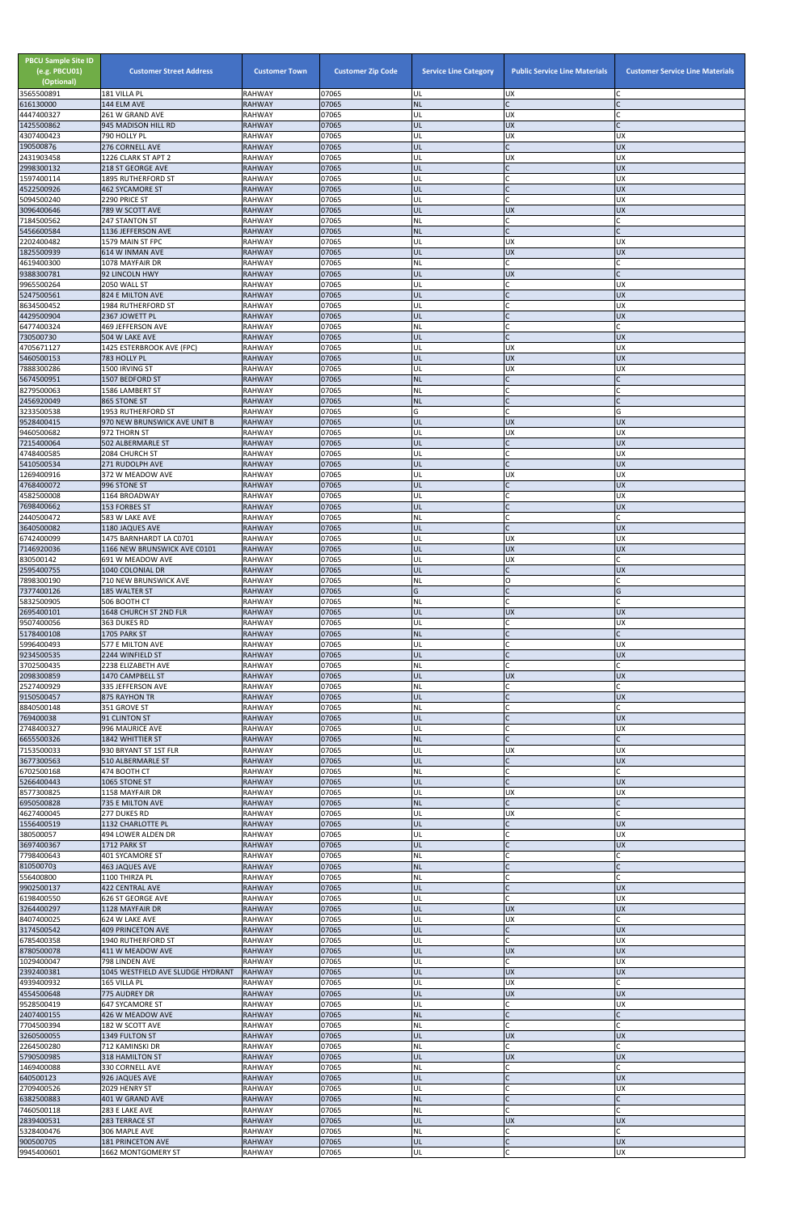| PBCU Sample Site ID (e.g. PBCU01) (Optional) | Customer Street Address | Customer Town | Customer Zip Code | Service Line Category | Public Service Line Materials | Customer Service Line Materials |
|---|---|---|---|---|---|---|
| 3565500891 | 181 VILLA PL | RAHWAY | 07065 | UL | UX | C |
| 616130000 | 144 ELM AVE | RAHWAY | 07065 | NL | C | C |
| 4447400327 | 261 W GRAND AVE | RAHWAY | 07065 | UL | UX | C |
| 1425500862 | 945 MADISON HILL RD | RAHWAY | 07065 | UL | UX | C |
| 4307400423 | 790 HOLLY PL | RAHWAY | 07065 | UL | UX | UX |
| 190500876 | 276 CORNELL AVE | RAHWAY | 07065 | UL | C | UX |
| 2431903458 | 1226 CLARK ST APT 2 | RAHWAY | 07065 | UL | UX | UX |
| 2998300132 | 218 ST GEORGE AVE | RAHWAY | 07065 | UL | C | UX |
| 1597400114 | 1895 RUTHERFORD ST | RAHWAY | 07065 | UL | C | UX |
| 4522500926 | 462 SYCAMORE ST | RAHWAY | 07065 | UL | C | UX |
| 5094500240 | 2290 PRICE ST | RAHWAY | 07065 | UL | C | UX |
| 3096400646 | 789 W SCOTT AVE | RAHWAY | 07065 | UL | UX | UX |
| 7184500562 | 247 STANTON ST | RAHWAY | 07065 | NL | C | C |
| 5456600584 | 1136 JEFFERSON AVE | RAHWAY | 07065 | NL | C | C |
| 2202400482 | 1579 MAIN ST FPC | RAHWAY | 07065 | UL | UX | UX |
| 1825500939 | 614 W INMAN AVE | RAHWAY | 07065 | UL | UX | UX |
| 4619400300 | 1078 MAYFAIR DR | RAHWAY | 07065 | NL | C | C |
| 9388300781 | 92 LINCOLN HWY | RAHWAY | 07065 | UL | UX | C |
| 9965500264 | 2050 WALL ST | RAHWAY | 07065 | UL | C | UX |
| 5247500561 | 824 E MILTON AVE | RAHWAY | 07065 | UL | C | UX |
| 8634500452 | 1984 RUTHERFORD ST | RAHWAY | 07065 | UL | C | UX |
| 4429500904 | 2367 JOWETT PL | RAHWAY | 07065 | UL | C | UX |
| 6477400324 | 469 JEFFERSON AVE | RAHWAY | 07065 | NL | C | C |
| 730500730 | 504 W LAKE AVE | RAHWAY | 07065 | UL | C | UX |
| 4705671127 | 1425 ESTERBROOK AVE (FPC) | RAHWAY | 07065 | UL | UX | UX |
| 5460500153 | 783 HOLLY PL | RAHWAY | 07065 | UL | UX | UX |
| 7888300286 | 1500 IRVING ST | RAHWAY | 07065 | UL | UX | UX |
| 5674500951 | 1507 BEDFORD ST | RAHWAY | 07065 | NL | C | C |
| 8279500063 | 1586 LAMBERT ST | RAHWAY | 07065 | NL | C | C |
| 2456920049 | 865 STONE ST | RAHWAY | 07065 | NL | C | C |
| 3233500538 | 1953 RUTHERFORD ST | RAHWAY | 07065 | G | C | G |
| 9528400415 | 970 NEW BRUNSWICK AVE UNIT B | RAHWAY | 07065 | UL | UX | UX |
| 9460500682 | 972 THORN ST | RAHWAY | 07065 | UL | UX | UX |
| 7215400064 | 502 ALBERMARLE ST | RAHWAY | 07065 | UL | C | UX |
| 4748400585 | 2084 CHURCH ST | RAHWAY | 07065 | UL | C | UX |
| 5410500534 | 271 RUDOLPH AVE | RAHWAY | 07065 | UL | C | UX |
| 1269400916 | 372 W MEADOW AVE | RAHWAY | 07065 | UL | UX | UX |
| 4768400072 | 996 STONE ST | RAHWAY | 07065 | UL | C | UX |
| 4582500008 | 1164 BROADWAY | RAHWAY | 07065 | UL | C | UX |
| 7698400662 | 153 FORBES ST | RAHWAY | 07065 | UL | C | UX |
| 2440500472 | 583 W LAKE AVE | RAHWAY | 07065 | NL | C | C |
| 3640500082 | 1180 JAQUES AVE | RAHWAY | 07065 | UL | C | UX |
| 6742400099 | 1475 BARNHARDT LA C0701 | RAHWAY | 07065 | UL | UX | UX |
| 7146920036 | 1166 NEW BRUNSWICK AVE C0101 | RAHWAY | 07065 | UL | UX | UX |
| 830500142 | 691 W MEADOW AVE | RAHWAY | 07065 | UL | UX | C |
| 2595400755 | 1040 COLONIAL DR | RAHWAY | 07065 | UL | C | UX |
| 7898300190 | 710 NEW BRUNSWICK AVE | RAHWAY | 07065 | NL | O | C |
| 7377400126 | 185 WALTER ST | RAHWAY | 07065 | G | C | G |
| 5832500905 | 506 BOOTH CT | RAHWAY | 07065 | NL | C | C |
| 2695400101 | 1648 CHURCH ST 2ND FLR | RAHWAY | 07065 | UL | UX | UX |
| 9507400056 | 363 DUKES RD | RAHWAY | 07065 | UL | C | UX |
| 5178400108 | 1705 PARK ST | RAHWAY | 07065 | NL | C | C |
| 5996400493 | 577 E MILTON AVE | RAHWAY | 07065 | UL | C | UX |
| 9234500535 | 2244 WINFIELD ST | RAHWAY | 07065 | UL | C | UX |
| 3702500435 | 2238 ELIZABETH AVE | RAHWAY | 07065 | NL | C | C |
| 2098300859 | 1470 CAMPBELL ST | RAHWAY | 07065 | UL | UX | UX |
| 2527400929 | 335 JEFFERSON AVE | RAHWAY | 07065 | NL | C | C |
| 9150500457 | 875 RAYHON TR | RAHWAY | 07065 | UL | C | UX |
| 8840500148 | 351 GROVE ST | RAHWAY | 07065 | NL | C | C |
| 769400038 | 91 CLINTON ST | RAHWAY | 07065 | UL | C | UX |
| 2748400327 | 996 MAURICE AVE | RAHWAY | 07065 | UL | C | UX |
| 6655500326 | 1842 WHITTIER ST | RAHWAY | 07065 | NL | C | C |
| 7153500033 | 930 BRYANT ST 1ST FLR | RAHWAY | 07065 | UL | UX | UX |
| 3677300563 | 510 ALBERMARLE ST | RAHWAY | 07065 | UL | C | UX |
| 6702500168 | 474 BOOTH CT | RAHWAY | 07065 | NL | C | C |
| 5266400443 | 1065 STONE ST | RAHWAY | 07065 | UL | C | UX |
| 8577300825 | 1158 MAYFAIR DR | RAHWAY | 07065 | UL | UX | UX |
| 6950500828 | 735 E MILTON AVE | RAHWAY | 07065 | NL | C | C |
| 4627400045 | 277 DUKES RD | RAHWAY | 07065 | UL | UX | C |
| 1556400519 | 1132 CHARLOTTE PL | RAHWAY | 07065 | UL | C | UX |
| 380500057 | 494 LOWER ALDEN DR | RAHWAY | 07065 | UL | C | UX |
| 3697400367 | 1712 PARK ST | RAHWAY | 07065 | UL | C | UX |
| 7798400643 | 401 SYCAMORE ST | RAHWAY | 07065 | NL | C | C |
| 810500703 | 463 JAQUES AVE | RAHWAY | 07065 | NL | C | C |
| 556400800 | 1100 THIRZA PL | RAHWAY | 07065 | NL | C | C |
| 9902500137 | 422 CENTRAL AVE | RAHWAY | 07065 | UL | C | UX |
| 6198400550 | 626 ST GEORGE AVE | RAHWAY | 07065 | UL | C | UX |
| 3264400297 | 1128 MAYFAIR DR | RAHWAY | 07065 | UL | UX | UX |
| 8407400025 | 624 W LAKE AVE | RAHWAY | 07065 | UL | UX | C |
| 3174500542 | 409 PRINCETON AVE | RAHWAY | 07065 | UL | C | UX |
| 6785400358 | 1940 RUTHERFORD ST | RAHWAY | 07065 | UL | C | UX |
| 8780500078 | 411 W MEADOW AVE | RAHWAY | 07065 | UL | UX | UX |
| 1029400047 | 798 LINDEN AVE | RAHWAY | 07065 | UL | C | UX |
| 2392400381 | 1045 WESTFIELD AVE SLUDGE HYDRANT | RAHWAY | 07065 | UL | UX | UX |
| 4939400932 | 165 VILLA PL | RAHWAY | 07065 | UL | UX | C |
| 4554500648 | 775 AUDREY DR | RAHWAY | 07065 | UL | UX | UX |
| 9528500419 | 647 SYCAMORE ST | RAHWAY | 07065 | UL | C | UX |
| 2407400155 | 426 W MEADOW AVE | RAHWAY | 07065 | NL | C | C |
| 7704500394 | 182 W SCOTT AVE | RAHWAY | 07065 | NL | C | C |
| 3260500055 | 1349 FULTON ST | RAHWAY | 07065 | UL | UX | UX |
| 2264500280 | 712 KAMINSKI DR | RAHWAY | 07065 | NL | C | C |
| 5790500985 | 318 HAMILTON ST | RAHWAY | 07065 | UL | UX | UX |
| 1469400088 | 330 CORNELL AVE | RAHWAY | 07065 | NL | C | C |
| 640500123 | 926 JAQUES AVE | RAHWAY | 07065 | UL | C | UX |
| 2709400526 | 2029 HENRY ST | RAHWAY | 07065 | UL | C | UX |
| 6382500883 | 401 W GRAND AVE | RAHWAY | 07065 | NL | C | C |
| 7460500118 | 283 E LAKE AVE | RAHWAY | 07065 | NL | C | C |
| 2839400531 | 283 TERRACE ST | RAHWAY | 07065 | UL | UX | UX |
| 5328400476 | 306 MAPLE AVE | RAHWAY | 07065 | NL | C | C |
| 900500705 | 181 PRINCETON AVE | RAHWAY | 07065 | UL | C | UX |
| 9945400601 | 1662 MONTGOMERY ST | RAHWAY | 07065 | UL | C | UX |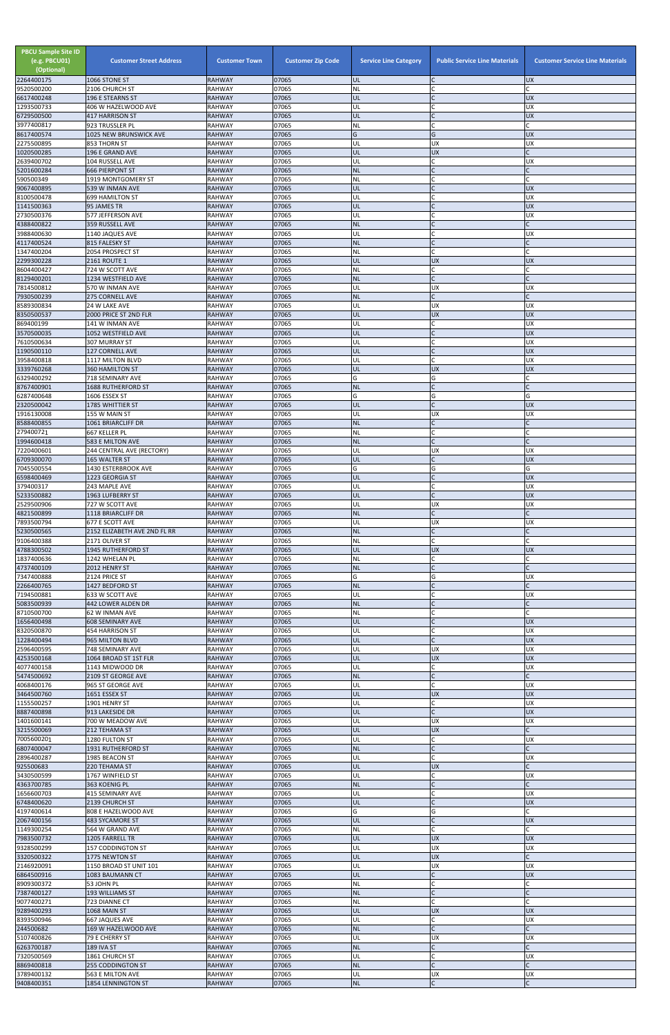| PBCU Sample Site ID (e.g. PBCU01) (Optional) | Customer Street Address | Customer Town | Customer Zip Code | Service Line Category | Public Service Line Materials | Customer Service Line Materials |
|---|---|---|---|---|---|---|
| 2264400175 | 1066 STONE ST | RAHWAY | 07065 | UL | C | UX |
| 9520500200 | 2106 CHURCH ST | RAHWAY | 07065 | NL | C | C |
| 6617400248 | 196 E STEARNS ST | RAHWAY | 07065 | UL | C | UX |
| 1293500733 | 406 W HAZELWOOD AVE | RAHWAY | 07065 | UL | C | UX |
| 6729500500 | 417 HARRISON ST | RAHWAY | 07065 | UL | C | UX |
| 3977400817 | 923 TRUSSLER PL | RAHWAY | 07065 | NL | C | C |
| 8617400574 | 1025 NEW BRUNSWICK AVE | RAHWAY | 07065 | G | G | UX |
| 2275500895 | 853 THORN ST | RAHWAY | 07065 | UL | UX | UX |
| 1020500285 | 196 E GRAND AVE | RAHWAY | 07065 | UL | UX | C |
| 2639400702 | 104 RUSSELL AVE | RAHWAY | 07065 | UL | C | UX |
| 5201600284 | 666 PIERPONT ST | RAHWAY | 07065 | NL | C | C |
| 590500349 | 1919 MONTGOMERY ST | RAHWAY | 07065 | NL | C | C |
| 9067400895 | 539 W INMAN AVE | RAHWAY | 07065 | UL | C | UX |
| 8100500478 | 699 HAMILTON ST | RAHWAY | 07065 | UL | C | UX |
| 1141500363 | 95 JAMES TR | RAHWAY | 07065 | UL | C | UX |
| 2730500376 | 577 JEFFERSON AVE | RAHWAY | 07065 | UL | C | UX |
| 4388400822 | 359 RUSSELL AVE | RAHWAY | 07065 | NL | C | C |
| 3988400630 | 1140 JAQUES AVE | RAHWAY | 07065 | UL | C | UX |
| 4117400524 | 815 FALESKY ST | RAHWAY | 07065 | NL | C | C |
| 1347400204 | 2054 PROSPECT ST | RAHWAY | 07065 | NL | C | C |
| 2299300228 | 2161 ROUTE 1 | RAHWAY | 07065 | UL | UX | UX |
| 8604400427 | 724 W SCOTT AVE | RAHWAY | 07065 | NL | C | C |
| 8129400201 | 1234 WESTFIELD AVE | RAHWAY | 07065 | NL | C | C |
| 7814500812 | 570 W INMAN AVE | RAHWAY | 07065 | UL | UX | UX |
| 7930500239 | 275 CORNELL AVE | RAHWAY | 07065 | NL | C | C |
| 8589300834 | 24 W LAKE AVE | RAHWAY | 07065 | UL | UX | UX |
| 8350500537 | 2000 PRICE ST 2ND FLR | RAHWAY | 07065 | UL | UX | UX |
| 869400199 | 141 W INMAN AVE | RAHWAY | 07065 | UL | C | UX |
| 3570500035 | 1052 WESTFIELD AVE | RAHWAY | 07065 | UL | C | UX |
| 7610500634 | 307 MURRAY ST | RAHWAY | 07065 | UL | C | UX |
| 1190500110 | 127 CORNELL AVE | RAHWAY | 07065 | UL | C | UX |
| 3958400818 | 1117 MILTON BLVD | RAHWAY | 07065 | UL | C | UX |
| 3339760268 | 360 HAMILTON ST | RAHWAY | 07065 | UL | UX | UX |
| 6329400292 | 718 SEMINARY AVE | RAHWAY | 07065 | G | G | C |
| 8767400901 | 1688 RUTHERFORD ST | RAHWAY | 07065 | NL | C | C |
| 6287400648 | 1606 ESSEX ST | RAHWAY | 07065 | G | G | G |
| 2320500042 | 1785 WHITTIER ST | RAHWAY | 07065 | UL | C | UX |
| 1916130008 | 155 W MAIN ST | RAHWAY | 07065 | UL | UX | UX |
| 8588400855 | 1061 BRIARCLIFF DR | RAHWAY | 07065 | NL | C | C |
| 279400721 | 667 KELLER PL | RAHWAY | 07065 | NL | C | C |
| 1994600418 | 583 E MILTON AVE | RAHWAY | 07065 | NL | C | C |
| 7220400601 | 244 CENTRAL AVE (RECTORY) | RAHWAY | 07065 | UL | UX | UX |
| 6709300070 | 165 WALTER ST | RAHWAY | 07065 | UL | C | UX |
| 7045500554 | 1430 ESTERBROOK AVE | RAHWAY | 07065 | G | G | G |
| 6598400469 | 1223 GEORGIA ST | RAHWAY | 07065 | UL | C | UX |
| 379400317 | 243 MAPLE AVE | RAHWAY | 07065 | UL | C | UX |
| 5233500882 | 1963 LUFBERRY ST | RAHWAY | 07065 | UL | C | UX |
| 2529500906 | 727 W SCOTT AVE | RAHWAY | 07065 | UL | UX | UX |
| 4821500899 | 1118 BRIARCLIFF DR | RAHWAY | 07065 | NL | C | C |
| 7893500794 | 677 E SCOTT AVE | RAHWAY | 07065 | UL | UX | UX |
| 5230500565 | 2152 ELIZABETH AVE 2ND FL RR | RAHWAY | 07065 | NL | C | C |
| 9106400388 | 2171 OLIVER ST | RAHWAY | 07065 | NL | C | C |
| 4788300502 | 1945 RUTHERFORD ST | RAHWAY | 07065 | UL | UX | UX |
| 1837400636 | 1242 WHELAN PL | RAHWAY | 07065 | NL | C | C |
| 4737400109 | 2012 HENRY ST | RAHWAY | 07065 | NL | C | C |
| 7347400888 | 2124 PRICE ST | RAHWAY | 07065 | G | G | UX |
| 2266400765 | 1427 BEDFORD ST | RAHWAY | 07065 | NL | C | C |
| 7194500881 | 633 W SCOTT AVE | RAHWAY | 07065 | UL | C | UX |
| 5083500939 | 442 LOWER ALDEN DR | RAHWAY | 07065 | NL | C | C |
| 8710500700 | 62 W INMAN AVE | RAHWAY | 07065 | NL | C | C |
| 1656400498 | 608 SEMINARY AVE | RAHWAY | 07065 | UL | C | UX |
| 8320500870 | 454 HARRISON ST | RAHWAY | 07065 | UL | C | UX |
| 1228400494 | 965 MILTON BLVD | RAHWAY | 07065 | UL | C | UX |
| 2596400595 | 748 SEMINARY AVE | RAHWAY | 07065 | UL | UX | UX |
| 4253500168 | 1064 BROAD ST 1ST FLR | RAHWAY | 07065 | UL | UX | UX |
| 4077400158 | 1143 MIDWOOD DR | RAHWAY | 07065 | UL | C | UX |
| 5474500692 | 2109 ST GEORGE AVE | RAHWAY | 07065 | NL | C | C |
| 4068400176 | 965 ST GEORGE AVE | RAHWAY | 07065 | UL | C | UX |
| 3464500760 | 1651 ESSEX ST | RAHWAY | 07065 | UL | UX | UX |
| 1155500257 | 1901 HENRY ST | RAHWAY | 07065 | UL | C | UX |
| 8887400898 | 913 LAKESIDE DR | RAHWAY | 07065 | UL | C | UX |
| 1401600141 | 700 W MEADOW AVE | RAHWAY | 07065 | UL | UX | UX |
| 3215500069 | 212 TEHAMA ST | RAHWAY | 07065 | UL | UX | C |
| 7005600201 | 1280 FULTON ST | RAHWAY | 07065 | UL | C | UX |
| 6807400047 | 1931 RUTHERFORD ST | RAHWAY | 07065 | NL | C | C |
| 2896400287 | 1985 BEACON ST | RAHWAY | 07065 | UL | C | UX |
| 925500683 | 220 TEHAMA ST | RAHWAY | 07065 | UL | UX | C |
| 3430500599 | 1767 WINFIELD ST | RAHWAY | 07065 | UL | C | UX |
| 4363700785 | 363 KOENIG PL | RAHWAY | 07065 | NL | C | C |
| 1656600703 | 415 SEMINARY AVE | RAHWAY | 07065 | UL | C | UX |
| 6748400620 | 2139 CHURCH ST | RAHWAY | 07065 | UL | C | UX |
| 4197400614 | 808 E HAZELWOOD AVE | RAHWAY | 07065 | G | G | C |
| 2067400156 | 483 SYCAMORE ST | RAHWAY | 07065 | UL | C | UX |
| 1149300254 | 564 W GRAND AVE | RAHWAY | 07065 | NL | C | C |
| 7983500732 | 1205 FARRELL TR | RAHWAY | 07065 | UL | UX | UX |
| 9328500299 | 157 CODDINGTON ST | RAHWAY | 07065 | UL | UX | UX |
| 3320500322 | 1775 NEWTON ST | RAHWAY | 07065 | UL | UX | C |
| 2146920091 | 1150 BROAD ST UNIT 101 | RAHWAY | 07065 | UL | UX | UX |
| 6864500916 | 1083 BAUMANN CT | RAHWAY | 07065 | UL | C | UX |
| 8909300372 | 53 JOHN PL | RAHWAY | 07065 | NL | C | C |
| 7387400127 | 193 WILLIAMS ST | RAHWAY | 07065 | NL | C | C |
| 9077400271 | 723 DIANNE CT | RAHWAY | 07065 | NL | C | C |
| 9289400293 | 1068 MAIN ST | RAHWAY | 07065 | UL | UX | UX |
| 8393500946 | 667 JAQUES AVE | RAHWAY | 07065 | UL | C | UX |
| 244500682 | 169 W HAZELWOOD AVE | RAHWAY | 07065 | NL | C | C |
| 5107400826 | 79 E CHERRY ST | RAHWAY | 07065 | UL | UX | UX |
| 6263700187 | 189 IVA ST | RAHWAY | 07065 | NL | C | C |
| 7320500569 | 1861 CHURCH ST | RAHWAY | 07065 | UL | C | UX |
| 8869400818 | 255 CODDINGTON ST | RAHWAY | 07065 | NL | C | C |
| 3789400132 | 563 E MILTON AVE | RAHWAY | 07065 | UL | UX | UX |
| 9408400351 | 1854 LENNINGTON ST | RAHWAY | 07065 | NL | C | C |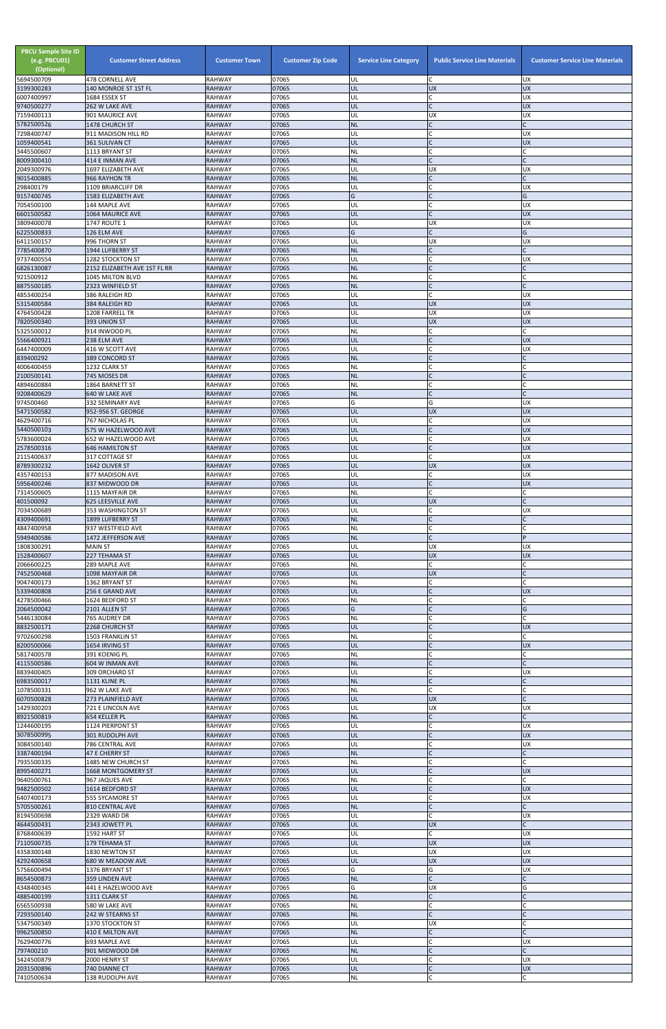| PBCU Sample Site ID (e.g. PBCU01) (Optional) | Customer Street Address | Customer Town | Customer Zip Code | Service Line Category | Public Service Line Materials | Customer Service Line Materials |
|---|---|---|---|---|---|---|
| 5694500709 | 478 CORNELL AVE | RAHWAY | 07065 | UL | C | UX |
| 3199300283 | 140 MONROE ST 1ST FL | RAHWAY | 07065 | UL | UX | UX |
| 6007400997 | 1684 ESSEX ST | RAHWAY | 07065 | UL | C | UX |
| 9740500277 | 262 W LAKE AVE | RAHWAY | 07065 | UL | C | UX |
| 7159400113 | 901 MAURICE AVE | RAHWAY | 07065 | UL | UX | UX |
| 5782500526 | 1478 CHURCH ST | RAHWAY | 07065 | NL | C | C |
| 7298400747 | 911 MADISON HILL RD | RAHWAY | 07065 | UL | C | UX |
| 1059400541 | 361 SULIVAN CT | RAHWAY | 07065 | UL | C | UX |
| 3445500607 | 1113 BRYANT ST | RAHWAY | 07065 | NL | C | C |
| 8009300410 | 414 E INMAN AVE | RAHWAY | 07065 | NL | C | C |
| 2049300976 | 1697 ELIZABETH AVE | RAHWAY | 07065 | UL | UX | UX |
| 9015400885 | 966 RAYHON TR | RAHWAY | 07065 | NL | C | C |
| 298400179 | 1109 BRIARCLIFF DR | RAHWAY | 07065 | UL | C | UX |
| 9157400745 | 1583 ELIZABETH AVE | RAHWAY | 07065 | G | C | G |
| 7054500100 | 144 MAPLE AVE | RAHWAY | 07065 | UL | C | UX |
| 6601500582 | 1064 MAURICE AVE | RAHWAY | 07065 | UL | C | UX |
| 3809400078 | 1747 ROUTE 1 | RAHWAY | 07065 | UL | UX | UX |
| 6225500833 | 126 ELM AVE | RAHWAY | 07065 | G | C | G |
| 6411500157 | 996 THORN ST | RAHWAY | 07065 | UL | UX | UX |
| 7785400870 | 1944 LUFBERRY ST | RAHWAY | 07065 | NL | C | C |
| 9737400554 | 1282 STOCKTON ST | RAHWAY | 07065 | UL | C | UX |
| 6826130087 | 2152 ELIZABETH AVE 1ST FL RR | RAHWAY | 07065 | NL | C | C |
| 921500912 | 1045 MILTON BLVD | RAHWAY | 07065 | NL | C | C |
| 8875500185 | 2323 WINFIELD ST | RAHWAY | 07065 | NL | C | C |
| 4853400254 | 386 RALEIGH RD | RAHWAY | 07065 | UL | C | UX |
| 5315400584 | 384 RALEIGH RD | RAHWAY | 07065 | UL | UX | UX |
| 4764500428 | 1208 FARRELL TR | RAHWAY | 07065 | UL | UX | UX |
| 7820500340 | 393 UNION ST | RAHWAY | 07065 | UL | UX | UX |
| 5325500012 | 914 INWOOD PL | RAHWAY | 07065 | NL | C | C |
| 5566400921 | 238 ELM AVE | RAHWAY | 07065 | UL | C | UX |
| 6447400009 | 416 W SCOTT AVE | RAHWAY | 07065 | UL | C | UX |
| 839400292 | 389 CONCORD ST | RAHWAY | 07065 | NL | C | C |
| 4006400459 | 1232 CLARK ST | RAHWAY | 07065 | NL | C | C |
| 2100500141 | 745 MOSES DR | RAHWAY | 07065 | NL | C | C |
| 4894600884 | 1864 BARNETT ST | RAHWAY | 07065 | NL | C | C |
| 9208400629 | 640 W LAKE AVE | RAHWAY | 07065 | NL | C | C |
| 974500460 | 332 SEMINARY AVE | RAHWAY | 07065 | G | G | UX |
| 5471500582 | 952-956 ST. GEORGE | RAHWAY | 07065 | UL | UX | UX |
| 4629400716 | 767 NICHOLAS PL | RAHWAY | 07065 | UL | C | UX |
| 5440500103 | 575 W HAZELWOOD AVE | RAHWAY | 07065 | UL | C | UX |
| 5783600024 | 652 W HAZELWOOD AVE | RAHWAY | 07065 | UL | C | UX |
| 2578500316 | 646 HAMILTON ST | RAHWAY | 07065 | UL | C | UX |
| 2115400637 | 317 COTTAGE ST | RAHWAY | 07065 | UL | C | UX |
| 8789300232 | 1642 OLIVER ST | RAHWAY | 07065 | UL | UX | UX |
| 4357400153 | 877 MADISON AVE | RAHWAY | 07065 | UL | C | UX |
| 5956400246 | 837 MIDWOOD DR | RAHWAY | 07065 | UL | C | UX |
| 7314500605 | 1115 MAYFAIR DR | RAHWAY | 07065 | NL | C | C |
| 401500092 | 625 LEESVILLE AVE | RAHWAY | 07065 | UL | UX | C |
| 7034500689 | 353 WASHINGTON ST | RAHWAY | 07065 | UL | C | UX |
| 4309400691 | 1899 LUFBERRY ST | RAHWAY | 07065 | NL | C | C |
| 4847400958 | 937 WESTFIELD AVE | RAHWAY | 07065 | NL | C | C |
| 5949400586 | 1472 JEFFERSON AVE | RAHWAY | 07065 | NL | C | P |
| 1808300291 | MAIN ST | RAHWAY | 07065 | UL | UX | UX |
| 1528400607 | 227 TEHAMA ST | RAHWAY | 07065 | UL | UX | UX |
| 2066600225 | 289 MAPLE AVE | RAHWAY | 07065 | NL | C | C |
| 7452500468 | 1098 MAYFAIR DR | RAHWAY | 07065 | UL | UX | C |
| 9047400173 | 1362 BRYANT ST | RAHWAY | 07065 | NL | C | C |
| 5339400808 | 256 E GRAND AVE | RAHWAY | 07065 | UL | C | UX |
| 4278500466 | 1624 BEDFORD ST | RAHWAY | 07065 | NL | C | C |
| 2064500042 | 2101 ALLEN ST | RAHWAY | 07065 | G | C | G |
| 5446130084 | 765 AUDREY DR | RAHWAY | 07065 | NL | C | C |
| 8832500171 | 2268 CHURCH ST | RAHWAY | 07065 | UL | C | UX |
| 9702600298 | 1503 FRANKLIN ST | RAHWAY | 07065 | NL | C | C |
| 8200500066 | 1654 IRVING ST | RAHWAY | 07065 | UL | C | UX |
| 5817400578 | 391 KOENIG PL | RAHWAY | 07065 | NL | C | C |
| 4115500586 | 604 W INMAN AVE | RAHWAY | 07065 | NL | C | C |
| 8839400405 | 309 ORCHARD ST | RAHWAY | 07065 | UL | C | UX |
| 6983500017 | 1131 KLINE PL | RAHWAY | 07065 | NL | C | C |
| 1078500331 | 962 W LAKE AVE | RAHWAY | 07065 | NL | C | C |
| 6070500828 | 273 PLAINFIELD AVE | RAHWAY | 07065 | UL | UX | C |
| 1429300203 | 721 E LINCOLN AVE | RAHWAY | 07065 | UL | UX | UX |
| 8921500819 | 654 KELLER PL | RAHWAY | 07065 | NL | C | C |
| 1244600195 | 1124 PIERPONT ST | RAHWAY | 07065 | UL | C | UX |
| 3078500995 | 301 RUDOLPH AVE | RAHWAY | 07065 | UL | C | UX |
| 3084500140 | 786 CENTRAL AVE | RAHWAY | 07065 | UL | C | UX |
| 3387400194 | 47 E CHERRY ST | RAHWAY | 07065 | NL | C | C |
| 7935500335 | 1485 NEW CHURCH ST | RAHWAY | 07065 | NL | C | C |
| 8995400271 | 1668 MONTGOMERY ST | RAHWAY | 07065 | UL | C | UX |
| 9640500761 | 967 JAQUES AVE | RAHWAY | 07065 | NL | C | C |
| 9482500502 | 1614 BEDFORD ST | RAHWAY | 07065 | UL | C | UX |
| 6407400173 | 555 SYCAMORE ST | RAHWAY | 07065 | UL | C | UX |
| 5705500261 | 810 CENTRAL AVE | RAHWAY | 07065 | NL | C | C |
| 8194500698 | 2329 WARD DR | RAHWAY | 07065 | UL | C | UX |
| 4644500431 | 2343 JOWETT PL | RAHWAY | 07065 | UL | UX | C |
| 8768400639 | 1592 HART ST | RAHWAY | 07065 | UL | C | UX |
| 7110500735 | 179 TEHAMA ST | RAHWAY | 07065 | UL | UX | UX |
| 4358300148 | 1830 NEWTON ST | RAHWAY | 07065 | UL | UX | UX |
| 4292400658 | 680 W MEADOW AVE | RAHWAY | 07065 | UL | UX | UX |
| 5756600494 | 1376 BRYANT ST | RAHWAY | 07065 | G | G | UX |
| 8654500873 | 359 LINDEN AVE | RAHWAY | 07065 | NL | C | C |
| 4348400345 | 441 E HAZELWOOD AVE | RAHWAY | 07065 | G | UX | G |
| 4885400199 | 1311 CLARK ST | RAHWAY | 07065 | NL | C | C |
| 6565500938 | 580 W LAKE AVE | RAHWAY | 07065 | NL | C | C |
| 7293500140 | 242 W STEARNS ST | RAHWAY | 07065 | NL | C | C |
| 5347500349 | 1370 STOCKTON ST | RAHWAY | 07065 | UL | UX | C |
| 9962500850 | 410 E MILTON AVE | RAHWAY | 07065 | NL | C | C |
| 7629400776 | 693 MAPLE AVE | RAHWAY | 07065 | UL | C | UX |
| 797400210 | 901 MIDWOOD DR | RAHWAY | 07065 | NL | C | C |
| 3424500879 | 2000 HENRY ST | RAHWAY | 07065 | UL | C | UX |
| 2031500896 | 740 DIANNE CT | RAHWAY | 07065 | UL | C | UX |
| 7410500634 | 138 RUDOLPH AVE | RAHWAY | 07065 | NL | C | C |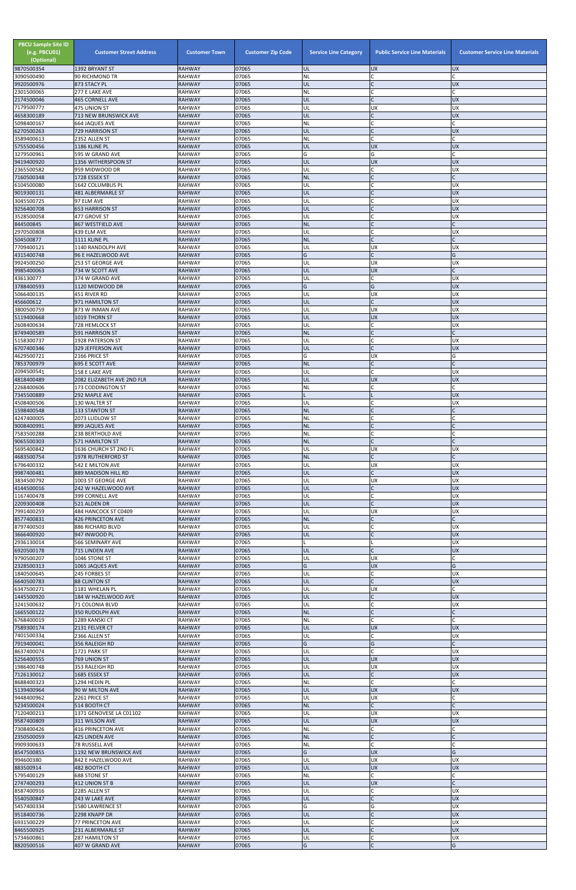| PBCU Sample Site ID (e.g. PBCU01) (Optional) | Customer Street Address | Customer Town | Customer Zip Code | Service Line Category | Public Service Line Materials | Customer Service Line Materials |
|---|---|---|---|---|---|---|
| 9870500354 | 1392 BRYANT ST | RAHWAY | 07065 | UL | UX | UX |
| 3090500490 | 90 RICHMOND TR | RAHWAY | 07065 | NL | C | C |
| 9920500976 | 873 STACY PL | RAHWAY | 07065 | UL | C | UX |
| 2301500065 | 277 E LAKE AVE | RAHWAY | 07065 | NL | C | C |
| 2174500046 | 465 CORNELL AVE | RAHWAY | 07065 | UL | C | UX |
| 7179500777 | 475 UNION ST | RAHWAY | 07065 | UL | UX | UX |
| 4658300189 | 713 NEW BRUNSWICK AVE | RAHWAY | 07065 | UL | C | UX |
| 5098400167 | 664 JAQUES AVE | RAHWAY | 07065 | NL | C | C |
| 6270500263 | 729 HARRISON ST | RAHWAY | 07065 | UL | C | UX |
| 3589400613 | 2352 ALLEN ST | RAHWAY | 07065 | NL | C | C |
| 5755500456 | 1186 KLINE PL | RAHWAY | 07065 | UL | UX | UX |
| 3279500961 | 595 W GRAND AVE | RAHWAY | 07065 | G | G | C |
| 9419400920 | 1356 WITHERSPOON ST | RAHWAY | 07065 | UL | UX | UX |
| 2365500582 | 959 MIDWOOD DR | RAHWAY | 07065 | UL | C | UX |
| 7160500348 | 1728 ESSEX ST | RAHWAY | 07065 | NL | C | C |
| 6104500080 | 1642 COLUMBUS PL | RAHWAY | 07065 | UL | C | UX |
| 9019300131 | 481 ALBERMARLE ST | RAHWAY | 07065 | UL | C | UX |
| 3045500725 | 97 ELM AVE | RAHWAY | 07065 | UL | C | UX |
| 9256400708 | 653 HARRISON ST | RAHWAY | 07065 | UL | C | UX |
| 3528500058 | 477 GROVE ST | RAHWAY | 07065 | UL | C | UX |
| 844500845 | 867 WESTFIELD AVE | RAHWAY | 07065 | NL | C | C |
| 2970500808 | 439 ELM AVE | RAHWAY | 07065 | UL | C | UX |
| 504500877 | 1111 KLINE PL | RAHWAY | 07065 | NL | C | C |
| 7709400121 | 1140 RANDOLPH AVE | RAHWAY | 07065 | UL | UX | UX |
| 4315400748 | 96 E HAZELWOOD AVE | RAHWAY | 07065 | G | C | G |
| 9924500250 | 253 ST GEORGE AVE | RAHWAY | 07065 | UL | UX | UX |
| 9985400063 | 734 W SCOTT AVE | RAHWAY | 07065 | UL | UX | C |
| 436130077 | 374 W GRAND AVE | RAHWAY | 07065 | UL | C | UX |
| 3788400593 | 1120 MIDWOOD DR | RAHWAY | 07065 | G | G | UX |
| 5066400135 | 451 RIVER RD | RAHWAY | 07065 | UL | UX | UX |
| 456600612 | 971 HAMILTON ST | RAHWAY | 07065 | UL | C | UX |
| 3800500759 | 873 W INMAN AVE | RAHWAY | 07065 | UL | UX | UX |
| 5119400668 | 1019 THORN ST | RAHWAY | 07065 | UL | UX | UX |
| 2608400634 | 728 HEMLOCK ST | RAHWAY | 07065 | UL | C | UX |
| 8749400589 | 591 HARRISON ST | RAHWAY | 07065 | NL | C | C |
| 5158300737 | 1928 PATERSON ST | RAHWAY | 07065 | UL | C | UX |
| 6707400346 | 329 JEFFERSON AVE | RAHWAY | 07065 | UL | C | UX |
| 4629500721 | 2166 PRICE ST | RAHWAY | 07065 | G | UX | G |
| 7853700979 | 695 E SCOTT AVE | RAHWAY | 07065 | NL | C | C |
| 2094500541 | 158 E LAKE AVE | RAHWAY | 07065 | UL | C | UX |
| 4818400489 | 2082 ELIZABETH AVE 2ND FLR | RAHWAY | 07065 | UL | UX | UX |
| 2268400606 | 173 CODDINGTON ST | RAHWAY | 07065 | NL | C | C |
| 7345500889 | 292 MAPLE AVE | RAHWAY | 07065 | L | L | UX |
| 4508400506 | 130 WALTER ST | RAHWAY | 07065 | UL | C | UX |
| 1598400548 | 133 STANTON ST | RAHWAY | 07065 | NL | C | C |
| 4247400005 | 2073 LUDLOW ST | RAHWAY | 07065 | NL | C | C |
| 9008400991 | 899 JAQUES AVE | RAHWAY | 07065 | NL | C | C |
| 7583500288 | 238 BERTHOLD AVE | RAHWAY | 07065 | NL | C | C |
| 9065500303 | 571 HAMILTON ST | RAHWAY | 07065 | NL | C | C |
| 5695400842 | 1636 CHURCH ST 2ND FL | RAHWAY | 07065 | UL | UX | UX |
| 4683500754 | 1978 RUTHERFORD ST | RAHWAY | 07065 | NL | C | C |
| 6796400332 | 542 E MILTON AVE | RAHWAY | 07065 | UL | UX | UX |
| 9987400481 | 889 MADISON HILL RD | RAHWAY | 07065 | UL | C | UX |
| 3834500792 | 1003 ST GEORGE AVE | RAHWAY | 07065 | UL | UX | UX |
| 4144500016 | 242 W HAZELWOOD AVE | RAHWAY | 07065 | UL | C | UX |
| 1167400478 | 399 CORNELL AVE | RAHWAY | 07065 | UL | C | UX |
| 2209300408 | 521 ALDEN DR | RAHWAY | 07065 | UL | C | UX |
| 7991400259 | 484 HANCOCK ST C0409 | RAHWAY | 07065 | UL | UX | UX |
| 8577400831 | 426 PRINCETON AVE | RAHWAY | 07065 | NL | C | C |
| 8797400503 | 886 RICHARD BLVD | RAHWAY | 07065 | UL | C | UX |
| 3666400920 | 947 INWOOD PL | RAHWAY | 07065 | UL | C | UX |
| 2936130014 | 566 SEMINARY AVE | RAHWAY | 07065 | L | L | UX |
| 6920500178 | 715 LINDEN AVE | RAHWAY | 07065 | UL | C | UX |
| 9790500207 | 1046 STONE ST | RAHWAY | 07065 | UL | UX | C |
| 2328500313 | 1065 JAQUES AVE | RAHWAY | 07065 | G | UX | G |
| 1840500645 | 245 FORBES ST | RAHWAY | 07065 | UL | C | UX |
| 6640500783 | 88 CLINTON ST | RAHWAY | 07065 | UL | C | UX |
| 6347500271 | 1181 WHELAN PL | RAHWAY | 07065 | UL | UX | C |
| 1445500920 | 184 W HAZELWOOD AVE | RAHWAY | 07065 | UL | C | UX |
| 3241500632 | 71 COLONIA BLVD | RAHWAY | 07065 | UL | C | UX |
| 1665500122 | 350 RUDOLPH AVE | RAHWAY | 07065 | NL | C | C |
| 6768400019 | 1289 KANSKI CT | RAHWAY | 07065 | NL | C | C |
| 7589300174 | 2131 FELVER CT | RAHWAY | 07065 | UL | UX | UX |
| 7401500334 | 2366 ALLEN ST | RAHWAY | 07065 | UL | C | UX |
| 7919400041 | 356 RALEIGH RD | RAHWAY | 07065 | G | G | C |
| 8637400074 | 1721 PARK ST | RAHWAY | 07065 | UL | C | UX |
| 5256400555 | 769 UNION ST | RAHWAY | 07065 | UL | UX | UX |
| 1986400748 | 353 RALEIGH RD | RAHWAY | 07065 | UL | UX | UX |
| 7126130012 | 1685 ESSEX ST | RAHWAY | 07065 | UL | C | UX |
| 8688400323 | 1294 HEDIN PL | RAHWAY | 07065 | NL | C | C |
| 5139400964 | 90 W MILTON AVE | RAHWAY | 07065 | UL | UX | UX |
| 9448400962 | 2261 PRICE ST | RAHWAY | 07065 | UL | UX | C |
| 5234500024 | 514 BOOTH CT | RAHWAY | 07065 | NL | C | C |
| 7120400213 | 1371 GENOVESE LA C01102 | RAHWAY | 07065 | UL | UX | UX |
| 9587400809 | 311 WILSON AVE | RAHWAY | 07065 | UL | UX | UX |
| 7308400426 | 416 PRINCETON AVE | RAHWAY | 07065 | NL | C | C |
| 2350500059 | 425 LINDEN AVE | RAHWAY | 07065 | NL | C | C |
| 9909300633 | 78 RUSSELL AVE | RAHWAY | 07065 | NL | C | C |
| 8547500855 | 1192 NEW BRUNSWICK AVE | RAHWAY | 07065 | G | UX | G |
| 994600380 | 842 E HAZELWOOD AVE | RAHWAY | 07065 | UL | UX | UX |
| 883500914 | 482 BOOTH CT | RAHWAY | 07065 | UL | UX | UX |
| 5795400129 | 688 STONE ST | RAHWAY | 07065 | NL | C | C |
| 2747400293 | 412 UNION ST B | RAHWAY | 07065 | UL | UX | C |
| 8587400916 | 2285 ALLEN ST | RAHWAY | 07065 | UL | C | UX |
| 5540500847 | 243 W LAKE AVE | RAHWAY | 07065 | UL | C | UX |
| 5457400334 | 1580 LAWRENCE ST | RAHWAY | 07065 | G | G | UX |
| 9518400736 | 2298 KNAPP DR | RAHWAY | 07065 | UL | C | UX |
| 6931500229 | 77 PRINCETON AVE | RAHWAY | 07065 | UL | C | UX |
| 8465500925 | 231 ALBERMARLE ST | RAHWAY | 07065 | UL | C | UX |
| 5734600861 | 287 HAMILTON ST | RAHWAY | 07065 | UL | C | UX |
| 8820500516 | 407 W GRAND AVE | RAHWAY | 07065 | G | C | G |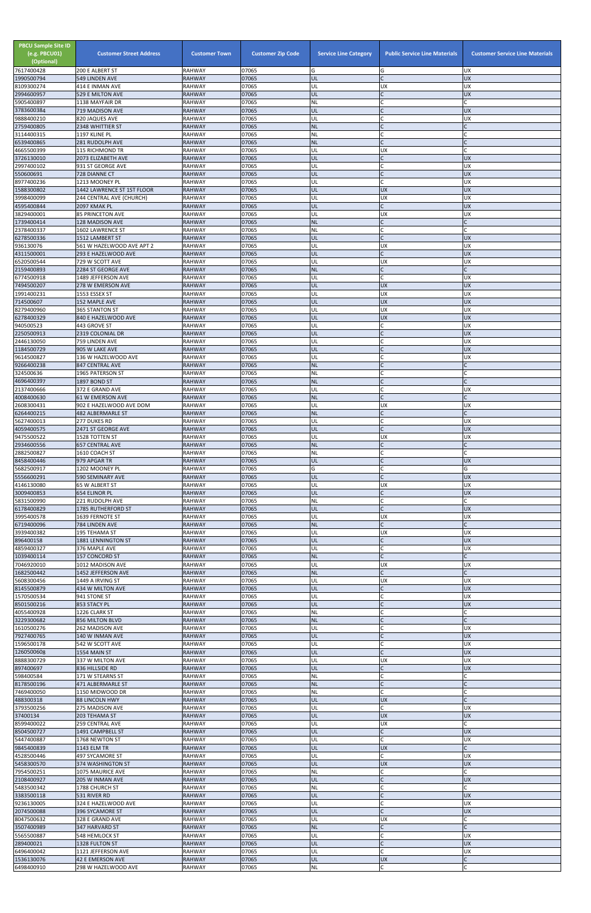| PBCU Sample Site ID (e.g. PBCU01) (Optional) | Customer Street Address | Customer Town | Customer Zip Code | Service Line Category | Public Service Line Materials | Customer Service Line Materials |
|---|---|---|---|---|---|---|
| 7617400428 | 200 E ALBERT ST | RAHWAY | 07065 | G | G | UX |
| 1990500794 | 549 LINDEN AVE | RAHWAY | 07065 | UL | C | UX |
| 8109300274 | 414 E INMAN AVE | RAHWAY | 07065 | UL | UX | UX |
| 2994600957 | 529 E MILTON AVE | RAHWAY | 07065 | UL | C | UX |
| 5905400897 | 1138 MAYFAIR DR | RAHWAY | 07065 | NL | C | C |
| 3783600384 | 719 MADISON AVE | RAHWAY | 07065 | UL | C | UX |
| 9888400210 | 820 JAQUES AVE | RAHWAY | 07065 | UL | C | UX |
| 2759400805 | 2348 WHITTIER ST | RAHWAY | 07065 | NL | C | C |
| 3114400315 | 1197 KLINE PL | RAHWAY | 07065 | NL | C | C |
| 6539400865 | 281 RUDOLPH AVE | RAHWAY | 07065 | NL | C | C |
| 4665500399 | 115 RICHMOND TR | RAHWAY | 07065 | UL | UX | C |
| 3726130010 | 2073 ELIZABETH AVE | RAHWAY | 07065 | UL | C | UX |
| 2997400102 | 931 ST GEORGE AVE | RAHWAY | 07065 | UL | C | UX |
| 550600691 | 728 DIANNE CT | RAHWAY | 07065 | UL | C | UX |
| 8977400236 | 1213 MOONEY PL | RAHWAY | 07065 | UL | C | UX |
| 1588300802 | 1442 LAWRENCE ST 1ST FLOOR | RAHWAY | 07065 | UL | UX | UX |
| 3998400099 | 244 CENTRAL AVE (CHURCH) | RAHWAY | 07065 | UL | UX | UX |
| 4595400844 | 2097 KMAK PL | RAHWAY | 07065 | UL | C | UX |
| 3829400001 | 85 PRINCETON AVE | RAHWAY | 07065 | UL | UX | UX |
| 1739400414 | 128 MADISON AVE | RAHWAY | 07065 | NL | C | C |
| 2378400337 | 1602 LAWRENCE ST | RAHWAY | 07065 | NL | C | C |
| 6278500336 | 1512 LAMBERT ST | RAHWAY | 07065 | UL | C | UX |
| 936130076 | 561 W HAZELWOOD AVE APT 2 | RAHWAY | 07065 | UL | UX | UX |
| 4311500001 | 293 E HAZELWOOD AVE | RAHWAY | 07065 | UL | C | UX |
| 6520500544 | 729 W SCOTT AVE | RAHWAY | 07065 | UL | UX | UX |
| 2159400893 | 2284 ST GEORGE AVE | RAHWAY | 07065 | NL | C | C |
| 6774500918 | 1489 JEFFERSON AVE | RAHWAY | 07065 | UL | C | UX |
| 7494500207 | 278 W EMERSON AVE | RAHWAY | 07065 | UL | UX | UX |
| 1991400231 | 1553 ESSEX ST | RAHWAY | 07065 | UL | UX | UX |
| 714500607 | 152 MAPLE AVE | RAHWAY | 07065 | UL | UX | UX |
| 8279400960 | 365 STANTON ST | RAHWAY | 07065 | UL | UX | UX |
| 6278400329 | 840 E HAZELWOOD AVE | RAHWAY | 07065 | UL | UX | UX |
| 940500523 | 443 GROVE ST | RAHWAY | 07065 | UL | C | UX |
| 2250500913 | 2319 COLONIAL DR | RAHWAY | 07065 | UL | C | UX |
| 2446130050 | 759 LINDEN AVE | RAHWAY | 07065 | UL | C | UX |
| 1184500729 | 905 W LAKE AVE | RAHWAY | 07065 | UL | C | UX |
| 9614500827 | 136 W HAZELWOOD AVE | RAHWAY | 07065 | UL | C | UX |
| 9266400238 | 847 CENTRAL AVE | RAHWAY | 07065 | NL | C | C |
| 324500636 | 1965 PATERSON ST | RAHWAY | 07065 | NL | C | C |
| 4696400397 | 1897 BOND ST | RAHWAY | 07065 | NL | C | C |
| 2137400666 | 372 E GRAND AVE | RAHWAY | 07065 | UL | C | UX |
| 4008400630 | 61 W EMERSON AVE | RAHWAY | 07065 | NL | C | C |
| 2608300431 | 902 E HAZELWOOD AVE DOM | RAHWAY | 07065 | UL | UX | UX |
| 6264400215 | 482 ALBERMARLE ST | RAHWAY | 07065 | NL | C | C |
| 5627400013 | 277 DUKES RD | RAHWAY | 07065 | UL | C | UX |
| 4059400575 | 2471 ST GEORGE AVE | RAHWAY | 07065 | UL | C | UX |
| 9475500522 | 1528 TOTTEN ST | RAHWAY | 07065 | UL | UX | UX |
| 2934600556 | 657 CENTRAL AVE | RAHWAY | 07065 | NL | C | C |
| 2882500827 | 1610 COACH ST | RAHWAY | 07065 | NL | C | C |
| 8458400446 | 979 APGAR TR | RAHWAY | 07065 | UL | C | UX |
| 5682500917 | 1202 MOONEY PL | RAHWAY | 07065 | G | C | G |
| 5556600291 | 590 SEMINARY AVE | RAHWAY | 07065 | UL | C | UX |
| 4146130080 | 65 W ALBERT ST | RAHWAY | 07065 | UL | UX | UX |
| 3009400853 | 654 ELINOR PL | RAHWAY | 07065 | UL | C | UX |
| 5831500990 | 221 RUDOLPH AVE | RAHWAY | 07065 | NL | C | C |
| 6178400829 | 1785 RUTHERFORD ST | RAHWAY | 07065 | UL | C | UX |
| 3995400578 | 1639 FERNOTE ST | RAHWAY | 07065 | UL | UX | UX |
| 6719400096 | 784 LINDEN AVE | RAHWAY | 07065 | NL | C | C |
| 3939400382 | 195 TEHAMA ST | RAHWAY | 07065 | UL | UX | UX |
| 896400158 | 1881 LENNINGTON ST | RAHWAY | 07065 | UL | C | UX |
| 4859400327 | 376 MAPLE AVE | RAHWAY | 07065 | UL | C | UX |
| 1039400114 | 157 CONCORD ST | RAHWAY | 07065 | NL | C | C |
| 7046920010 | 1012 MADISON AVE | RAHWAY | 07065 | UL | UX | UX |
| 1682500442 | 1452 JEFFERSON AVE | RAHWAY | 07065 | NL | C | C |
| 5608300456 | 1449 A IRVING ST | RAHWAY | 07065 | UL | UX | UX |
| 8145500879 | 434 W MILTON AVE | RAHWAY | 07065 | UL | C | UX |
| 1570500534 | 941 STONE ST | RAHWAY | 07065 | UL | C | UX |
| 8501500216 | 853 STACY PL | RAHWAY | 07065 | UL | C | UX |
| 4055400928 | 1226 CLARK ST | RAHWAY | 07065 | NL | C | C |
| 3229300682 | 856 MILTON BLVD | RAHWAY | 07065 | NL | C | C |
| 1610500276 | 262 MADISON AVE | RAHWAY | 07065 | UL | C | UX |
| 7927400765 | 140 W INMAN AVE | RAHWAY | 07065 | UL | C | UX |
| 1596500178 | 542 W SCOTT AVE | RAHWAY | 07065 | UL | C | UX |
| 1260500608 | 1554 MAIN ST | RAHWAY | 07065 | UL | C | UX |
| 8888300729 | 337 W MILTON AVE | RAHWAY | 07065 | UL | UX | UX |
| 897400697 | 836 HILLSIDE RD | RAHWAY | 07065 | UL | C | UX |
| 598400584 | 171 W STEARNS ST | RAHWAY | 07065 | NL | C | C |
| 8178500196 | 471 ALBERMARLE ST | RAHWAY | 07065 | NL | C | C |
| 7469400050 | 1150 MIDWOOD DR | RAHWAY | 07065 | NL | C | C |
| 488300318 | 88 LINCOLN HWY | RAHWAY | 07065 | UL | UX | C |
| 3793500256 | 275 MADISON AVE | RAHWAY | 07065 | UL | C | UX |
| 37400134 | 203 TEHAMA ST | RAHWAY | 07065 | UL | UX | UX |
| 8599400022 | 259 CENTRAL AVE | RAHWAY | 07065 | UL | UX | C |
| 8504500727 | 1491 CAMPBELL ST | RAHWAY | 07065 | UL | C | UX |
| 5447400887 | 1768 NEWTON ST | RAHWAY | 07065 | UL | C | UX |
| 9845400839 | 1143 ELM TR | RAHWAY | 07065 | UL | UX | C |
| 4528500446 | 497 SYCAMORE ST | RAHWAY | 07065 | UL | C | UX |
| 5458300570 | 374 WASHINGTON ST | RAHWAY | 07065 | UL | UX | UX |
| 7954500251 | 1075 MAURICE AVE | RAHWAY | 07065 | NL | C | C |
| 2108400927 | 205 W INMAN AVE | RAHWAY | 07065 | UL | C | UX |
| 5483500342 | 1788 CHURCH ST | RAHWAY | 07065 | NL | C | C |
| 3383500118 | 531 RIVER RD | RAHWAY | 07065 | UL | C | UX |
| 9236130005 | 324 E HAZELWOOD AVE | RAHWAY | 07065 | UL | C | UX |
| 2074500088 | 396 SYCAMORE ST | RAHWAY | 07065 | UL | C | UX |
| 8047500632 | 328 E GRAND AVE | RAHWAY | 07065 | UL | UX | C |
| 3507400989 | 347 HARVARD ST | RAHWAY | 07065 | NL | C | C |
| 5565500887 | 548 HEMLOCK ST | RAHWAY | 07065 | UL | C | UX |
| 289400021 | 1328 FULTON ST | RAHWAY | 07065 | UL | C | UX |
| 6496400042 | 1121 JEFFERSON AVE | RAHWAY | 07065 | UL | C | UX |
| 1536130076 | 42 E EMERSON AVE | RAHWAY | 07065 | UL | UX | C |
| 6498400910 | 298 W HAZELWOOD AVE | RAHWAY | 07065 | NL | C | C |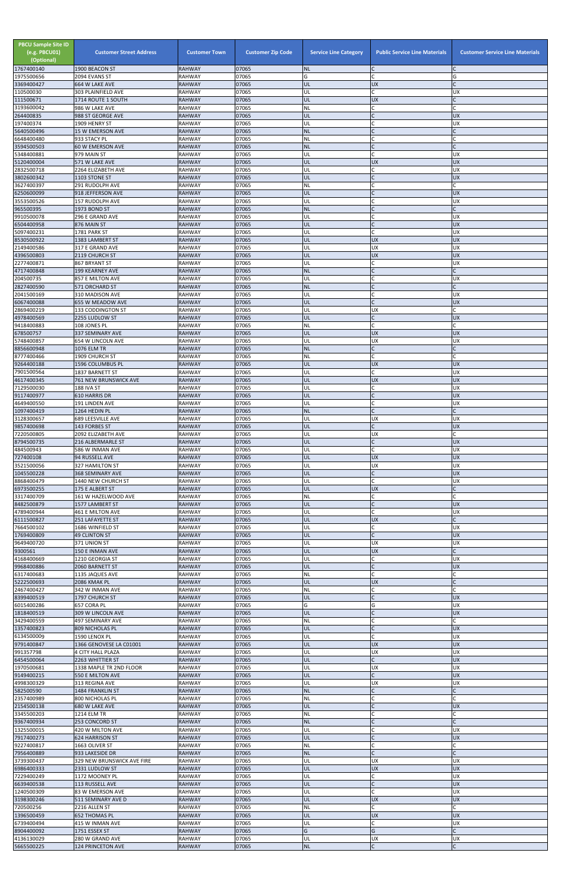| PBCU Sample Site ID (e.g. PBCU01) (Optional) | Customer Street Address | Customer Town | Customer Zip Code | Service Line Category | Public Service Line Materials | Customer Service Line Materials |
|---|---|---|---|---|---|---|
| 1767400140 | 1900 BEACON ST | RAHWAY | 07065 | NL | C | C |
| 1975500656 | 2094 EVANS ST | RAHWAY | 07065 | G | C | G |
| 3369400427 | 664 W LAKE AVE | RAHWAY | 07065 | UL | UX | C |
| 110500030 | 303 PLAINFIELD AVE | RAHWAY | 07065 | UL | C | UX |
| 111500671 | 1714 ROUTE 1 SOUTH | RAHWAY | 07065 | UL | UX | C |
| 3193600042 | 986 W LAKE AVE | RAHWAY | 07065 | NL | C | C |
| 264400835 | 988 ST GEORGE AVE | RAHWAY | 07065 | UL | C | UX |
| 197400374 | 1909 HENRY ST | RAHWAY | 07065 | UL | C | UX |
| 5640500496 | 15 W EMERSON AVE | RAHWAY | 07065 | NL | C | C |
| 6648400480 | 933 STACY PL | RAHWAY | 07065 | NL | C | C |
| 3594500503 | 60 W EMERSON AVE | RAHWAY | 07065 | NL | C | C |
| 5348400881 | 979 MAIN ST | RAHWAY | 07065 | UL | C | UX |
| 5120400004 | 571 W LAKE AVE | RAHWAY | 07065 | UL | UX | UX |
| 2832500718 | 2264 ELIZABETH AVE | RAHWAY | 07065 | UL | C | UX |
| 3802600342 | 1103 STONE ST | RAHWAY | 07065 | UL | C | UX |
| 3627400397 | 291 RUDOLPH AVE | RAHWAY | 07065 | NL | C | C |
| 6250600099 | 918 JEFFERSON AVE | RAHWAY | 07065 | UL | C | UX |
| 3553500526 | 157 RUDOLPH AVE | RAHWAY | 07065 | UL | C | UX |
| 965500395 | 1973 BOND ST | RAHWAY | 07065 | NL | C | C |
| 9910500078 | 296 E GRAND AVE | RAHWAY | 07065 | UL | C | UX |
| 6504400958 | 876 MAIN ST | RAHWAY | 07065 | UL | C | UX |
| 5097400231 | 1781 PARK ST | RAHWAY | 07065 | UL | C | UX |
| 8530500922 | 1383 LAMBERT ST | RAHWAY | 07065 | UL | UX | UX |
| 2149400586 | 317 E GRAND AVE | RAHWAY | 07065 | UL | UX | UX |
| 4396500803 | 2119 CHURCH ST | RAHWAY | 07065 | UL | UX | UX |
| 2277400871 | 867 BRYANT ST | RAHWAY | 07065 | UL | C | UX |
| 4717400848 | 199 KEARNEY AVE | RAHWAY | 07065 | NL | C | C |
| 204500735 | 857 E MILTON AVE | RAHWAY | 07065 | UL | C | UX |
| 2827400590 | 571 ORCHARD ST | RAHWAY | 07065 | NL | C | C |
| 2041500169 | 310 MADISON AVE | RAHWAY | 07065 | UL | C | UX |
| 6067400088 | 655 W MEADOW AVE | RAHWAY | 07065 | UL | C | UX |
| 2869400219 | 133 CODDINGTON ST | RAHWAY | 07065 | UL | UX | C |
| 4978400569 | 2255 LUDLOW ST | RAHWAY | 07065 | UL | C | UX |
| 9418400883 | 108 JONES PL | RAHWAY | 07065 | NL | C | C |
| 678500757 | 337 SEMINARY AVE | RAHWAY | 07065 | UL | UX | UX |
| 5748400857 | 654 W LINCOLN AVE | RAHWAY | 07065 | UL | UX | UX |
| 8856600948 | 1076 ELM TR | RAHWAY | 07065 | NL | C | C |
| 8777400466 | 1909 CHURCH ST | RAHWAY | 07065 | NL | C | C |
| 9264400188 | 1596 COLUMBUS PL | RAHWAY | 07065 | UL | UX | UX |
| 7901500564 | 1837 BARNETT ST | RAHWAY | 07065 | UL | C | UX |
| 4617400345 | 761 NEW BRUNSWICK AVE | RAHWAY | 07065 | UL | UX | UX |
| 7129500030 | 188 IVA ST | RAHWAY | 07065 | UL | C | UX |
| 9117400977 | 610 HARRIS DR | RAHWAY | 07065 | UL | C | UX |
| 4649400550 | 191 LINDEN AVE | RAHWAY | 07065 | UL | C | UX |
| 1097400419 | 1264 HEDIN PL | RAHWAY | 07065 | NL | C | C |
| 3128300657 | 689 LEESVILLE AVE | RAHWAY | 07065 | UL | UX | UX |
| 9857400698 | 143 FORBES ST | RAHWAY | 07065 | UL | C | UX |
| 7220500805 | 2092 ELIZABETH AVE | RAHWAY | 07065 | UL | UX | C |
| 8794500735 | 216 ALBERMARLE ST | RAHWAY | 07065 | UL | C | UX |
| 484500943 | 586 W INMAN AVE | RAHWAY | 07065 | UL | C | UX |
| 727400108 | 94 RUSSELL AVE | RAHWAY | 07065 | UL | UX | UX |
| 3521500056 | 327 HAMILTON ST | RAHWAY | 07065 | UL | UX | UX |
| 1045500228 | 368 SEMINARY AVE | RAHWAY | 07065 | UL | C | UX |
| 8868400479 | 1440 NEW CHURCH ST | RAHWAY | 07065 | UL | C | UX |
| 6973500255 | 175 E ALBERT ST | RAHWAY | 07065 | UL | UX | C |
| 3317400709 | 161 W HAZELWOOD AVE | RAHWAY | 07065 | NL | C | C |
| 8482500879 | 1577 LAMBERT ST | RAHWAY | 07065 | UL | C | UX |
| 4789400944 | 461 E MILTON AVE | RAHWAY | 07065 | UL | C | UX |
| 6111500827 | 251 LAFAYETTE ST | RAHWAY | 07065 | UL | UX | C |
| 7664500102 | 1686 WINFIELD ST | RAHWAY | 07065 | UL | C | UX |
| 1769400809 | 49 CLINTON ST | RAHWAY | 07065 | UL | C | UX |
| 9649400720 | 371 UNION ST | RAHWAY | 07065 | UL | UX | UX |
| 9300561 | 150 E INMAN AVE | RAHWAY | 07065 | UL | UX | C |
| 4168400669 | 1210 GEORGIA ST | RAHWAY | 07065 | UL | C | UX |
| 9968400886 | 2060 BARNETT ST | RAHWAY | 07065 | UL | C | UX |
| 6317400683 | 1135 JAQUES AVE | RAHWAY | 07065 | NL | C | C |
| 5222500693 | 2086 KMAK PL | RAHWAY | 07065 | UL | UX | C |
| 2467400427 | 342 W INMAN AVE | RAHWAY | 07065 | NL | C | C |
| 8399400519 | 1797 CHURCH ST | RAHWAY | 07065 | UL | C | UX |
| 6015400286 | 657 CORA PL | RAHWAY | 07065 | G | G | UX |
| 1818400519 | 309 W LINCOLN AVE | RAHWAY | 07065 | UL | C | UX |
| 3429400559 | 497 SEMINARY AVE | RAHWAY | 07065 | NL | C | C |
| 1357400823 | 809 NICHOLAS PL | RAHWAY | 07065 | UL | C | UX |
| 6134500009 | 1590 LENOX PL | RAHWAY | 07065 | UL | C | UX |
| 9791400847 | 1366 GENOVESE LA C01001 | RAHWAY | 07065 | UL | UX | UX |
| 991357798 | 4 CITY HALL PLAZA | RAHWAY | 07065 | UL | UX | UX |
| 6454500064 | 2263 WHITTIER ST | RAHWAY | 07065 | UL | C | UX |
| 1970500681 | 1338 MAPLE TR 2ND FLOOR | RAHWAY | 07065 | UL | UX | UX |
| 9149400215 | 550 E MILTON AVE | RAHWAY | 07065 | UL | C | UX |
| 4998300329 | 313 REGINA AVE | RAHWAY | 07065 | UL | UX | UX |
| 582500590 | 1484 FRANKLIN ST | RAHWAY | 07065 | NL | C | C |
| 2357400989 | 800 NICHOLAS PL | RAHWAY | 07065 | NL | C | C |
| 2154500138 | 680 W LAKE AVE | RAHWAY | 07065 | UL | C | UX |
| 3345500203 | 1214 ELM TR | RAHWAY | 07065 | NL | C | C |
| 9367400934 | 253 CONCORD ST | RAHWAY | 07065 | NL | C | C |
| 1325500015 | 420 W MILTON AVE | RAHWAY | 07065 | UL | C | UX |
| 7917400273 | 624 HARRISON ST | RAHWAY | 07065 | UL | C | UX |
| 9227400817 | 1663 OLIVER ST | RAHWAY | 07065 | NL | C | C |
| 7956400889 | 933 LAKESIDE DR | RAHWAY | 07065 | NL | C | C |
| 3739300437 | 329 NEW BRUNSWICK AVE FIRE | RAHWAY | 07065 | UL | UX | UX |
| 6986400333 | 2331 LUDLOW ST | RAHWAY | 07065 | UL | UX | UX |
| 7229400249 | 1172 MOONEY PL | RAHWAY | 07065 | UL | C | UX |
| 6639400538 | 113 RUSSELL AVE | RAHWAY | 07065 | UL | C | UX |
| 1240500309 | 83 W EMERSON AVE | RAHWAY | 07065 | UL | C | UX |
| 3198300246 | 511 SEMINARY AVE D | RAHWAY | 07065 | UL | UX | UX |
| 720500256 | 2216 ALLEN ST | RAHWAY | 07065 | NL | C | C |
| 1396500459 | 652 THOMAS PL | RAHWAY | 07065 | UL | UX | UX |
| 6739400494 | 415 W INMAN AVE | RAHWAY | 07065 | UL | C | UX |
| 8904400092 | 1751 ESSEX ST | RAHWAY | 07065 | G | G | C |
| 4136130029 | 280 W GRAND AVE | RAHWAY | 07065 | UL | UX | UX |
| 5665500225 | 124 PRINCETON AVE | RAHWAY | 07065 | NL | C | C |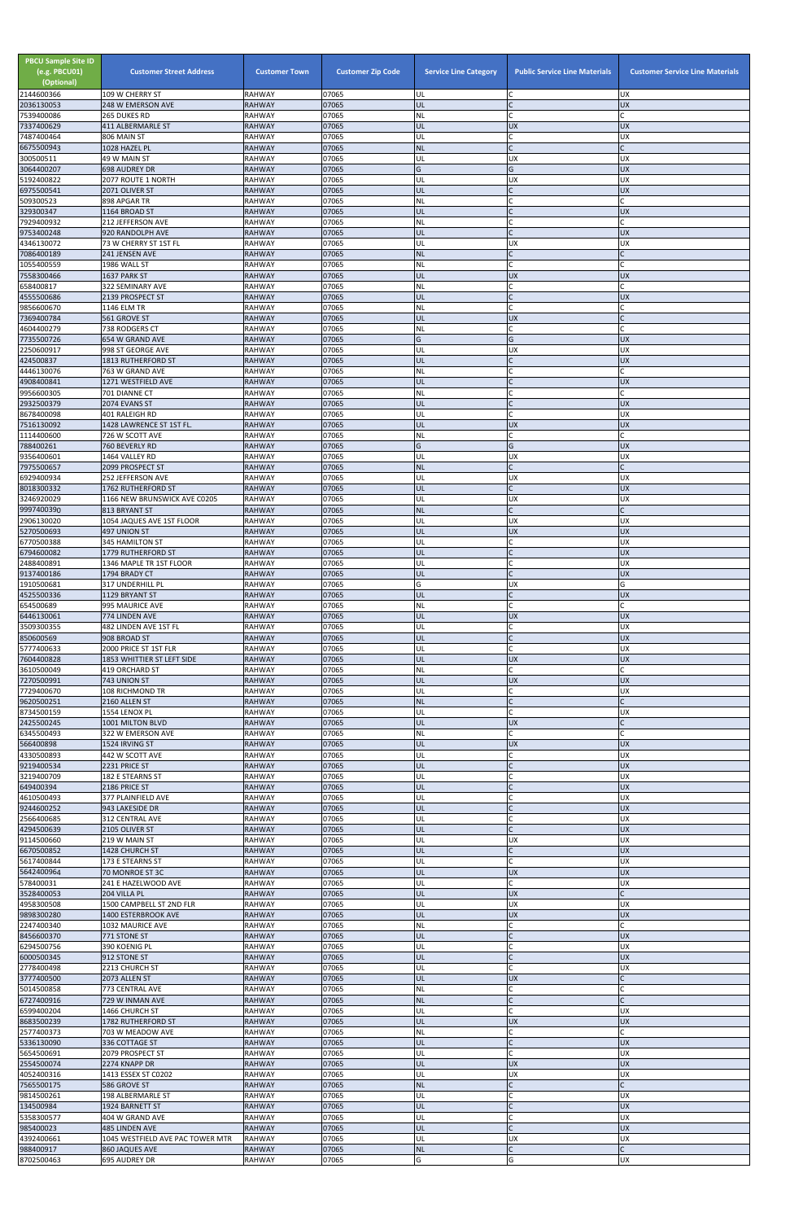| PBCU Sample Site ID (e.g. PBCU01) (Optional) | Customer Street Address | Customer Town | Customer Zip Code | Service Line Category | Public Service Line Materials | Customer Service Line Materials |
|---|---|---|---|---|---|---|
| 2144600366 | 109 W CHERRY ST | RAHWAY | 07065 | UL | C | UX |
| 2036130053 | 248 W EMERSON AVE | RAHWAY | 07065 | UL | C | UX |
| 7539400086 | 265 DUKES RD | RAHWAY | 07065 | NL | C | C |
| 7337400629 | 411 ALBERMARLE ST | RAHWAY | 07065 | UL | UX | UX |
| 7487400464 | 806 MAIN ST | RAHWAY | 07065 | UL | C | UX |
| 6675500943 | 1028 HAZEL PL | RAHWAY | 07065 | NL | C | C |
| 300500511 | 49 W MAIN ST | RAHWAY | 07065 | UL | UX | UX |
| 3064400207 | 698 AUDREY DR | RAHWAY | 07065 | G | G | UX |
| 5192400822 | 2077 ROUTE 1 NORTH | RAHWAY | 07065 | UL | UX | UX |
| 6975500541 | 2071 OLIVER ST | RAHWAY | 07065 | UL | C | UX |
| 509300523 | 898 APGAR TR | RAHWAY | 07065 | NL | C | C |
| 329300347 | 1164 BROAD ST | RAHWAY | 07065 | UL | C | UX |
| 7929400932 | 212 JEFFERSON AVE | RAHWAY | 07065 | NL | C | C |
| 9753400248 | 920 RANDOLPH AVE | RAHWAY | 07065 | UL | C | UX |
| 4346130072 | 73 W CHERRY ST 1ST FL | RAHWAY | 07065 | UL | UX | UX |
| 7086400189 | 241 JENSEN AVE | RAHWAY | 07065 | NL | C | C |
| 1055400559 | 1986 WALL ST | RAHWAY | 07065 | NL | C | C |
| 7558300466 | 1637 PARK ST | RAHWAY | 07065 | UL | UX | UX |
| 658400817 | 322 SEMINARY AVE | RAHWAY | 07065 | NL | C | C |
| 4555500686 | 2139 PROSPECT ST | RAHWAY | 07065 | UL | C | UX |
| 9856600670 | 1146 ELM TR | RAHWAY | 07065 | NL | C | C |
| 7369400784 | 561 GROVE ST | RAHWAY | 07065 | UL | UX | C |
| 4604400279 | 738 RODGERS CT | RAHWAY | 07065 | NL | C | C |
| 7735500726 | 654 W GRAND AVE | RAHWAY | 07065 | G | G | UX |
| 2250600917 | 998 ST GEORGE AVE | RAHWAY | 07065 | UL | UX | UX |
| 424500837 | 1813 RUTHERFORD ST | RAHWAY | 07065 | UL | C | UX |
| 4446130076 | 763 W GRAND AVE | RAHWAY | 07065 | NL | C | C |
| 4908400841 | 1271 WESTFIELD AVE | RAHWAY | 07065 | UL | C | UX |
| 9956600305 | 701 DIANNE CT | RAHWAY | 07065 | NL | C | C |
| 2932500379 | 2074 EVANS ST | RAHWAY | 07065 | UL | C | UX |
| 8678400098 | 401 RALEIGH RD | RAHWAY | 07065 | UL | C | UX |
| 7516130092 | 1428 LAWRENCE ST 1ST FL. | RAHWAY | 07065 | UL | UX | UX |
| 1114400600 | 726 W SCOTT AVE | RAHWAY | 07065 | NL | C | C |
| 788400261 | 760 BEVERLY RD | RAHWAY | 07065 | G | G | UX |
| 9356400601 | 1464 VALLEY RD | RAHWAY | 07065 | UL | UX | UX |
| 7975500657 | 2099 PROSPECT ST | RAHWAY | 07065 | NL | C | C |
| 6929400934 | 252 JEFFERSON AVE | RAHWAY | 07065 | UL | UX | UX |
| 8018300332 | 1762 RUTHERFORD ST | RAHWAY | 07065 | UL | C | UX |
| 3246920029 | 1166 NEW BRUNSWICK AVE C0205 | RAHWAY | 07065 | UL | UX | UX |
| 9997400390 | 813 BRYANT ST | RAHWAY | 07065 | NL | C | C |
| 2906130020 | 1054 JAQUES AVE 1ST FLOOR | RAHWAY | 07065 | UL | UX | UX |
| 5270500693 | 497 UNION ST | RAHWAY | 07065 | UL | UX | UX |
| 6770500388 | 345 HAMILTON ST | RAHWAY | 07065 | UL | C | UX |
| 6794600082 | 1779 RUTHERFORD ST | RAHWAY | 07065 | UL | C | UX |
| 2488400891 | 1346 MAPLE TR 1ST FLOOR | RAHWAY | 07065 | UL | C | UX |
| 9137400186 | 1794 BRADY CT | RAHWAY | 07065 | UL | C | UX |
| 1910500681 | 317 UNDERHILL PL | RAHWAY | 07065 | G | UX | G |
| 4525500336 | 1129 BRYANT ST | RAHWAY | 07065 | UL | C | UX |
| 654500689 | 995 MAURICE AVE | RAHWAY | 07065 | NL | C | C |
| 6446130061 | 774 LINDEN AVE | RAHWAY | 07065 | UL | UX | UX |
| 3509300355 | 482 LINDEN AVE 1ST FL | RAHWAY | 07065 | UL | C | UX |
| 850600569 | 908 BROAD ST | RAHWAY | 07065 | UL | C | UX |
| 5777400633 | 2000 PRICE ST 1ST FLR | RAHWAY | 07065 | UL | C | UX |
| 7604400828 | 1853 WHITTIER ST LEFT SIDE | RAHWAY | 07065 | UL | UX | UX |
| 3610500049 | 419 ORCHARD ST | RAHWAY | 07065 | NL | C | C |
| 7270500991 | 743 UNION ST | RAHWAY | 07065 | UL | UX | UX |
| 7729400670 | 108 RICHMOND TR | RAHWAY | 07065 | UL | C | UX |
| 9620500251 | 2160 ALLEN ST | RAHWAY | 07065 | NL | C | C |
| 8734500159 | 1554 LENOX PL | RAHWAY | 07065 | UL | C | UX |
| 2425500245 | 1001 MILTON BLVD | RAHWAY | 07065 | UL | UX | C |
| 6345500493 | 322 W EMERSON AVE | RAHWAY | 07065 | NL | C | C |
| 566400898 | 1524 IRVING ST | RAHWAY | 07065 | UL | UX | UX |
| 4330500893 | 442 W SCOTT AVE | RAHWAY | 07065 | UL | C | UX |
| 9219400534 | 2231 PRICE ST | RAHWAY | 07065 | UL | C | UX |
| 3219400709 | 182 E STEARNS ST | RAHWAY | 07065 | UL | C | UX |
| 649400394 | 2186 PRICE ST | RAHWAY | 07065 | UL | C | UX |
| 4610500493 | 377 PLAINFIELD AVE | RAHWAY | 07065 | UL | C | UX |
| 9244600252 | 943 LAKESIDE DR | RAHWAY | 07065 | UL | C | UX |
| 2566400685 | 312 CENTRAL AVE | RAHWAY | 07065 | UL | C | UX |
| 4294500639 | 2105 OLIVER ST | RAHWAY | 07065 | UL | C | UX |
| 9114500660 | 219 W MAIN ST | RAHWAY | 07065 | UL | UX | UX |
| 6670500852 | 1428 CHURCH ST | RAHWAY | 07065 | UL | C | UX |
| 5617400844 | 173 E STEARNS ST | RAHWAY | 07065 | UL | C | UX |
| 5642400964 | 70 MONROE ST 3C | RAHWAY | 07065 | UL | UX | UX |
| 578400031 | 241 E HAZELWOOD AVE | RAHWAY | 07065 | UL | C | UX |
| 3528400053 | 204 VILLA PL | RAHWAY | 07065 | UL | UX | C |
| 4958300508 | 1500 CAMPBELL ST 2ND FLR | RAHWAY | 07065 | UL | UX | UX |
| 9898300280 | 1400 ESTERBROOK AVE | RAHWAY | 07065 | UL | UX | UX |
| 2247400340 | 1032 MAURICE AVE | RAHWAY | 07065 | NL | C | C |
| 8456600370 | 771 STONE ST | RAHWAY | 07065 | UL | C | UX |
| 6294500756 | 390 KOENIG PL | RAHWAY | 07065 | UL | C | UX |
| 6000500345 | 912 STONE ST | RAHWAY | 07065 | UL | C | UX |
| 2778400498 | 2213 CHURCH ST | RAHWAY | 07065 | UL | C | UX |
| 3777400500 | 2073 ALLEN ST | RAHWAY | 07065 | UL | UX | C |
| 5014500858 | 773 CENTRAL AVE | RAHWAY | 07065 | NL | C | C |
| 6727400916 | 729 W INMAN AVE | RAHWAY | 07065 | NL | C | C |
| 6599400204 | 1466 CHURCH ST | RAHWAY | 07065 | UL | C | UX |
| 8683500239 | 1782 RUTHERFORD ST | RAHWAY | 07065 | UL | UX | UX |
| 2577400373 | 703 W MEADOW AVE | RAHWAY | 07065 | NL | C | C |
| 5336130090 | 336 COTTAGE ST | RAHWAY | 07065 | UL | C | UX |
| 5654500691 | 2079 PROSPECT ST | RAHWAY | 07065 | UL | C | UX |
| 2554500074 | 2274 KNAPP DR | RAHWAY | 07065 | UL | UX | UX |
| 4052400316 | 1413 ESSEX ST C0202 | RAHWAY | 07065 | UL | UX | UX |
| 7565500175 | 586 GROVE ST | RAHWAY | 07065 | NL | C | C |
| 9814500261 | 198 ALBERMARLE ST | RAHWAY | 07065 | UL | C | UX |
| 134500984 | 1924 BARNETT ST | RAHWAY | 07065 | UL | C | UX |
| 5358300577 | 404 W GRAND AVE | RAHWAY | 07065 | UL | C | UX |
| 985400023 | 485 LINDEN AVE | RAHWAY | 07065 | UL | C | UX |
| 4392400661 | 1045 WESTFIELD AVE PAC TOWER MTR | RAHWAY | 07065 | UL | UX | UX |
| 988400917 | 860 JAQUES AVE | RAHWAY | 07065 | NL | C | C |
| 8702500463 | 695 AUDREY DR | RAHWAY | 07065 | G | G | UX |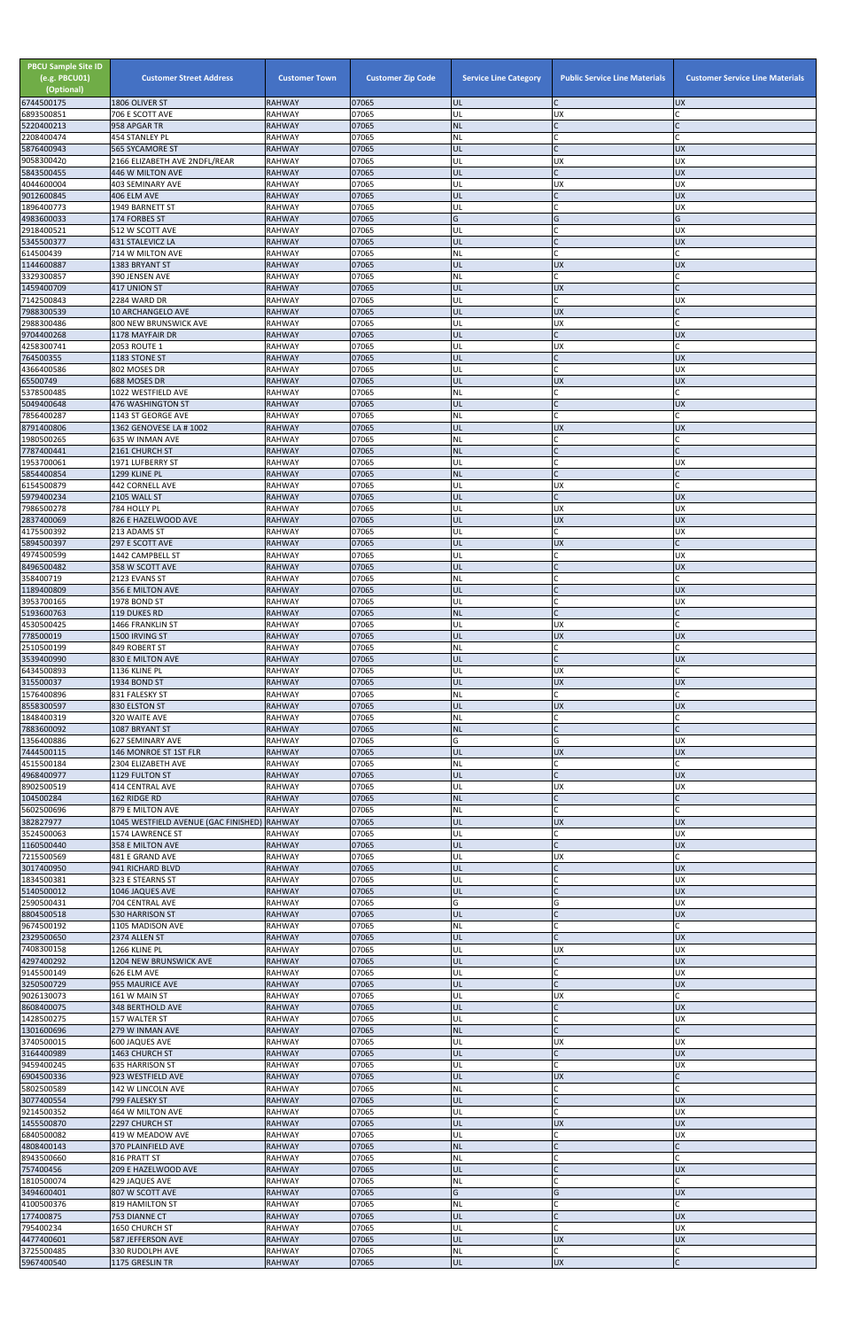| PBCU Sample Site ID (e.g. PBCU01) (Optional) | Customer Street Address | Customer Town | Customer Zip Code | Service Line Category | Public Service Line Materials | Customer Service Line Materials |
|---|---|---|---|---|---|---|
| 6744500175 | 1806 OLIVER ST | RAHWAY | 07065 | UL | C | UX |
| 6893500851 | 706 E SCOTT AVE | RAHWAY | 07065 | UL | UX | C |
| 5220400213 | 958 APGAR TR | RAHWAY | 07065 | NL | C | C |
| 2208400474 | 454 STANLEY PL | RAHWAY | 07065 | NL | C | C |
| 5876400948 | 565 SYCAMORE ST | RAHWAY | 07065 | UL | C | UX |
| 9058300420 | 2166 ELIZABETH AVE 2NDFL/REAR | RAHWAY | 07065 | UL | UX | UX |
| 5843500455 | 446 W MILTON AVE | RAHWAY | 07065 | UL | C | UX |
| 4044600004 | 403 SEMINARY AVE | RAHWAY | 07065 | UL | UX | UX |
| 9012600845 | 406 ELM AVE | RAHWAY | 07065 | UL | C | UX |
| 1896400773 | 1949 BARNETT ST | RAHWAY | 07065 | UL | C | UX |
| 4983600033 | 174 FORBES ST | RAHWAY | 07065 | G | G | G |
| 2918400521 | 512 W SCOTT AVE | RAHWAY | 07065 | UL | C | UX |
| 5345500377 | 431 STALEVICZ LA | RAHWAY | 07065 | UL | C | UX |
| 614500439 | 714 W MILTON AVE | RAHWAY | 07065 | NL | C | C |
| 1144600887 | 1383 BRYANT ST | RAHWAY | 07065 | UL | UX | UX |
| 3329300857 | 390 JENSEN AVE | RAHWAY | 07065 | NL | C | C |
| 1459400709 | 417 UNION ST | RAHWAY | 07065 | UL | UX | C |
| 7142500843 | 2284 WARD DR | RAHWAY | 07065 | UL | C | UX |
| 7988300539 | 10 ARCHANGELO AVE | RAHWAY | 07065 | UL | UX | C |
| 2988300486 | 800 NEW BRUNSWICK AVE | RAHWAY | 07065 | UL | UX | C |
| 9704400268 | 1178 MAYFAIR DR | RAHWAY | 07065 | UL | C | UX |
| 4258300741 | 2053 ROUTE 1 | RAHWAY | 07065 | UL | UX | C |
| 764500355 | 1183 STONE ST | RAHWAY | 07065 | UL | C | UX |
| 4366400586 | 802 MOSES DR | RAHWAY | 07065 | UL | C | UX |
| 65500749 | 688 MOSES DR | RAHWAY | 07065 | UL | UX | UX |
| 5378500485 | 1022 WESTFIELD AVE | RAHWAY | 07065 | NL | C | C |
| 5049400648 | 476 WASHINGTON ST | RAHWAY | 07065 | UL | C | UX |
| 7856400287 | 1143 ST GEORGE AVE | RAHWAY | 07065 | NL | C | C |
| 8791400806 | 1362 GENOVESE LA # 1002 | RAHWAY | 07065 | UL | UX | UX |
| 1980500265 | 635 W INMAN AVE | RAHWAY | 07065 | NL | C | C |
| 7787400441 | 2161 CHURCH ST | RAHWAY | 07065 | NL | C | C |
| 1953700061 | 1971 LUFBERRY ST | RAHWAY | 07065 | UL | C | UX |
| 5854400854 | 1299 KLINE PL | RAHWAY | 07065 | NL | C | C |
| 6154500879 | 442 CORNELL AVE | RAHWAY | 07065 | UL | UX | C |
| 5979400234 | 2105 WALL ST | RAHWAY | 07065 | UL | C | UX |
| 7986500278 | 784 HOLLY PL | RAHWAY | 07065 | UL | UX | UX |
| 2837400069 | 826 E HAZELWOOD AVE | RAHWAY | 07065 | UL | UX | UX |
| 4175500392 | 213 ADAMS ST | RAHWAY | 07065 | UL | C | UX |
| 5894500397 | 297 E SCOTT AVE | RAHWAY | 07065 | UL | UX | C |
| 4974500599 | 1442 CAMPBELL ST | RAHWAY | 07065 | UL | C | UX |
| 8496500482 | 358 W SCOTT AVE | RAHWAY | 07065 | UL | C | UX |
| 358400719 | 2123 EVANS ST | RAHWAY | 07065 | NL | C | C |
| 1189400809 | 356 E MILTON AVE | RAHWAY | 07065 | UL | C | UX |
| 3953700165 | 1978 BOND ST | RAHWAY | 07065 | UL | C | UX |
| 5193600763 | 119 DUKES RD | RAHWAY | 07065 | NL | C | C |
| 4530500425 | 1466 FRANKLIN ST | RAHWAY | 07065 | UL | UX | C |
| 778500019 | 1500 IRVING ST | RAHWAY | 07065 | UL | UX | UX |
| 2510500199 | 849 ROBERT ST | RAHWAY | 07065 | NL | C | C |
| 3539400990 | 830 E MILTON AVE | RAHWAY | 07065 | UL | C | UX |
| 6434500893 | 1136 KLINE PL | RAHWAY | 07065 | UL | UX | C |
| 315500037 | 1934 BOND ST | RAHWAY | 07065 | UL | UX | UX |
| 1576400896 | 831 FALESKY ST | RAHWAY | 07065 | NL | C | C |
| 8558300597 | 830 ELSTON ST | RAHWAY | 07065 | UL | UX | UX |
| 1848400319 | 320 WAITE AVE | RAHWAY | 07065 | NL | C | C |
| 7883600092 | 1087 BRYANT ST | RAHWAY | 07065 | NL | C | C |
| 1356400886 | 627 SEMINARY AVE | RAHWAY | 07065 | G | G | UX |
| 7444500115 | 146 MONROE ST 1ST FLR | RAHWAY | 07065 | UL | UX | UX |
| 4515500184 | 2304 ELIZABETH AVE | RAHWAY | 07065 | NL | C | C |
| 4968400977 | 1129 FULTON ST | RAHWAY | 07065 | UL | C | UX |
| 8902500519 | 414 CENTRAL AVE | RAHWAY | 07065 | UL | UX | UX |
| 104500284 | 162 RIDGE RD | RAHWAY | 07065 | NL | C | C |
| 5602500696 | 879 E MILTON AVE | RAHWAY | 07065 | NL | C | C |
| 382827977 | 1045 WESTFIELD AVENUE (GAC FINISHED) | RAHWAY | 07065 | UL | UX | UX |
| 3524500063 | 1574 LAWRENCE ST | RAHWAY | 07065 | UL | C | UX |
| 1160500440 | 358 E MILTON AVE | RAHWAY | 07065 | UL | C | UX |
| 7215500569 | 481 E GRAND AVE | RAHWAY | 07065 | UL | UX | C |
| 3017400950 | 941 RICHARD BLVD | RAHWAY | 07065 | UL | C | UX |
| 1834500381 | 323 E STEARNS ST | RAHWAY | 07065 | UL | C | UX |
| 5140500012 | 1046 JAQUES AVE | RAHWAY | 07065 | UL | C | UX |
| 2590500431 | 704 CENTRAL AVE | RAHWAY | 07065 | G | G | UX |
| 8804500518 | 530 HARRISON ST | RAHWAY | 07065 | UL | C | UX |
| 9674500192 | 1105 MADISON AVE | RAHWAY | 07065 | NL | C | C |
| 2329500650 | 2374 ALLEN ST | RAHWAY | 07065 | UL | C | UX |
| 7408300158 | 1266 KLINE PL | RAHWAY | 07065 | UL | UX | UX |
| 4297400292 | 1204 NEW BRUNSWICK AVE | RAHWAY | 07065 | UL | C | UX |
| 9145500149 | 626 ELM AVE | RAHWAY | 07065 | UL | C | UX |
| 3250500729 | 955 MAURICE AVE | RAHWAY | 07065 | UL | C | UX |
| 9026130073 | 161 W MAIN ST | RAHWAY | 07065 | UL | UX | C |
| 8608400075 | 348 BERTHOLD AVE | RAHWAY | 07065 | UL | C | UX |
| 1428500275 | 157 WALTER ST | RAHWAY | 07065 | UL | C | UX |
| 1301600696 | 279 W INMAN AVE | RAHWAY | 07065 | NL | C | C |
| 3740500015 | 600 JAQUES AVE | RAHWAY | 07065 | UL | UX | UX |
| 3164400989 | 1463 CHURCH ST | RAHWAY | 07065 | UL | C | UX |
| 9459400245 | 635 HARRISON ST | RAHWAY | 07065 | UL | C | UX |
| 6904500336 | 923 WESTFIELD AVE | RAHWAY | 07065 | UL | UX | C |
| 5802500589 | 142 W LINCOLN AVE | RAHWAY | 07065 | NL | C | C |
| 3077400554 | 799 FALESKY ST | RAHWAY | 07065 | UL | C | UX |
| 9214500352 | 464 W MILTON AVE | RAHWAY | 07065 | UL | C | UX |
| 1455500870 | 2297 CHURCH ST | RAHWAY | 07065 | UL | UX | UX |
| 6840500082 | 419 W MEADOW AVE | RAHWAY | 07065 | UL | C | UX |
| 4808400143 | 370 PLAINFIELD AVE | RAHWAY | 07065 | NL | C | C |
| 8943500660 | 816 PRATT ST | RAHWAY | 07065 | NL | C | C |
| 757400456 | 209 E HAZELWOOD AVE | RAHWAY | 07065 | UL | C | UX |
| 1810500074 | 429 JAQUES AVE | RAHWAY | 07065 | NL | C | C |
| 3494600401 | 807 W SCOTT AVE | RAHWAY | 07065 | G | G | UX |
| 4100500376 | 819 HAMILTON ST | RAHWAY | 07065 | NL | C | C |
| 177400875 | 753 DIANNE CT | RAHWAY | 07065 | UL | C | UX |
| 795400234 | 1650 CHURCH ST | RAHWAY | 07065 | UL | C | UX |
| 4477400601 | 587 JEFFERSON AVE | RAHWAY | 07065 | UL | UX | UX |
| 3725500485 | 330 RUDOLPH AVE | RAHWAY | 07065 | NL | C | C |
| 5967400540 | 1175 GRESLIN TR | RAHWAY | 07065 | UL | UX | C |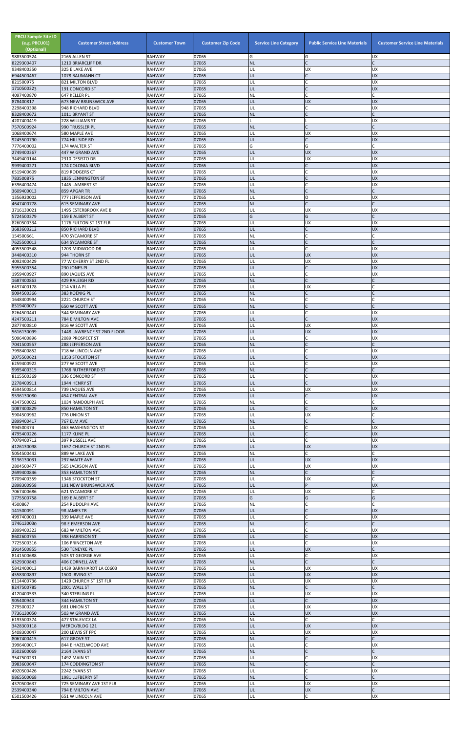| PBCU Sample Site ID (e.g. PBCU01) (Optional) | Customer Street Address | Customer Town | Customer Zip Code | Service Line Category | Public Service Line Materials | Customer Service Line Materials |
|---|---|---|---|---|---|---|
| 9883500524 | 2165 ALLEN ST | RAHWAY | 07065 | G | G | UX |
| 8229300407 | 1210 BRIARCLIFF DR | RAHWAY | 07065 | NL | C | C |
| 9348400350 | 325 E LAKE AVE | RAHWAY | 07065 | UL | UX | UX |
| 6944500467 | 1078 BAUMANN CT | RAHWAY | 07065 | UL | C | UX |
| 821500975 | 821 MILTON BLVD | RAHWAY | 07065 | UL | C | UX |
| 1710500323 | 191 CONCORD ST | RAHWAY | 07065 | UL | C | UX |
| 4097400870 | 647 KELLER PL | RAHWAY | 07065 | NL | C | C |
| 878400817 | 673 NEW BRUNSWICK AVE | RAHWAY | 07065 | UL | UX | UX |
| 2298400398 | 948 RICHARD BLVD | RAHWAY | 07065 | UL | C | UX |
| 8328400672 | 1011 BRYANT ST | RAHWAY | 07065 | NL | C | C |
| 4207400419 | 228 WILLIAMS ST | RAHWAY | 07065 | L | L | UX |
| 7570500924 | 990 TRUSSLER PL | RAHWAY | 07065 | NL | C | C |
| 1068400674 | 580 MAPLE AVE | RAHWAY | 07065 | UL | UX | UX |
| 9245500790 | 774 HILLSIDE RD | RAHWAY | 07065 | UL | C | UX |
| 7776400002 | 174 WALTER ST | RAHWAY | 07065 | G | G | C |
| 2749400367 | 447 W GRAND AVE | RAHWAY | 07065 | UL | UX | UX |
| 3449400144 | 2310 DESISTO DR | RAHWAY | 07065 | UL | UX | UX |
| 9939400271 | 174 COLONIA BLVD | RAHWAY | 07065 | UL | C | UX |
| 6519400609 | 819 RODGERS CT | RAHWAY | 07065 | UL | C | UX |
| 783500875 | 1835 LENNINGTON ST | RAHWAY | 07065 | UL | C | UX |
| 6396400474 | 1445 LAMBERT ST | RAHWAY | 07065 | UL | C | UX |
| 3609400013 | 859 APGAR TR | RAHWAY | 07065 | NL | C | C |
| 1356920002 | 777 JEFFERSON AVE | RAHWAY | 07065 | UL | O | UX |
| 4647400778 | 615 SEMINARY AVE | RAHWAY | 07065 | NL | C | C |
| 3716130021 | 1495 ESTERBROOK AVE B | RAHWAY | 07065 | UL | UX | UX |
| 5724500379 | 159 E ALBERT ST | RAHWAY | 07065 | G | G | C |
| 8260500334 | 1176 FULTON ST 1ST FLR | RAHWAY | 07065 | UL | UX | UX |
| 3683600212 | 850 RICHARD BLVD | RAHWAY | 07065 | UL | C | UX |
| 154500661 | 470 SYCAMORE ST | RAHWAY | 07065 | NL | C | C |
| 7625500013 | 634 SYCAMORE ST | RAHWAY | 07065 | NL | C | C |
| 4053500548 | 1203 MIDWOOD DR | RAHWAY | 07065 | UL | C | UX |
| 3448400310 | 944 THORN ST | RAHWAY | 07065 | UL | UX | UX |
| 4092400429 | 77 W CHERRY ST 2ND FL | RAHWAY | 07065 | UL | UX | UX |
| 5955500354 | 230 JONES PL | RAHWAY | 07065 | UL | C | UX |
| 1959400927 | 890 JAQUES AVE | RAHWAY | 07065 | UL | C | UX |
| 1687400863 | 429 RALEIGH RD | RAHWAY | 07065 | NL | C | C |
| 6497400178 | 214 VILLA PL | RAHWAY | 07065 | UL | UX | C |
| 9094500366 | 383 KOENIG PL | RAHWAY | 07065 | NL | C | C |
| 1648400994 | 2221 CHURCH ST | RAHWAY | 07065 | NL | C | C |
| 8519400077 | 650 W SCOTT AVE | RAHWAY | 07065 | NL | C | C |
| 8264500441 | 344 SEMINARY AVE | RAHWAY | 07065 | UL | C | UX |
| 4247500211 | 784 E MILTON AVE | RAHWAY | 07065 | UL | C | UX |
| 2877400810 | 816 W SCOTT AVE | RAHWAY | 07065 | UL | UX | UX |
| 5616130099 | 1448 LAWRENCE ST 2ND FLOOR | RAHWAY | 07065 | UL | UX | UX |
| 5096400896 | 2089 PROSPECT ST | RAHWAY | 07065 | UL | C | UX |
| 7041500557 | 288 JEFFERSON AVE | RAHWAY | 07065 | NL | C | C |
| 7998400852 | 718 W LINCOLN AVE | RAHWAY | 07065 | UL | C | UX |
| 2075500621 | 1353 STOCKTON ST | RAHWAY | 07065 | UL | C | UX |
| 6259400922 | 277 W SCOTT AVE | RAHWAY | 07065 | UL | C | UX |
| 9995400315 | 1768 RUTHERFORD ST | RAHWAY | 07065 | NL | C | C |
| 8115500369 | 336 CONCORD ST | RAHWAY | 07065 | UL | C | UX |
| 2278400911 | 1944 HENRY ST | RAHWAY | 07065 | UL | C | UX |
| 4594500814 | 739 JAQUES AVE | RAHWAY | 07065 | UL | UX | UX |
| 9536130080 | 454 CENTRAL AVE | RAHWAY | 07065 | UL | C | UX |
| 4347500022 | 1034 RANDOLPH AVE | RAHWAY | 07065 | NL | C | C |
| 1087400829 | 850 HAMILTON ST | RAHWAY | 07065 | UL | C | UX |
| 5904500962 | 776 UNION ST | RAHWAY | 07065 | UL | UX | C |
| 2899400417 | 767 ELM AVE | RAHWAY | 07065 | NL | C | C |
| 994500374 | 463 WASHINGTON ST | RAHWAY | 07065 | UL | C | UX |
| 4795400226 | 1177 KLINE PL | RAHWAY | 07065 | UL | C | UX |
| 7079400712 | 397 RUSSELL AVE | RAHWAY | 07065 | UL | C | UX |
| 4126130098 | 1657 CHURCH ST 2ND FL | RAHWAY | 07065 | UL | UX | UX |
| 5054500442 | 889 W LAKE AVE | RAHWAY | 07065 | NL | C | C |
| 9136130031 | 297 WAITE AVE | RAHWAY | 07065 | UL | UX | UX |
| 2804500477 | 565 JACKSON AVE | RAHWAY | 07065 | UL | UX | UX |
| 2699400846 | 353 HAMILTON ST | RAHWAY | 07065 | NL | C | C |
| 9709400359 | 1346 STOCKTON ST | RAHWAY | 07065 | UL | UX | C |
| 2898300958 | 191 NEW BRUNSWICK AVE | RAHWAY | 07065 | UL | P | UX |
| 7067400686 | 621 SYCAMORE ST | RAHWAY | 07065 | UL | UX | C |
| 1775500758 | 169 E ALBERT ST | RAHWAY | 07065 | G | G | G |
| 4500867 | 254 RUDOLPH AVE | RAHWAY | 07065 | NL | C | C |
| 141500091 | 98 JAMES TR | RAHWAY | 07065 | UL | C | UX |
| 4997400001 | 339 MAPLE AVE | RAHWAY | 07065 | UL | C | UX |
| 1746130030 | 98 E EMERSON AVE | RAHWAY | 07065 | NL | C | C |
| 3899400323 | 683 W MILTON AVE | RAHWAY | 07065 | UL | C | UX |
| 8602600755 | 398 HARRISON ST | RAHWAY | 07065 | UL | C | UX |
| 7725500316 | 106 PRINCETON AVE | RAHWAY | 07065 | UL | C | UX |
| 3914500855 | 530 TENEYKE PL | RAHWAY | 07065 | UL | UX | C |
| 8141500688 | 503 ST GEORGE AVE | RAHWAY | 07065 | UL | C | UX |
| 4329300843 | 406 CORNELL AVE | RAHWAY | 07065 | NL | C | C |
| 5842400013 | 1439 BARNHARDT LA C0603 | RAHWAY | 07065 | UL | UX | UX |
| 4558300897 | 1500 IRVING ST | RAHWAY | 07065 | UL | UX | UX |
| 6114400736 | 1429 CHURCH ST 1ST FLR | RAHWAY | 07065 | UL | UX | UX |
| 8247500785 | 2001 WALL ST | RAHWAY | 07065 | NL | C | C |
| 4120400533 | 340 STERLING PL | RAHWAY | 07065 | UL | UX | UX |
| 905400943 | 344 HAMILTON ST | RAHWAY | 07065 | UL | C | UX |
| 279500027 | 681 UNION ST | RAHWAY | 07065 | UL | UX | UX |
| 7736130050 | 503 W GRAND AVE | RAHWAY | 07065 | UL | UX | UX |
| 6193500374 | 477 STALEVICZ LA | RAHWAY | 07065 | NL | C | C |
| 3428300118 | MERCK/BLDG 121 | RAHWAY | 07065 | UL | UX | UX |
| 5408300047 | 200 LEWIS ST FPC | RAHWAY | 07065 | UL | UX | UX |
| 8067400415 | 617 GROVE ST | RAHWAY | 07065 | NL | C | C |
| 3996400017 | 844 E HAZELWOOD AVE | RAHWAY | 07065 | UL | C | UX |
| 3502600069 | 2164 EVANS ST | RAHWAY | 07065 | NL | C | C |
| 3547500231 | 1492 MAIN ST | RAHWAY | 07065 | UL | C | UX |
| 3983600647 | 174 CODDINGTON ST | RAHWAY | 07065 | NL | C | C |
| 4920500426 | 2242 EVANS ST | RAHWAY | 07065 | UL | C | UX |
| 9865500068 | 1981 LUFBERRY ST | RAHWAY | 07065 | NL | C | C |
| 4370500637 | 725 SEMINARY AVE 1ST FLR | RAHWAY | 07065 | UL | UX | UX |
| 2539400340 | 794 E MILTON AVE | RAHWAY | 07065 | UL | UX | C |
| 6501500426 | 651 W LINCOLN AVE | RAHWAY | 07065 | UL | C | UX |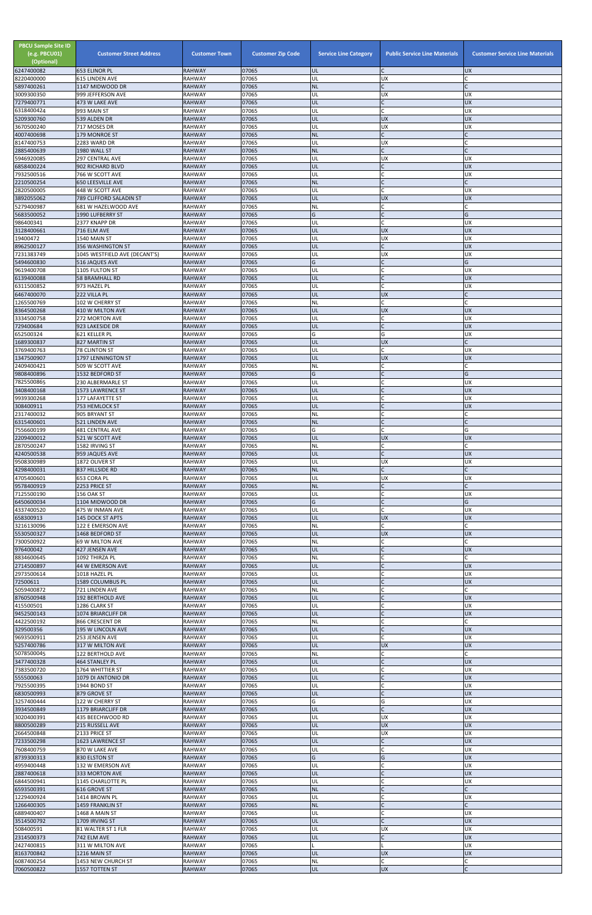| PBCU Sample Site ID (e.g. PBCU01) (Optional) | Customer Street Address | Customer Town | Customer Zip Code | Service Line Category | Public Service Line Materials | Customer Service Line Materials |
|---|---|---|---|---|---|---|
| 6247400082 | 653 ELINOR PL | RAHWAY | 07065 | UL | C | UX |
| 8220400000 | 615 LINDEN AVE | RAHWAY | 07065 | UL | UX | C |
| 5897400261 | 1147 MIDWOOD DR | RAHWAY | 07065 | NL | C | C |
| 3009300350 | 999 JEFFERSON AVE | RAHWAY | 07065 | UL | UX | UX |
| 7279400771 | 473 W LAKE AVE | RAHWAY | 07065 | UL | C | UX |
| 6318400424 | 993 MAIN ST | RAHWAY | 07065 | UL | C | UX |
| 5209300760 | 539 ALDEN DR | RAHWAY | 07065 | UL | UX | UX |
| 3670500240 | 717 MOSES DR | RAHWAY | 07065 | UL | UX | UX |
| 4007400698 | 179 MONROE ST | RAHWAY | 07065 | NL | C | C |
| 8147400753 | 2283 WARD DR | RAHWAY | 07065 | UL | UX | C |
| 2885400639 | 1980 WALL ST | RAHWAY | 07065 | NL | C | C |
| 5946920085 | 297 CENTRAL AVE | RAHWAY | 07065 | UL | UX | UX |
| 6858400224 | 902 RICHARD BLVD | RAHWAY | 07065 | UL | C | UX |
| 7932500516 | 766 W SCOTT AVE | RAHWAY | 07065 | UL | C | UX |
| 2210500254 | 650 LEESVILLE AVE | RAHWAY | 07065 | NL | C | C |
| 2820500005 | 448 W SCOTT AVE | RAHWAY | 07065 | UL | C | UX |
| 3892055062 | 789 CLIFFORD SALADIN ST | RAHWAY | 07065 | UL | UX | UX |
| 5279400987 | 681 W HAZELWOOD AVE | RAHWAY | 07065 | NL | C | C |
| 5683500052 | 1990 LUFBERRY ST | RAHWAY | 07065 | G | C | G |
| 986400341 | 2377 KNAPP DR | RAHWAY | 07065 | UL | C | UX |
| 3128400661 | 716 ELM AVE | RAHWAY | 07065 | UL | UX | UX |
| 19400472 | 1540 MAIN ST | RAHWAY | 07065 | UL | UX | UX |
| 8962500127 | 356 WASHINGTON ST | RAHWAY | 07065 | UL | C | UX |
| 7231383749 | 1045 WESTFIELD AVE (DECANT'S) | RAHWAY | 07065 | UL | UX | UX |
| 5494600830 | 516 JAQUES AVE | RAHWAY | 07065 | G | C | G |
| 9619400708 | 1105 FULTON ST | RAHWAY | 07065 | UL | C | UX |
| 6139400088 | 58 BRAMHALL RD | RAHWAY | 07065 | UL | C | UX |
| 6311500852 | 973 HAZEL PL | RAHWAY | 07065 | UL | C | UX |
| 6467400070 | 222 VILLA PL | RAHWAY | 07065 | UL | UX | C |
| 1265500769 | 102 W CHERRY ST | RAHWAY | 07065 | NL | C | C |
| 8364500268 | 410 W MILTON AVE | RAHWAY | 07065 | UL | UX | UX |
| 3334500758 | 272 MORTON AVE | RAHWAY | 07065 | UL | C | UX |
| 729400684 | 923 LAKESIDE DR | RAHWAY | 07065 | UL | C | UX |
| 652500324 | 621 KELLER PL | RAHWAY | 07065 | G | G | UX |
| 1689300837 | 827 MARTIN ST | RAHWAY | 07065 | UL | UX | C |
| 3769400763 | 78 CLINTON ST | RAHWAY | 07065 | UL | C | UX |
| 1347500907 | 1797 LENNINGTON ST | RAHWAY | 07065 | UL | UX | UX |
| 2409400421 | 509 W SCOTT AVE | RAHWAY | 07065 | NL | C | C |
| 9808400896 | 1532 BEDFORD ST | RAHWAY | 07065 | G | C | G |
| 7825500865 | 230 ALBERMARLE ST | RAHWAY | 07065 | UL | C | UX |
| 3408400168 | 1573 LAWRENCE ST | RAHWAY | 07065 | UL | C | UX |
| 9939300268 | 177 LAFAYETTE ST | RAHWAY | 07065 | UL | C | UX |
| 308400911 | 753 HEMLOCK ST | RAHWAY | 07065 | UL | C | UX |
| 2317400032 | 905 BRYANT ST | RAHWAY | 07065 | NL | C | C |
| 6315400601 | 521 LINDEN AVE | RAHWAY | 07065 | NL | C | C |
| 7556600199 | 481 CENTRAL AVE | RAHWAY | 07065 | G | C | G |
| 2209400012 | 521 W SCOTT AVE | RAHWAY | 07065 | UL | UX | UX |
| 2870500247 | 1582 IRVING ST | RAHWAY | 07065 | NL | C | C |
| 4240500538 | 959 JAQUES AVE | RAHWAY | 07065 | UL | C | UX |
| 9508300989 | 1872 OLIVER ST | RAHWAY | 07065 | UL | UX | UX |
| 4298400031 | 837 HILLSIDE RD | RAHWAY | 07065 | NL | C | C |
| 4705400601 | 653 CORA PL | RAHWAY | 07065 | UL | UX | UX |
| 9578400919 | 2253 PRICE ST | RAHWAY | 07065 | NL | C | C |
| 7125500190 | 156 OAK ST | RAHWAY | 07065 | UL | C | UX |
| 6450600034 | 1104 MIDWOOD DR | RAHWAY | 07065 | G | C | G |
| 4337400520 | 475 W INMAN AVE | RAHWAY | 07065 | UL | C | UX |
| 658300913 | 145 DOCK ST APTS | RAHWAY | 07065 | UL | UX | UX |
| 3216130096 | 122 E EMERSON AVE | RAHWAY | 07065 | NL | C | C |
| 5530500327 | 1468 BEDFORD ST | RAHWAY | 07065 | UL | UX | UX |
| 7300500922 | 69 W MILTON AVE | RAHWAY | 07065 | NL | C | C |
| 976400042 | 427 JENSEN AVE | RAHWAY | 07065 | UL | C | UX |
| 8834600645 | 1092 THIRZA PL | RAHWAY | 07065 | NL | C | C |
| 2714500897 | 44 W EMERSON AVE | RAHWAY | 07065 | UL | C | UX |
| 2973500614 | 1018 HAZEL PL | RAHWAY | 07065 | UL | C | UX |
| 72500611 | 1589 COLUMBUS PL | RAHWAY | 07065 | UL | C | UX |
| 5059400872 | 721 LINDEN AVE | RAHWAY | 07065 | NL | C | C |
| 8760500948 | 192 BERTHOLD AVE | RAHWAY | 07065 | UL | C | UX |
| 415500501 | 1286 CLARK ST | RAHWAY | 07065 | UL | C | UX |
| 9452500143 | 1074 BRIARCLIFF DR | RAHWAY | 07065 | UL | C | UX |
| 4422500192 | 866 CRESCENT DR | RAHWAY | 07065 | NL | C | C |
| 329500356 | 195 W LINCOLN AVE | RAHWAY | 07065 | UL | C | UX |
| 9693500911 | 253 JENSEN AVE | RAHWAY | 07065 | UL | C | UX |
| 5257400786 | 317 W MILTON AVE | RAHWAY | 07065 | UL | UX | UX |
| 5078500045 | 122 BERTHOLD AVE | RAHWAY | 07065 | NL | C | C |
| 3477400328 | 464 STANLEY PL | RAHWAY | 07065 | UL | C | UX |
| 7383500720 | 1764 WHITTIER ST | RAHWAY | 07065 | UL | C | UX |
| 555500063 | 1079 DI ANTONIO DR | RAHWAY | 07065 | UL | C | UX |
| 7925500395 | 1944 BOND ST | RAHWAY | 07065 | UL | C | UX |
| 6830500993 | 879 GROVE ST | RAHWAY | 07065 | UL | C | UX |
| 3257400444 | 122 W CHERRY ST | RAHWAY | 07065 | G | G | UX |
| 3934500849 | 1179 BRIARCLIFF DR | RAHWAY | 07065 | UL | C | UX |
| 3020400391 | 435 BEECHWOOD RD | RAHWAY | 07065 | UL | UX | UX |
| 8800500289 | 215 RUSSELL AVE | RAHWAY | 07065 | UL | UX | UX |
| 2664500848 | 2133 PRICE ST | RAHWAY | 07065 | UL | UX | UX |
| 7233500298 | 1623 LAWRENCE ST | RAHWAY | 07065 | UL | C | UX |
| 7608400759 | 870 W LAKE AVE | RAHWAY | 07065 | UL | C | UX |
| 8739300313 | 830 ELSTON ST | RAHWAY | 07065 | G | G | UX |
| 4959400448 | 132 W EMERSON AVE | RAHWAY | 07065 | UL | C | UX |
| 2887400618 | 333 MORTON AVE | RAHWAY | 07065 | UL | C | UX |
| 6844500941 | 1145 CHARLOTTE PL | RAHWAY | 07065 | UL | C | UX |
| 6593500391 | 616 GROVE ST | RAHWAY | 07065 | NL | C | C |
| 1229400924 | 1414 BROWN PL | RAHWAY | 07065 | UL | C | UX |
| 1266400305 | 1459 FRANKLIN ST | RAHWAY | 07065 | NL | C | C |
| 6889400407 | 1468 A MAIN ST | RAHWAY | 07065 | UL | C | UX |
| 3514500792 | 1709 IRVING ST | RAHWAY | 07065 | UL | C | UX |
| 508400591 | 81 WALTER ST 1 FLR | RAHWAY | 07065 | UL | UX | UX |
| 2314500373 | 742 ELM AVE | RAHWAY | 07065 | UL | C | UX |
| 2427400815 | 311 W MILTON AVE | RAHWAY | 07065 | L | L | UX |
| 8163700842 | 1216 MAIN ST | RAHWAY | 07065 | UL | UX | UX |
| 6087400254 | 1453 NEW CHURCH ST | RAHWAY | 07065 | NL | C | C |
| 7060500822 | 1557 TOTTEN ST | RAHWAY | 07065 | UL | UX | C |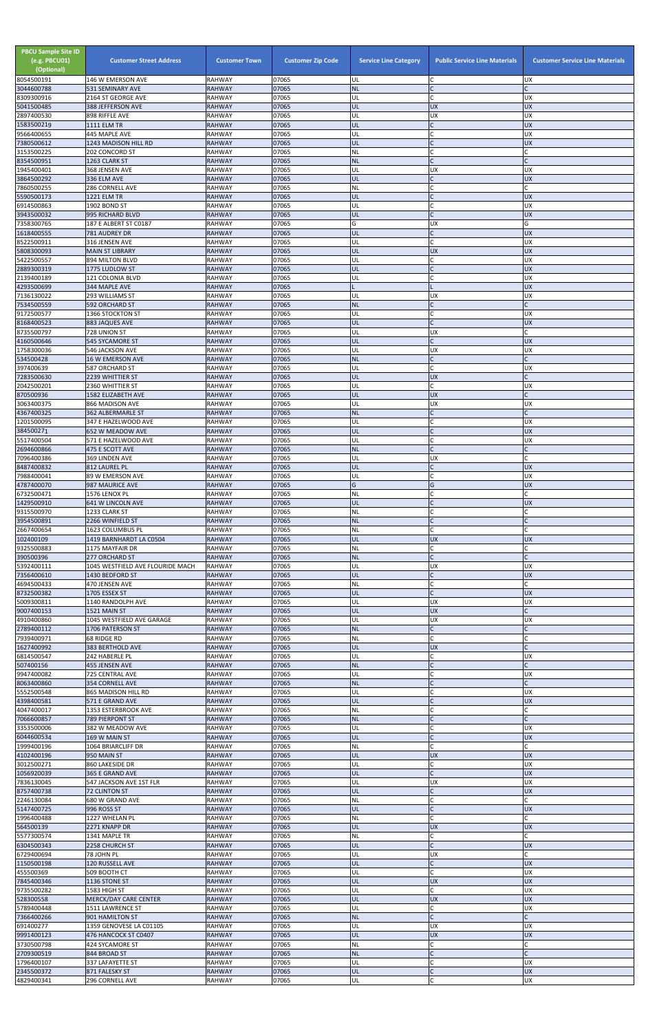| PBCU Sample Site ID (e.g. PBCU01) (Optional) | Customer Street Address | Customer Town | Customer Zip Code | Service Line Category | Public Service Line Materials | Customer Service Line Materials |
|---|---|---|---|---|---|---|
| 8054500191 | 146 W EMERSON AVE | RAHWAY | 07065 | UL | C | UX |
| 3044600788 | 531 SEMINARY AVE | RAHWAY | 07065 | NL | C | C |
| 8309300916 | 2164 ST GEORGE AVE | RAHWAY | 07065 | UL | C | UX |
| 5041500485 | 388 JEFFERSON AVE | RAHWAY | 07065 | UL | UX | UX |
| 2897400530 | 898 RIFFLE AVE | RAHWAY | 07065 | UL | UX | UX |
| 1583500219 | 1111 ELM TR | RAHWAY | 07065 | UL | C | UX |
| 9566400655 | 445 MAPLE AVE | RAHWAY | 07065 | UL | C | UX |
| 7380500612 | 1243 MADISON HILL RD | RAHWAY | 07065 | UL | C | UX |
| 3153500225 | 202 CONCORD ST | RAHWAY | 07065 | NL | C | C |
| 8354500951 | 1263 CLARK ST | RAHWAY | 07065 | NL | C | C |
| 1945400401 | 368 JENSEN AVE | RAHWAY | 07065 | UL | UX | UX |
| 3864500292 | 336 ELM AVE | RAHWAY | 07065 | UL | C | UX |
| 7860500255 | 286 CORNELL AVE | RAHWAY | 07065 | NL | C | C |
| 5590500173 | 1221 ELM TR | RAHWAY | 07065 | UL | C | UX |
| 6914500863 | 1902 BOND ST | RAHWAY | 07065 | UL | C | UX |
| 3943500032 | 995 RICHARD BLVD | RAHWAY | 07065 | UL | C | UX |
| 7358300765 | 187 E ALBERT ST C0187 | RAHWAY | 07065 | G | UX | G |
| 1618400555 | 781 AUDREY DR | RAHWAY | 07065 | UL | C | UX |
| 8522500911 | 316 JENSEN AVE | RAHWAY | 07065 | UL | C | UX |
| 5808300093 | MAIN ST LIBRARY | RAHWAY | 07065 | UL | UX | UX |
| 5422500557 | 894 MILTON BLVD | RAHWAY | 07065 | UL | C | UX |
| 2889300319 | 1775 LUDLOW ST | RAHWAY | 07065 | UL | C | UX |
| 2139400189 | 121 COLONIA BLVD | RAHWAY | 07065 | UL | C | UX |
| 4293500699 | 344 MAPLE AVE | RAHWAY | 07065 | L | L | UX |
| 7136130022 | 293 WILLIAMS ST | RAHWAY | 07065 | UL | UX | UX |
| 7534500559 | 592 ORCHARD ST | RAHWAY | 07065 | NL | C | C |
| 9172500577 | 1366 STOCKTON ST | RAHWAY | 07065 | UL | C | UX |
| 8168400523 | 883 JAQUES AVE | RAHWAY | 07065 | UL | C | UX |
| 8735500797 | 728 UNION ST | RAHWAY | 07065 | UL | UX | C |
| 4160500646 | 545 SYCAMORE ST | RAHWAY | 07065 | UL | C | UX |
| 1758300036 | 546 JACKSON AVE | RAHWAY | 07065 | UL | UX | UX |
| 534500428 | 16 W EMERSON AVE | RAHWAY | 07065 | NL | C | C |
| 397400639 | 587 ORCHARD ST | RAHWAY | 07065 | UL | C | UX |
| 7283500630 | 2239 WHITTIER ST | RAHWAY | 07065 | UL | UX | C |
| 2042500201 | 2360 WHITTIER ST | RAHWAY | 07065 | UL | C | UX |
| 870500936 | 1582 ELIZABETH AVE | RAHWAY | 07065 | UL | UX | C |
| 3063400375 | 866 MADISON AVE | RAHWAY | 07065 | UL | UX | UX |
| 4367400325 | 362 ALBERMARLE ST | RAHWAY | 07065 | NL | C | C |
| 1201500095 | 347 E HAZELWOOD AVE | RAHWAY | 07065 | UL | C | UX |
| 384500271 | 652 W MEADOW AVE | RAHWAY | 07065 | UL | C | UX |
| 5517400504 | 571 E HAZELWOOD AVE | RAHWAY | 07065 | UL | C | UX |
| 2694600866 | 475 E SCOTT AVE | RAHWAY | 07065 | NL | C | C |
| 7096400386 | 369 LINDEN AVE | RAHWAY | 07065 | UL | UX | C |
| 8487400832 | 812 LAUREL PL | RAHWAY | 07065 | UL | C | UX |
| 7988400041 | 89 W EMERSON AVE | RAHWAY | 07065 | UL | C | UX |
| 4787400070 | 987 MAURICE AVE | RAHWAY | 07065 | G | G | UX |
| 6732500471 | 1576 LENOX PL | RAHWAY | 07065 | NL | C | C |
| 1429500910 | 641 W LINCOLN AVE | RAHWAY | 07065 | UL | C | UX |
| 9315500970 | 1233 CLARK ST | RAHWAY | 07065 | NL | C | C |
| 3954500891 | 2266 WINFIELD ST | RAHWAY | 07065 | NL | C | C |
| 2667400654 | 1623 COLUMBUS PL | RAHWAY | 07065 | NL | C | C |
| 102400109 | 1419 BARNHARDT LA C0504 | RAHWAY | 07065 | UL | UX | UX |
| 9325500883 | 1175 MAYFAIR DR | RAHWAY | 07065 | NL | C | C |
| 390500396 | 277 ORCHARD ST | RAHWAY | 07065 | NL | C | C |
| 5392400111 | 1045 WESTFIELD AVE FLOURIDE MACH | RAHWAY | 07065 | UL | UX | UX |
| 7356400610 | 1430 BEDFORD ST | RAHWAY | 07065 | UL | C | UX |
| 4694500433 | 470 JENSEN AVE | RAHWAY | 07065 | NL | C | C |
| 8732500382 | 1705 ESSEX ST | RAHWAY | 07065 | UL | C | UX |
| 5009300811 | 1140 RANDOLPH AVE | RAHWAY | 07065 | UL | UX | UX |
| 9007400153 | 1521 MAIN ST | RAHWAY | 07065 | UL | UX | C |
| 4910400860 | 1045 WESTFIELD AVE GARAGE | RAHWAY | 07065 | UL | UX | UX |
| 2789400112 | 1706 PATERSON ST | RAHWAY | 07065 | NL | C | C |
| 7939400971 | 68 RIDGE RD | RAHWAY | 07065 | NL | C | C |
| 1627400992 | 383 BERTHOLD AVE | RAHWAY | 07065 | UL | UX | C |
| 6814500547 | 242 HABERLE PL | RAHWAY | 07065 | UL | C | UX |
| 507400156 | 455 JENSEN AVE | RAHWAY | 07065 | NL | C | C |
| 9947400082 | 725 CENTRAL AVE | RAHWAY | 07065 | UL | C | UX |
| 8063400860 | 354 CORNELL AVE | RAHWAY | 07065 | NL | C | C |
| 5552500548 | 865 MADISON HILL RD | RAHWAY | 07065 | UL | C | UX |
| 4398400581 | 571 E GRAND AVE | RAHWAY | 07065 | UL | C | UX |
| 4047400017 | 1353 ESTERBROOK AVE | RAHWAY | 07065 | NL | C | C |
| 7066600857 | 789 PIERPONT ST | RAHWAY | 07065 | NL | C | C |
| 3353500006 | 382 W MEADOW AVE | RAHWAY | 07065 | UL | C | UX |
| 6044600534 | 169 W MAIN ST | RAHWAY | 07065 | UL | C | UX |
| 1999400196 | 1064 BRIARCLIFF DR | RAHWAY | 07065 | NL | C | C |
| 4102400196 | 950 MAIN ST | RAHWAY | 07065 | UL | UX | UX |
| 3012500271 | 860 LAKESIDE DR | RAHWAY | 07065 | UL | C | UX |
| 1056920039 | 365 E GRAND AVE | RAHWAY | 07065 | UL | C | UX |
| 7836130045 | 547 JACKSON AVE 1ST FLR | RAHWAY | 07065 | UL | UX | UX |
| 8757400738 | 72 CLINTON ST | RAHWAY | 07065 | UL | C | UX |
| 2246130084 | 680 W GRAND AVE | RAHWAY | 07065 | NL | C | C |
| 5147400725 | 996 ROSS ST | RAHWAY | 07065 | UL | C | UX |
| 1996400488 | 1227 WHELAN PL | RAHWAY | 07065 | NL | C | C |
| 564500139 | 2271 KNAPP DR | RAHWAY | 07065 | UL | UX | UX |
| 5577300574 | 1341 MAPLE TR | RAHWAY | 07065 | NL | C | C |
| 6304500343 | 2258 CHURCH ST | RAHWAY | 07065 | UL | C | UX |
| 6729400694 | 78 JOHN PL | RAHWAY | 07065 | UL | UX | C |
| 1150500198 | 120 RUSSELL AVE | RAHWAY | 07065 | UL | C | UX |
| 455500369 | 509 BOOTH CT | RAHWAY | 07065 | UL | C | UX |
| 7845400346 | 1136 STONE ST | RAHWAY | 07065 | UL | UX | UX |
| 9735500282 | 1583 HIGH ST | RAHWAY | 07065 | UL | C | UX |
| 528300558 | MERCK/DAY CARE CENTER | RAHWAY | 07065 | UL | UX | UX |
| 5789400448 | 1511 LAWRENCE ST | RAHWAY | 07065 | UL | C | UX |
| 7366400266 | 901 HAMILTON ST | RAHWAY | 07065 | NL | C | C |
| 691400277 | 1359 GENOVESE LA C01105 | RAHWAY | 07065 | UL | UX | UX |
| 9991400123 | 476 HANCOCK ST C0407 | RAHWAY | 07065 | UL | UX | UX |
| 3730500798 | 424 SYCAMORE ST | RAHWAY | 07065 | NL | C | C |
| 2709300519 | 844 BROAD ST | RAHWAY | 07065 | NL | C | C |
| 1796400107 | 337 LAFAYETTE ST | RAHWAY | 07065 | UL | C | UX |
| 2345500372 | 871 FALESKY ST | RAHWAY | 07065 | UL | C | UX |
| 4829400341 | 296 CORNELL AVE | RAHWAY | 07065 | UL | C | UX |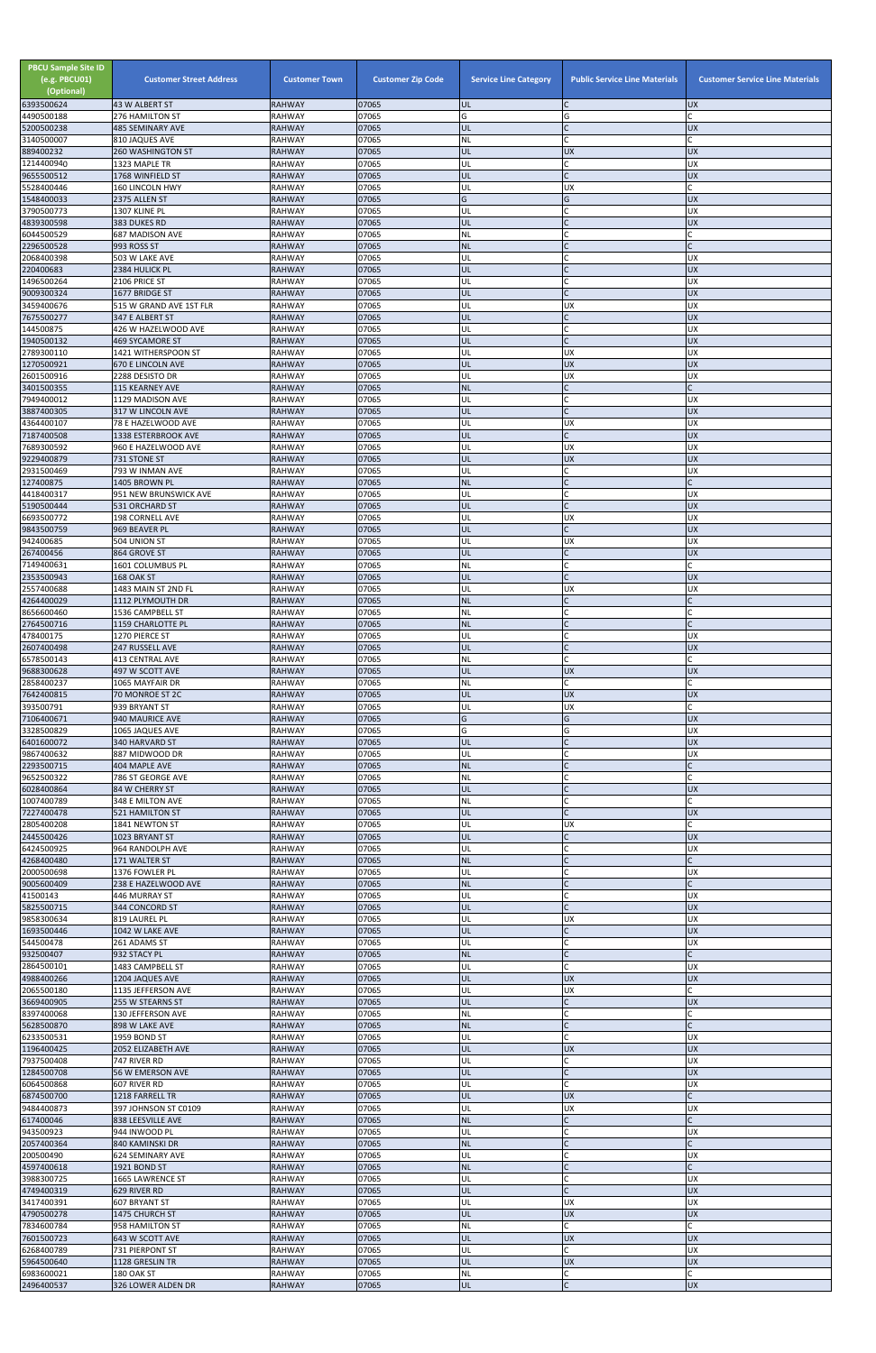| PBCU Sample Site ID (e.g. PBCU01) (Optional) | Customer Street Address | Customer Town | Customer Zip Code | Service Line Category | Public Service Line Materials | Customer Service Line Materials |
|---|---|---|---|---|---|---|
| 6393500624 | 43 W ALBERT ST | RAHWAY | 07065 | UL | C | UX |
| 4490500188 | 276 HAMILTON ST | RAHWAY | 07065 | G | G | C |
| 5200500238 | 485 SEMINARY AVE | RAHWAY | 07065 | UL | C | UX |
| 3140500007 | 810 JAQUES AVE | RAHWAY | 07065 | NL | C | C |
| 889400232 | 260 WASHINGTON ST | RAHWAY | 07065 | UL | UX | UX |
| 1214400940 | 1323 MAPLE TR | RAHWAY | 07065 | UL | C | UX |
| 9655500512 | 1768 WINFIELD ST | RAHWAY | 07065 | UL | C | UX |
| 5528400446 | 160 LINCOLN HWY | RAHWAY | 07065 | UL | UX | C |
| 1548400033 | 2375 ALLEN ST | RAHWAY | 07065 | G | G | UX |
| 3790500773 | 1307 KLINE PL | RAHWAY | 07065 | UL | C | UX |
| 4839300598 | 383 DUKES RD | RAHWAY | 07065 | UL | C | UX |
| 6044500529 | 687 MADISON AVE | RAHWAY | 07065 | NL | C | C |
| 2296500528 | 993 ROSS ST | RAHWAY | 07065 | NL | C | C |
| 2068400398 | 503 W LAKE AVE | RAHWAY | 07065 | UL | C | UX |
| 220400683 | 2384 HULICK PL | RAHWAY | 07065 | UL | C | UX |
| 1496500264 | 2106 PRICE ST | RAHWAY | 07065 | UL | C | UX |
| 9009300324 | 1677 BRIDGE ST | RAHWAY | 07065 | UL | C | UX |
| 3459400676 | 515 W GRAND AVE 1ST FLR | RAHWAY | 07065 | UL | UX | UX |
| 7675500277 | 347 E ALBERT ST | RAHWAY | 07065 | UL | C | UX |
| 144500875 | 426 W HAZELWOOD AVE | RAHWAY | 07065 | UL | C | UX |
| 1940500132 | 469 SYCAMORE ST | RAHWAY | 07065 | UL | C | UX |
| 2789300110 | 1421 WITHERSPOON ST | RAHWAY | 07065 | UL | UX | UX |
| 1270500921 | 670 E LINCOLN AVE | RAHWAY | 07065 | UL | UX | UX |
| 2601500916 | 2288 DESISTO DR | RAHWAY | 07065 | UL | UX | UX |
| 3401500355 | 115 KEARNEY AVE | RAHWAY | 07065 | NL | C | C |
| 7949400012 | 1129 MADISON AVE | RAHWAY | 07065 | UL | C | UX |
| 3887400305 | 317 W LINCOLN AVE | RAHWAY | 07065 | UL | C | UX |
| 4364400107 | 78 E HAZELWOOD AVE | RAHWAY | 07065 | UL | UX | UX |
| 7187400508 | 1338 ESTERBROOK AVE | RAHWAY | 07065 | UL | C | UX |
| 7689300592 | 960 E HAZELWOOD AVE | RAHWAY | 07065 | UL | UX | UX |
| 9229400879 | 731 STONE ST | RAHWAY | 07065 | UL | UX | UX |
| 2931500469 | 793 W INMAN AVE | RAHWAY | 07065 | UL | C | UX |
| 127400875 | 1405 BROWN PL | RAHWAY | 07065 | NL | C | C |
| 4418400317 | 951 NEW BRUNSWICK AVE | RAHWAY | 07065 | UL | C | UX |
| 5190500444 | 531 ORCHARD ST | RAHWAY | 07065 | UL | C | UX |
| 6693500772 | 198 CORNELL AVE | RAHWAY | 07065 | UL | UX | UX |
| 9843500759 | 969 BEAVER PL | RAHWAY | 07065 | UL | C | UX |
| 942400685 | 504 UNION ST | RAHWAY | 07065 | UL | UX | UX |
| 267400456 | 864 GROVE ST | RAHWAY | 07065 | UL | C | UX |
| 7149400631 | 1601 COLUMBUS PL | RAHWAY | 07065 | NL | C | C |
| 2353500943 | 168 OAK ST | RAHWAY | 07065 | UL | C | UX |
| 2557400688 | 1483 MAIN ST 2ND FL | RAHWAY | 07065 | UL | UX | UX |
| 4264400029 | 1112 PLYMOUTH DR | RAHWAY | 07065 | NL | C | C |
| 8656600460 | 1536 CAMPBELL ST | RAHWAY | 07065 | NL | C | C |
| 2764500716 | 1159 CHARLOTTE PL | RAHWAY | 07065 | NL | C | C |
| 478400175 | 1270 PIERCE ST | RAHWAY | 07065 | UL | C | UX |
| 2607400498 | 247 RUSSELL AVE | RAHWAY | 07065 | UL | C | UX |
| 6578500143 | 413 CENTRAL AVE | RAHWAY | 07065 | NL | C | C |
| 9688300628 | 497 W SCOTT AVE | RAHWAY | 07065 | UL | UX | UX |
| 2858400237 | 1065 MAYFAIR DR | RAHWAY | 07065 | NL | C | C |
| 7642400815 | 70 MONROE ST 2C | RAHWAY | 07065 | UL | UX | UX |
| 393500791 | 939 BRYANT ST | RAHWAY | 07065 | UL | UX | C |
| 7106400671 | 940 MAURICE AVE | RAHWAY | 07065 | G | G | UX |
| 3328500829 | 1065 JAQUES AVE | RAHWAY | 07065 | G | G | UX |
| 6401600072 | 340 HARVARD ST | RAHWAY | 07065 | UL | C | UX |
| 9867400632 | 887 MIDWOOD DR | RAHWAY | 07065 | UL | C | UX |
| 2293500715 | 404 MAPLE AVE | RAHWAY | 07065 | NL | C | C |
| 9652500322 | 786 ST GEORGE AVE | RAHWAY | 07065 | NL | C | C |
| 6028400864 | 84 W CHERRY ST | RAHWAY | 07065 | UL | C | UX |
| 1007400789 | 348 E MILTON AVE | RAHWAY | 07065 | NL | C | C |
| 7227400478 | 521 HAMILTON ST | RAHWAY | 07065 | UL | C | UX |
| 2805400208 | 1841 NEWTON ST | RAHWAY | 07065 | UL | UX | C |
| 2445500426 | 1023 BRYANT ST | RAHWAY | 07065 | UL | C | UX |
| 6424500925 | 964 RANDOLPH AVE | RAHWAY | 07065 | UL | C | UX |
| 4268400480 | 171 WALTER ST | RAHWAY | 07065 | NL | C | C |
| 2000500698 | 1376 FOWLER PL | RAHWAY | 07065 | UL | C | UX |
| 9005600409 | 238 E HAZELWOOD AVE | RAHWAY | 07065 | NL | C | C |
| 41500143 | 446 MURRAY ST | RAHWAY | 07065 | UL | C | UX |
| 5825500715 | 344 CONCORD ST | RAHWAY | 07065 | UL | C | UX |
| 9858300634 | 819 LAUREL PL | RAHWAY | 07065 | UL | UX | UX |
| 1693500446 | 1042 W LAKE AVE | RAHWAY | 07065 | UL | C | UX |
| 544500478 | 261 ADAMS ST | RAHWAY | 07065 | UL | C | UX |
| 932500407 | 932 STACY PL | RAHWAY | 07065 | NL | C | C |
| 2864500101 | 1483 CAMPBELL ST | RAHWAY | 07065 | UL | C | UX |
| 4988400266 | 1204 JAQUES AVE | RAHWAY | 07065 | UL | UX | UX |
| 2065500180 | 1135 JEFFERSON AVE | RAHWAY | 07065 | UL | UX | C |
| 3669400905 | 255 W STEARNS ST | RAHWAY | 07065 | UL | C | UX |
| 8397400068 | 130 JEFFERSON AVE | RAHWAY | 07065 | NL | C | C |
| 5628500870 | 898 W LAKE AVE | RAHWAY | 07065 | NL | C | C |
| 6233500531 | 1959 BOND ST | RAHWAY | 07065 | UL | C | UX |
| 1196400425 | 2052 ELIZABETH AVE | RAHWAY | 07065 | UL | UX | UX |
| 7937500408 | 747 RIVER RD | RAHWAY | 07065 | UL | C | UX |
| 1284500708 | 56 W EMERSON AVE | RAHWAY | 07065 | UL | C | UX |
| 6064500868 | 607 RIVER RD | RAHWAY | 07065 | UL | C | UX |
| 6874500700 | 1218 FARRELL TR | RAHWAY | 07065 | UL | UX | C |
| 9484400873 | 397 JOHNSON ST C0109 | RAHWAY | 07065 | UL | UX | UX |
| 617400046 | 838 LEESVILLE AVE | RAHWAY | 07065 | NL | C | C |
| 943500923 | 944 INWOOD PL | RAHWAY | 07065 | UL | C | UX |
| 2057400364 | 840 KAMINSKI DR | RAHWAY | 07065 | NL | C | C |
| 200500490 | 624 SEMINARY AVE | RAHWAY | 07065 | UL | C | UX |
| 4597400618 | 1921 BOND ST | RAHWAY | 07065 | NL | C | C |
| 3988300725 | 1665 LAWRENCE ST | RAHWAY | 07065 | UL | C | UX |
| 4749400319 | 629 RIVER RD | RAHWAY | 07065 | UL | C | UX |
| 3417400391 | 607 BRYANT ST | RAHWAY | 07065 | UL | UX | UX |
| 4790500278 | 1475 CHURCH ST | RAHWAY | 07065 | UL | UX | UX |
| 7834600784 | 958 HAMILTON ST | RAHWAY | 07065 | NL | C | C |
| 7601500723 | 643 W SCOTT AVE | RAHWAY | 07065 | UL | UX | UX |
| 6268400789 | 731 PIERPONT ST | RAHWAY | 07065 | UL | C | UX |
| 5964500640 | 1128 GRESLIN TR | RAHWAY | 07065 | UL | UX | UX |
| 6983600021 | 180 OAK ST | RAHWAY | 07065 | NL | C | C |
| 2496400537 | 326 LOWER ALDEN DR | RAHWAY | 07065 | UL | C | UX |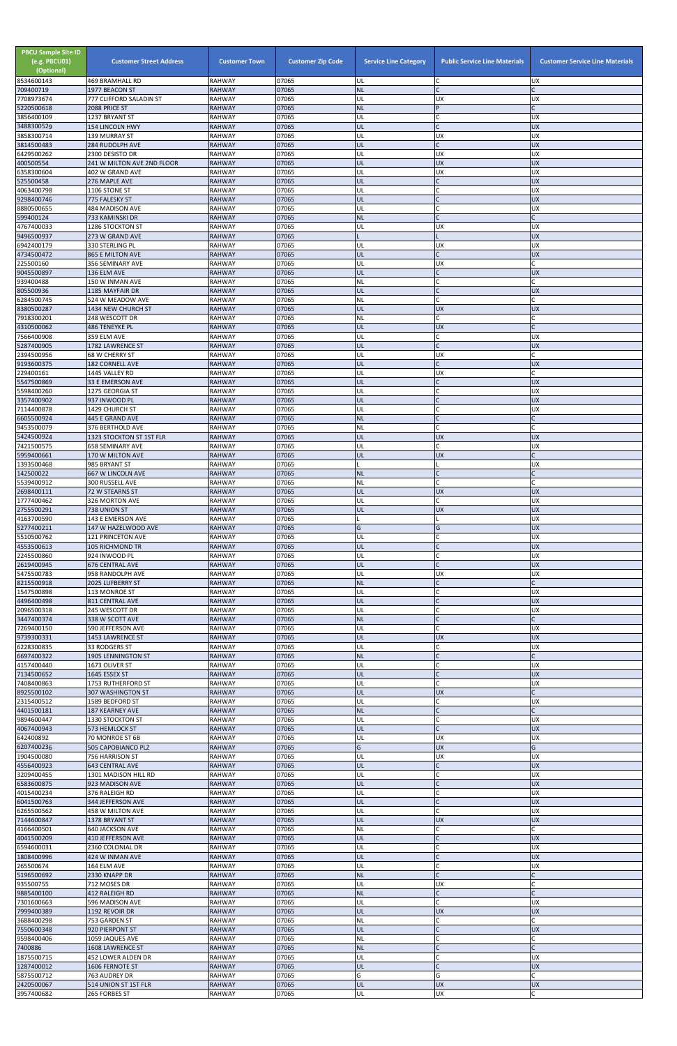| PBCU Sample Site ID (e.g. PBCU01) (Optional) | Customer Street Address | Customer Town | Customer Zip Code | Service Line Category | Public Service Line Materials | Customer Service Line Materials |
|---|---|---|---|---|---|---|
| 8534600143 | 469 BRAMHALL RD | RAHWAY | 07065 | UL | C | UX |
| 709400719 | 1977 BEACON ST | RAHWAY | 07065 | NL | C | C |
| 7708973674 | 777 CLIFFORD SALADIN ST | RAHWAY | 07065 | UL | UX | UX |
| 5220500618 | 2088 PRICE ST | RAHWAY | 07065 | NL | P | C |
| 3856400109 | 1237 BRYANT ST | RAHWAY | 07065 | UL | C | UX |
| 3488300529 | 154 LINCOLN HWY | RAHWAY | 07065 | UL | C | UX |
| 3858300714 | 139 MURRAY ST | RAHWAY | 07065 | UL | UX | UX |
| 3814500483 | 284 RUDOLPH AVE | RAHWAY | 07065 | UL | C | UX |
| 6429500262 | 2300 DESISTO DR | RAHWAY | 07065 | UL | UX | UX |
| 400500554 | 241 W MILTON AVE 2ND FLOOR | RAHWAY | 07065 | UL | UX | UX |
| 6358300604 | 402 W GRAND AVE | RAHWAY | 07065 | UL | UX | UX |
| 525500458 | 276 MAPLE AVE | RAHWAY | 07065 | UL | C | UX |
| 4063400798 | 1106 STONE ST | RAHWAY | 07065 | UL | C | UX |
| 9298400746 | 775 FALESKY ST | RAHWAY | 07065 | UL | C | UX |
| 8880500655 | 484 MADISON AVE | RAHWAY | 07065 | UL | C | UX |
| 599400124 | 733 KAMINSKI DR | RAHWAY | 07065 | NL | C | C |
| 4767400033 | 1286 STOCKTON ST | RAHWAY | 07065 | UL | UX | UX |
| 9496500937 | 273 W GRAND AVE | RAHWAY | 07065 | L | L | UX |
| 6942400179 | 330 STERLING PL | RAHWAY | 07065 | UL | UX | UX |
| 4734500472 | 865 E MILTON AVE | RAHWAY | 07065 | UL | C | UX |
| 225500160 | 356 SEMINARY AVE | RAHWAY | 07065 | UL | UX | C |
| 9045500897 | 136 ELM AVE | RAHWAY | 07065 | UL | C | UX |
| 939400488 | 150 W INMAN AVE | RAHWAY | 07065 | NL | C | C |
| 805500936 | 1185 MAYFAIR DR | RAHWAY | 07065 | UL | C | UX |
| 6284500745 | 524 W MEADOW AVE | RAHWAY | 07065 | NL | C | C |
| 8380500287 | 1434 NEW CHURCH ST | RAHWAY | 07065 | UL | UX | UX |
| 7918300201 | 248 WESCOTT DR | RAHWAY | 07065 | NL | C | C |
| 4310500062 | 486 TENEYKE PL | RAHWAY | 07065 | UL | UX | C |
| 7566400908 | 359 ELM AVE | RAHWAY | 07065 | UL | C | UX |
| 5287400905 | 1782 LAWRENCE ST | RAHWAY | 07065 | UL | C | UX |
| 2394500956 | 68 W CHERRY ST | RAHWAY | 07065 | UL | UX | C |
| 9193600375 | 182 CORNELL AVE | RAHWAY | 07065 | UL | C | UX |
| 229400161 | 1445 VALLEY RD | RAHWAY | 07065 | UL | UX | C |
| 5547500869 | 33 E EMERSON AVE | RAHWAY | 07065 | UL | C | UX |
| 5598400260 | 1275 GEORGIA ST | RAHWAY | 07065 | UL | C | UX |
| 3357400902 | 937 INWOOD PL | RAHWAY | 07065 | UL | C | UX |
| 7114400878 | 1429 CHURCH ST | RAHWAY | 07065 | UL | C | UX |
| 6605500924 | 445 E GRAND AVE | RAHWAY | 07065 | NL | C | C |
| 9453500079 | 376 BERTHOLD AVE | RAHWAY | 07065 | NL | C | C |
| 5424500924 | 1323 STOCKTON ST 1ST FLR | RAHWAY | 07065 | UL | UX | UX |
| 7421500575 | 658 SEMINARY AVE | RAHWAY | 07065 | UL | C | UX |
| 5959400661 | 170 W MILTON AVE | RAHWAY | 07065 | UL | UX | C |
| 1393500468 | 985 BRYANT ST | RAHWAY | 07065 | L | L | UX |
| 142500022 | 667 W LINCOLN AVE | RAHWAY | 07065 | NL | C | C |
| 5539400912 | 300 RUSSELL AVE | RAHWAY | 07065 | NL | C | C |
| 2698400111 | 72 W STEARNS ST | RAHWAY | 07065 | UL | UX | UX |
| 1777400462 | 326 MORTON AVE | RAHWAY | 07065 | UL | C | UX |
| 2755500291 | 738 UNION ST | RAHWAY | 07065 | UL | UX | UX |
| 4163700590 | 143 E EMERSON AVE | RAHWAY | 07065 | L | L | UX |
| 5277400211 | 147 W HAZELWOOD AVE | RAHWAY | 07065 | G | G | UX |
| 5510500762 | 121 PRINCETON AVE | RAHWAY | 07065 | UL | C | UX |
| 4553500613 | 105 RICHMOND TR | RAHWAY | 07065 | UL | C | UX |
| 2245500860 | 924 INWOOD PL | RAHWAY | 07065 | UL | C | UX |
| 2619400945 | 676 CENTRAL AVE | RAHWAY | 07065 | UL | C | UX |
| 5475500783 | 958 RANDOLPH AVE | RAHWAY | 07065 | UL | UX | UX |
| 8215500918 | 2025 LUFBERRY ST | RAHWAY | 07065 | NL | C | C |
| 1547500898 | 113 MONROE ST | RAHWAY | 07065 | UL | C | UX |
| 4496400498 | 811 CENTRAL AVE | RAHWAY | 07065 | UL | C | UX |
| 2096500318 | 245 WESCOTT DR | RAHWAY | 07065 | UL | C | UX |
| 3447400374 | 338 W SCOTT AVE | RAHWAY | 07065 | NL | C | C |
| 7269400150 | 590 JEFFERSON AVE | RAHWAY | 07065 | UL | C | UX |
| 9739300331 | 1453 LAWRENCE ST | RAHWAY | 07065 | UL | UX | UX |
| 6228300835 | 33 RODGERS ST | RAHWAY | 07065 | UL | C | UX |
| 6697400322 | 1905 LENNINGTON ST | RAHWAY | 07065 | NL | C | C |
| 4157400440 | 1673 OLIVER ST | RAHWAY | 07065 | UL | C | UX |
| 7134500652 | 1645 ESSEX ST | RAHWAY | 07065 | UL | C | UX |
| 7408400863 | 1753 RUTHERFORD ST | RAHWAY | 07065 | UL | C | UX |
| 8925500102 | 307 WASHINGTON ST | RAHWAY | 07065 | UL | UX | C |
| 2315400512 | 1589 BEDFORD ST | RAHWAY | 07065 | UL | C | UX |
| 4401500181 | 187 KEARNEY AVE | RAHWAY | 07065 | NL | C | C |
| 9894600447 | 1330 STOCKTON ST | RAHWAY | 07065 | UL | C | UX |
| 4067400943 | 573 HEMLOCK ST | RAHWAY | 07065 | UL | C | UX |
| 642400892 | 70 MONROE ST 6B | RAHWAY | 07065 | UL | UX | UX |
| 6207400236 | 505 CAPOBIANCO PLZ | RAHWAY | 07065 | G | UX | G |
| 1904500080 | 756 HARRISON ST | RAHWAY | 07065 | UL | UX | UX |
| 4556400923 | 643 CENTRAL AVE | RAHWAY | 07065 | UL | C | UX |
| 3209400455 | 1301 MADISON HILL RD | RAHWAY | 07065 | UL | C | UX |
| 6583600875 | 923 MADISON AVE | RAHWAY | 07065 | UL | C | UX |
| 4015400234 | 376 RALEIGH RD | RAHWAY | 07065 | UL | C | UX |
| 6041500763 | 344 JEFFERSON AVE | RAHWAY | 07065 | UL | C | UX |
| 6265500562 | 458 W MILTON AVE | RAHWAY | 07065 | UL | C | UX |
| 7144600847 | 1378 BRYANT ST | RAHWAY | 07065 | UL | UX | UX |
| 4166400501 | 640 JACKSON AVE | RAHWAY | 07065 | NL | C | C |
| 4041500209 | 410 JEFFERSON AVE | RAHWAY | 07065 | UL | C | UX |
| 6594600031 | 2360 COLONIAL DR | RAHWAY | 07065 | UL | C | UX |
| 1808400996 | 424 W INMAN AVE | RAHWAY | 07065 | UL | C | UX |
| 265500674 | 164 ELM AVE | RAHWAY | 07065 | UL | C | UX |
| 5196500692 | 2330 KNAPP DR | RAHWAY | 07065 | NL | C | C |
| 935500755 | 712 MOSES DR | RAHWAY | 07065 | UL | UX | C |
| 9885400100 | 412 RALEIGH RD | RAHWAY | 07065 | NL | C | C |
| 7301600663 | 596 MADISON AVE | RAHWAY | 07065 | UL | C | UX |
| 7999400389 | 1192 REVOIR DR | RAHWAY | 07065 | UL | UX | UX |
| 3688400298 | 753 GARDEN ST | RAHWAY | 07065 | NL | C | C |
| 7550600348 | 920 PIERPONT ST | RAHWAY | 07065 | UL | C | UX |
| 9598400406 | 1059 JAQUES AVE | RAHWAY | 07065 | NL | C | C |
| 7400886 | 1608 LAWRENCE ST | RAHWAY | 07065 | NL | C | C |
| 1875500715 | 452 LOWER ALDEN DR | RAHWAY | 07065 | UL | C | UX |
| 1287400012 | 1606 FERNOTE ST | RAHWAY | 07065 | UL | C | UX |
| 5875500712 | 763 AUDREY DR | RAHWAY | 07065 | G | G | C |
| 2420500067 | 514 UNION ST 1ST FLR | RAHWAY | 07065 | UL | UX | UX |
| 3957400682 | 265 FORBES ST | RAHWAY | 07065 | UL | UX | C |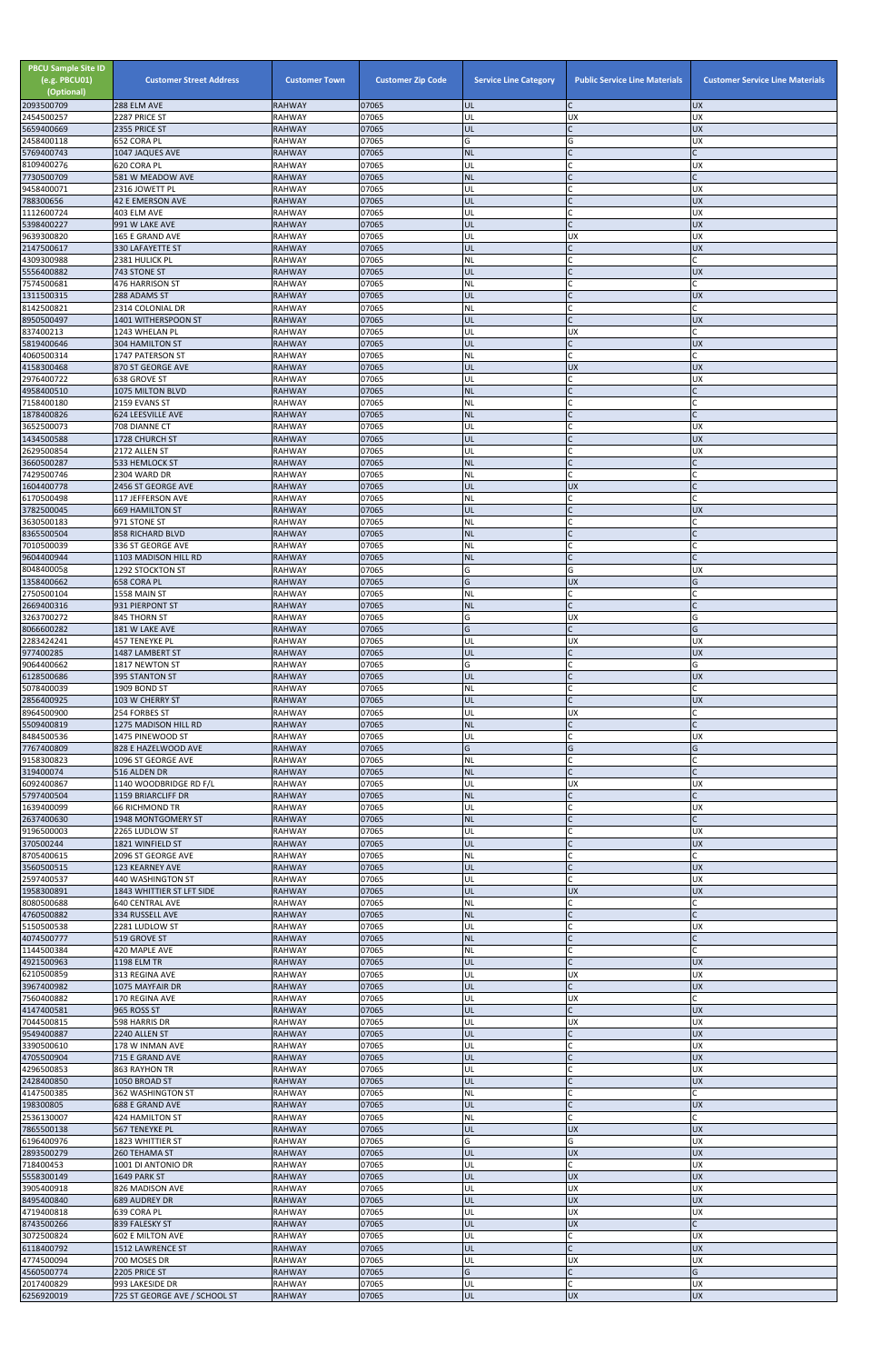| PBCU Sample Site ID (e.g. PBCU01) (Optional) | Customer Street Address | Customer Town | Customer Zip Code | Service Line Category | Public Service Line Materials | Customer Service Line Materials |
|---|---|---|---|---|---|---|
| 2093500709 | 288 ELM AVE | RAHWAY | 07065 | UL | C | UX |
| 2454500257 | 2287 PRICE ST | RAHWAY | 07065 | UL | UX | UX |
| 5659400669 | 2355 PRICE ST | RAHWAY | 07065 | UL | C | UX |
| 2458400118 | 652 CORA PL | RAHWAY | 07065 | G | G | UX |
| 5769400743 | 1047 JAQUES AVE | RAHWAY | 07065 | NL | C | C |
| 8109400276 | 620 CORA PL | RAHWAY | 07065 | UL | C | UX |
| 7730500709 | 581 W MEADOW AVE | RAHWAY | 07065 | NL | C | C |
| 9458400071 | 2316 JOWETT PL | RAHWAY | 07065 | UL | C | UX |
| 788300656 | 42 E EMERSON AVE | RAHWAY | 07065 | UL | C | UX |
| 1112600724 | 403 ELM AVE | RAHWAY | 07065 | UL | C | UX |
| 5398400227 | 991 W LAKE AVE | RAHWAY | 07065 | UL | C | UX |
| 9639300820 | 165 E GRAND AVE | RAHWAY | 07065 | UL | UX | UX |
| 2147500617 | 330 LAFAYETTE ST | RAHWAY | 07065 | UL | C | UX |
| 4309300988 | 2381 HULICK PL | RAHWAY | 07065 | NL | C | C |
| 5556400882 | 743 STONE ST | RAHWAY | 07065 | UL | C | UX |
| 7574500681 | 476 HARRISON ST | RAHWAY | 07065 | NL | C | C |
| 1311500315 | 288 ADAMS ST | RAHWAY | 07065 | UL | C | UX |
| 8142500821 | 2314 COLONIAL DR | RAHWAY | 07065 | NL | C | C |
| 8950500497 | 1401 WITHERSPOON ST | RAHWAY | 07065 | UL | C | UX |
| 837400213 | 1243 WHELAN PL | RAHWAY | 07065 | UL | UX | C |
| 5819400646 | 304 HAMILTON ST | RAHWAY | 07065 | UL | C | UX |
| 4060500314 | 1747 PATERSON ST | RAHWAY | 07065 | NL | C | C |
| 4158300468 | 870 ST GEORGE AVE | RAHWAY | 07065 | UL | UX | UX |
| 2976400722 | 638 GROVE ST | RAHWAY | 07065 | UL | C | UX |
| 4958400510 | 1075 MILTON BLVD | RAHWAY | 07065 | NL | C | C |
| 7158400180 | 2159 EVANS ST | RAHWAY | 07065 | NL | C | C |
| 1878400826 | 624 LEESVILLE AVE | RAHWAY | 07065 | NL | C | C |
| 3652500073 | 708 DIANNE CT | RAHWAY | 07065 | UL | C | UX |
| 1434500588 | 1728 CHURCH ST | RAHWAY | 07065 | UL | C | UX |
| 2629500854 | 2172 ALLEN ST | RAHWAY | 07065 | UL | C | UX |
| 3660500287 | 533 HEMLOCK ST | RAHWAY | 07065 | NL | C | C |
| 7429500746 | 2304 WARD DR | RAHWAY | 07065 | NL | C | C |
| 1604400778 | 2456 ST GEORGE AVE | RAHWAY | 07065 | UL | UX | C |
| 6170500498 | 117 JEFFERSON AVE | RAHWAY | 07065 | NL | C | C |
| 3782500045 | 669 HAMILTON ST | RAHWAY | 07065 | UL | C | UX |
| 3630500183 | 971 STONE ST | RAHWAY | 07065 | NL | C | C |
| 8365500504 | 858 RICHARD BLVD | RAHWAY | 07065 | NL | C | C |
| 7010500039 | 336 ST GEORGE AVE | RAHWAY | 07065 | NL | C | C |
| 9604400944 | 1103 MADISON HILL RD | RAHWAY | 07065 | NL | C | C |
| 8048400058 | 1292 STOCKTON ST | RAHWAY | 07065 | G | G | UX |
| 1358400662 | 658 CORA PL | RAHWAY | 07065 | G | UX | G |
| 2750500104 | 1558 MAIN ST | RAHWAY | 07065 | NL | C | C |
| 2669400316 | 931 PIERPONT ST | RAHWAY | 07065 | NL | C | C |
| 3263700272 | 845 THORN ST | RAHWAY | 07065 | G | UX | G |
| 8066600282 | 181 W LAKE AVE | RAHWAY | 07065 | G | C | G |
| 2283424241 | 457 TENEYKE PL | RAHWAY | 07065 | UL | UX | UX |
| 977400285 | 1487 LAMBERT ST | RAHWAY | 07065 | UL | C | UX |
| 9064400662 | 1817 NEWTON ST | RAHWAY | 07065 | G | C | G |
| 6128500686 | 395 STANTON ST | RAHWAY | 07065 | UL | C | UX |
| 5078400039 | 1909 BOND ST | RAHWAY | 07065 | NL | C | C |
| 2856400925 | 103 W CHERRY ST | RAHWAY | 07065 | UL | C | UX |
| 8964500900 | 254 FORBES ST | RAHWAY | 07065 | UL | UX | C |
| 5509400819 | 1275 MADISON HILL RD | RAHWAY | 07065 | NL | C | C |
| 8484500536 | 1475 PINEWOOD ST | RAHWAY | 07065 | UL | C | UX |
| 7767400809 | 828 E HAZELWOOD AVE | RAHWAY | 07065 | G | G | G |
| 9158300823 | 1096 ST GEORGE AVE | RAHWAY | 07065 | NL | C | C |
| 319400074 | 516 ALDEN DR | RAHWAY | 07065 | NL | C | C |
| 6092400867 | 1140 WOODBRIDGE RD F/L | RAHWAY | 07065 | UL | UX | UX |
| 5797400504 | 1159 BRIARCLIFF DR | RAHWAY | 07065 | NL | C | C |
| 1639400099 | 66 RICHMOND TR | RAHWAY | 07065 | UL | C | UX |
| 2637400630 | 1948 MONTGOMERY ST | RAHWAY | 07065 | NL | C | C |
| 9196500003 | 2265 LUDLOW ST | RAHWAY | 07065 | UL | C | UX |
| 370500244 | 1821 WINFIELD ST | RAHWAY | 07065 | UL | C | UX |
| 8705400615 | 2096 ST GEORGE AVE | RAHWAY | 07065 | NL | C | C |
| 3560500515 | 123 KEARNEY AVE | RAHWAY | 07065 | UL | C | UX |
| 2597400537 | 440 WASHINGTON ST | RAHWAY | 07065 | UL | C | UX |
| 1958300891 | 1843 WHITTIER ST LFT SIDE | RAHWAY | 07065 | UL | UX | UX |
| 8080500688 | 640 CENTRAL AVE | RAHWAY | 07065 | NL | C | C |
| 4760500882 | 334 RUSSELL AVE | RAHWAY | 07065 | NL | C | C |
| 5150500538 | 2281 LUDLOW ST | RAHWAY | 07065 | UL | C | UX |
| 4074500777 | 519 GROVE ST | RAHWAY | 07065 | NL | C | C |
| 1144500384 | 420 MAPLE AVE | RAHWAY | 07065 | NL | C | C |
| 4921500963 | 1198 ELM TR | RAHWAY | 07065 | UL | C | UX |
| 6210500859 | 313 REGINA AVE | RAHWAY | 07065 | UL | UX | UX |
| 3967400982 | 1075 MAYFAIR DR | RAHWAY | 07065 | UL | C | UX |
| 7560400882 | 170 REGINA AVE | RAHWAY | 07065 | UL | UX | C |
| 4147400581 | 965 ROSS ST | RAHWAY | 07065 | UL | C | UX |
| 7044500815 | 598 HARRIS DR | RAHWAY | 07065 | UL | UX | UX |
| 9549400887 | 2240 ALLEN ST | RAHWAY | 07065 | UL | C | UX |
| 3390500610 | 178 W INMAN AVE | RAHWAY | 07065 | UL | C | UX |
| 4705500904 | 715 E GRAND AVE | RAHWAY | 07065 | UL | C | UX |
| 4296500853 | 863 RAYHON TR | RAHWAY | 07065 | UL | C | UX |
| 2428400850 | 1050 BROAD ST | RAHWAY | 07065 | UL | C | UX |
| 4147500385 | 362 WASHINGTON ST | RAHWAY | 07065 | NL | C | C |
| 198300805 | 688 E GRAND AVE | RAHWAY | 07065 | UL | C | UX |
| 2536130007 | 424 HAMILTON ST | RAHWAY | 07065 | NL | C | C |
| 7865500138 | 567 TENEYKE PL | RAHWAY | 07065 | UL | UX | UX |
| 6196400976 | 1823 WHITTIER ST | RAHWAY | 07065 | G | G | UX |
| 2893500279 | 260 TEHAMA ST | RAHWAY | 07065 | UL | UX | UX |
| 718400453 | 1001 DI ANTONIO DR | RAHWAY | 07065 | UL | C | UX |
| 5558300149 | 1649 PARK ST | RAHWAY | 07065 | UL | UX | UX |
| 3905400918 | 826 MADISON AVE | RAHWAY | 07065 | UL | UX | UX |
| 8495400840 | 689 AUDREY DR | RAHWAY | 07065 | UL | UX | UX |
| 4719400818 | 639 CORA PL | RAHWAY | 07065 | UL | UX | UX |
| 8743500266 | 839 FALESKY ST | RAHWAY | 07065 | UL | UX | C |
| 3072500824 | 602 E MILTON AVE | RAHWAY | 07065 | UL | C | UX |
| 6118400792 | 1512 LAWRENCE ST | RAHWAY | 07065 | UL | C | UX |
| 4774500094 | 700 MOSES DR | RAHWAY | 07065 | UL | UX | UX |
| 4560500774 | 2205 PRICE ST | RAHWAY | 07065 | G | C | G |
| 2017400829 | 993 LAKESIDE DR | RAHWAY | 07065 | UL | C | UX |
| 6256920019 | 725 ST GEORGE AVE / SCHOOL ST | RAHWAY | 07065 | UL | UX | UX |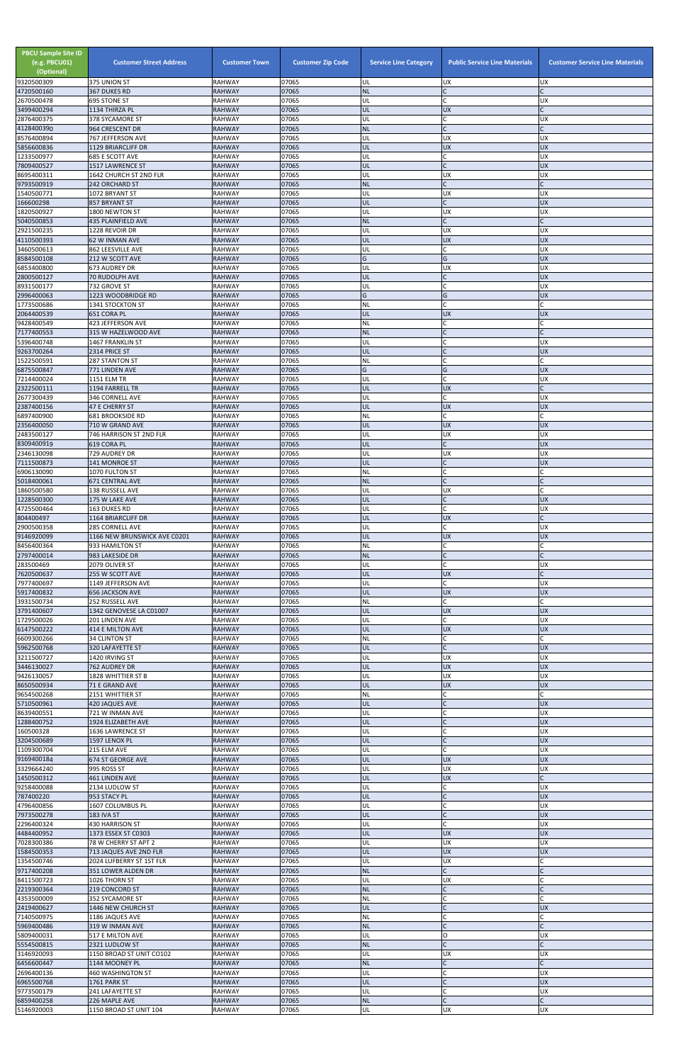| PBCU Sample Site ID (e.g. PBCU01) (Optional) | Customer Street Address | Customer Town | Customer Zip Code | Service Line Category | Public Service Line Materials | Customer Service Line Materials |
|---|---|---|---|---|---|---|
| 9320500309 | 375 UNION ST | RAHWAY | 07065 | UL | UX | UX |
| 4720500160 | 367 DUKES RD | RAHWAY | 07065 | NL | C | C |
| 2670500478 | 695 STONE ST | RAHWAY | 07065 | UL | C | UX |
| 3499400294 | 1134 THIRZA PL | RAHWAY | 07065 | UL | UX | C |
| 2876400375 | 378 SYCAMORE ST | RAHWAY | 07065 | UL | C | UX |
| 4128400390 | 964 CRESCENT DR | RAHWAY | 07065 | NL | C | C |
| 8576400894 | 767 JEFFERSON AVE | RAHWAY | 07065 | UL | UX | UX |
| 5856600836 | 1129 BRIARCLIFF DR | RAHWAY | 07065 | UL | UX | UX |
| 1233500977 | 685 E SCOTT AVE | RAHWAY | 07065 | UL | C | UX |
| 7809400527 | 1517 LAWRENCE ST | RAHWAY | 07065 | UL | C | UX |
| 8695400311 | 1642 CHURCH ST 2ND FLR | RAHWAY | 07065 | UL | UX | UX |
| 9793500919 | 242 ORCHARD ST | RAHWAY | 07065 | NL | C | C |
| 1540500771 | 1072 BRYANT ST | RAHWAY | 07065 | UL | UX | UX |
| 166600298 | 857 BRYANT ST | RAHWAY | 07065 | UL | C | UX |
| 1820500927 | 1800 NEWTON ST | RAHWAY | 07065 | UL | UX | UX |
| 5040500853 | 435 PLAINFIELD AVE | RAHWAY | 07065 | NL | C | C |
| 2921500235 | 1228 REVOIR DR | RAHWAY | 07065 | UL | UX | UX |
| 4110500393 | 62 W INMAN AVE | RAHWAY | 07065 | UL | UX | UX |
| 3460500613 | 862 LEESVILLE AVE | RAHWAY | 07065 | UL | C | UX |
| 8584500108 | 212 W SCOTT AVE | RAHWAY | 07065 | G | G | UX |
| 6853400800 | 673 AUDREY DR | RAHWAY | 07065 | UL | UX | UX |
| 2800500127 | 70 RUDOLPH AVE | RAHWAY | 07065 | UL | C | UX |
| 8931500177 | 732 GROVE ST | RAHWAY | 07065 | UL | C | UX |
| 2996400063 | 1223 WOODBRIDGE RD | RAHWAY | 07065 | G | G | UX |
| 1773500686 | 1341 STOCKTON ST | RAHWAY | 07065 | NL | C | C |
| 2064400539 | 651 CORA PL | RAHWAY | 07065 | UL | UX | UX |
| 9428400549 | 423 JEFFERSON AVE | RAHWAY | 07065 | NL | C | C |
| 7177400553 | 315 W HAZELWOOD AVE | RAHWAY | 07065 | NL | C | C |
| 5396400748 | 1467 FRANKLIN ST | RAHWAY | 07065 | UL | C | UX |
| 9263700264 | 2314 PRICE ST | RAHWAY | 07065 | UL | C | UX |
| 1522500591 | 287 STANTON ST | RAHWAY | 07065 | NL | C | C |
| 6875500847 | 771 LINDEN AVE | RAHWAY | 07065 | G | G | UX |
| 7214400024 | 1151 ELM TR | RAHWAY | 07065 | UL | C | UX |
| 2322500111 | 1194 FARRELL TR | RAHWAY | 07065 | UL | UX | C |
| 2677300439 | 346 CORNELL AVE | RAHWAY | 07065 | UL | C | UX |
| 2387400156 | 47 E CHERRY ST | RAHWAY | 07065 | UL | UX | UX |
| 6897400900 | 681 BROOKSIDE RD | RAHWAY | 07065 | NL | C | C |
| 2356400050 | 710 W GRAND AVE | RAHWAY | 07065 | UL | UX | UX |
| 2483500127 | 746 HARRISON ST 2ND FLR | RAHWAY | 07065 | UL | UX | UX |
| 8309400919 | 619 CORA PL | RAHWAY | 07065 | UL | C | UX |
| 2346130098 | 729 AUDREY DR | RAHWAY | 07065 | UL | UX | UX |
| 7111500873 | 141 MONROE ST | RAHWAY | 07065 | UL | C | UX |
| 6906130090 | 1070 FULTON ST | RAHWAY | 07065 | NL | C | C |
| 5018400061 | 671 CENTRAL AVE | RAHWAY | 07065 | NL | C | C |
| 1860500580 | 138 RUSSELL AVE | RAHWAY | 07065 | UL | UX | C |
| 1228500300 | 175 W LAKE AVE | RAHWAY | 07065 | UL | C | UX |
| 4725500464 | 163 DUKES RD | RAHWAY | 07065 | UL | C | UX |
| 804400497 | 1164 BRIARCLIFF DR | RAHWAY | 07065 | UL | UX | C |
| 2900500358 | 285 CORNELL AVE | RAHWAY | 07065 | UL | C | UX |
| 9146920099 | 1166 NEW BRUNSWICK AVE C0201 | RAHWAY | 07065 | UL | UX | UX |
| 8456400364 | 933 HAMILTON ST | RAHWAY | 07065 | NL | C | C |
| 2797400014 | 983 LAKESIDE DR | RAHWAY | 07065 | NL | C | C |
| 283500469 | 2079 OLIVER ST | RAHWAY | 07065 | UL | C | UX |
| 7620500637 | 255 W SCOTT AVE | RAHWAY | 07065 | UL | UX | C |
| 7977400697 | 1149 JEFFERSON AVE | RAHWAY | 07065 | UL | C | UX |
| 5917400832 | 656 JACKSON AVE | RAHWAY | 07065 | UL | UX | UX |
| 3931500734 | 252 RUSSELL AVE | RAHWAY | 07065 | NL | C | C |
| 3791400607 | 1342 GENOVESE LA C01007 | RAHWAY | 07065 | UL | UX | UX |
| 1729500026 | 201 LINDEN AVE | RAHWAY | 07065 | UL | C | UX |
| 6147500222 | 414 E MILTON AVE | RAHWAY | 07065 | UL | UX | UX |
| 6609300266 | 34 CLINTON ST | RAHWAY | 07065 | NL | C | C |
| 5962500768 | 320 LAFAYETTE ST | RAHWAY | 07065 | UL | C | UX |
| 3211500727 | 1420 IRVING ST | RAHWAY | 07065 | UL | UX | UX |
| 3446130027 | 762 AUDREY DR | RAHWAY | 07065 | UL | UX | UX |
| 9426130057 | 1828 WHITTIER ST B | RAHWAY | 07065 | UL | UX | UX |
| 8650500934 | 71 E GRAND AVE | RAHWAY | 07065 | UL | UX | UX |
| 9654500268 | 2151 WHITTIER ST | RAHWAY | 07065 | NL | C | C |
| 5710500961 | 420 JAQUES AVE | RAHWAY | 07065 | UL | C | UX |
| 8639400551 | 721 W INMAN AVE | RAHWAY | 07065 | UL | C | UX |
| 1288400752 | 1924 ELIZABETH AVE | RAHWAY | 07065 | UL | C | UX |
| 160500328 | 1636 LAWRENCE ST | RAHWAY | 07065 | UL | C | UX |
| 3204500689 | 1597 LENOX PL | RAHWAY | 07065 | UL | C | UX |
| 1109300704 | 215 ELM AVE | RAHWAY | 07065 | UL | C | UX |
| 9169400184 | 674 ST GEORGE AVE | RAHWAY | 07065 | UL | UX | UX |
| 3329664240 | 995 ROSS ST | RAHWAY | 07065 | UL | UX | UX |
| 1450500312 | 461 LINDEN AVE | RAHWAY | 07065 | UL | UX | C |
| 9258400088 | 2134 LUDLOW ST | RAHWAY | 07065 | UL | C | UX |
| 787400220 | 953 STACY PL | RAHWAY | 07065 | UL | C | UX |
| 4796400856 | 1607 COLUMBUS PL | RAHWAY | 07065 | UL | C | UX |
| 7973500278 | 183 IVA ST | RAHWAY | 07065 | UL | C | UX |
| 2296400324 | 430 HARRISON ST | RAHWAY | 07065 | UL | C | UX |
| 4484400952 | 1373 ESSEX ST C0303 | RAHWAY | 07065 | UL | UX | UX |
| 7028300386 | 78 W CHERRY ST APT 2 | RAHWAY | 07065 | UL | UX | UX |
| 1584500353 | 713 JAQUES AVE 2ND FLR | RAHWAY | 07065 | UL | UX | UX |
| 1354500746 | 2024 LUFBERRY ST 1ST FLR | RAHWAY | 07065 | UL | UX | C |
| 9717400208 | 351 LOWER ALDEN DR | RAHWAY | 07065 | NL | C | C |
| 8411500723 | 1026 THORN ST | RAHWAY | 07065 | UL | UX | C |
| 2219300364 | 219 CONCORD ST | RAHWAY | 07065 | NL | C | C |
| 4353500009 | 352 SYCAMORE ST | RAHWAY | 07065 | NL | C | C |
| 2419400627 | 1446 NEW CHURCH ST | RAHWAY | 07065 | UL | C | UX |
| 7140500975 | 1186 JAQUES AVE | RAHWAY | 07065 | NL | C | C |
| 5969400486 | 319 W INMAN AVE | RAHWAY | 07065 | NL | C | C |
| 5809400031 | 517 E MILTON AVE | RAHWAY | 07065 | UL | O | UX |
| 5554500815 | 2321 LUDLOW ST | RAHWAY | 07065 | NL | C | C |
| 3146920093 | 1150 BROAD ST UNIT C0102 | RAHWAY | 07065 | UL | UX | UX |
| 6456600447 | 1144 MOONEY PL | RAHWAY | 07065 | NL | C | C |
| 2696400136 | 460 WASHINGTON ST | RAHWAY | 07065 | UL | C | UX |
| 6965500768 | 1761 PARK ST | RAHWAY | 07065 | UL | C | UX |
| 9773500179 | 241 LAFAYETTE ST | RAHWAY | 07065 | UL | C | UX |
| 6859400258 | 226 MAPLE AVE | RAHWAY | 07065 | NL | C | C |
| 5146920003 | 1150 BROAD ST UNIT 104 | RAHWAY | 07065 | UL | UX | UX |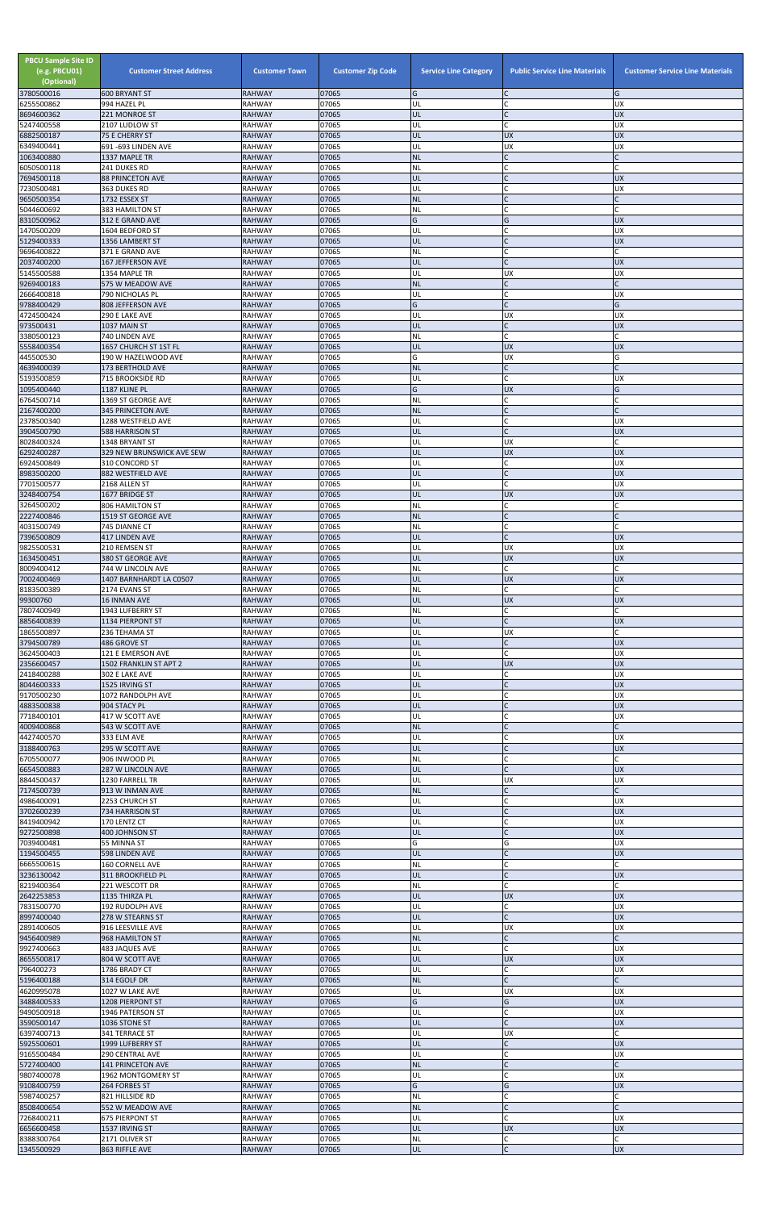| PBCU Sample Site ID (e.g. PBCU01) (Optional) | Customer Street Address | Customer Town | Customer Zip Code | Service Line Category | Public Service Line Materials | Customer Service Line Materials |
|---|---|---|---|---|---|---|
| 3780500016 | 600 BRYANT ST | RAHWAY | 07065 | G | C | G |
| 6255500862 | 994 HAZEL PL | RAHWAY | 07065 | UL | C | UX |
| 8694600362 | 221 MONROE ST | RAHWAY | 07065 | UL | C | UX |
| 5247400558 | 2107 LUDLOW ST | RAHWAY | 07065 | UL | C | UX |
| 6882500187 | 75 E CHERRY ST | RAHWAY | 07065 | UL | UX | UX |
| 6349400441 | 691 -693 LINDEN AVE | RAHWAY | 07065 | UL | UX | UX |
| 1063400880 | 1337 MAPLE TR | RAHWAY | 07065 | NL | C | C |
| 6050500118 | 241 DUKES RD | RAHWAY | 07065 | NL | C | C |
| 7694500118 | 88 PRINCETON AVE | RAHWAY | 07065 | UL | C | UX |
| 7230500481 | 363 DUKES RD | RAHWAY | 07065 | UL | C | UX |
| 9650500354 | 1732 ESSEX ST | RAHWAY | 07065 | NL | C | C |
| 5044600692 | 383 HAMILTON ST | RAHWAY | 07065 | NL | C | C |
| 8310500962 | 312 E GRAND AVE | RAHWAY | 07065 | G | G | UX |
| 1470500209 | 1604 BEDFORD ST | RAHWAY | 07065 | UL | C | UX |
| 5129400333 | 1356 LAMBERT ST | RAHWAY | 07065 | UL | C | UX |
| 9696400822 | 371 E GRAND AVE | RAHWAY | 07065 | NL | C | C |
| 2037400200 | 167 JEFFERSON AVE | RAHWAY | 07065 | UL | C | UX |
| 5145500588 | 1354 MAPLE TR | RAHWAY | 07065 | UL | UX | UX |
| 9269400183 | 575 W MEADOW AVE | RAHWAY | 07065 | NL | C | C |
| 2666400818 | 790 NICHOLAS PL | RAHWAY | 07065 | UL | C | UX |
| 9788400429 | 808 JEFFERSON AVE | RAHWAY | 07065 | G | C | G |
| 4724500424 | 290 E LAKE AVE | RAHWAY | 07065 | UL | UX | UX |
| 973500431 | 1037 MAIN ST | RAHWAY | 07065 | UL | C | UX |
| 3380500123 | 740 LINDEN AVE | RAHWAY | 07065 | NL | C | C |
| 5558400354 | 1657 CHURCH ST 1ST FL | RAHWAY | 07065 | UL | UX | UX |
| 445500530 | 190 W HAZELWOOD AVE | RAHWAY | 07065 | G | UX | G |
| 4639400039 | 173 BERTHOLD AVE | RAHWAY | 07065 | NL | C | C |
| 5193500859 | 715 BROOKSIDE RD | RAHWAY | 07065 | UL | C | UX |
| 1095400440 | 1187 KLINE PL | RAHWAY | 07065 | G | UX | G |
| 6764500714 | 1369 ST GEORGE AVE | RAHWAY | 07065 | NL | C | C |
| 2167400200 | 345 PRINCETON AVE | RAHWAY | 07065 | NL | C | C |
| 2378500340 | 1288 WESTFIELD AVE | RAHWAY | 07065 | UL | C | UX |
| 3904500790 | 588 HARRISON ST | RAHWAY | 07065 | UL | C | UX |
| 8028400324 | 1348 BRYANT ST | RAHWAY | 07065 | UL | UX | C |
| 6292400287 | 329 NEW BRUNSWICK AVE SEW | RAHWAY | 07065 | UL | UX | UX |
| 6924500849 | 310 CONCORD ST | RAHWAY | 07065 | UL | C | UX |
| 8983500200 | 882 WESTFIELD AVE | RAHWAY | 07065 | UL | C | UX |
| 7701500577 | 2168 ALLEN ST | RAHWAY | 07065 | UL | C | UX |
| 3248400754 | 1677 BRIDGE ST | RAHWAY | 07065 | UL | UX | UX |
| 3264500202 | 806 HAMILTON ST | RAHWAY | 07065 | NL | C | C |
| 2227400846 | 1519 ST GEORGE AVE | RAHWAY | 07065 | NL | C | C |
| 4031500749 | 745 DIANNE CT | RAHWAY | 07065 | NL | C | C |
| 7396500809 | 417 LINDEN AVE | RAHWAY | 07065 | UL | C | UX |
| 9825500531 | 210 REMSEN ST | RAHWAY | 07065 | UL | UX | UX |
| 1634500451 | 380 ST GEORGE AVE | RAHWAY | 07065 | UL | UX | UX |
| 8009400412 | 744 W LINCOLN AVE | RAHWAY | 07065 | NL | C | C |
| 7002400469 | 1407 BARNHARDT LA C0507 | RAHWAY | 07065 | UL | UX | UX |
| 8183500389 | 2174 EVANS ST | RAHWAY | 07065 | NL | C | C |
| 99300760 | 16 INMAN AVE | RAHWAY | 07065 | UL | UX | UX |
| 7807400949 | 1943 LUFBERRY ST | RAHWAY | 07065 | NL | C | C |
| 8856400839 | 1134 PIERPONT ST | RAHWAY | 07065 | UL | C | UX |
| 1865500897 | 236 TEHAMA ST | RAHWAY | 07065 | UL | UX | C |
| 3794500789 | 486 GROVE ST | RAHWAY | 07065 | UL | C | UX |
| 3624500403 | 121 E EMERSON AVE | RAHWAY | 07065 | UL | C | UX |
| 2356600457 | 1502 FRANKLIN ST APT 2 | RAHWAY | 07065 | UL | UX | UX |
| 2418400288 | 302 E LAKE AVE | RAHWAY | 07065 | UL | C | UX |
| 8044600333 | 1525 IRVING ST | RAHWAY | 07065 | UL | C | UX |
| 9170500230 | 1072 RANDOLPH AVE | RAHWAY | 07065 | UL | C | UX |
| 4883500838 | 904 STACY PL | RAHWAY | 07065 | UL | C | UX |
| 7718400101 | 417 W SCOTT AVE | RAHWAY | 07065 | UL | C | UX |
| 4009400868 | 543 W SCOTT AVE | RAHWAY | 07065 | NL | C | C |
| 4427500470 | 333 ELM AVE | RAHWAY | 07065 | UL | C | UX |
| 3188400763 | 295 W SCOTT AVE | RAHWAY | 07065 | UL | C | UX |
| 6705500077 | 906 INWOOD PL | RAHWAY | 07065 | NL | C | C |
| 6654500883 | 287 W LINCOLN AVE | RAHWAY | 07065 | UL | C | UX |
| 8844500437 | 1230 FARRELL TR | RAHWAY | 07065 | UL | UX | UX |
| 7174500739 | 913 W INMAN AVE | RAHWAY | 07065 | NL | C | C |
| 4986400091 | 2253 CHURCH ST | RAHWAY | 07065 | UL | C | UX |
| 3702600239 | 734 HARRISON ST | RAHWAY | 07065 | UL | C | UX |
| 8419400942 | 170 LENTZ CT | RAHWAY | 07065 | UL | C | UX |
| 9272500898 | 400 JOHNSON ST | RAHWAY | 07065 | UL | C | UX |
| 7039400481 | 55 MINNA ST | RAHWAY | 07065 | G | G | UX |
| 1194500455 | 598 LINDEN AVE | RAHWAY | 07065 | UL | C | UX |
| 6665500615 | 160 CORNELL AVE | RAHWAY | 07065 | NL | C | C |
| 3236130042 | 311 BROOKFIELD PL | RAHWAY | 07065 | UL | C | UX |
| 8219400364 | 221 WESCOTT DR | RAHWAY | 07065 | NL | C | C |
| 2642253853 | 1135 THIRZA PL | RAHWAY | 07065 | UL | UX | UX |
| 7831500770 | 192 RUDOLPH AVE | RAHWAY | 07065 | UL | C | UX |
| 8997400040 | 278 W STEARNS ST | RAHWAY | 07065 | UL | C | UX |
| 2891400605 | 916 LEESVILLE AVE | RAHWAY | 07065 | UL | UX | UX |
| 9456400989 | 968 HAMILTON ST | RAHWAY | 07065 | NL | C | C |
| 9927400663 | 483 JAQUES AVE | RAHWAY | 07065 | UL | C | UX |
| 8655500817 | 804 W SCOTT AVE | RAHWAY | 07065 | UL | UX | UX |
| 796400273 | 1786 BRADY CT | RAHWAY | 07065 | UL | C | UX |
| 5196400188 | 314 EGOLF DR | RAHWAY | 07065 | NL | C | C |
| 4620995078 | 1027 W LAKE AVE | RAHWAY | 07065 | UL | UX | UX |
| 3488400533 | 1208 PIERPONT ST | RAHWAY | 07065 | G | G | UX |
| 9490500918 | 1946 PATERSON ST | RAHWAY | 07065 | UL | C | UX |
| 3590500147 | 1036 STONE ST | RAHWAY | 07065 | UL | C | UX |
| 6397400713 | 341 TERRACE ST | RAHWAY | 07065 | UL | UX | C |
| 5925500601 | 1999 LUFBERRY ST | RAHWAY | 07065 | UL | C | UX |
| 9165500484 | 290 CENTRAL AVE | RAHWAY | 07065 | UL | C | UX |
| 5727400400 | 141 PRINCETON AVE | RAHWAY | 07065 | NL | C | C |
| 9807400078 | 1962 MONTGOMERY ST | RAHWAY | 07065 | UL | C | UX |
| 9108400759 | 264 FORBES ST | RAHWAY | 07065 | G | G | UX |
| 5987400257 | 821 HILLSIDE RD | RAHWAY | 07065 | NL | C | C |
| 8508400654 | 552 W MEADOW AVE | RAHWAY | 07065 | NL | C | C |
| 7268400211 | 675 PIERPONT ST | RAHWAY | 07065 | UL | C | UX |
| 6656600458 | 1537 IRVING ST | RAHWAY | 07065 | UL | UX | UX |
| 8388300764 | 2171 OLIVER ST | RAHWAY | 07065 | NL | C | C |
| 1345500929 | 863 RIFFLE AVE | RAHWAY | 07065 | UL | C | UX |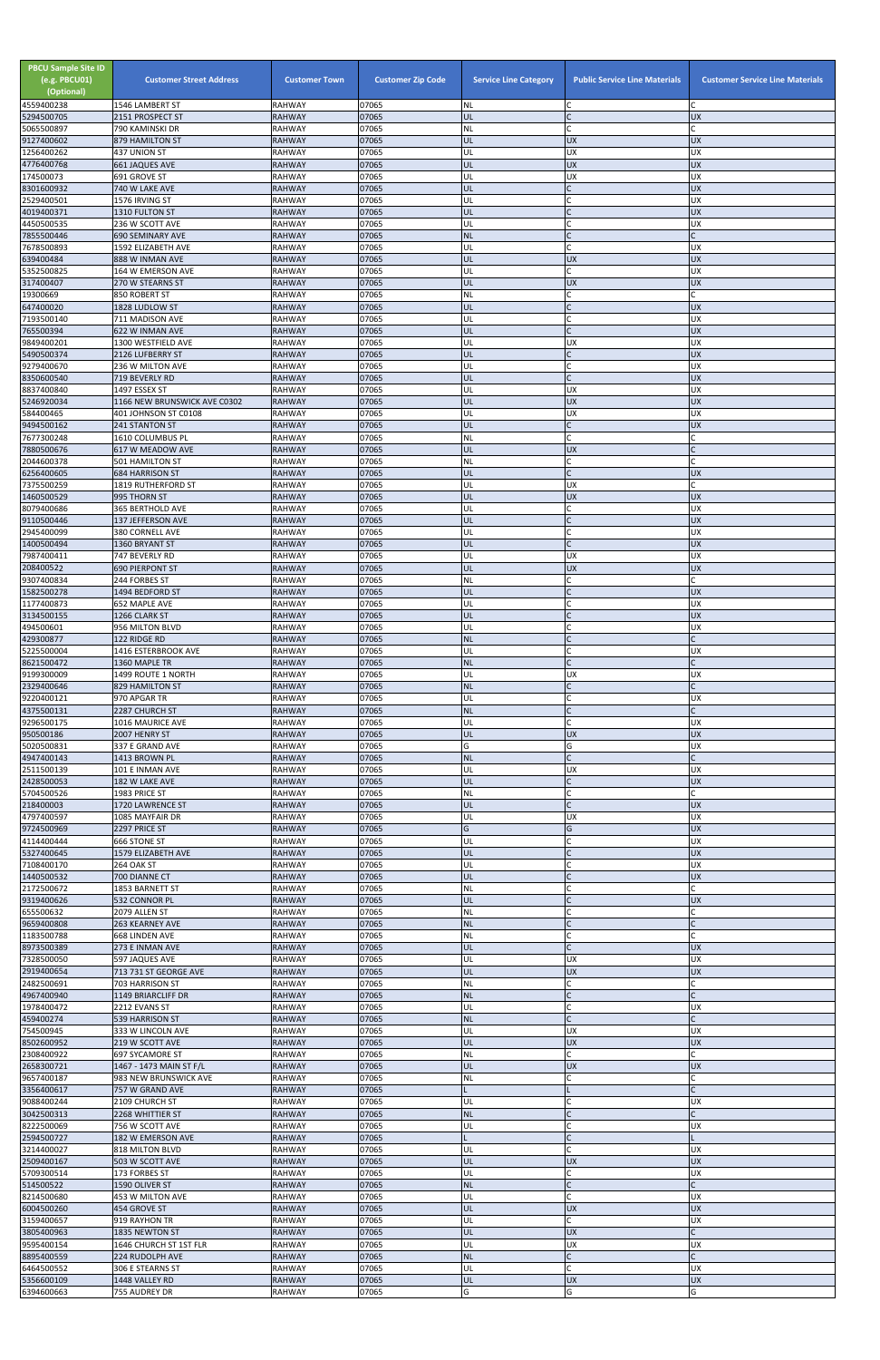| PBCU Sample Site ID (e.g. PBCU01) (Optional) | Customer Street Address | Customer Town | Customer Zip Code | Service Line Category | Public Service Line Materials | Customer Service Line Materials |
|---|---|---|---|---|---|---|
| 4559400238 | 1546 LAMBERT ST | RAHWAY | 07065 | NL | C | C |
| 5294500705 | 2151 PROSPECT ST | RAHWAY | 07065 | UL | C | UX |
| 5065500897 | 790 KAMINSKI DR | RAHWAY | 07065 | NL | C | C |
| 9127400602 | 879 HAMILTON ST | RAHWAY | 07065 | UL | UX | UX |
| 1256400262 | 437 UNION ST | RAHWAY | 07065 | UL | UX | UX |
| 4776400768 | 661 JAQUES AVE | RAHWAY | 07065 | UL | UX | UX |
| 174500073 | 691 GROVE ST | RAHWAY | 07065 | UL | UX | UX |
| 8301600932 | 740 W LAKE AVE | RAHWAY | 07065 | UL | C | UX |
| 2529400501 | 1576 IRVING ST | RAHWAY | 07065 | UL | C | UX |
| 4019400371 | 1310 FULTON ST | RAHWAY | 07065 | UL | C | UX |
| 4450500535 | 236 W SCOTT AVE | RAHWAY | 07065 | UL | C | UX |
| 7855500446 | 690 SEMINARY AVE | RAHWAY | 07065 | NL | C | C |
| 7678500893 | 1592 ELIZABETH AVE | RAHWAY | 07065 | UL | C | UX |
| 639400484 | 888 W INMAN AVE | RAHWAY | 07065 | UL | UX | UX |
| 5352500825 | 164 W EMERSON AVE | RAHWAY | 07065 | UL | C | UX |
| 317400407 | 270 W STEARNS ST | RAHWAY | 07065 | UL | UX | UX |
| 19300669 | 850 ROBERT ST | RAHWAY | 07065 | NL | C | C |
| 647400020 | 1828 LUDLOW ST | RAHWAY | 07065 | UL | C | UX |
| 7193500140 | 711 MADISON AVE | RAHWAY | 07065 | UL | C | UX |
| 765500394 | 622 W INMAN AVE | RAHWAY | 07065 | UL | C | UX |
| 9849400201 | 1300 WESTFIELD AVE | RAHWAY | 07065 | UL | UX | UX |
| 5490500374 | 2126 LUFBERRY ST | RAHWAY | 07065 | UL | C | UX |
| 9279400670 | 236 W MILTON AVE | RAHWAY | 07065 | UL | C | UX |
| 8350600540 | 719 BEVERLY RD | RAHWAY | 07065 | UL | C | UX |
| 8837400840 | 1497 ESSEX ST | RAHWAY | 07065 | UL | UX | UX |
| 5246920034 | 1166 NEW BRUNSWICK AVE C0302 | RAHWAY | 07065 | UL | UX | UX |
| 584400465 | 401 JOHNSON ST C0108 | RAHWAY | 07065 | UL | UX | UX |
| 9494500162 | 241 STANTON ST | RAHWAY | 07065 | UL | C | UX |
| 7677300248 | 1610 COLUMBUS PL | RAHWAY | 07065 | NL | C | C |
| 7880500676 | 617 W MEADOW AVE | RAHWAY | 07065 | UL | UX | C |
| 2044600378 | 501 HAMILTON ST | RAHWAY | 07065 | NL | C | C |
| 6256400605 | 684 HARRISON ST | RAHWAY | 07065 | UL | C | UX |
| 7375500259 | 1819 RUTHERFORD ST | RAHWAY | 07065 | UL | UX | C |
| 1460500529 | 995 THORN ST | RAHWAY | 07065 | UL | UX | UX |
| 8079400686 | 365 BERTHOLD AVE | RAHWAY | 07065 | UL | C | UX |
| 9110500446 | 137 JEFFERSON AVE | RAHWAY | 07065 | UL | C | UX |
| 2945400099 | 380 CORNELL AVE | RAHWAY | 07065 | UL | C | UX |
| 1400500494 | 1360 BRYANT ST | RAHWAY | 07065 | UL | C | UX |
| 7987400411 | 747 BEVERLY RD | RAHWAY | 07065 | UL | UX | UX |
| 208400522 | 690 PIERPONT ST | RAHWAY | 07065 | UL | UX | UX |
| 9307400834 | 244 FORBES ST | RAHWAY | 07065 | NL | C | C |
| 1582500278 | 1494 BEDFORD ST | RAHWAY | 07065 | UL | C | UX |
| 1177400873 | 652 MAPLE AVE | RAHWAY | 07065 | UL | C | UX |
| 3134500155 | 1266 CLARK ST | RAHWAY | 07065 | UL | C | UX |
| 494500601 | 956 MILTON BLVD | RAHWAY | 07065 | UL | C | UX |
| 429300877 | 122 RIDGE RD | RAHWAY | 07065 | NL | C | C |
| 5225500004 | 1416 ESTERBROOK AVE | RAHWAY | 07065 | UL | C | UX |
| 8621500472 | 1360 MAPLE TR | RAHWAY | 07065 | NL | C | C |
| 9199300009 | 1499 ROUTE 1 NORTH | RAHWAY | 07065 | UL | UX | UX |
| 2329400646 | 829 HAMILTON ST | RAHWAY | 07065 | NL | C | C |
| 9220400121 | 970 APGAR TR | RAHWAY | 07065 | UL | C | UX |
| 4375500131 | 2287 CHURCH ST | RAHWAY | 07065 | NL | C | C |
| 9296500175 | 1016 MAURICE AVE | RAHWAY | 07065 | UL | C | UX |
| 950500186 | 2007 HENRY ST | RAHWAY | 07065 | UL | UX | UX |
| 5020500831 | 337 E GRAND AVE | RAHWAY | 07065 | G | G | UX |
| 4947400143 | 1413 BROWN PL | RAHWAY | 07065 | NL | C | C |
| 2511500139 | 101 E INMAN AVE | RAHWAY | 07065 | UL | UX | UX |
| 2428500053 | 182 W LAKE AVE | RAHWAY | 07065 | UL | C | UX |
| 5704500526 | 1983 PRICE ST | RAHWAY | 07065 | NL | C | C |
| 218400003 | 1720 LAWRENCE ST | RAHWAY | 07065 | UL | C | UX |
| 4797400597 | 1085 MAYFAIR DR | RAHWAY | 07065 | UL | UX | UX |
| 9724500969 | 2297 PRICE ST | RAHWAY | 07065 | G | G | UX |
| 4114400444 | 666 STONE ST | RAHWAY | 07065 | UL | C | UX |
| 5327400645 | 1579 ELIZABETH AVE | RAHWAY | 07065 | UL | C | UX |
| 7108400170 | 264 OAK ST | RAHWAY | 07065 | UL | C | UX |
| 1440500532 | 700 DIANNE CT | RAHWAY | 07065 | UL | C | UX |
| 2172500672 | 1853 BARNETT ST | RAHWAY | 07065 | NL | C | C |
| 9319400626 | 532 CONNOR PL | RAHWAY | 07065 | UL | C | UX |
| 655500632 | 2079 ALLEN ST | RAHWAY | 07065 | NL | C | C |
| 9659400808 | 263 KEARNEY AVE | RAHWAY | 07065 | NL | C | C |
| 1183500788 | 668 LINDEN AVE | RAHWAY | 07065 | NL | C | C |
| 8973500389 | 273 E INMAN AVE | RAHWAY | 07065 | UL | C | UX |
| 7328500050 | 597 JAQUES AVE | RAHWAY | 07065 | UL | UX | UX |
| 2919400654 | 713 731 ST GEORGE AVE | RAHWAY | 07065 | UL | UX | UX |
| 2482500691 | 703 HARRISON ST | RAHWAY | 07065 | NL | C | C |
| 4967400940 | 1149 BRIARCLIFF DR | RAHWAY | 07065 | NL | C | C |
| 1978400472 | 2212 EVANS ST | RAHWAY | 07065 | UL | C | UX |
| 459400274 | 539 HARRISON ST | RAHWAY | 07065 | NL | C | C |
| 754500945 | 333 W LINCOLN AVE | RAHWAY | 07065 | UL | UX | UX |
| 8502600952 | 219 W SCOTT AVE | RAHWAY | 07065 | UL | UX | UX |
| 2308400922 | 697 SYCAMORE ST | RAHWAY | 07065 | NL | C | C |
| 2658300721 | 1467 - 1473 MAIN ST F/L | RAHWAY | 07065 | UL | UX | UX |
| 9657400187 | 983 NEW BRUNSWICK AVE | RAHWAY | 07065 | NL | C | C |
| 3356400617 | 757 W GRAND AVE | RAHWAY | 07065 | L | L | C |
| 9088400244 | 2109 CHURCH ST | RAHWAY | 07065 | UL | C | UX |
| 3042500313 | 2268 WHITTIER ST | RAHWAY | 07065 | NL | C | C |
| 8222500069 | 756 W SCOTT AVE | RAHWAY | 07065 | UL | C | UX |
| 2594500727 | 182 W EMERSON AVE | RAHWAY | 07065 | L | C | L |
| 3214400027 | 818 MILTON BLVD | RAHWAY | 07065 | UL | C | UX |
| 2509400167 | 503 W SCOTT AVE | RAHWAY | 07065 | UL | UX | UX |
| 5709300514 | 173 FORBES ST | RAHWAY | 07065 | UL | C | UX |
| 514500522 | 1590 OLIVER ST | RAHWAY | 07065 | NL | C | C |
| 8214500680 | 453 W MILTON AVE | RAHWAY | 07065 | UL | C | UX |
| 6004500260 | 454 GROVE ST | RAHWAY | 07065 | UL | UX | UX |
| 3159400657 | 919 RAYHON TR | RAHWAY | 07065 | UL | C | UX |
| 3805400963 | 1835 NEWTON ST | RAHWAY | 07065 | UL | UX | C |
| 9595400154 | 1646 CHURCH ST 1ST FLR | RAHWAY | 07065 | UL | UX | UX |
| 8895400559 | 224 RUDOLPH AVE | RAHWAY | 07065 | NL | C | C |
| 6464500552 | 306 E STEARNS ST | RAHWAY | 07065 | UL | C | UX |
| 5356600109 | 1448 VALLEY RD | RAHWAY | 07065 | UL | UX | UX |
| 6394600663 | 755 AUDREY DR | RAHWAY | 07065 | G | G | G |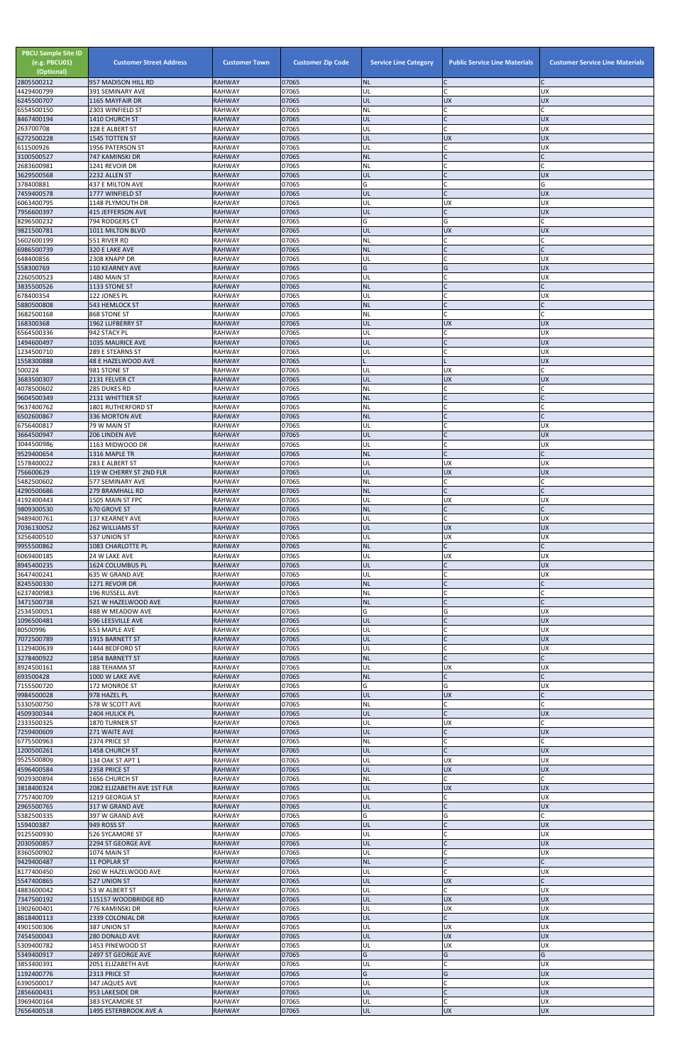| PBCU Sample Site ID (e.g. PBCU01) (Optional) | Customer Street Address | Customer Town | Customer Zip Code | Service Line Category | Public Service Line Materials | Customer Service Line Materials |
|---|---|---|---|---|---|---|
| 2805500212 | 957 MADISON HILL RD | RAHWAY | 07065 | NL | C | C |
| 4429400799 | 391 SEMINARY AVE | RAHWAY | 07065 | UL | C | UX |
| 6245500707 | 1165 MAYFAIR DR | RAHWAY | 07065 | UL | UX | UX |
| 6554500150 | 2303 WINFIELD ST | RAHWAY | 07065 | NL | C | C |
| 8467400194 | 1410 CHURCH ST | RAHWAY | 07065 | UL | C | UX |
| 263700708 | 328 E ALBERT ST | RAHWAY | 07065 | UL | C | UX |
| 6272500228 | 1545 TOTTEN ST | RAHWAY | 07065 | UL | UX | UX |
| 611500926 | 1956 PATERSON ST | RAHWAY | 07065 | UL | C | UX |
| 3100500527 | 747 KAMINSKI DR | RAHWAY | 07065 | NL | C | C |
| 2683600981 | 1241 REVOIR DR | RAHWAY | 07065 | NL | C | C |
| 3629500568 | 2232 ALLEN ST | RAHWAY | 07065 | UL | C | UX |
| 378400881 | 437 E MILTON AVE | RAHWAY | 07065 | G | C | G |
| 7459400578 | 1777 WINFIELD ST | RAHWAY | 07065 | UL | C | UX |
| 6063400795 | 1148 PLYMOUTH DR | RAHWAY | 07065 | UL | UX | UX |
| 7956600397 | 415 JEFFERSON AVE | RAHWAY | 07065 | UL | C | UX |
| 8296500232 | 794 RODGERS CT | RAHWAY | 07065 | G | G | C |
| 9821500781 | 1011 MILTON BLVD | RAHWAY | 07065 | UL | UX | UX |
| 5602600199 | 551 RIVER RD | RAHWAY | 07065 | NL | C | C |
| 6986500739 | 320 E LAKE AVE | RAHWAY | 07065 | NL | C | C |
| 648400856 | 2308 KNAPP DR | RAHWAY | 07065 | UL | C | UX |
| 558300769 | 110 KEARNEY AVE | RAHWAY | 07065 | G | G | UX |
| 2260500523 | 1480 MAIN ST | RAHWAY | 07065 | UL | C | UX |
| 3835500526 | 1133 STONE ST | RAHWAY | 07065 | NL | C | C |
| 678400354 | 122 JONES PL | RAHWAY | 07065 | UL | C | UX |
| 5880500808 | 543 HEMLOCK ST | RAHWAY | 07065 | NL | C | C |
| 3682500168 | 868 STONE ST | RAHWAY | 07065 | NL | C | C |
| 168300368 | 1962 LUFBERRY ST | RAHWAY | 07065 | UL | UX | UX |
| 6564500336 | 942 STACY PL | RAHWAY | 07065 | UL | C | UX |
| 1494600497 | 1035 MAURICE AVE | RAHWAY | 07065 | UL | C | UX |
| 1234500710 | 289 E STEARNS ST | RAHWAY | 07065 | UL | C | UX |
| 1558300888 | 48 E HAZELWOOD AVE | RAHWAY | 07065 | L | L | UX |
| 500224 | 981 STONE ST | RAHWAY | 07065 | UL | UX | C |
| 3683500307 | 2131 FELVER CT | RAHWAY | 07065 | UL | UX | UX |
| 4078500602 | 285 DUKES RD | RAHWAY | 07065 | NL | C | C |
| 9604500349 | 2131 WHITTIER ST | RAHWAY | 07065 | NL | C | C |
| 9637400762 | 1801 RUTHERFORD ST | RAHWAY | 07065 | NL | C | C |
| 6502600867 | 336 MORTON AVE | RAHWAY | 07065 | NL | C | C |
| 6756400817 | 79 W MAIN ST | RAHWAY | 07065 | UL | C | UX |
| 3664500947 | 206 LINDEN AVE | RAHWAY | 07065 | UL | C | UX |
| 3044500986 | 1163 MIDWOOD DR | RAHWAY | 07065 | UL | C | UX |
| 9529400654 | 1316 MAPLE TR | RAHWAY | 07065 | NL | C | C |
| 1578400022 | 283 E ALBERT ST | RAHWAY | 07065 | UL | UX | UX |
| 756600629 | 119 W CHERRY ST 2ND FLR | RAHWAY | 07065 | UL | UX | UX |
| 5482500602 | 577 SEMINARY AVE | RAHWAY | 07065 | NL | C | C |
| 4290500686 | 279 BRAMHALL RD | RAHWAY | 07065 | NL | C | C |
| 4192400443 | 1505 MAIN ST FPC | RAHWAY | 07065 | UL | UX | UX |
| 9809300530 | 670 GROVE ST | RAHWAY | 07065 | NL | C | C |
| 9489400761 | 137 KEARNEY AVE | RAHWAY | 07065 | UL | C | UX |
| 7036130052 | 262 WILLIAMS ST | RAHWAY | 07065 | UL | UX | UX |
| 3256400510 | 537 UNION ST | RAHWAY | 07065 | UL | UX | UX |
| 9955500862 | 1083 CHARLOTTE PL | RAHWAY | 07065 | NL | C | C |
| 6069400185 | 24 W LAKE AVE | RAHWAY | 07065 | UL | UX | UX |
| 8945400235 | 1624 COLUMBUS PL | RAHWAY | 07065 | UL | C | UX |
| 3647400241 | 635 W GRAND AVE | RAHWAY | 07065 | UL | C | UX |
| 8245500330 | 1271 REVOIR DR | RAHWAY | 07065 | NL | C | C |
| 6237400983 | 196 RUSSELL AVE | RAHWAY | 07065 | NL | C | C |
| 3471500738 | 521 W HAZELWOOD AVE | RAHWAY | 07065 | NL | C | C |
| 2534500051 | 488 W MEADOW AVE | RAHWAY | 07065 | G | G | UX |
| 1096500481 | 596 LEESVILLE AVE | RAHWAY | 07065 | UL | C | UX |
| 80500996 | 653 MAPLE AVE | RAHWAY | 07065 | UL | C | UX |
| 7072500789 | 1915 BARNETT ST | RAHWAY | 07065 | UL | C | UX |
| 1129400639 | 1444 BEDFORD ST | RAHWAY | 07065 | UL | C | UX |
| 3278400922 | 1854 BARNETT ST | RAHWAY | 07065 | NL | C | C |
| 8924500161 | 188 TEHAMA ST | RAHWAY | 07065 | UL | UX | UX |
| 693500428 | 1000 W LAKE AVE | RAHWAY | 07065 | NL | C | C |
| 7155500720 | 172 MONROE ST | RAHWAY | 07065 | G | G | UX |
| 9984500028 | 978 HAZEL PL | RAHWAY | 07065 | UL | UX | C |
| 5330500750 | 578 W SCOTT AVE | RAHWAY | 07065 | NL | C | C |
| 4509300344 | 2404 HULICK PL | RAHWAY | 07065 | UL | C | UX |
| 2333500325 | 1870 TURNER ST | RAHWAY | 07065 | UL | UX | C |
| 7259400609 | 271 WAITE AVE | RAHWAY | 07065 | UL | C | UX |
| 6775500963 | 2374 PRICE ST | RAHWAY | 07065 | NL | C | C |
| 1200500261 | 1458 CHURCH ST | RAHWAY | 07065 | UL | C | UX |
| 9525500809 | 134 OAK ST APT 1 | RAHWAY | 07065 | UL | UX | UX |
| 4596400584 | 2358 PRICE ST | RAHWAY | 07065 | UL | UX | UX |
| 9029300894 | 1656 CHURCH ST | RAHWAY | 07065 | NL | C | C |
| 3818400324 | 2082 ELIZABETH AVE 1ST FLR | RAHWAY | 07065 | UL | UX | UX |
| 7757400709 | 1219 GEORGIA ST | RAHWAY | 07065 | UL | C | UX |
| 2965500765 | 317 W GRAND AVE | RAHWAY | 07065 | UL | C | UX |
| 5382500335 | 397 W GRAND AVE | RAHWAY | 07065 | G | G | C |
| 159400387 | 949 ROSS ST | RAHWAY | 07065 | UL | C | UX |
| 9125500930 | 526 SYCAMORE ST | RAHWAY | 07065 | UL | C | UX |
| 2030500857 | 2294 ST GEORGE AVE | RAHWAY | 07065 | UL | C | UX |
| 8360500902 | 1074 MAIN ST | RAHWAY | 07065 | UL | C | UX |
| 9429400487 | 11 POPLAR ST | RAHWAY | 07065 | NL | C | C |
| 8177400450 | 260 W HAZELWOOD AVE | RAHWAY | 07065 | UL | C | UX |
| 5547400865 | 527 UNION ST | RAHWAY | 07065 | UL | UX | C |
| 4883600042 | 53 W ALBERT ST | RAHWAY | 07065 | UL | C | UX |
| 7347500192 | 115157 WOODBRIDGE RD | RAHWAY | 07065 | UL | UX | UX |
| 1902600401 | 776 KAMINSKI DR | RAHWAY | 07065 | UL | UX | UX |
| 8618400113 | 2339 COLONIAL DR | RAHWAY | 07065 | UL | C | UX |
| 4901500306 | 387 UNION ST | RAHWAY | 07065 | UL | UX | UX |
| 7454500043 | 280 DONALD AVE | RAHWAY | 07065 | UL | UX | UX |
| 5309400782 | 1453 PINEWOOD ST | RAHWAY | 07065 | UL | UX | UX |
| 5349400917 | 2497 ST GEORGE AVE | RAHWAY | 07065 | G | G | G |
| 3853400391 | 2051 ELIZABETH AVE | RAHWAY | 07065 | UL | C | UX |
| 1192400776 | 2313 PRICE ST | RAHWAY | 07065 | G | G | UX |
| 6390500017 | 347 JAQUES AVE | RAHWAY | 07065 | UL | C | UX |
| 2856600431 | 953 LAKESIDE DR | RAHWAY | 07065 | UL | C | UX |
| 3969400164 | 383 SYCAMORE ST | RAHWAY | 07065 | UL | C | UX |
| 7656400518 | 1495 ESTERBROOK AVE A | RAHWAY | 07065 | UL | UX | UX |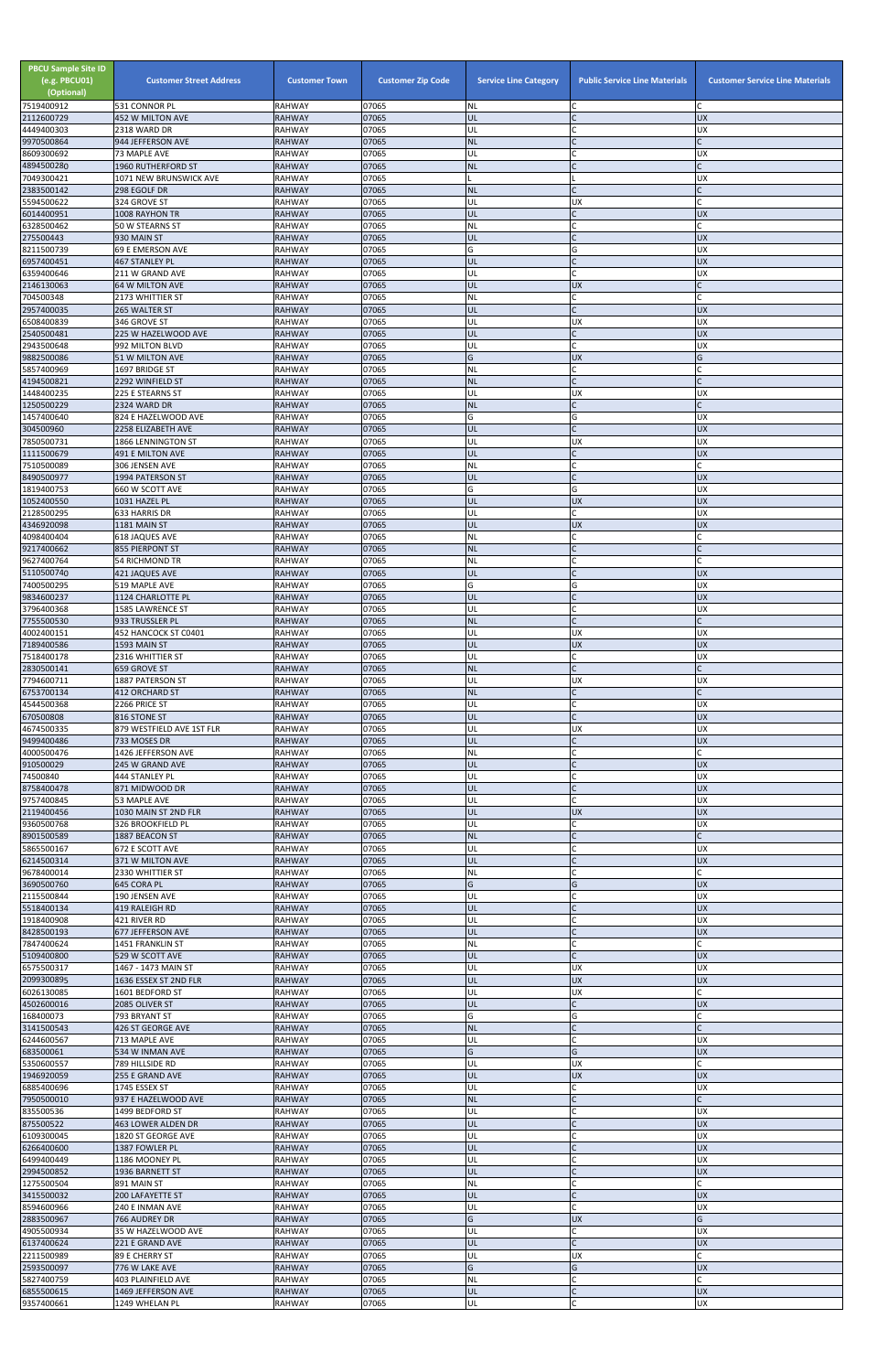| PBCU Sample Site ID (e.g. PBCU01) (Optional) | Customer Street Address | Customer Town | Customer Zip Code | Service Line Category | Public Service Line Materials | Customer Service Line Materials |
|---|---|---|---|---|---|---|
| 7519400912 | 531 CONNOR PL | RAHWAY | 07065 | NL | C | C |
| 2112600729 | 452 W MILTON AVE | RAHWAY | 07065 | UL | C | UX |
| 4449400303 | 2318 WARD DR | RAHWAY | 07065 | UL | C | UX |
| 9970500864 | 944 JEFFERSON AVE | RAHWAY | 07065 | NL | C | C |
| 8609300692 | 73 MAPLE AVE | RAHWAY | 07065 | UL | C | UX |
| 4894500280 | 1960 RUTHERFORD ST | RAHWAY | 07065 | NL | C | C |
| 7049300421 | 1071 NEW BRUNSWICK AVE | RAHWAY | 07065 | L | L | UX |
| 2383500142 | 298 EGOLF DR | RAHWAY | 07065 | NL | C | C |
| 5594500622 | 324 GROVE ST | RAHWAY | 07065 | UL | UX | C |
| 6014400951 | 1008 RAYHON TR | RAHWAY | 07065 | UL | C | UX |
| 6328500462 | 50 W STEARNS ST | RAHWAY | 07065 | NL | C | C |
| 275500443 | 930 MAIN ST | RAHWAY | 07065 | UL | C | UX |
| 8211500739 | 69 E EMERSON AVE | RAHWAY | 07065 | G | G | UX |
| 6957400451 | 467 STANLEY PL | RAHWAY | 07065 | UL | C | UX |
| 6359400646 | 211 W GRAND AVE | RAHWAY | 07065 | UL | C | UX |
| 2146130063 | 64 W MILTON AVE | RAHWAY | 07065 | UL | UX | C |
| 704500348 | 2173 WHITTIER ST | RAHWAY | 07065 | NL | C | C |
| 2957400035 | 265 WALTER ST | RAHWAY | 07065 | UL | C | UX |
| 6508400839 | 346 GROVE ST | RAHWAY | 07065 | UL | UX | UX |
| 2540500481 | 225 W HAZELWOOD AVE | RAHWAY | 07065 | UL | C | UX |
| 2943500648 | 992 MILTON BLVD | RAHWAY | 07065 | UL | C | UX |
| 9882500086 | 51 W MILTON AVE | RAHWAY | 07065 | G | UX | G |
| 5857400969 | 1697 BRIDGE ST | RAHWAY | 07065 | NL | C | C |
| 4194500821 | 2292 WINFIELD ST | RAHWAY | 07065 | NL | C | C |
| 1448400235 | 225 E STEARNS ST | RAHWAY | 07065 | UL | UX | UX |
| 1250500229 | 2324 WARD DR | RAHWAY | 07065 | NL | C | C |
| 1457400640 | 824 E HAZELWOOD AVE | RAHWAY | 07065 | G | G | UX |
| 304500960 | 2258 ELIZABETH AVE | RAHWAY | 07065 | UL | C | UX |
| 7850500731 | 1866 LENNINGTON ST | RAHWAY | 07065 | UL | UX | UX |
| 1111500679 | 491 E MILTON AVE | RAHWAY | 07065 | UL | C | UX |
| 7510500089 | 306 JENSEN AVE | RAHWAY | 07065 | NL | C | C |
| 8490500977 | 1994 PATERSON ST | RAHWAY | 07065 | UL | C | UX |
| 1819400753 | 660 W SCOTT AVE | RAHWAY | 07065 | G | G | UX |
| 1052400550 | 1031 HAZEL PL | RAHWAY | 07065 | UL | UX | UX |
| 2128500295 | 633 HARRIS DR | RAHWAY | 07065 | UL | C | UX |
| 4346920098 | 1181 MAIN ST | RAHWAY | 07065 | UL | UX | UX |
| 4098400404 | 618 JAQUES AVE | RAHWAY | 07065 | NL | C | C |
| 9217400662 | 855 PIERPONT ST | RAHWAY | 07065 | NL | C | C |
| 9627400764 | 54 RICHMOND TR | RAHWAY | 07065 | NL | C | C |
| 5110500740 | 421 JAQUES AVE | RAHWAY | 07065 | UL | C | UX |
| 7400500295 | 519 MAPLE AVE | RAHWAY | 07065 | G | G | UX |
| 9834600237 | 1124 CHARLOTTE PL | RAHWAY | 07065 | UL | C | UX |
| 3796400368 | 1585 LAWRENCE ST | RAHWAY | 07065 | UL | C | UX |
| 7755500530 | 933 TRUSSLER PL | RAHWAY | 07065 | NL | C | C |
| 4002400151 | 452 HANCOCK ST C0401 | RAHWAY | 07065 | UL | UX | UX |
| 7189400586 | 1593 MAIN ST | RAHWAY | 07065 | UL | UX | UX |
| 7518400178 | 2316 WHITTIER ST | RAHWAY | 07065 | UL | C | UX |
| 2830500141 | 659 GROVE ST | RAHWAY | 07065 | NL | C | C |
| 7794600711 | 1887 PATERSON ST | RAHWAY | 07065 | UL | UX | UX |
| 6753700134 | 412 ORCHARD ST | RAHWAY | 07065 | NL | C | C |
| 4544500368 | 2266 PRICE ST | RAHWAY | 07065 | UL | C | UX |
| 670500808 | 816 STONE ST | RAHWAY | 07065 | UL | C | UX |
| 4674500335 | 879 WESTFIELD AVE 1ST FLR | RAHWAY | 07065 | UL | UX | UX |
| 9499400486 | 733 MOSES DR | RAHWAY | 07065 | UL | C | UX |
| 4000500476 | 1426 JEFFERSON AVE | RAHWAY | 07065 | NL | C | C |
| 910500029 | 245 W GRAND AVE | RAHWAY | 07065 | UL | C | UX |
| 74500840 | 444 STANLEY PL | RAHWAY | 07065 | UL | C | UX |
| 8758400478 | 871 MIDWOOD DR | RAHWAY | 07065 | UL | C | UX |
| 9757400845 | 53 MAPLE AVE | RAHWAY | 07065 | UL | C | UX |
| 2119400456 | 1030 MAIN ST 2ND FLR | RAHWAY | 07065 | UL | UX | UX |
| 9360500768 | 326 BROOKFIELD PL | RAHWAY | 07065 | UL | C | UX |
| 8901500589 | 1887 BEACON ST | RAHWAY | 07065 | NL | C | C |
| 5865500167 | 672 E SCOTT AVE | RAHWAY | 07065 | UL | C | UX |
| 6214500314 | 371 W MILTON AVE | RAHWAY | 07065 | UL | C | UX |
| 9678400014 | 2330 WHITTIER ST | RAHWAY | 07065 | NL | C | C |
| 3690500760 | 645 CORA PL | RAHWAY | 07065 | G | G | UX |
| 2115500844 | 190 JENSEN AVE | RAHWAY | 07065 | UL | C | UX |
| 5518400134 | 419 RALEIGH RD | RAHWAY | 07065 | UL | C | UX |
| 1918400908 | 421 RIVER RD | RAHWAY | 07065 | UL | C | UX |
| 8428500193 | 677 JEFFERSON AVE | RAHWAY | 07065 | UL | C | UX |
| 7847400624 | 1451 FRANKLIN ST | RAHWAY | 07065 | NL | C | C |
| 5109400800 | 529 W SCOTT AVE | RAHWAY | 07065 | UL | C | UX |
| 6575500317 | 1467 - 1473 MAIN ST | RAHWAY | 07065 | UL | UX | UX |
| 2099300895 | 1636 ESSEX ST 2ND FLR | RAHWAY | 07065 | UL | UX | UX |
| 6026130085 | 1601 BEDFORD ST | RAHWAY | 07065 | UL | UX | C |
| 4502600016 | 2085 OLIVER ST | RAHWAY | 07065 | UL | C | UX |
| 168400073 | 793 BRYANT ST | RAHWAY | 07065 | G | G | C |
| 3141500543 | 426 ST GEORGE AVE | RAHWAY | 07065 | NL | C | C |
| 6244600567 | 713 MAPLE AVE | RAHWAY | 07065 | UL | C | UX |
| 683500061 | 534 W INMAN AVE | RAHWAY | 07065 | G | G | UX |
| 5350600557 | 789 HILLSIDE RD | RAHWAY | 07065 | UL | UX | C |
| 1946920059 | 255 E GRAND AVE | RAHWAY | 07065 | UL | UX | UX |
| 6885400696 | 1745 ESSEX ST | RAHWAY | 07065 | UL | C | UX |
| 7950500010 | 937 E HAZELWOOD AVE | RAHWAY | 07065 | NL | C | C |
| 835500536 | 1499 BEDFORD ST | RAHWAY | 07065 | UL | C | UX |
| 875500522 | 463 LOWER ALDEN DR | RAHWAY | 07065 | UL | C | UX |
| 6109300045 | 1820 ST GEORGE AVE | RAHWAY | 07065 | UL | C | UX |
| 6266400600 | 1387 FOWLER PL | RAHWAY | 07065 | UL | C | UX |
| 6499400449 | 1186 MOONEY PL | RAHWAY | 07065 | UL | C | UX |
| 2994500852 | 1936 BARNETT ST | RAHWAY | 07065 | UL | C | UX |
| 1275500504 | 891 MAIN ST | RAHWAY | 07065 | NL | C | C |
| 3415500032 | 200 LAFAYETTE ST | RAHWAY | 07065 | UL | C | UX |
| 8594600966 | 240 E INMAN AVE | RAHWAY | 07065 | UL | C | UX |
| 2883500967 | 766 AUDREY DR | RAHWAY | 07065 | G | UX | G |
| 4905500934 | 35 W HAZELWOOD AVE | RAHWAY | 07065 | UL | C | UX |
| 6137400624 | 221 E GRAND AVE | RAHWAY | 07065 | UL | C | UX |
| 2211500989 | 89 E CHERRY ST | RAHWAY | 07065 | UL | UX | C |
| 2593500097 | 776 W LAKE AVE | RAHWAY | 07065 | G | G | UX |
| 5827400759 | 403 PLAINFIELD AVE | RAHWAY | 07065 | NL | C | C |
| 6855500615 | 1469 JEFFERSON AVE | RAHWAY | 07065 | UL | C | UX |
| 9357400661 | 1249 WHELAN PL | RAHWAY | 07065 | UL | C | UX |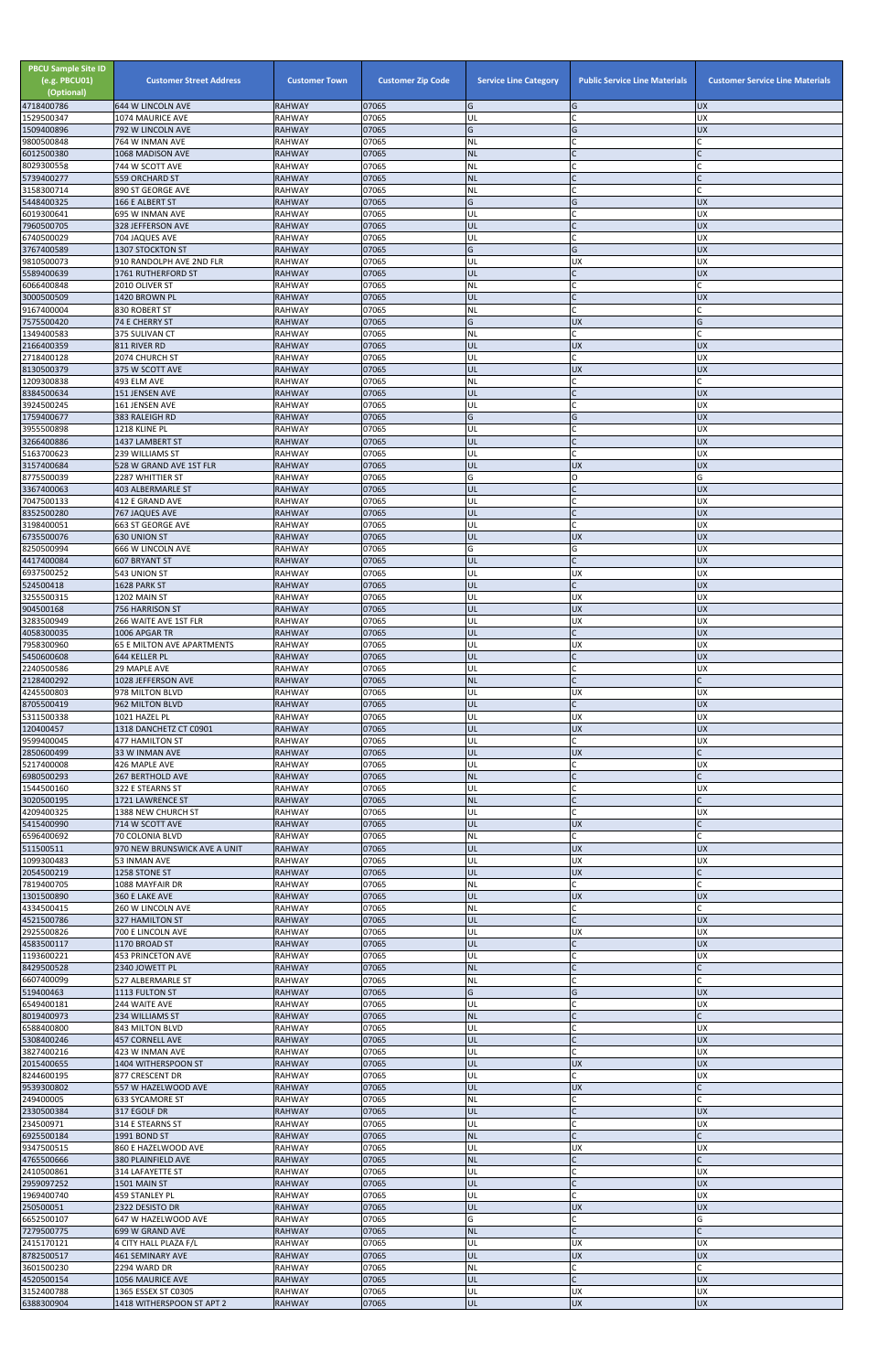| PBCU Sample Site ID (e.g. PBCU01) (Optional) | Customer Street Address | Customer Town | Customer Zip Code | Service Line Category | Public Service Line Materials | Customer Service Line Materials |
|---|---|---|---|---|---|---|
| 4718400786 | 644 W LINCOLN AVE | RAHWAY | 07065 | G | G | UX |
| 1529500347 | 1074 MAURICE AVE | RAHWAY | 07065 | UL | C | UX |
| 1509400896 | 792 W LINCOLN AVE | RAHWAY | 07065 | G | G | UX |
| 9800500848 | 764 W INMAN AVE | RAHWAY | 07065 | NL | C | C |
| 6012500380 | 1068 MADISON AVE | RAHWAY | 07065 | NL | C | C |
| 8029300558 | 744 W SCOTT AVE | RAHWAY | 07065 | NL | C | C |
| 5739400277 | 559 ORCHARD ST | RAHWAY | 07065 | NL | C | C |
| 3158300714 | 890 ST GEORGE AVE | RAHWAY | 07065 | NL | C | C |
| 5448400325 | 166 E ALBERT ST | RAHWAY | 07065 | G | G | UX |
| 6019300641 | 695 W INMAN AVE | RAHWAY | 07065 | UL | C | UX |
| 7960500705 | 328 JEFFERSON AVE | RAHWAY | 07065 | UL | C | UX |
| 6740500029 | 704 JAQUES AVE | RAHWAY | 07065 | UL | C | UX |
| 3767400589 | 1307 STOCKTON ST | RAHWAY | 07065 | G | G | UX |
| 9810500073 | 910 RANDOLPH AVE 2ND FLR | RAHWAY | 07065 | UL | UX | UX |
| 5589400639 | 1761 RUTHERFORD ST | RAHWAY | 07065 | UL | C | UX |
| 6066400848 | 2010 OLIVER ST | RAHWAY | 07065 | NL | C | C |
| 3000500509 | 1420 BROWN PL | RAHWAY | 07065 | UL | C | UX |
| 9167400004 | 830 ROBERT ST | RAHWAY | 07065 | NL | C | C |
| 7575500420 | 74 E CHERRY ST | RAHWAY | 07065 | G | UX | G |
| 1349400583 | 375 SULIVAN CT | RAHWAY | 07065 | NL | C | C |
| 2166400359 | 811 RIVER RD | RAHWAY | 07065 | UL | UX | UX |
| 2718400128 | 2074 CHURCH ST | RAHWAY | 07065 | UL | C | UX |
| 8130500379 | 375 W SCOTT AVE | RAHWAY | 07065 | UL | UX | UX |
| 1209300838 | 493 ELM AVE | RAHWAY | 07065 | NL | C | C |
| 8384500634 | 151 JENSEN AVE | RAHWAY | 07065 | UL | C | UX |
| 3924500245 | 161 JENSEN AVE | RAHWAY | 07065 | UL | C | UX |
| 1759400677 | 383 RALEIGH RD | RAHWAY | 07065 | G | G | UX |
| 3955500898 | 1218 KLINE PL | RAHWAY | 07065 | UL | C | UX |
| 3266400886 | 1437 LAMBERT ST | RAHWAY | 07065 | UL | C | UX |
| 5163700623 | 239 WILLIAMS ST | RAHWAY | 07065 | UL | C | UX |
| 3157400684 | 528 W GRAND AVE 1ST FLR | RAHWAY | 07065 | UL | UX | UX |
| 8775500039 | 2287 WHITTIER ST | RAHWAY | 07065 | G | O | G |
| 3367400063 | 403 ALBERMARLE ST | RAHWAY | 07065 | UL | C | UX |
| 7047500133 | 412 E GRAND AVE | RAHWAY | 07065 | UL | C | UX |
| 8352500280 | 767 JAQUES AVE | RAHWAY | 07065 | UL | C | UX |
| 3198400051 | 663 ST GEORGE AVE | RAHWAY | 07065 | UL | C | UX |
| 6735500076 | 630 UNION ST | RAHWAY | 07065 | UL | UX | UX |
| 8250500994 | 666 W LINCOLN AVE | RAHWAY | 07065 | G | G | UX |
| 4417400084 | 607 BRYANT ST | RAHWAY | 07065 | UL | C | UX |
| 6937500252 | 543 UNION ST | RAHWAY | 07065 | UL | UX | UX |
| 524500418 | 1628 PARK ST | RAHWAY | 07065 | UL | C | UX |
| 3255500315 | 1202 MAIN ST | RAHWAY | 07065 | UL | UX | UX |
| 904500168 | 756 HARRISON ST | RAHWAY | 07065 | UL | UX | UX |
| 3283500949 | 266 WAITE AVE 1ST FLR | RAHWAY | 07065 | UL | UX | UX |
| 4058300035 | 1006 APGAR TR | RAHWAY | 07065 | UL | C | UX |
| 7958300960 | 65 E MILTON AVE APARTMENTS | RAHWAY | 07065 | UL | UX | UX |
| 5450600608 | 644 KELLER PL | RAHWAY | 07065 | UL | C | UX |
| 2240500586 | 29 MAPLE AVE | RAHWAY | 07065 | UL | C | UX |
| 2128400292 | 1028 JEFFERSON AVE | RAHWAY | 07065 | NL | C | C |
| 4245500803 | 978 MILTON BLVD | RAHWAY | 07065 | UL | UX | UX |
| 8705500419 | 962 MILTON BLVD | RAHWAY | 07065 | UL | C | UX |
| 5311500338 | 1021 HAZEL PL | RAHWAY | 07065 | UL | UX | UX |
| 120400457 | 1318 DANCHETZ CT C0901 | RAHWAY | 07065 | UL | UX | UX |
| 9599400045 | 477 HAMILTON ST | RAHWAY | 07065 | UL | C | UX |
| 2850600499 | 33 W INMAN AVE | RAHWAY | 07065 | UL | UX | C |
| 5217400008 | 426 MAPLE AVE | RAHWAY | 07065 | UL | C | UX |
| 6980500293 | 267 BERTHOLD AVE | RAHWAY | 07065 | NL | C | C |
| 1544500160 | 322 E STEARNS ST | RAHWAY | 07065 | UL | C | UX |
| 3020500195 | 1721 LAWRENCE ST | RAHWAY | 07065 | NL | C | C |
| 4209400325 | 1388 NEW CHURCH ST | RAHWAY | 07065 | UL | C | UX |
| 5415400990 | 714 W SCOTT AVE | RAHWAY | 07065 | UL | UX | C |
| 6596400692 | 70 COLONIA BLVD | RAHWAY | 07065 | NL | C | C |
| 511500511 | 970 NEW BRUNSWICK AVE A UNIT | RAHWAY | 07065 | UL | UX | UX |
| 1099300483 | 53 INMAN AVE | RAHWAY | 07065 | UL | UX | UX |
| 2054500219 | 1258 STONE ST | RAHWAY | 07065 | UL | UX | C |
| 7819400705 | 1088 MAYFAIR DR | RAHWAY | 07065 | NL | C | C |
| 1301500890 | 360 E LAKE AVE | RAHWAY | 07065 | UL | UX | UX |
| 4334500415 | 260 W LINCOLN AVE | RAHWAY | 07065 | NL | C | C |
| 4521500786 | 327 HAMILTON ST | RAHWAY | 07065 | UL | C | UX |
| 2925500826 | 700 E LINCOLN AVE | RAHWAY | 07065 | UL | UX | UX |
| 4583500117 | 1170 BROAD ST | RAHWAY | 07065 | UL | C | UX |
| 1193600221 | 453 PRINCETON AVE | RAHWAY | 07065 | UL | C | UX |
| 8429500528 | 2340 JOWETT PL | RAHWAY | 07065 | NL | C | C |
| 6607400099 | 527 ALBERMARLE ST | RAHWAY | 07065 | NL | C | C |
| 519400463 | 1113 FULTON ST | RAHWAY | 07065 | G | G | UX |
| 6549400181 | 244 WAITE AVE | RAHWAY | 07065 | UL | C | UX |
| 8019400973 | 234 WILLIAMS ST | RAHWAY | 07065 | NL | C | C |
| 6588400800 | 843 MILTON BLVD | RAHWAY | 07065 | UL | C | UX |
| 5308400246 | 457 CORNELL AVE | RAHWAY | 07065 | UL | C | UX |
| 3827400216 | 423 W INMAN AVE | RAHWAY | 07065 | UL | C | UX |
| 2015400655 | 1404 WITHERSPOON ST | RAHWAY | 07065 | UL | UX | UX |
| 8244600195 | 877 CRESCENT DR | RAHWAY | 07065 | UL | C | UX |
| 9539300802 | 557 W HAZELWOOD AVE | RAHWAY | 07065 | UL | UX | C |
| 249400005 | 633 SYCAMORE ST | RAHWAY | 07065 | NL | C | C |
| 2330500384 | 317 EGOLF DR | RAHWAY | 07065 | UL | C | UX |
| 234500971 | 314 E STEARNS ST | RAHWAY | 07065 | UL | C | UX |
| 6925500184 | 1991 BOND ST | RAHWAY | 07065 | NL | C | C |
| 9347500515 | 860 E HAZELWOOD AVE | RAHWAY | 07065 | UL | UX | UX |
| 4765500666 | 380 PLAINFIELD AVE | RAHWAY | 07065 | NL | C | C |
| 2410500861 | 314 LAFAYETTE ST | RAHWAY | 07065 | UL | C | UX |
| 2959097252 | 1501 MAIN ST | RAHWAY | 07065 | UL | C | UX |
| 1969400740 | 459 STANLEY PL | RAHWAY | 07065 | UL | C | UX |
| 250500051 | 2322 DESISTO DR | RAHWAY | 07065 | UL | UX | UX |
| 6652500107 | 647 W HAZELWOOD AVE | RAHWAY | 07065 | G | C | G |
| 7279500775 | 699 W GRAND AVE | RAHWAY | 07065 | NL | C | C |
| 2415170121 | 4 CITY HALL PLAZA F/L | RAHWAY | 07065 | UL | UX | UX |
| 8782500517 | 461 SEMINARY AVE | RAHWAY | 07065 | UL | UX | UX |
| 3601500230 | 2294 WARD DR | RAHWAY | 07065 | NL | C | C |
| 4520500154 | 1056 MAURICE AVE | RAHWAY | 07065 | UL | C | UX |
| 3152400788 | 1365 ESSEX ST C0305 | RAHWAY | 07065 | UL | UX | UX |
| 6388300904 | 1418 WITHERSPOON ST APT 2 | RAHWAY | 07065 | UL | UX | UX |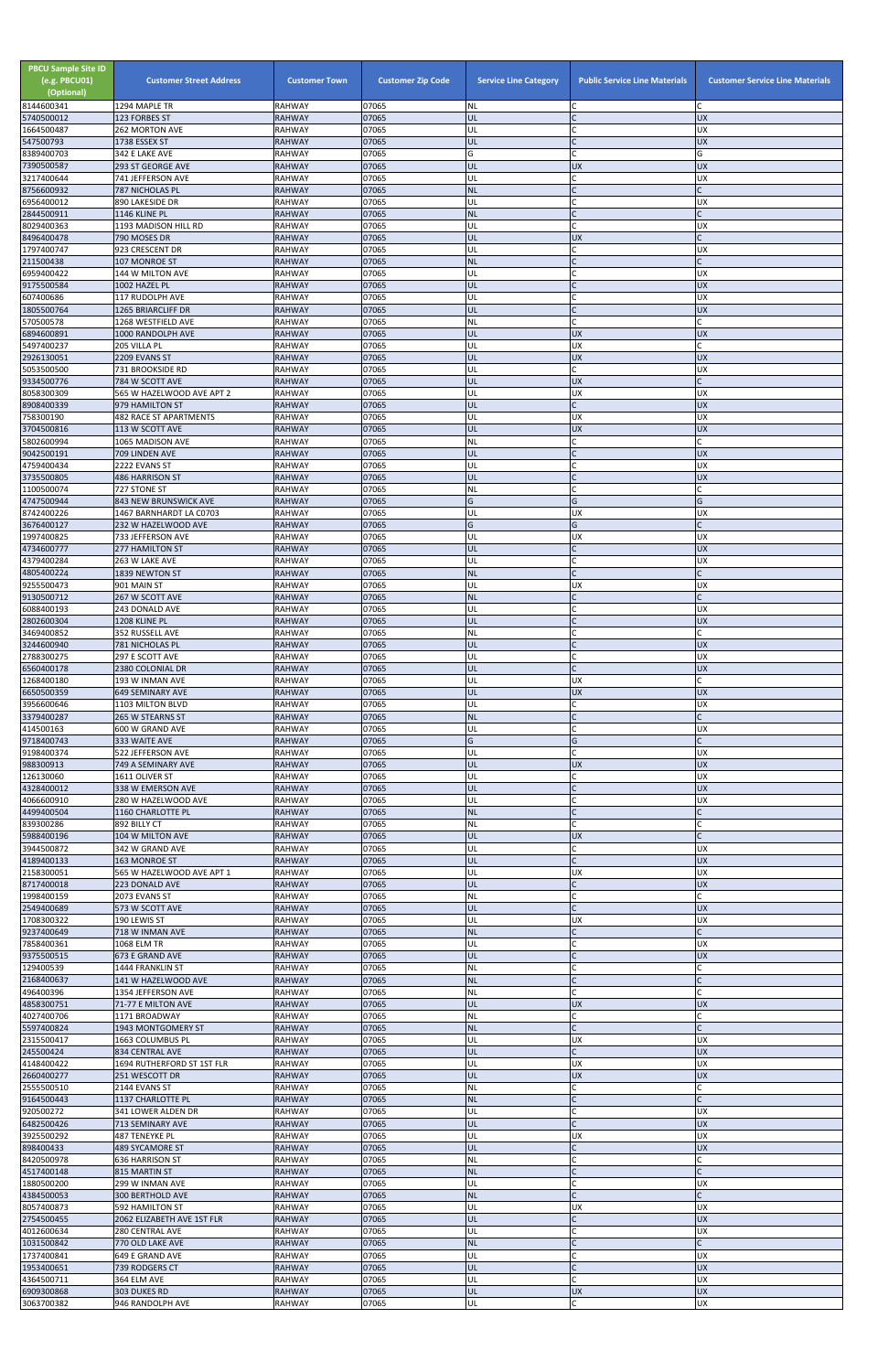| PBCU Sample Site ID (e.g. PBCU01) (Optional) | Customer Street Address | Customer Town | Customer Zip Code | Service Line Category | Public Service Line Materials | Customer Service Line Materials |
|---|---|---|---|---|---|---|
| 8144600341 | 1294 MAPLE TR | RAHWAY | 07065 | NL | C | C |
| 5740500012 | 123 FORBES ST | RAHWAY | 07065 | UL | C | UX |
| 1664500487 | 262 MORTON AVE | RAHWAY | 07065 | UL | C | UX |
| 547500793 | 1738 ESSEX ST | RAHWAY | 07065 | UL | C | UX |
| 8389400703 | 342 E LAKE AVE | RAHWAY | 07065 | G | C | G |
| 7390500587 | 293 ST GEORGE AVE | RAHWAY | 07065 | UL | UX | UX |
| 3217400644 | 741 JEFFERSON AVE | RAHWAY | 07065 | UL | C | UX |
| 8756600932 | 787 NICHOLAS PL | RAHWAY | 07065 | NL | C | C |
| 6956400012 | 890 LAKESIDE DR | RAHWAY | 07065 | UL | C | UX |
| 2844500911 | 1146 KLINE PL | RAHWAY | 07065 | NL | C | C |
| 8029400363 | 1193 MADISON HILL RD | RAHWAY | 07065 | UL | C | UX |
| 8496400478 | 790 MOSES DR | RAHWAY | 07065 | UL | UX | C |
| 1797400747 | 923 CRESCENT DR | RAHWAY | 07065 | UL | C | UX |
| 211500438 | 107 MONROE ST | RAHWAY | 07065 | NL | C | C |
| 6959400422 | 144 W MILTON AVE | RAHWAY | 07065 | UL | C | UX |
| 9175500584 | 1002 HAZEL PL | RAHWAY | 07065 | UL | C | UX |
| 607400686 | 117 RUDOLPH AVE | RAHWAY | 07065 | UL | C | UX |
| 1805500764 | 1265 BRIARCLIFF DR | RAHWAY | 07065 | UL | C | UX |
| 570500578 | 1268 WESTFIELD AVE | RAHWAY | 07065 | NL | C | C |
| 6894600891 | 1000 RANDOLPH AVE | RAHWAY | 07065 | UL | UX | UX |
| 5497400237 | 205 VILLA PL | RAHWAY | 07065 | UL | UX | C |
| 2926130051 | 2209 EVANS ST | RAHWAY | 07065 | UL | UX | UX |
| 5053500500 | 731 BROOKSIDE RD | RAHWAY | 07065 | UL | C | UX |
| 9334500776 | 784 W SCOTT AVE | RAHWAY | 07065 | UL | UX | C |
| 8058300309 | 565 W HAZELWOOD AVE APT 2 | RAHWAY | 07065 | UL | UX | UX |
| 8908400339 | 979 HAMILTON ST | RAHWAY | 07065 | UL | C | UX |
| 758300190 | 482 RACE ST APARTMENTS | RAHWAY | 07065 | UL | UX | UX |
| 3704500816 | 113 W SCOTT AVE | RAHWAY | 07065 | UL | UX | UX |
| 5802600994 | 1065 MADISON AVE | RAHWAY | 07065 | NL | C | C |
| 9042500191 | 709 LINDEN AVE | RAHWAY | 07065 | UL | C | UX |
| 4759400434 | 2222 EVANS ST | RAHWAY | 07065 | UL | C | UX |
| 3735500805 | 486 HARRISON ST | RAHWAY | 07065 | UL | C | UX |
| 1100500074 | 727 STONE ST | RAHWAY | 07065 | NL | C | C |
| 4747500944 | 843 NEW BRUNSWICK AVE | RAHWAY | 07065 | G | G | G |
| 8742400226 | 1467 BARNHARDT LA C0703 | RAHWAY | 07065 | UL | UX | UX |
| 3676400127 | 232 W HAZELWOOD AVE | RAHWAY | 07065 | G | G | C |
| 1997400825 | 733 JEFFERSON AVE | RAHWAY | 07065 | UL | UX | UX |
| 4734600777 | 277 HAMILTON ST | RAHWAY | 07065 | UL | C | UX |
| 4379400284 | 263 W LAKE AVE | RAHWAY | 07065 | UL | C | UX |
| 4805400224 | 1839 NEWTON ST | RAHWAY | 07065 | NL | C | C |
| 9255500473 | 901 MAIN ST | RAHWAY | 07065 | UL | UX | UX |
| 9130500712 | 267 W SCOTT AVE | RAHWAY | 07065 | NL | C | C |
| 6088400193 | 243 DONALD AVE | RAHWAY | 07065 | UL | C | UX |
| 2802600304 | 1208 KLINE PL | RAHWAY | 07065 | UL | C | UX |
| 3469400852 | 352 RUSSELL AVE | RAHWAY | 07065 | NL | C | C |
| 3244600940 | 781 NICHOLAS PL | RAHWAY | 07065 | UL | C | UX |
| 2788300275 | 297 E SCOTT AVE | RAHWAY | 07065 | UL | C | UX |
| 6560400178 | 2380 COLONIAL DR | RAHWAY | 07065 | UL | C | UX |
| 1268400180 | 193 W INMAN AVE | RAHWAY | 07065 | UL | UX | C |
| 6650500359 | 649 SEMINARY AVE | RAHWAY | 07065 | UL | UX | UX |
| 3956600646 | 1103 MILTON BLVD | RAHWAY | 07065 | UL | C | UX |
| 3379400287 | 265 W STEARNS ST | RAHWAY | 07065 | NL | C | C |
| 414500163 | 600 W GRAND AVE | RAHWAY | 07065 | UL | C | UX |
| 9718400743 | 333 WAITE AVE | RAHWAY | 07065 | G | G | C |
| 9198400374 | 522 JEFFERSON AVE | RAHWAY | 07065 | UL | C | UX |
| 988300913 | 749 A SEMINARY AVE | RAHWAY | 07065 | UL | UX | UX |
| 126130060 | 1611 OLIVER ST | RAHWAY | 07065 | UL | C | UX |
| 4328400012 | 338 W EMERSON AVE | RAHWAY | 07065 | UL | C | UX |
| 4066600910 | 280 W HAZELWOOD AVE | RAHWAY | 07065 | UL | C | UX |
| 4499400504 | 1160 CHARLOTTE PL | RAHWAY | 07065 | NL | C | C |
| 839300286 | 892 BILLY CT | RAHWAY | 07065 | NL | C | C |
| 5988400196 | 104 W MILTON AVE | RAHWAY | 07065 | UL | UX | C |
| 3944500872 | 342 W GRAND AVE | RAHWAY | 07065 | UL | C | UX |
| 4189400133 | 163 MONROE ST | RAHWAY | 07065 | UL | C | UX |
| 2158300051 | 565 W HAZELWOOD AVE APT 1 | RAHWAY | 07065 | UL | UX | UX |
| 8717400018 | 223 DONALD AVE | RAHWAY | 07065 | UL | C | UX |
| 1998400159 | 2073 EVANS ST | RAHWAY | 07065 | NL | C | C |
| 2549400689 | 573 W SCOTT AVE | RAHWAY | 07065 | UL | C | UX |
| 1708300322 | 190 LEWIS ST | RAHWAY | 07065 | UL | UX | UX |
| 9237400649 | 718 W INMAN AVE | RAHWAY | 07065 | NL | C | C |
| 7858400361 | 1068 ELM TR | RAHWAY | 07065 | UL | C | UX |
| 9375500515 | 673 E GRAND AVE | RAHWAY | 07065 | UL | C | UX |
| 129400539 | 1444 FRANKLIN ST | RAHWAY | 07065 | NL | C | C |
| 2168400637 | 141 W HAZELWOOD AVE | RAHWAY | 07065 | NL | C | C |
| 496400396 | 1354 JEFFERSON AVE | RAHWAY | 07065 | NL | C | C |
| 4858300751 | 71-77 E MILTON AVE | RAHWAY | 07065 | UL | UX | UX |
| 4027400706 | 1171 BROADWAY | RAHWAY | 07065 | NL | C | C |
| 5597400824 | 1943 MONTGOMERY ST | RAHWAY | 07065 | NL | C | C |
| 2315500417 | 1663 COLUMBUS PL | RAHWAY | 07065 | UL | UX | UX |
| 245500424 | 834 CENTRAL AVE | RAHWAY | 07065 | UL | C | UX |
| 4148400422 | 1694 RUTHERFORD ST 1ST FLR | RAHWAY | 07065 | UL | UX | UX |
| 2660400277 | 251 WESCOTT DR | RAHWAY | 07065 | UL | UX | UX |
| 2555500510 | 2144 EVANS ST | RAHWAY | 07065 | NL | C | C |
| 9164500443 | 1137 CHARLOTTE PL | RAHWAY | 07065 | NL | C | C |
| 920500272 | 341 LOWER ALDEN DR | RAHWAY | 07065 | UL | C | UX |
| 6482500426 | 713 SEMINARY AVE | RAHWAY | 07065 | UL | C | UX |
| 3925500292 | 487 TENEYKE PL | RAHWAY | 07065 | UL | UX | UX |
| 898400433 | 489 SYCAMORE ST | RAHWAY | 07065 | UL | C | UX |
| 8420500978 | 636 HARRISON ST | RAHWAY | 07065 | NL | C | C |
| 4517400148 | 815 MARTIN ST | RAHWAY | 07065 | NL | C | C |
| 1880500200 | 299 W INMAN AVE | RAHWAY | 07065 | UL | C | UX |
| 4384500053 | 300 BERTHOLD AVE | RAHWAY | 07065 | NL | C | C |
| 8057400873 | 592 HAMILTON ST | RAHWAY | 07065 | UL | UX | UX |
| 2754500455 | 2062 ELIZABETH AVE 1ST FLR | RAHWAY | 07065 | UL | C | UX |
| 4012600634 | 280 CENTRAL AVE | RAHWAY | 07065 | UL | C | UX |
| 1031500842 | 770 OLD LAKE AVE | RAHWAY | 07065 | NL | C | C |
| 1737400841 | 649 E GRAND AVE | RAHWAY | 07065 | UL | C | UX |
| 1953400651 | 739 RODGERS CT | RAHWAY | 07065 | UL | C | UX |
| 4364500711 | 364 ELM AVE | RAHWAY | 07065 | UL | C | UX |
| 6909300868 | 303 DUKES RD | RAHWAY | 07065 | UL | UX | UX |
| 3063700382 | 946 RANDOLPH AVE | RAHWAY | 07065 | UL | C | UX |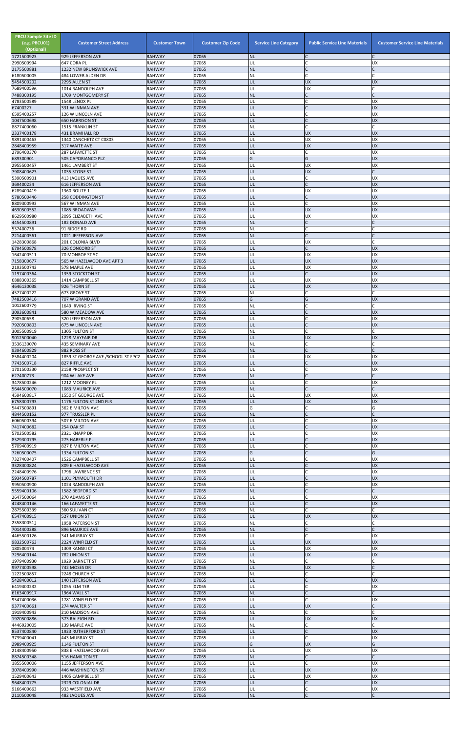| PBCU Sample Site ID (e.g. PBCU01) (Optional) | Customer Street Address | Customer Town | Customer Zip Code | Service Line Category | Public Service Line Materials | Customer Service Line Materials |
|---|---|---|---|---|---|---|
| 1721500923 | 929 JEFFERSON AVE | RAHWAY | 07065 | NL | C | C |
| 2990500994 | 647 CORA PL | RAHWAY | 07065 | UL | C | UX |
| 2175500881 | 1232 NEW BRUNSWICK AVE | RAHWAY | 07065 | NL | C | C |
| 6180500005 | 484 LOWER ALDEN DR | RAHWAY | 07065 | NL | C | C |
| 5454500202 | 2295 ALLEN ST | RAHWAY | 07065 | UL | UX | UX |
| 7689400596 | 1014 RANDOLPH AVE | RAHWAY | 07065 | UL | UX | C |
| 7488300195 | 1709 MONTGOMERY ST | RAHWAY | 07065 | NL | C | C |
| 4783500589 | 1548 LENOX PL | RAHWAY | 07065 | UL | C | UX |
| 67400227 | 331 W INMAN AVE | RAHWAY | 07065 | UL | C | UX |
| 6595400257 | 126 W LINCOLN AVE | RAHWAY | 07065 | UL | C | UX |
| 1047500698 | 650 HARRISON ST | RAHWAY | 07065 | UL | C | UX |
| 8877400060 | 1515 FRANKLIN ST | RAHWAY | 07065 | NL | C | C |
| 2337400178 | 431 BRAMHALL RD | RAHWAY | 07065 | UL | UX | UX |
| 9891400463 | 1340 DANCHETZ CT C0803 | RAHWAY | 07065 | UL | UX | UX |
| 2848400959 | 317 WAITE AVE | RAHWAY | 07065 | UL | UX | UX |
| 2796400370 | 287 LAFAYETTE ST | RAHWAY | 07065 | UL | C | UX |
| 689300901 | 505 CAPOBIANCO PLZ | RAHWAY | 07065 | G | G | UX |
| 2955500457 | 1461 LAMBERT ST | RAHWAY | 07065 | UL | UX | UX |
| 7908400623 | 1035 STONE ST | RAHWAY | 07065 | UL | UX | C |
| 5390500901 | 413 JAQUES AVE | RAHWAY | 07065 | UL | C | UX |
| 369400234 | 616 JEFFERSON AVE | RAHWAY | 07065 | UL | C | UX |
| 6289400419 | 1360 ROUTE 1 | RAHWAY | 07065 | UL | UX | UX |
| 5780500446 | 258 CODDINGTON ST | RAHWAY | 07065 | UL | C | UX |
| 8809300993 | 567 W INMAN AVE | RAHWAY | 07065 | UL | C | UX |
| 4630500552 | 1085 BROADWAY | RAHWAY | 07065 | UL | UX | UX |
| 8629500980 | 2095 ELIZABETH AVE | RAHWAY | 07065 | UL | UX | UX |
| 4454500891 | 182 DONALD AVE | RAHWAY | 07065 | NL | C | C |
| 537400736 | 91 RIDGE RD | RAHWAY | 07065 | NL | C | C |
| 2214400561 | 1021 JEFFERSON AVE | RAHWAY | 07065 | NL | C | C |
| 1428300868 | 201 COLONIA BLVD | RAHWAY | 07065 | UL | UX | C |
| 6794500878 | 326 CONCORD ST | RAHWAY | 07065 | UL | C | UX |
| 1642400511 | 70 MONROE ST 5C | RAHWAY | 07065 | UL | UX | UX |
| 7158300677 | 565 W HAZELWOOD AVE APT 3 | RAHWAY | 07065 | UL | UX | UX |
| 2193500743 | 578 MAPLE AVE | RAHWAY | 07065 | UL | UX | UX |
| 1197400364 | 1359 STOCKTON ST | RAHWAY | 07065 | UL | C | UX |
| 6888300365 | 1414 CAMPBELL ST | RAHWAY | 07065 | UL | UX | UX |
| 4646130038 | 926 THORN ST | RAHWAY | 07065 | UL | UX | UX |
| 4577400222 | 673 GROVE ST | RAHWAY | 07065 | NL | C | C |
| 7482500416 | 707 W GRAND AVE | RAHWAY | 07065 | G | G | UX |
| 1012600779 | 1649 IRVING ST | RAHWAY | 07065 | NL | C | C |
| 3093600841 | 580 W MEADOW AVE | RAHWAY | 07065 | UL | C | UX |
| 290500658 | 320 JEFFERSON AVE | RAHWAY | 07065 | UL | C | UX |
| 7920500803 | 675 W LINCOLN AVE | RAHWAY | 07065 | UL | C | UX |
| 3005500919 | 1305 FULTON ST | RAHWAY | 07065 | NL | C | C |
| 9012500040 | 1228 MAYFAIR DR | RAHWAY | 07065 | UL | UX | UX |
| 3536130070 | 435 SEMINARY AVE | RAHWAY | 07065 | NL | C | C |
| 9394600829 | 882 ROSS ST | RAHWAY | 07065 | NL | C | C |
| 8584400204 | 1859 ST GEORGE AVE /SCHOOL ST FPC2 | RAHWAY | 07065 | UL | UX | UX |
| 7743500718 | 827 RIFFLE AVE | RAHWAY | 07065 | UL | C | UX |
| 1701500330 | 2158 PROSPECT ST | RAHWAY | 07065 | UL | C | UX |
| 627400773 | 904 W LAKE AVE | RAHWAY | 07065 | NL | C | C |
| 3478500246 | 1212 MOONEY PL | RAHWAY | 07065 | UL | C | UX |
| 5644500070 | 1083 MAURICE AVE | RAHWAY | 07065 | NL | C | C |
| 4594600817 | 1550 ST GEORGE AVE | RAHWAY | 07065 | UL | UX | UX |
| 6758300793 | 1176 FULTON ST 2ND FLR | RAHWAY | 07065 | UL | UX | UX |
| 5447500891 | 362 E MILTON AVE | RAHWAY | 07065 | G | C | G |
| 4844500152 | 977 TRUSSLER PL | RAHWAY | 07065 | NL | C | C |
| 6060500394 | 507 E MILTON AVE | RAHWAY | 07065 | UL | C | UX |
| 7417400682 | 254 OAK ST | RAHWAY | 07065 | UL | C | UX |
| 5702500582 | 2321 KNAPP DR | RAHWAY | 07065 | UL | C | UX |
| 8329300795 | 275 HABERLE PL | RAHWAY | 07065 | UL | C | UX |
| 5709400919 | 827 E MILTON AVE | RAHWAY | 07065 | UL | C | UX |
| 7260500075 | 1334 FULTON ST | RAHWAY | 07065 | G | C | G |
| 7327400407 | 1526 CAMPBELL ST | RAHWAY | 07065 | UL | C | UX |
| 3328300824 | 809 E HAZELWOOD AVE | RAHWAY | 07065 | UL | C | UX |
| 2248400976 | 1796 LAWRENCE ST | RAHWAY | 07065 | UL | C | UX |
| 5934500787 | 1101 PLYMOUTH DR | RAHWAY | 07065 | UL | C | UX |
| 9950500900 | 1024 RANDOLPH AVE | RAHWAY | 07065 | UL | C | UX |
| 5559400106 | 1582 BEDFORD ST | RAHWAY | 07065 | NL | C | C |
| 2647500064 | 270 ADAMS ST | RAHWAY | 07065 | UL | C | UX |
| 4248400146 | 166 LAFAYETTE ST | RAHWAY | 07065 | UL | C | UX |
| 2875500339 | 360 SULIVAN CT | RAHWAY | 07065 | NL | C | C |
| 6547400915 | 527 UNION ST | RAHWAY | 07065 | UL | UX | UX |
| 2358300513 | 1958 PATERSON ST | RAHWAY | 07065 | NL | C | C |
| 7014400288 | 896 MAURICE AVE | RAHWAY | 07065 | NL | C | C |
| 4465500126 | 341 MURRAY ST | RAHWAY | 07065 | UL | C | UX |
| 9832500763 | 2224 WINFIELD ST | RAHWAY | 07065 | UL | UX | UX |
| 180500474 | 1309 KANSKI CT | RAHWAY | 07065 | UL | UX | UX |
| 7296400144 | 782 UNION ST | RAHWAY | 07065 | UL | UX | UX |
| 1979400930 | 1929 BARNETT ST | RAHWAY | 07065 | NL | C | C |
| 9977400598 | 742 MOSES DR | RAHWAY | 07065 | UL | UX | C |
| 1222500857 | 2248 CHURCH ST | RAHWAY | 07065 | NL | C | C |
| 5428400012 | 140 JEFFERSON AVE | RAHWAY | 07065 | UL | C | UX |
| 6419400232 | 1055 ELM TER | RAHWAY | 07065 | UL | C | UX |
| 6163400917 | 1964 WALL ST | RAHWAY | 07065 | NL | C | C |
| 9547400036 | 1781 WINFIELD ST | RAHWAY | 07065 | UL | C | UX |
| 9377400661 | 274 WALTER ST | RAHWAY | 07065 | UL | UX | C |
| 1919400943 | 210 MADISON AVE | RAHWAY | 07065 | NL | C | C |
| 1920500886 | 373 RALEIGH RD | RAHWAY | 07065 | UL | UX | UX |
| 4446920005 | 139 MAPLE AVE | RAHWAY | 07065 | NL | C | C |
| 8537400840 | 1923 RUTHERFORD ST | RAHWAY | 07065 | UL | C | UX |
| 3739400041 | 443 MURRAY ST | RAHWAY | 07065 | UL | C | UX |
| 2989400925 | 1146 FULTON ST | RAHWAY | 07065 | G | UX | G |
| 2148400950 | 838 E HAZELWOOD AVE | RAHWAY | 07065 | UL | UX | UX |
| 8874500348 | 516 HAMILTON ST | RAHWAY | 07065 | NL | C | C |
| 1855500006 | 1155 JEFFERSON AVE | RAHWAY | 07065 | UL | C | UX |
| 3078400990 | 446 WASHINGTON ST | RAHWAY | 07065 | UL | UX | UX |
| 1529400643 | 1405 CAMPBELL ST | RAHWAY | 07065 | UL | UX | UX |
| 9648400775 | 2329 COLONIAL DR | RAHWAY | 07065 | UL | C | UX |
| 9166400663 | 933 WESTFIELD AVE | RAHWAY | 07065 | UL | C | UX |
| 2110500048 | 482 JAQUES AVE | RAHWAY | 07065 | NL | C | C |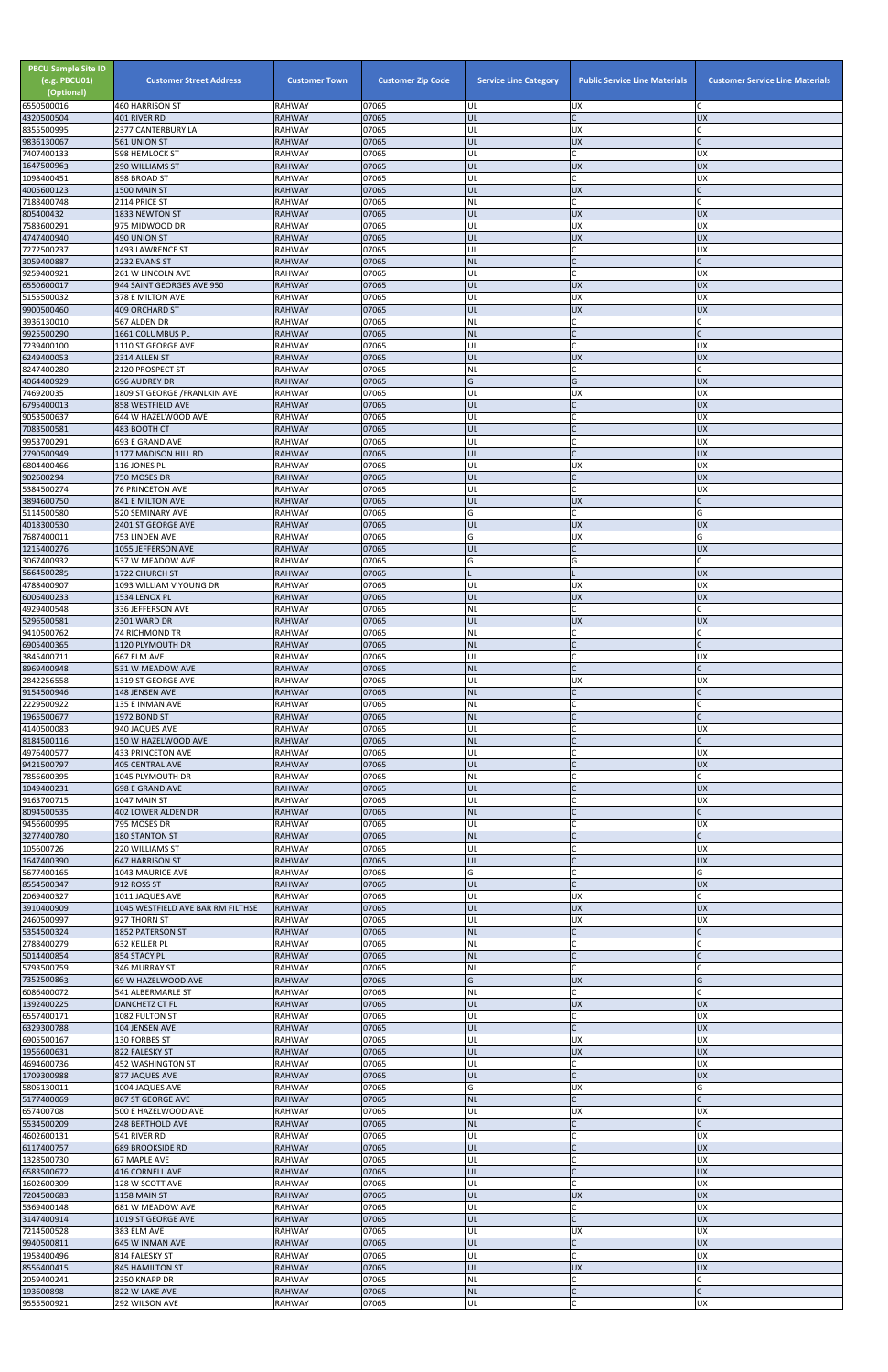| PBCU Sample Site ID (e.g. PBCU01) (Optional) | Customer Street Address | Customer Town | Customer Zip Code | Service Line Category | Public Service Line Materials | Customer Service Line Materials |
|---|---|---|---|---|---|---|
| 6550500016 | 460 HARRISON ST | RAHWAY | 07065 | UL | UX | C |
| 4320500504 | 401 RIVER RD | RAHWAY | 07065 | UL | C | UX |
| 8355500995 | 2377 CANTERBURY LA | RAHWAY | 07065 | UL | UX | C |
| 9836130067 | 561 UNION ST | RAHWAY | 07065 | UL | UX | C |
| 7407400133 | 598 HEMLOCK ST | RAHWAY | 07065 | UL | C | UX |
| 1647500963 | 290 WILLIAMS ST | RAHWAY | 07065 | UL | UX | UX |
| 1098400451 | 898 BROAD ST | RAHWAY | 07065 | UL | C | UX |
| 4005600123 | 1500 MAIN ST | RAHWAY | 07065 | UL | UX | C |
| 7188400748 | 2114 PRICE ST | RAHWAY | 07065 | NL | C | C |
| 805400432 | 1833 NEWTON ST | RAHWAY | 07065 | UL | UX | UX |
| 7583600291 | 975 MIDWOOD DR | RAHWAY | 07065 | UL | UX | UX |
| 4747400940 | 490 UNION ST | RAHWAY | 07065 | UL | UX | UX |
| 7272500237 | 1493 LAWRENCE ST | RAHWAY | 07065 | UL | C | UX |
| 3059400887 | 2232 EVANS ST | RAHWAY | 07065 | NL | C | C |
| 9259400921 | 261 W LINCOLN AVE | RAHWAY | 07065 | UL | C | UX |
| 6550600017 | 944 SAINT GEORGES AVE 950 | RAHWAY | 07065 | UL | UX | UX |
| 5155500032 | 378 E MILTON AVE | RAHWAY | 07065 | UL | UX | UX |
| 9900500460 | 409 ORCHARD ST | RAHWAY | 07065 | UL | UX | UX |
| 3936130010 | 567 ALDEN DR | RAHWAY | 07065 | NL | C | C |
| 9925500290 | 1661 COLUMBUS PL | RAHWAY | 07065 | NL | C | C |
| 7239400100 | 1110 ST GEORGE AVE | RAHWAY | 07065 | UL | C | UX |
| 6249400053 | 2314 ALLEN ST | RAHWAY | 07065 | UL | UX | UX |
| 8247400280 | 2120 PROSPECT ST | RAHWAY | 07065 | NL | C | C |
| 4064400929 | 696 AUDREY DR | RAHWAY | 07065 | G | G | UX |
| 746920035 | 1809 ST GEORGE /FRANKLIN AVE | RAHWAY | 07065 | UL | UX | UX |
| 6795400013 | 858 WESTFIELD AVE | RAHWAY | 07065 | UL | C | UX |
| 9053500637 | 644 W HAZELWOOD AVE | RAHWAY | 07065 | UL | C | UX |
| 7083500581 | 483 BOOTH CT | RAHWAY | 07065 | UL | C | UX |
| 9953700291 | 693 E GRAND AVE | RAHWAY | 07065 | UL | C | UX |
| 2790500949 | 1177 MADISON HILL RD | RAHWAY | 07065 | UL | C | UX |
| 6804400466 | 116 JONES PL | RAHWAY | 07065 | UL | UX | UX |
| 902600294 | 750 MOSES DR | RAHWAY | 07065 | UL | C | UX |
| 5384500274 | 76 PRINCETON AVE | RAHWAY | 07065 | UL | C | UX |
| 3894600750 | 841 E MILTON AVE | RAHWAY | 07065 | UL | UX | C |
| 5114500580 | 520 SEMINARY AVE | RAHWAY | 07065 | G | C | G |
| 4018300530 | 2401 ST GEORGE AVE | RAHWAY | 07065 | UL | UX | UX |
| 7687400011 | 753 LINDEN AVE | RAHWAY | 07065 | G | UX | G |
| 1215400276 | 1055 JEFFERSON AVE | RAHWAY | 07065 | UL | C | UX |
| 3067400932 | 537 W MEADOW AVE | RAHWAY | 07065 | G | G | C |
| 5664500285 | 1722 CHURCH ST | RAHWAY | 07065 | L | L | UX |
| 4788400907 | 1093 WILLIAM V YOUNG DR | RAHWAY | 07065 | UL | UX | UX |
| 6006400233 | 1534 LENOX PL | RAHWAY | 07065 | UL | UX | UX |
| 4929400548 | 336 JEFFERSON AVE | RAHWAY | 07065 | NL | C | C |
| 5296500581 | 2301 WARD DR | RAHWAY | 07065 | UL | UX | UX |
| 9410500762 | 74 RICHMOND TR | RAHWAY | 07065 | NL | C | C |
| 6905400365 | 1120 PLYMOUTH DR | RAHWAY | 07065 | NL | C | C |
| 3845400711 | 667 ELM AVE | RAHWAY | 07065 | UL | C | UX |
| 8969400948 | 531 W MEADOW AVE | RAHWAY | 07065 | NL | C | C |
| 2842256558 | 1319 ST GEORGE AVE | RAHWAY | 07065 | UL | UX | UX |
| 9154500946 | 148 JENSEN AVE | RAHWAY | 07065 | NL | C | C |
| 2229500922 | 135 E INMAN AVE | RAHWAY | 07065 | NL | C | C |
| 1965500677 | 1972 BOND ST | RAHWAY | 07065 | NL | C | C |
| 4140500083 | 940 JAQUES AVE | RAHWAY | 07065 | UL | C | UX |
| 8184500116 | 150 W HAZELWOOD AVE | RAHWAY | 07065 | NL | C | C |
| 4976400577 | 433 PRINCETON AVE | RAHWAY | 07065 | UL | C | UX |
| 9421500797 | 405 CENTRAL AVE | RAHWAY | 07065 | UL | C | UX |
| 7856600395 | 1045 PLYMOUTH DR | RAHWAY | 07065 | NL | C | C |
| 1049400231 | 698 E GRAND AVE | RAHWAY | 07065 | UL | C | UX |
| 9163700715 | 1047 MAIN ST | RAHWAY | 07065 | UL | C | UX |
| 8094500535 | 402 LOWER ALDEN DR | RAHWAY | 07065 | NL | C | C |
| 9456600995 | 795 MOSES DR | RAHWAY | 07065 | UL | C | UX |
| 3277400780 | 180 STANTON ST | RAHWAY | 07065 | NL | C | C |
| 105600726 | 220 WILLIAMS ST | RAHWAY | 07065 | UL | C | UX |
| 1647400390 | 647 HARRISON ST | RAHWAY | 07065 | UL | C | UX |
| 5677400165 | 1043 MAURICE AVE | RAHWAY | 07065 | G | C | G |
| 8554500347 | 912 ROSS ST | RAHWAY | 07065 | UL | C | UX |
| 2069400327 | 1011 JAQUES AVE | RAHWAY | 07065 | UL | UX | C |
| 3910400909 | 1045 WESTFIELD AVE BAR RM FILTHSE | RAHWAY | 07065 | UL | UX | UX |
| 2460500997 | 927 THORN ST | RAHWAY | 07065 | UL | UX | UX |
| 5354500324 | 1852 PATERSON ST | RAHWAY | 07065 | NL | C | C |
| 2788400279 | 632 KELLER PL | RAHWAY | 07065 | NL | C | C |
| 5014400854 | 854 STACY PL | RAHWAY | 07065 | NL | C | C |
| 5793500759 | 346 MURRAY ST | RAHWAY | 07065 | NL | C | C |
| 7352500863 | 69 W HAZELWOOD AVE | RAHWAY | 07065 | G | UX | G |
| 6086400072 | 541 ALBERMARLE ST | RAHWAY | 07065 | NL | C | C |
| 1392400225 | DANCHETZ CT FL | RAHWAY | 07065 | UL | UX | UX |
| 6557400171 | 1082 FULTON ST | RAHWAY | 07065 | UL | C | UX |
| 6329300788 | 104 JENSEN AVE | RAHWAY | 07065 | UL | C | UX |
| 6905500167 | 130 FORBES ST | RAHWAY | 07065 | UL | UX | UX |
| 1956600631 | 822 FALESKY ST | RAHWAY | 07065 | UL | UX | UX |
| 4694600736 | 452 WASHINGTON ST | RAHWAY | 07065 | UL | C | UX |
| 1709300988 | 877 JAQUES AVE | RAHWAY | 07065 | UL | C | UX |
| 5806130011 | 1004 JAQUES AVE | RAHWAY | 07065 | G | UX | G |
| 5177400069 | 867 ST GEORGE AVE | RAHWAY | 07065 | NL | C | C |
| 657400708 | 500 E HAZELWOOD AVE | RAHWAY | 07065 | UL | UX | UX |
| 5534500209 | 248 BERTHOLD AVE | RAHWAY | 07065 | NL | C | C |
| 4602600131 | 541 RIVER RD | RAHWAY | 07065 | UL | C | UX |
| 6117400757 | 689 BROOKSIDE RD | RAHWAY | 07065 | UL | C | UX |
| 1328500730 | 67 MAPLE AVE | RAHWAY | 07065 | UL | C | UX |
| 6583500672 | 416 CORNELL AVE | RAHWAY | 07065 | UL | C | UX |
| 1602600309 | 128 W SCOTT AVE | RAHWAY | 07065 | UL | C | UX |
| 7204500683 | 1158 MAIN ST | RAHWAY | 07065 | UL | UX | UX |
| 5369400148 | 681 W MEADOW AVE | RAHWAY | 07065 | UL | C | UX |
| 3147400914 | 1019 ST GEORGE AVE | RAHWAY | 07065 | UL | C | UX |
| 7214500528 | 383 ELM AVE | RAHWAY | 07065 | UL | UX | UX |
| 9940500811 | 645 W INMAN AVE | RAHWAY | 07065 | UL | C | UX |
| 1958400496 | 814 FALESKY ST | RAHWAY | 07065 | UL | C | UX |
| 8556400415 | 845 HAMILTON ST | RAHWAY | 07065 | UL | UX | UX |
| 2059400241 | 2350 KNAPP DR | RAHWAY | 07065 | NL | C | C |
| 193600898 | 822 W LAKE AVE | RAHWAY | 07065 | NL | C | C |
| 9555500921 | 292 WILSON AVE | RAHWAY | 07065 | UL | C | UX |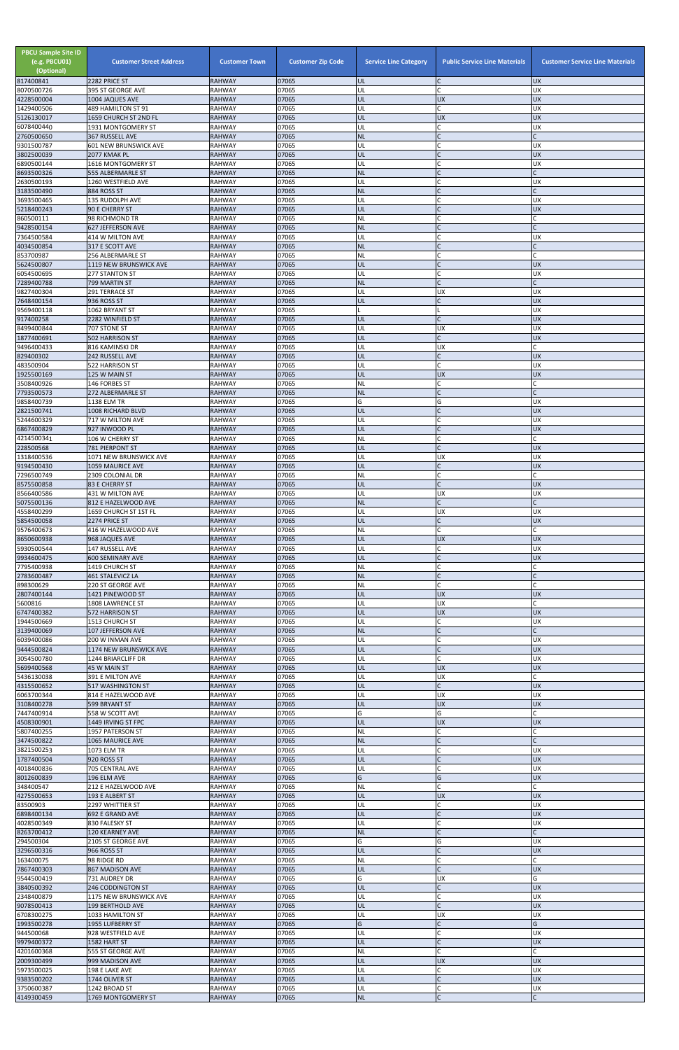| PBCU Sample Site ID (e.g. PBCU01) (Optional) | Customer Street Address | Customer Town | Customer Zip Code | Service Line Category | Public Service Line Materials | Customer Service Line Materials |
|---|---|---|---|---|---|---|
| 817400841 | 2282 PRICE ST | RAHWAY | 07065 | UL | C | UX |
| 8070500726 | 395 ST GEORGE AVE | RAHWAY | 07065 | UL | C | UX |
| 4228500004 | 1004 JAQUES AVE | RAHWAY | 07065 | UL | UX | UX |
| 1429400506 | 489 HAMILTON ST 91 | RAHWAY | 07065 | UL | C | UX |
| 5126130017 | 1659 CHURCH ST 2ND FL | RAHWAY | 07065 | UL | UX | UX |
| 6078400440 | 1931 MONTGOMERY ST | RAHWAY | 07065 | UL | C | UX |
| 2760500650 | 367 RUSSELL AVE | RAHWAY | 07065 | NL | C | C |
| 9301500787 | 601 NEW BRUNSWICK AVE | RAHWAY | 07065 | UL | C | UX |
| 3802500039 | 2077 KMAK PL | RAHWAY | 07065 | UL | C | UX |
| 6890500144 | 1616 MONTGOMERY ST | RAHWAY | 07065 | UL | C | UX |
| 8693500326 | 555 ALBERMARLE ST | RAHWAY | 07065 | NL | C | C |
| 2630500193 | 1260 WESTFIELD AVE | RAHWAY | 07065 | UL | C | UX |
| 3183500490 | 884 ROSS ST | RAHWAY | 07065 | NL | C | C |
| 3693500465 | 135 RUDOLPH AVE | RAHWAY | 07065 | UL | C | UX |
| 5218400243 | 90 E CHERRY ST | RAHWAY | 07065 | UL | C | UX |
| 860500111 | 98 RICHMOND TR | RAHWAY | 07065 | NL | C | C |
| 9428500154 | 627 JEFFERSON AVE | RAHWAY | 07065 | NL | C | C |
| 7364500584 | 414 W MILTON AVE | RAHWAY | 07065 | UL | C | UX |
| 4034500854 | 317 E SCOTT AVE | RAHWAY | 07065 | NL | C | C |
| 853700987 | 256 ALBERMARLE ST | RAHWAY | 07065 | NL | C | C |
| 5624500807 | 1119 NEW BRUNSWICK AVE | RAHWAY | 07065 | UL | C | UX |
| 6054500695 | 277 STANTON ST | RAHWAY | 07065 | UL | C | UX |
| 7289400788 | 799 MARTIN ST | RAHWAY | 07065 | NL | C | C |
| 9827400304 | 291 TERRACE ST | RAHWAY | 07065 | UL | UX | UX |
| 7648400154 | 936 ROSS ST | RAHWAY | 07065 | UL | C | UX |
| 9569400118 | 1062 BRYANT ST | RAHWAY | 07065 | L | L | UX |
| 917400258 | 2282 WINFIELD ST | RAHWAY | 07065 | UL | C | UX |
| 8499400844 | 707 STONE ST | RAHWAY | 07065 | UL | UX | UX |
| 1877400691 | 502 HARRISON ST | RAHWAY | 07065 | UL | C | UX |
| 9496400433 | 816 KAMINSKI DR | RAHWAY | 07065 | UL | UX | C |
| 829400302 | 242 RUSSELL AVE | RAHWAY | 07065 | UL | C | UX |
| 483500904 | 522 HARRISON ST | RAHWAY | 07065 | UL | C | UX |
| 1925500169 | 125 W MAIN ST | RAHWAY | 07065 | UL | UX | UX |
| 3508400926 | 146 FORBES ST | RAHWAY | 07065 | NL | C | C |
| 7793500573 | 272 ALBERMARLE ST | RAHWAY | 07065 | NL | C | C |
| 9858400739 | 1138 ELM TR | RAHWAY | 07065 | G | G | UX |
| 2821500741 | 1008 RICHARD BLVD | RAHWAY | 07065 | UL | C | UX |
| 5244600329 | 717 W MILTON AVE | RAHWAY | 07065 | UL | C | UX |
| 6867400829 | 927 INWOOD PL | RAHWAY | 07065 | UL | C | UX |
| 4214500341 | 106 W CHERRY ST | RAHWAY | 07065 | NL | C | C |
| 228500568 | 781 PIERPONT ST | RAHWAY | 07065 | UL | C | UX |
| 1318400536 | 1071 NEW BRUNSWICK AVE | RAHWAY | 07065 | UL | UX | UX |
| 9194500430 | 1059 MAURICE AVE | RAHWAY | 07065 | UL | C | UX |
| 7296500749 | 2309 COLONIAL DR | RAHWAY | 07065 | NL | C | C |
| 8575500858 | 83 E CHERRY ST | RAHWAY | 07065 | UL | C | UX |
| 8566400586 | 431 W MILTON AVE | RAHWAY | 07065 | UL | UX | UX |
| 5075500136 | 812 E HAZELWOOD AVE | RAHWAY | 07065 | NL | C | C |
| 4558400299 | 1659 CHURCH ST 1ST FL | RAHWAY | 07065 | UL | UX | UX |
| 5854500058 | 2274 PRICE ST | RAHWAY | 07065 | UL | C | UX |
| 9576400673 | 416 W HAZELWOOD AVE | RAHWAY | 07065 | NL | C | C |
| 8650600938 | 968 JAQUES AVE | RAHWAY | 07065 | UL | UX | UX |
| 5930500544 | 147 RUSSELL AVE | RAHWAY | 07065 | UL | C | UX |
| 9934600475 | 600 SEMINARY AVE | RAHWAY | 07065 | UL | C | UX |
| 7795400938 | 1419 CHURCH ST | RAHWAY | 07065 | NL | C | C |
| 2783600487 | 461 STALEVICZ LA | RAHWAY | 07065 | NL | C | C |
| 898300629 | 220 ST GEORGE AVE | RAHWAY | 07065 | NL | C | C |
| 2807400144 | 1421 PINEWOOD ST | RAHWAY | 07065 | UL | UX | UX |
| 5600816 | 1808 LAWRENCE ST | RAHWAY | 07065 | UL | UX | C |
| 6747400382 | 572 HARRISON ST | RAHWAY | 07065 | UL | UX | UX |
| 1944500669 | 1513 CHURCH ST | RAHWAY | 07065 | UL | C | UX |
| 3139400069 | 107 JEFFERSON AVE | RAHWAY | 07065 | NL | C | C |
| 6039400086 | 200 W INMAN AVE | RAHWAY | 07065 | UL | C | UX |
| 9444500824 | 1174 NEW BRUNSWICK AVE | RAHWAY | 07065 | UL | C | UX |
| 3054500780 | 1244 BRIARCLIFF DR | RAHWAY | 07065 | UL | C | UX |
| 5699400568 | 45 W MAIN ST | RAHWAY | 07065 | UL | UX | UX |
| 5436130038 | 391 E MILTON AVE | RAHWAY | 07065 | UL | UX | C |
| 4315500652 | 517 WASHINGTON ST | RAHWAY | 07065 | UL | C | UX |
| 6063700344 | 814 E HAZELWOOD AVE | RAHWAY | 07065 | UL | UX | UX |
| 3108400278 | 599 BRYANT ST | RAHWAY | 07065 | UL | UX | UX |
| 7447400914 | 558 W SCOTT AVE | RAHWAY | 07065 | G | G | C |
| 4508300901 | 1449 IRVING ST FPC | RAHWAY | 07065 | UL | UX | UX |
| 5807400255 | 1957 PATERSON ST | RAHWAY | 07065 | NL | C | C |
| 3474500822 | 1065 MAURICE AVE | RAHWAY | 07065 | NL | C | C |
| 3821500253 | 1073 ELM TR | RAHWAY | 07065 | UL | C | UX |
| 1787400504 | 920 ROSS ST | RAHWAY | 07065 | UL | C | UX |
| 4018400836 | 705 CENTRAL AVE | RAHWAY | 07065 | UL | C | UX |
| 8012600839 | 196 ELM AVE | RAHWAY | 07065 | G | G | UX |
| 348400547 | 212 E HAZELWOOD AVE | RAHWAY | 07065 | NL | C | C |
| 4275500653 | 193 E ALBERT ST | RAHWAY | 07065 | UL | UX | UX |
| 83500903 | 2297 WHITTIER ST | RAHWAY | 07065 | UL | C | UX |
| 6898400134 | 692 E GRAND AVE | RAHWAY | 07065 | UL | C | UX |
| 4028500349 | 830 FALESKY ST | RAHWAY | 07065 | UL | C | UX |
| 8263700412 | 120 KEARNEY AVE | RAHWAY | 07065 | NL | C | C |
| 294500304 | 2105 ST GEORGE AVE | RAHWAY | 07065 | G | G | UX |
| 3296500316 | 966 ROSS ST | RAHWAY | 07065 | UL | C | UX |
| 163400075 | 98 RIDGE RD | RAHWAY | 07065 | NL | C | C |
| 7867400303 | 867 MADISON AVE | RAHWAY | 07065 | UL | C | UX |
| 9544500419 | 731 AUDREY DR | RAHWAY | 07065 | G | UX | G |
| 3840500392 | 246 CODDINGTON ST | RAHWAY | 07065 | UL | C | UX |
| 2348400879 | 1175 NEW BRUNSWICK AVE | RAHWAY | 07065 | UL | C | UX |
| 9078500413 | 199 BERTHOLD AVE | RAHWAY | 07065 | UL | C | UX |
| 6708300275 | 1033 HAMILTON ST | RAHWAY | 07065 | UL | UX | UX |
| 1993500278 | 1955 LUFBERRY ST | RAHWAY | 07065 | G | C | G |
| 944500068 | 928 WESTFIELD AVE | RAHWAY | 07065 | UL | C | UX |
| 9979400372 | 1582 HART ST | RAHWAY | 07065 | UL | C | UX |
| 4201600368 | 555 ST GEORGE AVE | RAHWAY | 07065 | NL | C | C |
| 2009300499 | 999 MADISON AVE | RAHWAY | 07065 | UL | UX | UX |
| 5973500025 | 198 E LAKE AVE | RAHWAY | 07065 | UL | C | UX |
| 9383500202 | 1744 OLIVER ST | RAHWAY | 07065 | UL | C | UX |
| 3750600387 | 1242 BROAD ST | RAHWAY | 07065 | UL | C | UX |
| 4149300459 | 1769 MONTGOMERY ST | RAHWAY | 07065 | NL | C | C |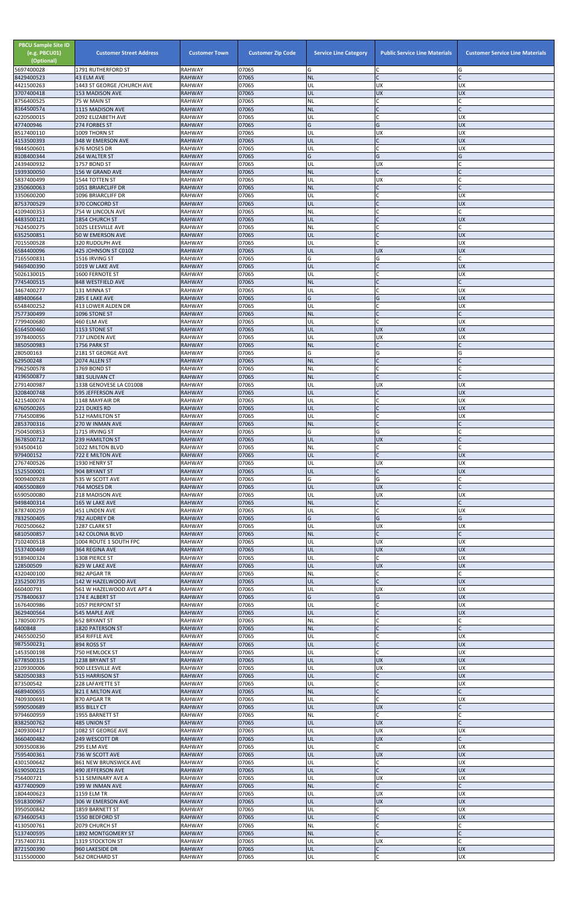| PBCU Sample Site ID (e.g. PBCU01) (Optional) | Customer Street Address | Customer Town | Customer Zip Code | Service Line Category | Public Service Line Materials | Customer Service Line Materials |
|---|---|---|---|---|---|---|
| 5697400028 | 1791 RUTHERFORD ST | RAHWAY | 07065 | G | C | G |
| 8429400523 | 43 ELM AVE | RAHWAY | 07065 | NL | C | C |
| 4421500263 | 1443 ST GEORGE /CHURCH AVE | RAHWAY | 07065 | UL | UX | UX |
| 3707400418 | 153 MADISON AVE | RAHWAY | 07065 | UL | UX | UX |
| 8756400525 | 75 W MAIN ST | RAHWAY | 07065 | NL | C | C |
| 8164500574 | 1115 MADISON AVE | RAHWAY | 07065 | NL | C | C |
| 6220500015 | 2092 ELIZABETH AVE | RAHWAY | 07065 | UL | C | UX |
| 477400946 | 274 FORBES ST | RAHWAY | 07065 | G | G | UX |
| 8517400110 | 1009 THORN ST | RAHWAY | 07065 | UL | UX | UX |
| 4153500393 | 348 W EMERSON AVE | RAHWAY | 07065 | UL | C | UX |
| 9844500601 | 676 MOSES DR | RAHWAY | 07065 | UL | C | UX |
| 8108400344 | 264 WALTER ST | RAHWAY | 07065 | G | G | G |
| 2439400932 | 1757 BOND ST | RAHWAY | 07065 | UL | UX | C |
| 1939300050 | 156 W GRAND AVE | RAHWAY | 07065 | NL | C | C |
| 5837400499 | 1544 TOTTEN ST | RAHWAY | 07065 | UL | UX | C |
| 2350600063 | 1051 BRIARCLIFF DR | RAHWAY | 07065 | NL | C | C |
| 3350600200 | 1096 BRIARCLIFF DR | RAHWAY | 07065 | UL | C | UX |
| 8753700529 | 370 CONCORD ST | RAHWAY | 07065 | UL | C | UX |
| 4109400353 | 754 W LINCOLN AVE | RAHWAY | 07065 | NL | C | C |
| 4483500121 | 1854 CHURCH ST | RAHWAY | 07065 | UL | C | UX |
| 7624500275 | 1025 LEESVILLE AVE | RAHWAY | 07065 | NL | C | C |
| 6352500851 | 50 W EMERSON AVE | RAHWAY | 07065 | UL | C | UX |
| 7015500528 | 320 RUDOLPH AVE | RAHWAY | 07065 | UL | C | UX |
| 6584400096 | 425 JOHNSON ST C0102 | RAHWAY | 07065 | UL | UX | UX |
| 7165500831 | 1516 IRVING ST | RAHWAY | 07065 | G | G | C |
| 9469400390 | 1019 W LAKE AVE | RAHWAY | 07065 | UL | C | UX |
| 5026130015 | 1600 FERNOTE ST | RAHWAY | 07065 | UL | C | UX |
| 7745400515 | 848 WESTFIELD AVE | RAHWAY | 07065 | NL | C | C |
| 3467400277 | 131 MINNA ST | RAHWAY | 07065 | UL | C | UX |
| 489400664 | 285 E LAKE AVE | RAHWAY | 07065 | G | G | UX |
| 6548400252 | 413 LOWER ALDEN DR | RAHWAY | 07065 | UL | C | UX |
| 7577300499 | 1096 STONE ST | RAHWAY | 07065 | NL | C | C |
| 7799400680 | 460 ELM AVE | RAHWAY | 07065 | UL | C | UX |
| 6164500460 | 1153 STONE ST | RAHWAY | 07065 | UL | UX | UX |
| 3978400055 | 737 LINDEN AVE | RAHWAY | 07065 | UL | UX | UX |
| 3850500983 | 1756 PARK ST | RAHWAY | 07065 | NL | C | C |
| 280500163 | 2181 ST GEORGE AVE | RAHWAY | 07065 | G | G | G |
| 629500248 | 2074 ALLEN ST | RAHWAY | 07065 | NL | C | C |
| 7962500578 | 1769 BOND ST | RAHWAY | 07065 | NL | C | C |
| 4196500877 | 381 SULIVAN CT | RAHWAY | 07065 | NL | C | C |
| 2791400987 | 1338 GENOVESE LA C01008 | RAHWAY | 07065 | UL | UX | UX |
| 3208400748 | 595 JEFFERSON AVE | RAHWAY | 07065 | UL | C | UX |
| 4215400074 | 1148 MAYFAIR DR | RAHWAY | 07065 | UL | C | UX |
| 6760500265 | 221 DUKES RD | RAHWAY | 07065 | UL | C | UX |
| 7764500896 | 512 HAMILTON ST | RAHWAY | 07065 | UL | C | UX |
| 2853700316 | 270 W INMAN AVE | RAHWAY | 07065 | NL | C | C |
| 7504500853 | 1715 IRVING ST | RAHWAY | 07065 | G | G | C |
| 3678500712 | 239 HAMILTON ST | RAHWAY | 07065 | UL | UX | C |
| 934500410 | 1022 MILTON BLVD | RAHWAY | 07065 | NL | C | C |
| 979400152 | 722 E MILTON AVE | RAHWAY | 07065 | UL | C | UX |
| 2767400526 | 1930 HENRY ST | RAHWAY | 07065 | UL | UX | UX |
| 1525500001 | 904 BRYANT ST | RAHWAY | 07065 | UL | C | UX |
| 9009400928 | 535 W SCOTT AVE | RAHWAY | 07065 | G | G | C |
| 4065500869 | 764 MOSES DR | RAHWAY | 07065 | UL | UX | C |
| 6590500080 | 218 MADISON AVE | RAHWAY | 07065 | UL | UX | UX |
| 9498400314 | 165 W LAKE AVE | RAHWAY | 07065 | NL | C | C |
| 8787400259 | 451 LINDEN AVE | RAHWAY | 07065 | UL | C | UX |
| 7832500405 | 782 AUDREY DR | RAHWAY | 07065 | G | G | G |
| 7602500662 | 1287 CLARK ST | RAHWAY | 07065 | UL | UX | UX |
| 6810500857 | 142 COLONIA BLVD | RAHWAY | 07065 | NL | C | C |
| 7102400518 | 1004 ROUTE 1 SOUTH FPC | RAHWAY | 07065 | UL | UX | UX |
| 1537400449 | 364 REGINA AVE | RAHWAY | 07065 | UL | UX | UX |
| 9189400324 | 1308 PIERCE ST | RAHWAY | 07065 | UL | C | UX |
| 128500509 | 629 W LAKE AVE | RAHWAY | 07065 | UL | UX | UX |
| 4320400100 | 982 APGAR TR | RAHWAY | 07065 | NL | C | C |
| 2352500735 | 142 W HAZELWOOD AVE | RAHWAY | 07065 | UL | C | UX |
| 660400791 | 561 W HAZELWOOD AVE APT 4 | RAHWAY | 07065 | UL | UX | UX |
| 7578400637 | 174 E ALBERT ST | RAHWAY | 07065 | G | G | UX |
| 1676400986 | 1057 PIERPONT ST | RAHWAY | 07065 | UL | C | UX |
| 3629400564 | 545 MAPLE AVE | RAHWAY | 07065 | UL | C | UX |
| 1780500775 | 652 BRYANT ST | RAHWAY | 07065 | NL | C | C |
| 6400848 | 1820 PATERSON ST | RAHWAY | 07065 | NL | C | C |
| 2465500250 | 854 RIFFLE AVE | RAHWAY | 07065 | UL | C | UX |
| 9875500231 | 894 ROSS ST | RAHWAY | 07065 | UL | C | UX |
| 1453500198 | 750 HEMLOCK ST | RAHWAY | 07065 | UL | C | UX |
| 6778500315 | 1238 BRYANT ST | RAHWAY | 07065 | UL | UX | UX |
| 2109300006 | 900 LEESVILLE AVE | RAHWAY | 07065 | UL | UX | UX |
| 5820500383 | 515 HARRISON ST | RAHWAY | 07065 | UL | C | UX |
| 873500542 | 228 LAFAYETTE ST | RAHWAY | 07065 | UL | C | UX |
| 4689400655 | 821 E MILTON AVE | RAHWAY | 07065 | NL | C | C |
| 7409300691 | 870 APGAR TR | RAHWAY | 07065 | UL | C | UX |
| 5990500689 | 855 BILLY CT | RAHWAY | 07065 | UL | UX | C |
| 9794600959 | 1955 BARNETT ST | RAHWAY | 07065 | NL | C | C |
| 8382500762 | 485 UNION ST | RAHWAY | 07065 | UL | UX | C |
| 2409300417 | 1082 ST GEORGE AVE | RAHWAY | 07065 | UL | UX | UX |
| 3660400482 | 249 WESCOTT DR | RAHWAY | 07065 | UL | UX | C |
| 3093500836 | 295 ELM AVE | RAHWAY | 07065 | UL | C | UX |
| 7595400361 | 736 W SCOTT AVE | RAHWAY | 07065 | UL | UX | UX |
| 4301500642 | 861 NEW BRUNSWICK AVE | RAHWAY | 07065 | UL | C | UX |
| 6190500215 | 490 JEFFERSON AVE | RAHWAY | 07065 | UL | C | UX |
| 756400721 | 511 SEMINARY AVE A | RAHWAY | 07065 | UL | UX | UX |
| 4377400909 | 199 W INMAN AVE | RAHWAY | 07065 | NL | C | C |
| 1804400623 | 1159 ELM TR | RAHWAY | 07065 | UL | UX | UX |
| 5918300967 | 306 W EMERSON AVE | RAHWAY | 07065 | UL | UX | UX |
| 3950500842 | 1859 BARNETT ST | RAHWAY | 07065 | UL | C | UX |
| 6734600543 | 1550 BEDFORD ST | RAHWAY | 07065 | UL | C | UX |
| 4130500761 | 2079 CHURCH ST | RAHWAY | 07065 | NL | C | C |
| 5137400595 | 1892 MONTGOMERY ST | RAHWAY | 07065 | NL | C | C |
| 7357400731 | 1319 STOCKTON ST | RAHWAY | 07065 | UL | UX | C |
| 8721500390 | 960 LAKESIDE DR | RAHWAY | 07065 | UL | C | UX |
| 3115500000 | 562 ORCHARD ST | RAHWAY | 07065 | UL | C | UX |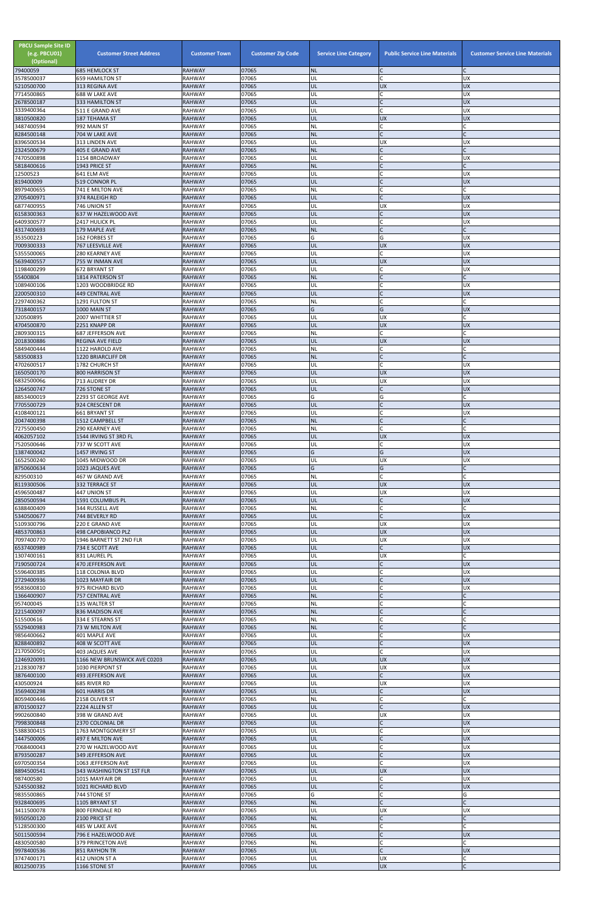| PBCU Sample Site ID (e.g. PBCU01) (Optional) | Customer Street Address | Customer Town | Customer Zip Code | Service Line Category | Public Service Line Materials | Customer Service Line Materials |
|---|---|---|---|---|---|---|
| 79400059 | 685 HEMLOCK ST | RAHWAY | 07065 | NL | C | C |
| 3578500037 | 659 HAMILTON ST | RAHWAY | 07065 | UL | C | UX |
| 5210500700 | 313 REGINA AVE | RAHWAY | 07065 | UL | UX | UX |
| 7714500865 | 688 W LAKE AVE | RAHWAY | 07065 | UL | C | UX |
| 2678500187 | 333 HAMILTON ST | RAHWAY | 07065 | UL | C | UX |
| 3339400364 | 511 E GRAND AVE | RAHWAY | 07065 | UL | C | UX |
| 3810500820 | 187 TEHAMA ST | RAHWAY | 07065 | UL | UX | UX |
| 3487400594 | 992 MAIN ST | RAHWAY | 07065 | NL | C | C |
| 8284500148 | 704 W LAKE AVE | RAHWAY | 07065 | NL | C | C |
| 8396500534 | 313 LINDEN AVE | RAHWAY | 07065 | UL | UX | UX |
| 2324500679 | 405 E GRAND AVE | RAHWAY | 07065 | NL | C | C |
| 7470500898 | 1154 BROADWAY | RAHWAY | 07065 | UL | C | UX |
| 5818400616 | 1943 PRICE ST | RAHWAY | 07065 | NL | C | C |
| 12500523 | 641 ELM AVE | RAHWAY | 07065 | UL | C | UX |
| 819400009 | 519 CONNOR PL | RAHWAY | 07065 | UL | C | UX |
| 8979400655 | 741 E MILTON AVE | RAHWAY | 07065 | NL | C | C |
| 2705400971 | 374 RALEIGH RD | RAHWAY | 07065 | UL | C | UX |
| 6877400955 | 746 UNION ST | RAHWAY | 07065 | UL | UX | UX |
| 6158300363 | 637 W HAZELWOOD AVE | RAHWAY | 07065 | UL | C | UX |
| 6409300577 | 2417 HULICK PL | RAHWAY | 07065 | UL | C | UX |
| 4317400693 | 179 MAPLE AVE | RAHWAY | 07065 | NL | C | C |
| 353500223 | 162 FORBES ST | RAHWAY | 07065 | G | G | UX |
| 7009300333 | 767 LEESVILLE AVE | RAHWAY | 07065 | UL | UX | UX |
| 5355500065 | 280 KEARNEY AVE | RAHWAY | 07065 | UL | C | UX |
| 5639400557 | 755 W INMAN AVE | RAHWAY | 07065 | UL | UX | UX |
| 1198400299 | 672 BRYANT ST | RAHWAY | 07065 | UL | C | UX |
| 55400804 | 1814 PATERSON ST | RAHWAY | 07065 | NL | C | C |
| 1089400106 | 1203 WOODBRIDGE RD | RAHWAY | 07065 | UL | C | UX |
| 2200500310 | 449 CENTRAL AVE | RAHWAY | 07065 | UL | C | UX |
| 2297400362 | 1291 FULTON ST | RAHWAY | 07065 | NL | C | C |
| 7318400157 | 1000 MAIN ST | RAHWAY | 07065 | G | G | UX |
| 320500895 | 2007 WHITTIER ST | RAHWAY | 07065 | UL | UX | C |
| 4704500870 | 2251 KNAPP DR | RAHWAY | 07065 | UL | UX | UX |
| 2809300315 | 687 JEFFERSON AVE | RAHWAY | 07065 | NL | C | C |
| 2018300886 | REGINA AVE FIELD | RAHWAY | 07065 | UL | UX | UX |
| 5849400444 | 1122 HAROLD AVE | RAHWAY | 07065 | NL | C | C |
| 583500833 | 1220 BRIARCLIFF DR | RAHWAY | 07065 | NL | C | C |
| 4702600517 | 1782 CHURCH ST | RAHWAY | 07065 | UL | C | UX |
| 1650500170 | 800 HARRISON ST | RAHWAY | 07065 | UL | UX | UX |
| 6832500066 | 713 AUDREY DR | RAHWAY | 07065 | UL | UX | UX |
| 1264500747 | 726 STONE ST | RAHWAY | 07065 | UL | C | UX |
| 8853400019 | 2293 ST GEORGE AVE | RAHWAY | 07065 | G | G | C |
| 7705500729 | 924 CRESCENT DR | RAHWAY | 07065 | UL | C | UX |
| 4108400121 | 661 BRYANT ST | RAHWAY | 07065 | UL | C | UX |
| 2047400398 | 1512 CAMPBELL ST | RAHWAY | 07065 | NL | C | C |
| 7275500450 | 290 KEARNEY AVE | RAHWAY | 07065 | NL | C | C |
| 4062057102 | 1544 IRVING ST 3RD FL | RAHWAY | 07065 | UL | UX | UX |
| 7520500646 | 737 W SCOTT AVE | RAHWAY | 07065 | UL | C | UX |
| 1387400042 | 1457 IRVING ST | RAHWAY | 07065 | G | G | UX |
| 1652500240 | 1045 MIDWOOD DR | RAHWAY | 07065 | UL | UX | UX |
| 8750600634 | 1023 JAQUES AVE | RAHWAY | 07065 | G | G | C |
| 829500310 | 467 W GRAND AVE | RAHWAY | 07065 | NL | C | C |
| 8119300506 | 332 TERRACE ST | RAHWAY | 07065 | UL | UX | UX |
| 4596500487 | 447 UNION ST | RAHWAY | 07065 | UL | UX | UX |
| 2850500594 | 1591 COLUMBUS PL | RAHWAY | 07065 | UL | C | UX |
| 6388400409 | 344 RUSSELL AVE | RAHWAY | 07065 | NL | C | C |
| 5340500677 | 744 BEVERLY RD | RAHWAY | 07065 | UL | C | UX |
| 5109300796 | 220 E GRAND AVE | RAHWAY | 07065 | UL | UX | UX |
| 4853700863 | 498 CAPOBIANCO PLZ | RAHWAY | 07065 | UL | UX | UX |
| 7097400770 | 1946 BARNETT ST 2ND FLR | RAHWAY | 07065 | UL | UX | UX |
| 6537400989 | 734 E SCOTT AVE | RAHWAY | 07065 | UL | C | UX |
| 1307400161 | 831 LAUREL PL | RAHWAY | 07065 | UL | UX | C |
| 7190500724 | 470 JEFFERSON AVE | RAHWAY | 07065 | UL | C | UX |
| 5596400385 | 118 COLONIA BLVD | RAHWAY | 07065 | UL | C | UX |
| 2729400936 | 1023 MAYFAIR DR | RAHWAY | 07065 | UL | C | UX |
| 9583600810 | 975 RICHARD BLVD | RAHWAY | 07065 | UL | C | UX |
| 1366400907 | 757 CENTRAL AVE | RAHWAY | 07065 | NL | C | C |
| 957400045 | 135 WALTER ST | RAHWAY | 07065 | NL | C | C |
| 2215400097 | 836 MADISON AVE | RAHWAY | 07065 | NL | C | C |
| 515500616 | 334 E STEARNS ST | RAHWAY | 07065 | NL | C | C |
| 5529400983 | 73 W MILTON AVE | RAHWAY | 07065 | NL | C | C |
| 9856400662 | 401 MAPLE AVE | RAHWAY | 07065 | UL | C | UX |
| 8288400892 | 408 W SCOTT AVE | RAHWAY | 07065 | UL | C | UX |
| 2170500501 | 403 JAQUES AVE | RAHWAY | 07065 | UL | C | UX |
| 1246920091 | 1166 NEW BRUNSWICK AVE C0203 | RAHWAY | 07065 | UL | UX | UX |
| 2128300787 | 1030 PIERPONT ST | RAHWAY | 07065 | UL | UX | UX |
| 3876400100 | 493 JEFFERSON AVE | RAHWAY | 07065 | UL | C | UX |
| 430500924 | 685 RIVER RD | RAHWAY | 07065 | UL | UX | UX |
| 3569400298 | 601 HARRIS DR | RAHWAY | 07065 | UL | C | UX |
| 8059400446 | 2158 OLIVER ST | RAHWAY | 07065 | NL | C | C |
| 8701500327 | 2224 ALLEN ST | RAHWAY | 07065 | UL | C | UX |
| 9902600840 | 398 W GRAND AVE | RAHWAY | 07065 | UL | UX | UX |
| 7998300848 | 2370 COLONIAL DR | RAHWAY | 07065 | UL | C | UX |
| 5388300415 | 1763 MONTGOMERY ST | RAHWAY | 07065 | UL | C | UX |
| 1447500006 | 497 E MILTON AVE | RAHWAY | 07065 | UL | C | UX |
| 7068400043 | 270 W HAZELWOOD AVE | RAHWAY | 07065 | UL | C | UX |
| 8793500287 | 349 JEFFERSON AVE | RAHWAY | 07065 | UL | C | UX |
| 6970500354 | 1063 JEFFERSON AVE | RAHWAY | 07065 | UL | C | UX |
| 8894500541 | 343 WASHINGTON ST 1ST FLR | RAHWAY | 07065 | UL | UX | UX |
| 987400580 | 1015 MAYFAIR DR | RAHWAY | 07065 | UL | C | UX |
| 5245500382 | 1021 RICHARD BLVD | RAHWAY | 07065 | UL | C | UX |
| 9835500865 | 744 STONE ST | RAHWAY | 07065 | G | C | G |
| 9328400695 | 1105 BRYANT ST | RAHWAY | 07065 | NL | C | C |
| 3411500078 | 800 FERNDALE RD | RAHWAY | 07065 | UL | UX | UX |
| 9350500120 | 2100 PRICE ST | RAHWAY | 07065 | NL | C | C |
| 5128500300 | 485 W LAKE AVE | RAHWAY | 07065 | NL | C | C |
| 5011500594 | 796 E HAZELWOOD AVE | RAHWAY | 07065 | UL | C | UX |
| 4830500580 | 379 PRINCETON AVE | RAHWAY | 07065 | NL | C | C |
| 9978400536 | 851 RAYHON TR | RAHWAY | 07065 | UL | C | UX |
| 3747400171 | 412 UNION ST A | RAHWAY | 07065 | UL | UX | C |
| 8012500735 | 1166 STONE ST | RAHWAY | 07065 | UL | UX | C |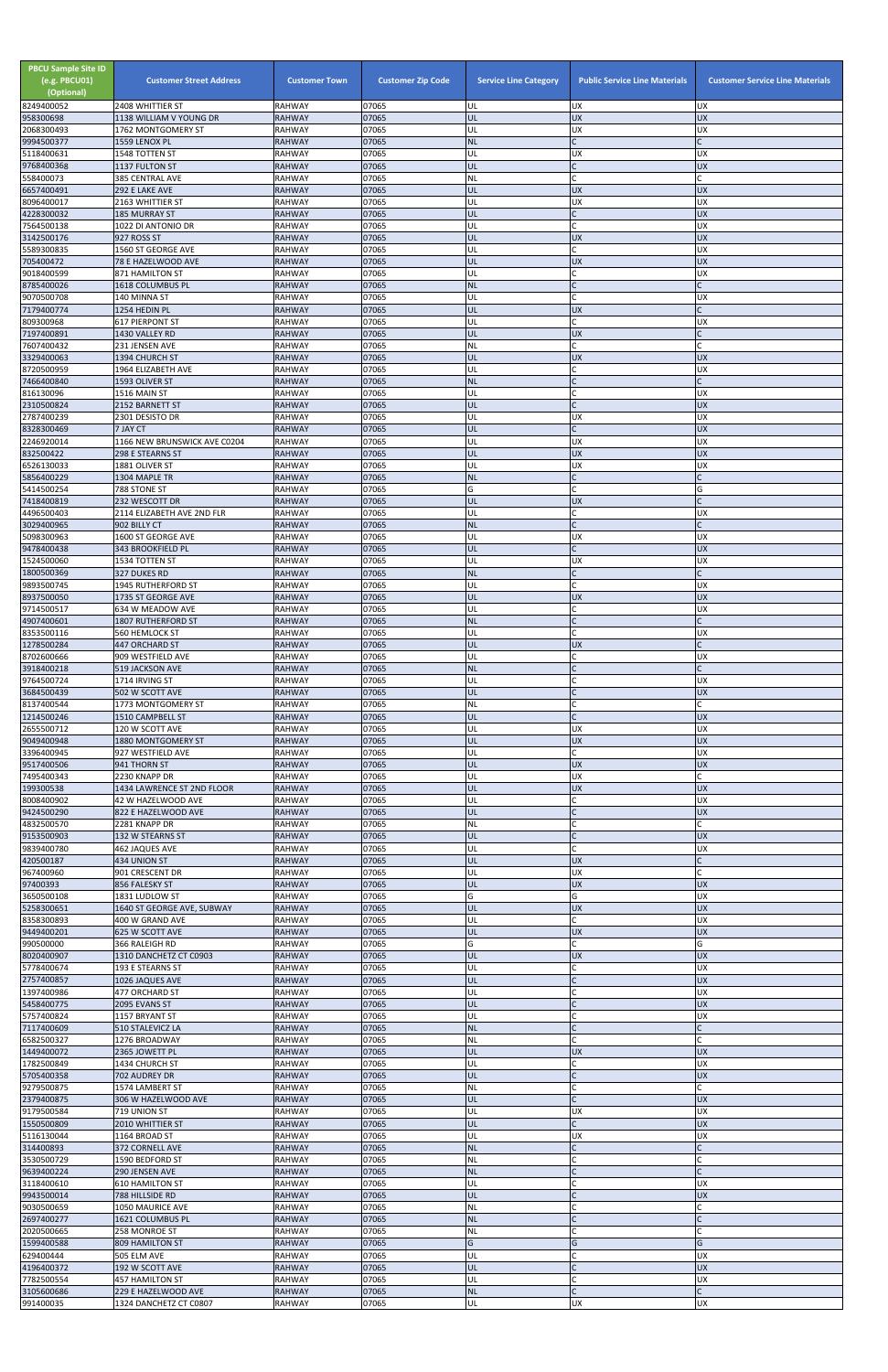| PBCU Sample Site ID (e.g. PBCU01) (Optional) | Customer Street Address | Customer Town | Customer Zip Code | Service Line Category | Public Service Line Materials | Customer Service Line Materials |
|---|---|---|---|---|---|---|
| 8249400052 | 2408 WHITTIER ST | RAHWAY | 07065 | UL | UX | UX |
| 958300698 | 1138 WILLIAM V YOUNG DR | RAHWAY | 07065 | UL | UX | UX |
| 2068300493 | 1762 MONTGOMERY ST | RAHWAY | 07065 | UL | UX | UX |
| 9994500377 | 1559 LENOX PL | RAHWAY | 07065 | NL | C | C |
| 5118400631 | 1548 TOTTEN ST | RAHWAY | 07065 | UL | UX | UX |
| 9768400368 | 1137 FULTON ST | RAHWAY | 07065 | UL | C | UX |
| 558400073 | 385 CENTRAL AVE | RAHWAY | 07065 | NL | C | C |
| 6657400491 | 292 E LAKE AVE | RAHWAY | 07065 | UL | UX | UX |
| 8096400017 | 2163 WHITTIER ST | RAHWAY | 07065 | UL | UX | UX |
| 4228300032 | 185 MURRAY ST | RAHWAY | 07065 | UL | C | UX |
| 7564500138 | 1022 DI ANTONIO DR | RAHWAY | 07065 | UL | C | UX |
| 3142500176 | 927 ROSS ST | RAHWAY | 07065 | UL | UX | UX |
| 5589300835 | 1560 ST GEORGE AVE | RAHWAY | 07065 | UL | C | UX |
| 705400472 | 78 E HAZELWOOD AVE | RAHWAY | 07065 | UL | UX | UX |
| 9018400599 | 871 HAMILTON ST | RAHWAY | 07065 | UL | C | UX |
| 8785400026 | 1618 COLUMBUS PL | RAHWAY | 07065 | NL | C | C |
| 9070500708 | 140 MINNA ST | RAHWAY | 07065 | UL | C | UX |
| 7179400774 | 1254 HEDIN PL | RAHWAY | 07065 | UL | UX | C |
| 809300968 | 617 PIERPONT ST | RAHWAY | 07065 | UL | C | UX |
| 7197400891 | 1430 VALLEY RD | RAHWAY | 07065 | UL | UX | C |
| 7607400432 | 231 JENSEN AVE | RAHWAY | 07065 | NL | C | C |
| 3329400063 | 1394 CHURCH ST | RAHWAY | 07065 | UL | UX | UX |
| 8720500959 | 1964 ELIZABETH AVE | RAHWAY | 07065 | UL | C | UX |
| 7466400840 | 1593 OLIVER ST | RAHWAY | 07065 | NL | C | C |
| 816130096 | 1516 MAIN ST | RAHWAY | 07065 | UL | C | UX |
| 2310500824 | 2152 BARNETT ST | RAHWAY | 07065 | UL | C | UX |
| 2787400239 | 2301 DESISTO DR | RAHWAY | 07065 | UL | UX | UX |
| 8328300469 | 7 JAY CT | RAHWAY | 07065 | UL | C | UX |
| 2246920014 | 1166 NEW BRUNSWICK AVE C0204 | RAHWAY | 07065 | UL | UX | UX |
| 832500422 | 298 E STEARNS ST | RAHWAY | 07065 | UL | UX | UX |
| 6526130033 | 1881 OLIVER ST | RAHWAY | 07065 | UL | UX | UX |
| 5856400229 | 1304 MAPLE TR | RAHWAY | 07065 | NL | C | C |
| 5414500254 | 788 STONE ST | RAHWAY | 07065 | G | C | G |
| 7418400819 | 232 WESCOTT DR | RAHWAY | 07065 | UL | UX | C |
| 4496500403 | 2114 ELIZABETH AVE 2ND FLR | RAHWAY | 07065 | UL | C | UX |
| 3029400965 | 902 BILLY CT | RAHWAY | 07065 | NL | C | C |
| 5098300963 | 1600 ST GEORGE AVE | RAHWAY | 07065 | UL | UX | UX |
| 9478400438 | 343 BROOKFIELD PL | RAHWAY | 07065 | UL | C | UX |
| 1524500060 | 1534 TOTTEN ST | RAHWAY | 07065 | UL | UX | UX |
| 1800500369 | 327 DUKES RD | RAHWAY | 07065 | NL | C | C |
| 9893500745 | 1945 RUTHERFORD ST | RAHWAY | 07065 | UL | C | UX |
| 8937500050 | 1735 ST GEORGE AVE | RAHWAY | 07065 | UL | UX | UX |
| 9714500517 | 634 W MEADOW AVE | RAHWAY | 07065 | UL | C | UX |
| 4907400601 | 1807 RUTHERFORD ST | RAHWAY | 07065 | NL | C | C |
| 8353500116 | 560 HEMLOCK ST | RAHWAY | 07065 | UL | C | UX |
| 1278500284 | 447 ORCHARD ST | RAHWAY | 07065 | UL | UX | C |
| 8702600666 | 909 WESTFIELD AVE | RAHWAY | 07065 | UL | C | UX |
| 3918400218 | 519 JACKSON AVE | RAHWAY | 07065 | NL | C | C |
| 9764500724 | 1714 IRVING ST | RAHWAY | 07065 | UL | C | UX |
| 3684500439 | 502 W SCOTT AVE | RAHWAY | 07065 | UL | C | UX |
| 8137400544 | 1773 MONTGOMERY ST | RAHWAY | 07065 | NL | C | C |
| 1214500246 | 1510 CAMPBELL ST | RAHWAY | 07065 | UL | C | UX |
| 2655500712 | 120 W SCOTT AVE | RAHWAY | 07065 | UL | UX | UX |
| 9049400948 | 1880 MONTGOMERY ST | RAHWAY | 07065 | UL | UX | UX |
| 3396400945 | 927 WESTFIELD AVE | RAHWAY | 07065 | UL | C | UX |
| 9517400506 | 941 THORN ST | RAHWAY | 07065 | UL | UX | UX |
| 7495400343 | 2230 KNAPP DR | RAHWAY | 07065 | UL | UX | C |
| 199300538 | 1434 LAWRENCE ST 2ND FLOOR | RAHWAY | 07065 | UL | UX | UX |
| 8008400902 | 42 W HAZELWOOD AVE | RAHWAY | 07065 | UL | C | UX |
| 9424500290 | 822 E HAZELWOOD AVE | RAHWAY | 07065 | UL | C | UX |
| 4832500570 | 2281 KNAPP DR | RAHWAY | 07065 | NL | C | C |
| 9153500903 | 132 W STEARNS ST | RAHWAY | 07065 | UL | C | UX |
| 9839400780 | 462 JAQUES AVE | RAHWAY | 07065 | UL | C | UX |
| 420500187 | 434 UNION ST | RAHWAY | 07065 | UL | UX | C |
| 967400960 | 901 CRESCENT DR | RAHWAY | 07065 | UL | UX | C |
| 97400393 | 856 FALESKY ST | RAHWAY | 07065 | UL | UX | UX |
| 3650500108 | 1831 LUDLOW ST | RAHWAY | 07065 | G | G | UX |
| 5258300651 | 1640 ST GEORGE AVE, SUBWAY | RAHWAY | 07065 | UL | UX | UX |
| 8358300893 | 400 W GRAND AVE | RAHWAY | 07065 | UL | C | UX |
| 9449400201 | 625 W SCOTT AVE | RAHWAY | 07065 | UL | UX | UX |
| 990500000 | 366 RALEIGH RD | RAHWAY | 07065 | G | C | G |
| 8020400907 | 1310 DANCHETZ CT C0903 | RAHWAY | 07065 | UL | UX | UX |
| 5778400674 | 193 E STEARNS ST | RAHWAY | 07065 | UL | C | UX |
| 2757400857 | 1026 JAQUES AVE | RAHWAY | 07065 | UL | C | UX |
| 1397400986 | 477 ORCHARD ST | RAHWAY | 07065 | UL | C | UX |
| 5458400775 | 2095 EVANS ST | RAHWAY | 07065 | UL | C | UX |
| 5757400824 | 1157 BRYANT ST | RAHWAY | 07065 | UL | C | UX |
| 7117400609 | 510 STALEVICZ LA | RAHWAY | 07065 | NL | C | C |
| 6582500327 | 1276 BROADWAY | RAHWAY | 07065 | NL | C | C |
| 1449400072 | 2365 JOWETT PL | RAHWAY | 07065 | UL | UX | UX |
| 1782500849 | 1434 CHURCH ST | RAHWAY | 07065 | UL | C | UX |
| 5705400358 | 702 AUDREY DR | RAHWAY | 07065 | UL | C | UX |
| 9279500875 | 1574 LAMBERT ST | RAHWAY | 07065 | NL | C | C |
| 2379400875 | 306 W HAZELWOOD AVE | RAHWAY | 07065 | UL | C | UX |
| 9179500584 | 719 UNION ST | RAHWAY | 07065 | UL | UX | UX |
| 1550500809 | 2010 WHITTIER ST | RAHWAY | 07065 | UL | C | UX |
| 5116130044 | 1164 BROAD ST | RAHWAY | 07065 | UL | UX | UX |
| 314400893 | 372 CORNELL AVE | RAHWAY | 07065 | NL | C | C |
| 3530500729 | 1590 BEDFORD ST | RAHWAY | 07065 | NL | C | C |
| 9639400224 | 290 JENSEN AVE | RAHWAY | 07065 | NL | C | C |
| 3118400610 | 610 HAMILTON ST | RAHWAY | 07065 | UL | C | UX |
| 9943500014 | 788 HILLSIDE RD | RAHWAY | 07065 | UL | C | UX |
| 9030500659 | 1050 MAURICE AVE | RAHWAY | 07065 | NL | C | C |
| 2697400277 | 1621 COLUMBUS PL | RAHWAY | 07065 | NL | C | C |
| 2020500665 | 258 MONROE ST | RAHWAY | 07065 | NL | C | C |
| 1599400588 | 809 HAMILTON ST | RAHWAY | 07065 | G | G | G |
| 629400444 | 505 ELM AVE | RAHWAY | 07065 | UL | C | UX |
| 4196400372 | 192 W SCOTT AVE | RAHWAY | 07065 | UL | C | UX |
| 7782500554 | 457 HAMILTON ST | RAHWAY | 07065 | UL | C | UX |
| 3105600686 | 229 E HAZELWOOD AVE | RAHWAY | 07065 | NL | C | C |
| 991400035 | 1324 DANCHETZ CT C0807 | RAHWAY | 07065 | UL | UX | UX |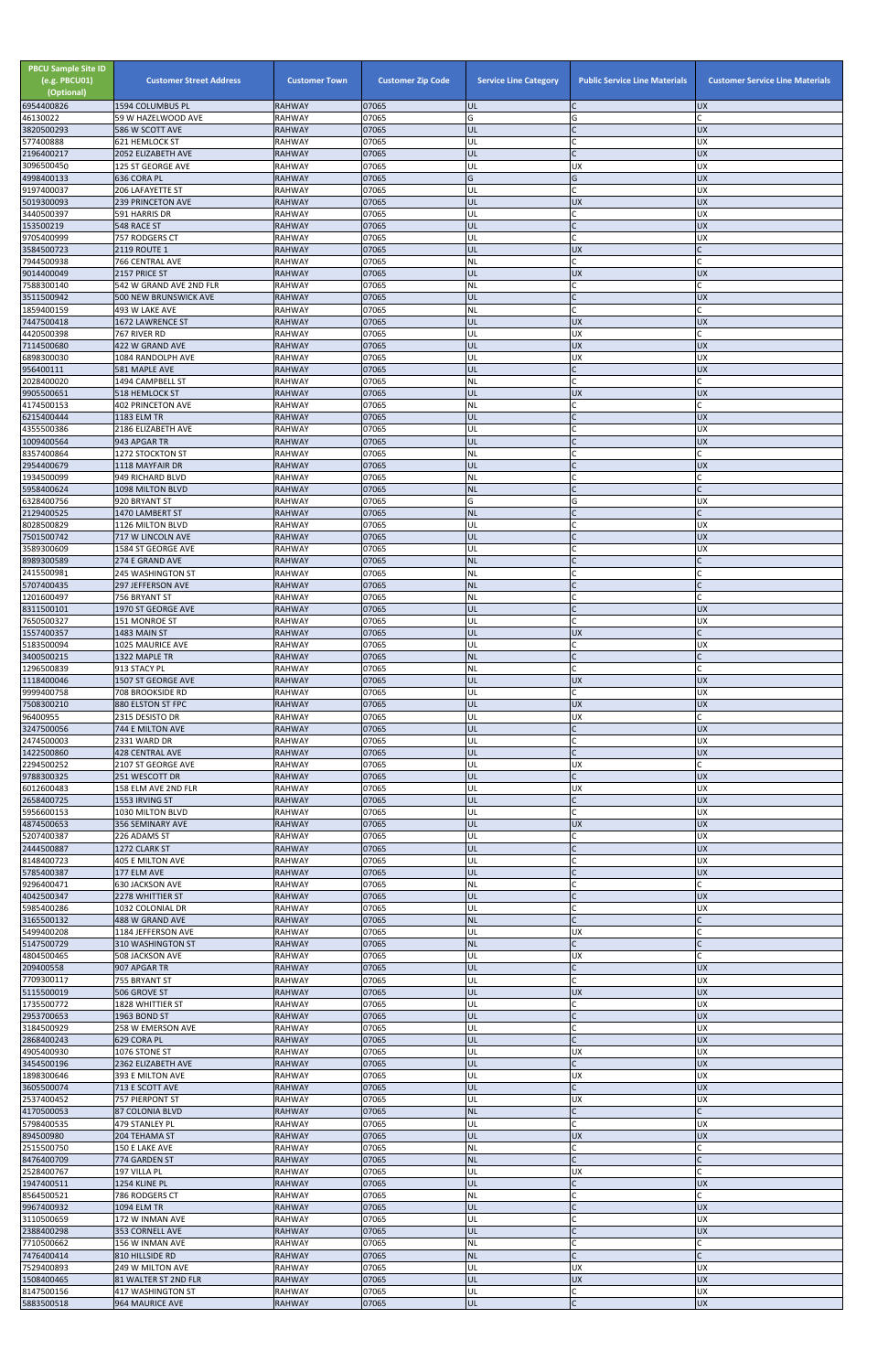| PBCU Sample Site ID (e.g. PBCU01) (Optional) | Customer Street Address | Customer Town | Customer Zip Code | Service Line Category | Public Service Line Materials | Customer Service Line Materials |
|---|---|---|---|---|---|---|
| 6954400826 | 1594 COLUMBUS PL | RAHWAY | 07065 | UL | C | UX |
| 46130022 | 59 W HAZELWOOD AVE | RAHWAY | 07065 | G | G | C |
| 3820500293 | 586 W SCOTT AVE | RAHWAY | 07065 | UL | C | UX |
| 577400888 | 621 HEMLOCK ST | RAHWAY | 07065 | UL | C | UX |
| 2196400217 | 2052 ELIZABETH AVE | RAHWAY | 07065 | UL | C | UX |
| 3096500450 | 125 ST GEORGE AVE | RAHWAY | 07065 | UL | UX | UX |
| 4998400133 | 636 CORA PL | RAHWAY | 07065 | G | G | UX |
| 9197400037 | 206 LAFAYETTE ST | RAHWAY | 07065 | UL | C | UX |
| 5019300093 | 239 PRINCETON AVE | RAHWAY | 07065 | UL | UX | UX |
| 3440500397 | 591 HARRIS DR | RAHWAY | 07065 | UL | C | UX |
| 153500219 | 548 RACE ST | RAHWAY | 07065 | UL | C | UX |
| 9705400999 | 757 RODGERS CT | RAHWAY | 07065 | UL | C | UX |
| 3584500723 | 2119 ROUTE 1 | RAHWAY | 07065 | UL | UX | C |
| 7944500938 | 766 CENTRAL AVE | RAHWAY | 07065 | NL | C | C |
| 9014400049 | 2157 PRICE ST | RAHWAY | 07065 | UL | UX | UX |
| 7588300140 | 542 W GRAND AVE 2ND FLR | RAHWAY | 07065 | NL | C | C |
| 3511500942 | 500 NEW BRUNSWICK AVE | RAHWAY | 07065 | UL | C | UX |
| 1859400159 | 493 W LAKE AVE | RAHWAY | 07065 | NL | C | C |
| 7447500418 | 1672 LAWRENCE ST | RAHWAY | 07065 | UL | UX | UX |
| 4420500398 | 767 RIVER RD | RAHWAY | 07065 | UL | UX | C |
| 7114500680 | 422 W GRAND AVE | RAHWAY | 07065 | UL | UX | UX |
| 6898300030 | 1084 RANDOLPH AVE | RAHWAY | 07065 | UL | UX | UX |
| 956400111 | 581 MAPLE AVE | RAHWAY | 07065 | UL | C | UX |
| 2028400020 | 1494 CAMPBELL ST | RAHWAY | 07065 | NL | C | C |
| 9905500651 | 518 HEMLOCK ST | RAHWAY | 07065 | UL | UX | UX |
| 4174500153 | 402 PRINCETON AVE | RAHWAY | 07065 | NL | C | C |
| 6215400444 | 1183 ELM TR | RAHWAY | 07065 | UL | C | UX |
| 4355500386 | 2186 ELIZABETH AVE | RAHWAY | 07065 | UL | C | UX |
| 1009400564 | 943 APGAR TR | RAHWAY | 07065 | UL | C | UX |
| 8357400864 | 1272 STOCKTON ST | RAHWAY | 07065 | NL | C | C |
| 2954400679 | 1118 MAYFAIR DR | RAHWAY | 07065 | UL | C | UX |
| 1934500099 | 949 RICHARD BLVD | RAHWAY | 07065 | NL | C | C |
| 5958400624 | 1098 MILTON BLVD | RAHWAY | 07065 | NL | C | C |
| 6328400756 | 920 BRYANT ST | RAHWAY | 07065 | G | G | UX |
| 2129400525 | 1470 LAMBERT ST | RAHWAY | 07065 | NL | C | C |
| 8028500829 | 1126 MILTON BLVD | RAHWAY | 07065 | UL | C | UX |
| 7501500742 | 717 W LINCOLN AVE | RAHWAY | 07065 | UL | C | UX |
| 3589300609 | 1584 ST GEORGE AVE | RAHWAY | 07065 | UL | C | UX |
| 8989300589 | 274 E GRAND AVE | RAHWAY | 07065 | NL | C | C |
| 2415500981 | 245 WASHINGTON ST | RAHWAY | 07065 | NL | C | C |
| 5707400435 | 297 JEFFERSON AVE | RAHWAY | 07065 | NL | C | C |
| 1201600497 | 756 BRYANT ST | RAHWAY | 07065 | NL | C | C |
| 8311500101 | 1970 ST GEORGE AVE | RAHWAY | 07065 | UL | C | UX |
| 7650500327 | 151 MONROE ST | RAHWAY | 07065 | UL | C | UX |
| 1557400357 | 1483 MAIN ST | RAHWAY | 07065 | UL | UX | C |
| 5183500094 | 1025 MAURICE AVE | RAHWAY | 07065 | UL | C | UX |
| 3400500215 | 1322 MAPLE TR | RAHWAY | 07065 | NL | C | C |
| 1296500839 | 913 STACY PL | RAHWAY | 07065 | NL | C | C |
| 1118400046 | 1507 ST GEORGE AVE | RAHWAY | 07065 | UL | UX | UX |
| 9999400758 | 708 BROOKSIDE RD | RAHWAY | 07065 | UL | C | UX |
| 7508300210 | 880 ELSTON ST FPC | RAHWAY | 07065 | UL | UX | UX |
| 96400955 | 2315 DESISTO DR | RAHWAY | 07065 | UL | UX | C |
| 3247500056 | 744 E MILTON AVE | RAHWAY | 07065 | UL | C | UX |
| 2474500003 | 2331 WARD DR | RAHWAY | 07065 | UL | C | UX |
| 1422500860 | 428 CENTRAL AVE | RAHWAY | 07065 | UL | C | UX |
| 2294500252 | 2107 ST GEORGE AVE | RAHWAY | 07065 | UL | UX | C |
| 9788300325 | 251 WESCOTT DR | RAHWAY | 07065 | UL | C | UX |
| 6012600483 | 158 ELM AVE 2ND FLR | RAHWAY | 07065 | UL | UX | UX |
| 2658400725 | 1553 IRVING ST | RAHWAY | 07065 | UL | C | UX |
| 5956600153 | 1030 MILTON BLVD | RAHWAY | 07065 | UL | C | UX |
| 4874500653 | 356 SEMINARY AVE | RAHWAY | 07065 | UL | UX | UX |
| 5207400387 | 226 ADAMS ST | RAHWAY | 07065 | UL | C | UX |
| 2444500887 | 1272 CLARK ST | RAHWAY | 07065 | UL | C | UX |
| 8148400723 | 405 E MILTON AVE | RAHWAY | 07065 | UL | C | UX |
| 5785400387 | 177 ELM AVE | RAHWAY | 07065 | UL | C | UX |
| 9296400471 | 630 JACKSON AVE | RAHWAY | 07065 | NL | C | C |
| 4042500347 | 2278 WHITTIER ST | RAHWAY | 07065 | UL | C | UX |
| 5985400286 | 1032 COLONIAL DR | RAHWAY | 07065 | UL | C | UX |
| 3165500132 | 488 W GRAND AVE | RAHWAY | 07065 | NL | C | C |
| 5499400208 | 1184 JEFFERSON AVE | RAHWAY | 07065 | UL | UX | C |
| 5147500729 | 310 WASHINGTON ST | RAHWAY | 07065 | NL | C | C |
| 4804500465 | 508 JACKSON AVE | RAHWAY | 07065 | UL | UX | C |
| 209400558 | 907 APGAR TR | RAHWAY | 07065 | UL | C | UX |
| 7709300117 | 755 BRYANT ST | RAHWAY | 07065 | UL | C | UX |
| 5115500019 | 506 GROVE ST | RAHWAY | 07065 | UL | UX | UX |
| 1735500772 | 1828 WHITTIER ST | RAHWAY | 07065 | UL | C | UX |
| 2953700653 | 1963 BOND ST | RAHWAY | 07065 | UL | C | UX |
| 3184500929 | 258 W EMERSON AVE | RAHWAY | 07065 | UL | C | UX |
| 2868400243 | 629 CORA PL | RAHWAY | 07065 | UL | C | UX |
| 4905400930 | 1076 STONE ST | RAHWAY | 07065 | UL | UX | UX |
| 3454500196 | 2362 ELIZABETH AVE | RAHWAY | 07065 | UL | C | UX |
| 1898300646 | 393 E MILTON AVE | RAHWAY | 07065 | UL | UX | UX |
| 3605500074 | 713 E SCOTT AVE | RAHWAY | 07065 | UL | C | UX |
| 2537400452 | 757 PIERPONT ST | RAHWAY | 07065 | UL | UX | UX |
| 4170500053 | 87 COLONIA BLVD | RAHWAY | 07065 | NL | C | C |
| 5798400535 | 479 STANLEY PL | RAHWAY | 07065 | UL | C | UX |
| 894500980 | 204 TEHAMA ST | RAHWAY | 07065 | UL | UX | UX |
| 2515500750 | 150 E LAKE AVE | RAHWAY | 07065 | NL | C | C |
| 8476400709 | 774 GARDEN ST | RAHWAY | 07065 | NL | C | C |
| 2528400767 | 197 VILLA PL | RAHWAY | 07065 | UL | UX | C |
| 1947400511 | 1254 KLINE PL | RAHWAY | 07065 | UL | C | UX |
| 8564500521 | 786 RODGERS CT | RAHWAY | 07065 | NL | C | C |
| 9967400932 | 1094 ELM TR | RAHWAY | 07065 | UL | C | UX |
| 3110500659 | 172 W INMAN AVE | RAHWAY | 07065 | UL | C | UX |
| 2388400298 | 353 CORNELL AVE | RAHWAY | 07065 | UL | C | UX |
| 7710500662 | 156 W INMAN AVE | RAHWAY | 07065 | NL | C | C |
| 7476400414 | 810 HILLSIDE RD | RAHWAY | 07065 | NL | C | C |
| 7529400893 | 249 W MILTON AVE | RAHWAY | 07065 | UL | UX | UX |
| 1508400465 | 81 WALTER ST 2ND FLR | RAHWAY | 07065 | UL | UX | UX |
| 8147500156 | 417 WASHINGTON ST | RAHWAY | 07065 | UL | C | UX |
| 5883500518 | 964 MAURICE AVE | RAHWAY | 07065 | UL | C | UX |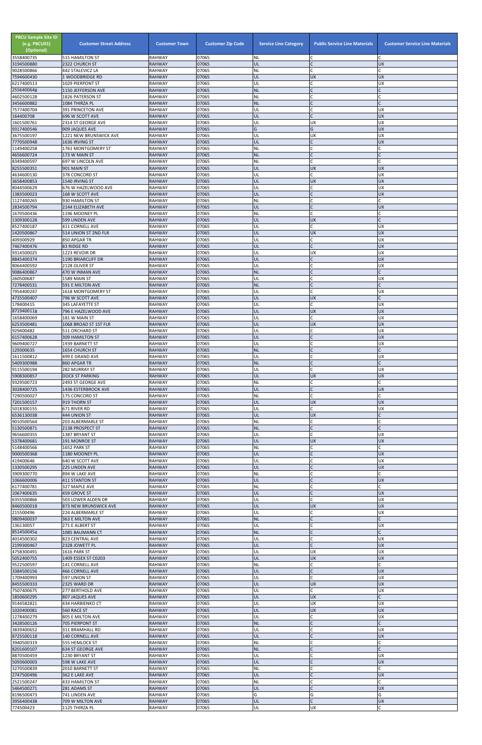| PBCU Sample Site ID (e.g. PBCU01) (Optional) | Customer Street Address | Customer Town | Customer Zip Code | Service Line Category | Public Service Line Materials | Customer Service Line Materials |
|---|---|---|---|---|---|---|
| 3558400735 | 515 HAMILTON ST | RAHWAY | 07065 | NL | C | C |
| 3194500880 | 2322 CHURCH ST | RAHWAY | 07065 | UL | C | UX |
| 9028500866 | 442 STALEVICZ LA | RAHWAY | 07065 | NL | C | C |
| 7594600430 | 1 WOODBRIDGE RD | RAHWAY | 07065 | UL | UX | UX |
| 6217400513 | 1029 PIERPONT ST | RAHWAY | 07065 | UL | C | UX |
| 2556400648 | 1150 JEFFERSON AVE | RAHWAY | 07065 | NL | C | C |
| 4602500128 | 1826 PATERSON ST | RAHWAY | 07065 | NL | C | C |
| 3456600882 | 1084 THIRZA PL | RAHWAY | 07065 | NL | C | C |
| 7577400704 | 391 PRINCETON AVE | RAHWAY | 07065 | UL | C | UX |
| 164400708 | 696 W SCOTT AVE | RAHWAY | 07065 | UL | C | UX |
| 1601500761 | 2314 ST GEORGE AVE | RAHWAY | 07065 | UL | UX | UX |
| 9317400546 | 909 JAQUES AVE | RAHWAY | 07065 | G | G | UX |
| 3675500197 | 1221 NEW BRUNSWICK AVE | RAHWAY | 07065 | UL | UX | UX |
| 7770500948 | 1636 IRVING ST | RAHWAY | 07065 | UL | C | UX |
| 1149400258 | 1761 MONTGOMERY ST | RAHWAY | 07065 | NL | C | C |
| 4656600724 | 173 W MAIN ST | RAHWAY | 07065 | NL | C | C |
| 8349400597 | 697 W LINCOLN AVE | RAHWAY | 07065 | NL | C | C |
| 8255500351 | 901 MAIN ST | RAHWAY | 07065 | UL | UX | UX |
| 4634600130 | 378 CONCORD ST | RAHWAY | 07065 | UL | C | UX |
| 3658400853 | 1540 IRVING ST | RAHWAY | 07065 | UL | UX | UX |
| 8044500629 | 676 W HAZELWOOD AVE | RAHWAY | 07065 | UL | C | UX |
| 1383500023 | 168 W SCOTT AVE | RAHWAY | 07065 | UL | C | UX |
| 1127400265 | 930 HAMILTON ST | RAHWAY | 07065 | NL | C | C |
| 2834500794 | 2244 ELIZABETH AVE | RAHWAY | 07065 | UL | C | UX |
| 1670500436 | 1196 MOONEY PL | RAHWAY | 07065 | NL | C | C |
| 1309300128 | 599 LINDEN AVE | RAHWAY | 07065 | UL | UX | C |
| 8527400187 | 411 CORNELL AVE | RAHWAY | 07065 | UL | C | UX |
| 1420500867 | 514 UNION ST 2ND FLR | RAHWAY | 07065 | UL | UX | UX |
| 409300929 | 850 APGAR TR | RAHWAY | 07065 | UL | C | UX |
| 7467400476 | 83 RIDGE RD | RAHWAY | 07065 | UL | C | UX |
| 9314500025 | 1223 REVOIR DR | RAHWAY | 07065 | UL | UX | UX |
| 8845400374 | 1190 BRIARCLIFF DR | RAHWAY | 07065 | UL | C | UX |
| 8064400592 | 2128 OLIVER ST | RAHWAY | 07065 | UL | C | UX |
| 9086400867 | 470 W INMAN AVE | RAHWAY | 07065 | NL | C | C |
| 260500687 | 1589 MAIN ST | RAHWAY | 07065 | UL | C | UX |
| 7278400531 | 591 E MILTON AVE | RAHWAY | 07065 | NL | C | C |
| 7954400247 | 1618 MONTGOMERY ST | RAHWAY | 07065 | UL | C | UX |
| 4735500407 | 796 W SCOTT AVE | RAHWAY | 07065 | UL | UX | C |
| 178400415 | 345 LAFAYETTE ST | RAHWAY | 07065 | UL | C | UX |
| 8719400118 | 796 E HAZELWOOD AVE | RAHWAY | 07065 | UL | UX | UX |
| 1658400069 | 181 W MAIN ST | RAHWAY | 07065 | UL | C | UX |
| 6253500481 | 1068 BROAD ST 1ST FLR | RAHWAY | 07065 | UL | UX | UX |
| 929400482 | 511 ORCHARD ST | RAHWAY | 07065 | UL | C | UX |
| 6157400628 | 309 HAMILTON ST | RAHWAY | 07065 | UL | C | UX |
| 9609400727 | 1939 BARNETT ST | RAHWAY | 07065 | UL | C | UX |
| 129300635 | 1654 CHURCH ST | RAHWAY | 07065 | NL | C | C |
| 1611500812 | 499 E GRAND AVE | RAHWAY | 07065 | UL | C | UX |
| 5409300988 | 860 APGAR TR | RAHWAY | 07065 | NL | C | C |
| 9115500194 | 282 MURRAY ST | RAHWAY | 07065 | UL | C | UX |
| 5908300857 | DOCK ST PARKING | RAHWAY | 07065 | UL | UX | UX |
| 9329500723 | 2493 ST GEORGE AVE | RAHWAY | 07065 | NL | C | C |
| 3028400725 | 1436 ESTERBROOK AVE | RAHWAY | 07065 | UL | C | UX |
| 7290500027 | 175 CONCORD ST | RAHWAY | 07065 | NL | C | C |
| 7201500157 | 919 THORN ST | RAHWAY | 07065 | UL | UX | UX |
| 5018300155 | 671 RIVER RD | RAHWAY | 07065 | UL | C | UX |
| 6536130038 | 444 UNION ST | RAHWAY | 07065 | UL | UX | C |
| 9010500564 | 203 ALBERMARLE ST | RAHWAY | 07065 | NL | C | C |
| 5130500871 | 2138 PROSPECT ST | RAHWAY | 07065 | NL | C | C |
| 9656600355 | 1387 BRYANT ST | RAHWAY | 07065 | UL | C | UX |
| 5378400681 | 191 MONROE ST | RAHWAY | 07065 | UL | UX | UX |
| 5148400566 | 1652 PARK ST | RAHWAY | 07065 | NL | C | C |
| 9000500368 | 1180 MOONEY PL | RAHWAY | 07065 | UL | C | UX |
| 419400646 | 640 W SCOTT AVE | RAHWAY | 07065 | UL | C | UX |
| 1330500295 | 225 LINDEN AVE | RAHWAY | 07065 | UL | C | UX |
| 3909300770 | 894 W LAKE AVE | RAHWAY | 07065 | NL | C | C |
| 1066600006 | 411 STANTON ST | RAHWAY | 07065 | UL | C | UX |
| 6177400781 | 327 MAPLE AVE | RAHWAY | 07065 | NL | C | C |
| 1067400635 | 459 GROVE ST | RAHWAY | 07065 | UL | C | UX |
| 6355500866 | 503 LOWER ALDEN DR | RAHWAY | 07065 | UL | C | UX |
| 8460500018 | 873 NEW BRUNSWICK AVE | RAHWAY | 07065 | UL | UX | UX |
| 215500496 | 224 ALBERMARLE ST | RAHWAY | 07065 | UL | C | UX |
| 9809400037 | 363 E MILTON AVE | RAHWAY | 07065 | NL | C | C |
| 136130057 | 271 E ALBERT ST | RAHWAY | 07065 | UL | C | UX |
| 8514500454 | 1085 BAUMANN CT | RAHWAY | 07065 | NL | C | C |
| 4014500302 | 823 CENTRAL AVE | RAHWAY | 07065 | UL | C | UX |
| 2199300467 | 2328 JOWETT PL | RAHWAY | 07065 | UL | C | UX |
| 4758300491 | 1616 PARK ST | RAHWAY | 07065 | UL | UX | UX |
| 5052400755 | 1409 ESSEX ST C0203 | RAHWAY | 07065 | UL | UX | UX |
| 9522500597 | 141 CORNELL AVE | RAHWAY | 07065 | NL | C | C |
| 3384500156 | 466 CORNELL AVE | RAHWAY | 07065 | UL | C | UX |
| 1709400993 | 597 UNION ST | RAHWAY | 07065 | UL | C | UX |
| 8455500333 | 2325 WARD DR | RAHWAY | 07065 | UL | UX | UX |
| 7507400675 | 277 BERTHOLD AVE | RAHWAY | 07065 | UL | C | UX |
| 1850600295 | 807 JAQUES AVE | RAHWAY | 07065 | UL | UX | C |
| 9144582821 | 434 HARBIENKO CT | RAHWAY | 07065 | UL | UX | UX |
| 1020400081 | 560 RACE ST | RAHWAY | 07065 | UL | UX | UX |
| 1278400279 | 805 E MILTON AVE | RAHWAY | 07065 | UL | C | UX |
| 3428500126 | 705 PIERPONT ST | RAHWAY | 07065 | NL | C | C |
| 3839400652 | 311 BRAMHALL RD | RAHWAY | 07065 | UL | C | UX |
| 8725500118 | 140 CORNELL AVE | RAHWAY | 07065 | UL | C | UX |
| 3940500319 | 555 HEMLOCK ST | RAHWAY | 07065 | NL | C | C |
| 8201600107 | 634 ST GEORGE AVE | RAHWAY | 07065 | NL | C | C |
| 8870500459 | 1230 BRYANT ST | RAHWAY | 07065 | UL | C | UX |
| 5093600003 | 598 W LAKE AVE | RAHWAY | 07065 | UL | C | UX |
| 3270500839 | 2010 BARNETT ST | RAHWAY | 07065 | NL | C | C |
| 2747500496 | 362 E LAKE AVE | RAHWAY | 07065 | UL | C | UX |
| 2521500247 | 433 HAMILTON ST | RAHWAY | 07065 | NL | C | C |
| 5464500271 | 281 ADAMS ST | RAHWAY | 07065 | UL | C | UX |
| 8196500473 | 741 LINDEN AVE | RAHWAY | 07065 | G | G | G |
| 3956400438 | 709 W MILTON AVE | RAHWAY | 07065 | UL | C | UX |
| 774500423 | 1125 THIRZA PL | RAHWAY | 07065 | UL | UX | C |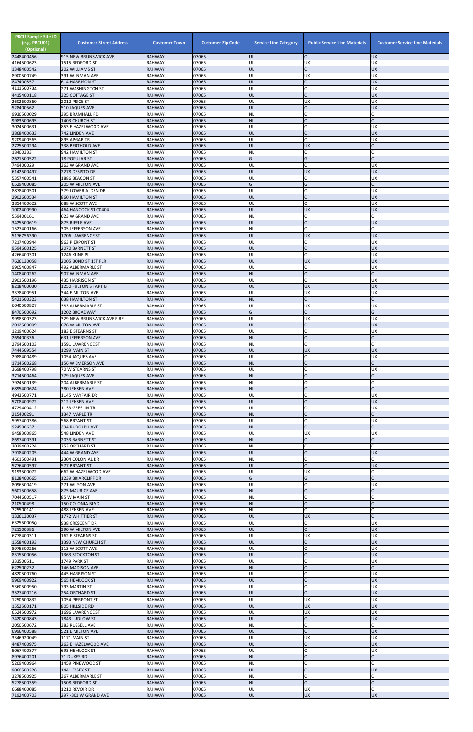| PBCU Sample Site ID (e.g. PBCU01) (Optional) | Customer Street Address | Customer Town | Customer Zip Code | Service Line Category | Public Service Line Materials | Customer Service Line Materials |
|---|---|---|---|---|---|---|
| 2448400456 | 915 NEW BRUNSWICK AVE | RAHWAY | 07065 | UL | C | UX |
| 4164500623 | 1515 BEDFORD ST | RAHWAY | 07065 | UL | UX | UX |
| 1348400542 | 202 WILLIAMS ST | RAHWAY | 07065 | UL | C | UX |
| 8900500749 | 391 W INMAN AVE | RAHWAY | 07065 | UL | UX | UX |
| 847400857 | 614 HARRISON ST | RAHWAY | 07065 | UL | C | UX |
| 4111500734 | 271 WASHINGTON ST | RAHWAY | 07065 | UL | C | UX |
| 4415400118 | 325 COTTAGE ST | RAHWAY | 07065 | UL | C | UX |
| 2602600860 | 2012 PRICE ST | RAHWAY | 07065 | UL | UX | UX |
| 528400562 | 510 JAQUES AVE | RAHWAY | 07065 | UL | C | UX |
| 9930500029 | 395 BRAMHALL RD | RAHWAY | 07065 | NL | C | C |
| 9983500695 | 1403 CHURCH ST | RAHWAY | 07065 | NL | C | C |
| 3024500631 | 853 E HAZELWOOD AVE | RAHWAY | 07065 | UL | C | UX |
| 3868400633 | 742 LINDEN AVE | RAHWAY | 07065 | UL | C | UX |
| 9209400565 | 895 APGAR TR | RAHWAY | 07065 | UL | C | UX |
| 2725500294 | 338 BERTHOLD AVE | RAHWAY | 07065 | UL | UX | C |
| 18400333 | 942 HAMILTON ST | RAHWAY | 07065 | NL | C | C |
| 2621500522 | 18 POPULAR ST | RAHWAY | 07065 | G | G | C |
| 749400029 | 363 W GRAND AVE | RAHWAY | 07065 | UL | C | UX |
| 6142500497 | 2278 DESISTO DR | RAHWAY | 07065 | UL | UX | UX |
| 5357400541 | 1886 BEACON ST | RAHWAY | 07065 | UL | C | UX |
| 6529400085 | 205 W MILTON AVE | RAHWAY | 07065 | G | G | C |
| 8878400501 | 379 LOWER ALDEN DR | RAHWAY | 07065 | UL | C | UX |
| 2902600534 | 860 HAMILTON ST | RAHWAY | 07065 | UL | C | UX |
| 3854400622 | 688 W SCOTT AVE | RAHWAY | 07065 | UL | C | UX |
| 1002400990 | 464 HANCOCK ST C0404 | RAHWAY | 07065 | UL | UX | UX |
| 559400161 | 623 W GRAND AVE | RAHWAY | 07065 | NL | C | C |
| 3425500619 | 875 RIFFLE AVE | RAHWAY | 07065 | UL | C | UX |
| 1527400166 | 305 JEFFERSON AVE | RAHWAY | 07065 | NL | C | C |
| 5176756390 | 1706 LAWRENCE ST | RAHWAY | 07065 | UL | UX | UX |
| 7217400944 | 963 PIERPONT ST | RAHWAY | 07065 | UL | C | UX |
| 9594600125 | 2070 BARNETT ST | RAHWAY | 07065 | UL | C | UX |
| 4266400301 | 1246 KLINE PL | RAHWAY | 07065 | UL | C | UX |
| 7626130058 | 2005 BOND ST 1ST FLR | RAHWAY | 07065 | UL | UX | UX |
| 9905400847 | 492 ALBERMARLE ST | RAHWAY | 07065 | UL | C | UX |
| 1408400262 | 907 W INMAN AVE | RAHWAY | 07065 | NL | C | C |
| 2901500196 | 435 HARRISON ST | RAHWAY | 07065 | UL | C | UX |
| 8218400030 | 1250 FULTON ST APT B | RAHWAY | 07065 | UL | UX | UX |
| 3378400951 | 344 E MILTON AVE | RAHWAY | 07065 | UL | UX | UX |
| 5421500323 | 638 HAMILTON ST | RAHWAY | 07065 | NL | C | C |
| 6040500827 | 383 ALBERMARLE ST | RAHWAY | 07065 | UL | UX | UX |
| 8470500692 | 1202 BROADWAY | RAHWAY | 07065 | G | C | G |
| 9998300323 | 329 NEW BRUNSWICK AVE FIRE | RAHWAY | 07065 | UL | UX | UX |
| 2012500009 | 678 W MILTON AVE | RAHWAY | 07065 | UL | C | UX |
| 1219400624 | 183 E STEARNS ST | RAHWAY | 07065 | UL | C | UX |
| 269400336 | 631 JEFFERSON AVE | RAHWAY | 07065 | NL | C | C |
| 2794600103 | 1591 LAWRENCE ST | RAHWAY | 07065 | NL | C | C |
| 7444509554 | 1299 MAIN ST | RAHWAY | 07065 | UL | UX | UX |
| 2988400489 | 1054 JAQUES AVE | RAHWAY | 07065 | UL | C | UX |
| 1714500268 | 156 W EMERSON AVE | RAHWAY | 07065 | NL | C | C |
| 3698400798 | 70 W STEARNS ST | RAHWAY | 07065 | UL | C | UX |
| 3714500464 | 779 JAQUES AVE | RAHWAY | 07065 | NL | C | C |
| 7924500139 | 204 ALBERMARLE ST | RAHWAY | 07065 | NL | O | C |
| 6895400624 | 380 JENSEN AVE | RAHWAY | 07065 | NL | C | C |
| 4943500771 | 1145 MAYFAIR DR | RAHWAY | 07065 | UL | C | UX |
| 5708400972 | 212 JENSEN AVE | RAHWAY | 07065 | UL | C | UX |
| 4729400412 | 1133 GRESLIN TR | RAHWAY | 07065 | UL | C | UX |
| 215400291 | 1347 MAPLE TR | RAHWAY | 07065 | NL | C | C |
| 5957400386 | 568 BRYANT ST | RAHWAY | 07065 | UL | C | UX |
| 924500637 | 294 RUDOLPH AVE | RAHWAY | 07065 | NL | C | C |
| 9458300865 | 548 LINDEN AVE | RAHWAY | 07065 | UL | UX | UX |
| 8697400391 | 2033 BARNETT ST | RAHWAY | 07065 | NL | C | C |
| 3039400224 | 253 ORCHARD ST | RAHWAY | 07065 | NL | C | C |
| 7918400205 | 444 W GRAND AVE | RAHWAY | 07065 | UL | C | UX |
| 4601500491 | 2304 COLONIAL DR | RAHWAY | 07065 | NL | C | C |
| 5776400597 | 577 BRYANT ST | RAHWAY | 07065 | UL | C | UX |
| 9193500072 | 662 W HAZELWOOD AVE | RAHWAY | 07065 | UL | UX | C |
| 8128400665 | 1239 BRIARCLIFF DR | RAHWAY | 07065 | G | G | C |
| 8096500419 | 271 WILSON AVE | RAHWAY | 07065 | UL | C | UX |
| 5601500658 | 875 MAURICE AVE | RAHWAY | 07065 | NL | C | C |
| 7044600517 | 85 W MAIN ST | RAHWAY | 07065 | NL | C | C |
| 210500498 | 150 COLONIA BLVD | RAHWAY | 07065 | NL | C | C |
| 725500141 | 488 JENSEN AVE | RAHWAY | 07065 | NL | C | C |
| 1326130037 | 1772 WHITTIER ST | RAHWAY | 07065 | UL | UX | C |
| 6325500050 | 938 CRESCENT DR | RAHWAY | 07065 | UL | C | UX |
| 721500386 | 390 W MILTON AVE | RAHWAY | 07065 | UL | C | UX |
| 6778400311 | 162 E STEARNS ST | RAHWAY | 07065 | UL | UX | UX |
| 1558400193 | 1393 NEW CHURCH ST | RAHWAY | 07065 | UL | C | UX |
| 8975500266 | 113 W SCOTT AVE | RAHWAY | 07065 | UL | C | UX |
| 8315500056 | 1363 STOCKTON ST | RAHWAY | 07065 | UL | C | UX |
| 333500511 | 1749 PARK ST | RAHWAY | 07065 | UL | C | UX |
| 622500232 | 146 MADISON AVE | RAHWAY | 07065 | NL | C | C |
| 4820500760 | 445 HARRISON ST | RAHWAY | 07065 | UL | C | UX |
| 9969400922 | 565 HEMLOCK ST | RAHWAY | 07065 | UL | C | UX |
| 5360500950 | 793 MARTIN ST | RAHWAY | 07065 | UL | C | UX |
| 3527400216 | 254 ORCHARD ST | RAHWAY | 07065 | UL | C | UX |
| 1250600832 | 1054 PIERPONT ST | RAHWAY | 07065 | UL | UX | UX |
| 1552500171 | 805 HILLSIDE RD | RAHWAY | 07065 | UL | UX | UX |
| 6524500972 | 1696 LAWRENCE ST | RAHWAY | 07065 | UL | UX | UX |
| 7420500843 | 1843 LUDLOW ST | RAHWAY | 07065 | UL | C | UX |
| 2050500672 | 383 RUSSELL AVE | RAHWAY | 07065 | NL | C | C |
| 6996400588 | 521 E MILTON AVE | RAHWAY | 07065 | UL | C | UX |
| 3346920049 | 1171 MAIN ST | RAHWAY | 07065 | UL | UX | UX |
| 4487400975 | 263 E HAZELWOOD AVE | RAHWAY | 07065 | UL | C | UX |
| 5067400877 | 693 HEMLOCK ST | RAHWAY | 07065 | UL | C | UX |
| 8976400201 | 71 DUKES RD | RAHWAY | 07065 | NL | C | C |
| 5209400964 | 1459 PINEWOOD ST | RAHWAY | 07065 | NL | C | C |
| 9060500326 | 1441 ESSEX ST | RAHWAY | 07065 | UL | C | UX |
| 3278500925 | 367 ALBERMARLE ST | RAHWAY | 07065 | NL | C | C |
| 5278500359 | 1508 BEDFORD ST | RAHWAY | 07065 | NL | C | C |
| 6688400085 | 1210 REVOIR DR | RAHWAY | 07065 | UL | UX | C |
| 7192400703 | 297 -301 W GRAND AVE | RAHWAY | 07065 | UL | UX | UX |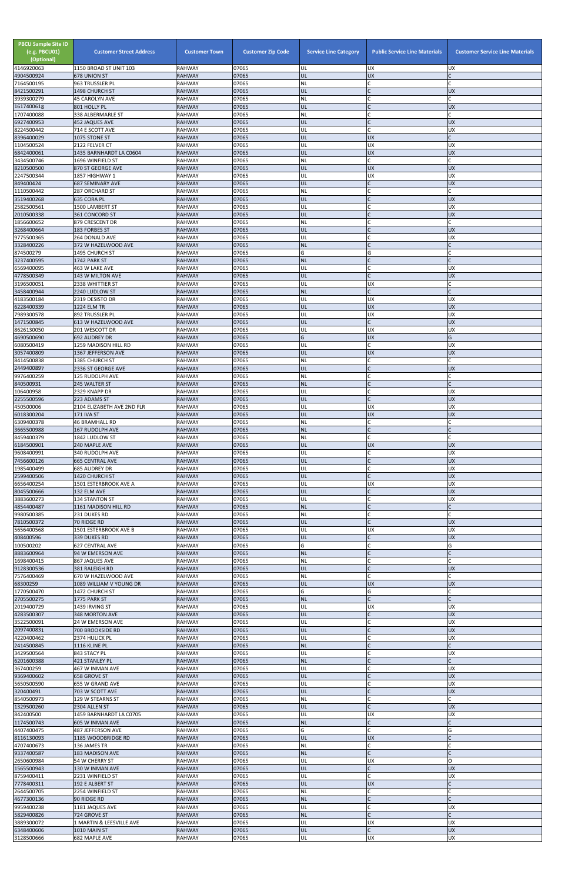| PBCU Sample Site ID (e.g. PBCU01) (Optional) | Customer Street Address | Customer Town | Customer Zip Code | Service Line Category | Public Service Line Materials | Customer Service Line Materials |
|---|---|---|---|---|---|---|
| 4146920063 | 1150 BROAD ST UNIT 103 | RAHWAY | 07065 | UL | UX | UX |
| 4904500924 | 678 UNION ST | RAHWAY | 07065 | UL | UX | C |
| 7164500195 | 963 TRUSSLER PL | RAHWAY | 07065 | NL | C | C |
| 8421500291 | 1498 CHURCH ST | RAHWAY | 07065 | UL | C | UX |
| 3939300279 | 45 CAROLYN AVE | RAHWAY | 07065 | NL | C | C |
| 1617400618 | 801 HOLLY PL | RAHWAY | 07065 | UL | C | UX |
| 1707400088 | 338 ALBERMARLE ST | RAHWAY | 07065 | NL | C | C |
| 6927400953 | 452 JAQUES AVE | RAHWAY | 07065 | UL | C | UX |
| 8224500442 | 714 E SCOTT AVE | RAHWAY | 07065 | UL | C | UX |
| 8396400029 | 1075 STONE ST | RAHWAY | 07065 | UL | UX | C |
| 1104500524 | 2122 FELVER CT | RAHWAY | 07065 | UL | UX | UX |
| 6842400061 | 1435 BARNHARDT LA C0604 | RAHWAY | 07065 | UL | UX | UX |
| 3434500746 | 1696 WINFIELD ST | RAHWAY | 07065 | NL | C | C |
| 8210500500 | 870 ST GEORGE AVE | RAHWAY | 07065 | UL | UX | UX |
| 2247500344 | 1857 HIGHWAY 1 | RAHWAY | 07065 | UL | UX | UX |
| 849400424 | 687 SEMINARY AVE | RAHWAY | 07065 | UL | C | UX |
| 1110500442 | 287 ORCHARD ST | RAHWAY | 07065 | NL | C | C |
| 3519400268 | 635 CORA PL | RAHWAY | 07065 | UL | C | UX |
| 2582500561 | 1500 LAMBERT ST | RAHWAY | 07065 | UL | C | UX |
| 2010500338 | 361 CONCORD ST | RAHWAY | 07065 | UL | C | UX |
| 1856600652 | 879 CRESCENT DR | RAHWAY | 07065 | NL | C | C |
| 3268400664 | 183 FORBES ST | RAHWAY | 07065 | UL | C | UX |
| 9775500365 | 264 DONALD AVE | RAHWAY | 07065 | UL | C | UX |
| 3328400226 | 372 W HAZELWOOD AVE | RAHWAY | 07065 | NL | C | C |
| 874500279 | 1495 CHURCH ST | RAHWAY | 07065 | G | G | C |
| 3237400595 | 1742 PARK ST | RAHWAY | 07065 | NL | C | C |
| 6569400095 | 463 W LAKE AVE | RAHWAY | 07065 | UL | C | UX |
| 4778500349 | 143 W MILTON AVE | RAHWAY | 07065 | UL | C | UX |
| 3196500051 | 2338 WHITTIER ST | RAHWAY | 07065 | UL | UX | C |
| 3458400944 | 2240 LUDLOW ST | RAHWAY | 07065 | NL | C | C |
| 4183500184 | 2319 DESISTO DR | RAHWAY | 07065 | UL | UX | UX |
| 6228400339 | 1224 ELM TR | RAHWAY | 07065 | UL | UX | UX |
| 7989300578 | 892 TRUSSLER PL | RAHWAY | 07065 | UL | UX | UX |
| 1471500845 | 613 W HAZELWOOD AVE | RAHWAY | 07065 | UL | C | UX |
| 8626130050 | 201 WESCOTT DR | RAHWAY | 07065 | UL | UX | UX |
| 4690500690 | 692 AUDREY DR | RAHWAY | 07065 | G | UX | G |
| 6080500419 | 1259 MADISON HILL RD | RAHWAY | 07065 | UL | C | UX |
| 3057400809 | 1367 JEFFERSON AVE | RAHWAY | 07065 | UL | UX | UX |
| 8414500838 | 1385 CHURCH ST | RAHWAY | 07065 | NL | C | C |
| 2449400897 | 2336 ST GEORGE AVE | RAHWAY | 07065 | UL | C | UX |
| 9976400259 | 125 RUDOLPH AVE | RAHWAY | 07065 | NL | C | C |
| 840500931 | 245 WALTER ST | RAHWAY | 07065 | NL | C | C |
| 106400958 | 2329 KNAPP DR | RAHWAY | 07065 | UL | C | UX |
| 2255500596 | 223 ADAMS ST | RAHWAY | 07065 | UL | C | UX |
| 450500006 | 2104 ELIZABETH AVE 2ND FLR | RAHWAY | 07065 | UL | UX | UX |
| 6018300204 | 171 IVA ST | RAHWAY | 07065 | UL | UX | UX |
| 6309400378 | 46 BRAMHALL RD | RAHWAY | 07065 | NL | C | C |
| 3665500988 | 167 RUDOLPH AVE | RAHWAY | 07065 | NL | C | C |
| 8459400379 | 1842 LUDLOW ST | RAHWAY | 07065 | NL | C | C |
| 6184500901 | 240 MAPLE AVE | RAHWAY | 07065 | UL | UX | UX |
| 9608400991 | 340 RUDOLPH AVE | RAHWAY | 07065 | UL | C | UX |
| 7456600126 | 665 CENTRAL AVE | RAHWAY | 07065 | UL | C | UX |
| 1985400499 | 685 AUDREY DR | RAHWAY | 07065 | UL | C | UX |
| 2599400506 | 1420 CHURCH ST | RAHWAY | 07065 | UL | C | UX |
| 6656400254 | 1501 ESTERBROOK AVE A | RAHWAY | 07065 | UL | UX | UX |
| 8045500666 | 132 ELM AVE | RAHWAY | 07065 | UL | C | UX |
| 3883600273 | 134 STANTON ST | RAHWAY | 07065 | UL | C | UX |
| 4854400487 | 1161 MADISON HILL RD | RAHWAY | 07065 | NL | C | C |
| 9980500385 | 231 DUKES RD | RAHWAY | 07065 | NL | C | C |
| 7810500372 | 70 RIDGE RD | RAHWAY | 07065 | UL | C | UX |
| 5656400568 | 1501 ESTERBROOK AVE B | RAHWAY | 07065 | UL | UX | UX |
| 408400596 | 339 DUKES RD | RAHWAY | 07065 | UL | C | UX |
| 100500202 | 627 CENTRAL AVE | RAHWAY | 07065 | G | C | G |
| 8883600964 | 94 W EMERSON AVE | RAHWAY | 07065 | NL | C | C |
| 1698400415 | 867 JAQUES AVE | RAHWAY | 07065 | NL | C | C |
| 9128300536 | 381 RALEIGH RD | RAHWAY | 07065 | UL | C | UX |
| 7576400469 | 670 W HAZELWOOD AVE | RAHWAY | 07065 | NL | C | C |
| 68300259 | 1089 WILLIAM V YOUNG DR | RAHWAY | 07065 | UL | UX | UX |
| 1770500470 | 1472 CHURCH ST | RAHWAY | 07065 | G | G | C |
| 2705500275 | 1775 PARK ST | RAHWAY | 07065 | NL | C | C |
| 2019400729 | 1439 IRVING ST | RAHWAY | 07065 | UL | UX | UX |
| 4283500307 | 348 MORTON AVE | RAHWAY | 07065 | UL | C | UX |
| 3522500091 | 24 W EMERSON AVE | RAHWAY | 07065 | UL | C | UX |
| 2097400831 | 700 BROOKSIDE RD | RAHWAY | 07065 | UL | C | UX |
| 4220400462 | 2374 HULICK PL | RAHWAY | 07065 | UL | C | UX |
| 2414500845 | 1116 KLINE PL | RAHWAY | 07065 | NL | C | C |
| 3429500564 | 843 STACY PL | RAHWAY | 07065 | UL | C | UX |
| 6201600388 | 421 STANLEY PL | RAHWAY | 07065 | NL | C | C |
| 367400259 | 467 W INMAN AVE | RAHWAY | 07065 | UL | C | UX |
| 9369400602 | 658 GROVE ST | RAHWAY | 07065 | UL | C | UX |
| 5650500590 | 655 W GRAND AVE | RAHWAY | 07065 | UL | C | UX |
| 320400491 | 703 W SCOTT AVE | RAHWAY | 07065 | UL | C | UX |
| 8540500973 | 129 W STEARNS ST | RAHWAY | 07065 | NL | C | C |
| 1329500260 | 2304 ALLEN ST | RAHWAY | 07065 | UL | C | UX |
| 842400500 | 1459 BARNHARDT LA C0705 | RAHWAY | 07065 | UL | UX | UX |
| 1174500743 | 605 W INMAN AVE | RAHWAY | 07065 | NL | C | C |
| 4407400475 | 487 JEFFERSON AVE | RAHWAY | 07065 | G | C | G |
| 8116130093 | 1185 WOODBRIDGE RD | RAHWAY | 07065 | UL | UX | C |
| 4707400673 | 136 JAMES TR | RAHWAY | 07065 | NL | C | C |
| 9337400587 | 183 MADISON AVE | RAHWAY | 07065 | NL | C | C |
| 2650600984 | 54 W CHERRY ST | RAHWAY | 07065 | UL | UX | O |
| 1565500943 | 130 W INMAN AVE | RAHWAY | 07065 | UL | C | UX |
| 8759400411 | 2231 WINFIELD ST | RAHWAY | 07065 | UL | C | UX |
| 7778400311 | 192 E ALBERT ST | RAHWAY | 07065 | UL | UX | C |
| 2644500705 | 2254 WINFIELD ST | RAHWAY | 07065 | NL | C | C |
| 4677300136 | 90 RIDGE RD | RAHWAY | 07065 | NL | C | C |
| 9959400238 | 1181 JAQUES AVE | RAHWAY | 07065 | UL | C | UX |
| 5829400826 | 724 GROVE ST | RAHWAY | 07065 | NL | C | C |
| 3889300072 | 1 MARTIN & LEESVILLE AVE | RAHWAY | 07065 | UL | UX | UX |
| 6348400606 | 1010 MAIN ST | RAHWAY | 07065 | UL | C | UX |
| 3128500666 | 682 MAPLE AVE | RAHWAY | 07065 | UL | UX | UX |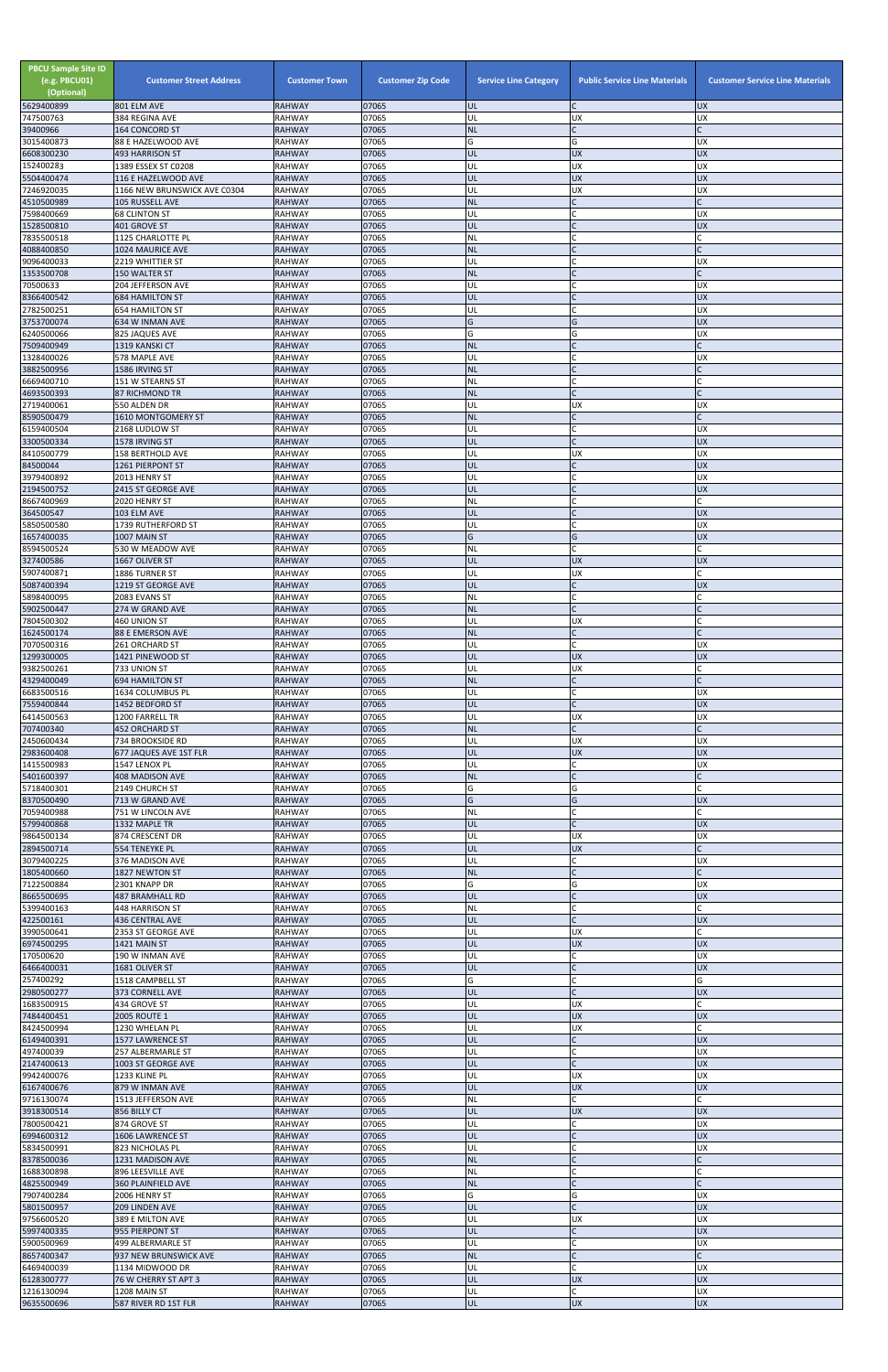| PBCU Sample Site ID (e.g. PBCU01) (Optional) | Customer Street Address | Customer Town | Customer Zip Code | Service Line Category | Public Service Line Materials | Customer Service Line Materials |
|---|---|---|---|---|---|---|
| 5629400899 | 801 ELM AVE | RAHWAY | 07065 | UL | C | UX |
| 747500763 | 384 REGINA AVE | RAHWAY | 07065 | UL | UX | UX |
| 39400966 | 164 CONCORD ST | RAHWAY | 07065 | NL | C | C |
| 3015400873 | 88 E HAZELWOOD AVE | RAHWAY | 07065 | G | G | UX |
| 6608300230 | 493 HARRISON ST | RAHWAY | 07065 | UL | UX | UX |
| 152400283 | 1389 ESSEX ST C0208 | RAHWAY | 07065 | UL | UX | UX |
| 5504400474 | 116 E HAZELWOOD AVE | RAHWAY | 07065 | UL | UX | UX |
| 7246920035 | 1166 NEW BRUNSWICK AVE C0304 | RAHWAY | 07065 | UL | UX | UX |
| 4510500989 | 105 RUSSELL AVE | RAHWAY | 07065 | NL | C | C |
| 7598400669 | 68 CLINTON ST | RAHWAY | 07065 | UL | C | UX |
| 1528500810 | 401 GROVE ST | RAHWAY | 07065 | UL | C | UX |
| 7835500518 | 1125 CHARLOTTE PL | RAHWAY | 07065 | NL | C | C |
| 4088400850 | 1024 MAURICE AVE | RAHWAY | 07065 | NL | C | C |
| 9096400033 | 2219 WHITTIER ST | RAHWAY | 07065 | UL | C | UX |
| 1353500708 | 150 WALTER ST | RAHWAY | 07065 | NL | C | C |
| 70500633 | 204 JEFFERSON AVE | RAHWAY | 07065 | UL | C | UX |
| 8366400542 | 684 HAMILTON ST | RAHWAY | 07065 | UL | C | UX |
| 2782500251 | 654 HAMILTON ST | RAHWAY | 07065 | UL | C | UX |
| 3753700074 | 634 W INMAN AVE | RAHWAY | 07065 | G | G | UX |
| 6240500066 | 825 JAQUES AVE | RAHWAY | 07065 | G | G | UX |
| 7509400949 | 1319 KANSKI CT | RAHWAY | 07065 | NL | C | C |
| 1328400026 | 578 MAPLE AVE | RAHWAY | 07065 | UL | C | UX |
| 3882500956 | 1586 IRVING ST | RAHWAY | 07065 | NL | C | C |
| 6669400710 | 151 W STEARNS ST | RAHWAY | 07065 | NL | C | C |
| 4693500393 | 87 RICHMOND TR | RAHWAY | 07065 | NL | C | C |
| 2719400061 | 550 ALDEN DR | RAHWAY | 07065 | UL | UX | UX |
| 8590500479 | 1610 MONTGOMERY ST | RAHWAY | 07065 | NL | C | C |
| 6159400504 | 2168 LUDLOW ST | RAHWAY | 07065 | UL | C | UX |
| 3300500334 | 1578 IRVING ST | RAHWAY | 07065 | UL | C | UX |
| 8410500779 | 158 BERTHOLD AVE | RAHWAY | 07065 | UL | UX | UX |
| 84500044 | 1261 PIERPONT ST | RAHWAY | 07065 | UL | C | UX |
| 3979400892 | 2013 HENRY ST | RAHWAY | 07065 | UL | C | UX |
| 2194500752 | 2415 ST GEORGE AVE | RAHWAY | 07065 | UL | C | UX |
| 8667400969 | 2020 HENRY ST | RAHWAY | 07065 | NL | C | C |
| 364500547 | 103 ELM AVE | RAHWAY | 07065 | UL | C | UX |
| 5850500580 | 1739 RUTHERFORD ST | RAHWAY | 07065 | UL | C | UX |
| 1657400035 | 1007 MAIN ST | RAHWAY | 07065 | G | G | UX |
| 8594500524 | 530 W MEADOW AVE | RAHWAY | 07065 | NL | C | C |
| 327400586 | 1667 OLIVER ST | RAHWAY | 07065 | UL | UX | UX |
| 5907400871 | 1886 TURNER ST | RAHWAY | 07065 | UL | UX | C |
| 5087400394 | 1219 ST GEORGE AVE | RAHWAY | 07065 | UL | C | UX |
| 5898400095 | 2083 EVANS ST | RAHWAY | 07065 | NL | C | C |
| 5902500447 | 274 W GRAND AVE | RAHWAY | 07065 | NL | C | C |
| 7804500302 | 460 UNION ST | RAHWAY | 07065 | UL | UX | C |
| 1624500174 | 88 E EMERSON AVE | RAHWAY | 07065 | NL | C | C |
| 7070500316 | 261 ORCHARD ST | RAHWAY | 07065 | UL | C | UX |
| 1299300005 | 1421 PINEWOOD ST | RAHWAY | 07065 | UL | UX | UX |
| 9382500261 | 733 UNION ST | RAHWAY | 07065 | UL | UX | C |
| 4329400049 | 694 HAMILTON ST | RAHWAY | 07065 | NL | C | C |
| 6683500516 | 1634 COLUMBUS PL | RAHWAY | 07065 | UL | C | UX |
| 7559400844 | 1452 BEDFORD ST | RAHWAY | 07065 | UL | C | UX |
| 6414500563 | 1200 FARRELL TR | RAHWAY | 07065 | UL | UX | UX |
| 707400340 | 452 ORCHARD ST | RAHWAY | 07065 | NL | C | C |
| 2450600434 | 734 BROOKSIDE RD | RAHWAY | 07065 | UL | UX | UX |
| 2983600408 | 677 JAQUES AVE 1ST FLR | RAHWAY | 07065 | UL | UX | UX |
| 1415500983 | 1547 LENOX PL | RAHWAY | 07065 | UL | C | UX |
| 5401600397 | 408 MADISON AVE | RAHWAY | 07065 | NL | C | C |
| 5718400301 | 2149 CHURCH ST | RAHWAY | 07065 | G | G | C |
| 8370500490 | 713 W GRAND AVE | RAHWAY | 07065 | G | G | UX |
| 7059400988 | 751 W LINCOLN AVE | RAHWAY | 07065 | NL | C | C |
| 5799400868 | 1332 MAPLE TR | RAHWAY | 07065 | UL | C | UX |
| 9864500134 | 874 CRESCENT DR | RAHWAY | 07065 | UL | UX | UX |
| 2894500714 | 554 TENEYKE PL | RAHWAY | 07065 | UL | UX | C |
| 3079400225 | 376 MADISON AVE | RAHWAY | 07065 | UL | C | UX |
| 1805400660 | 1827 NEWTON ST | RAHWAY | 07065 | NL | C | C |
| 7122500884 | 2301 KNAPP DR | RAHWAY | 07065 | G | G | UX |
| 8665500695 | 487 BRAMHALL RD | RAHWAY | 07065 | UL | C | UX |
| 5399400163 | 448 HARRISON ST | RAHWAY | 07065 | NL | C | C |
| 422500161 | 436 CENTRAL AVE | RAHWAY | 07065 | UL | C | UX |
| 3990500641 | 2353 ST GEORGE AVE | RAHWAY | 07065 | UL | UX | C |
| 6974500295 | 1421 MAIN ST | RAHWAY | 07065 | UL | UX | UX |
| 170500620 | 190 W INMAN AVE | RAHWAY | 07065 | UL | C | UX |
| 6466400031 | 1681 OLIVER ST | RAHWAY | 07065 | UL | C | UX |
| 257400292 | 1518 CAMPBELL ST | RAHWAY | 07065 | G | C | G |
| 2980500277 | 373 CORNELL AVE | RAHWAY | 07065 | UL | C | UX |
| 1683500915 | 434 GROVE ST | RAHWAY | 07065 | UL | UX | C |
| 7484400451 | 2005 ROUTE 1 | RAHWAY | 07065 | UL | UX | UX |
| 8424500994 | 1230 WHELAN PL | RAHWAY | 07065 | UL | UX | C |
| 6149400391 | 1577 LAWRENCE ST | RAHWAY | 07065 | UL | C | UX |
| 497400039 | 257 ALBERMARLE ST | RAHWAY | 07065 | UL | C | UX |
| 2147400613 | 1003 ST GEORGE AVE | RAHWAY | 07065 | UL | C | UX |
| 9942400076 | 1233 KLINE PL | RAHWAY | 07065 | UL | UX | UX |
| 6167400676 | 879 W INMAN AVE | RAHWAY | 07065 | UL | UX | UX |
| 9716130074 | 1513 JEFFERSON AVE | RAHWAY | 07065 | NL | C | C |
| 3918300514 | 856 BILLY CT | RAHWAY | 07065 | UL | UX | UX |
| 7800500421 | 874 GROVE ST | RAHWAY | 07065 | UL | C | UX |
| 6994600312 | 1606 LAWRENCE ST | RAHWAY | 07065 | UL | C | UX |
| 5834500991 | 823 NICHOLAS PL | RAHWAY | 07065 | UL | C | UX |
| 8378500036 | 1231 MADISON AVE | RAHWAY | 07065 | NL | C | C |
| 1688300898 | 896 LEESVILLE AVE | RAHWAY | 07065 | NL | C | C |
| 4825500949 | 360 PLAINFIELD AVE | RAHWAY | 07065 | NL | C | C |
| 7907400284 | 2006 HENRY ST | RAHWAY | 07065 | G | G | UX |
| 5801500957 | 209 LINDEN AVE | RAHWAY | 07065 | UL | C | UX |
| 9756600520 | 389 E MILTON AVE | RAHWAY | 07065 | UL | UX | UX |
| 5997400335 | 955 PIERPONT ST | RAHWAY | 07065 | UL | C | UX |
| 5900500969 | 499 ALBERMARLE ST | RAHWAY | 07065 | UL | C | UX |
| 8657400347 | 937 NEW BRUNSWICK AVE | RAHWAY | 07065 | NL | C | C |
| 6469400039 | 1134 MIDWOOD DR | RAHWAY | 07065 | UL | C | UX |
| 6128300777 | 76 W CHERRY ST APT 3 | RAHWAY | 07065 | UL | UX | UX |
| 1216130094 | 1208 MAIN ST | RAHWAY | 07065 | UL | C | UX |
| 9635500696 | 587 RIVER RD 1ST FLR | RAHWAY | 07065 | UL | UX | UX |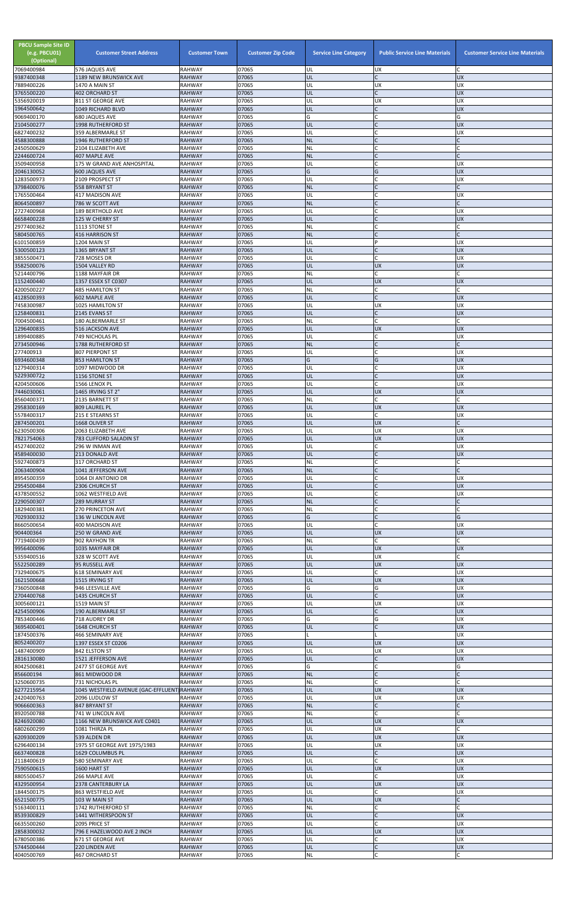| PBCU Sample Site ID (e.g. PBCU01) (Optional) | Customer Street Address | Customer Town | Customer Zip Code | Service Line Category | Public Service Line Materials | Customer Service Line Materials |
|---|---|---|---|---|---|---|
| 7069400984 | 576 JAQUES AVE | RAHWAY | 07065 | UL | UX | C |
| 9387400348 | 1189 NEW BRUNSWICK AVE | RAHWAY | 07065 | UL | C | UX |
| 7889400226 | 1470 A MAIN ST | RAHWAY | 07065 | UL | UX | UX |
| 3765500220 | 402 ORCHARD ST | RAHWAY | 07065 | UL | C | UX |
| 5356920019 | 811 ST GEORGE AVE | RAHWAY | 07065 | UL | UX | UX |
| 1964500642 | 1049 RICHARD BLVD | RAHWAY | 07065 | UL | C | UX |
| 9069400170 | 680 JAQUES AVE | RAHWAY | 07065 | G | C | G |
| 2104500277 | 1998 RUTHERFORD ST | RAHWAY | 07065 | UL | C | UX |
| 6827400232 | 359 ALBERMARLE ST | RAHWAY | 07065 | UL | C | UX |
| 4588300888 | 1946 RUTHERFORD ST | RAHWAY | 07065 | NL | C | C |
| 2450500629 | 2104 ELIZABETH AVE | RAHWAY | 07065 | NL | C | C |
| 2244600724 | 407 MAPLE AVE | RAHWAY | 07065 | NL | C | C |
| 3509400958 | 175 W GRAND AVE ANHOSPITAL | RAHWAY | 07065 | UL | C | UX |
| 2046130052 | 600 JAQUES AVE | RAHWAY | 07065 | G | G | UX |
| 1283500973 | 2109 PROSPECT ST | RAHWAY | 07065 | UL | C | UX |
| 3798400076 | 558 BRYANT ST | RAHWAY | 07065 | NL | C | C |
| 1765500464 | 417 MADISON AVE | RAHWAY | 07065 | UL | C | UX |
| 8064500897 | 786 W SCOTT AVE | RAHWAY | 07065 | NL | C | C |
| 2727400968 | 189 BERTHOLD AVE | RAHWAY | 07065 | UL | C | UX |
| 6658400228 | 125 W CHERRY ST | RAHWAY | 07065 | UL | C | UX |
| 2977400362 | 1113 STONE ST | RAHWAY | 07065 | NL | C | C |
| 5804500765 | 416 HARRISON ST | RAHWAY | 07065 | NL | C | C |
| 6101500859 | 1204 MAIN ST | RAHWAY | 07065 | UL | P | UX |
| 5300500123 | 1365 BRYANT ST | RAHWAY | 07065 | UL | C | UX |
| 3855500471 | 728 MOSES DR | RAHWAY | 07065 | UL | C | UX |
| 3582500076 | 1504 VALLEY RD | RAHWAY | 07065 | UL | UX | UX |
| 5214400796 | 1188 MAYFAIR DR | RAHWAY | 07065 | NL | C | C |
| 1152400440 | 1357 ESSEX ST C0307 | RAHWAY | 07065 | UL | UX | UX |
| 4200500227 | 485 HAMILTON ST | RAHWAY | 07065 | NL | C | C |
| 4128500393 | 602 MAPLE AVE | RAHWAY | 07065 | UL | C | UX |
| 7458300987 | 1025 HAMILTON ST | RAHWAY | 07065 | UL | UX | UX |
| 1258400831 | 2145 EVANS ST | RAHWAY | 07065 | UL | C | UX |
| 7004500461 | 180 ALBERMARLE ST | RAHWAY | 07065 | NL | C | C |
| 1296400835 | 516 JACKSON AVE | RAHWAY | 07065 | UL | UX | UX |
| 1899400885 | 749 NICHOLAS PL | RAHWAY | 07065 | UL | C | UX |
| 2734500946 | 1788 RUTHERFORD ST | RAHWAY | 07065 | NL | C | C |
| 277400913 | 807 PIERPONT ST | RAHWAY | 07065 | UL | C | UX |
| 6934600348 | 853 HAMILTON ST | RAHWAY | 07065 | G | G | UX |
| 1279400314 | 1097 MIDWOOD DR | RAHWAY | 07065 | UL | C | UX |
| 5229300722 | 1156 STONE ST | RAHWAY | 07065 | UL | C | UX |
| 4204500606 | 1566 LENOX PL | RAHWAY | 07065 | UL | C | UX |
| 7446030061 | 1465 IRVING ST 2" | RAHWAY | 07065 | UL | UX | UX |
| 8560400371 | 2135 BARNETT ST | RAHWAY | 07065 | NL | C | C |
| 2958300169 | 809 LAUREL PL | RAHWAY | 07065 | UL | UX | UX |
| 5578400317 | 215 E STEARNS ST | RAHWAY | 07065 | UL | C | UX |
| 2874500201 | 1668 OLIVER ST | RAHWAY | 07065 | UL | UX | C |
| 6230500306 | 2063 ELIZABETH AVE | RAHWAY | 07065 | UL | UX | UX |
| 7821754063 | 783 CLIFFORD SALADIN ST | RAHWAY | 07065 | UL | UX | UX |
| 4527400202 | 296 W INMAN AVE | RAHWAY | 07065 | UL | C | UX |
| 4589400030 | 213 DONALD AVE | RAHWAY | 07065 | UL | C | UX |
| 5927400873 | 317 ORCHARD ST | RAHWAY | 07065 | NL | C | C |
| 2063400904 | 1041 JEFFERSON AVE | RAHWAY | 07065 | NL | C | C |
| 8954500359 | 1064 DI ANTONIO DR | RAHWAY | 07065 | UL | C | UX |
| 2954500484 | 2306 CHURCH ST | RAHWAY | 07065 | UL | C | UX |
| 4378500552 | 1062 WESTFIELD AVE | RAHWAY | 07065 | UL | C | UX |
| 2290500307 | 289 MURRAY ST | RAHWAY | 07065 | NL | C | C |
| 1829400381 | 270 PRINCETON AVE | RAHWAY | 07065 | NL | C | C |
| 7029300332 | 136 W LINCOLN AVE | RAHWAY | 07065 | G | C | G |
| 8660500654 | 400 MADISON AVE | RAHWAY | 07065 | UL | C | UX |
| 904400364 | 250 W GRAND AVE | RAHWAY | 07065 | UL | UX | UX |
| 7719400439 | 902 RAYHON TR | RAHWAY | 07065 | NL | C | C |
| 9956400096 | 1035 MAYFAIR DR | RAHWAY | 07065 | UL | UX | UX |
| 5359400516 | 328 W SCOTT AVE | RAHWAY | 07065 | UL | UX | C |
| 5522500289 | 95 RUSSELL AVE | RAHWAY | 07065 | UL | UX | UX |
| 7329400675 | 618 SEMINARY AVE | RAHWAY | 07065 | UL | C | UX |
| 1621500668 | 1515 IRVING ST | RAHWAY | 07065 | UL | UX | UX |
| 7360500848 | 946 LEESVILLE AVE | RAHWAY | 07065 | G | G | UX |
| 2704400768 | 1435 CHURCH ST | RAHWAY | 07065 | UL | C | UX |
| 3005600121 | 1519 MAIN ST | RAHWAY | 07065 | UL | UX | UX |
| 4254500906 | 190 ALBERMARLE ST | RAHWAY | 07065 | UL | C | UX |
| 7853400446 | 718 AUDREY DR | RAHWAY | 07065 | G | G | UX |
| 3695400401 | 1648 CHURCH ST | RAHWAY | 07065 | UL | C | UX |
| 1874500376 | 466 SEMINARY AVE | RAHWAY | 07065 | L | L | UX |
| 8052400207 | 1397 ESSEX ST C0206 | RAHWAY | 07065 | UL | UX | UX |
| 1487400909 | 842 ELSTON ST | RAHWAY | 07065 | UL | UX | UX |
| 2816130080 | 1521 JEFFERSON AVE | RAHWAY | 07065 | UL | C | UX |
| 8042500681 | 2477 ST GEORGE AVE | RAHWAY | 07065 | G | C | G |
| 856600194 | 861 MIDWOOD DR | RAHWAY | 07065 | NL | C | C |
| 3250600735 | 731 NICHOLAS PL | RAHWAY | 07065 | NL | C | C |
| 6277215954 | 1045 WESTFIELD AVENUE (GAC-EFFLUENT | RAHWAY | 07065 | UL | UX | UX |
| 2420400763 | 2096 LUDLOW ST | RAHWAY | 07065 | UL | UX | UX |
| 9066600363 | 847 BRYANT ST | RAHWAY | 07065 | NL | C | C |
| 8920500788 | 741 W LINCOLN AVE | RAHWAY | 07065 | NL | C | C |
| 8246920080 | 1166 NEW BRUNSWICK AVE C0401 | RAHWAY | 07065 | UL | UX | UX |
| 6802600299 | 1081 THIRZA PL | RAHWAY | 07065 | UL | UX | C |
| 6209300209 | 539 ALDEN DR | RAHWAY | 07065 | UL | UX | UX |
| 6296400134 | 1975 ST GEORGE AVE 1975/1983 | RAHWAY | 07065 | UL | UX | UX |
| 6637400828 | 1629 COLUMBUS PL | RAHWAY | 07065 | UL | C | UX |
| 2118400619 | 580 SEMINARY AVE | RAHWAY | 07065 | UL | C | UX |
| 7590500615 | 1600 HART ST | RAHWAY | 07065 | UL | UX | UX |
| 8805500457 | 266 MAPLE AVE | RAHWAY | 07065 | UL | C | UX |
| 4329500954 | 2378 CANTERBURY LA | RAHWAY | 07065 | UL | UX | UX |
| 1844500175 | 863 WESTFIELD AVE | RAHWAY | 07065 | UL | C | UX |
| 6521500775 | 103 W MAIN ST | RAHWAY | 07065 | UL | UX | C |
| 5163400111 | 1742 RUTHERFORD ST | RAHWAY | 07065 | NL | C | C |
| 8539300829 | 1441 WITHERSPOON ST | RAHWAY | 07065 | UL | C | UX |
| 6635500260 | 2095 PRICE ST | RAHWAY | 07065 | UL | C | UX |
| 2858300032 | 796 E HAZELWOOD AVE 2 INCH | RAHWAY | 07065 | UL | UX | UX |
| 6780500386 | 671 ST GEORGE AVE | RAHWAY | 07065 | UL | C | UX |
| 5744500444 | 220 LINDEN AVE | RAHWAY | 07065 | UL | C | UX |
| 4040500769 | 467 ORCHARD ST | RAHWAY | 07065 | NL | C | C |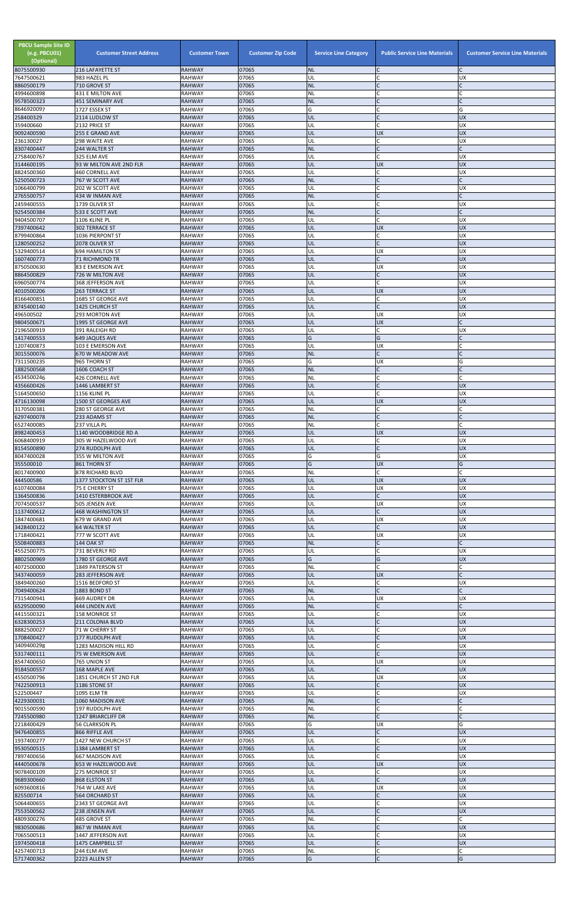| PBCU Sample Site ID (e.g. PBCU01) (Optional) | Customer Street Address | Customer Town | Customer Zip Code | Service Line Category | Public Service Line Materials | Customer Service Line Materials |
|---|---|---|---|---|---|---|
| 8075500930 | 216 LAFAYETTE ST | RAHWAY | 07065 | NL | C | C |
| 7647500621 | 983 HAZEL PL | RAHWAY | 07065 | UL | C | UX |
| 8860500179 | 710 GROVE ST | RAHWAY | 07065 | NL | C | C |
| 4994600898 | 431 E MILTON AVE | RAHWAY | 07065 | NL | C | C |
| 9578500323 | 451 SEMINARY AVE | RAHWAY | 07065 | NL | C | C |
| 8646920097 | 1727 ESSEX ST | RAHWAY | 07065 | G | C | G |
| 258400329 | 2114 LUDLOW ST | RAHWAY | 07065 | UL | C | UX |
| 359400660 | 2132 PRICE ST | RAHWAY | 07065 | UL | C | UX |
| 9092400590 | 255 E GRAND AVE | RAHWAY | 07065 | UL | UX | UX |
| 236130027 | 298 WAITE AVE | RAHWAY | 07065 | UL | C | UX |
| 8307400447 | 244 WALTER ST | RAHWAY | 07065 | NL | C | C |
| 2758400767 | 325 ELM AVE | RAHWAY | 07065 | UL | C | UX |
| 3144600195 | 93 W MILTON AVE 2ND FLR | RAHWAY | 07065 | UL | UX | UX |
| 8824500360 | 460 CORNELL AVE | RAHWAY | 07065 | UL | C | UX |
| 5250500723 | 767 W SCOTT AVE | RAHWAY | 07065 | NL | C | C |
| 1066400799 | 202 W SCOTT AVE | RAHWAY | 07065 | UL | C | UX |
| 2765500757 | 434 W INMAN AVE | RAHWAY | 07065 | NL | C | C |
| 2459400555 | 1739 OLIVER ST | RAHWAY | 07065 | UL | C | UX |
| 9254500384 | 533 E SCOTT AVE | RAHWAY | 07065 | NL | C | C |
| 9404500707 | 1106 KLINE PL | RAHWAY | 07065 | UL | C | UX |
| 7397400642 | 302 TERRACE ST | RAHWAY | 07065 | UL | UX | UX |
| 8799400864 | 1036 PIERPONT ST | RAHWAY | 07065 | UL | C | UX |
| 1280500252 | 2078 OLIVER ST | RAHWAY | 07065 | UL | C | UX |
| 5329400514 | 694 HAMILTON ST | RAHWAY | 07065 | UL | UX | UX |
| 1607400773 | 71 RICHMOND TR | RAHWAY | 07065 | UL | C | UX |
| 8750500630 | 83 E EMERSON AVE | RAHWAY | 07065 | UL | UX | UX |
| 8864500829 | 726 W MILTON AVE | RAHWAY | 07065 | UL | C | UX |
| 6960500774 | 368 JEFFERSON AVE | RAHWAY | 07065 | UL | C | UX |
| 4010500206 | 263 TERRACE ST | RAHWAY | 07065 | UL | UX | UX |
| 8166400851 | 1685 ST GEORGE AVE | RAHWAY | 07065 | UL | C | UX |
| 8745400140 | 1425 CHURCH ST | RAHWAY | 07065 | UL | C | UX |
| 496500502 | 293 MORTON AVE | RAHWAY | 07065 | UL | UX | UX |
| 9804500671 | 1995 ST GEORGE AVE | RAHWAY | 07065 | UL | UX | C |
| 2196500919 | 391 RALEIGH RD | RAHWAY | 07065 | UL | C | UX |
| 1417400553 | 649 JAQUES AVE | RAHWAY | 07065 | G | G | C |
| 1207400873 | 103 E EMERSON AVE | RAHWAY | 07065 | UL | UX | C |
| 3015500076 | 670 W MEADOW AVE | RAHWAY | 07065 | NL | C | C |
| 7311500235 | 965 THORN ST | RAHWAY | 07065 | G | UX | G |
| 1882500568 | 1606 COACH ST | RAHWAY | 07065 | NL | C | C |
| 4534500246 | 426 CORNELL AVE | RAHWAY | 07065 | NL | C | C |
| 4356600426 | 1446 LAMBERT ST | RAHWAY | 07065 | UL | C | UX |
| 5164500650 | 1156 KLINE PL | RAHWAY | 07065 | UL | C | UX |
| 4716130098 | 1500 ST GEORGES AVE | RAHWAY | 07065 | UL | UX | UX |
| 3170500381 | 280 ST GEORGE AVE | RAHWAY | 07065 | NL | C | C |
| 6297400078 | 233 ADAMS ST | RAHWAY | 07065 | NL | C | C |
| 6527400085 | 237 VILLA PL | RAHWAY | 07065 | NL | C | C |
| 8982400453 | 1140 WOODBRIDGE RD A | RAHWAY | 07065 | UL | UX | UX |
| 6068400919 | 305 W HAZELWOOD AVE | RAHWAY | 07065 | UL | C | UX |
| 8154500890 | 274 RUDOLPH AVE | RAHWAY | 07065 | UL | C | UX |
| 8047400028 | 355 W MILTON AVE | RAHWAY | 07065 | G | G | UX |
| 355500010 | 861 THORN ST | RAHWAY | 07065 | G | UX | G |
| 8017400900 | 878 RICHARD BLVD | RAHWAY | 07065 | NL | C | C |
| 444500586 | 1377 STOCKTON ST 1ST FLR | RAHWAY | 07065 | UL | UX | UX |
| 6107400084 | 75 E CHERRY ST | RAHWAY | 07065 | UL | UX | UX |
| 1364500836 | 1410 ESTERBROOK AVE | RAHWAY | 07065 | UL | C | UX |
| 7074500537 | 505 JENSEN AVE | RAHWAY | 07065 | UL | UX | UX |
| 1137400612 | 468 WASHINGTON ST | RAHWAY | 07065 | UL | C | UX |
| 1847400681 | 679 W GRAND AVE | RAHWAY | 07065 | UL | UX | UX |
| 3428400122 | 64 WALTER ST | RAHWAY | 07065 | UL | C | UX |
| 1718400421 | 777 W SCOTT AVE | RAHWAY | 07065 | UL | UX | UX |
| 5508400883 | 144 OAK ST | RAHWAY | 07065 | NL | C | C |
| 4552500775 | 731 BEVERLY RD | RAHWAY | 07065 | UL | C | UX |
| 8802500969 | 1780 ST GEORGE AVE | RAHWAY | 07065 | G | G | UX |
| 4072500000 | 1849 PATERSON ST | RAHWAY | 07065 | NL | C | C |
| 3437400059 | 283 JEFFERSON AVE | RAHWAY | 07065 | UL | UX | C |
| 3849400260 | 1516 BEDFORD ST | RAHWAY | 07065 | UL | C | UX |
| 7049400624 | 1883 BOND ST | RAHWAY | 07065 | NL | C | C |
| 7315400941 | 669 AUDREY DR | RAHWAY | 07065 | UL | UX | UX |
| 6529500090 | 444 LINDEN AVE | RAHWAY | 07065 | NL | C | C |
| 4415500321 | 158 MONROE ST | RAHWAY | 07065 | UL | C | UX |
| 6328300253 | 211 COLONIA BLVD | RAHWAY | 07065 | UL | C | UX |
| 8882500027 | 71 W CHERRY ST | RAHWAY | 07065 | UL | C | UX |
| 1708400427 | 177 RUDOLPH AVE | RAHWAY | 07065 | UL | C | UX |
| 3409400298 | 1283 MADISON HILL RD | RAHWAY | 07065 | UL | C | UX |
| 5317400111 | 75 W EMERSON AVE | RAHWAY | 07065 | UL | C | UX |
| 8547400650 | 765 UNION ST | RAHWAY | 07065 | UL | UX | UX |
| 9184500557 | 168 MAPLE AVE | RAHWAY | 07065 | UL | C | UX |
| 4550500796 | 1851 CHURCH ST 2ND FLR | RAHWAY | 07065 | UL | UX | UX |
| 7422500913 | 1186 STONE ST | RAHWAY | 07065 | UL | C | UX |
| 522500447 | 1095 ELM TR | RAHWAY | 07065 | UL | C | UX |
| 4229300031 | 1060 MADISON AVE | RAHWAY | 07065 | NL | C | C |
| 9015500590 | 197 RUDOLPH AVE | RAHWAY | 07065 | NL | C | C |
| 7245500980 | 1247 BRIARCLIFF DR | RAHWAY | 07065 | NL | C | C |
| 2218400429 | 56 CLARKSON PL | RAHWAY | 07065 | G | UX | G |
| 9476400855 | 866 RIFFLE AVE | RAHWAY | 07065 | UL | C | UX |
| 1937400277 | 1427 NEW CHURCH ST | RAHWAY | 07065 | UL | C | UX |
| 9530500515 | 1384 LAMBERT ST | RAHWAY | 07065 | UL | C | UX |
| 7897400656 | 667 MADISON AVE | RAHWAY | 07065 | UL | C | UX |
| 4440500678 | 653 W HAZELWOOD AVE | RAHWAY | 07065 | UL | UX | UX |
| 9078400109 | 275 MONROE ST | RAHWAY | 07065 | UL | C | UX |
| 9689300660 | 868 ELSTON ST | RAHWAY | 07065 | UL | C | UX |
| 6093600816 | 764 W LAKE AVE | RAHWAY | 07065 | UL | UX | UX |
| 825500714 | 564 ORCHARD ST | RAHWAY | 07065 | UL | C | UX |
| 5064400655 | 2343 ST GEORGE AVE | RAHWAY | 07065 | UL | C | UX |
| 7553500562 | 238 JENSEN AVE | RAHWAY | 07065 | UL | C | UX |
| 4809300276 | 485 GROVE ST | RAHWAY | 07065 | NL | C | C |
| 9830500686 | 867 W INMAN AVE | RAHWAY | 07065 | UL | C | UX |
| 7065500513 | 1447 JEFFERSON AVE | RAHWAY | 07065 | UL | C | UX |
| 1974500418 | 1475 CAMPBELL ST | RAHWAY | 07065 | UL | C | UX |
| 4257400713 | 244 ELM AVE | RAHWAY | 07065 | NL | C | C |
| 5717400362 | 2223 ALLEN ST | RAHWAY | 07065 | G | C | G |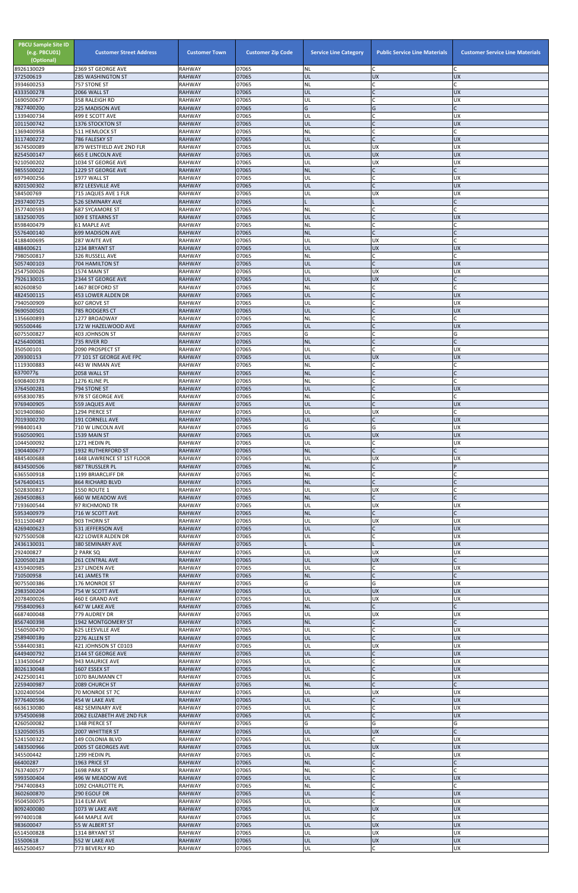| PBCU Sample Site ID (e.g. PBCU01) (Optional) | Customer Street Address | Customer Town | Customer Zip Code | Service Line Category | Public Service Line Materials | Customer Service Line Materials |
|---|---|---|---|---|---|---|
| 8926130029 | 2369 ST GEORGE AVE | RAHWAY | 07065 | NL | C | C |
| 372500619 | 285 WASHINGTON ST | RAHWAY | 07065 | UL | UX | UX |
| 3934600253 | 757 STONE ST | RAHWAY | 07065 | NL | C | C |
| 4333500278 | 2066 WALL ST | RAHWAY | 07065 | UL | C | UX |
| 1690500677 | 358 RALEIGH RD | RAHWAY | 07065 | UL | C | UX |
| 7827400200 | 225 MADISON AVE | RAHWAY | 07065 | G | G | C |
| 1339400734 | 499 E SCOTT AVE | RAHWAY | 07065 | UL | C | UX |
| 1011500742 | 1376 STOCKTON ST | RAHWAY | 07065 | UL | C | UX |
| 1369400958 | 511 HEMLOCK ST | RAHWAY | 07065 | NL | C | C |
| 3117400272 | 786 FALESKY ST | RAHWAY | 07065 | UL | C | UX |
| 3674500089 | 879 WESTFIELD AVE 2ND FLR | RAHWAY | 07065 | UL | UX | UX |
| 8254500147 | 665 E LINCOLN AVE | RAHWAY | 07065 | UL | UX | UX |
| 9210500202 | 1034 ST GEORGE AVE | RAHWAY | 07065 | UL | UX | UX |
| 9855500022 | 1229 ST GEORGE AVE | RAHWAY | 07065 | NL | C | C |
| 6979400256 | 1977 WALL ST | RAHWAY | 07065 | UL | C | UX |
| 8201500302 | 872 LEESVILLE AVE | RAHWAY | 07065 | UL | C | UX |
| 584500769 | 715 JAQUES AVE 1 FLR | RAHWAY | 07065 | UL | UX | UX |
| 2937400725 | 526 SEMINARY AVE | RAHWAY | 07065 | L | L | C |
| 3577400593 | 687 SYCAMORE ST | RAHWAY | 07065 | NL | C | C |
| 1832500705 | 309 E STEARNS ST | RAHWAY | 07065 | UL | C | UX |
| 8598400479 | 61 MAPLE AVE | RAHWAY | 07065 | NL | C | C |
| 5576400140 | 699 MADISON AVE | RAHWAY | 07065 | NL | C | C |
| 4188400695 | 287 WAITE AVE | RAHWAY | 07065 | UL | UX | C |
| 488400621 | 1234 BRYANT ST | RAHWAY | 07065 | UL | UX | UX |
| 7980500817 | 326 RUSSELL AVE | RAHWAY | 07065 | NL | C | C |
| 5057400103 | 704 HAMILTON ST | RAHWAY | 07065 | UL | C | UX |
| 2547500026 | 1574 MAIN ST | RAHWAY | 07065 | UL | UX | UX |
| 7926130015 | 2344 ST GEORGE AVE | RAHWAY | 07065 | UL | UX | C |
| 802600850 | 1467 BEDFORD ST | RAHWAY | 07065 | NL | C | C |
| 4824500115 | 453 LOWER ALDEN DR | RAHWAY | 07065 | UL | C | UX |
| 7940500909 | 607 GROVE ST | RAHWAY | 07065 | UL | C | UX |
| 9690500501 | 785 RODGERS CT | RAHWAY | 07065 | UL | C | UX |
| 1356600893 | 1277 BROADWAY | RAHWAY | 07065 | NL | C | C |
| 905500446 | 172 W HAZELWOOD AVE | RAHWAY | 07065 | UL | C | UX |
| 6075500827 | 403 JOHNSON ST | RAHWAY | 07065 | G | C | G |
| 4256400081 | 735 RIVER RD | RAHWAY | 07065 | NL | C | C |
| 350500101 | 2090 PROSPECT ST | RAHWAY | 07065 | UL | C | UX |
| 209300153 | 77 101 ST GEORGE AVE FPC | RAHWAY | 07065 | UL | UX | UX |
| 1119300883 | 443 W INMAN AVE | RAHWAY | 07065 | NL | C | C |
| 63700776 | 2058 WALL ST | RAHWAY | 07065 | NL | C | C |
| 6908400378 | 1276 KLINE PL | RAHWAY | 07065 | NL | C | C |
| 3764500281 | 794 STONE ST | RAHWAY | 07065 | UL | C | UX |
| 6958300785 | 978 ST GEORGE AVE | RAHWAY | 07065 | NL | C | C |
| 9769400905 | 559 JAQUES AVE | RAHWAY | 07065 | UL | C | UX |
| 3019400860 | 1294 PIERCE ST | RAHWAY | 07065 | UL | UX | C |
| 7019300270 | 191 CORNELL AVE | RAHWAY | 07065 | UL | C | UX |
| 998400143 | 710 W LINCOLN AVE | RAHWAY | 07065 | G | G | UX |
| 9160500901 | 1539 MAIN ST | RAHWAY | 07065 | UL | UX | UX |
| 1044500092 | 1271 HEDIN PL | RAHWAY | 07065 | UL | C | UX |
| 1904400677 | 1932 RUTHERFORD ST | RAHWAY | 07065 | NL | C | C |
| 4845400688 | 1448 LAWRENCE ST 1ST FLOOR | RAHWAY | 07065 | UL | UX | UX |
| 8434500506 | 987 TRUSSLER PL | RAHWAY | 07065 | NL | C | P |
| 6365500918 | 1199 BRIARCLIFF DR | RAHWAY | 07065 | NL | C | C |
| 5476400415 | 864 RICHARD BLVD | RAHWAY | 07065 | NL | C | C |
| 5028300817 | 1550 ROUTE 1 | RAHWAY | 07065 | UL | UX | C |
| 2694500863 | 660 W MEADOW AVE | RAHWAY | 07065 | NL | C | C |
| 7193600544 | 97 RICHMOND TR | RAHWAY | 07065 | UL | UX | UX |
| 5953400979 | 716 W SCOTT AVE | RAHWAY | 07065 | NL | C | C |
| 9311500487 | 903 THORN ST | RAHWAY | 07065 | UL | UX | UX |
| 4269400623 | 531 JEFFERSON AVE | RAHWAY | 07065 | UL | C | UX |
| 9275500508 | 422 LOWER ALDEN DR | RAHWAY | 07065 | UL | C | UX |
| 2436130031 | 380 SEMINARY AVE | RAHWAY | 07065 | L | L | UX |
| 292400827 | 2 PARK SQ | RAHWAY | 07065 | UL | UX | UX |
| 3200500128 | 261 CENTRAL AVE | RAHWAY | 07065 | UL | UX | C |
| 4359400985 | 237 LINDEN AVE | RAHWAY | 07065 | UL | C | UX |
| 710500958 | 141 JAMES TR | RAHWAY | 07065 | NL | C | C |
| 9075500386 | 176 MONROE ST | RAHWAY | 07065 | G | G | UX |
| 2983500204 | 754 W SCOTT AVE | RAHWAY | 07065 | UL | UX | UX |
| 2078400026 | 460 E GRAND AVE | RAHWAY | 07065 | UL | UX | UX |
| 7958400963 | 647 W LAKE AVE | RAHWAY | 07065 | NL | C | C |
| 6687400048 | 779 AUDREY DR | RAHWAY | 07065 | UL | UX | UX |
| 8567400398 | 1942 MONTGOMERY ST | RAHWAY | 07065 | NL | C | C |
| 1560500470 | 625 LEESVILLE AVE | RAHWAY | 07065 | UL | C | UX |
| 2589400189 | 2276 ALLEN ST | RAHWAY | 07065 | UL | C | UX |
| 5584400381 | 421 JOHNSON ST C0103 | RAHWAY | 07065 | UL | UX | UX |
| 6449400792 | 2144 ST GEORGE AVE | RAHWAY | 07065 | UL | C | UX |
| 1334500647 | 943 MAURICE AVE | RAHWAY | 07065 | UL | C | UX |
| 8026130048 | 1607 ESSEX ST | RAHWAY | 07065 | UL | C | UX |
| 2422500141 | 1070 BAUMANN CT | RAHWAY | 07065 | UL | C | UX |
| 2259400987 | 2089 CHURCH ST | RAHWAY | 07065 | NL | C | C |
| 3202400504 | 70 MONROE ST 7C | RAHWAY | 07065 | UL | UX | UX |
| 9776400596 | 454 W LAKE AVE | RAHWAY | 07065 | UL | C | UX |
| 6636130080 | 482 SEMINARY AVE | RAHWAY | 07065 | UL | C | UX |
| 3754500698 | 2062 ELIZABETH AVE 2ND FLR | RAHWAY | 07065 | UL | C | UX |
| 4260500082 | 1348 PIERCE ST | RAHWAY | 07065 | G | G | G |
| 1320500535 | 2007 WHITTIER ST | RAHWAY | 07065 | UL | UX | C |
| 5241500322 | 149 COLONIA BLVD | RAHWAY | 07065 | UL | C | UX |
| 1483500966 | 2005 ST GEORGES AVE | RAHWAY | 07065 | UL | UX | UX |
| 345500442 | 1299 HEDIN PL | RAHWAY | 07065 | UL | C | UX |
| 66400287 | 1963 PRICE ST | RAHWAY | 07065 | NL | C | C |
| 7637400577 | 1698 PARK ST | RAHWAY | 07065 | NL | C | C |
| 5993500404 | 496 W MEADOW AVE | RAHWAY | 07065 | UL | C | UX |
| 7947400843 | 1092 CHARLOTTE PL | RAHWAY | 07065 | NL | C | C |
| 3602600870 | 290 EGOLF DR | RAHWAY | 07065 | UL | C | UX |
| 9504500075 | 314 ELM AVE | RAHWAY | 07065 | UL | C | UX |
| 8092400080 | 1073 W LAKE AVE | RAHWAY | 07065 | UL | UX | UX |
| 997400108 | 644 MAPLE AVE | RAHWAY | 07065 | UL | C | UX |
| 983600047 | 55 W ALBERT ST | RAHWAY | 07065 | UL | UX | UX |
| 6514500828 | 1314 BRYANT ST | RAHWAY | 07065 | UL | UX | UX |
| 15500618 | 552 W LAKE AVE | RAHWAY | 07065 | UL | UX | UX |
| 4652500457 | 773 BEVERLY RD | RAHWAY | 07065 | UL | C | UX |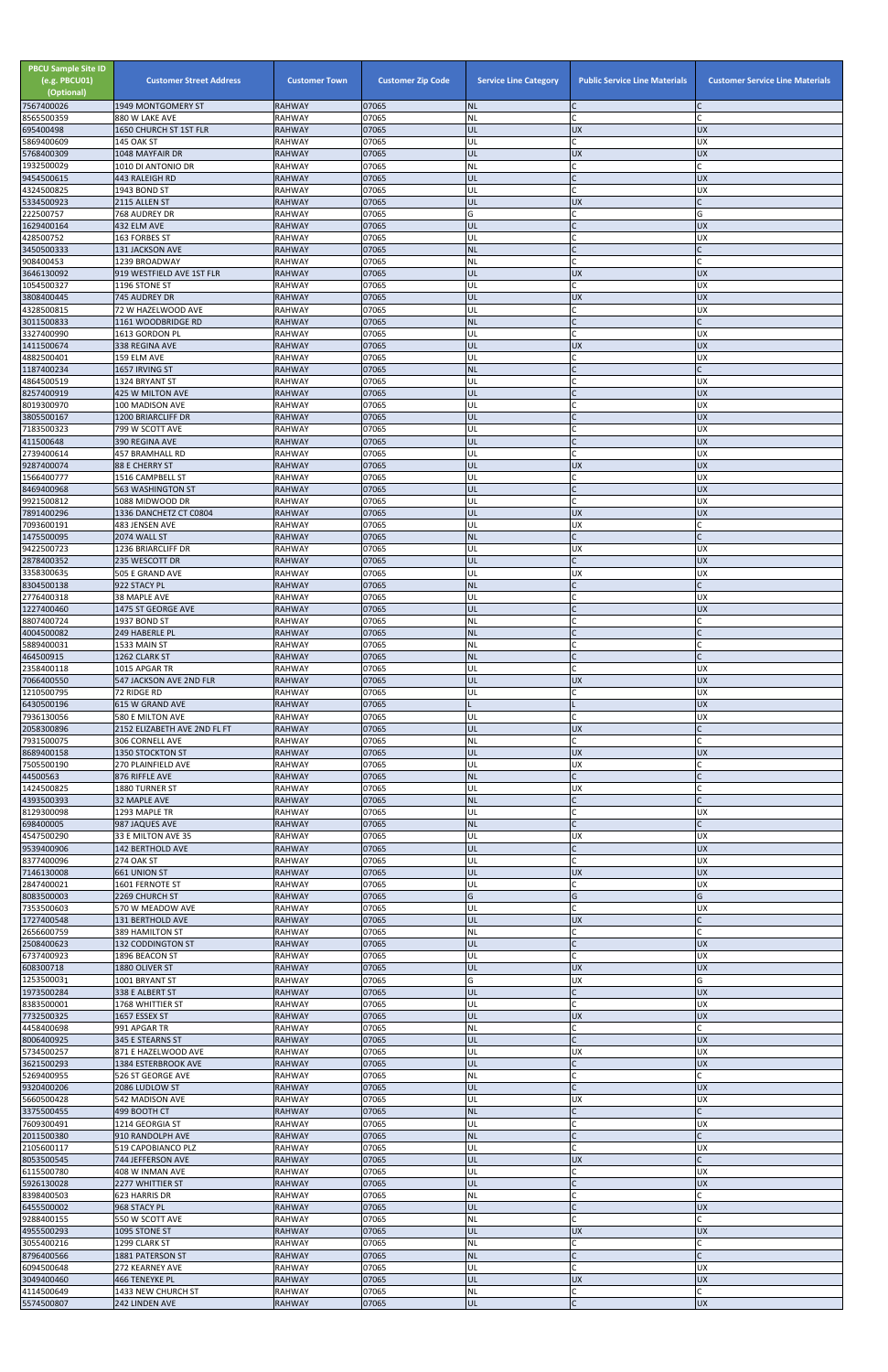| PBCU Sample Site ID (e.g. PBCU01) (Optional) | Customer Street Address | Customer Town | Customer Zip Code | Service Line Category | Public Service Line Materials | Customer Service Line Materials |
|---|---|---|---|---|---|---|
| 7567400026 | 1949 MONTGOMERY ST | RAHWAY | 07065 | NL | C | C |
| 8565500359 | 880 W LAKE AVE | RAHWAY | 07065 | NL | C | C |
| 695400498 | 1650 CHURCH ST 1ST FLR | RAHWAY | 07065 | UL | UX | UX |
| 5869400609 | 145 OAK ST | RAHWAY | 07065 | UL | C | UX |
| 5768400309 | 1048 MAYFAIR DR | RAHWAY | 07065 | UL | UX | UX |
| 1932500029 | 1010 DI ANTONIO DR | RAHWAY | 07065 | NL | C | C |
| 9454500615 | 443 RALEIGH RD | RAHWAY | 07065 | UL | C | UX |
| 4324500825 | 1943 BOND ST | RAHWAY | 07065 | UL | C | UX |
| 5334500923 | 2115 ALLEN ST | RAHWAY | 07065 | UL | UX | C |
| 222500757 | 768 AUDREY DR | RAHWAY | 07065 | G | C | G |
| 1629400164 | 432 ELM AVE | RAHWAY | 07065 | UL | C | UX |
| 428500752 | 163 FORBES ST | RAHWAY | 07065 | UL | C | UX |
| 3450500333 | 131 JACKSON AVE | RAHWAY | 07065 | NL | C | C |
| 908400453 | 1239 BROADWAY | RAHWAY | 07065 | NL | C | C |
| 3646130092 | 919 WESTFIELD AVE 1ST FLR | RAHWAY | 07065 | UL | UX | UX |
| 1054500327 | 1196 STONE ST | RAHWAY | 07065 | UL | C | UX |
| 3808400445 | 745 AUDREY DR | RAHWAY | 07065 | UL | UX | UX |
| 4328500815 | 72 W HAZELWOOD AVE | RAHWAY | 07065 | UL | C | UX |
| 3011500833 | 1161 WOODBRIDGE RD | RAHWAY | 07065 | NL | C | C |
| 3327400990 | 1613 GORDON PL | RAHWAY | 07065 | UL | C | UX |
| 1411500674 | 338 REGINA AVE | RAHWAY | 07065 | UL | UX | UX |
| 4882500401 | 159 ELM AVE | RAHWAY | 07065 | UL | C | UX |
| 1187400234 | 1657 IRVING ST | RAHWAY | 07065 | NL | C | C |
| 4864500519 | 1324 BRYANT ST | RAHWAY | 07065 | UL | C | UX |
| 8257400919 | 425 W MILTON AVE | RAHWAY | 07065 | UL | C | UX |
| 8019300970 | 100 MADISON AVE | RAHWAY | 07065 | UL | C | UX |
| 3805500167 | 1200 BRIARCLIFF DR | RAHWAY | 07065 | UL | C | UX |
| 7183500323 | 799 W SCOTT AVE | RAHWAY | 07065 | UL | C | UX |
| 411500648 | 390 REGINA AVE | RAHWAY | 07065 | UL | C | UX |
| 2739400614 | 457 BRAMHALL RD | RAHWAY | 07065 | UL | C | UX |
| 9287400074 | 88 E CHERRY ST | RAHWAY | 07065 | UL | UX | UX |
| 1566400777 | 1516 CAMPBELL ST | RAHWAY | 07065 | UL | C | UX |
| 8469400968 | 563 WASHINGTON ST | RAHWAY | 07065 | UL | C | UX |
| 9921500812 | 1088 MIDWOOD DR | RAHWAY | 07065 | UL | C | UX |
| 7891400296 | 1336 DANCHETZ CT C0804 | RAHWAY | 07065 | UL | UX | UX |
| 7093600191 | 483 JENSEN AVE | RAHWAY | 07065 | UL | UX | C |
| 1475500095 | 2074 WALL ST | RAHWAY | 07065 | NL | C | C |
| 9422500723 | 1236 BRIARCLIFF DR | RAHWAY | 07065 | UL | UX | UX |
| 2878400352 | 235 WESCOTT DR | RAHWAY | 07065 | UL | C | UX |
| 3358300635 | 505 E GRAND AVE | RAHWAY | 07065 | UL | UX | UX |
| 8304500138 | 922 STACY PL | RAHWAY | 07065 | NL | C | C |
| 2776400318 | 38 MAPLE AVE | RAHWAY | 07065 | UL | C | UX |
| 1227400460 | 1475 ST GEORGE AVE | RAHWAY | 07065 | UL | C | UX |
| 8807400724 | 1937 BOND ST | RAHWAY | 07065 | NL | C | C |
| 4004500082 | 249 HABERLE PL | RAHWAY | 07065 | NL | C | C |
| 5889400031 | 1533 MAIN ST | RAHWAY | 07065 | NL | C | C |
| 464500915 | 1262 CLARK ST | RAHWAY | 07065 | NL | C | C |
| 2358400118 | 1015 APGAR TR | RAHWAY | 07065 | UL | C | UX |
| 7066400550 | 547 JACKSON AVE 2ND FLR | RAHWAY | 07065 | UL | UX | UX |
| 1210500795 | 72 RIDGE RD | RAHWAY | 07065 | UL | C | UX |
| 6430500196 | 615 W GRAND AVE | RAHWAY | 07065 | L | L | UX |
| 7936130056 | 580 E MILTON AVE | RAHWAY | 07065 | UL | C | UX |
| 2058300896 | 2152 ELIZABETH AVE 2ND FL FT | RAHWAY | 07065 | UL | UX | C |
| 7931500075 | 306 CORNELL AVE | RAHWAY | 07065 | NL | C | C |
| 8689400158 | 1350 STOCKTON ST | RAHWAY | 07065 | UL | UX | UX |
| 7505500190 | 270 PLAINFIELD AVE | RAHWAY | 07065 | UL | UX | C |
| 44500563 | 876 RIFFLE AVE | RAHWAY | 07065 | NL | C | C |
| 1424500825 | 1880 TURNER ST | RAHWAY | 07065 | UL | UX | C |
| 4393500393 | 32 MAPLE AVE | RAHWAY | 07065 | NL | C | C |
| 8129300098 | 1293 MAPLE TR | RAHWAY | 07065 | UL | C | UX |
| 698400005 | 987 JAQUES AVE | RAHWAY | 07065 | NL | C | C |
| 4547500290 | 33 E MILTON AVE 35 | RAHWAY | 07065 | UL | UX | UX |
| 9539400906 | 142 BERTHOLD AVE | RAHWAY | 07065 | UL | C | UX |
| 8377400096 | 274 OAK ST | RAHWAY | 07065 | UL | C | UX |
| 7146130008 | 661 UNION ST | RAHWAY | 07065 | UL | UX | UX |
| 2847400021 | 1601 FERNOTE ST | RAHWAY | 07065 | UL | C | UX |
| 8083500003 | 2269 CHURCH ST | RAHWAY | 07065 | G | G | G |
| 7353500603 | 570 W MEADOW AVE | RAHWAY | 07065 | UL | C | UX |
| 1727400548 | 131 BERTHOLD AVE | RAHWAY | 07065 | UL | UX | C |
| 2656600759 | 389 HAMILTON ST | RAHWAY | 07065 | NL | C | C |
| 2508400623 | 132 CODDINGTON ST | RAHWAY | 07065 | UL | C | UX |
| 6737400923 | 1896 BEACON ST | RAHWAY | 07065 | UL | C | UX |
| 608300718 | 1880 OLIVER ST | RAHWAY | 07065 | UL | UX | UX |
| 1253500031 | 1001 BRYANT ST | RAHWAY | 07065 | G | UX | G |
| 1973500284 | 338 E ALBERT ST | RAHWAY | 07065 | UL | C | UX |
| 8383500001 | 1768 WHITTIER ST | RAHWAY | 07065 | UL | C | UX |
| 7732500325 | 1657 ESSEX ST | RAHWAY | 07065 | UL | UX | UX |
| 4458400698 | 991 APGAR TR | RAHWAY | 07065 | NL | C | C |
| 8006400925 | 345 E STEARNS ST | RAHWAY | 07065 | UL | C | UX |
| 5734500257 | 871 E HAZELWOOD AVE | RAHWAY | 07065 | UL | UX | UX |
| 3621500293 | 1384 ESTERBROOK AVE | RAHWAY | 07065 | UL | C | UX |
| 5269400955 | 526 ST GEORGE AVE | RAHWAY | 07065 | NL | C | C |
| 9320400206 | 2086 LUDLOW ST | RAHWAY | 07065 | UL | C | UX |
| 5660500428 | 542 MADISON AVE | RAHWAY | 07065 | UL | UX | UX |
| 3375500455 | 499 BOOTH CT | RAHWAY | 07065 | NL | C | C |
| 7609300491 | 1214 GEORGIA ST | RAHWAY | 07065 | UL | C | UX |
| 2011500380 | 910 RANDOLPH AVE | RAHWAY | 07065 | NL | C | C |
| 2105600117 | 519 CAPOBIANCO PLZ | RAHWAY | 07065 | UL | C | UX |
| 8053500545 | 744 JEFFERSON AVE | RAHWAY | 07065 | UL | UX | C |
| 6115500780 | 408 W INMAN AVE | RAHWAY | 07065 | UL | C | UX |
| 5926130028 | 2277 WHITTIER ST | RAHWAY | 07065 | UL | C | UX |
| 8398400503 | 623 HARRIS DR | RAHWAY | 07065 | NL | C | C |
| 6455500002 | 968 STACY PL | RAHWAY | 07065 | UL | C | UX |
| 9288400155 | 550 W SCOTT AVE | RAHWAY | 07065 | NL | C | C |
| 4955500293 | 1095 STONE ST | RAHWAY | 07065 | UL | UX | UX |
| 3055400216 | 1299 CLARK ST | RAHWAY | 07065 | NL | C | C |
| 8796400566 | 1881 PATERSON ST | RAHWAY | 07065 | NL | C | C |
| 6094500648 | 272 KEARNEY AVE | RAHWAY | 07065 | UL | C | UX |
| 3049400460 | 466 TENEYKE PL | RAHWAY | 07065 | UL | UX | UX |
| 4114500649 | 1433 NEW CHURCH ST | RAHWAY | 07065 | NL | C | C |
| 5574500807 | 242 LINDEN AVE | RAHWAY | 07065 | UL | C | UX |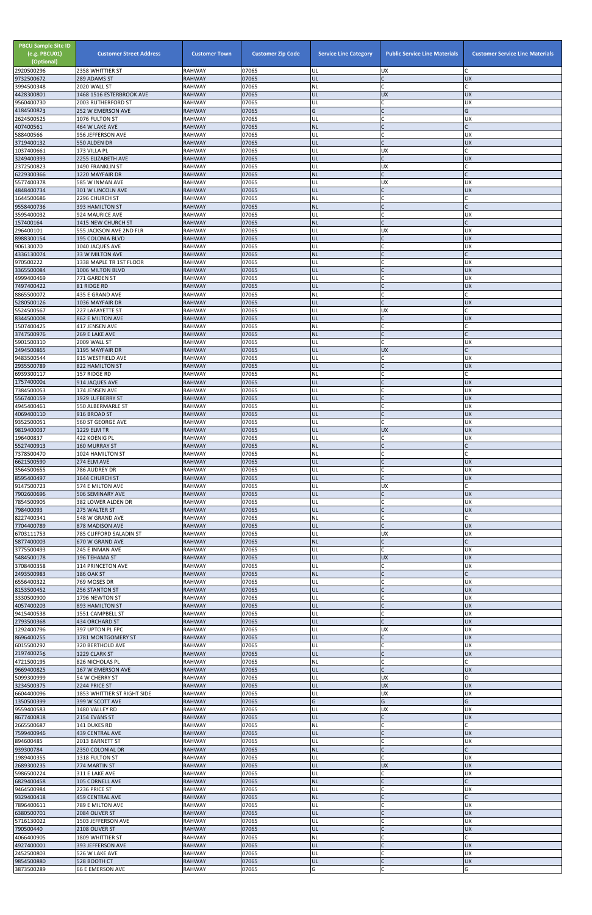| PBCU Sample Site ID (e.g. PBCU01) (Optional) | Customer Street Address | Customer Town | Customer Zip Code | Service Line Category | Public Service Line Materials | Customer Service Line Materials |
|---|---|---|---|---|---|---|
| 2920500296 | 2358 WHITTIER ST | RAHWAY | 07065 | UL | UX | C |
| 9732500672 | 289 ADAMS ST | RAHWAY | 07065 | UL | C | UX |
| 3994500348 | 2020 WALL ST | RAHWAY | 07065 | NL | C | C |
| 4428300801 | 1468 1516 ESTERBROOK AVE | RAHWAY | 07065 | UL | UX | UX |
| 9560400730 | 2003 RUTHERFORD ST | RAHWAY | 07065 | UL | C | UX |
| 4184500823 | 252 W EMERSON AVE | RAHWAY | 07065 | G | C | G |
| 2624500525 | 1076 FULTON ST | RAHWAY | 07065 | UL | C | UX |
| 407400561 | 464 W LAKE AVE | RAHWAY | 07065 | NL | C | C |
| 588400566 | 956 JEFFERSON AVE | RAHWAY | 07065 | UL | C | UX |
| 3719400132 | 550 ALDEN DR | RAHWAY | 07065 | UL | C | UX |
| 1037400661 | 173 VILLA PL | RAHWAY | 07065 | UL | UX | C |
| 3249400393 | 2255 ELIZABETH AVE | RAHWAY | 07065 | UL | C | UX |
| 2372500823 | 1490 FRANKLIN ST | RAHWAY | 07065 | UL | UX | C |
| 6229300366 | 1220 MAYFAIR DR | RAHWAY | 07065 | NL | C | C |
| 5577400378 | 585 W INMAN AVE | RAHWAY | 07065 | UL | UX | UX |
| 4848400734 | 301 W LINCOLN AVE | RAHWAY | 07065 | UL | C | UX |
| 1644500686 | 2296 CHURCH ST | RAHWAY | 07065 | NL | C | C |
| 9558400736 | 393 HAMILTON ST | RAHWAY | 07065 | NL | C | C |
| 3595400032 | 924 MAURICE AVE | RAHWAY | 07065 | UL | C | UX |
| 157400164 | 1415 NEW CHURCH ST | RAHWAY | 07065 | NL | C | C |
| 296400101 | 555 JACKSON AVE 2ND FLR | RAHWAY | 07065 | UL | UX | UX |
| 8988300154 | 195 COLONIA BLVD | RAHWAY | 07065 | UL | C | UX |
| 906130070 | 1040 JAQUES AVE | RAHWAY | 07065 | UL | C | UX |
| 4336130074 | 33 W MILTON AVE | RAHWAY | 07065 | NL | C | C |
| 970500222 | 1338 MAPLE TR 1ST FLOOR | RAHWAY | 07065 | UL | C | UX |
| 3365500084 | 1006 MILTON BLVD | RAHWAY | 07065 | UL | C | UX |
| 4999400469 | 771 GARDEN ST | RAHWAY | 07065 | UL | C | UX |
| 7497400422 | 81 RIDGE RD | RAHWAY | 07065 | UL | C | UX |
| 8865500072 | 435 E GRAND AVE | RAHWAY | 07065 | NL | C | C |
| 5280500126 | 1036 MAYFAIR DR | RAHWAY | 07065 | UL | C | UX |
| 5524500567 | 227 LAFAYETTE ST | RAHWAY | 07065 | UL | UX | C |
| 8344500008 | 862 E MILTON AVE | RAHWAY | 07065 | UL | C | UX |
| 1507400425 | 417 JENSEN AVE | RAHWAY | 07065 | NL | C | C |
| 3747500976 | 269 E LAKE AVE | RAHWAY | 07065 | NL | C | C |
| 5901500310 | 2009 WALL ST | RAHWAY | 07065 | UL | C | UX |
| 2494500865 | 1195 MAYFAIR DR | RAHWAY | 07065 | UL | UX | C |
| 9483500544 | 915 WESTFIELD AVE | RAHWAY | 07065 | UL | C | UX |
| 2935500789 | 822 HAMILTON ST | RAHWAY | 07065 | UL | C | UX |
| 6939300117 | 157 RIDGE RD | RAHWAY | 07065 | NL | C | C |
| 1757400004 | 914 JAQUES AVE | RAHWAY | 07065 | UL | C | UX |
| 7384500053 | 174 JENSEN AVE | RAHWAY | 07065 | UL | C | UX |
| 5567400159 | 1929 LUFBERRY ST | RAHWAY | 07065 | UL | C | UX |
| 4945400461 | 550 ALBERMARLE ST | RAHWAY | 07065 | UL | C | UX |
| 4069400110 | 916 BROAD ST | RAHWAY | 07065 | UL | C | UX |
| 9352500051 | 560 ST GEORGE AVE | RAHWAY | 07065 | UL | C | UX |
| 9819400037 | 1229 ELM TR | RAHWAY | 07065 | UL | UX | UX |
| 196400837 | 422 KOENIG PL | RAHWAY | 07065 | UL | C | UX |
| 5527400913 | 160 MURRAY ST | RAHWAY | 07065 | NL | C | C |
| 7378500470 | 1024 HAMILTON ST | RAHWAY | 07065 | NL | C | C |
| 6621500590 | 274 ELM AVE | RAHWAY | 07065 | UL | C | UX |
| 3564500655 | 786 AUDREY DR | RAHWAY | 07065 | UL | C | UX |
| 8595400497 | 1644 CHURCH ST | RAHWAY | 07065 | UL | C | UX |
| 9147500723 | 574 E MILTON AVE | RAHWAY | 07065 | UL | UX | C |
| 7902600696 | 506 SEMINARY AVE | RAHWAY | 07065 | UL | C | UX |
| 7854500905 | 382 LOWER ALDEN DR | RAHWAY | 07065 | UL | C | UX |
| 798400093 | 275 WALTER ST | RAHWAY | 07065 | UL | C | UX |
| 8227400341 | 548 W GRAND AVE | RAHWAY | 07065 | NL | C | C |
| 7704400789 | 878 MADISON AVE | RAHWAY | 07065 | UL | C | UX |
| 6703111753 | 785 CLIFFORD SALADIN ST | RAHWAY | 07065 | UL | UX | UX |
| 5877400003 | 670 W GRAND AVE | RAHWAY | 07065 | NL | C | C |
| 3775500493 | 245 E INMAN AVE | RAHWAY | 07065 | UL | C | UX |
| 5484500178 | 196 TEHAMA ST | RAHWAY | 07065 | UL | UX | UX |
| 3708400358 | 114 PRINCETON AVE | RAHWAY | 07065 | UL | C | UX |
| 2493500983 | 186 OAK ST | RAHWAY | 07065 | NL | C | C |
| 6556400322 | 769 MOSES DR | RAHWAY | 07065 | UL | C | UX |
| 8153500452 | 256 STANTON ST | RAHWAY | 07065 | UL | C | UX |
| 3330500900 | 1796 NEWTON ST | RAHWAY | 07065 | UL | C | UX |
| 4057400203 | 893 HAMILTON ST | RAHWAY | 07065 | UL | C | UX |
| 9415400538 | 1551 CAMPBELL ST | RAHWAY | 07065 | UL | C | UX |
| 2793500368 | 434 ORCHARD ST | RAHWAY | 07065 | UL | C | UX |
| 1292400796 | 397 UPTON PL FPC | RAHWAY | 07065 | UL | UX | UX |
| 8696400255 | 1781 MONTGOMERY ST | RAHWAY | 07065 | UL | C | UX |
| 6015500292 | 320 BERTHOLD AVE | RAHWAY | 07065 | UL | C | UX |
| 2197400256 | 1229 CLARK ST | RAHWAY | 07065 | UL | C | UX |
| 4721500195 | 826 NICHOLAS PL | RAHWAY | 07065 | NL | C | C |
| 9669400825 | 167 W EMERSON AVE | RAHWAY | 07065 | UL | C | UX |
| 5099300999 | 54 W CHERRY ST | RAHWAY | 07065 | UL | UX | O |
| 3234500375 | 2244 PRICE ST | RAHWAY | 07065 | UL | UX | UX |
| 6604400096 | 1853 WHITTIER ST RIGHT SIDE | RAHWAY | 07065 | UL | UX | UX |
| 1350500399 | 399 W SCOTT AVE | RAHWAY | 07065 | G | G | G |
| 9559400583 | 1480 VALLEY RD | RAHWAY | 07065 | UL | UX | UX |
| 8677400818 | 2154 EVANS ST | RAHWAY | 07065 | UL | C | UX |
| 2665500687 | 141 DUKES RD | RAHWAY | 07065 | NL | C | C |
| 7599400946 | 439 CENTRAL AVE | RAHWAY | 07065 | UL | C | UX |
| 894600485 | 2013 BARNETT ST | RAHWAY | 07065 | UL | C | UX |
| 939300784 | 2350 COLONIAL DR | RAHWAY | 07065 | NL | C | C |
| 1989400355 | 1318 FULTON ST | RAHWAY | 07065 | UL | C | UX |
| 2689300235 | 774 MARTIN ST | RAHWAY | 07065 | UL | UX | UX |
| 5986500224 | 311 E LAKE AVE | RAHWAY | 07065 | UL | C | UX |
| 6829400458 | 105 CORNELL AVE | RAHWAY | 07065 | NL | C | C |
| 9464500984 | 2236 PRICE ST | RAHWAY | 07065 | UL | C | UX |
| 9329400418 | 459 CENTRAL AVE | RAHWAY | 07065 | NL | C | C |
| 7896400611 | 789 E MILTON AVE | RAHWAY | 07065 | UL | C | UX |
| 6380500701 | 2084 OLIVER ST | RAHWAY | 07065 | UL | C | UX |
| 5716130022 | 1503 JEFFERSON AVE | RAHWAY | 07065 | UL | C | UX |
| 790500440 | 2108 OLIVER ST | RAHWAY | 07065 | UL | C | UX |
| 4066400905 | 1809 WHITTIER ST | RAHWAY | 07065 | NL | C | C |
| 4927400001 | 393 JEFFERSON AVE | RAHWAY | 07065 | UL | C | UX |
| 2452500803 | 526 W LAKE AVE | RAHWAY | 07065 | UL | C | UX |
| 9854500880 | 528 BOOTH CT | RAHWAY | 07065 | UL | C | UX |
| 3873500289 | 66 E EMERSON AVE | RAHWAY | 07065 | G | C | G |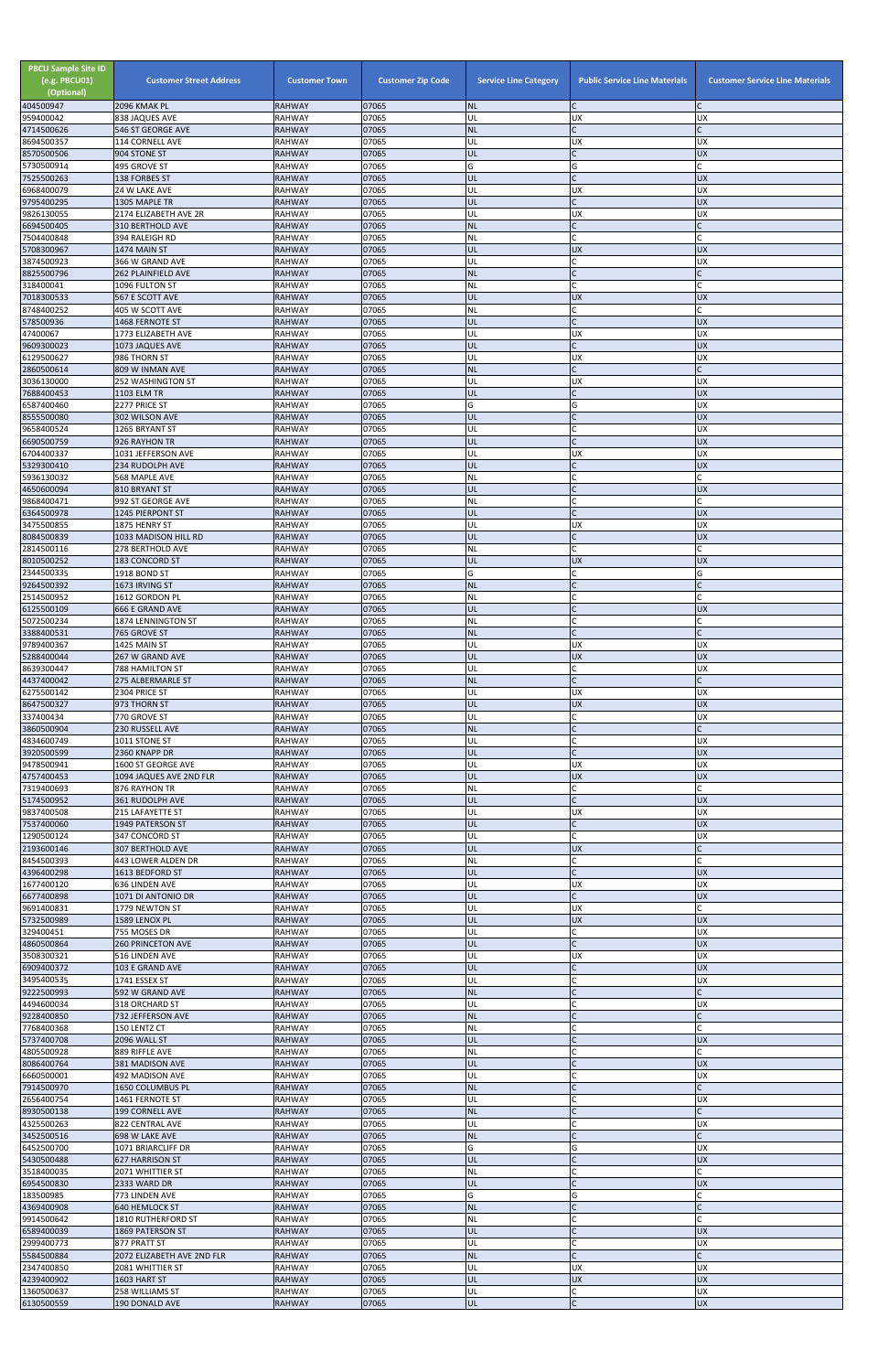| PBCU Sample Site ID (e.g. PBCU01) (Optional) | Customer Street Address | Customer Town | Customer Zip Code | Service Line Category | Public Service Line Materials | Customer Service Line Materials |
|---|---|---|---|---|---|---|
| 404500947 | 2096 KMAK PL | RAHWAY | 07065 | NL | C | C |
| 959400042 | 838 JAQUES AVE | RAHWAY | 07065 | UL | UX | UX |
| 4714500626 | 546 ST GEORGE AVE | RAHWAY | 07065 | NL | C | C |
| 8694500357 | 114 CORNELL AVE | RAHWAY | 07065 | UL | UX | UX |
| 8570500506 | 904 STONE ST | RAHWAY | 07065 | UL | C | UX |
| 5730500914 | 495 GROVE ST | RAHWAY | 07065 | G | G | C |
| 7525500263 | 138 FORBES ST | RAHWAY | 07065 | UL | C | UX |
| 6968400079 | 24 W LAKE AVE | RAHWAY | 07065 | UL | UX | UX |
| 9795400295 | 1305 MAPLE TR | RAHWAY | 07065 | UL | C | UX |
| 9826130055 | 2174 ELIZABETH AVE 2R | RAHWAY | 07065 | UL | UX | UX |
| 6694500405 | 310 BERTHOLD AVE | RAHWAY | 07065 | NL | C | C |
| 7504400848 | 394 RALEIGH RD | RAHWAY | 07065 | NL | C | C |
| 5708300967 | 1474 MAIN ST | RAHWAY | 07065 | UL | UX | UX |
| 3874500923 | 366 W GRAND AVE | RAHWAY | 07065 | UL | C | UX |
| 8825500796 | 262 PLAINFIELD AVE | RAHWAY | 07065 | NL | C | C |
| 318400041 | 1096 FULTON ST | RAHWAY | 07065 | NL | C | C |
| 7018300533 | 567 E SCOTT AVE | RAHWAY | 07065 | UL | UX | UX |
| 8748400252 | 405 W SCOTT AVE | RAHWAY | 07065 | NL | C | C |
| 578500936 | 1468 FERNOTE ST | RAHWAY | 07065 | UL | C | UX |
| 47400067 | 1773 ELIZABETH AVE | RAHWAY | 07065 | UL | UX | UX |
| 9609300023 | 1073 JAQUES AVE | RAHWAY | 07065 | UL | C | UX |
| 6129500627 | 986 THORN ST | RAHWAY | 07065 | UL | UX | UX |
| 2860500614 | 809 W INMAN AVE | RAHWAY | 07065 | NL | C | C |
| 3036130000 | 252 WASHINGTON ST | RAHWAY | 07065 | UL | UX | UX |
| 7688400453 | 1103 ELM TR | RAHWAY | 07065 | UL | C | UX |
| 6587400460 | 2277 PRICE ST | RAHWAY | 07065 | G | G | UX |
| 8555500080 | 302 WILSON AVE | RAHWAY | 07065 | UL | C | UX |
| 9658400524 | 1265 BRYANT ST | RAHWAY | 07065 | UL | C | UX |
| 6690500759 | 926 RAYHON TR | RAHWAY | 07065 | UL | C | UX |
| 6704400337 | 1031 JEFFERSON AVE | RAHWAY | 07065 | UL | UX | UX |
| 5329300410 | 234 RUDOLPH AVE | RAHWAY | 07065 | UL | C | UX |
| 5936130032 | 568 MAPLE AVE | RAHWAY | 07065 | NL | C | C |
| 4650600094 | 810 BRYANT ST | RAHWAY | 07065 | UL | C | UX |
| 9868400471 | 992 ST GEORGE AVE | RAHWAY | 07065 | NL | C | C |
| 6364500978 | 1245 PIERPONT ST | RAHWAY | 07065 | UL | C | UX |
| 3475500855 | 1875 HENRY ST | RAHWAY | 07065 | UL | UX | UX |
| 8084500839 | 1033 MADISON HILL RD | RAHWAY | 07065 | UL | C | UX |
| 2814500116 | 278 BERTHOLD AVE | RAHWAY | 07065 | NL | C | C |
| 8010500252 | 183 CONCORD ST | RAHWAY | 07065 | UL | UX | UX |
| 2344500335 | 1918 BOND ST | RAHWAY | 07065 | G | C | G |
| 9264500392 | 1673 IRVING ST | RAHWAY | 07065 | NL | C | C |
| 2514500952 | 1612 GORDON PL | RAHWAY | 07065 | NL | C | C |
| 6125500109 | 666 E GRAND AVE | RAHWAY | 07065 | UL | C | UX |
| 5072500234 | 1874 LENNINGTON ST | RAHWAY | 07065 | NL | C | C |
| 3388400531 | 765 GROVE ST | RAHWAY | 07065 | NL | C | C |
| 9789400367 | 1425 MAIN ST | RAHWAY | 07065 | UL | UX | UX |
| 5288400044 | 267 W GRAND AVE | RAHWAY | 07065 | UL | UX | UX |
| 8639300447 | 788 HAMILTON ST | RAHWAY | 07065 | UL | C | UX |
| 4437400042 | 275 ALBERMARLE ST | RAHWAY | 07065 | NL | C | C |
| 6275500142 | 2304 PRICE ST | RAHWAY | 07065 | UL | UX | UX |
| 8647500327 | 973 THORN ST | RAHWAY | 07065 | UL | UX | UX |
| 337400434 | 770 GROVE ST | RAHWAY | 07065 | UL | C | UX |
| 3860500904 | 230 RUSSELL AVE | RAHWAY | 07065 | NL | C | C |
| 4834600749 | 1011 STONE ST | RAHWAY | 07065 | UL | C | UX |
| 3920500599 | 2360 KNAPP DR | RAHWAY | 07065 | UL | C | UX |
| 9478500941 | 1600 ST GEORGE AVE | RAHWAY | 07065 | UL | UX | UX |
| 4757400453 | 1094 JAQUES AVE 2ND FLR | RAHWAY | 07065 | UL | UX | UX |
| 7319400693 | 876 RAYHON TR | RAHWAY | 07065 | NL | C | C |
| 5174500952 | 361 RUDOLPH AVE | RAHWAY | 07065 | UL | C | UX |
| 9837400508 | 215 LAFAYETTE ST | RAHWAY | 07065 | UL | UX | UX |
| 7537400060 | 1949 PATERSON ST | RAHWAY | 07065 | UL | C | UX |
| 1290500124 | 347 CONCORD ST | RAHWAY | 07065 | UL | C | UX |
| 2193600146 | 307 BERTHOLD AVE | RAHWAY | 07065 | UL | UX | C |
| 8454500393 | 443 LOWER ALDEN DR | RAHWAY | 07065 | NL | C | C |
| 4396400298 | 1613 BEDFORD ST | RAHWAY | 07065 | UL | C | UX |
| 1677400120 | 636 LINDEN AVE | RAHWAY | 07065 | UL | UX | UX |
| 6677400898 | 1071 DI ANTONIO DR | RAHWAY | 07065 | UL | C | UX |
| 9691400831 | 1779 NEWTON ST | RAHWAY | 07065 | UL | UX | C |
| 5732500989 | 1589 LENOX PL | RAHWAY | 07065 | UL | UX | UX |
| 329400451 | 755 MOSES DR | RAHWAY | 07065 | UL | C | UX |
| 4860500864 | 260 PRINCETON AVE | RAHWAY | 07065 | UL | C | UX |
| 3508300321 | 516 LINDEN AVE | RAHWAY | 07065 | UL | UX | UX |
| 6909400372 | 103 E GRAND AVE | RAHWAY | 07065 | UL | C | UX |
| 3495400535 | 1741 ESSEX ST | RAHWAY | 07065 | UL | C | UX |
| 9222500993 | 592 W GRAND AVE | RAHWAY | 07065 | NL | C | C |
| 4494600034 | 318 ORCHARD ST | RAHWAY | 07065 | UL | C | UX |
| 9228400850 | 732 JEFFERSON AVE | RAHWAY | 07065 | NL | C | C |
| 7768400368 | 150 LENTZ CT | RAHWAY | 07065 | NL | C | C |
| 5737400708 | 2096 WALL ST | RAHWAY | 07065 | UL | C | UX |
| 4805500928 | 889 RIFFLE AVE | RAHWAY | 07065 | NL | C | C |
| 8086400764 | 381 MADISON AVE | RAHWAY | 07065 | UL | C | UX |
| 6660500001 | 492 MADISON AVE | RAHWAY | 07065 | UL | C | UX |
| 7914500970 | 1650 COLUMBUS PL | RAHWAY | 07065 | NL | C | C |
| 2656400754 | 1461 FERNOTE ST | RAHWAY | 07065 | UL | C | UX |
| 8930500138 | 199 CORNELL AVE | RAHWAY | 07065 | NL | C | C |
| 4325500263 | 822 CENTRAL AVE | RAHWAY | 07065 | UL | C | UX |
| 3452500516 | 698 W LAKE AVE | RAHWAY | 07065 | NL | C | C |
| 6452500700 | 1071 BRIARCLIFF DR | RAHWAY | 07065 | G | G | UX |
| 5430500488 | 627 HARRISON ST | RAHWAY | 07065 | UL | C | UX |
| 3518400035 | 2071 WHITTIER ST | RAHWAY | 07065 | NL | C | C |
| 6954500830 | 2333 WARD DR | RAHWAY | 07065 | UL | C | UX |
| 183500985 | 773 LINDEN AVE | RAHWAY | 07065 | G | G | C |
| 4369400908 | 640 HEMLOCK ST | RAHWAY | 07065 | NL | C | C |
| 9914500642 | 1810 RUTHERFORD ST | RAHWAY | 07065 | NL | C | C |
| 6589400039 | 1869 PATERSON ST | RAHWAY | 07065 | UL | C | UX |
| 2999400773 | 877 PRATT ST | RAHWAY | 07065 | UL | C | UX |
| 5584500884 | 2072 ELIZABETH AVE 2ND FLR | RAHWAY | 07065 | NL | C | C |
| 2347400850 | 2081 WHITTIER ST | RAHWAY | 07065 | UL | UX | UX |
| 4239400902 | 1603 HART ST | RAHWAY | 07065 | UL | UX | UX |
| 1360500637 | 258 WILLIAMS ST | RAHWAY | 07065 | UL | C | UX |
| 6130500559 | 190 DONALD AVE | RAHWAY | 07065 | UL | C | UX |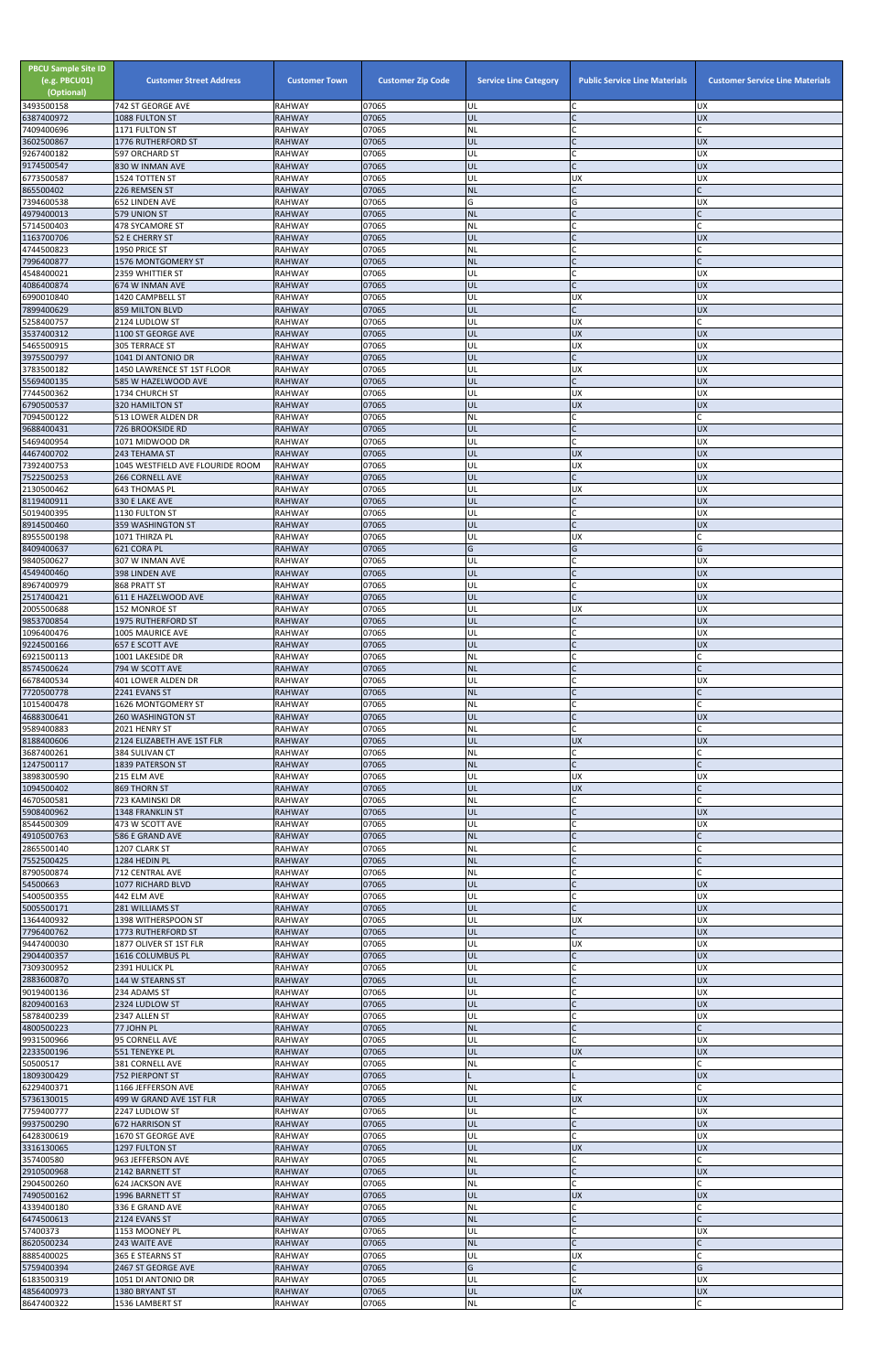| PBCU Sample Site ID (e.g. PBCU01) (Optional) | Customer Street Address | Customer Town | Customer Zip Code | Service Line Category | Public Service Line Materials | Customer Service Line Materials |
|---|---|---|---|---|---|---|
| 3493500158 | 742 ST GEORGE AVE | RAHWAY | 07065 | UL | C | UX |
| 6387400972 | 1088 FULTON ST | RAHWAY | 07065 | UL | C | UX |
| 7409400696 | 1171 FULTON ST | RAHWAY | 07065 | NL | C | C |
| 3602500867 | 1776 RUTHERFORD ST | RAHWAY | 07065 | UL | C | UX |
| 9267400182 | 597 ORCHARD ST | RAHWAY | 07065 | UL | C | UX |
| 9174500547 | 830 W INMAN AVE | RAHWAY | 07065 | UL | C | UX |
| 6773500587 | 1524 TOTTEN ST | RAHWAY | 07065 | UL | UX | UX |
| 865500402 | 226 REMSEN ST | RAHWAY | 07065 | NL | C | C |
| 7394600538 | 652 LINDEN AVE | RAHWAY | 07065 | G | G | UX |
| 4979400013 | 579 UNION ST | RAHWAY | 07065 | NL | C | C |
| 5714500403 | 478 SYCAMORE ST | RAHWAY | 07065 | NL | C | C |
| 1163700706 | 52 E CHERRY ST | RAHWAY | 07065 | UL | C | UX |
| 4744500823 | 1950 PRICE ST | RAHWAY | 07065 | NL | C | C |
| 7996400877 | 1576 MONTGOMERY ST | RAHWAY | 07065 | NL | C | C |
| 4548400021 | 2359 WHITTIER ST | RAHWAY | 07065 | UL | C | UX |
| 4086400874 | 674 W INMAN AVE | RAHWAY | 07065 | UL | C | UX |
| 6990010840 | 1420 CAMPBELL ST | RAHWAY | 07065 | UL | UX | UX |
| 7899400629 | 859 MILTON BLVD | RAHWAY | 07065 | UL | C | UX |
| 5258400757 | 2124 LUDLOW ST | RAHWAY | 07065 | UL | UX | C |
| 3537400312 | 1100 ST GEORGE AVE | RAHWAY | 07065 | UL | UX | UX |
| 5465500915 | 305 TERRACE ST | RAHWAY | 07065 | UL | UX | UX |
| 3975500797 | 1041 DI ANTONIO DR | RAHWAY | 07065 | UL | C | UX |
| 3783500182 | 1450 LAWRENCE ST 1ST FLOOR | RAHWAY | 07065 | UL | UX | UX |
| 5569400135 | 585 W HAZELWOOD AVE | RAHWAY | 07065 | UL | C | UX |
| 7744500362 | 1734 CHURCH ST | RAHWAY | 07065 | UL | UX | UX |
| 6790500537 | 320 HAMILTON ST | RAHWAY | 07065 | UL | UX | UX |
| 7094500122 | 513 LOWER ALDEN DR | RAHWAY | 07065 | NL | C | C |
| 9688400431 | 726 BROOKSIDE RD | RAHWAY | 07065 | UL | C | UX |
| 5469400954 | 1071 MIDWOOD DR | RAHWAY | 07065 | UL | C | UX |
| 4467400702 | 243 TEHAMA ST | RAHWAY | 07065 | UL | UX | UX |
| 7392400753 | 1045 WESTFIELD AVE FLOURIDE ROOM | RAHWAY | 07065 | UL | UX | UX |
| 7522500253 | 266 CORNELL AVE | RAHWAY | 07065 | UL | C | UX |
| 2130500462 | 643 THOMAS PL | RAHWAY | 07065 | UL | UX | UX |
| 8119400911 | 330 E LAKE AVE | RAHWAY | 07065 | UL | C | UX |
| 5019400395 | 1130 FULTON ST | RAHWAY | 07065 | UL | C | UX |
| 8914500460 | 359 WASHINGTON ST | RAHWAY | 07065 | UL | C | UX |
| 8955500198 | 1071 THIRZA PL | RAHWAY | 07065 | UL | UX | C |
| 8409400637 | 621 CORA PL | RAHWAY | 07065 | G | G | G |
| 9840500627 | 307 W INMAN AVE | RAHWAY | 07065 | UL | C | UX |
| 4549400460 | 398 LINDEN AVE | RAHWAY | 07065 | UL | C | UX |
| 8967400979 | 868 PRATT ST | RAHWAY | 07065 | UL | C | UX |
| 2517400421 | 611 E HAZELWOOD AVE | RAHWAY | 07065 | UL | C | UX |
| 2005500688 | 152 MONROE ST | RAHWAY | 07065 | UL | UX | UX |
| 9853700854 | 1975 RUTHERFORD ST | RAHWAY | 07065 | UL | C | UX |
| 1096400476 | 1005 MAURICE AVE | RAHWAY | 07065 | UL | C | UX |
| 9224500166 | 657 E SCOTT AVE | RAHWAY | 07065 | UL | C | UX |
| 6921500113 | 1001 LAKESIDE DR | RAHWAY | 07065 | NL | C | C |
| 8574500624 | 794 W SCOTT AVE | RAHWAY | 07065 | NL | C | C |
| 6678400534 | 401 LOWER ALDEN DR | RAHWAY | 07065 | UL | C | UX |
| 7720500778 | 2241 EVANS ST | RAHWAY | 07065 | NL | C | C |
| 1015400478 | 1626 MONTGOMERY ST | RAHWAY | 07065 | NL | C | C |
| 4688300641 | 260 WASHINGTON ST | RAHWAY | 07065 | UL | C | UX |
| 9589400883 | 2021 HENRY ST | RAHWAY | 07065 | NL | C | C |
| 8188400606 | 2124 ELIZABETH AVE 1ST FLR | RAHWAY | 07065 | UL | UX | UX |
| 3687400261 | 384 SULIVAN CT | RAHWAY | 07065 | NL | C | C |
| 1247500117 | 1839 PATERSON ST | RAHWAY | 07065 | NL | C | C |
| 3898300590 | 215 ELM AVE | RAHWAY | 07065 | UL | UX | UX |
| 1094500402 | 869 THORN ST | RAHWAY | 07065 | UL | UX | C |
| 4670500581 | 723 KAMINSKI DR | RAHWAY | 07065 | NL | C | C |
| 5908400962 | 1348 FRANKLIN ST | RAHWAY | 07065 | UL | C | UX |
| 8544500309 | 473 W SCOTT AVE | RAHWAY | 07065 | UL | C | UX |
| 4910500763 | 586 E GRAND AVE | RAHWAY | 07065 | NL | C | C |
| 2865500140 | 1207 CLARK ST | RAHWAY | 07065 | NL | C | C |
| 7552500425 | 1284 HEDIN PL | RAHWAY | 07065 | NL | C | C |
| 8790500874 | 712 CENTRAL AVE | RAHWAY | 07065 | NL | C | C |
| 54500663 | 1077 RICHARD BLVD | RAHWAY | 07065 | UL | C | UX |
| 5400500355 | 442 ELM AVE | RAHWAY | 07065 | UL | C | UX |
| 5005500171 | 281 WILLIAMS ST | RAHWAY | 07065 | UL | C | UX |
| 1364400932 | 1398 WITHERSPOON ST | RAHWAY | 07065 | UL | UX | UX |
| 7796400762 | 1773 RUTHERFORD ST | RAHWAY | 07065 | UL | C | UX |
| 9447400030 | 1877 OLIVER ST 1ST FLR | RAHWAY | 07065 | UL | UX | UX |
| 2904400357 | 1616 COLUMBUS PL | RAHWAY | 07065 | UL | C | UX |
| 7309300952 | 2391 HULICK PL | RAHWAY | 07065 | UL | C | UX |
| 2883600870 | 144 W STEARNS ST | RAHWAY | 07065 | UL | C | UX |
| 9019400136 | 234 ADAMS ST | RAHWAY | 07065 | UL | C | UX |
| 8209400163 | 2324 LUDLOW ST | RAHWAY | 07065 | UL | C | UX |
| 5878400239 | 2347 ALLEN ST | RAHWAY | 07065 | UL | C | UX |
| 4800500223 | 77 JOHN PL | RAHWAY | 07065 | NL | C | C |
| 9931500966 | 95 CORNELL AVE | RAHWAY | 07065 | UL | C | UX |
| 2233500196 | 551 TENEYKE PL | RAHWAY | 07065 | UL | UX | UX |
| 50500517 | 381 CORNELL AVE | RAHWAY | 07065 | NL | C | C |
| 1809300429 | 752 PIERPONT ST | RAHWAY | 07065 | L | L | UX |
| 6229400371 | 1166 JEFFERSON AVE | RAHWAY | 07065 | NL | C | C |
| 5736130015 | 499 W GRAND AVE 1ST FLR | RAHWAY | 07065 | UL | UX | UX |
| 7759400777 | 2247 LUDLOW ST | RAHWAY | 07065 | UL | C | UX |
| 9937500290 | 672 HARRISON ST | RAHWAY | 07065 | UL | C | UX |
| 6428300619 | 1670 ST GEORGE AVE | RAHWAY | 07065 | UL | C | UX |
| 3316130065 | 1297 FULTON ST | RAHWAY | 07065 | UL | UX | UX |
| 357400580 | 963 JEFFERSON AVE | RAHWAY | 07065 | NL | C | C |
| 2910500968 | 2142 BARNETT ST | RAHWAY | 07065 | UL | C | UX |
| 2904500260 | 624 JACKSON AVE | RAHWAY | 07065 | NL | C | C |
| 7490500162 | 1996 BARNETT ST | RAHWAY | 07065 | UL | UX | UX |
| 4339400180 | 336 E GRAND AVE | RAHWAY | 07065 | NL | C | C |
| 6474500613 | 2124 EVANS ST | RAHWAY | 07065 | NL | C | C |
| 57400373 | 1153 MOONEY PL | RAHWAY | 07065 | UL | C | UX |
| 8620500234 | 243 WAITE AVE | RAHWAY | 07065 | NL | C | C |
| 8885400025 | 365 E STEARNS ST | RAHWAY | 07065 | UL | UX | C |
| 5759400394 | 2467 ST GEORGE AVE | RAHWAY | 07065 | G | C | G |
| 6183500319 | 1051 DI ANTONIO DR | RAHWAY | 07065 | UL | C | UX |
| 4856400973 | 1380 BRYANT ST | RAHWAY | 07065 | UL | UX | UX |
| 8647400322 | 1536 LAMBERT ST | RAHWAY | 07065 | NL | C | C |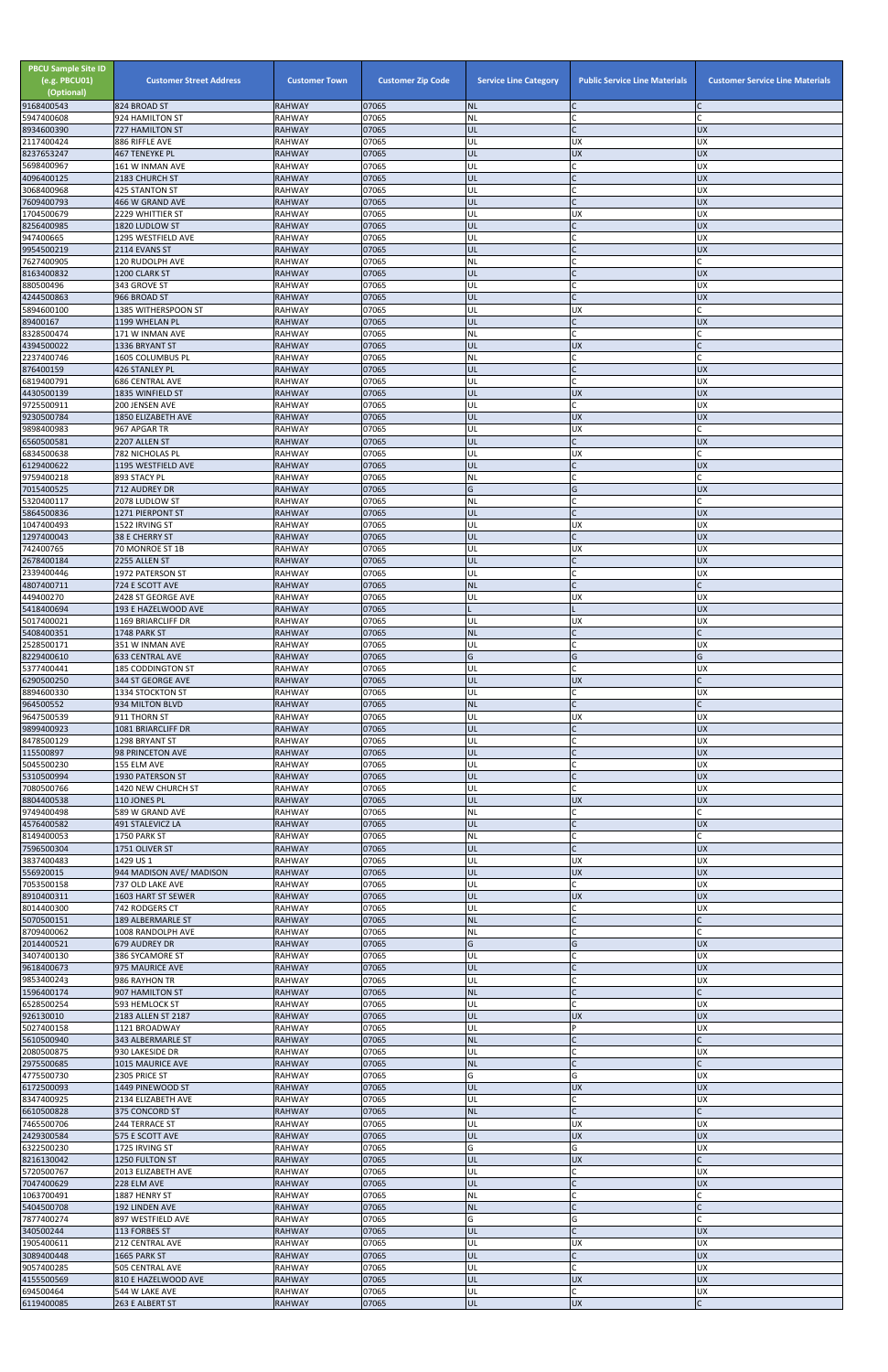| PBCU Sample Site ID (e.g. PBCU01) (Optional) | Customer Street Address | Customer Town | Customer Zip Code | Service Line Category | Public Service Line Materials | Customer Service Line Materials |
|---|---|---|---|---|---|---|
| 9168400543 | 824 BROAD ST | RAHWAY | 07065 | NL | C | C |
| 5947400608 | 924 HAMILTON ST | RAHWAY | 07065 | NL | C | C |
| 8934600390 | 727 HAMILTON ST | RAHWAY | 07065 | UL | C | UX |
| 2117400424 | 886 RIFFLE AVE | RAHWAY | 07065 | UL | UX | UX |
| 8237653247 | 467 TENEYKE PL | RAHWAY | 07065 | UL | UX | UX |
| 5698400967 | 161 W INMAN AVE | RAHWAY | 07065 | UL | C | UX |
| 4096400125 | 2183 CHURCH ST | RAHWAY | 07065 | UL | C | UX |
| 3068400968 | 425 STANTON ST | RAHWAY | 07065 | UL | C | UX |
| 7609400793 | 466 W GRAND AVE | RAHWAY | 07065 | UL | C | UX |
| 1704500679 | 2229 WHITTIER ST | RAHWAY | 07065 | UL | UX | UX |
| 8256400985 | 1820 LUDLOW ST | RAHWAY | 07065 | UL | C | UX |
| 947400665 | 1295 WESTFIELD AVE | RAHWAY | 07065 | UL | C | UX |
| 9954500219 | 2114 EVANS ST | RAHWAY | 07065 | UL | C | UX |
| 7627400905 | 120 RUDOLPH AVE | RAHWAY | 07065 | NL | C | C |
| 8163400832 | 1200 CLARK ST | RAHWAY | 07065 | UL | C | UX |
| 880500496 | 343 GROVE ST | RAHWAY | 07065 | UL | C | UX |
| 4244500863 | 966 BROAD ST | RAHWAY | 07065 | UL | C | UX |
| 5894600100 | 1385 WITHERSPOON ST | RAHWAY | 07065 | UL | UX | C |
| 89400167 | 1199 WHELAN PL | RAHWAY | 07065 | UL | C | UX |
| 8328500474 | 171 W INMAN AVE | RAHWAY | 07065 | NL | C | C |
| 4394500022 | 1336 BRYANT ST | RAHWAY | 07065 | UL | UX | C |
| 2237400746 | 1605 COLUMBUS PL | RAHWAY | 07065 | NL | C | C |
| 876400159 | 426 STANLEY PL | RAHWAY | 07065 | UL | C | UX |
| 6819400791 | 686 CENTRAL AVE | RAHWAY | 07065 | UL | C | UX |
| 4430500139 | 1835 WINFIELD ST | RAHWAY | 07065 | UL | UX | UX |
| 9725500911 | 200 JENSEN AVE | RAHWAY | 07065 | UL | C | UX |
| 9230500784 | 1850 ELIZABETH AVE | RAHWAY | 07065 | UL | UX | UX |
| 9898400983 | 967 APGAR TR | RAHWAY | 07065 | UL | UX | C |
| 6560500581 | 2207 ALLEN ST | RAHWAY | 07065 | UL | C | UX |
| 6834500638 | 782 NICHOLAS PL | RAHWAY | 07065 | UL | UX | C |
| 6129400622 | 1195 WESTFIELD AVE | RAHWAY | 07065 | UL | C | UX |
| 9759400218 | 893 STACY PL | RAHWAY | 07065 | NL | C | C |
| 7015400525 | 712 AUDREY DR | RAHWAY | 07065 | G | G | UX |
| 5320400117 | 2078 LUDLOW ST | RAHWAY | 07065 | NL | C | C |
| 5864500836 | 1271 PIERPONT ST | RAHWAY | 07065 | UL | C | UX |
| 1047400493 | 1522 IRVING ST | RAHWAY | 07065 | UL | UX | UX |
| 1297400043 | 38 E CHERRY ST | RAHWAY | 07065 | UL | C | UX |
| 742400765 | 70 MONROE ST 1B | RAHWAY | 07065 | UL | UX | UX |
| 2678400184 | 2255 ALLEN ST | RAHWAY | 07065 | UL | C | UX |
| 2339400446 | 1972 PATERSON ST | RAHWAY | 07065 | UL | C | UX |
| 4807400711 | 724 E SCOTT AVE | RAHWAY | 07065 | NL | C | C |
| 449400270 | 2428 ST GEORGE AVE | RAHWAY | 07065 | UL | UX | UX |
| 5418400694 | 193 E HAZELWOOD AVE | RAHWAY | 07065 | L | L | UX |
| 5017400021 | 1169 BRIARCLIFF DR | RAHWAY | 07065 | UL | UX | UX |
| 5408400351 | 1748 PARK ST | RAHWAY | 07065 | NL | C | C |
| 2528500171 | 351 W INMAN AVE | RAHWAY | 07065 | UL | C | UX |
| 8229400610 | 633 CENTRAL AVE | RAHWAY | 07065 | G | G | G |
| 5377400441 | 185 CODDINGTON ST | RAHWAY | 07065 | UL | C | UX |
| 6290500250 | 344 ST GEORGE AVE | RAHWAY | 07065 | UL | UX | C |
| 8894600330 | 1334 STOCKTON ST | RAHWAY | 07065 | UL | C | UX |
| 964500552 | 934 MILTON BLVD | RAHWAY | 07065 | NL | C | C |
| 9647500539 | 911 THORN ST | RAHWAY | 07065 | UL | UX | UX |
| 9899400923 | 1081 BRIARCLIFF DR | RAHWAY | 07065 | UL | C | UX |
| 8478500129 | 1298 BRYANT ST | RAHWAY | 07065 | UL | C | UX |
| 115500897 | 98 PRINCETON AVE | RAHWAY | 07065 | UL | C | UX |
| 5045500230 | 155 ELM AVE | RAHWAY | 07065 | UL | C | UX |
| 5310500994 | 1930 PATERSON ST | RAHWAY | 07065 | UL | C | UX |
| 7080500766 | 1420 NEW CHURCH ST | RAHWAY | 07065 | UL | C | UX |
| 8804400538 | 110 JONES PL | RAHWAY | 07065 | UL | UX | UX |
| 9749400498 | 589 W GRAND AVE | RAHWAY | 07065 | NL | C | C |
| 4576400582 | 491 STALEVICZ LA | RAHWAY | 07065 | UL | C | UX |
| 8149400053 | 1750 PARK ST | RAHWAY | 07065 | NL | C | C |
| 7596500304 | 1751 OLIVER ST | RAHWAY | 07065 | UL | C | UX |
| 3837400483 | 1429 US 1 | RAHWAY | 07065 | UL | UX | UX |
| 556920015 | 944 MADISON AVE/ MADISON | RAHWAY | 07065 | UL | UX | UX |
| 7053500158 | 737 OLD LAKE AVE | RAHWAY | 07065 | UL | C | UX |
| 8910400311 | 1603 HART ST SEWER | RAHWAY | 07065 | UL | UX | UX |
| 8014400300 | 742 RODGERS CT | RAHWAY | 07065 | UL | C | UX |
| 5070500151 | 189 ALBERMARLE ST | RAHWAY | 07065 | NL | C | C |
| 8709400062 | 1008 RANDOLPH AVE | RAHWAY | 07065 | NL | C | C |
| 2014400521 | 679 AUDREY DR | RAHWAY | 07065 | G | G | UX |
| 3407400130 | 386 SYCAMORE ST | RAHWAY | 07065 | UL | C | UX |
| 9618400673 | 975 MAURICE AVE | RAHWAY | 07065 | UL | C | UX |
| 9853400243 | 986 RAYHON TR | RAHWAY | 07065 | UL | C | UX |
| 1596400174 | 907 HAMILTON ST | RAHWAY | 07065 | NL | C | C |
| 6528500254 | 593 HEMLOCK ST | RAHWAY | 07065 | UL | C | UX |
| 926130010 | 2183 ALLEN ST 2187 | RAHWAY | 07065 | UL | UX | UX |
| 5027400158 | 1121 BROADWAY | RAHWAY | 07065 | UL | P | UX |
| 5610500940 | 343 ALBERMARLE ST | RAHWAY | 07065 | NL | C | C |
| 2080500875 | 930 LAKESIDE DR | RAHWAY | 07065 | UL | C | UX |
| 2975500685 | 1015 MAURICE AVE | RAHWAY | 07065 | NL | C | C |
| 4775500730 | 2305 PRICE ST | RAHWAY | 07065 | G | G | UX |
| 6172500093 | 1449 PINEWOOD ST | RAHWAY | 07065 | UL | UX | UX |
| 8347400925 | 2134 ELIZABETH AVE | RAHWAY | 07065 | UL | C | UX |
| 6610500828 | 375 CONCORD ST | RAHWAY | 07065 | NL | C | C |
| 7465500706 | 244 TERRACE ST | RAHWAY | 07065 | UL | UX | UX |
| 2429300584 | 575 E SCOTT AVE | RAHWAY | 07065 | UL | UX | UX |
| 6322500230 | 1725 IRVING ST | RAHWAY | 07065 | G | G | UX |
| 8216130042 | 1250 FULTON ST | RAHWAY | 07065 | UL | UX | C |
| 5720500767 | 2013 ELIZABETH AVE | RAHWAY | 07065 | UL | C | UX |
| 7047400629 | 228 ELM AVE | RAHWAY | 07065 | UL | C | UX |
| 1063700491 | 1887 HENRY ST | RAHWAY | 07065 | NL | C | C |
| 5404500708 | 192 LINDEN AVE | RAHWAY | 07065 | NL | C | C |
| 7877400274 | 897 WESTFIELD AVE | RAHWAY | 07065 | G | G | C |
| 340500244 | 113 FORBES ST | RAHWAY | 07065 | UL | C | UX |
| 1905400611 | 212 CENTRAL AVE | RAHWAY | 07065 | UL | UX | UX |
| 3089400448 | 1665 PARK ST | RAHWAY | 07065 | UL | C | UX |
| 9057400285 | 505 CENTRAL AVE | RAHWAY | 07065 | UL | C | UX |
| 4155500569 | 810 E HAZELWOOD AVE | RAHWAY | 07065 | UL | UX | UX |
| 694500464 | 544 W LAKE AVE | RAHWAY | 07065 | UL | C | UX |
| 6119400085 | 263 E ALBERT ST | RAHWAY | 07065 | UL | UX | C |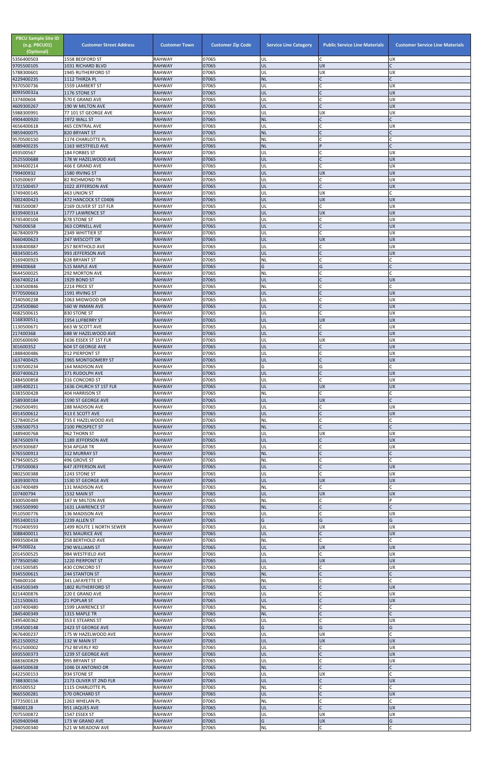| PBCU Sample Site ID (e.g. PBCU01) (Optional) | Customer Street Address | Customer Town | Customer Zip Code | Service Line Category | Public Service Line Materials | Customer Service Line Materials |
|---|---|---|---|---|---|---|
| 5356400503 | 1558 BEDFORD ST | RAHWAY | 07065 | UL | C | UX |
| 9705500105 | 1031 RICHARD BLVD | RAHWAY | 07065 | UL | UX | C |
| 5788300601 | 1945 RUTHERFORD ST | RAHWAY | 07065 | UL | UX | UX |
| 4229400235 | 1112 THIRZA PL | RAHWAY | 07065 | NL | C | C |
| 9370500736 | 1559 LAMBERT ST | RAHWAY | 07065 | UL | C | UX |
| 8093500324 | 1176 STONE ST | RAHWAY | 07065 | UL | C | UX |
| 13740604 | 570 E GRAND AVE | RAHWAY | 07065 | UL | C | UX |
| 4609300267 | 190 W MILTON AVE | RAHWAY | 07065 | UL | C | UX |
| 5988300991 | 77 101 ST GEORGE AVE | RAHWAY | 07065 | UL | UX | UX |
| 4904400920 | 1972 WALL ST | RAHWAY | 07065 | NL | C | C |
| 4656400618 | 465 CENTRAL AVE | RAHWAY | 07065 | UL | C | UX |
| 9859400075 | 820 BRYANT ST | RAHWAY | 07065 | NL | C | C |
| 9570500150 | 1174 CHARLOTTE PL | RAHWAY | 07065 | NL | C | C |
| 6089400235 | 1163 WESTFIELD AVE | RAHWAY | 07065 | NL | P | C |
| 493500567 | 184 FORBES ST | RAHWAY | 07065 | UL | C | UX |
| 2525500688 | 178 W HAZELWOOD AVE | RAHWAY | 07065 | UL | C | UX |
| 3694600214 | 466 E GRAND AVE | RAHWAY | 07065 | UL | C | UX |
| 799400932 | 1580 IRVING ST | RAHWAY | 07065 | UL | UX | UX |
| 150500697 | 82 RICHMOND TR | RAHWAY | 07065 | UL | C | UX |
| 3721500457 | 1022 JEFFERSON AVE | RAHWAY | 07065 | UL | C | UX |
| 3749400145 | 463 UNION ST | RAHWAY | 07065 | UL | UX | C |
| 5002400423 | 472 HANCOCK ST C0406 | RAHWAY | 07065 | UL | UX | UX |
| 7883500087 | 2169 OLIVER ST 1ST FLR | RAHWAY | 07065 | UL | C | UX |
| 8339400314 | 1777 LAWRENCE ST | RAHWAY | 07065 | UL | UX | UX |
| 6745400104 | 678 STONE ST | RAHWAY | 07065 | UL | C | UX |
| 760500658 | 363 CORNELL AVE | RAHWAY | 07065 | UL | C | UX |
| 4678400979 | 2349 WHITTIER ST | RAHWAY | 07065 | UL | C | UX |
| 5660400623 | 247 WESCOTT DR | RAHWAY | 07065 | UL | UX | UX |
| 8308400887 | 257 BERTHOLD AVE | RAHWAY | 07065 | UL | C | UX |
| 4834500145 | 993 JEFFERSON AVE | RAHWAY | 07065 | UL | C | UX |
| 5169400923 | 628 BRYANT ST | RAHWAY | 07065 | NL | C | C |
| 899400668 | 515 MAPLE AVE | RAHWAY | 07065 | G | G | C |
| 9644500025 | 292 MORTON AVE | RAHWAY | 07065 | NL | C | C |
| 6567400214 | 1929 BOND ST | RAHWAY | 07065 | UL | C | UX |
| 1304500846 | 2214 PRICE ST | RAHWAY | 07065 | NL | C | C |
| 9770500663 | 1591 IRVING ST | RAHWAY | 07065 | UL | C | UX |
| 7340500238 | 1063 MIDWOOD DR | RAHWAY | 07065 | UL | C | UX |
| 2254500860 | 560 W INMAN AVE | RAHWAY | 07065 | UL | C | UX |
| 4682500615 | 830 STONE ST | RAHWAY | 07065 | UL | C | UX |
| 1168300511 | 1954 LUFBERRY ST | RAHWAY | 07065 | UL | UX | UX |
| 1130500671 | 663 W SCOTT AVE | RAHWAY | 07065 | UL | C | UX |
| 217400368 | 688 W HAZELWOOD AVE | RAHWAY | 07065 | UL | C | UX |
| 2005600690 | 1636 ESSEX ST 1ST FLR | RAHWAY | 07065 | UL | UX | UX |
| 301600352 | 604 ST GEORGE AVE | RAHWAY | 07065 | UL | C | UX |
| 1888400486 | 912 PIERPONT ST | RAHWAY | 07065 | UL | C | UX |
| 1637400425 | 1965 MONTGOMERY ST | RAHWAY | 07065 | UL | C | UX |
| 3190500234 | 164 MADISON AVE | RAHWAY | 07065 | G | G | C |
| 8507400623 | 371 RUDOLPH AVE | RAHWAY | 07065 | UL | C | UX |
| 2484500858 | 316 CONCORD ST | RAHWAY | 07065 | UL | C | UX |
| 1695400211 | 1636 CHURCH ST 1ST FLR | RAHWAY | 07065 | UL | UX | UX |
| 6383500428 | 404 HARRISON ST | RAHWAY | 07065 | NL | C | C |
| 2589300184 | 1590 ST GEORGE AVE | RAHWAY | 07065 | UL | UX | C |
| 2960500491 | 288 MADISON AVE | RAHWAY | 07065 | UL | C | UX |
| 4914500612 | 413 E SCOTT AVE | RAHWAY | 07065 | UL | C | UX |
| 5278400254 | 735 E HAZELWOOD AVE | RAHWAY | 07065 | NL | C | C |
| 5396500753 | 2100 PROSPECT ST | RAHWAY | 07065 | NL | C | C |
| 3489400768 | 962 THORN ST | RAHWAY | 07065 | UL | UX | UX |
| 5874500974 | 1189 JEFFERSON AVE | RAHWAY | 07065 | UL | C | UX |
| 8509300687 | 934 APGAR TR | RAHWAY | 07065 | UL | C | UX |
| 6765500913 | 312 MURRAY ST | RAHWAY | 07065 | NL | C | C |
| 4794500525 | 496 GROVE ST | RAHWAY | 07065 | NL | C | C |
| 1730500063 | 647 JEFFERSON AVE | RAHWAY | 07065 | UL | C | UX |
| 9802500388 | 1243 STONE ST | RAHWAY | 07065 | UL | C | UX |
| 1839300703 | 1530 ST GEORGE AVE | RAHWAY | 07065 | UL | UX | UX |
| 6367400489 | 131 MADISON AVE | RAHWAY | 07065 | NL | C | C |
| 107400794 | 1532 MAIN ST | RAHWAY | 07065 | UL | UX | UX |
| 8300500489 | 187 W MILTON AVE | RAHWAY | 07065 | NL | C | P |
| 3965500990 | 1631 LAWRENCE ST | RAHWAY | 07065 | NL | C | C |
| 9510500776 | 136 MADISON AVE | RAHWAY | 07065 | UL | C | UX |
| 3953400153 | 2239 ALLEN ST | RAHWAY | 07065 | G | G | G |
| 7910400593 | 1499 ROUTE 1 NORTH SEWER | RAHWAY | 07065 | UL | UX | UX |
| 3088400011 | 921 MAURICE AVE | RAHWAY | 07065 | UL | C | UX |
| 9993500438 | 258 BERTHOLD AVE | RAHWAY | 07065 | NL | C | C |
| 64750002a | 290 WILLIAMS ST | RAHWAY | 07065 | UL | UX | UX |
| 2014500525 | 984 WESTFIELD AVE | RAHWAY | 07065 | UL | C | UX |
| 9778500580 | 1220 PIERPONT ST | RAHWAY | 07065 | UL | UX | UX |
| 1041500585 | 430 CONCORD ST | RAHWAY | 07065 | UL | C | UX |
| 9345500615 | 244 STANTON ST | RAHWAY | 07065 | NL | C | C |
| 794600104 | 341 LAFAYETTE ST | RAHWAY | 07065 | NL | C | C |
| 4354500349 | 1802 RUTHERFORD ST | RAHWAY | 07065 | UL | C | UX |
| 8214400876 | 220 E GRAND AVE | RAHWAY | 07065 | UL | C | UX |
| 1211500631 | 21 POPLAR ST | RAHWAY | 07065 | UL | C | UX |
| 1697400480 | 1599 LAWRENCE ST | RAHWAY | 07065 | NL | C | C |
| 2845400349 | 1315 MAPLE TR | RAHWAY | 07065 | NL | C | C |
| 5495400362 | 353 E STEARNS ST | RAHWAY | 07065 | UL | C | UX |
| 1954500148 | 2423 ST GEORGE AVE | RAHWAY | 07065 | G | G | G |
| 9676400237 | 175 W HAZELWOOD AVE | RAHWAY | 07065 | UL | UX | C |
| 8521500052 | 132 W MAIN ST | RAHWAY | 07065 | UL | UX | UX |
| 9552500002 | 752 BEVERLY RD | RAHWAY | 07065 | UL | C | UX |
| 6935500373 | 1239 ST GEORGE AVE | RAHWAY | 07065 | UL | C | UX |
| 6883600829 | 995 BRYANT ST | RAHWAY | 07065 | UL | C | UX |
| 6644500638 | 1046 DI ANTONIO DR | RAHWAY | 07065 | NL | C | C |
| 6422500153 | 934 STONE ST | RAHWAY | 07065 | UL | UX | C |
| 7388300156 | 2173 OLIVER ST 2ND FLR | RAHWAY | 07065 | UL | C | UX |
| 855500552 | 1115 CHARLOTTE PL | RAHWAY | 07065 | NL | C | C |
| 9665500281 | 570 ORCHARD ST | RAHWAY | 07065 | UL | C | UX |
| 3773500118 | 1263 WHELAN PL | RAHWAY | 07065 | NL | C | C |
| 98400128 | 951 JAQUES AVE | RAHWAY | 07065 | UL | C | UX |
| 7075500872 | 1547 ESSEX ST | RAHWAY | 07065 | UL | UX | UX |
| 4509400948 | 173 W GRAND AVE | RAHWAY | 07065 | G | UX | G |
| 2940500340 | 521 W MEADOW AVE | RAHWAY | 07065 | NL | C | C |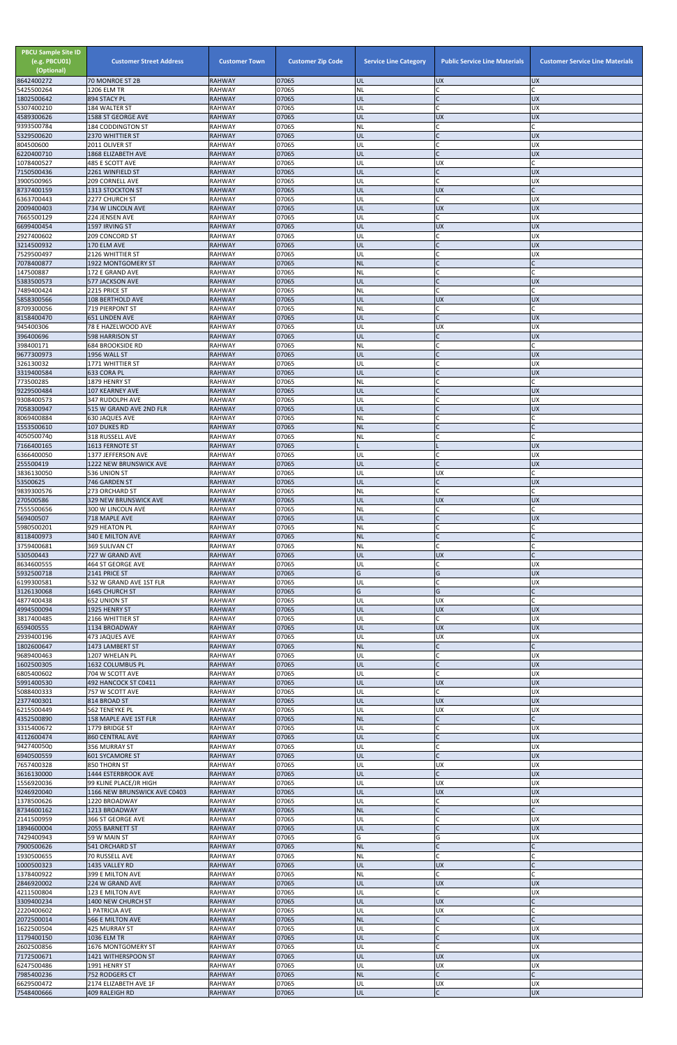| PBCU Sample Site ID (e.g. PBCU01) (Optional) | Customer Street Address | Customer Town | Customer Zip Code | Service Line Category | Public Service Line Materials | Customer Service Line Materials |
|---|---|---|---|---|---|---|
| 8642400272 | 70 MONROE ST 2B | RAHWAY | 07065 | UL | UX | UX |
| 5425500264 | 1206 ELM TR | RAHWAY | 07065 | NL | C | C |
| 1802500642 | 894 STACY PL | RAHWAY | 07065 | UL | C | UX |
| 5307400210 | 184 WALTER ST | RAHWAY | 07065 | UL | C | UX |
| 4589300626 | 1588 ST GEORGE AVE | RAHWAY | 07065 | UL | UX | UX |
| 9393500784 | 184 CODDINGTON ST | RAHWAY | 07065 | NL | C | C |
| 5329500620 | 2370 WHITTIER ST | RAHWAY | 07065 | UL | C | UX |
| 804500600 | 2011 OLIVER ST | RAHWAY | 07065 | UL | C | UX |
| 6220400710 | 1868 ELIZABETH AVE | RAHWAY | 07065 | UL | C | UX |
| 1078400527 | 485 E SCOTT AVE | RAHWAY | 07065 | UL | UX | C |
| 7150500436 | 2261 WINFIELD ST | RAHWAY | 07065 | UL | C | UX |
| 3900500965 | 209 CORNELL AVE | RAHWAY | 07065 | UL | C | UX |
| 8737400159 | 1313 STOCKTON ST | RAHWAY | 07065 | UL | UX | C |
| 6363700443 | 2277 CHURCH ST | RAHWAY | 07065 | UL | C | UX |
| 2009400403 | 734 W LINCOLN AVE | RAHWAY | 07065 | UL | UX | UX |
| 7665500129 | 224 JENSEN AVE | RAHWAY | 07065 | UL | C | UX |
| 6699400454 | 1597 IRVING ST | RAHWAY | 07065 | UL | UX | UX |
| 2927400602 | 209 CONCORD ST | RAHWAY | 07065 | UL | C | UX |
| 3214500932 | 170 ELM AVE | RAHWAY | 07065 | UL | C | UX |
| 7529500497 | 2126 WHITTIER ST | RAHWAY | 07065 | UL | C | UX |
| 7078400877 | 1922 MONTGOMERY ST | RAHWAY | 07065 | NL | C | C |
| 147500887 | 172 E GRAND AVE | RAHWAY | 07065 | NL | C | C |
| 5383500573 | 577 JACKSON AVE | RAHWAY | 07065 | UL | C | UX |
| 7489400424 | 2215 PRICE ST | RAHWAY | 07065 | NL | C | C |
| 5858300566 | 108 BERTHOLD AVE | RAHWAY | 07065 | UL | UX | UX |
| 8709300056 | 719 PIERPONT ST | RAHWAY | 07065 | NL | C | C |
| 8158400470 | 651 LINDEN AVE | RAHWAY | 07065 | UL | C | UX |
| 945400306 | 78 E HAZELWOOD AVE | RAHWAY | 07065 | UL | UX | UX |
| 396400696 | 598 HARRISON ST | RAHWAY | 07065 | UL | C | UX |
| 398400171 | 684 BROOKSIDE RD | RAHWAY | 07065 | NL | C | C |
| 9677300973 | 1956 WALL ST | RAHWAY | 07065 | UL | C | UX |
| 326130032 | 1771 WHITTIER ST | RAHWAY | 07065 | UL | C | UX |
| 3319400584 | 633 CORA PL | RAHWAY | 07065 | UL | C | UX |
| 773500285 | 1879 HENRY ST | RAHWAY | 07065 | NL | C | C |
| 9229500484 | 107 KEARNEY AVE | RAHWAY | 07065 | UL | C | UX |
| 9308400573 | 347 RUDOLPH AVE | RAHWAY | 07065 | UL | C | UX |
| 7058300947 | 515 W GRAND AVE 2ND FLR | RAHWAY | 07065 | UL | C | UX |
| 8069400884 | 630 JAQUES AVE | RAHWAY | 07065 | NL | C | C |
| 1553500610 | 107 DUKES RD | RAHWAY | 07065 | NL | C | C |
| 4050500740 | 318 RUSSELL AVE | RAHWAY | 07065 | NL | C | C |
| 7166400165 | 1613 FERNOTE ST | RAHWAY | 07065 | L | L | UX |
| 6366400050 | 1377 JEFFERSON AVE | RAHWAY | 07065 | UL | C | UX |
| 255500419 | 1222 NEW BRUNSWICK AVE | RAHWAY | 07065 | UL | C | UX |
| 3836130050 | 536 UNION ST | RAHWAY | 07065 | UL | UX | C |
| 53500625 | 746 GARDEN ST | RAHWAY | 07065 | UL | C | UX |
| 9839300576 | 273 ORCHARD ST | RAHWAY | 07065 | NL | C | C |
| 270500586 | 329 NEW BRUNSWICK AVE | RAHWAY | 07065 | UL | UX | UX |
| 7555500656 | 300 W LINCOLN AVE | RAHWAY | 07065 | NL | C | C |
| 569400507 | 718 MAPLE AVE | RAHWAY | 07065 | UL | C | UX |
| 5980500201 | 929 HEATON PL | RAHWAY | 07065 | NL | C | C |
| 8118400973 | 340 E MILTON AVE | RAHWAY | 07065 | NL | C | C |
| 3759400681 | 369 SULIVAN CT | RAHWAY | 07065 | NL | C | C |
| 530500443 | 727 W GRAND AVE | RAHWAY | 07065 | UL | UX | C |
| 8634600555 | 464 ST GEORGE AVE | RAHWAY | 07065 | UL | C | UX |
| 5932500718 | 2141 PRICE ST | RAHWAY | 07065 | G | G | UX |
| 6199300581 | 532 W GRAND AVE 1ST FLR | RAHWAY | 07065 | UL | C | UX |
| 3126130068 | 1645 CHURCH ST | RAHWAY | 07065 | G | G | C |
| 4877400438 | 652 UNION ST | RAHWAY | 07065 | UL | UX | C |
| 4994500094 | 1925 HENRY ST | RAHWAY | 07065 | UL | UX | UX |
| 3817400485 | 2166 WHITTIER ST | RAHWAY | 07065 | UL | C | UX |
| 659400555 | 1134 BROADWAY | RAHWAY | 07065 | UL | UX | UX |
| 2939400196 | 473 JAQUES AVE | RAHWAY | 07065 | UL | UX | UX |
| 1802600647 | 1473 LAMBERT ST | RAHWAY | 07065 | NL | C | C |
| 9689400463 | 1207 WHELAN PL | RAHWAY | 07065 | UL | C | UX |
| 1602500305 | 1632 COLUMBUS PL | RAHWAY | 07065 | UL | C | UX |
| 6805400602 | 704 W SCOTT AVE | RAHWAY | 07065 | UL | C | UX |
| 5991400530 | 492 HANCOCK ST C0411 | RAHWAY | 07065 | UL | UX | UX |
| 5088400333 | 757 W SCOTT AVE | RAHWAY | 07065 | UL | C | UX |
| 2377400301 | 814 BROAD ST | RAHWAY | 07065 | UL | UX | UX |
| 6215500449 | 562 TENEYKE PL | RAHWAY | 07065 | UL | UX | UX |
| 4352500890 | 158 MAPLE AVE 1ST FLR | RAHWAY | 07065 | NL | C | C |
| 3315400672 | 1779 BRIDGE ST | RAHWAY | 07065 | UL | C | UX |
| 4112600474 | 860 CENTRAL AVE | RAHWAY | 07065 | UL | C | UX |
| 9427400500 | 356 MURRAY ST | RAHWAY | 07065 | UL | C | UX |
| 6940500559 | 601 SYCAMORE ST | RAHWAY | 07065 | UL | C | UX |
| 7657400328 | 850 THORN ST | RAHWAY | 07065 | UL | UX | UX |
| 3616130000 | 1444 ESTERBROOK AVE | RAHWAY | 07065 | UL | C | UX |
| 1556920036 | 99 KLINE PLACE/JR HIGH | RAHWAY | 07065 | UL | UX | UX |
| 9246920040 | 1166 NEW BRUNSWICK AVE C0403 | RAHWAY | 07065 | UL | UX | UX |
| 1378500626 | 1220 BROADWAY | RAHWAY | 07065 | UL | C | UX |
| 8734600162 | 1213 BROADWAY | RAHWAY | 07065 | NL | C | C |
| 2141500959 | 366 ST GEORGE AVE | RAHWAY | 07065 | UL | C | UX |
| 1894600004 | 2055 BARNETT ST | RAHWAY | 07065 | UL | C | UX |
| 7429400943 | 59 W MAIN ST | RAHWAY | 07065 | G | G | UX |
| 7900500626 | 541 ORCHARD ST | RAHWAY | 07065 | NL | C | C |
| 1930500655 | 70 RUSSELL AVE | RAHWAY | 07065 | NL | C | C |
| 1000500323 | 1435 VALLEY RD | RAHWAY | 07065 | UL | UX | C |
| 1378400922 | 399 E MILTON AVE | RAHWAY | 07065 | NL | C | C |
| 2846920002 | 224 W GRAND AVE | RAHWAY | 07065 | UL | UX | UX |
| 4211500804 | 123 E MILTON AVE | RAHWAY | 07065 | UL | C | UX |
| 3309400234 | 1400 NEW CHURCH ST | RAHWAY | 07065 | UL | UX | C |
| 2220400602 | 1 PATRICIA AVE | RAHWAY | 07065 | UL | UX | C |
| 2072500014 | 566 E MILTON AVE | RAHWAY | 07065 | NL | C | C |
| 1622500504 | 425 MURRAY ST | RAHWAY | 07065 | UL | C | UX |
| 1179400150 | 1036 ELM TR | RAHWAY | 07065 | UL | C | UX |
| 2602500856 | 1676 MONTGOMERY ST | RAHWAY | 07065 | UL | C | UX |
| 7172500671 | 1421 WITHERSPOON ST | RAHWAY | 07065 | UL | UX | UX |
| 6247500486 | 1991 HENRY ST | RAHWAY | 07065 | UL | UX | UX |
| 7985400236 | 752 RODGERS CT | RAHWAY | 07065 | NL | C | C |
| 6629500472 | 2174 ELIZABETH AVE 1F | RAHWAY | 07065 | UL | UX | UX |
| 7548400666 | 409 RALEIGH RD | RAHWAY | 07065 | UL | C | UX |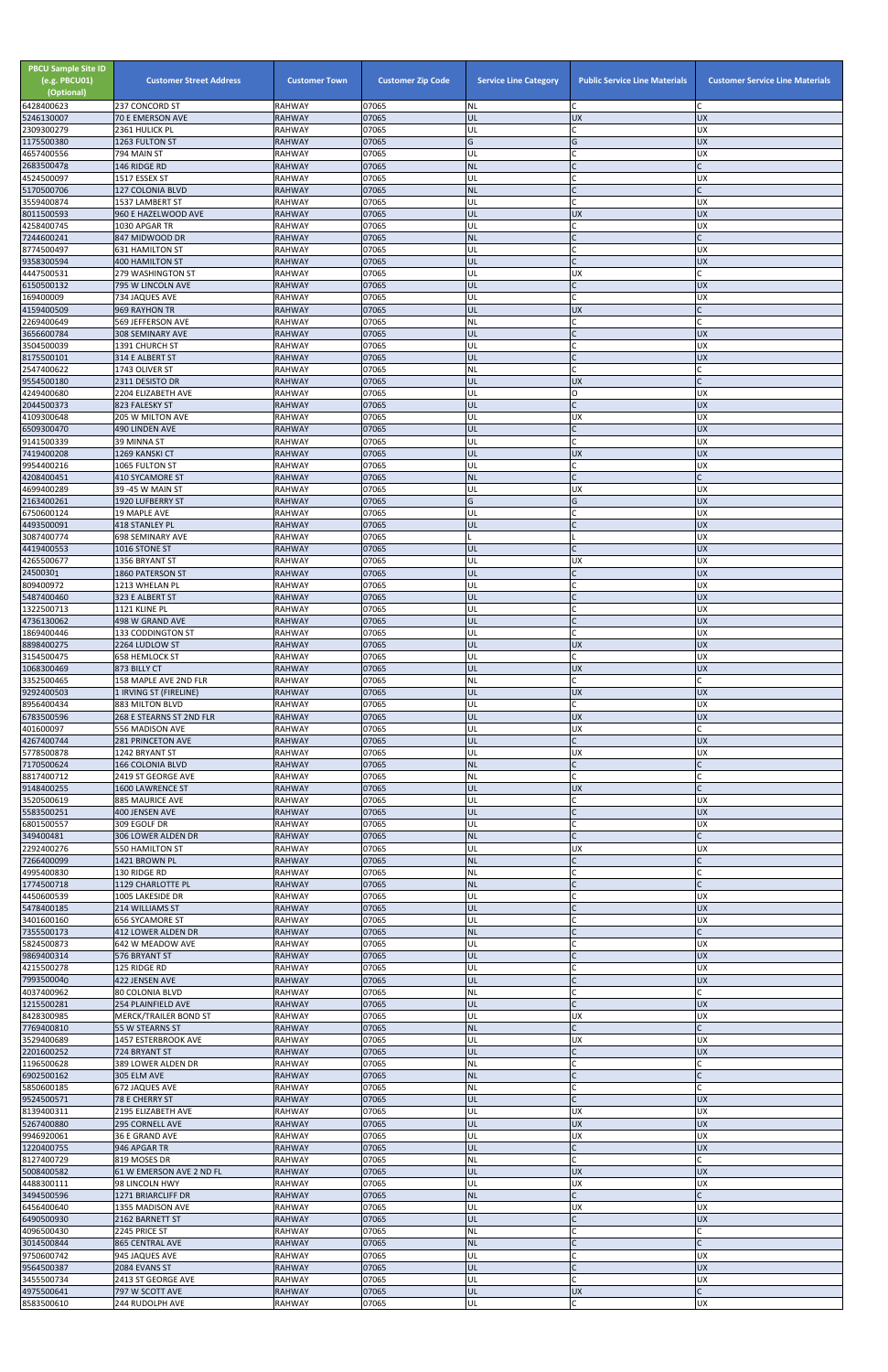| PBCU Sample Site ID (e.g. PBCU01) (Optional) | Customer Street Address | Customer Town | Customer Zip Code | Service Line Category | Public Service Line Materials | Customer Service Line Materials |
|---|---|---|---|---|---|---|
| 6428400623 | 237 CONCORD ST | RAHWAY | 07065 | NL | C | C |
| 5246130007 | 70 E EMERSON AVE | RAHWAY | 07065 | UL | UX | UX |
| 2309300279 | 2361 HULICK PL | RAHWAY | 07065 | UL | C | UX |
| 1175500380 | 1263 FULTON ST | RAHWAY | 07065 | G | G | UX |
| 4657400556 | 794 MAIN ST | RAHWAY | 07065 | UL | C | UX |
| 2683500478 | 146 RIDGE RD | RAHWAY | 07065 | NL | C | C |
| 4524500097 | 1517 ESSEX ST | RAHWAY | 07065 | UL | C | UX |
| 5170500706 | 127 COLONIA BLVD | RAHWAY | 07065 | NL | C | C |
| 3559400874 | 1537 LAMBERT ST | RAHWAY | 07065 | UL | C | UX |
| 8011500593 | 960 E HAZELWOOD AVE | RAHWAY | 07065 | UL | UX | UX |
| 4258400745 | 1030 APGAR TR | RAHWAY | 07065 | UL | C | UX |
| 7244600241 | 847 MIDWOOD DR | RAHWAY | 07065 | NL | C | C |
| 8774500497 | 631 HAMILTON ST | RAHWAY | 07065 | UL | C | UX |
| 9358300594 | 400 HAMILTON ST | RAHWAY | 07065 | UL | C | UX |
| 4447500531 | 279 WASHINGTON ST | RAHWAY | 07065 | UL | UX | C |
| 6150500132 | 795 W LINCOLN AVE | RAHWAY | 07065 | UL | C | UX |
| 169400009 | 734 JAQUES AVE | RAHWAY | 07065 | UL | C | UX |
| 4159400509 | 969 RAYHON TR | RAHWAY | 07065 | UL | UX | C |
| 2269400649 | 569 JEFFERSON AVE | RAHWAY | 07065 | NL | C | C |
| 3656600784 | 308 SEMINARY AVE | RAHWAY | 07065 | UL | C | UX |
| 3504500039 | 1391 CHURCH ST | RAHWAY | 07065 | UL | C | UX |
| 8175500101 | 314 E ALBERT ST | RAHWAY | 07065 | UL | C | UX |
| 2547400622 | 1743 OLIVER ST | RAHWAY | 07065 | NL | C | C |
| 9554500180 | 2311 DESISTO DR | RAHWAY | 07065 | UL | UX | C |
| 4249400680 | 2204 ELIZABETH AVE | RAHWAY | 07065 | UL | O | UX |
| 2044500373 | 823 FALESKY ST | RAHWAY | 07065 | UL | C | UX |
| 4109300648 | 205 W MILTON AVE | RAHWAY | 07065 | UL | UX | UX |
| 6509300470 | 490 LINDEN AVE | RAHWAY | 07065 | UL | C | UX |
| 9141500339 | 39 MINNA ST | RAHWAY | 07065 | UL | C | UX |
| 7419400208 | 1269 KANSKI CT | RAHWAY | 07065 | UL | UX | UX |
| 9954400216 | 1065 FULTON ST | RAHWAY | 07065 | UL | C | UX |
| 4208400451 | 410 SYCAMORE ST | RAHWAY | 07065 | NL | C | C |
| 4699400289 | 39 -45 W MAIN ST | RAHWAY | 07065 | UL | UX | UX |
| 2163400261 | 1920 LUFBERRY ST | RAHWAY | 07065 | G | G | UX |
| 6750600124 | 19 MAPLE AVE | RAHWAY | 07065 | UL | C | UX |
| 4493500091 | 418 STANLEY PL | RAHWAY | 07065 | UL | C | UX |
| 3087400774 | 698 SEMINARY AVE | RAHWAY | 07065 | L | L | UX |
| 4419400553 | 1016 STONE ST | RAHWAY | 07065 | UL | C | UX |
| 4265500677 | 1356 BRYANT ST | RAHWAY | 07065 | UL | UX | UX |
| 24500301 | 1860 PATERSON ST | RAHWAY | 07065 | UL | C | UX |
| 809400972 | 1213 WHELAN PL | RAHWAY | 07065 | UL | C | UX |
| 5487400460 | 323 E ALBERT ST | RAHWAY | 07065 | UL | C | UX |
| 1322500713 | 1121 KLINE PL | RAHWAY | 07065 | UL | C | UX |
| 4736130062 | 498 W GRAND AVE | RAHWAY | 07065 | UL | C | UX |
| 1869400446 | 133 CODDINGTON ST | RAHWAY | 07065 | UL | C | UX |
| 8898400275 | 2264 LUDLOW ST | RAHWAY | 07065 | UL | UX | UX |
| 3154500475 | 658 HEMLOCK ST | RAHWAY | 07065 | UL | C | UX |
| 1068300469 | 873 BILLY CT | RAHWAY | 07065 | UL | UX | UX |
| 3352500465 | 158 MAPLE AVE 2ND FLR | RAHWAY | 07065 | NL | C | C |
| 9292400503 | 1 IRVING ST (FIRELINE) | RAHWAY | 07065 | UL | UX | UX |
| 8956400434 | 883 MILTON BLVD | RAHWAY | 07065 | UL | C | UX |
| 6783500596 | 268 E STEARNS ST 2ND FLR | RAHWAY | 07065 | UL | UX | UX |
| 401600097 | 556 MADISON AVE | RAHWAY | 07065 | UL | UX | C |
| 4267400744 | 281 PRINCETON AVE | RAHWAY | 07065 | UL | C | UX |
| 5778500878 | 1242 BRYANT ST | RAHWAY | 07065 | UL | UX | UX |
| 7170500624 | 166 COLONIA BLVD | RAHWAY | 07065 | NL | C | C |
| 8817400712 | 2419 ST GEORGE AVE | RAHWAY | 07065 | NL | C | C |
| 9148400255 | 1600 LAWRENCE ST | RAHWAY | 07065 | UL | UX | C |
| 3520500619 | 885 MAURICE AVE | RAHWAY | 07065 | UL | C | UX |
| 5583500251 | 400 JENSEN AVE | RAHWAY | 07065 | UL | C | UX |
| 6801500557 | 309 EGOLF DR | RAHWAY | 07065 | UL | C | UX |
| 349400481 | 306 LOWER ALDEN DR | RAHWAY | 07065 | NL | C | C |
| 2292400276 | 550 HAMILTON ST | RAHWAY | 07065 | UL | UX | UX |
| 7266400099 | 1421 BROWN PL | RAHWAY | 07065 | NL | C | C |
| 4995400830 | 130 RIDGE RD | RAHWAY | 07065 | NL | C | C |
| 1774500718 | 1129 CHARLOTTE PL | RAHWAY | 07065 | NL | C | C |
| 4450600539 | 1005 LAKESIDE DR | RAHWAY | 07065 | UL | C | UX |
| 5478400185 | 214 WILLIAMS ST | RAHWAY | 07065 | UL | C | UX |
| 3401600160 | 656 SYCAMORE ST | RAHWAY | 07065 | UL | C | UX |
| 7355500173 | 412 LOWER ALDEN DR | RAHWAY | 07065 | NL | C | C |
| 5824500873 | 642 W MEADOW AVE | RAHWAY | 07065 | UL | C | UX |
| 9869400314 | 576 BRYANT ST | RAHWAY | 07065 | UL | C | UX |
| 4215500278 | 125 RIDGE RD | RAHWAY | 07065 | UL | C | UX |
| 7993500040 | 422 JENSEN AVE | RAHWAY | 07065 | UL | C | UX |
| 4037400962 | 80 COLONIA BLVD | RAHWAY | 07065 | NL | C | C |
| 1215500281 | 254 PLAINFIELD AVE | RAHWAY | 07065 | UL | C | UX |
| 8428300985 | MERCK/TRAILER BOND ST | RAHWAY | 07065 | UL | UX | UX |
| 7769400810 | 55 W STEARNS ST | RAHWAY | 07065 | NL | C | C |
| 3529400689 | 1457 ESTERBROOK AVE | RAHWAY | 07065 | UL | UX | UX |
| 2201600252 | 724 BRYANT ST | RAHWAY | 07065 | UL | C | UX |
| 1196500628 | 389 LOWER ALDEN DR | RAHWAY | 07065 | NL | C | C |
| 6902500162 | 305 ELM AVE | RAHWAY | 07065 | NL | C | C |
| 5850600185 | 672 JAQUES AVE | RAHWAY | 07065 | NL | C | C |
| 9524500571 | 78 E CHERRY ST | RAHWAY | 07065 | UL | C | UX |
| 8139400311 | 2195 ELIZABETH AVE | RAHWAY | 07065 | UL | UX | UX |
| 5267400880 | 295 CORNELL AVE | RAHWAY | 07065 | UL | UX | UX |
| 9946920061 | 36 E GRAND AVE | RAHWAY | 07065 | UL | UX | UX |
| 1220400755 | 946 APGAR TR | RAHWAY | 07065 | UL | C | UX |
| 8127400729 | 819 MOSES DR | RAHWAY | 07065 | NL | C | C |
| 5008400582 | 61 W EMERSON AVE 2 ND FL | RAHWAY | 07065 | UL | UX | UX |
| 4488300111 | 98 LINCOLN HWY | RAHWAY | 07065 | UL | UX | UX |
| 3494500596 | 1271 BRIARCLIFF DR | RAHWAY | 07065 | NL | C | C |
| 6456400640 | 1355 MADISON AVE | RAHWAY | 07065 | UL | UX | UX |
| 6490500930 | 2162 BARNETT ST | RAHWAY | 07065 | UL | C | UX |
| 4096500430 | 2245 PRICE ST | RAHWAY | 07065 | NL | C | C |
| 3014500844 | 865 CENTRAL AVE | RAHWAY | 07065 | NL | C | C |
| 9750600742 | 945 JAQUES AVE | RAHWAY | 07065 | UL | C | UX |
| 9564500387 | 2084 EVANS ST | RAHWAY | 07065 | UL | C | UX |
| 3455500734 | 2413 ST GEORGE AVE | RAHWAY | 07065 | UL | C | UX |
| 4975500641 | 797 W SCOTT AVE | RAHWAY | 07065 | UL | UX | C |
| 8583500610 | 244 RUDOLPH AVE | RAHWAY | 07065 | UL | C | UX |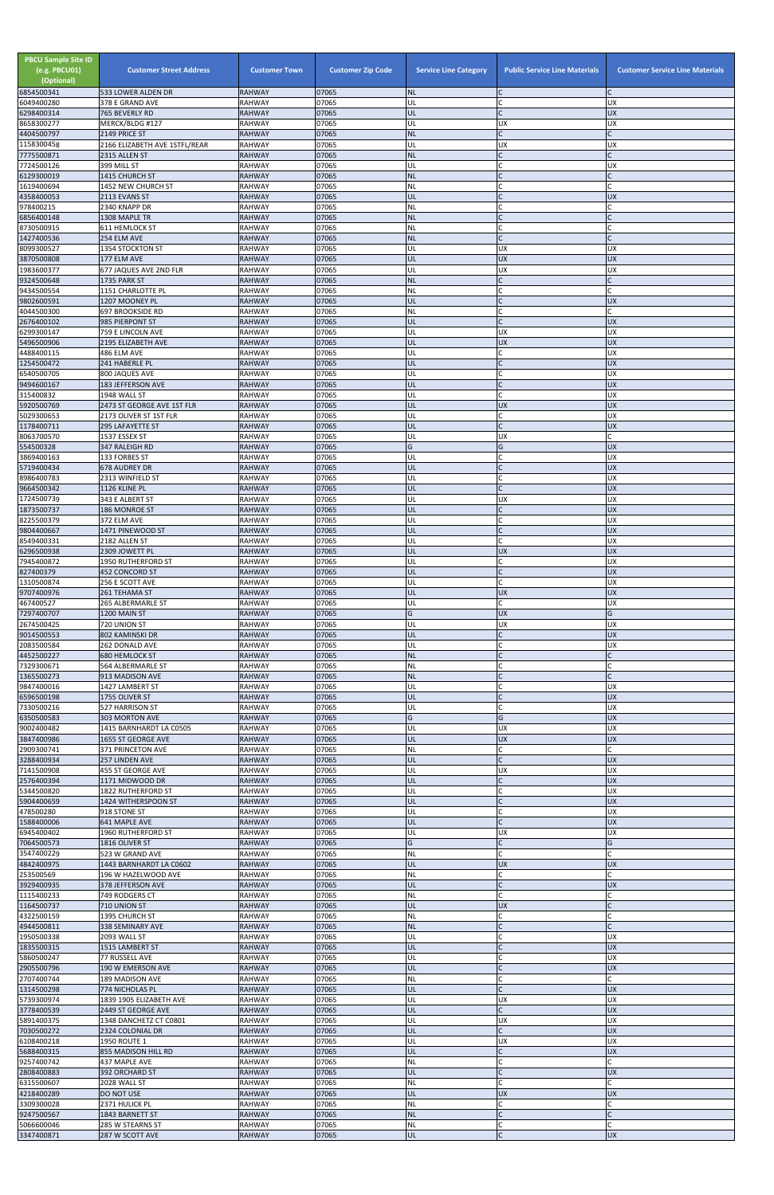| PBCU Sample Site ID (e.g. PBCU01) (Optional) | Customer Street Address | Customer Town | Customer Zip Code | Service Line Category | Public Service Line Materials | Customer Service Line Materials |
|---|---|---|---|---|---|---|
| 6854500341 | 533 LOWER ALDEN DR | RAHWAY | 07065 | NL | C | C |
| 6049400280 | 378 E GRAND AVE | RAHWAY | 07065 | UL | C | UX |
| 6298400314 | 765 BEVERLY RD | RAHWAY | 07065 | UL | C | UX |
| 8658300277 | MERCK/BLDG #127 | RAHWAY | 07065 | UL | UX | UX |
| 4404500797 | 2149 PRICE ST | RAHWAY | 07065 | NL | C | C |
| 1158300458 | 2166 ELIZABETH AVE 1STFL/REAR | RAHWAY | 07065 | UL | UX | UX |
| 7775500871 | 2315 ALLEN ST | RAHWAY | 07065 | NL | C | C |
| 7724500126 | 399 MILL ST | RAHWAY | 07065 | UL | C | UX |
| 6129300019 | 1415 CHURCH ST | RAHWAY | 07065 | NL | C | C |
| 1619400694 | 1452 NEW CHURCH ST | RAHWAY | 07065 | NL | C | C |
| 4358400053 | 2113 EVANS ST | RAHWAY | 07065 | UL | C | UX |
| 978400215 | 2340 KNAPP DR | RAHWAY | 07065 | NL | C | C |
| 6856400148 | 1308 MAPLE TR | RAHWAY | 07065 | NL | C | C |
| 8730500915 | 611 HEMLOCK ST | RAHWAY | 07065 | NL | C | C |
| 1427400536 | 254 ELM AVE | RAHWAY | 07065 | NL | C | C |
| 8099300527 | 1354 STOCKTON ST | RAHWAY | 07065 | UL | UX | UX |
| 3870500808 | 177 ELM AVE | RAHWAY | 07065 | UL | UX | UX |
| 1983600377 | 677 JAQUES AVE 2ND FLR | RAHWAY | 07065 | UL | UX | UX |
| 9324500648 | 1735 PARK ST | RAHWAY | 07065 | NL | C | C |
| 9434500554 | 1151 CHARLOTTE PL | RAHWAY | 07065 | NL | C | C |
| 9802600591 | 1207 MOONEY PL | RAHWAY | 07065 | UL | C | UX |
| 4044500300 | 697 BROOKSIDE RD | RAHWAY | 07065 | NL | C | C |
| 2676400102 | 985 PIERPONT ST | RAHWAY | 07065 | UL | C | UX |
| 6299300147 | 759 E LINCOLN AVE | RAHWAY | 07065 | UL | UX | UX |
| 5496500906 | 2195 ELIZABETH AVE | RAHWAY | 07065 | UL | UX | UX |
| 4488400115 | 486 ELM AVE | RAHWAY | 07065 | UL | C | UX |
| 1254500472 | 241 HABERLE PL | RAHWAY | 07065 | UL | C | UX |
| 6540500705 | 800 JAQUES AVE | RAHWAY | 07065 | UL | C | UX |
| 9494600167 | 183 JEFFERSON AVE | RAHWAY | 07065 | UL | C | UX |
| 315400832 | 1948 WALL ST | RAHWAY | 07065 | UL | C | UX |
| 5920500769 | 2473 ST GEORGE AVE 1ST FLR | RAHWAY | 07065 | UL | UX | UX |
| 5029300653 | 2173 OLIVER ST 1ST FLR | RAHWAY | 07065 | UL | C | UX |
| 1178400711 | 295 LAFAYETTE ST | RAHWAY | 07065 | UL | C | UX |
| 8063700570 | 1537 ESSEX ST | RAHWAY | 07065 | UL | UX | C |
| 554500328 | 347 RALEIGH RD | RAHWAY | 07065 | G | G | UX |
| 3869400163 | 133 FORBES ST | RAHWAY | 07065 | UL | C | UX |
| 5719400434 | 678 AUDREY DR | RAHWAY | 07065 | UL | C | UX |
| 8986400783 | 2313 WINFIELD ST | RAHWAY | 07065 | UL | C | UX |
| 9664500342 | 1126 KLINE PL | RAHWAY | 07065 | UL | C | UX |
| 1724500739 | 343 E ALBERT ST | RAHWAY | 07065 | UL | UX | UX |
| 1873500737 | 186 MONROE ST | RAHWAY | 07065 | UL | C | UX |
| 8225500379 | 372 ELM AVE | RAHWAY | 07065 | UL | C | UX |
| 9804400667 | 1471 PINEWOOD ST | RAHWAY | 07065 | UL | C | UX |
| 8549400331 | 2182 ALLEN ST | RAHWAY | 07065 | UL | C | UX |
| 6296500938 | 2309 JOWETT PL | RAHWAY | 07065 | UL | UX | UX |
| 7945400872 | 1950 RUTHERFORD ST | RAHWAY | 07065 | UL | C | UX |
| 827400379 | 452 CONCORD ST | RAHWAY | 07065 | UL | C | UX |
| 1310500874 | 256 E SCOTT AVE | RAHWAY | 07065 | UL | C | UX |
| 9707400976 | 261 TEHAMA ST | RAHWAY | 07065 | UL | UX | UX |
| 467400527 | 265 ALBERMARLE ST | RAHWAY | 07065 | UL | C | UX |
| 7297400707 | 1200 MAIN ST | RAHWAY | 07065 | G | UX | G |
| 2674500425 | 720 UNION ST | RAHWAY | 07065 | UL | UX | UX |
| 9014500553 | 802 KAMINSKI DR | RAHWAY | 07065 | UL | C | UX |
| 2083500584 | 262 DONALD AVE | RAHWAY | 07065 | UL | C | UX |
| 4452500227 | 680 HEMLOCK ST | RAHWAY | 07065 | NL | C | C |
| 7329300671 | 564 ALBERMARLE ST | RAHWAY | 07065 | NL | C | C |
| 1365500273 | 913 MADISON AVE | RAHWAY | 07065 | NL | C | C |
| 9847400016 | 1427 LAMBERT ST | RAHWAY | 07065 | UL | C | UX |
| 6596500198 | 1755 OLIVER ST | RAHWAY | 07065 | UL | C | UX |
| 7330500216 | 527 HARRISON ST | RAHWAY | 07065 | UL | C | UX |
| 6350500583 | 303 MORTON AVE | RAHWAY | 07065 | G | G | UX |
| 9002400482 | 1415 BARNHARDT LA C0505 | RAHWAY | 07065 | UL | UX | UX |
| 3847400986 | 1655 ST GEORGE AVE | RAHWAY | 07065 | UL | UX | UX |
| 2909300741 | 371 PRINCETON AVE | RAHWAY | 07065 | NL | C | C |
| 3288400934 | 257 LINDEN AVE | RAHWAY | 07065 | UL | C | UX |
| 7141500908 | 455 ST GEORGE AVE | RAHWAY | 07065 | UL | UX | UX |
| 2576400394 | 1171 MIDWOOD DR | RAHWAY | 07065 | UL | C | UX |
| 5344500820 | 1822 RUTHERFORD ST | RAHWAY | 07065 | UL | C | UX |
| 5904400659 | 1424 WITHERSPOON ST | RAHWAY | 07065 | UL | C | UX |
| 478500280 | 918 STONE ST | RAHWAY | 07065 | UL | C | UX |
| 1588400006 | 641 MAPLE AVE | RAHWAY | 07065 | UL | C | UX |
| 6945400402 | 1960 RUTHERFORD ST | RAHWAY | 07065 | UL | UX | UX |
| 7064500573 | 1816 OLIVER ST | RAHWAY | 07065 | G | C | G |
| 3547400229 | 523 W GRAND AVE | RAHWAY | 07065 | NL | C | C |
| 4842400975 | 1443 BARNHARDT LA C0602 | RAHWAY | 07065 | UL | UX | UX |
| 253500569 | 196 W HAZELWOOD AVE | RAHWAY | 07065 | NL | C | C |
| 3929400935 | 378 JEFFERSON AVE | RAHWAY | 07065 | UL | C | UX |
| 1115400233 | 749 RODGERS CT | RAHWAY | 07065 | NL | C | C |
| 1164500737 | 710 UNION ST | RAHWAY | 07065 | UL | UX | C |
| 4322500159 | 1395 CHURCH ST | RAHWAY | 07065 | NL | C | C |
| 4944500811 | 338 SEMINARY AVE | RAHWAY | 07065 | NL | C | C |
| 1950500338 | 2093 WALL ST | RAHWAY | 07065 | UL | C | UX |
| 1835500315 | 1515 LAMBERT ST | RAHWAY | 07065 | UL | C | UX |
| 5860500247 | 77 RUSSELL AVE | RAHWAY | 07065 | UL | C | UX |
| 2905500796 | 190 W EMERSON AVE | RAHWAY | 07065 | UL | C | UX |
| 2707400744 | 189 MADISON AVE | RAHWAY | 07065 | NL | C | C |
| 1314500298 | 774 NICHOLAS PL | RAHWAY | 07065 | UL | C | UX |
| 5739300974 | 1839 1905 ELIZABETH AVE | RAHWAY | 07065 | UL | UX | UX |
| 3778400539 | 2449 ST GEORGE AVE | RAHWAY | 07065 | UL | C | UX |
| 5891400375 | 1348 DANCHETZ CT C0801 | RAHWAY | 07065 | UL | UX | UX |
| 7030500272 | 2324 COLONIAL DR | RAHWAY | 07065 | UL | C | UX |
| 6108400218 | 1950 ROUTE 1 | RAHWAY | 07065 | UL | UX | UX |
| 5688400315 | 855 MADISON HILL RD | RAHWAY | 07065 | UL | C | UX |
| 9257400742 | 437 MAPLE AVE | RAHWAY | 07065 | NL | C | C |
| 2808400883 | 392 ORCHARD ST | RAHWAY | 07065 | UL | C | UX |
| 6315500607 | 2028 WALL ST | RAHWAY | 07065 | NL | C | C |
| 4218400289 | DO NOT USE | RAHWAY | 07065 | UL | UX | UX |
| 3309300028 | 2371 HULICK PL | RAHWAY | 07065 | NL | C | C |
| 9247500567 | 1843 BARNETT ST | RAHWAY | 07065 | NL | C | C |
| 5066600046 | 285 W STEARNS ST | RAHWAY | 07065 | NL | C | C |
| 3347400871 | 287 W SCOTT AVE | RAHWAY | 07065 | UL | C | UX |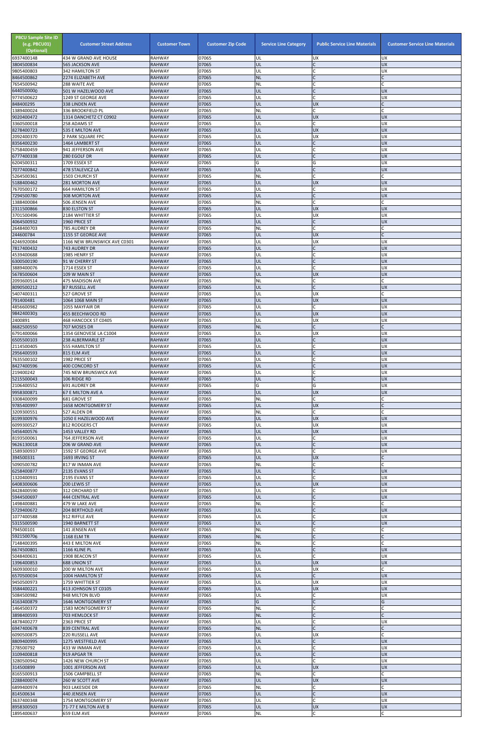| PBCU Sample Site ID (e.g. PBCU01) (Optional) | Customer Street Address | Customer Town | Customer Zip Code | Service Line Category | Public Service Line Materials | Customer Service Line Materials |
|---|---|---|---|---|---|---|
| 6937400148 | 434 W GRAND AVE HOUSE | RAHWAY | 07065 | UL | UX | UX |
| 3804500834 | 565 JACKSON AVE | RAHWAY | 07065 | UL | C | UX |
| 9805400803 | 342 HAMILTON ST | RAHWAY | 07065 | UL | C | UX |
| 8464500862 | 2274 ELIZABETH AVE | RAHWAY | 07065 | NL | C | C |
| 7654500942 | 288 WAITE AVE | RAHWAY | 07065 | NL | C | C |
| 6440500000 | 501 W HAZELWOOD AVE | RAHWAY | 07065 | UL | C | UX |
| 9774500622 | 1249 ST GEORGE AVE | RAHWAY | 07065 | UL | C | UX |
| 848400295 | 338 LINDEN AVE | RAHWAY | 07065 | UL | UX | C |
| 1389400024 | 336 BROOKFIELD PL | RAHWAY | 07065 | NL | C | C |
| 9020400472 | 1314 DANCHETZ CT C0902 | RAHWAY | 07065 | UL | UX | UX |
| 3360500018 | 258 ADAMS ST | RAHWAY | 07065 | UL | C | UX |
| 8278400723 | 535 E MILTON AVE | RAHWAY | 07065 | UL | UX | UX |
| 2092400370 | 2 PARK SQUARE FPC | RAHWAY | 07065 | UL | UX | UX |
| 8356400230 | 1464 LAMBERT ST | RAHWAY | 07065 | UL | C | UX |
| 5758400459 | 941 JEFFERSON AVE | RAHWAY | 07065 | UL | C | UX |
| 6777400338 | 280 EGOLF DR | RAHWAY | 07065 | UL | C | UX |
| 6204500311 | 1709 ESSEX ST | RAHWAY | 07065 | G | G | UX |
| 7077400842 | 478 STALEVICZ LA | RAHWAY | 07065 | UL | C | UX |
| 5264500361 | 1503 CHURCH ST | RAHWAY | 07065 | NL | C | C |
| 5188400462 | 281 MORTON AVE | RAHWAY | 07065 | UL | UX | UX |
| 7670500172 | 664 HAMILTON ST | RAHWAY | 07065 | UL | C | UX |
| 7294500780 | 308 MORTON AVE | RAHWAY | 07065 | UL | C | UX |
| 1388400084 | 506 JENSEN AVE | RAHWAY | 07065 | NL | C | C |
| 2311500866 | 830 ELSTON ST | RAHWAY | 07065 | UL | UX | UX |
| 3701500496 | 2184 WHITTIER ST | RAHWAY | 07065 | UL | UX | UX |
| 4064500932 | 1960 PRICE ST | RAHWAY | 07065 | UL | C | UX |
| 2648400703 | 785 AUDREY DR | RAHWAY | 07065 | NL | C | C |
| 244600784 | 1155 ST GEORGE AVE | RAHWAY | 07065 | UL | UX | C |
| 4246920084 | 1166 NEW BRUNSWICK AVE C0301 | RAHWAY | 07065 | UL | UX | UX |
| 7817400432 | 743 AUDREY DR | RAHWAY | 07065 | UL | C | UX |
| 4539400688 | 1985 HENRY ST | RAHWAY | 07065 | UL | C | UX |
| 6300500190 | 91 W CHERRY ST | RAHWAY | 07065 | UL | C | UX |
| 3889400076 | 1714 ESSEX ST | RAHWAY | 07065 | UL | C | UX |
| 5678500604 | 109 W MAIN ST | RAHWAY | 07065 | UL | UX | UX |
| 2093600514 | 475 MADISON AVE | RAHWAY | 07065 | NL | C | C |
| 8090500212 | 87 RUSSELL AVE | RAHWAY | 07065 | UL | C | UX |
| 5407400311 | 527 GROVE ST | RAHWAY | 07065 | UL | UX | C |
| 791400481 | 1064 1068 MAIN ST | RAHWAY | 07065 | UL | UX | UX |
| 4856600982 | 1055 MAYFAIR DR | RAHWAY | 07065 | UL | C | UX |
| 9842400303 | 455 BEECHWOOD RD | RAHWAY | 07065 | UL | UX | UX |
| 2400891 | 468 HANCOCK ST C0405 | RAHWAY | 07065 | UL | UX | UX |
| 8682500550 | 707 MOSES DR | RAHWAY | 07065 | NL | C | C |
| 6791400066 | 1354 GENOVESE LA C1004 | RAHWAY | 07065 | UL | UX | UX |
| 6505500103 | 238 ALBERMARLE ST | RAHWAY | 07065 | UL | C | UX |
| 2114500405 | 555 HAMILTON ST | RAHWAY | 07065 | UL | C | UX |
| 2956400593 | 815 ELM AVE | RAHWAY | 07065 | UL | C | UX |
| 7635500102 | 1982 PRICE ST | RAHWAY | 07065 | UL | C | UX |
| 8427400596 | 400 CONCORD ST | RAHWAY | 07065 | UL | C | UX |
| 219400242 | 745 NEW BRUNSWICK AVE | RAHWAY | 07065 | UL | C | UX |
| 5215500043 | 106 RIDGE RD | RAHWAY | 07065 | UL | C | UX |
| 2106400552 | 691 AUDREY DR | RAHWAY | 07065 | G | G | UX |
| 9958300871 | 67 E MILTON AVE A | RAHWAY | 07065 | UL | UX | UX |
| 3308400099 | 681 GROVE ST | RAHWAY | 07065 | NL | C | C |
| 9785400997 | 1658 MONTGOMERY ST | RAHWAY | 07065 | UL | UX | C |
| 3209300551 | 527 ALDEN DR | RAHWAY | 07065 | NL | C | C |
| 8199300976 | 1050 E HAZELWOOD AVE | RAHWAY | 07065 | UL | UX | UX |
| 6099300527 | 812 RODGERS CT | RAHWAY | 07065 | UL | UX | UX |
| 5456400576 | 1453 VALLEY RD | RAHWAY | 07065 | UL | UX | UX |
| 8193500061 | 764 JEFFERSON AVE | RAHWAY | 07065 | UL | C | UX |
| 9626130018 | 206 W GRAND AVE | RAHWAY | 07065 | UL | C | UX |
| 1589300937 | 1592 ST GEORGE AVE | RAHWAY | 07065 | UL | C | UX |
| 394500331 | 1693 IRVING ST | RAHWAY | 07065 | UL | UX | C |
| 5090500782 | 817 W INMAN AVE | RAHWAY | 07065 | NL | C | C |
| 6258400877 | 2135 EVANS ST | RAHWAY | 07065 | UL | C | UX |
| 1320400931 | 2195 EVANS ST | RAHWAY | 07065 | UL | C | UX |
| 6408300606 | 200 LEWIS ST | RAHWAY | 07065 | UL | UX | UX |
| 8428400590 | 312 ORCHARD ST | RAHWAY | 07065 | UL | C | UX |
| 5944500697 | 444 CENTRAL AVE | RAHWAY | 07065 | UL | C | UX |
| 1498400881 | 479 W LAKE AVE | RAHWAY | 07065 | NL | C | C |
| 5729400672 | 204 BERTHOLD AVE | RAHWAY | 07065 | UL | C | UX |
| 1077400588 | 912 RIFFLE AVE | RAHWAY | 07065 | UL | C | UX |
| 5315500590 | 1940 BARNETT ST | RAHWAY | 07065 | UL | C | UX |
| 794500101 | 141 JENSEN AVE | RAHWAY | 07065 | NL | C | C |
| 5921500706 | 1168 ELM TR | RAHWAY | 07065 | NL | C | C |
| 7148400395 | 443 E MILTON AVE | RAHWAY | 07065 | NL | C | C |
| 6674500801 | 1166 KLINE PL | RAHWAY | 07065 | UL | C | UX |
| 5048400631 | 1908 BEACON ST | RAHWAY | 07065 | UL | C | UX |
| 1396400853 | 688 UNION ST | RAHWAY | 07065 | UL | UX | UX |
| 3609300010 | 200 W MILTON AVE | RAHWAY | 07065 | UL | UX | C |
| 6570500034 | 1004 HAMILTON ST | RAHWAY | 07065 | UL | C | UX |
| 9450500973 | 1759 WHITTIER ST | RAHWAY | 07065 | UL | UX | UX |
| 3584400221 | 413 JOHNSON ST C0105 | RAHWAY | 07065 | UL | UX | UX |
| 5084500982 | 948 MILTON BLVD | RAHWAY | 07065 | UL | C | UX |
| 4163400879 | 1646 MONTGOMERY ST | RAHWAY | 07065 | G | C | G |
| 1464500372 | 1583 MONTGOMERY ST | RAHWAY | 07065 | NL | C | C |
| 3898400593 | 703 HEMLOCK ST | RAHWAY | 07065 | NL | C | C |
| 4878400277 | 2363 PRICE ST | RAHWAY | 07065 | UL | C | UX |
| 6947400678 | 839 CENTRAL AVE | RAHWAY | 07065 | NL | C | C |
| 6090500875 | 220 RUSSELL AVE | RAHWAY | 07065 | UL | UX | C |
| 8809400995 | 1275 WESTFIELD AVE | RAHWAY | 07065 | UL | C | UX |
| 278500792 | 433 W INMAN AVE | RAHWAY | 07065 | UL | C | UX |
| 3109400818 | 919 APGAR TR | RAHWAY | 07065 | UL | C | UX |
| 3280500942 | 1426 NEW CHURCH ST | RAHWAY | 07065 | UL | C | UX |
| 314500899 | 1001 JEFFERSON AVE | RAHWAY | 07065 | UL | UX | UX |
| 8165500913 | 1506 CAMPBELL ST | RAHWAY | 07065 | NL | C | C |
| 2288400074 | 260 W SCOTT AVE | RAHWAY | 07065 | UL | UX | UX |
| 6899400974 | 903 LAKESIDE DR | RAHWAY | 07065 | NL | C | C |
| 814500634 | 440 JENSEN AVE | RAHWAY | 07065 | UL | C | UX |
| 3637400348 | 1754 MONTGOMERY ST | RAHWAY | 07065 | UL | C | UX |
| 8958300503 | 71-77 E MILTON AVE B | RAHWAY | 07065 | UL | UX | UX |
| 1895400637 | 659 ELM AVE | RAHWAY | 07065 | NL | C | C |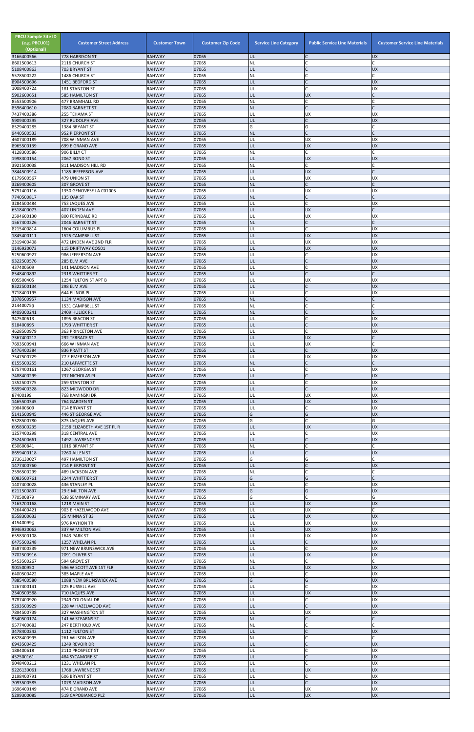| PBCU Sample Site ID (e.g. PBCU01) (Optional) | Customer Street Address | Customer Town | Customer Zip Code | Service Line Category | Public Service Line Materials | Customer Service Line Materials |
|---|---|---|---|---|---|---|
| 3166400566 | 778 HARRISON ST | RAHWAY | 07065 | UL | C | UX |
| 8601500613 | 2116 CHURCH ST | RAHWAY | 07065 | NL | C | C |
| 5108400863 | 703 BRYANT ST | RAHWAY | 07065 | UL | C | UX |
| 5578500222 | 1486 CHURCH ST | RAHWAY | 07065 | NL | C | C |
| 8904500696 | 1451 BEDFORD ST | RAHWAY | 07065 | UL | C | UX |
| 1008400724 | 181 STANTON ST | RAHWAY | 07065 | UL | C | UX |
| 5902600651 | 585 HAMILTON ST | RAHWAY | 07065 | UL | UX | C |
| 8553500906 | 477 BRAMHALL RD | RAHWAY | 07065 | NL | C | C |
| 8596400610 | 2080 BARNETT ST | RAHWAY | 07065 | NL | C | C |
| 7437400386 | 255 TEHAMA ST | RAHWAY | 07065 | UL | UX | UX |
| 5909300295 | 327 RUDOLPH AVE | RAHWAY | 07065 | UL | C | UX |
| 8529400285 | 1384 BRYANT ST | RAHWAY | 07065 | G | G | C |
| 9440500533 | 952 PIERPONT ST | RAHWAY | 07065 | NL | C | C |
| 4607400189 | 708 W INMAN AVE | RAHWAY | 07065 | UL | UX | UX |
| 8965500139 | 699 E GRAND AVE | RAHWAY | 07065 | UL | UX | UX |
| 4128300586 | 906 BILLY CT | RAHWAY | 07065 | NL | C | C |
| 1998300154 | 2067 BOND ST | RAHWAY | 07065 | UL | UX | UX |
| 3921500038 | 811 MADISON HILL RD | RAHWAY | 07065 | NL | C | C |
| 7844500914 | 1185 JEFFERSON AVE | RAHWAY | 07065 | UL | UX | C |
| 6179500567 | 479 UNION ST | RAHWAY | 07065 | UL | UX | UX |
| 3269400605 | 307 GROVE ST | RAHWAY | 07065 | NL | C | C |
| 5791400116 | 1350 GENOVESE LA C01005 | RAHWAY | 07065 | UL | UX | UX |
| 7740500817 | 135 OAK ST | RAHWAY | 07065 | NL | C | C |
| 3284500484 | 753 JAQUES AVE | RAHWAY | 07065 | UL | C | UX |
| 6518400073 | 407 LINDEN AVE | RAHWAY | 07065 | UL | UX | C |
| 2594600130 | 800 FERNDALE RD | RAHWAY | 07065 | UL | UX | UX |
| 1567400226 | 2046 BARNETT ST | RAHWAY | 07065 | NL | C | C |
| 8215400814 | 1604 COLUMBUS PL | RAHWAY | 07065 | UL | C | UX |
| 1845400111 | 1525 CAMPBELL ST | RAHWAY | 07065 | UL | UX | UX |
| 2319400408 | 472 LINDEN AVE 2ND FLR | RAHWAY | 07065 | UL | UX | UX |
| 1146920073 | 115 DRIFTWAY CO501 | RAHWAY | 07065 | UL | UX | UX |
| 5250600927 | 986 JEFFERSON AVE | RAHWAY | 07065 | UL | C | UX |
| 9322500576 | 285 ELM AVE | RAHWAY | 07065 | UL | C | UX |
| 437400509 | 141 MADISON AVE | RAHWAY | 07065 | UL | C | UX |
| 8548400892 | 2318 WHITTIER ST | RAHWAY | 07065 | NL | C | C |
| 605500405 | 1254 FULTON ST APT B | RAHWAY | 07065 | UL | UX | UX |
| 8322500134 | 298 ELM AVE | RAHWAY | 07065 | UL | C | UX |
| 3718400195 | 644 ELINOR PL | RAHWAY | 07065 | UL | C | UX |
| 3378500957 | 1134 MADISON AVE | RAHWAY | 07065 | NL | C | C |
| 214400759 | 1531 CAMPBELL ST | RAHWAY | 07065 | NL | C | C |
| 4409300241 | 2409 HULICK PL | RAHWAY | 07065 | NL | C | C |
| 347500613 | 1895 BEACON ST | RAHWAY | 07065 | UL | C | UX |
| 918400895 | 1793 WHITTIER ST | RAHWAY | 07065 | UL | C | UX |
| 4628500979 | 363 PRINCETON AVE | RAHWAY | 07065 | UL | C | UX |
| 7367400212 | 292 TERRACE ST | RAHWAY | 07065 | UL | UX | C |
| 7693500941 | 666 W INMAN AVE | RAHWAY | 07065 | UL | UX | C |
| 6476400384 | 836 PRATT ST | RAHWAY | 07065 | UL | C | UX |
| 7547500729 | 77 E EMERSON AVE | RAHWAY | 07065 | UL | UX | UX |
| 6155500255 | 210 LAFAYETTE ST | RAHWAY | 07065 | NL | C | C |
| 6757400161 | 1267 GEORGIA ST | RAHWAY | 07065 | UL | C | UX |
| 7488400299 | 737 NICHOLAS PL | RAHWAY | 07065 | UL | C | UX |
| 1352500775 | 259 STANTON ST | RAHWAY | 07065 | UL | C | UX |
| 5899400328 | 823 MIDWOOD DR | RAHWAY | 07065 | UL | C | UX |
| 87400199 | 768 KAMINSKI DR | RAHWAY | 07065 | UL | UX | UX |
| 1465500345 | 764 GARDEN ST | RAHWAY | 07065 | UL | UX | UX |
| 198400609 | 714 BRYANT ST | RAHWAY | 07065 | UL | C | UX |
| 5141500945 | 446 ST GEORGE AVE | RAHWAY | 07065 | G | G | UX |
| 5328500780 | 875 JAQUES AVE | RAHWAY | 07065 | G | C | G |
| 6058300235 | 2158 ELIZABETH AVE 1ST FL R | RAHWAY | 07065 | UL | UX | UX |
| 1257400298 | 318 CENTRAL AVE | RAHWAY | 07065 | UL | C | UX |
| 2524500661 | 1492 LAWRENCE ST | RAHWAY | 07065 | UL | C | UX |
| 650600841 | 1016 BRYANT ST | RAHWAY | 07065 | NL | C | C |
| 8659400118 | 2260 ALLEN ST | RAHWAY | 07065 | UL | C | UX |
| 3736130027 | 497 HAMILTON ST | RAHWAY | 07065 | G | G | C |
| 1477400760 | 714 PIERPONT ST | RAHWAY | 07065 | UL | C | UX |
| 2596500299 | 489 JACKSON AVE | RAHWAY | 07065 | NL | C | C |
| 6083500761 | 2244 WHITTIER ST | RAHWAY | 07065 | G | G | C |
| 1407400028 | 436 STANLEY PL | RAHWAY | 07065 | UL | C | UX |
| 6211500897 | 29 E MILTON AVE | RAHWAY | 07065 | G | G | UX |
| 770500879 | 638 SEMINARY AVE | RAHWAY | 07065 | G | C | G |
| 7163700168 | 1218 MAIN ST | RAHWAY | 07065 | UL | UX | UX |
| 7264400421 | 903 E HAZELWOOD AVE | RAHWAY | 07065 | UL | UX | C |
| 9558300633 | 25 MINNA ST 33 | RAHWAY | 07065 | UL | UX | UX |
| 415400996 | 976 RAYHON TR | RAHWAY | 07065 | UL | UX | UX |
| 8946920062 | 337 W MILTON AVE | RAHWAY | 07065 | UL | UX | UX |
| 6558300108 | 1643 PARK ST | RAHWAY | 07065 | UL | UX | UX |
| 6475500248 | 1257 WHELAN PL | RAHWAY | 07065 | UL | C | UX |
| 3587400339 | 971 NEW BRUNSWICK AVE | RAHWAY | 07065 | UL | C | UX |
| 7702500916 | 2091 OLIVER ST | RAHWAY | 07065 | UL | UX | UX |
| 5453500267 | 594 GROVE ST | RAHWAY | 07065 | NL | C | C |
| 901500950 | 596 W SCOTT AVE 1ST FLR | RAHWAY | 07065 | UL | UX | UX |
| 6400500422 | 385 MAPLE AVE | RAHWAY | 07065 | UL | C | UX |
| 7885400580 | 1088 NEW BRUNSWICK AVE | RAHWAY | 07065 | G | G | UX |
| 1267400141 | 225 RUSSELL AVE | RAHWAY | 07065 | UL | C | UX |
| 2340500588 | 710 JAQUES AVE | RAHWAY | 07065 | UL | UX | UX |
| 3787400920 | 2349 COLONIAL DR | RAHWAY | 07065 | UL | C | UX |
| 5293500929 | 228 W HAZELWOOD AVE | RAHWAY | 07065 | UL | C | UX |
| 7894500739 | 327 WASHINGTON ST | RAHWAY | 07065 | UL | UX | UX |
| 9540500174 | 141 W STEARNS ST | RAHWAY | 07065 | NL | C | C |
| 9577400683 | 247 BERTHOLD AVE | RAHWAY | 07065 | NL | C | C |
| 3478400242 | 1112 FULTON ST | RAHWAY | 07065 | UL | C | UX |
| 6878400995 | 261 WILSON AVE | RAHWAY | 07065 | NL | C | C |
| 6943500425 | 1249 REVOIR DR | RAHWAY | 07065 | UL | C | UX |
| 188400618 | 2110 PROSPECT ST | RAHWAY | 07065 | UL | C | UX |
| 452500161 | 484 SYCAMORE ST | RAHWAY | 07065 | UL | C | UX |
| 9048400212 | 1231 WHELAN PL | RAHWAY | 07065 | UL | C | UX |
| 9226130061 | 1768 LAWRENCE ST | RAHWAY | 07065 | UL | UX | UX |
| 2198400791 | 606 BRYANT ST | RAHWAY | 07065 | UL | C | UX |
| 7093500585 | 1078 MADISON AVE | RAHWAY | 07065 | UL | C | UX |
| 1696400149 | 474 E GRAND AVE | RAHWAY | 07065 | UL | UX | UX |
| 5299300085 | 519 CAPOBIANCO PLZ | RAHWAY | 07065 | UL | UX | UX |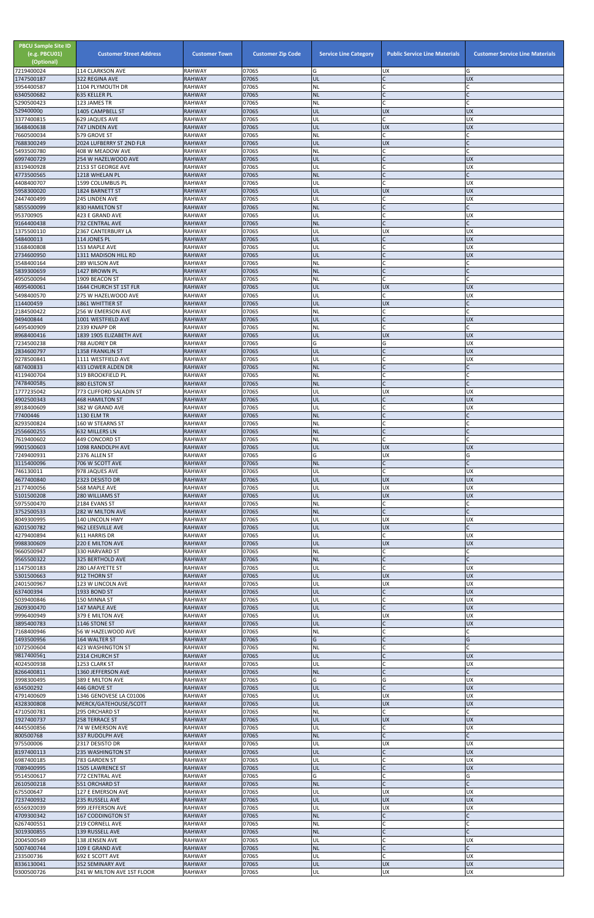| PBCU Sample Site ID (e.g. PBCU01) (Optional) | Customer Street Address | Customer Town | Customer Zip Code | Service Line Category | Public Service Line Materials | Customer Service Line Materials |
|---|---|---|---|---|---|---|
| 7219400024 | 114 CLARKSON AVE | RAHWAY | 07065 | G | UX | G |
| 1747500187 | 322 REGINA AVE | RAHWAY | 07065 | UL | C | UX |
| 3954400587 | 1104 PLYMOUTH DR | RAHWAY | 07065 | NL | C | C |
| 6340500682 | 635 KELLER PL | RAHWAY | 07065 | NL | C | C |
| 5290500423 | 123 JAMES TR | RAHWAY | 07065 | NL | C | C |
| 529400000 | 1405 CAMPBELL ST | RAHWAY | 07065 | UL | UX | UX |
| 3377400815 | 629 JAQUES AVE | RAHWAY | 07065 | UL | C | UX |
| 3648400638 | 747 LINDEN AVE | RAHWAY | 07065 | UL | UX | UX |
| 7660500034 | 579 GROVE ST | RAHWAY | 07065 | NL | C | C |
| 7688300249 | 2024 LUFBERRY ST 2ND FLR | RAHWAY | 07065 | UL | UX | C |
| 5493500780 | 408 W MEADOW AVE | RAHWAY | 07065 | NL | C | C |
| 6997400729 | 254 W HAZELWOOD AVE | RAHWAY | 07065 | UL | C | UX |
| 8319400928 | 2153 ST GEORGE AVE | RAHWAY | 07065 | UL | C | UX |
| 4773500565 | 1218 WHELAN PL | RAHWAY | 07065 | NL | C | C |
| 4408400707 | 1599 COLUMBUS PL | RAHWAY | 07065 | UL | C | UX |
| 5958300020 | 1824 BARNETT ST | RAHWAY | 07065 | UL | UX | UX |
| 2447400499 | 245 LINDEN AVE | RAHWAY | 07065 | UL | C | UX |
| 5855500099 | 830 HAMILTON ST | RAHWAY | 07065 | NL | C | C |
| 953700905 | 423 E GRAND AVE | RAHWAY | 07065 | UL | C | UX |
| 9164400438 | 732 CENTRAL AVE | RAHWAY | 07065 | NL | C | C |
| 1375500110 | 2367 CANTERBURY LA | RAHWAY | 07065 | UL | UX | UX |
| 548400013 | 114 JONES PL | RAHWAY | 07065 | UL | C | UX |
| 3168400808 | 153 MAPLE AVE | RAHWAY | 07065 | UL | C | UX |
| 2734600950 | 1311 MADISON HILL RD | RAHWAY | 07065 | UL | C | UX |
| 3548400164 | 289 WILSON AVE | RAHWAY | 07065 | NL | C | C |
| 5839300659 | 1427 BROWN PL | RAHWAY | 07065 | NL | C | C |
| 4950500094 | 1909 BEACON ST | RAHWAY | 07065 | NL | C | C |
| 4695400061 | 1644 CHURCH ST 1ST FLR | RAHWAY | 07065 | UL | UX | UX |
| 5498400570 | 275 W HAZELWOOD AVE | RAHWAY | 07065 | UL | C | UX |
| 114400459 | 1861 WHITTIER ST | RAHWAY | 07065 | UL | UX | C |
| 2184500422 | 256 W EMERSON AVE | RAHWAY | 07065 | NL | C | C |
| 949400844 | 1001 WESTFIELD AVE | RAHWAY | 07065 | UL | C | UX |
| 6495400909 | 2339 KNAPP DR | RAHWAY | 07065 | NL | C | C |
| 8968400416 | 1839 1905 ELIZABETH AVE | RAHWAY | 07065 | UL | UX | UX |
| 7234500238 | 788 AUDREY DR | RAHWAY | 07065 | G | G | UX |
| 2834600797 | 1358 FRANKLIN ST | RAHWAY | 07065 | UL | C | UX |
| 9278500841 | 1111 WESTFIELD AVE | RAHWAY | 07065 | UL | C | UX |
| 687400833 | 433 LOWER ALDEN DR | RAHWAY | 07065 | NL | C | C |
| 4119400704 | 319 BROOKFIELD PL | RAHWAY | 07065 | NL | C | C |
| 7478400585 | 880 ELSTON ST | RAHWAY | 07065 | NL | C | C |
| 1777235042 | 773 CLIFFORD SALADIN ST | RAHWAY | 07065 | UL | UX | UX |
| 4902500343 | 468 HAMILTON ST | RAHWAY | 07065 | UL | C | UX |
| 8918400609 | 382 W GRAND AVE | RAHWAY | 07065 | UL | C | UX |
| 77400446 | 1130 ELM TR | RAHWAY | 07065 | NL | C | C |
| 8293500824 | 160 W STEARNS ST | RAHWAY | 07065 | NL | C | C |
| 2556600255 | 632 MILLERS LN | RAHWAY | 07065 | NL | C | C |
| 7619400602 | 449 CONCORD ST | RAHWAY | 07065 | NL | C | C |
| 9901500603 | 1098 RANDOLPH AVE | RAHWAY | 07065 | UL | UX | UX |
| 7249400931 | 2376 ALLEN ST | RAHWAY | 07065 | G | UX | G |
| 3115400096 | 706 W SCOTT AVE | RAHWAY | 07065 | NL | C | C |
| 746130011 | 978 JAQUES AVE | RAHWAY | 07065 | UL | C | UX |
| 4677400840 | 2323 DESISTO DR | RAHWAY | 07065 | UL | UX | UX |
| 2177400056 | 568 MAPLE AVE | RAHWAY | 07065 | UL | UX | UX |
| 5101500208 | 280 WILLIAMS ST | RAHWAY | 07065 | UL | UX | UX |
| 5975500470 | 2184 EVANS ST | RAHWAY | 07065 | NL | C | C |
| 3752500533 | 282 W MILTON AVE | RAHWAY | 07065 | NL | C | C |
| 8049300995 | 140 LINCOLN HWY | RAHWAY | 07065 | UL | UX | UX |
| 6201500782 | 962 LEESVILLE AVE | RAHWAY | 07065 | UL | UX | C |
| 4279400894 | 611 HARRIS DR | RAHWAY | 07065 | UL | C | UX |
| 9988300609 | 220 E MILTON AVE | RAHWAY | 07065 | UL | UX | UX |
| 9660500947 | 330 HARVARD ST | RAHWAY | 07065 | NL | C | C |
| 9565500322 | 325 BERTHOLD AVE | RAHWAY | 07065 | NL | C | C |
| 1147500183 | 280 LAFAYETTE ST | RAHWAY | 07065 | UL | C | UX |
| 5301500663 | 912 THORN ST | RAHWAY | 07065 | UL | UX | UX |
| 2401500967 | 123 W LINCOLN AVE | RAHWAY | 07065 | UL | UX | UX |
| 637400394 | 1933 BOND ST | RAHWAY | 07065 | UL | C | UX |
| 5039400846 | 150 MINNA ST | RAHWAY | 07065 | UL | C | UX |
| 2609300470 | 147 MAPLE AVE | RAHWAY | 07065 | UL | C | UX |
| 9996400949 | 379 E MILTON AVE | RAHWAY | 07065 | UL | UX | UX |
| 3895400783 | 1146 STONE ST | RAHWAY | 07065 | UL | C | UX |
| 7168400946 | 56 W HAZELWOOD AVE | RAHWAY | 07065 | NL | C | C |
| 1493500956 | 164 WALTER ST | RAHWAY | 07065 | G | C | G |
| 1072500604 | 423 WASHINGTON ST | RAHWAY | 07065 | NL | C | C |
| 9817400561 | 2314 CHURCH ST | RAHWAY | 07065 | UL | C | UX |
| 4024500938 | 1253 CLARK ST | RAHWAY | 07065 | UL | C | UX |
| 8266400811 | 1360 JEFFERSON AVE | RAHWAY | 07065 | NL | C | C |
| 3998300495 | 389 E MILTON AVE | RAHWAY | 07065 | G | G | UX |
| 634500292 | 446 GROVE ST | RAHWAY | 07065 | UL | C | UX |
| 4791400609 | 1346 GENOVESE LA C01006 | RAHWAY | 07065 | UL | UX | UX |
| 4328300808 | MERCK/GATEHOUSE/SCOTT | RAHWAY | 07065 | UL | UX | UX |
| 4710500781 | 295 ORCHARD ST | RAHWAY | 07065 | NL | C | C |
| 1927400737 | 258 TERRACE ST | RAHWAY | 07065 | UL | UX | UX |
| 4445500856 | 74 W EMERSON AVE | RAHWAY | 07065 | UL | C | UX |
| 800500768 | 337 RUDOLPH AVE | RAHWAY | 07065 | NL | C | C |
| 975500006 | 2317 DESISTO DR | RAHWAY | 07065 | UL | UX | UX |
| 8197400113 | 235 WASHINGTON ST | RAHWAY | 07065 | UL | C | UX |
| 6987400185 | 783 GARDEN ST | RAHWAY | 07065 | UL | C | UX |
| 7089400995 | 1505 LAWRENCE ST | RAHWAY | 07065 | UL | C | UX |
| 9514500617 | 772 CENTRAL AVE | RAHWAY | 07065 | G | C | G |
| 2610500218 | 551 ORCHARD ST | RAHWAY | 07065 | NL | C | C |
| 675500647 | 127 E EMERSON AVE | RAHWAY | 07065 | UL | UX | UX |
| 7237400932 | 235 RUSSELL AVE | RAHWAY | 07065 | UL | UX | UX |
| 6556920039 | 999 JEFFERSON AVE | RAHWAY | 07065 | UL | UX | UX |
| 4709300342 | 167 CODDINGTON ST | RAHWAY | 07065 | NL | C | C |
| 6267400551 | 219 CORNELL AVE | RAHWAY | 07065 | NL | C | C |
| 3019300855 | 139 RUSSELL AVE | RAHWAY | 07065 | NL | C | C |
| 2004500549 | 138 JENSEN AVE | RAHWAY | 07065 | UL | C | UX |
| 5007400744 | 109 E GRAND AVE | RAHWAY | 07065 | NL | C | C |
| 233500736 | 692 E SCOTT AVE | RAHWAY | 07065 | UL | C | UX |
| 8336130041 | 352 SEMINARY AVE | RAHWAY | 07065 | UL | UX | UX |
| 9300500726 | 241 W MILTON AVE 1ST FLOOR | RAHWAY | 07065 | UL | UX | UX |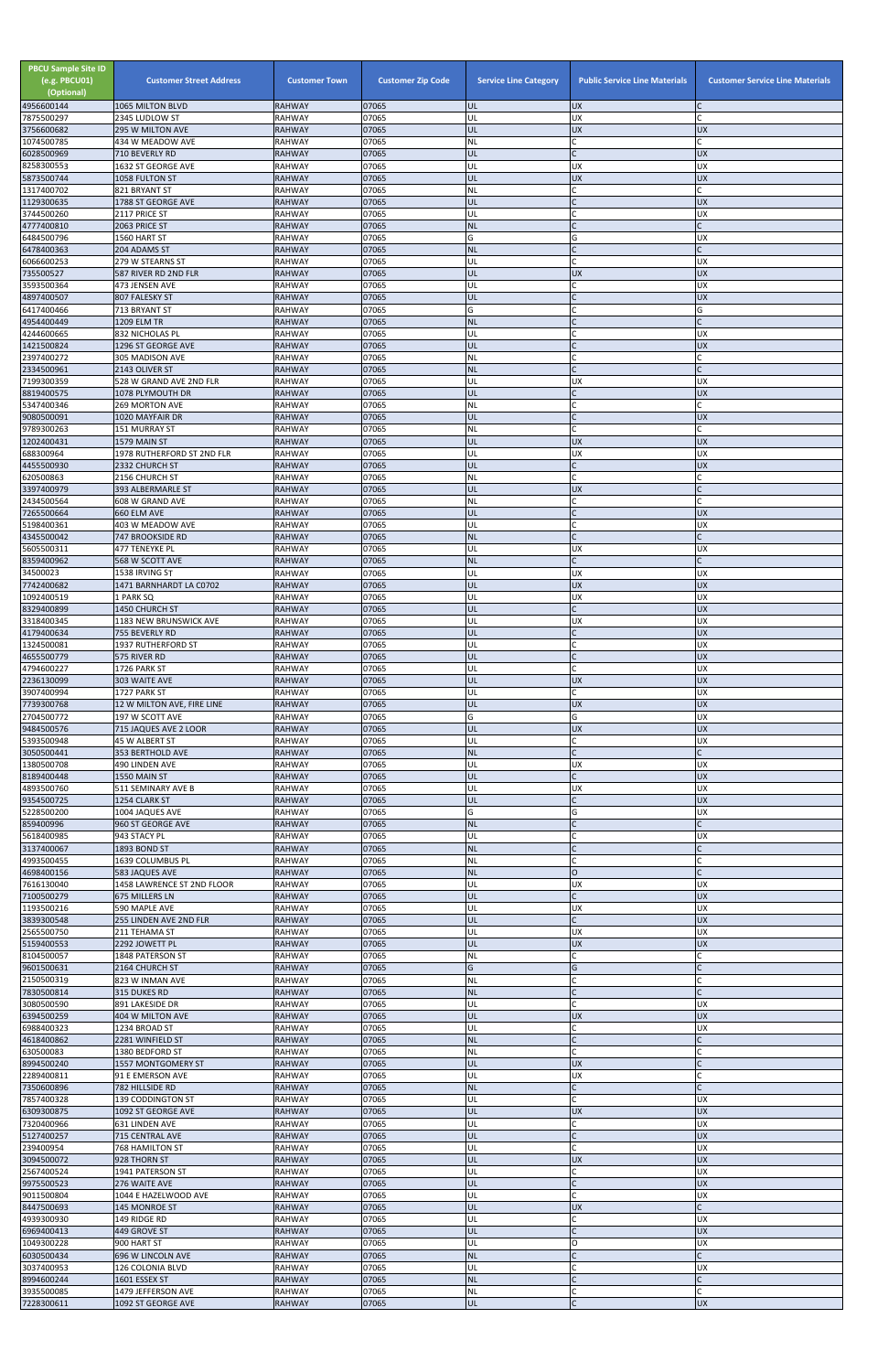| PBCU Sample Site ID (e.g. PBCU01) (Optional) | Customer Street Address | Customer Town | Customer Zip Code | Service Line Category | Public Service Line Materials | Customer Service Line Materials |
|---|---|---|---|---|---|---|
| 4956600144 | 1065 MILTON BLVD | RAHWAY | 07065 | UL | UX | C |
| 7875500297 | 2345 LUDLOW ST | RAHWAY | 07065 | UL | UX | C |
| 3756600682 | 295 W MILTON AVE | RAHWAY | 07065 | UL | UX | UX |
| 1074500785 | 434 W MEADOW AVE | RAHWAY | 07065 | NL | C | C |
| 6028500969 | 710 BEVERLY RD | RAHWAY | 07065 | UL | C | UX |
| 8258300553 | 1632 ST GEORGE AVE | RAHWAY | 07065 | UL | UX | UX |
| 5873500744 | 1058 FULTON ST | RAHWAY | 07065 | UL | UX | UX |
| 1317400702 | 821 BRYANT ST | RAHWAY | 07065 | NL | C | C |
| 1129300635 | 1788 ST GEORGE AVE | RAHWAY | 07065 | UL | C | UX |
| 3744500260 | 2117 PRICE ST | RAHWAY | 07065 | UL | C | UX |
| 4777400810 | 2063 PRICE ST | RAHWAY | 07065 | NL | C | C |
| 6484500796 | 1560 HART ST | RAHWAY | 07065 | G | G | UX |
| 6478400363 | 204 ADAMS ST | RAHWAY | 07065 | NL | C | C |
| 6066600253 | 279 W STEARNS ST | RAHWAY | 07065 | UL | C | UX |
| 735500527 | 587 RIVER RD 2ND FLR | RAHWAY | 07065 | UL | UX | UX |
| 3593500364 | 473 JENSEN AVE | RAHWAY | 07065 | UL | C | UX |
| 4897400507 | 807 FALESKY ST | RAHWAY | 07065 | UL | C | UX |
| 6417400466 | 713 BRYANT ST | RAHWAY | 07065 | G | C | G |
| 4954400449 | 1209 ELM TR | RAHWAY | 07065 | NL | C | C |
| 4244600665 | 832 NICHOLAS PL | RAHWAY | 07065 | UL | C | UX |
| 1421500824 | 1296 ST GEORGE AVE | RAHWAY | 07065 | UL | C | UX |
| 2397400272 | 305 MADISON AVE | RAHWAY | 07065 | NL | C | C |
| 2334500961 | 2143 OLIVER ST | RAHWAY | 07065 | NL | C | C |
| 7199300359 | 528 W GRAND AVE 2ND FLR | RAHWAY | 07065 | UL | UX | UX |
| 8819400575 | 1078 PLYMOUTH DR | RAHWAY | 07065 | UL | C | UX |
| 5347400346 | 269 MORTON AVE | RAHWAY | 07065 | NL | C | C |
| 9080500091 | 1020 MAYFAIR DR | RAHWAY | 07065 | UL | C | UX |
| 9789300263 | 151 MURRAY ST | RAHWAY | 07065 | NL | C | C |
| 1202400431 | 1579 MAIN ST | RAHWAY | 07065 | UL | UX | UX |
| 688300964 | 1978 RUTHERFORD ST 2ND FLR | RAHWAY | 07065 | UL | UX | UX |
| 4455500930 | 2332 CHURCH ST | RAHWAY | 07065 | UL | C | UX |
| 620500863 | 2156 CHURCH ST | RAHWAY | 07065 | NL | C | C |
| 3397400979 | 393 ALBERMARLE ST | RAHWAY | 07065 | UL | UX | C |
| 2434500564 | 608 W GRAND AVE | RAHWAY | 07065 | NL | C | C |
| 7265500664 | 660 ELM AVE | RAHWAY | 07065 | UL | C | UX |
| 5198400361 | 403 W MEADOW AVE | RAHWAY | 07065 | UL | C | UX |
| 4345500042 | 747 BROOKSIDE RD | RAHWAY | 07065 | NL | C | C |
| 5605500311 | 477 TENEYKE PL | RAHWAY | 07065 | UL | UX | UX |
| 8359400962 | 568 W SCOTT AVE | RAHWAY | 07065 | NL | C | C |
| 34500023 | 1538 IRVING ST | RAHWAY | 07065 | UL | UX | UX |
| 7742400682 | 1471 BARNHARDT LA C0702 | RAHWAY | 07065 | UL | UX | UX |
| 1092400519 | 1 PARK SQ | RAHWAY | 07065 | UL | UX | UX |
| 8329400899 | 1450 CHURCH ST | RAHWAY | 07065 | UL | C | UX |
| 3318400345 | 1183 NEW BRUNSWICK AVE | RAHWAY | 07065 | UL | UX | UX |
| 4179400634 | 755 BEVERLY RD | RAHWAY | 07065 | UL | C | UX |
| 1324500081 | 1937 RUTHERFORD ST | RAHWAY | 07065 | UL | C | UX |
| 4655500779 | 575 RIVER RD | RAHWAY | 07065 | UL | C | UX |
| 4794600227 | 1726 PARK ST | RAHWAY | 07065 | UL | C | UX |
| 2236130099 | 303 WAITE AVE | RAHWAY | 07065 | UL | UX | UX |
| 3907400994 | 1727 PARK ST | RAHWAY | 07065 | UL | C | UX |
| 7739300768 | 12 W MILTON AVE, FIRE LINE | RAHWAY | 07065 | UL | UX | UX |
| 2704500772 | 197 W SCOTT AVE | RAHWAY | 07065 | G | G | UX |
| 9484500576 | 715 JAQUES AVE 2 LOOR | RAHWAY | 07065 | UL | UX | UX |
| 5393500948 | 45 W ALBERT ST | RAHWAY | 07065 | UL | C | UX |
| 3050500441 | 353 BERTHOLD AVE | RAHWAY | 07065 | NL | C | C |
| 1380500708 | 490 LINDEN AVE | RAHWAY | 07065 | UL | UX | UX |
| 8189400448 | 1550 MAIN ST | RAHWAY | 07065 | UL | C | UX |
| 4893500760 | 511 SEMINARY AVE B | RAHWAY | 07065 | UL | UX | UX |
| 9354500725 | 1254 CLARK ST | RAHWAY | 07065 | UL | C | UX |
| 5228500200 | 1004 JAQUES AVE | RAHWAY | 07065 | G | G | UX |
| 859400996 | 960 ST GEORGE AVE | RAHWAY | 07065 | NL | C | C |
| 5618400985 | 943 STACY PL | RAHWAY | 07065 | UL | C | UX |
| 3137400067 | 1893 BOND ST | RAHWAY | 07065 | NL | C | C |
| 4993500455 | 1639 COLUMBUS PL | RAHWAY | 07065 | NL | C | C |
| 4698400156 | 583 JAQUES AVE | RAHWAY | 07065 | NL | O | C |
| 7616130040 | 1458 LAWRENCE ST 2ND FLOOR | RAHWAY | 07065 | UL | UX | UX |
| 7100500279 | 675 MILLERS LN | RAHWAY | 07065 | UL | C | UX |
| 1193500216 | 590 MAPLE AVE | RAHWAY | 07065 | UL | UX | UX |
| 3839300548 | 255 LINDEN AVE 2ND FLR | RAHWAY | 07065 | UL | C | UX |
| 2565500750 | 211 TEHAMA ST | RAHWAY | 07065 | UL | UX | UX |
| 5159400553 | 2292 JOWETT PL | RAHWAY | 07065 | UL | UX | UX |
| 8104500057 | 1848 PATERSON ST | RAHWAY | 07065 | NL | C | C |
| 9601500631 | 2164 CHURCH ST | RAHWAY | 07065 | G | G | C |
| 2150500319 | 823 W INMAN AVE | RAHWAY | 07065 | NL | C | C |
| 7830500814 | 315 DUKES RD | RAHWAY | 07065 | NL | C | C |
| 3080500590 | 891 LAKESIDE DR | RAHWAY | 07065 | UL | C | UX |
| 6394500259 | 404 W MILTON AVE | RAHWAY | 07065 | UL | UX | UX |
| 6988400323 | 1234 BROAD ST | RAHWAY | 07065 | UL | C | UX |
| 4618400862 | 2281 WINFIELD ST | RAHWAY | 07065 | NL | C | C |
| 630500083 | 1380 BEDFORD ST | RAHWAY | 07065 | NL | C | C |
| 8994500240 | 1557 MONTGOMERY ST | RAHWAY | 07065 | UL | UX | C |
| 2289400811 | 91 E EMERSON AVE | RAHWAY | 07065 | UL | UX | C |
| 7350600896 | 782 HILLSIDE RD | RAHWAY | 07065 | NL | C | C |
| 7857400328 | 139 CODDINGTON ST | RAHWAY | 07065 | UL | C | UX |
| 6309300875 | 1092 ST GEORGE AVE | RAHWAY | 07065 | UL | UX | UX |
| 7320400966 | 631 LINDEN AVE | RAHWAY | 07065 | UL | C | UX |
| 5127400257 | 715 CENTRAL AVE | RAHWAY | 07065 | UL | C | UX |
| 239400954 | 768 HAMILTON ST | RAHWAY | 07065 | UL | C | UX |
| 3094500072 | 928 THORN ST | RAHWAY | 07065 | UL | UX | UX |
| 2567400524 | 1941 PATERSON ST | RAHWAY | 07065 | UL | C | UX |
| 9975500523 | 276 WAITE AVE | RAHWAY | 07065 | UL | C | UX |
| 9011500804 | 1044 E HAZELWOOD AVE | RAHWAY | 07065 | UL | C | UX |
| 8447500693 | 145 MONROE ST | RAHWAY | 07065 | UL | UX | C |
| 4939300930 | 149 RIDGE RD | RAHWAY | 07065 | UL | C | UX |
| 6969400413 | 449 GROVE ST | RAHWAY | 07065 | UL | C | UX |
| 1049300228 | 900 HART ST | RAHWAY | 07065 | UL | O | UX |
| 6030500434 | 696 W LINCOLN AVE | RAHWAY | 07065 | NL | C | C |
| 3037400953 | 126 COLONIA BLVD | RAHWAY | 07065 | UL | C | UX |
| 8994600244 | 1601 ESSEX ST | RAHWAY | 07065 | NL | C | C |
| 3935500085 | 1479 JEFFERSON AVE | RAHWAY | 07065 | NL | C | C |
| 7228300611 | 1092 ST GEORGE AVE | RAHWAY | 07065 | UL | C | UX |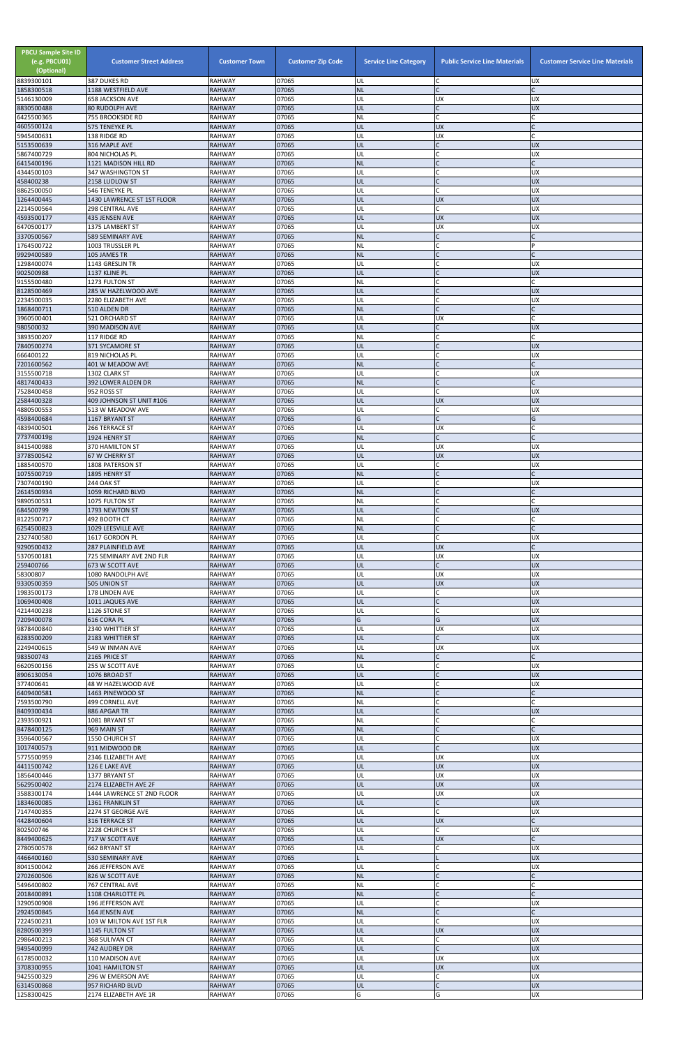| PBCU Sample Site ID (e.g. PBCU01) (Optional) | Customer Street Address | Customer Town | Customer Zip Code | Service Line Category | Public Service Line Materials | Customer Service Line Materials |
|---|---|---|---|---|---|---|
| 8839300101 | 387 DUKES RD | RAHWAY | 07065 | UL | C | UX |
| 1858300518 | 1188 WESTFIELD AVE | RAHWAY | 07065 | NL | C | C |
| 5146130009 | 658 JACKSON AVE | RAHWAY | 07065 | UL | UX | UX |
| 8830500488 | 80 RUDOLPH AVE | RAHWAY | 07065 | UL | C | UX |
| 6425500365 | 755 BROOKSIDE RD | RAHWAY | 07065 | NL | C | C |
| 4605500124 | 575 TENEYKE PL | RAHWAY | 07065 | UL | UX | C |
| 5945400631 | 138 RIDGE RD | RAHWAY | 07065 | UL | UX | C |
| 5153500639 | 316 MAPLE AVE | RAHWAY | 07065 | UL | C | UX |
| 5867400729 | 804 NICHOLAS PL | RAHWAY | 07065 | UL | C | UX |
| 6415400196 | 1121 MADISON HILL RD | RAHWAY | 07065 | NL | C | C |
| 4344500103 | 347 WASHINGTON ST | RAHWAY | 07065 | UL | C | UX |
| 458400238 | 2158 LUDLOW ST | RAHWAY | 07065 | UL | C | UX |
| 8862500050 | 546 TENEYKE PL | RAHWAY | 07065 | UL | C | UX |
| 1264400445 | 1430 LAWRENCE ST 1ST FLOOR | RAHWAY | 07065 | UL | UX | UX |
| 2214500564 | 298 CENTRAL AVE | RAHWAY | 07065 | UL | C | UX |
| 4593500177 | 435 JENSEN AVE | RAHWAY | 07065 | UL | UX | UX |
| 6470500177 | 1375 LAMBERT ST | RAHWAY | 07065 | UL | UX | UX |
| 3370500567 | 589 SEMINARY AVE | RAHWAY | 07065 | NL | C | C |
| 1764500722 | 1003 TRUSSLER PL | RAHWAY | 07065 | NL | C | P |
| 9929400589 | 105 JAMES TR | RAHWAY | 07065 | NL | C | C |
| 1298400074 | 1143 GRESLIN TR | RAHWAY | 07065 | UL | C | UX |
| 902500988 | 1137 KLINE PL | RAHWAY | 07065 | UL | C | UX |
| 9155500480 | 1273 FULTON ST | RAHWAY | 07065 | NL | C | C |
| 8128500469 | 285 W HAZELWOOD AVE | RAHWAY | 07065 | UL | C | UX |
| 2234500035 | 2280 ELIZABETH AVE | RAHWAY | 07065 | UL | C | UX |
| 1868400711 | 510 ALDEN DR | RAHWAY | 07065 | NL | C | C |
| 3960500401 | 521 ORCHARD ST | RAHWAY | 07065 | UL | UX | C |
| 980500032 | 390 MADISON AVE | RAHWAY | 07065 | UL | C | UX |
| 3893500207 | 117 RIDGE RD | RAHWAY | 07065 | NL | C | C |
| 7840500274 | 371 SYCAMORE ST | RAHWAY | 07065 | UL | C | UX |
| 666400122 | 819 NICHOLAS PL | RAHWAY | 07065 | UL | C | UX |
| 7201600562 | 401 W MEADOW AVE | RAHWAY | 07065 | NL | C | C |
| 3155500718 | 1302 CLARK ST | RAHWAY | 07065 | UL | C | UX |
| 4817400433 | 392 LOWER ALDEN DR | RAHWAY | 07065 | NL | C | C |
| 7528400458 | 952 ROSS ST | RAHWAY | 07065 | UL | C | UX |
| 2584400328 | 409 JOHNSON ST UNIT #106 | RAHWAY | 07065 | UL | UX | UX |
| 4880500553 | 513 W MEADOW AVE | RAHWAY | 07065 | UL | C | UX |
| 4598400684 | 1167 BRYANT ST | RAHWAY | 07065 | G | C | G |
| 4839400501 | 266 TERRACE ST | RAHWAY | 07065 | UL | UX | C |
| 7737400198 | 1924 HENRY ST | RAHWAY | 07065 | NL | C | C |
| 8415400988 | 370 HAMILTON ST | RAHWAY | 07065 | UL | UX | UX |
| 3778500542 | 67 W CHERRY ST | RAHWAY | 07065 | UL | UX | UX |
| 1885400570 | 1808 PATERSON ST | RAHWAY | 07065 | UL | C | UX |
| 1075500719 | 1895 HENRY ST | RAHWAY | 07065 | NL | C | C |
| 7307400190 | 244 OAK ST | RAHWAY | 07065 | UL | C | UX |
| 2614500934 | 1059 RICHARD BLVD | RAHWAY | 07065 | NL | C | C |
| 9890500531 | 1075 FULTON ST | RAHWAY | 07065 | NL | C | C |
| 684500799 | 1793 NEWTON ST | RAHWAY | 07065 | UL | C | UX |
| 8122500717 | 492 BOOTH CT | RAHWAY | 07065 | NL | C | C |
| 6254500823 | 1029 LEESVILLE AVE | RAHWAY | 07065 | NL | C | C |
| 2327400580 | 1617 GORDON PL | RAHWAY | 07065 | UL | C | UX |
| 9290500432 | 287 PLAINFIELD AVE | RAHWAY | 07065 | UL | UX | C |
| 5370500181 | 725 SEMINARY AVE 2ND FLR | RAHWAY | 07065 | UL | UX | UX |
| 259400766 | 673 W SCOTT AVE | RAHWAY | 07065 | UL | C | UX |
| 58300807 | 1080 RANDOLPH AVE | RAHWAY | 07065 | UL | UX | UX |
| 9330500359 | 505 UNION ST | RAHWAY | 07065 | UL | UX | UX |
| 1983500173 | 178 LINDEN AVE | RAHWAY | 07065 | UL | C | UX |
| 1069400408 | 1011 JAQUES AVE | RAHWAY | 07065 | UL | C | UX |
| 4214400238 | 1126 STONE ST | RAHWAY | 07065 | UL | C | UX |
| 7209400078 | 616 CORA PL | RAHWAY | 07065 | G | G | UX |
| 9878400840 | 2340 WHITTIER ST | RAHWAY | 07065 | UL | UX | UX |
| 6283500209 | 2183 WHITTIER ST | RAHWAY | 07065 | UL | C | UX |
| 2249400615 | 549 W INMAN AVE | RAHWAY | 07065 | UL | UX | UX |
| 983500743 | 2165 PRICE ST | RAHWAY | 07065 | NL | C | C |
| 6620500156 | 255 W SCOTT AVE | RAHWAY | 07065 | UL | C | UX |
| 8906130054 | 1076 BROAD ST | RAHWAY | 07065 | UL | C | UX |
| 377400641 | 48 W HAZELWOOD AVE | RAHWAY | 07065 | UL | C | UX |
| 6409400581 | 1463 PINEWOOD ST | RAHWAY | 07065 | NL | C | C |
| 7593500790 | 499 CORNELL AVE | RAHWAY | 07065 | NL | C | C |
| 8409300434 | 886 APGAR TR | RAHWAY | 07065 | UL | C | UX |
| 2393500921 | 1081 BRYANT ST | RAHWAY | 07065 | NL | C | C |
| 8478400125 | 969 MAIN ST | RAHWAY | 07065 | NL | C | C |
| 3596400567 | 1550 CHURCH ST | RAHWAY | 07065 | UL | C | UX |
| 1017400573 | 911 MIDWOOD DR | RAHWAY | 07065 | UL | C | UX |
| 5775500959 | 2346 ELIZABETH AVE | RAHWAY | 07065 | UL | UX | UX |
| 4411500742 | 126 E LAKE AVE | RAHWAY | 07065 | UL | UX | UX |
| 1856400446 | 1377 BRYANT ST | RAHWAY | 07065 | UL | UX | UX |
| 5629500402 | 2174 ELIZABETH AVE 2F | RAHWAY | 07065 | UL | UX | UX |
| 3588300174 | 1444 LAWRENCE ST 2ND FLOOR | RAHWAY | 07065 | UL | UX | UX |
| 1834600085 | 1361 FRANKLIN ST | RAHWAY | 07065 | UL | C | UX |
| 7147400355 | 2274 ST GEORGE AVE | RAHWAY | 07065 | UL | C | UX |
| 4428400604 | 316 TERRACE ST | RAHWAY | 07065 | UL | UX | C |
| 802500746 | 2228 CHURCH ST | RAHWAY | 07065 | UL | C | UX |
| 8449400625 | 717 W SCOTT AVE | RAHWAY | 07065 | UL | UX | C |
| 2780500578 | 662 BRYANT ST | RAHWAY | 07065 | UL | C | UX |
| 4466400160 | 530 SEMINARY AVE | RAHWAY | 07065 | L | L | UX |
| 8041500042 | 266 JEFFERSON AVE | RAHWAY | 07065 | UL | C | UX |
| 2702600506 | 826 W SCOTT AVE | RAHWAY | 07065 | NL | C | C |
| 5496400802 | 767 CENTRAL AVE | RAHWAY | 07065 | NL | C | C |
| 2018400891 | 1108 CHARLOTTE PL | RAHWAY | 07065 | NL | C | C |
| 3290500908 | 196 JEFFERSON AVE | RAHWAY | 07065 | UL | C | UX |
| 2924500845 | 164 JENSEN AVE | RAHWAY | 07065 | NL | C | C |
| 7224500231 | 103 W MILTON AVE 1ST FLR | RAHWAY | 07065 | UL | C | UX |
| 8280500399 | 1145 FULTON ST | RAHWAY | 07065 | UL | UX | UX |
| 2986400213 | 368 SULIVAN CT | RAHWAY | 07065 | UL | C | UX |
| 9495400999 | 742 AUDREY DR | RAHWAY | 07065 | UL | C | UX |
| 6178500032 | 110 MADISON AVE | RAHWAY | 07065 | UL | UX | UX |
| 3708300955 | 1041 HAMILTON ST | RAHWAY | 07065 | UL | UX | UX |
| 9425500329 | 296 W EMERSON AVE | RAHWAY | 07065 | UL | C | UX |
| 6314500868 | 957 RICHARD BLVD | RAHWAY | 07065 | UL | C | UX |
| 1258300425 | 2174 ELIZABETH AVE 1R | RAHWAY | 07065 | G | G | UX |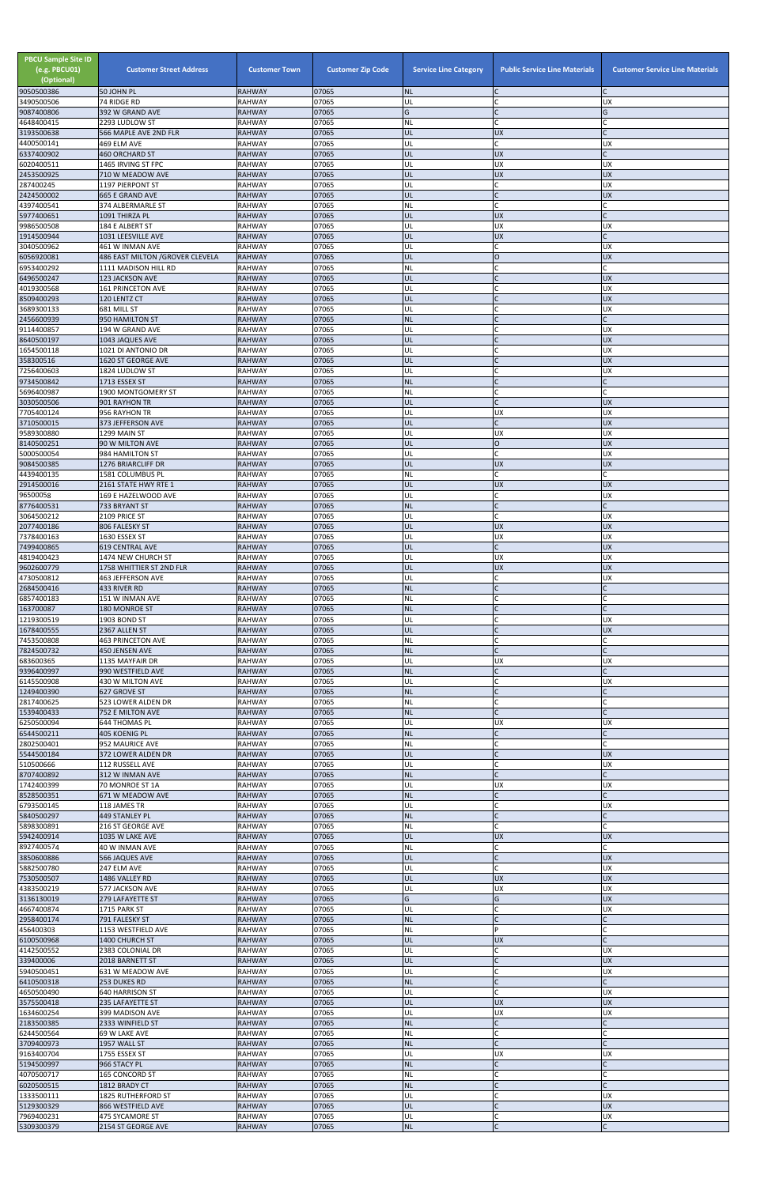| PBCU Sample Site ID (e.g. PBCU01) (Optional) | Customer Street Address | Customer Town | Customer Zip Code | Service Line Category | Public Service Line Materials | Customer Service Line Materials |
|---|---|---|---|---|---|---|
| 9050500386 | 50 JOHN PL | RAHWAY | 07065 | NL | C | C |
| 3490500506 | 74 RIDGE RD | RAHWAY | 07065 | UL | C | UX |
| 9087400806 | 392 W GRAND AVE | RAHWAY | 07065 | G | C | G |
| 4648400415 | 2293 LUDLOW ST | RAHWAY | 07065 | NL | C | C |
| 3193500638 | 566 MAPLE AVE 2ND FLR | RAHWAY | 07065 | UL | UX | C |
| 4400500141 | 469 ELM AVE | RAHWAY | 07065 | UL | C | UX |
| 6337400902 | 460 ORCHARD ST | RAHWAY | 07065 | UL | UX | C |
| 6020400511 | 1465 IRVING ST FPC | RAHWAY | 07065 | UL | UX | UX |
| 2453500925 | 710 W MEADOW AVE | RAHWAY | 07065 | UL | UX | UX |
| 287400245 | 1197 PIERPONT ST | RAHWAY | 07065 | UL | C | UX |
| 2424500002 | 665 E GRAND AVE | RAHWAY | 07065 | UL | C | UX |
| 4397400541 | 374 ALBERMARLE ST | RAHWAY | 07065 | NL | C | C |
| 5977400651 | 1091 THIRZA PL | RAHWAY | 07065 | UL | UX | C |
| 9986500508 | 184 E ALBERT ST | RAHWAY | 07065 | UL | UX | UX |
| 1914500944 | 1031 LEESVILLE AVE | RAHWAY | 07065 | UL | UX | C |
| 3040500962 | 461 W INMAN AVE | RAHWAY | 07065 | UL | C | UX |
| 6056920081 | 486 EAST MILTON /GROVER CLEVELA | RAHWAY | 07065 | UL | O | UX |
| 6953400292 | 1111 MADISON HILL RD | RAHWAY | 07065 | NL | C | C |
| 6496500247 | 123 JACKSON AVE | RAHWAY | 07065 | UL | C | UX |
| 4019300568 | 161 PRINCETON AVE | RAHWAY | 07065 | UL | C | UX |
| 8509400293 | 120 LENTZ CT | RAHWAY | 07065 | UL | C | UX |
| 3689300133 | 681 MILL ST | RAHWAY | 07065 | UL | C | UX |
| 2456600939 | 950 HAMILTON ST | RAHWAY | 07065 | NL | C | C |
| 9114400857 | 194 W GRAND AVE | RAHWAY | 07065 | UL | C | UX |
| 8640500197 | 1043 JAQUES AVE | RAHWAY | 07065 | UL | C | UX |
| 1654500118 | 1021 DI ANTONIO DR | RAHWAY | 07065 | UL | C | UX |
| 358300516 | 1620 ST GEORGE AVE | RAHWAY | 07065 | UL | C | UX |
| 7256400603 | 1824 LUDLOW ST | RAHWAY | 07065 | UL | C | UX |
| 9734500842 | 1713 ESSEX ST | RAHWAY | 07065 | NL | C | C |
| 5696400987 | 1900 MONTGOMERY ST | RAHWAY | 07065 | NL | C | C |
| 3030500506 | 901 RAYHON TR | RAHWAY | 07065 | UL | C | UX |
| 7705400124 | 956 RAYHON TR | RAHWAY | 07065 | UL | UX | UX |
| 3710500015 | 373 JEFFERSON AVE | RAHWAY | 07065 | UL | C | UX |
| 9589300880 | 1299 MAIN ST | RAHWAY | 07065 | UL | UX | UX |
| 8140500251 | 90 W MILTON AVE | RAHWAY | 07065 | UL | O | UX |
| 5000500054 | 984 HAMILTON ST | RAHWAY | 07065 | UL | C | UX |
| 9084500385 | 1276 BRIARCLIFF DR | RAHWAY | 07065 | UL | UX | UX |
| 4439400135 | 1581 COLUMBUS PL | RAHWAY | 07065 | NL | C | C |
| 2914500016 | 2161 STATE HWY RTE 1 | RAHWAY | 07065 | UL | UX | UX |
| 96500058 | 169 E HAZELWOOD AVE | RAHWAY | 07065 | UL | C | UX |
| 8776400531 | 733 BRYANT ST | RAHWAY | 07065 | NL | C | C |
| 3064500212 | 2109 PRICE ST | RAHWAY | 07065 | UL | C | UX |
| 2077400186 | 806 FALESKY ST | RAHWAY | 07065 | UL | UX | UX |
| 7378400163 | 1630 ESSEX ST | RAHWAY | 07065 | UL | UX | UX |
| 7499400865 | 619 CENTRAL AVE | RAHWAY | 07065 | UL | C | UX |
| 4819400423 | 1474 NEW CHURCH ST | RAHWAY | 07065 | UL | UX | UX |
| 9602600779 | 1758 WHITTIER ST 2ND FLR | RAHWAY | 07065 | UL | UX | UX |
| 4730500812 | 463 JEFFERSON AVE | RAHWAY | 07065 | UL | C | UX |
| 2684500416 | 433 RIVER RD | RAHWAY | 07065 | NL | C | C |
| 6857400183 | 151 W INMAN AVE | RAHWAY | 07065 | NL | C | C |
| 163700087 | 180 MONROE ST | RAHWAY | 07065 | NL | C | C |
| 1219300519 | 1903 BOND ST | RAHWAY | 07065 | UL | C | UX |
| 1678400555 | 2367 ALLEN ST | RAHWAY | 07065 | UL | C | UX |
| 7453500808 | 463 PRINCETON AVE | RAHWAY | 07065 | NL | C | C |
| 7824500732 | 450 JENSEN AVE | RAHWAY | 07065 | NL | C | C |
| 683600365 | 1135 MAYFAIR DR | RAHWAY | 07065 | UL | UX | UX |
| 9396400997 | 990 WESTFIELD AVE | RAHWAY | 07065 | NL | C | C |
| 6145500908 | 430 W MILTON AVE | RAHWAY | 07065 | UL | C | UX |
| 1249400390 | 627 GROVE ST | RAHWAY | 07065 | NL | C | C |
| 2817400625 | 523 LOWER ALDEN DR | RAHWAY | 07065 | NL | C | C |
| 1539400433 | 752 E MILTON AVE | RAHWAY | 07065 | NL | C | C |
| 6250500094 | 644 THOMAS PL | RAHWAY | 07065 | UL | UX | UX |
| 6544500211 | 405 KOENIG PL | RAHWAY | 07065 | NL | C | C |
| 2802500401 | 952 MAURICE AVE | RAHWAY | 07065 | NL | C | C |
| 5544500184 | 372 LOWER ALDEN DR | RAHWAY | 07065 | UL | C | UX |
| 510500666 | 112 RUSSELL AVE | RAHWAY | 07065 | UL | C | UX |
| 8707400892 | 312 W INMAN AVE | RAHWAY | 07065 | NL | C | C |
| 1742400399 | 70 MONROE ST 1A | RAHWAY | 07065 | UL | UX | UX |
| 8528500351 | 671 W MEADOW AVE | RAHWAY | 07065 | NL | C | C |
| 6793500145 | 118 JAMES TR | RAHWAY | 07065 | UL | C | UX |
| 5840500297 | 449 STANLEY PL | RAHWAY | 07065 | NL | C | C |
| 5898300891 | 216 ST GEORGE AVE | RAHWAY | 07065 | NL | C | C |
| 5942400914 | 1035 W LAKE AVE | RAHWAY | 07065 | UL | UX | UX |
| 8927400574 | 40 W INMAN AVE | RAHWAY | 07065 | NL | C | C |
| 3850600886 | 566 JAQUES AVE | RAHWAY | 07065 | UL | C | UX |
| 5882500780 | 247 ELM AVE | RAHWAY | 07065 | UL | C | UX |
| 7530500507 | 1486 VALLEY RD | RAHWAY | 07065 | UL | UX | UX |
| 4383500219 | 577 JACKSON AVE | RAHWAY | 07065 | UL | UX | UX |
| 3136130019 | 279 LAFAYETTE ST | RAHWAY | 07065 | G | G | UX |
| 4667400874 | 1715 PARK ST | RAHWAY | 07065 | UL | C | UX |
| 2958400174 | 791 FALESKY ST | RAHWAY | 07065 | NL | C | C |
| 456400303 | 1153 WESTFIELD AVE | RAHWAY | 07065 | NL | P | C |
| 6100500968 | 1400 CHURCH ST | RAHWAY | 07065 | UL | UX | C |
| 4142500552 | 2383 COLONIAL DR | RAHWAY | 07065 | UL | C | UX |
| 339400006 | 2018 BARNETT ST | RAHWAY | 07065 | UL | C | UX |
| 5940500451 | 631 W MEADOW AVE | RAHWAY | 07065 | UL | C | UX |
| 6410500318 | 253 DUKES RD | RAHWAY | 07065 | NL | C | C |
| 4650500490 | 640 HARRISON ST | RAHWAY | 07065 | UL | C | UX |
| 3575500418 | 235 LAFAYETTE ST | RAHWAY | 07065 | UL | UX | UX |
| 1634600254 | 399 MADISON AVE | RAHWAY | 07065 | UL | UX | UX |
| 2183500385 | 2333 WINFIELD ST | RAHWAY | 07065 | NL | C | C |
| 6244500564 | 69 W LAKE AVE | RAHWAY | 07065 | NL | C | C |
| 3709400973 | 1957 WALL ST | RAHWAY | 07065 | NL | C | C |
| 9163400704 | 1755 ESSEX ST | RAHWAY | 07065 | UL | UX | UX |
| 5194500997 | 966 STACY PL | RAHWAY | 07065 | NL | C | C |
| 4070500717 | 165 CONCORD ST | RAHWAY | 07065 | NL | C | C |
| 6020500515 | 1812 BRADY CT | RAHWAY | 07065 | NL | C | C |
| 1333500111 | 1825 RUTHERFORD ST | RAHWAY | 07065 | UL | C | UX |
| 5129300329 | 866 WESTFIELD AVE | RAHWAY | 07065 | UL | C | UX |
| 7969400231 | 475 SYCAMORE ST | RAHWAY | 07065 | UL | C | UX |
| 5309300379 | 2154 ST GEORGE AVE | RAHWAY | 07065 | NL | C | C |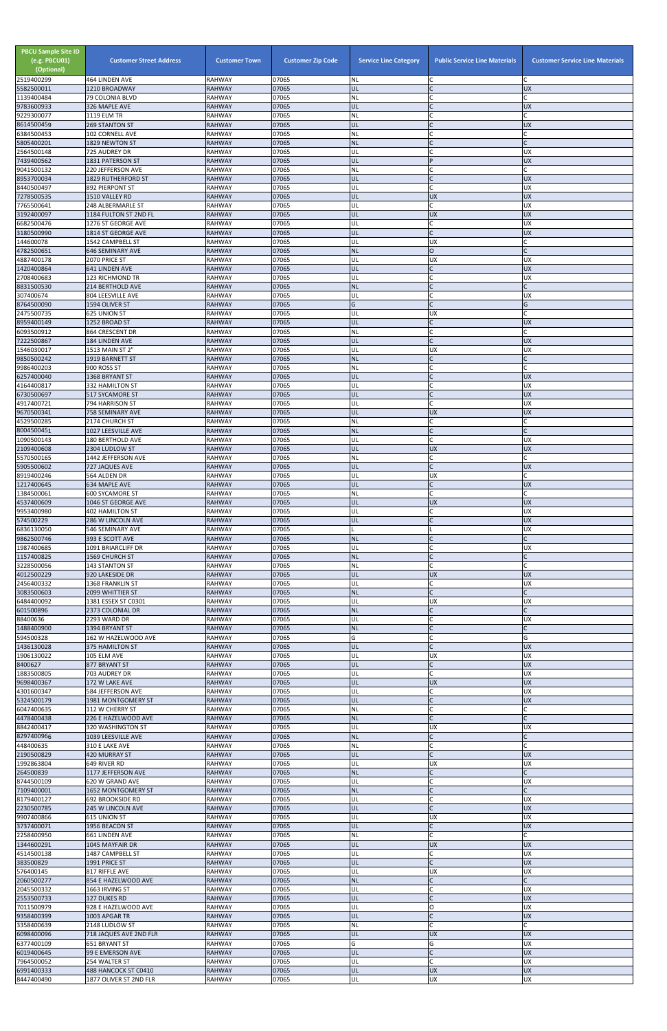| PBCU Sample Site ID (e.g. PBCU01) (Optional) | Customer Street Address | Customer Town | Customer Zip Code | Service Line Category | Public Service Line Materials | Customer Service Line Materials |
|---|---|---|---|---|---|---|
| 2519400299 | 464 LINDEN AVE | RAHWAY | 07065 | NL | C | C |
| 5582500011 | 1210 BROADWAY | RAHWAY | 07065 | UL | C | UX |
| 1139400484 | 79 COLONIA BLVD | RAHWAY | 07065 | NL | C | C |
| 9783600933 | 326 MAPLE AVE | RAHWAY | 07065 | UL | C | UX |
| 9229300077 | 1119 ELM TR | RAHWAY | 07065 | NL | C | C |
| 8614500459 | 269 STANTON ST | RAHWAY | 07065 | UL | C | UX |
| 6384500453 | 102 CORNELL AVE | RAHWAY | 07065 | NL | C | C |
| 5805400201 | 1829 NEWTON ST | RAHWAY | 07065 | NL | C | C |
| 2564500148 | 725 AUDREY DR | RAHWAY | 07065 | UL | C | UX |
| 7439400562 | 1831 PATERSON ST | RAHWAY | 07065 | UL | P | UX |
| 9041500132 | 220 JEFFERSON AVE | RAHWAY | 07065 | NL | C | C |
| 8953700034 | 1829 RUTHERFORD ST | RAHWAY | 07065 | UL | C | UX |
| 8440500497 | 892 PIERPONT ST | RAHWAY | 07065 | UL | C | UX |
| 7278500535 | 1510 VALLEY RD | RAHWAY | 07065 | UL | UX | UX |
| 7765500641 | 248 ALBERMARLE ST | RAHWAY | 07065 | UL | C | UX |
| 3192400097 | 1184 FULTON ST 2ND FL | RAHWAY | 07065 | UL | UX | UX |
| 6682500476 | 1276 ST GEORGE AVE | RAHWAY | 07065 | UL | C | UX |
| 3180500990 | 1814 ST GEORGE AVE | RAHWAY | 07065 | UL | C | UX |
| 144600078 | 1542 CAMPBELL ST | RAHWAY | 07065 | UL | UX | C |
| 4782500651 | 646 SEMINARY AVE | RAHWAY | 07065 | NL | O | C |
| 4887400178 | 2070 PRICE ST | RAHWAY | 07065 | UL | UX | UX |
| 1420400864 | 641 LINDEN AVE | RAHWAY | 07065 | UL | C | UX |
| 2708400683 | 123 RICHMOND TR | RAHWAY | 07065 | UL | C | UX |
| 8831500530 | 214 BERTHOLD AVE | RAHWAY | 07065 | NL | C | C |
| 307400674 | 804 LEESVILLE AVE | RAHWAY | 07065 | UL | C | UX |
| 8764500090 | 1594 OLIVER ST | RAHWAY | 07065 | G | C | G |
| 2475500735 | 625 UNION ST | RAHWAY | 07065 | UL | UX | C |
| 8959400149 | 1252 BROAD ST | RAHWAY | 07065 | UL | C | UX |
| 6093500912 | 864 CRESCENT DR | RAHWAY | 07065 | NL | C | C |
| 7222500867 | 184 LINDEN AVE | RAHWAY | 07065 | UL | C | UX |
| 1546030017 | 1513 MAIN ST 2" | RAHWAY | 07065 | UL | UX | UX |
| 9850500242 | 1919 BARNETT ST | RAHWAY | 07065 | NL | C | C |
| 9986400203 | 900 ROSS ST | RAHWAY | 07065 | NL | C | C |
| 6257400040 | 1368 BRYANT ST | RAHWAY | 07065 | UL | C | UX |
| 4164400817 | 332 HAMILTON ST | RAHWAY | 07065 | UL | C | UX |
| 6730500697 | 517 SYCAMORE ST | RAHWAY | 07065 | UL | C | UX |
| 4917400721 | 794 HARRISON ST | RAHWAY | 07065 | UL | C | UX |
| 9670500341 | 758 SEMINARY AVE | RAHWAY | 07065 | UL | UX | UX |
| 4529500285 | 2174 CHURCH ST | RAHWAY | 07065 | NL | C | C |
| 8004500451 | 1027 LEESVILLE AVE | RAHWAY | 07065 | NL | C | C |
| 1090500143 | 180 BERTHOLD AVE | RAHWAY | 07065 | UL | C | UX |
| 2109400608 | 2304 LUDLOW ST | RAHWAY | 07065 | UL | UX | UX |
| 5570500165 | 1442 JEFFERSON AVE | RAHWAY | 07065 | NL | C | C |
| 5905500602 | 727 JAQUES AVE | RAHWAY | 07065 | UL | C | UX |
| 8919400246 | 564 ALDEN DR | RAHWAY | 07065 | UL | UX | C |
| 1217400645 | 634 MAPLE AVE | RAHWAY | 07065 | UL | C | UX |
| 1384500061 | 600 SYCAMORE ST | RAHWAY | 07065 | NL | C | C |
| 4537400609 | 1046 ST GEORGE AVE | RAHWAY | 07065 | UL | UX | UX |
| 9953400980 | 402 HAMILTON ST | RAHWAY | 07065 | UL | C | UX |
| 574500229 | 286 W LINCOLN AVE | RAHWAY | 07065 | UL | C | UX |
| 6836130050 | 546 SEMINARY AVE | RAHWAY | 07065 | L | L | UX |
| 9862500746 | 393 E SCOTT AVE | RAHWAY | 07065 | NL | C | C |
| 1987400685 | 1091 BRIARCLIFF DR | RAHWAY | 07065 | UL | C | UX |
| 1157400825 | 1569 CHURCH ST | RAHWAY | 07065 | NL | C | C |
| 3228500056 | 143 STANTON ST | RAHWAY | 07065 | NL | C | C |
| 4012500229 | 920 LAKESIDE DR | RAHWAY | 07065 | UL | UX | UX |
| 2456400332 | 1368 FRANKLIN ST | RAHWAY | 07065 | UL | C | UX |
| 3083500603 | 2099 WHITTIER ST | RAHWAY | 07065 | NL | C | C |
| 6484400092 | 1381 ESSEX ST C0301 | RAHWAY | 07065 | UL | UX | UX |
| 601500896 | 2373 COLONIAL DR | RAHWAY | 07065 | NL | C | C |
| 88400636 | 2293 WARD DR | RAHWAY | 07065 | UL | C | UX |
| 1488400900 | 1394 BRYANT ST | RAHWAY | 07065 | NL | C | C |
| 594500328 | 162 W HAZELWOOD AVE | RAHWAY | 07065 | G | C | G |
| 1436130028 | 375 HAMILTON ST | RAHWAY | 07065 | UL | C | UX |
| 1906130022 | 105 ELM AVE | RAHWAY | 07065 | UL | UX | UX |
| 8400627 | 877 BRYANT ST | RAHWAY | 07065 | UL | C | UX |
| 1883500805 | 703 AUDREY DR | RAHWAY | 07065 | UL | C | UX |
| 9698400367 | 172 W LAKE AVE | RAHWAY | 07065 | UL | UX | UX |
| 4301600347 | 584 JEFFERSON AVE | RAHWAY | 07065 | UL | C | UX |
| 5324500179 | 1981 MONTGOMERY ST | RAHWAY | 07065 | UL | C | UX |
| 6047400635 | 112 W CHERRY ST | RAHWAY | 07065 | NL | C | C |
| 4478400438 | 226 E HAZELWOOD AVE | RAHWAY | 07065 | NL | C | C |
| 8842400417 | 320 WASHINGTON ST | RAHWAY | 07065 | UL | UX | UX |
| 8297400966 | 1039 LEESVILLE AVE | RAHWAY | 07065 | NL | C | C |
| 448400635 | 310 E LAKE AVE | RAHWAY | 07065 | NL | C | C |
| 2190500829 | 420 MURRAY ST | RAHWAY | 07065 | UL | C | UX |
| 1992863804 | 649 RIVER RD | RAHWAY | 07065 | UL | UX | UX |
| 264500839 | 1177 JEFFERSON AVE | RAHWAY | 07065 | NL | C | C |
| 8744500109 | 620 W GRAND AVE | RAHWAY | 07065 | UL | C | UX |
| 7109400001 | 1652 MONTGOMERY ST | RAHWAY | 07065 | NL | C | C |
| 8179400127 | 692 BROOKSIDE RD | RAHWAY | 07065 | UL | C | UX |
| 2230500785 | 245 W LINCOLN AVE | RAHWAY | 07065 | UL | C | UX |
| 9907400866 | 615 UNION ST | RAHWAY | 07065 | UL | UX | UX |
| 3737400071 | 1956 BEACON ST | RAHWAY | 07065 | UL | C | UX |
| 2258400950 | 661 LINDEN AVE | RAHWAY | 07065 | NL | C | C |
| 1344600291 | 1045 MAYFAIR DR | RAHWAY | 07065 | UL | UX | UX |
| 4514500138 | 1487 CAMPBELL ST | RAHWAY | 07065 | UL | C | UX |
| 383500829 | 1991 PRICE ST | RAHWAY | 07065 | UL | C | UX |
| 576400145 | 817 RIFFLE AVE | RAHWAY | 07065 | UL | UX | UX |
| 2060500277 | 854 E HAZELWOOD AVE | RAHWAY | 07065 | NL | C | C |
| 2045500332 | 1663 IRVING ST | RAHWAY | 07065 | UL | C | UX |
| 2553500733 | 127 DUKES RD | RAHWAY | 07065 | UL | C | UX |
| 7011500979 | 928 E HAZELWOOD AVE | RAHWAY | 07065 | UL | O | UX |
| 9358400399 | 1003 APGAR TR | RAHWAY | 07065 | UL | C | UX |
| 3358400639 | 2148 LUDLOW ST | RAHWAY | 07065 | NL | C | C |
| 6098400096 | 718 JAQUES AVE 2ND FLR | RAHWAY | 07065 | UL | UX | UX |
| 6377400109 | 651 BRYANT ST | RAHWAY | 07065 | G | G | UX |
| 6019400645 | 99 E EMERSON AVE | RAHWAY | 07065 | UL | C | UX |
| 7964500052 | 254 WALTER ST | RAHWAY | 07065 | UL | C | UX |
| 6991400333 | 488 HANCOCK ST C0410 | RAHWAY | 07065 | UL | UX | UX |
| 8447400490 | 1877 OLIVER ST 2ND FLR | RAHWAY | 07065 | UL | UX | UX |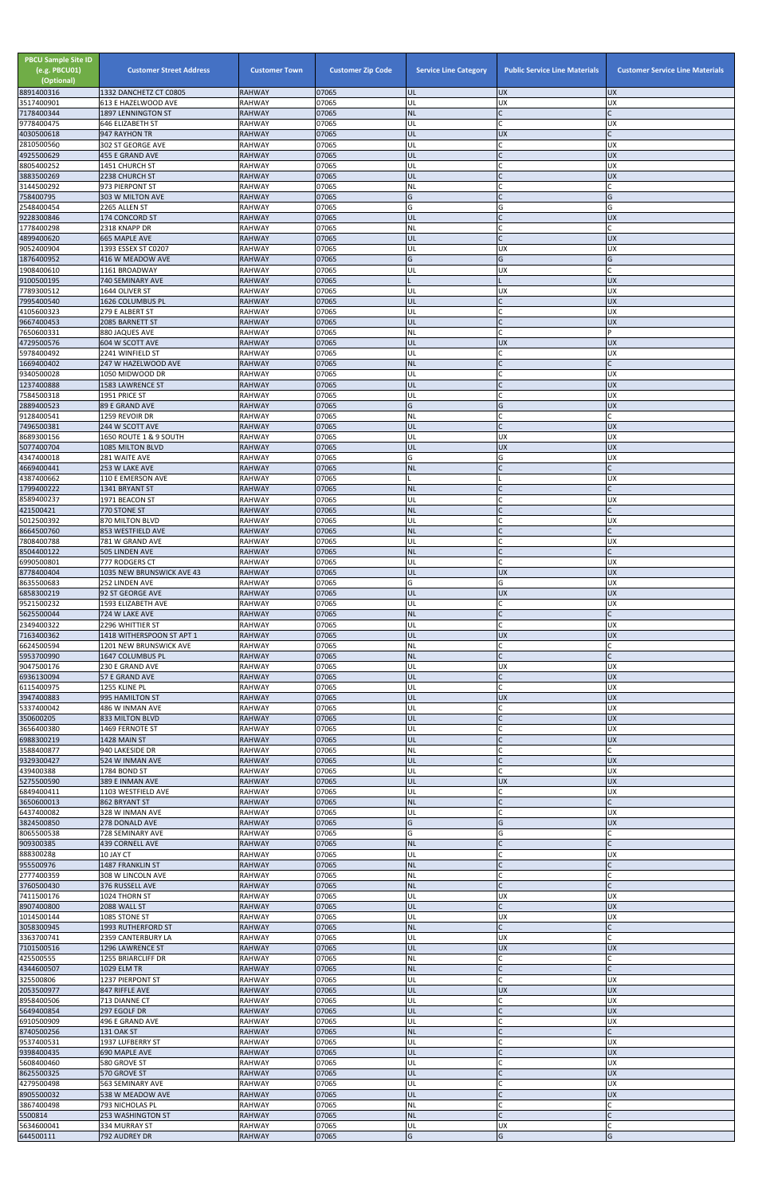| PBCU Sample Site ID (e.g. PBCU01) (Optional) | Customer Street Address | Customer Town | Customer Zip Code | Service Line Category | Public Service Line Materials | Customer Service Line Materials |
|---|---|---|---|---|---|---|
| 8891400316 | 1332 DANCHETZ CT C0805 | RAHWAY | 07065 | UL | UX | UX |
| 3517400901 | 613 E HAZELWOOD AVE | RAHWAY | 07065 | UL | UX | UX |
| 7178400344 | 1897 LENNINGTON ST | RAHWAY | 07065 | NL | C | C |
| 9778400475 | 646 ELIZABETH ST | RAHWAY | 07065 | UL | C | UX |
| 4030500618 | 947 RAYHON TR | RAHWAY | 07065 | UL | UX | C |
| 2810500560 | 302 ST GEORGE AVE | RAHWAY | 07065 | UL | C | UX |
| 4925500629 | 455 E GRAND AVE | RAHWAY | 07065 | UL | C | UX |
| 8805400252 | 1451 CHURCH ST | RAHWAY | 07065 | UL | C | UX |
| 3883500269 | 2238 CHURCH ST | RAHWAY | 07065 | UL | C | UX |
| 3144500292 | 973 PIERPONT ST | RAHWAY | 07065 | NL | C | C |
| 758400795 | 303 W MILTON AVE | RAHWAY | 07065 | G | C | G |
| 2548400454 | 2265 ALLEN ST | RAHWAY | 07065 | G | G | G |
| 9228300846 | 174 CONCORD ST | RAHWAY | 07065 | UL | C | UX |
| 1778400298 | 2318 KNAPP DR | RAHWAY | 07065 | NL | C | C |
| 4899400620 | 665 MAPLE AVE | RAHWAY | 07065 | UL | C | UX |
| 9052400904 | 1393 ESSEX ST C0207 | RAHWAY | 07065 | UL | UX | UX |
| 1876400952 | 416 W MEADOW AVE | RAHWAY | 07065 | G | G | G |
| 1908400610 | 1161 BROADWAY | RAHWAY | 07065 | UL | UX | C |
| 9100500195 | 740 SEMINARY AVE | RAHWAY | 07065 | L | L | UX |
| 7789300512 | 1644 OLIVER ST | RAHWAY | 07065 | UL | UX | UX |
| 7995400540 | 1626 COLUMBUS PL | RAHWAY | 07065 | UL | C | UX |
| 4105600323 | 279 E ALBERT ST | RAHWAY | 07065 | UL | C | UX |
| 9667400453 | 2085 BARNETT ST | RAHWAY | 07065 | UL | C | UX |
| 7650600331 | 880 JAQUES AVE | RAHWAY | 07065 | NL | C | P |
| 4729500576 | 604 W SCOTT AVE | RAHWAY | 07065 | UL | UX | UX |
| 5978400492 | 2241 WINFIELD ST | RAHWAY | 07065 | UL | C | UX |
| 1669400402 | 247 W HAZELWOOD AVE | RAHWAY | 07065 | NL | C | C |
| 9340500028 | 1050 MIDWOOD DR | RAHWAY | 07065 | UL | C | UX |
| 1237400888 | 1583 LAWRENCE ST | RAHWAY | 07065 | UL | C | UX |
| 7584500318 | 1951 PRICE ST | RAHWAY | 07065 | UL | C | UX |
| 2889400523 | 89 E GRAND AVE | RAHWAY | 07065 | G | G | UX |
| 9128400541 | 1259 REVOIR DR | RAHWAY | 07065 | NL | C | C |
| 7496500381 | 244 W SCOTT AVE | RAHWAY | 07065 | UL | C | UX |
| 8689300156 | 1650 ROUTE 1 & 9 SOUTH | RAHWAY | 07065 | UL | UX | UX |
| 5077400704 | 1085 MILTON BLVD | RAHWAY | 07065 | UL | UX | UX |
| 4347400018 | 281 WAITE AVE | RAHWAY | 07065 | G | G | UX |
| 4669400441 | 253 W LAKE AVE | RAHWAY | 07065 | NL | C | C |
| 4387400662 | 110 E EMERSON AVE | RAHWAY | 07065 | L | L | UX |
| 1799400222 | 1341 BRYANT ST | RAHWAY | 07065 | NL | C | C |
| 8589400237 | 1971 BEACON ST | RAHWAY | 07065 | UL | C | UX |
| 421500421 | 770 STONE ST | RAHWAY | 07065 | NL | C | C |
| 5012500392 | 870 MILTON BLVD | RAHWAY | 07065 | UL | C | UX |
| 8664500760 | 853 WESTFIELD AVE | RAHWAY | 07065 | NL | C | C |
| 7808400788 | 781 W GRAND AVE | RAHWAY | 07065 | UL | C | UX |
| 8504400122 | 505 LINDEN AVE | RAHWAY | 07065 | NL | C | C |
| 6990500801 | 777 RODGERS CT | RAHWAY | 07065 | UL | C | UX |
| 8778400404 | 1035 NEW BRUNSWICK AVE 43 | RAHWAY | 07065 | UL | UX | UX |
| 8635500683 | 252 LINDEN AVE | RAHWAY | 07065 | G | G | UX |
| 6858300219 | 92 ST GEORGE AVE | RAHWAY | 07065 | UL | UX | UX |
| 9521500232 | 1593 ELIZABETH AVE | RAHWAY | 07065 | UL | C | UX |
| 5625500044 | 724 W LAKE AVE | RAHWAY | 07065 | NL | C | C |
| 2349400322 | 2296 WHITTIER ST | RAHWAY | 07065 | UL | C | UX |
| 7163400362 | 1418 WITHERSPOON ST APT 1 | RAHWAY | 07065 | UL | UX | UX |
| 6624500594 | 1201 NEW BRUNSWICK AVE | RAHWAY | 07065 | NL | C | C |
| 5953700990 | 1647 COLUMBUS PL | RAHWAY | 07065 | NL | C | C |
| 9047500176 | 230 E GRAND AVE | RAHWAY | 07065 | UL | UX | UX |
| 6936130094 | 57 E GRAND AVE | RAHWAY | 07065 | UL | C | UX |
| 6115400975 | 1255 KLINE PL | RAHWAY | 07065 | UL | C | UX |
| 3947400883 | 995 HAMILTON ST | RAHWAY | 07065 | UL | UX | UX |
| 5337400042 | 486 W INMAN AVE | RAHWAY | 07065 | UL | C | UX |
| 350600205 | 833 MILTON BLVD | RAHWAY | 07065 | UL | C | UX |
| 3656400380 | 1469 FERNOTE ST | RAHWAY | 07065 | UL | C | UX |
| 6988300219 | 1428 MAIN ST | RAHWAY | 07065 | UL | C | UX |
| 3588400877 | 940 LAKESIDE DR | RAHWAY | 07065 | NL | C | C |
| 9329300427 | 524 W INMAN AVE | RAHWAY | 07065 | UL | C | UX |
| 439400388 | 1784 BOND ST | RAHWAY | 07065 | UL | C | UX |
| 5275500590 | 389 E INMAN AVE | RAHWAY | 07065 | UL | UX | UX |
| 6849400411 | 1103 WESTFIELD AVE | RAHWAY | 07065 | UL | C | UX |
| 3650600013 | 862 BRYANT ST | RAHWAY | 07065 | NL | C | C |
| 6437400082 | 328 W INMAN AVE | RAHWAY | 07065 | UL | C | UX |
| 3824500850 | 278 DONALD AVE | RAHWAY | 07065 | G | G | UX |
| 8065500538 | 728 SEMINARY AVE | RAHWAY | 07065 | G | G | C |
| 909300385 | 439 CORNELL AVE | RAHWAY | 07065 | NL | C | C |
| 88830028g | 10 JAY CT | RAHWAY | 07065 | UL | C | UX |
| 955500976 | 1487 FRANKLIN ST | RAHWAY | 07065 | NL | C | C |
| 2777400359 | 308 W LINCOLN AVE | RAHWAY | 07065 | NL | C | C |
| 3760500430 | 376 RUSSELL AVE | RAHWAY | 07065 | NL | C | C |
| 7411500176 | 1024 THORN ST | RAHWAY | 07065 | UL | UX | UX |
| 8907400800 | 2088 WALL ST | RAHWAY | 07065 | UL | C | UX |
| 1014500144 | 1085 STONE ST | RAHWAY | 07065 | UL | UX | UX |
| 3058300945 | 1993 RUTHERFORD ST | RAHWAY | 07065 | NL | C | C |
| 3363700741 | 2359 CANTERBURY LA | RAHWAY | 07065 | UL | UX | C |
| 7101500516 | 1296 LAWRENCE ST | RAHWAY | 07065 | UL | UX | UX |
| 425500555 | 1255 BRIARCLIFF DR | RAHWAY | 07065 | NL | C | C |
| 4344600507 | 1029 ELM TR | RAHWAY | 07065 | NL | C | C |
| 325500806 | 1237 PIERPONT ST | RAHWAY | 07065 | UL | C | UX |
| 2053500977 | 847 RIFFLE AVE | RAHWAY | 07065 | UL | UX | UX |
| 8958400506 | 713 DIANNE CT | RAHWAY | 07065 | UL | C | UX |
| 5649400854 | 297 EGOLF DR | RAHWAY | 07065 | UL | C | UX |
| 6910500909 | 496 E GRAND AVE | RAHWAY | 07065 | UL | C | UX |
| 8740500256 | 131 OAK ST | RAHWAY | 07065 | NL | C | C |
| 9537400531 | 1937 LUFBERRY ST | RAHWAY | 07065 | UL | C | UX |
| 9398400435 | 690 MAPLE AVE | RAHWAY | 07065 | UL | C | UX |
| 5608400460 | 580 GROVE ST | RAHWAY | 07065 | UL | C | UX |
| 8625500325 | 570 GROVE ST | RAHWAY | 07065 | UL | C | UX |
| 4279500498 | 563 SEMINARY AVE | RAHWAY | 07065 | UL | C | UX |
| 8905500032 | 538 W MEADOW AVE | RAHWAY | 07065 | UL | C | UX |
| 3867400498 | 793 NICHOLAS PL | RAHWAY | 07065 | NL | C | C |
| 5500814 | 253 WASHINGTON ST | RAHWAY | 07065 | NL | C | C |
| 5634600041 | 334 MURRAY ST | RAHWAY | 07065 | UL | UX | C |
| 644500111 | 792 AUDREY DR | RAHWAY | 07065 | G | G | G |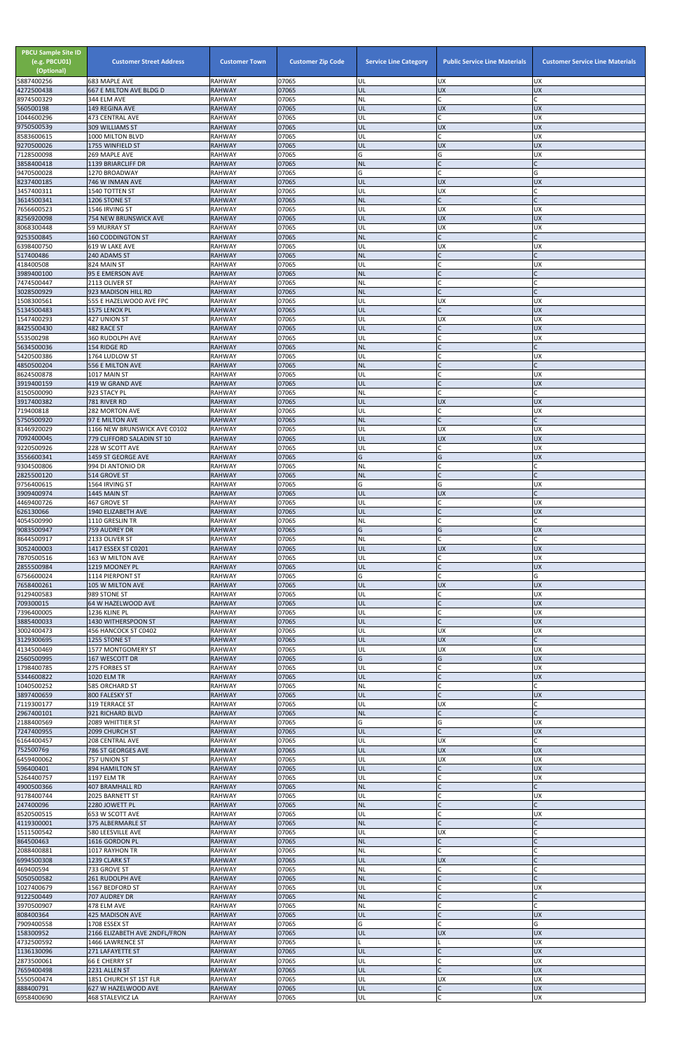| PBCU Sample Site ID (e.g. PBCU01) (Optional) | Customer Street Address | Customer Town | Customer Zip Code | Service Line Category | Public Service Line Materials | Customer Service Line Materials |
|---|---|---|---|---|---|---|
| 5887400256 | 683 MAPLE AVE | RAHWAY | 07065 | UL | UX | UX |
| 4272500438 | 667 E MILTON AVE BLDG D | RAHWAY | 07065 | UL | UX | UX |
| 8974500329 | 344 ELM AVE | RAHWAY | 07065 | NL | C | C |
| 560500198 | 149 REGINA AVE | RAHWAY | 07065 | UL | UX | UX |
| 1044600296 | 473 CENTRAL AVE | RAHWAY | 07065 | UL | C | UX |
| 9750500539 | 309 WILLIAMS ST | RAHWAY | 07065 | UL | UX | UX |
| 8583600615 | 1000 MILTON BLVD | RAHWAY | 07065 | UL | C | UX |
| 9270500026 | 1755 WINFIELD ST | RAHWAY | 07065 | UL | UX | UX |
| 7128500098 | 269 MAPLE AVE | RAHWAY | 07065 | G | G | UX |
| 3858400418 | 1139 BRIARCLIFF DR | RAHWAY | 07065 | NL | C | C |
| 9470500028 | 1270 BROADWAY | RAHWAY | 07065 | G | C | G |
| 8237400185 | 746 W INMAN AVE | RAHWAY | 07065 | UL | UX | UX |
| 3457400311 | 1540 TOTTEN ST | RAHWAY | 07065 | UL | UX | C |
| 3614500341 | 1206 STONE ST | RAHWAY | 07065 | NL | C | C |
| 7656600523 | 1546 IRVING ST | RAHWAY | 07065 | UL | UX | UX |
| 8256920098 | 754 NEW BRUNSWICK AVE | RAHWAY | 07065 | UL | UX | UX |
| 8068300448 | 59 MURRAY ST | RAHWAY | 07065 | UL | UX | UX |
| 9253500845 | 160 CODDINGTON ST | RAHWAY | 07065 | NL | C | C |
| 6398400750 | 619 W LAKE AVE | RAHWAY | 07065 | UL | UX | UX |
| 517400486 | 240 ADAMS ST | RAHWAY | 07065 | NL | C | C |
| 418400508 | 824 MAIN ST | RAHWAY | 07065 | UL | C | UX |
| 3989400100 | 95 E EMERSON AVE | RAHWAY | 07065 | NL | C | C |
| 7474500447 | 2113 OLIVER ST | RAHWAY | 07065 | NL | C | C |
| 3028500929 | 923 MADISON HILL RD | RAHWAY | 07065 | NL | C | C |
| 1508300561 | 555 E HAZELWOOD AVE FPC | RAHWAY | 07065 | UL | UX | UX |
| 5134500483 | 1575 LENOX PL | RAHWAY | 07065 | UL | C | UX |
| 1547400293 | 427 UNION ST | RAHWAY | 07065 | UL | UX | UX |
| 8425500430 | 482 RACE ST | RAHWAY | 07065 | UL | C | UX |
| 553500298 | 360 RUDOLPH AVE | RAHWAY | 07065 | UL | C | UX |
| 5634500036 | 154 RIDGE RD | RAHWAY | 07065 | NL | C | C |
| 5420500386 | 1764 LUDLOW ST | RAHWAY | 07065 | UL | C | UX |
| 4850500204 | 556 E MILTON AVE | RAHWAY | 07065 | NL | C | C |
| 8624500878 | 1017 MAIN ST | RAHWAY | 07065 | UL | C | UX |
| 3919400159 | 419 W GRAND AVE | RAHWAY | 07065 | UL | C | UX |
| 8150500090 | 923 STACY PL | RAHWAY | 07065 | NL | C | C |
| 3917400382 | 781 RIVER RD | RAHWAY | 07065 | UL | UX | UX |
| 719400818 | 282 MORTON AVE | RAHWAY | 07065 | UL | C | UX |
| 5750500920 | 97 E MILTON AVE | RAHWAY | 07065 | NL | C | C |
| 8146920029 | 1166 NEW BRUNSWICK AVE C0102 | RAHWAY | 07065 | UL | UX | UX |
| 7092400045 | 779 CLIFFORD SALADIN ST 10 | RAHWAY | 07065 | UL | UX | UX |
| 9220500926 | 228 W SCOTT AVE | RAHWAY | 07065 | UL | C | UX |
| 3556600341 | 1459 ST GEORGE AVE | RAHWAY | 07065 | G | G | UX |
| 9304500806 | 994 DI ANTONIO DR | RAHWAY | 07065 | NL | C | C |
| 2825500120 | 514 GROVE ST | RAHWAY | 07065 | NL | C | C |
| 9756400615 | 1564 IRVING ST | RAHWAY | 07065 | G | G | UX |
| 3909400974 | 1445 MAIN ST | RAHWAY | 07065 | UL | UX | C |
| 4469400726 | 467 GROVE ST | RAHWAY | 07065 | UL | C | UX |
| 626130066 | 1940 ELIZABETH AVE | RAHWAY | 07065 | UL | C | UX |
| 4054500990 | 1110 GRESLIN TR | RAHWAY | 07065 | NL | C | C |
| 9083500947 | 759 AUDREY DR | RAHWAY | 07065 | G | G | UX |
| 8644500917 | 2133 OLIVER ST | RAHWAY | 07065 | NL | C | C |
| 3052400003 | 1417 ESSEX ST C0201 | RAHWAY | 07065 | UL | UX | UX |
| 7870500516 | 163 W MILTON AVE | RAHWAY | 07065 | UL | C | UX |
| 2855500984 | 1219 MOONEY PL | RAHWAY | 07065 | UL | C | UX |
| 6756600024 | 1114 PIERPONT ST | RAHWAY | 07065 | G | C | G |
| 7658400261 | 105 W MILTON AVE | RAHWAY | 07065 | UL | UX | UX |
| 9129400583 | 989 STONE ST | RAHWAY | 07065 | UL | C | UX |
| 709300015 | 64 W HAZELWOOD AVE | RAHWAY | 07065 | UL | C | UX |
| 7396400005 | 1236 KLINE PL | RAHWAY | 07065 | UL | C | UX |
| 3885400033 | 1430 WITHERSPOON ST | RAHWAY | 07065 | UL | C | UX |
| 3002400473 | 456 HANCOCK ST C0402 | RAHWAY | 07065 | UL | UX | UX |
| 3129300695 | 1255 STONE ST | RAHWAY | 07065 | UL | UX | C |
| 4134500469 | 1577 MONTGOMERY ST | RAHWAY | 07065 | UL | UX | UX |
| 2560500995 | 167 WESCOTT DR | RAHWAY | 07065 | G | G | UX |
| 1798400785 | 275 FORBES ST | RAHWAY | 07065 | UL | C | UX |
| 5344600822 | 1020 ELM TR | RAHWAY | 07065 | UL | C | UX |
| 1040500252 | 585 ORCHARD ST | RAHWAY | 07065 | NL | C | C |
| 3897400659 | 800 FALESKY ST | RAHWAY | 07065 | UL | C | UX |
| 7119300177 | 319 TERRACE ST | RAHWAY | 07065 | UL | UX | C |
| 2967400101 | 921 RICHARD BLVD | RAHWAY | 07065 | NL | C | C |
| 2188400569 | 2089 WHITTIER ST | RAHWAY | 07065 | G | G | UX |
| 7247400955 | 2099 CHURCH ST | RAHWAY | 07065 | UL | C | UX |
| 6164400457 | 208 CENTRAL AVE | RAHWAY | 07065 | UL | UX | C |
| 752500769 | 786 ST GEORGES AVE | RAHWAY | 07065 | UL | UX | UX |
| 6459400062 | 757 UNION ST | RAHWAY | 07065 | UL | UX | UX |
| 596400401 | 894 HAMILTON ST | RAHWAY | 07065 | UL | C | UX |
| 5264400757 | 1197 ELM TR | RAHWAY | 07065 | UL | C | UX |
| 4900500366 | 407 BRAMHALL RD | RAHWAY | 07065 | NL | C | C |
| 9178400744 | 2025 BARNETT ST | RAHWAY | 07065 | UL | C | UX |
| 247400096 | 2280 JOWETT PL | RAHWAY | 07065 | NL | C | C |
| 8520500515 | 653 W SCOTT AVE | RAHWAY | 07065 | UL | C | UX |
| 4119300001 | 375 ALBERMARLE ST | RAHWAY | 07065 | NL | C | C |
| 1511500542 | 580 LEESVILLE AVE | RAHWAY | 07065 | UL | UX | C |
| 864500463 | 1616 GORDON PL | RAHWAY | 07065 | NL | C | C |
| 2088400881 | 1017 RAYHON TR | RAHWAY | 07065 | NL | C | C |
| 6994500308 | 1239 CLARK ST | RAHWAY | 07065 | UL | UX | C |
| 469400594 | 733 GROVE ST | RAHWAY | 07065 | NL | C | C |
| 5050500582 | 261 RUDOLPH AVE | RAHWAY | 07065 | NL | C | C |
| 1027400679 | 1567 BEDFORD ST | RAHWAY | 07065 | UL | C | UX |
| 9122500449 | 707 AUDREY DR | RAHWAY | 07065 | NL | C | C |
| 3970500907 | 478 ELM AVE | RAHWAY | 07065 | NL | C | C |
| 808400364 | 425 MADISON AVE | RAHWAY | 07065 | UL | C | UX |
| 7909400558 | 1708 ESSEX ST | RAHWAY | 07065 | G | C | G |
| 158300952 | 2166 ELIZABETH AVE 2NDFL/FRON | RAHWAY | 07065 | UL | UX | UX |
| 4732500592 | 1466 LAWRENCE ST | RAHWAY | 07065 | L | L | UX |
| 1136130096 | 271 LAFAYETTE ST | RAHWAY | 07065 | UL | C | UX |
| 2873500061 | 66 E CHERRY ST | RAHWAY | 07065 | UL | C | UX |
| 7659400498 | 2231 ALLEN ST | RAHWAY | 07065 | UL | C | UX |
| 5550500474 | 1851 CHURCH ST 1ST FLR | RAHWAY | 07065 | UL | UX | UX |
| 888400791 | 627 W HAZELWOOD AVE | RAHWAY | 07065 | UL | C | UX |
| 6958400690 | 468 STALEVICZ LA | RAHWAY | 07065 | UL | C | UX |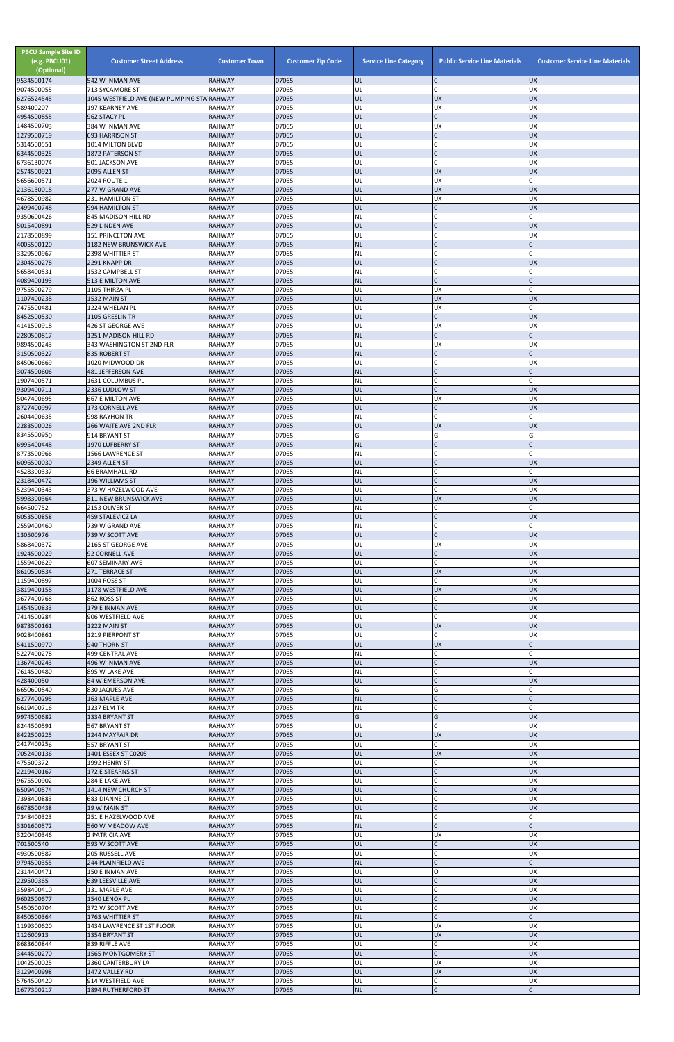| PBCU Sample Site ID (e.g. PBCU01) (Optional) | Customer Street Address | Customer Town | Customer Zip Code | Service Line Category | Public Service Line Materials | Customer Service Line Materials |
|---|---|---|---|---|---|---|
| 9534500174 | 542 W INMAN AVE | RAHWAY | 07065 | UL | C | UX |
| 9074500055 | 713 SYCAMORE ST | RAHWAY | 07065 | UL | C | UX |
| 6276524545 | 1045 WESTFIELD AVE (NEW PUMPING STA | RAHWAY | 07065 | UL | UX | UX |
| 589400207 | 197 KEARNEY AVE | RAHWAY | 07065 | UL | UX | UX |
| 4954500855 | 962 STACY PL | RAHWAY | 07065 | UL | C | UX |
| 1484500703 | 384 W INMAN AVE | RAHWAY | 07065 | UL | UX | UX |
| 1279500719 | 693 HARRISON ST | RAHWAY | 07065 | UL | C | UX |
| 5314500551 | 1014 MILTON BLVD | RAHWAY | 07065 | UL | C | UX |
| 6344500325 | 1872 PATERSON ST | RAHWAY | 07065 | UL | C | UX |
| 6736130074 | 501 JACKSON AVE | RAHWAY | 07065 | UL | C | UX |
| 2574500921 | 2095 ALLEN ST | RAHWAY | 07065 | UL | UX | UX |
| 5656600571 | 2024 ROUTE 1 | RAHWAY | 07065 | UL | UX | C |
| 2136130018 | 277 W GRAND AVE | RAHWAY | 07065 | UL | UX | UX |
| 4678500982 | 231 HAMILTON ST | RAHWAY | 07065 | UL | UX | UX |
| 2499400748 | 994 HAMILTON ST | RAHWAY | 07065 | UL | C | UX |
| 9350600426 | 845 MADISON HILL RD | RAHWAY | 07065 | NL | C | C |
| 5015400891 | 529 LINDEN AVE | RAHWAY | 07065 | UL | C | UX |
| 2178500899 | 151 PRINCETON AVE | RAHWAY | 07065 | UL | C | UX |
| 4005500120 | 1182 NEW BRUNSWICK AVE | RAHWAY | 07065 | NL | C | C |
| 3329500967 | 2398 WHITTIER ST | RAHWAY | 07065 | NL | C | C |
| 2304500278 | 2291 KNAPP DR | RAHWAY | 07065 | UL | C | UX |
| 5658400531 | 1532 CAMPBELL ST | RAHWAY | 07065 | NL | C | C |
| 4089400193 | 513 E MILTON AVE | RAHWAY | 07065 | NL | C | C |
| 9755500279 | 1105 THIRZA PL | RAHWAY | 07065 | UL | UX | C |
| 1107400238 | 1532 MAIN ST | RAHWAY | 07065 | UL | UX | UX |
| 7475500481 | 1224 WHELAN PL | RAHWAY | 07065 | UL | UX | C |
| 8452500530 | 1105 GRESLIN TR | RAHWAY | 07065 | UL | C | UX |
| 4141500918 | 426 ST GEORGE AVE | RAHWAY | 07065 | UL | UX | UX |
| 2280500817 | 1251 MADISON HILL RD | RAHWAY | 07065 | NL | C | C |
| 9894500243 | 343 WASHINGTON ST 2ND FLR | RAHWAY | 07065 | UL | UX | UX |
| 3150500327 | 835 ROBERT ST | RAHWAY | 07065 | NL | C | C |
| 8450600669 | 1020 MIDWOOD DR | RAHWAY | 07065 | UL | C | UX |
| 3074500606 | 481 JEFFERSON AVE | RAHWAY | 07065 | NL | C | C |
| 1907400571 | 1631 COLUMBUS PL | RAHWAY | 07065 | NL | C | C |
| 9309400711 | 2336 LUDLOW ST | RAHWAY | 07065 | UL | C | UX |
| 5047400695 | 667 E MILTON AVE | RAHWAY | 07065 | UL | UX | UX |
| 8727400997 | 173 CORNELL AVE | RAHWAY | 07065 | UL | C | UX |
| 2604400635 | 998 RAYHON TR | RAHWAY | 07065 | NL | C | C |
| 2283500026 | 266 WAITE AVE 2ND FLR | RAHWAY | 07065 | UL | UX | UX |
| 8345500950 | 914 BRYANT ST | RAHWAY | 07065 | G | G | G |
| 6995400448 | 1970 LUFBERRY ST | RAHWAY | 07065 | NL | C | C |
| 8773500966 | 1566 LAWRENCE ST | RAHWAY | 07065 | NL | C | C |
| 6096500030 | 2349 ALLEN ST | RAHWAY | 07065 | UL | C | UX |
| 4528300337 | 66 BRAMHALL RD | RAHWAY | 07065 | NL | C | C |
| 2318400472 | 196 WILLIAMS ST | RAHWAY | 07065 | UL | C | UX |
| 5239400343 | 373 W HAZELWOOD AVE | RAHWAY | 07065 | UL | C | UX |
| 5998300364 | 811 NEW BRUNSWICK AVE | RAHWAY | 07065 | UL | UX | UX |
| 664500752 | 2153 OLIVER ST | RAHWAY | 07065 | NL | C | C |
| 6053500858 | 459 STALEVICZ LA | RAHWAY | 07065 | UL | C | UX |
| 2559400460 | 739 W GRAND AVE | RAHWAY | 07065 | NL | C | C |
| 130500976 | 739 W SCOTT AVE | RAHWAY | 07065 | UL | C | UX |
| 5868400372 | 2165 ST GEORGE AVE | RAHWAY | 07065 | UL | UX | UX |
| 1924500029 | 92 CORNELL AVE | RAHWAY | 07065 | UL | C | UX |
| 1559400629 | 607 SEMINARY AVE | RAHWAY | 07065 | UL | C | UX |
| 8610500834 | 271 TERRACE ST | RAHWAY | 07065 | UL | UX | UX |
| 1159400897 | 1004 ROSS ST | RAHWAY | 07065 | UL | C | UX |
| 3819400158 | 1178 WESTFIELD AVE | RAHWAY | 07065 | UL | UX | UX |
| 3677400768 | 862 ROSS ST | RAHWAY | 07065 | UL | C | UX |
| 1454500833 | 179 E INMAN AVE | RAHWAY | 07065 | UL | C | UX |
| 7414500284 | 906 WESTFIELD AVE | RAHWAY | 07065 | UL | C | UX |
| 9873500161 | 1222 MAIN ST | RAHWAY | 07065 | UL | UX | UX |
| 9028400861 | 1219 PIERPONT ST | RAHWAY | 07065 | UL | C | UX |
| 5411500970 | 940 THORN ST | RAHWAY | 07065 | UL | UX | C |
| 5227400278 | 499 CENTRAL AVE | RAHWAY | 07065 | NL | C | C |
| 1367400243 | 496 W INMAN AVE | RAHWAY | 07065 | UL | C | UX |
| 7614500480 | 895 W LAKE AVE | RAHWAY | 07065 | NL | C | C |
| 428400050 | 84 W EMERSON AVE | RAHWAY | 07065 | UL | C | UX |
| 6650600840 | 830 JAQUES AVE | RAHWAY | 07065 | G | G | C |
| 6277400295 | 163 MAPLE AVE | RAHWAY | 07065 | NL | C | C |
| 6619400716 | 1237 ELM TR | RAHWAY | 07065 | NL | C | C |
| 9974500682 | 1334 BRYANT ST | RAHWAY | 07065 | G | G | UX |
| 8244500591 | 567 BRYANT ST | RAHWAY | 07065 | UL | C | UX |
| 8422500225 | 1244 MAYFAIR DR | RAHWAY | 07065 | UL | UX | UX |
| 2417400256 | 557 BRYANT ST | RAHWAY | 07065 | UL | C | UX |
| 7052400136 | 1401 ESSEX ST C0205 | RAHWAY | 07065 | UL | UX | UX |
| 475500372 | 1992 HENRY ST | RAHWAY | 07065 | UL | C | UX |
| 2219400167 | 172 E STEARNS ST | RAHWAY | 07065 | UL | C | UX |
| 9675500902 | 284 E LAKE AVE | RAHWAY | 07065 | UL | C | UX |
| 6509400574 | 1414 NEW CHURCH ST | RAHWAY | 07065 | UL | C | UX |
| 7398400883 | 683 DIANNE CT | RAHWAY | 07065 | UL | C | UX |
| 6678500438 | 19 W MAIN ST | RAHWAY | 07065 | UL | C | UX |
| 7348400323 | 251 E HAZELWOOD AVE | RAHWAY | 07065 | NL | C | C |
| 3301600572 | 560 W MEADOW AVE | RAHWAY | 07065 | NL | C | C |
| 3220400346 | 2 PATRICIA AVE | RAHWAY | 07065 | UL | UX | UX |
| 701500540 | 593 W SCOTT AVE | RAHWAY | 07065 | UL | C | UX |
| 4930500587 | 205 RUSSELL AVE | RAHWAY | 07065 | UL | C | UX |
| 9794500355 | 244 PLAINFIELD AVE | RAHWAY | 07065 | NL | C | C |
| 2314400471 | 150 E INMAN AVE | RAHWAY | 07065 | UL | O | UX |
| 229500365 | 639 LEESVILLE AVE | RAHWAY | 07065 | UL | C | UX |
| 3598400410 | 131 MAPLE AVE | RAHWAY | 07065 | UL | C | UX |
| 9602500677 | 1540 LENOX PL | RAHWAY | 07065 | UL | C | UX |
| 5450500704 | 372 W SCOTT AVE | RAHWAY | 07065 | UL | C | UX |
| 8450500364 | 1763 WHITTIER ST | RAHWAY | 07065 | NL | C | C |
| 1199300620 | 1434 LAWRENCE ST 1ST FLOOR | RAHWAY | 07065 | UL | UX | UX |
| 112600913 | 1354 BRYANT ST | RAHWAY | 07065 | UL | UX | UX |
| 8683600844 | 839 RIFFLE AVE | RAHWAY | 07065 | UL | C | UX |
| 3444500270 | 1565 MONTGOMERY ST | RAHWAY | 07065 | UL | C | UX |
| 1042500025 | 2360 CANTERBURY LA | RAHWAY | 07065 | UL | UX | UX |
| 3129400998 | 1472 VALLEY RD | RAHWAY | 07065 | UL | UX | UX |
| 5764500420 | 914 WESTFIELD AVE | RAHWAY | 07065 | UL | C | UX |
| 1677300217 | 1894 RUTHERFORD ST | RAHWAY | 07065 | NL | C | C |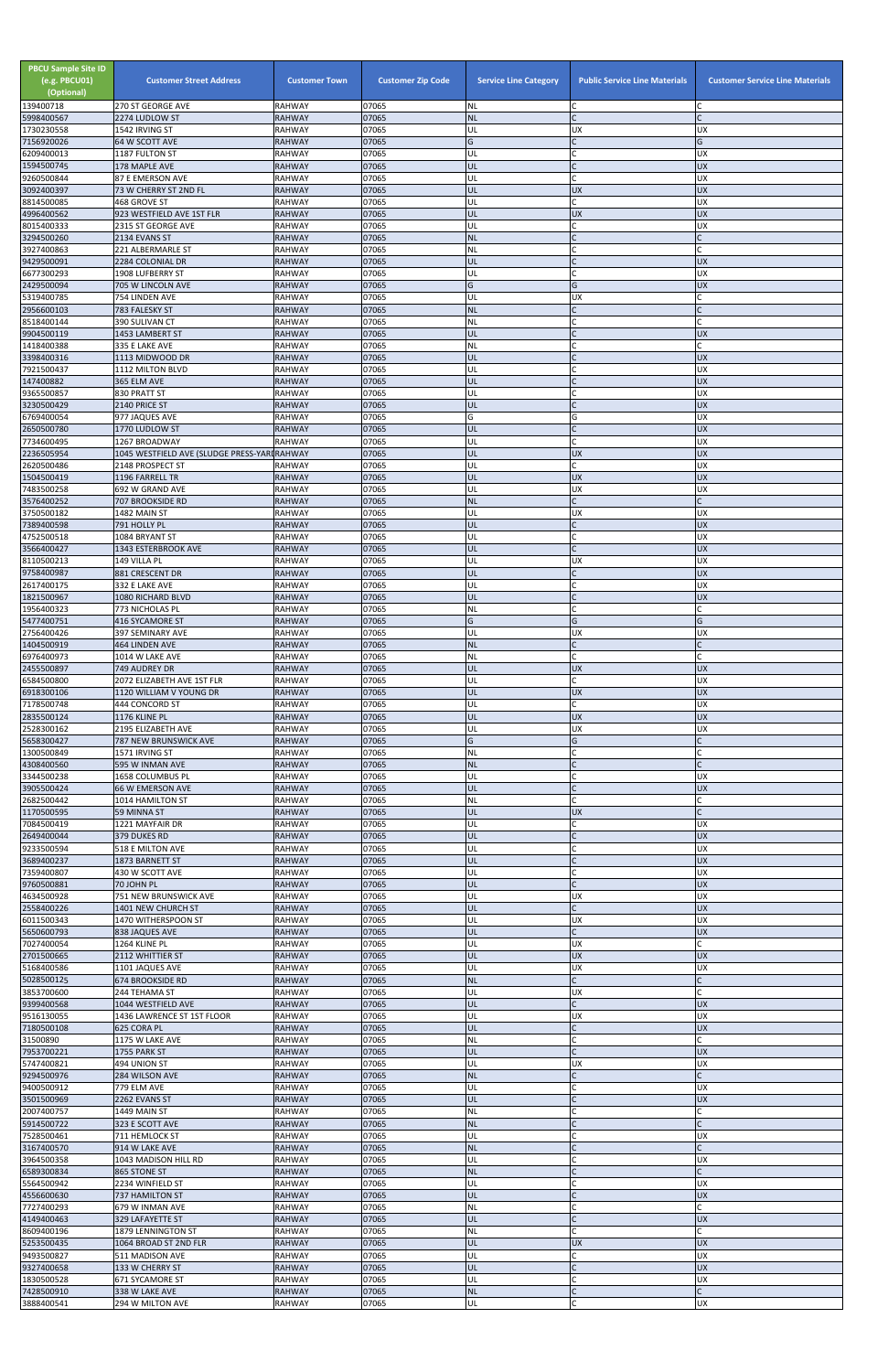| PBCU Sample Site ID (e.g. PBCU01) (Optional) | Customer Street Address | Customer Town | Customer Zip Code | Service Line Category | Public Service Line Materials | Customer Service Line Materials |
|---|---|---|---|---|---|---|
| 139400718 | 270 ST GEORGE AVE | RAHWAY | 07065 | NL | C | C |
| 5998400567 | 2274 LUDLOW ST | RAHWAY | 07065 | NL | C | C |
| 1730230558 | 1542 IRVING ST | RAHWAY | 07065 | UL | UX | UX |
| 7156920026 | 64 W SCOTT AVE | RAHWAY | 07065 | G | C | G |
| 6209400013 | 1187 FULTON ST | RAHWAY | 07065 | UL | C | UX |
| 1594500745 | 178 MAPLE AVE | RAHWAY | 07065 | UL | C | UX |
| 9260500844 | 87 E EMERSON AVE | RAHWAY | 07065 | UL | C | UX |
| 3092400397 | 73 W CHERRY ST 2ND FL | RAHWAY | 07065 | UL | UX | UX |
| 8814500085 | 468 GROVE ST | RAHWAY | 07065 | UL | C | UX |
| 4996400562 | 923 WESTFIELD AVE 1ST FLR | RAHWAY | 07065 | UL | UX | UX |
| 8015400333 | 2315 ST GEORGE AVE | RAHWAY | 07065 | UL | C | UX |
| 3294500260 | 2134 EVANS ST | RAHWAY | 07065 | NL | C | C |
| 3927400863 | 221 ALBERMARLE ST | RAHWAY | 07065 | NL | C | C |
| 9429500091 | 2284 COLONIAL DR | RAHWAY | 07065 | UL | C | UX |
| 6677300293 | 1908 LUFBERRY ST | RAHWAY | 07065 | UL | C | UX |
| 2429500094 | 705 W LINCOLN AVE | RAHWAY | 07065 | G | G | UX |
| 5319400785 | 754 LINDEN AVE | RAHWAY | 07065 | UL | UX | C |
| 2956600103 | 783 FALESKY ST | RAHWAY | 07065 | NL | C | C |
| 8518400144 | 390 SULIVAN CT | RAHWAY | 07065 | NL | C | C |
| 9904500119 | 1453 LAMBERT ST | RAHWAY | 07065 | UL | C | UX |
| 1418400388 | 335 E LAKE AVE | RAHWAY | 07065 | NL | C | C |
| 3398400316 | 1113 MIDWOOD DR | RAHWAY | 07065 | UL | C | UX |
| 7921500437 | 1112 MILTON BLVD | RAHWAY | 07065 | UL | C | UX |
| 147400882 | 365 ELM AVE | RAHWAY | 07065 | UL | C | UX |
| 9365500857 | 830 PRATT ST | RAHWAY | 07065 | UL | C | UX |
| 3230500429 | 2140 PRICE ST | RAHWAY | 07065 | UL | C | UX |
| 6769400054 | 977 JAQUES AVE | RAHWAY | 07065 | G | G | UX |
| 2650500780 | 1770 LUDLOW ST | RAHWAY | 07065 | UL | C | UX |
| 7734600495 | 1267 BROADWAY | RAHWAY | 07065 | UL | C | UX |
| 2236505954 | 1045 WESTFIELD AVE (SLUDGE PRESS-YARD | RAHWAY | 07065 | UL | UX | UX |
| 2620500486 | 2148 PROSPECT ST | RAHWAY | 07065 | UL | C | UX |
| 1504500419 | 1196 FARRELL TR | RAHWAY | 07065 | UL | UX | UX |
| 7483500258 | 692 W GRAND AVE | RAHWAY | 07065 | UL | UX | UX |
| 3576400252 | 707 BROOKSIDE RD | RAHWAY | 07065 | NL | C | C |
| 3750500182 | 1482 MAIN ST | RAHWAY | 07065 | UL | UX | UX |
| 7389400598 | 791 HOLLY PL | RAHWAY | 07065 | UL | C | UX |
| 4752500518 | 1084 BRYANT ST | RAHWAY | 07065 | UL | C | UX |
| 3566400427 | 1343 ESTERBROOK AVE | RAHWAY | 07065 | UL | C | UX |
| 8110500213 | 149 VILLA PL | RAHWAY | 07065 | UL | UX | UX |
| 9758400987 | 881 CRESCENT DR | RAHWAY | 07065 | UL | C | UX |
| 2617400175 | 332 E LAKE AVE | RAHWAY | 07065 | UL | C | UX |
| 1821500967 | 1080 RICHARD BLVD | RAHWAY | 07065 | UL | C | UX |
| 1956400323 | 773 NICHOLAS PL | RAHWAY | 07065 | NL | C | C |
| 5477400751 | 416 SYCAMORE ST | RAHWAY | 07065 | G | G | G |
| 2756400426 | 397 SEMINARY AVE | RAHWAY | 07065 | UL | UX | UX |
| 1404500919 | 464 LINDEN AVE | RAHWAY | 07065 | NL | C | C |
| 6976400973 | 1014 W LAKE AVE | RAHWAY | 07065 | NL | C | C |
| 2455500897 | 749 AUDREY DR | RAHWAY | 07065 | UL | UX | UX |
| 6584500800 | 2072 ELIZABETH AVE 1ST FLR | RAHWAY | 07065 | UL | C | UX |
| 6918300106 | 1120 WILLIAM V YOUNG DR | RAHWAY | 07065 | UL | UX | UX |
| 7178500748 | 444 CONCORD ST | RAHWAY | 07065 | UL | C | UX |
| 2835500124 | 1176 KLINE PL | RAHWAY | 07065 | UL | UX | UX |
| 2528300162 | 2195 ELIZABETH AVE | RAHWAY | 07065 | UL | UX | UX |
| 5658300427 | 787 NEW BRUNSWICK AVE | RAHWAY | 07065 | G | G | C |
| 1300500849 | 1571 IRVING ST | RAHWAY | 07065 | NL | C | C |
| 4308400560 | 595 W INMAN AVE | RAHWAY | 07065 | NL | C | C |
| 3344500238 | 1658 COLUMBUS PL | RAHWAY | 07065 | UL | C | UX |
| 3905500424 | 66 W EMERSON AVE | RAHWAY | 07065 | UL | C | UX |
| 2682500442 | 1014 HAMILTON ST | RAHWAY | 07065 | NL | C | C |
| 1170500595 | 59 MINNA ST | RAHWAY | 07065 | UL | UX | C |
| 7084500419 | 1221 MAYFAIR DR | RAHWAY | 07065 | UL | C | UX |
| 2649400044 | 379 DUKES RD | RAHWAY | 07065 | UL | C | UX |
| 9233500594 | 518 E MILTON AVE | RAHWAY | 07065 | UL | C | UX |
| 3689400237 | 1873 BARNETT ST | RAHWAY | 07065 | UL | C | UX |
| 7359400807 | 430 W SCOTT AVE | RAHWAY | 07065 | UL | C | UX |
| 9760500881 | 70 JOHN PL | RAHWAY | 07065 | UL | C | UX |
| 4634500928 | 751 NEW BRUNSWICK AVE | RAHWAY | 07065 | UL | UX | UX |
| 2558400226 | 1401 NEW CHURCH ST | RAHWAY | 07065 | UL | C | UX |
| 6011500343 | 1470 WITHERSPOON ST | RAHWAY | 07065 | UL | UX | UX |
| 5650600793 | 838 JAQUES AVE | RAHWAY | 07065 | UL | C | UX |
| 7027400054 | 1264 KLINE PL | RAHWAY | 07065 | UL | UX | C |
| 2701500665 | 2112 WHITTIER ST | RAHWAY | 07065 | UL | UX | UX |
| 5168400586 | 1101 JAQUES AVE | RAHWAY | 07065 | UL | UX | UX |
| 5028500125 | 674 BROOKSIDE RD | RAHWAY | 07065 | NL | C | C |
| 3853700600 | 244 TEHAMA ST | RAHWAY | 07065 | UL | UX | C |
| 9399400568 | 1044 WESTFIELD AVE | RAHWAY | 07065 | UL | C | UX |
| 9516130055 | 1436 LAWRENCE ST 1ST FLOOR | RAHWAY | 07065 | UL | UX | UX |
| 7180500108 | 625 CORA PL | RAHWAY | 07065 | UL | C | UX |
| 31500890 | 1175 W LAKE AVE | RAHWAY | 07065 | NL | C | C |
| 7953700221 | 1755 PARK ST | RAHWAY | 07065 | UL | C | UX |
| 5747400821 | 494 UNION ST | RAHWAY | 07065 | UL | UX | UX |
| 9294500976 | 284 WILSON AVE | RAHWAY | 07065 | NL | C | C |
| 9400500912 | 779 ELM AVE | RAHWAY | 07065 | UL | C | UX |
| 3501500969 | 2262 EVANS ST | RAHWAY | 07065 | UL | C | UX |
| 2007400757 | 1449 MAIN ST | RAHWAY | 07065 | NL | C | C |
| 5914500722 | 323 E SCOTT AVE | RAHWAY | 07065 | NL | C | C |
| 7528500461 | 711 HEMLOCK ST | RAHWAY | 07065 | UL | C | UX |
| 3167400570 | 914 W LAKE AVE | RAHWAY | 07065 | NL | C | C |
| 3964500358 | 1043 MADISON HILL RD | RAHWAY | 07065 | UL | C | UX |
| 6589300834 | 865 STONE ST | RAHWAY | 07065 | NL | C | C |
| 5564500942 | 2234 WINFIELD ST | RAHWAY | 07065 | UL | C | UX |
| 4556600630 | 737 HAMILTON ST | RAHWAY | 07065 | UL | C | UX |
| 7727400293 | 679 W INMAN AVE | RAHWAY | 07065 | NL | C | C |
| 4149400463 | 329 LAFAYETTE ST | RAHWAY | 07065 | UL | C | UX |
| 8609400196 | 1879 LENNINGTON ST | RAHWAY | 07065 | NL | C | C |
| 5253500435 | 1064 BROAD ST 2ND FLR | RAHWAY | 07065 | UL | UX | UX |
| 9493500827 | 511 MADISON AVE | RAHWAY | 07065 | UL | C | UX |
| 9327400658 | 133 W CHERRY ST | RAHWAY | 07065 | UL | C | UX |
| 1830500528 | 671 SYCAMORE ST | RAHWAY | 07065 | UL | C | UX |
| 7428500910 | 338 W LAKE AVE | RAHWAY | 07065 | NL | C | C |
| 3888400541 | 294 W MILTON AVE | RAHWAY | 07065 | UL | C | UX |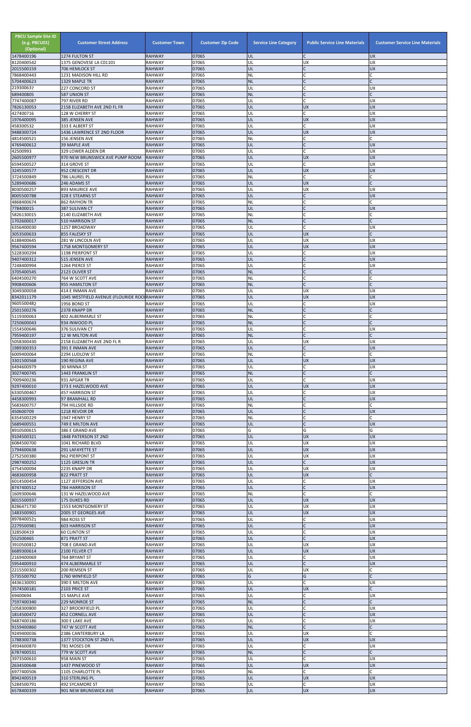| PBCU Sample Site ID (e.g. PBCU01) (Optional) | Customer Street Address | Customer Town | Customer Zip Code | Service Line Category | Public Service Line Materials | Customer Service Line Materials |
|---|---|---|---|---|---|---|
| 1478400196 | 1274 FULTON ST | RAHWAY | 07065 | UL | C | UX |
| 8120400542 | 1375 GENOVESE LA C01101 | RAHWAY | 07065 | UL | UX | UX |
| 2015500159 | 706 HEMLOCK ST | RAHWAY | 07065 | UL | C | UX |
| 7868400443 | 1231 MADISON HILL RD | RAHWAY | 07065 | NL | C | C |
| 5704400623 | 1329 MAPLE TR | RAHWAY | 07065 | NL | C | C |
| 219300637 | 227 CONCORD ST | RAHWAY | 07065 | UL | C | UX |
| 689400805 | 587 UNION ST | RAHWAY | 07065 | NL | C | C |
| 7747400087 | 797 RIVER RD | RAHWAY | 07065 | UL | C | UX |
| 7826130053 | 2158 ELIZABETH AVE 2ND FL FR | RAHWAY | 07065 | UL | UX | UX |
| 427400716 | 128 W CHERRY ST | RAHWAY | 07065 | UL | C | UX |
| 1976400095 | 385 JENSEN AVE | RAHWAY | 07065 | UL | UX | UX |
| 458300532 | 333 E ALBERT ST | RAHWAY | 07065 | UL | C | UX |
| 9488300724 | 1436 LAWRENCE ST 2ND FLOOR | RAHWAY | 07065 | UL | UX | UX |
| 4814500521 | 156 JENSEN AVE | RAHWAY | 07065 | NL | C | C |
| 4769400612 | 39 MAPLE AVE | RAHWAY | 07065 | UL | C | UX |
| 42500993 | 329 LOWER ALDEN DR | RAHWAY | 07065 | UL | C | UX |
| 2605500977 | 970 NEW BRUNSWICK AVE PUMP ROOM | RAHWAY | 07065 | UL | UX | UX |
| 6594500527 | 314 GROVE ST | RAHWAY | 07065 | UL | C | UX |
| 3245500577 | 952 CRESCENT DR | RAHWAY | 07065 | UL | UX | UX |
| 3724500849 | 786 LAUREL PL | RAHWAY | 07065 | NL | C | C |
| 5289400686 | 246 ADAMS ST | RAHWAY | 07065 | UL | UX | C |
| 8030500257 | 893 MAURICE AVE | RAHWAY | 07065 | UL | UX | UX |
| 8005500788 | 328 E STEARNS ST | RAHWAY | 07065 | UL | C | UX |
| 4868400674 | 862 RAYHON TR | RAHWAY | 07065 | NL | C | C |
| 778400015 | 387 SULIVAN CT | RAHWAY | 07065 | UL | C | UX |
| 5826130015 | 2140 ELIZABETH AVE | RAHWAY | 07065 | NL | C | C |
| 1702600017 | 510 HARRISON ST | RAHWAY | 07065 | NL | C | C |
| 6356400030 | 1257 BROADWAY | RAHWAY | 07065 | UL | C | UX |
| 3053500633 | 855 FALESKY ST | RAHWAY | 07065 | UL | UX | C |
| 6188400645 | 281 W LINCOLN AVE | RAHWAY | 07065 | UL | UX | UX |
| 9567400594 | 1758 MONTGOMERY ST | RAHWAY | 07065 | UL | UX | UX |
| 5228300294 | 1198 PIERPONT ST | RAHWAY | 07065 | UL | C | UX |
| 9407400312 | 515 JENSEN AVE | RAHWAY | 07065 | UL | C | UX |
| 7248400994 | 1264 PIERCE ST | RAHWAY | 07065 | UL | C | UX |
| 3705400545 | 2123 OLIVER ST | RAHWAY | 07065 | NL | C | C |
| 6404500270 | 764 W SCOTT AVE | RAHWAY | 07065 | NL | C | C |
| 9908400606 | 955 HAMILTON ST | RAHWAY | 07065 | NL | C | C |
| 3049300058 | 414 E INMAN AVE | RAHWAY | 07065 | UL | UX | UX |
| 8342011179 | 1045 WESTFIELD AVENUE (FLOURIDE ROO | RAHWAY | 07065 | UL | UX | UX |
| 9605500482 | 1956 BOND ST | RAHWAY | 07065 | UL | C | UX |
| 2501500276 | 2378 KNAPP DR | RAHWAY | 07065 | NL | C | C |
| 5119300063 | 402 ALBERMARLE ST | RAHWAY | 07065 | NL | C | C |
| 7250600043 | 934 INWOOD PL | RAHWAY | 07065 | NL | C | C |
| 1554500646 | 376 SULIVAN CT | RAHWAY | 07065 | UL | C | UX |
| 7959400197 | 12 W MILTON AVE | RAHWAY | 07065 | NL | C | C |
| 5058300430 | 2158 ELIZABETH AVE 2ND FL R | RAHWAY | 07065 | UL | UX | UX |
| 1989300353 | 391 E INMAN AVE | RAHWAY | 07065 | UL | C | UX |
| 6009400064 | 2294 LUDLOW ST | RAHWAY | 07065 | NL | C | C |
| 3301500568 | 190 REGINA AVE | RAHWAY | 07065 | UL | UX | UX |
| 6494600979 | 30 MINNA ST | RAHWAY | 07065 | UL | C | UX |
| 3027400745 | 1443 FRANKLIN ST | RAHWAY | 07065 | NL | C | C |
| 7009400236 | 931 APGAR TR | RAHWAY | 07065 | UL | C | UX |
| 9297400010 | 373 E HAZELWOOD AVE | RAHWAY | 07065 | UL | UX | UX |
| 6330500467 | 457 HARRISON ST | RAHWAY | 07065 | UL | C | UX |
| 4458300993 | 97 BRAMHALL RD | RAHWAY | 07065 | UL | C | UX |
| 5683600757 | 794 HILLSIDE RD | RAHWAY | 07065 | NL | C | C |
| 450600709 | 1218 REVOIR DR | RAHWAY | 07065 | UL | C | UX |
| 6354500229 | 1947 HENRY ST | RAHWAY | 07065 | NL | C | C |
| 5689400551 | 749 E MILTON AVE | RAHWAY | 07065 | UL | C | UX |
| 8910500615 | 386 E GRAND AVE | RAHWAY | 07065 | G | G | G |
| 9104500321 | 1848 PATERSON ST 2ND | RAHWAY | 07065 | UL | UX | UX |
| 6084500700 | 1041 RICHARD BLVD | RAHWAY | 07065 | UL | UX | UX |
| 1794600638 | 291 LAFAYETTE ST | RAHWAY | 07065 | UL | UX | UX |
| 2752500380 | 962 PIERPONT ST | RAHWAY | 07065 | UL | UX | UX |
| 2987400252 | 1125 GRESLIN TR | RAHWAY | 07065 | UL | C | UX |
| 4754500094 | 2235 KNAPP DR | RAHWAY | 07065 | UL | UX | UX |
| 4683600958 | 822 PRATT ST | RAHWAY | 07065 | UL | UX | C |
| 6014500454 | 1127 JEFFERSON AVE | RAHWAY | 07065 | UL | C | UX |
| 8747400512 | 784 HARRISON ST | RAHWAY | 07065 | UL | C | UX |
| 1609300646 | 131 W HAZELWOOD AVE | RAHWAY | 07065 | NL | C | C |
| 8015500937 | 175 DUKES RD | RAHWAY | 07065 | UL | UX | UX |
| 8286471730 | 1553 MONTGOMERY ST | RAHWAY | 07065 | UL | UX | UX |
| 1483500901 | 2005 ST GEORGES AVE | RAHWAY | 07065 | UL | UX | UX |
| 8978400521 | 984 ROSS ST | RAHWAY | 07065 | UL | C | UX |
| 2279500981 | 603 HARRISON ST | RAHWAY | 07065 | UL | C | UX |
| 328500419 | 60 CLINTON ST | RAHWAY | 07065 | UL | C | UX |
| 552500465 | 871 PRATT ST | RAHWAY | 07065 | UL | C | UX |
| 3910500812 | 708 E GRAND AVE | RAHWAY | 07065 | UL | UX | UX |
| 6689300614 | 2100 FELVER CT | RAHWAY | 07065 | UL | UX | UX |
| 2169400069 | 764 BRYANT ST | RAHWAY | 07065 | UL | C | UX |
| 5954400910 | 474 ALBERMARLE ST | RAHWAY | 07065 | UL | C | UX |
| 2215500302 | 200 REMSEN ST | RAHWAY | 07065 | UL | UX | C |
| 5735500792 | 1760 WINFIELD ST | RAHWAY | 07065 | G | G | C |
| 4436130091 | 390 E MILTON AVE | RAHWAY | 07065 | UL | C | UX |
| 3574500181 | 2103 PRICE ST | RAHWAY | 07065 | UL | UX | C |
| 69400694 | 15 MAPLE AVE | RAHWAY | 07065 | UL | C | UX |
| 7597400340 | 229 MONROE ST | RAHWAY | 07065 | NL | C | C |
| 1058300800 | 327 BROOKFIELD PL | RAHWAY | 07065 | UL | C | UX |
| 1814500472 | 452 CORNELL AVE | RAHWAY | 07065 | UL | C | UX |
| 9487400186 | 300 E LAKE AVE | RAHWAY | 07065 | UL | C | UX |
| 9159400860 | 747 W SCOTT AVE | RAHWAY | 07065 | NL | C | C |
| 9249400036 | 2386 CANTERBURY LA | RAHWAY | 07065 | UL | UX | C |
| 1788300738 | 1377 STOCKTON ST 2ND FL | RAHWAY | 07065 | UL | UX | UX |
| 4934600870 | 781 MOSES DR | RAHWAY | 07065 | UL | C | UX |
| 6787400531 | 779 W SCOTT AVE | RAHWAY | 07065 | NL | C | C |
| 3973500610 | 958 MAIN ST | RAHWAY | 07065 | UL | C | UX |
| 2634500648 | 1437 PINEWOOD ST | RAHWAY | 07065 | UL | UX | UX |
| 6977400506 | 1105 CHARLOTTE PL | RAHWAY | 07065 | NL | C | C |
| 8942400519 | 310 STERLING PL | RAHWAY | 07065 | UL | UX | UX |
| 5284500791 | 492 SYCAMORE ST | RAHWAY | 07065 | UL | C | UX |
| 6578400339 | 901 NEW BRUNSWICK AVE | RAHWAY | 07065 | UL | UX | UX |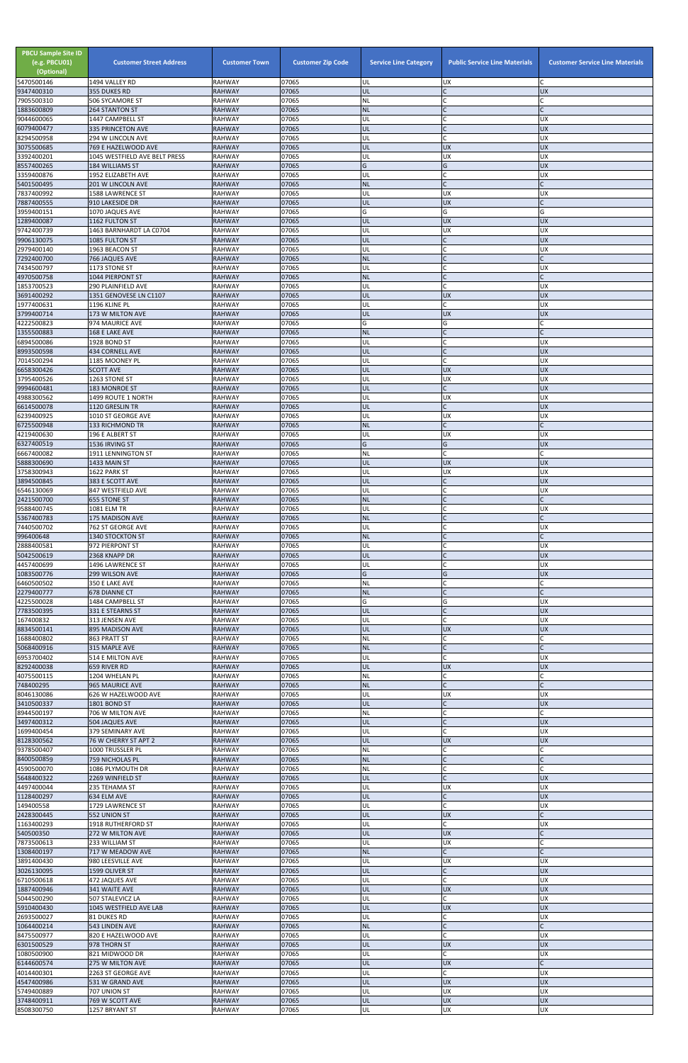| PBCU Sample Site ID (e.g. PBCU01) (Optional) | Customer Street Address | Customer Town | Customer Zip Code | Service Line Category | Public Service Line Materials | Customer Service Line Materials |
|---|---|---|---|---|---|---|
| 5470500146 | 1494 VALLEY RD | RAHWAY | 07065 | UL | UX | C |
| 9347400310 | 355 DUKES RD | RAHWAY | 07065 | UL | C | UX |
| 7905500310 | 506 SYCAMORE ST | RAHWAY | 07065 | NL | C | C |
| 1883600809 | 264 STANTON ST | RAHWAY | 07065 | NL | C | C |
| 9044600065 | 1447 CAMPBELL ST | RAHWAY | 07065 | UL | C | UX |
| 6079400477 | 335 PRINCETON AVE | RAHWAY | 07065 | UL | C | UX |
| 8294500958 | 294 W LINCOLN AVE | RAHWAY | 07065 | UL | C | UX |
| 3075500685 | 769 E HAZELWOOD AVE | RAHWAY | 07065 | UL | UX | UX |
| 3392400201 | 1045 WESTFIELD AVE BELT PRESS | RAHWAY | 07065 | UL | UX | UX |
| 8557400265 | 184 WILLIAMS ST | RAHWAY | 07065 | G | G | UX |
| 3359400876 | 1952 ELIZABETH AVE | RAHWAY | 07065 | UL | C | UX |
| 5401500495 | 201 W LINCOLN AVE | RAHWAY | 07065 | NL | C | C |
| 7837400992 | 1588 LAWRENCE ST | RAHWAY | 07065 | UL | UX | UX |
| 7887400555 | 910 LAKESIDE DR | RAHWAY | 07065 | UL | UX | C |
| 3959400151 | 1070 JAQUES AVE | RAHWAY | 07065 | G | G | G |
| 1289400087 | 1162 FULTON ST | RAHWAY | 07065 | UL | UX | UX |
| 9742400739 | 1463 BARNHARDT LA C0704 | RAHWAY | 07065 | UL | UX | UX |
| 9906130075 | 1085 FULTON ST | RAHWAY | 07065 | UL | C | UX |
| 2979400140 | 1963 BEACON ST | RAHWAY | 07065 | UL | C | UX |
| 7292400700 | 766 JAQUES AVE | RAHWAY | 07065 | NL | C | C |
| 7434500797 | 1173 STONE ST | RAHWAY | 07065 | UL | C | UX |
| 4970500758 | 1044 PIERPONT ST | RAHWAY | 07065 | NL | C | C |
| 1853700523 | 290 PLAINFIELD AVE | RAHWAY | 07065 | UL | C | UX |
| 3691400292 | 1351 GENOVESE LN C1107 | RAHWAY | 07065 | UL | UX | UX |
| 1977400631 | 1196 KLINE PL | RAHWAY | 07065 | UL | C | UX |
| 3799400714 | 173 W MILTON AVE | RAHWAY | 07065 | UL | UX | UX |
| 4222500823 | 974 MAURICE AVE | RAHWAY | 07065 | G | G | C |
| 1355500883 | 168 E LAKE AVE | RAHWAY | 07065 | NL | C | C |
| 6894500086 | 1928 BOND ST | RAHWAY | 07065 | UL | C | UX |
| 8993500598 | 434 CORNELL AVE | RAHWAY | 07065 | UL | C | UX |
| 7014500294 | 1185 MOONEY PL | RAHWAY | 07065 | UL | C | UX |
| 6658300426 | SCOTT AVE | RAHWAY | 07065 | UL | UX | UX |
| 3795400526 | 1263 STONE ST | RAHWAY | 07065 | UL | UX | UX |
| 9994600481 | 183 MONROE ST | RAHWAY | 07065 | UL | C | UX |
| 4988300562 | 1499 ROUTE 1 NORTH | RAHWAY | 07065 | UL | UX | UX |
| 6614500078 | 1120 GRESLIN TR | RAHWAY | 07065 | UL | C | UX |
| 6239400925 | 1010 ST GEORGE AVE | RAHWAY | 07065 | UL | UX | UX |
| 6725500948 | 133 RICHMOND TR | RAHWAY | 07065 | NL | C | C |
| 4219400630 | 196 E ALBERT ST | RAHWAY | 07065 | UL | UX | UX |
| 6327400519 | 1536 IRVING ST | RAHWAY | 07065 | G | G | UX |
| 6667400082 | 1911 LENNINGTON ST | RAHWAY | 07065 | NL | C | C |
| 5888300690 | 1433 MAIN ST | RAHWAY | 07065 | UL | UX | UX |
| 3758300943 | 1622 PARK ST | RAHWAY | 07065 | UL | UX | UX |
| 3894500845 | 383 E SCOTT AVE | RAHWAY | 07065 | UL | C | UX |
| 6546130069 | 847 WESTFIELD AVE | RAHWAY | 07065 | UL | C | UX |
| 2421500700 | 655 STONE ST | RAHWAY | 07065 | NL | C | C |
| 9588400745 | 1081 ELM TR | RAHWAY | 07065 | UL | C | UX |
| 5367400783 | 175 MADISON AVE | RAHWAY | 07065 | NL | C | C |
| 7440500702 | 762 ST GEORGE AVE | RAHWAY | 07065 | UL | C | UX |
| 996400648 | 1340 STOCKTON ST | RAHWAY | 07065 | NL | C | C |
| 2888400581 | 972 PIERPONT ST | RAHWAY | 07065 | UL | C | UX |
| 5042500619 | 2368 KNAPP DR | RAHWAY | 07065 | UL | C | UX |
| 4457400699 | 1496 LAWRENCE ST | RAHWAY | 07065 | UL | C | UX |
| 1083500776 | 299 WILSON AVE | RAHWAY | 07065 | G | G | UX |
| 6460500502 | 350 E LAKE AVE | RAHWAY | 07065 | NL | C | C |
| 2279400777 | 678 DIANNE CT | RAHWAY | 07065 | NL | C | C |
| 4225500028 | 1484 CAMPBELL ST | RAHWAY | 07065 | G | G | UX |
| 7783500395 | 331 E STEARNS ST | RAHWAY | 07065 | UL | C | UX |
| 167400832 | 313 JENSEN AVE | RAHWAY | 07065 | UL | C | UX |
| 8834500141 | 895 MADISON AVE | RAHWAY | 07065 | UL | UX | UX |
| 1688400802 | 863 PRATT ST | RAHWAY | 07065 | NL | C | C |
| 5068400916 | 315 MAPLE AVE | RAHWAY | 07065 | NL | C | C |
| 6953700402 | 514 E MILTON AVE | RAHWAY | 07065 | UL | C | UX |
| 8292400038 | 659 RIVER RD | RAHWAY | 07065 | UL | UX | UX |
| 4075500115 | 1204 WHELAN PL | RAHWAY | 07065 | NL | C | C |
| 748400295 | 965 MAURICE AVE | RAHWAY | 07065 | NL | C | C |
| 8046130086 | 626 W HAZELWOOD AVE | RAHWAY | 07065 | UL | UX | UX |
| 3410500337 | 1801 BOND ST | RAHWAY | 07065 | UL | C | UX |
| 8944500197 | 706 W MILTON AVE | RAHWAY | 07065 | NL | C | C |
| 3497400312 | 504 JAQUES AVE | RAHWAY | 07065 | UL | C | UX |
| 1699400454 | 379 SEMINARY AVE | RAHWAY | 07065 | UL | C | UX |
| 8128300562 | 76 W CHERRY ST APT 2 | RAHWAY | 07065 | UL | UX | UX |
| 9378500407 | 1000 TRUSSLER PL | RAHWAY | 07065 | NL | C | C |
| 8400500859 | 759 NICHOLAS PL | RAHWAY | 07065 | NL | C | C |
| 4590500070 | 1086 PLYMOUTH DR | RAHWAY | 07065 | NL | C | C |
| 5648400322 | 2269 WINFIELD ST | RAHWAY | 07065 | UL | C | UX |
| 4497400044 | 235 TEHAMA ST | RAHWAY | 07065 | UL | UX | UX |
| 1128400297 | 634 ELM AVE | RAHWAY | 07065 | UL | C | UX |
| 149400558 | 1729 LAWRENCE ST | RAHWAY | 07065 | UL | C | UX |
| 2428300445 | 552 UNION ST | RAHWAY | 07065 | UL | UX | C |
| 1163400293 | 1918 RUTHERFORD ST | RAHWAY | 07065 | UL | C | UX |
| 540500350 | 272 W MILTON AVE | RAHWAY | 07065 | UL | UX | C |
| 7873500613 | 233 WILLIAM ST | RAHWAY | 07065 | UL | UX | C |
| 1308400197 | 717 W MEADOW AVE | RAHWAY | 07065 | NL | C | C |
| 3891400430 | 980 LEESVILLE AVE | RAHWAY | 07065 | UL | UX | UX |
| 3026130095 | 1599 OLIVER ST | RAHWAY | 07065 | UL | C | UX |
| 6710500618 | 472 JAQUES AVE | RAHWAY | 07065 | UL | C | UX |
| 1887400946 | 341 WAITE AVE | RAHWAY | 07065 | UL | UX | UX |
| 5044500290 | 507 STALEVICZ LA | RAHWAY | 07065 | UL | C | UX |
| 5910400430 | 1045 WESTFIELD AVE LAB | RAHWAY | 07065 | UL | UX | UX |
| 2693500027 | 81 DUKES RD | RAHWAY | 07065 | UL | C | UX |
| 1064400214 | 543 LINDEN AVE | RAHWAY | 07065 | NL | C | C |
| 8475500977 | 820 E HAZELWOOD AVE | RAHWAY | 07065 | UL | C | UX |
| 6301500529 | 978 THORN ST | RAHWAY | 07065 | UL | UX | UX |
| 1080500900 | 821 MIDWOOD DR | RAHWAY | 07065 | UL | C | UX |
| 6144600574 | 275 W MILTON AVE | RAHWAY | 07065 | UL | UX | C |
| 4014400301 | 2263 ST GEORGE AVE | RAHWAY | 07065 | UL | C | UX |
| 4547400986 | 531 W GRAND AVE | RAHWAY | 07065 | UL | UX | UX |
| 5749400889 | 707 UNION ST | RAHWAY | 07065 | UL | UX | UX |
| 3748400911 | 769 W SCOTT AVE | RAHWAY | 07065 | UL | UX | UX |
| 8508300750 | 1257 BRYANT ST | RAHWAY | 07065 | UL | UX | UX |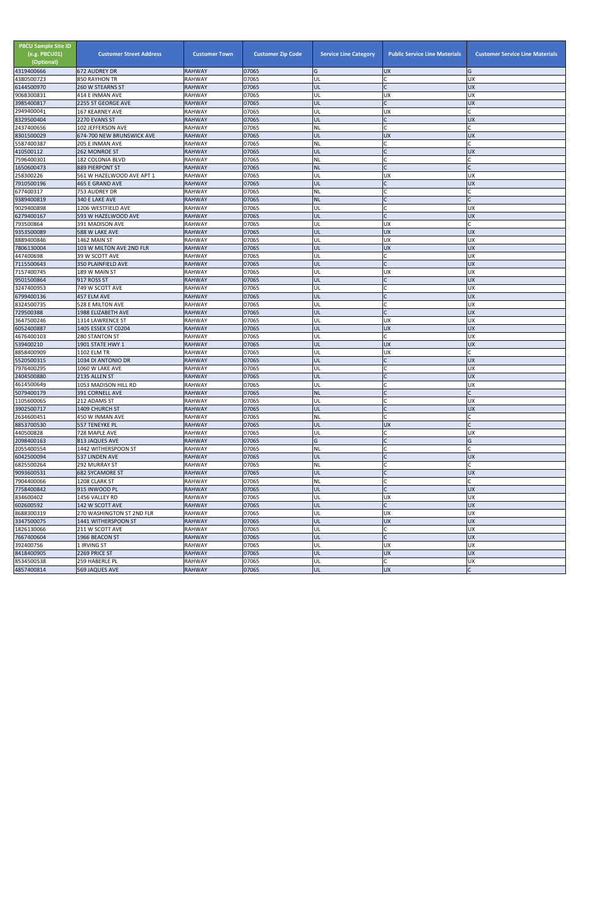| PBCU Sample Site ID (e.g. PBCU01) (Optional) | Customer Street Address | Customer Town | Customer Zip Code | Service Line Category | Public Service Line Materials | Customer Service Line Materials |
|---|---|---|---|---|---|---|
| 4319400666 | 672 AUDREY DR | RAHWAY | 07065 | G | UX | G |
| 4380500723 | 850 RAYHON TR | RAHWAY | 07065 | UL | C | UX |
| 6144500970 | 260 W STEARNS ST | RAHWAY | 07065 | UL | C | UX |
| 9068300831 | 414 E INMAN AVE | RAHWAY | 07065 | UL | UX | UX |
| 3985400817 | 2255 ST GEORGE AVE | RAHWAY | 07065 | UL | C | UX |
| 2949400041 | 167 KEARNEY AVE | RAHWAY | 07065 | UL | UX | C |
| 8329500404 | 2270 EVANS ST | RAHWAY | 07065 | UL | C | UX |
| 2437400656 | 102 JEFFERSON AVE | RAHWAY | 07065 | NL | C | C |
| 8301500029 | 674-700 NEW BRUNSWICK AVE | RAHWAY | 07065 | UL | UX | UX |
| 5587400387 | 205 E INMAN AVE | RAHWAY | 07065 | NL | C | C |
| 410500112 | 262 MONROE ST | RAHWAY | 07065 | UL | C | UX |
| 7596400301 | 182 COLONIA BLVD | RAHWAY | 07065 | NL | C | C |
| 1650600473 | 889 PIERPONT ST | RAHWAY | 07065 | NL | C | C |
| 258300226 | 561 W HAZELWOOD AVE APT 1 | RAHWAY | 07065 | UL | UX | UX |
| 7910500196 | 465 E GRAND AVE | RAHWAY | 07065 | UL | C | UX |
| 677400317 | 753 AUDREY DR | RAHWAY | 07065 | NL | C | C |
| 9389400819 | 340 E LAKE AVE | RAHWAY | 07065 | NL | C | C |
| 9029400898 | 1206 WESTFIELD AVE | RAHWAY | 07065 | UL | C | UX |
| 6279400167 | 593 W HAZELWOOD AVE | RAHWAY | 07065 | UL | C | UX |
| 793500864 | 391 MADISON AVE | RAHWAY | 07065 | UL | UX | C |
| 9353500089 | 588 W LAKE AVE | RAHWAY | 07065 | UL | UX | UX |
| 8889400846 | 1462 MAIN ST | RAHWAY | 07065 | UL | UX | UX |
| 7806130004 | 103 W MILTON AVE 2ND FLR | RAHWAY | 07065 | UL | UX | UX |
| 447400698 | 39 W SCOTT AVE | RAHWAY | 07065 | UL | C | UX |
| 7115500643 | 350 PLAINFIELD AVE | RAHWAY | 07065 | UL | C | UX |
| 7157400745 | 189 W MAIN ST | RAHWAY | 07065 | UL | UX | UX |
| 9501500864 | 917 ROSS ST | RAHWAY | 07065 | UL | C | UX |
| 3247400953 | 749 W SCOTT AVE | RAHWAY | 07065 | UL | C | UX |
| 6799400136 | 457 ELM AVE | RAHWAY | 07065 | UL | C | UX |
| 8324500735 | 528 E MILTON AVE | RAHWAY | 07065 | UL | C | UX |
| 729500388 | 1988 ELIZABETH AVE | RAHWAY | 07065 | UL | C | UX |
| 3647500246 | 1314 LAWRENCE ST | RAHWAY | 07065 | UL | UX | UX |
| 6052400887 | 1405 ESSEX ST C0204 | RAHWAY | 07065 | UL | UX | UX |
| 4676400103 | 280 STANTON ST | RAHWAY | 07065 | UL | C | UX |
| 539400210 | 1901 STATE HWY 1 | RAHWAY | 07065 | UL | UX | UX |
| 8858400909 | 1102 ELM TR | RAHWAY | 07065 | UL | UX | C |
| 5520500315 | 1034 DI ANTONIO DR | RAHWAY | 07065 | UL | C | UX |
| 7976400295 | 1060 W LAKE AVE | RAHWAY | 07065 | UL | C | UX |
| 2404500880 | 2135 ALLEN ST | RAHWAY | 07065 | UL | C | UX |
| 4614500649 | 1053 MADISON HILL RD | RAHWAY | 07065 | UL | C | UX |
| 5079400179 | 391 CORNELL AVE | RAHWAY | 07065 | NL | C | C |
| 1105600065 | 212 ADAMS ST | RAHWAY | 07065 | UL | C | UX |
| 3902500717 | 1409 CHURCH ST | RAHWAY | 07065 | UL | C | UX |
| 2634600451 | 450 W INMAN AVE | RAHWAY | 07065 | NL | C | C |
| 8853700530 | 557 TENEYKE PL | RAHWAY | 07065 | UL | UX | C |
| 440500828 | 728 MAPLE AVE | RAHWAY | 07065 | UL | C | UX |
| 2098400163 | 813 JAQUES AVE | RAHWAY | 07065 | G | C | G |
| 2055400554 | 1442 WITHERSPOON ST | RAHWAY | 07065 | NL | C | C |
| 6042500094 | 537 LINDEN AVE | RAHWAY | 07065 | UL | C | UX |
| 6825500264 | 292 MURRAY ST | RAHWAY | 07065 | NL | C | C |
| 9093600531 | 682 SYCAMORE ST | RAHWAY | 07065 | UL | C | UX |
| 7904400066 | 1208 CLARK ST | RAHWAY | 07065 | NL | C | C |
| 7758400842 | 915 INWOOD PL | RAHWAY | 07065 | UL | C | UX |
| 834600402 | 1456 VALLEY RD | RAHWAY | 07065 | UL | UX | UX |
| 602600592 | 142 W SCOTT AVE | RAHWAY | 07065 | UL | C | UX |
| 8688300319 | 270 WASHINGTON ST 2ND FLR | RAHWAY | 07065 | UL | UX | UX |
| 3347500075 | 1441 WITHERSPOON ST | RAHWAY | 07065 | UL | UX | UX |
| 1826130066 | 211 W SCOTT AVE | RAHWAY | 07065 | UL | C | UX |
| 7667400604 | 1966 BEACON ST | RAHWAY | 07065 | UL | C | UX |
| 392400756 | 1 IRVING ST | RAHWAY | 07065 | UL | UX | UX |
| 8418400905 | 2269 PRICE ST | RAHWAY | 07065 | UL | UX | UX |
| 8534500538 | 259 HABERLE PL | RAHWAY | 07065 | UL | C | UX |
| 4857400814 | 569 JAQUES AVE | RAHWAY | 07065 | UL | UX | C |